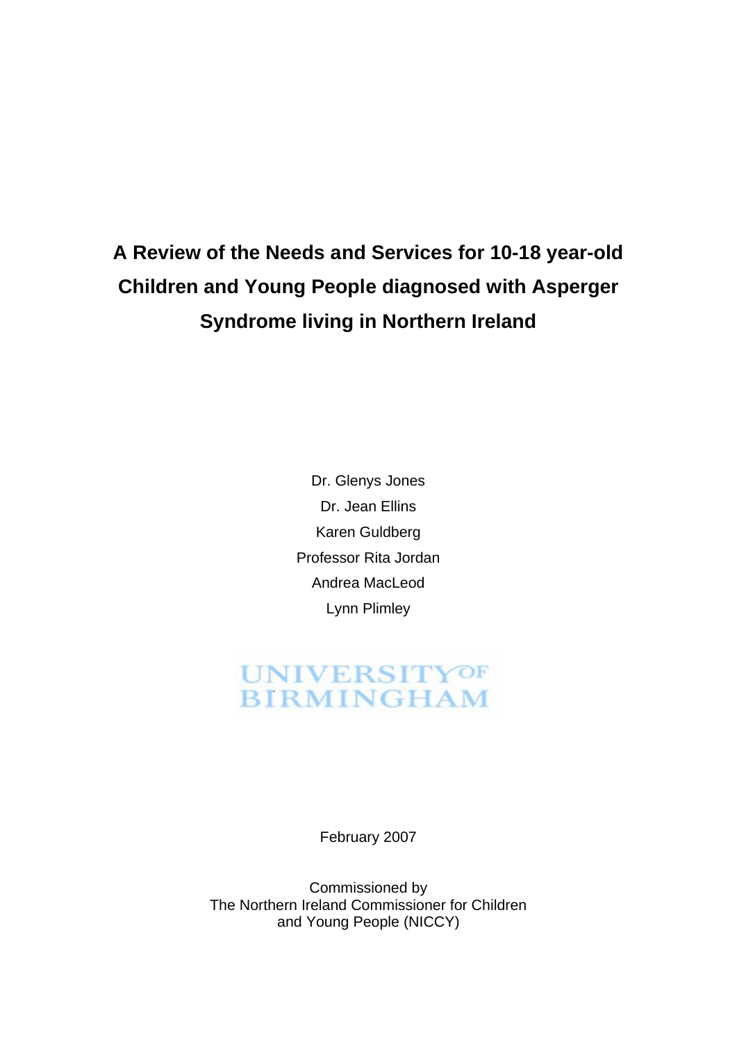# A Review of the Needs and Services for 10-18 year-old Children and Young People diagnosed with Asperger Syndrome living in Northern Ireland

Dr. Glenys Jones

Dr. Jean Ellins

Karen Guldberg

Professor Rita Jordan

Andrea MacLeod

Lynn Plimley

UNIVERSITY OF BIRMINGHAM

February 2007

Commissioned by
The Northern Ireland Commissioner for Children and Young People (NICCY)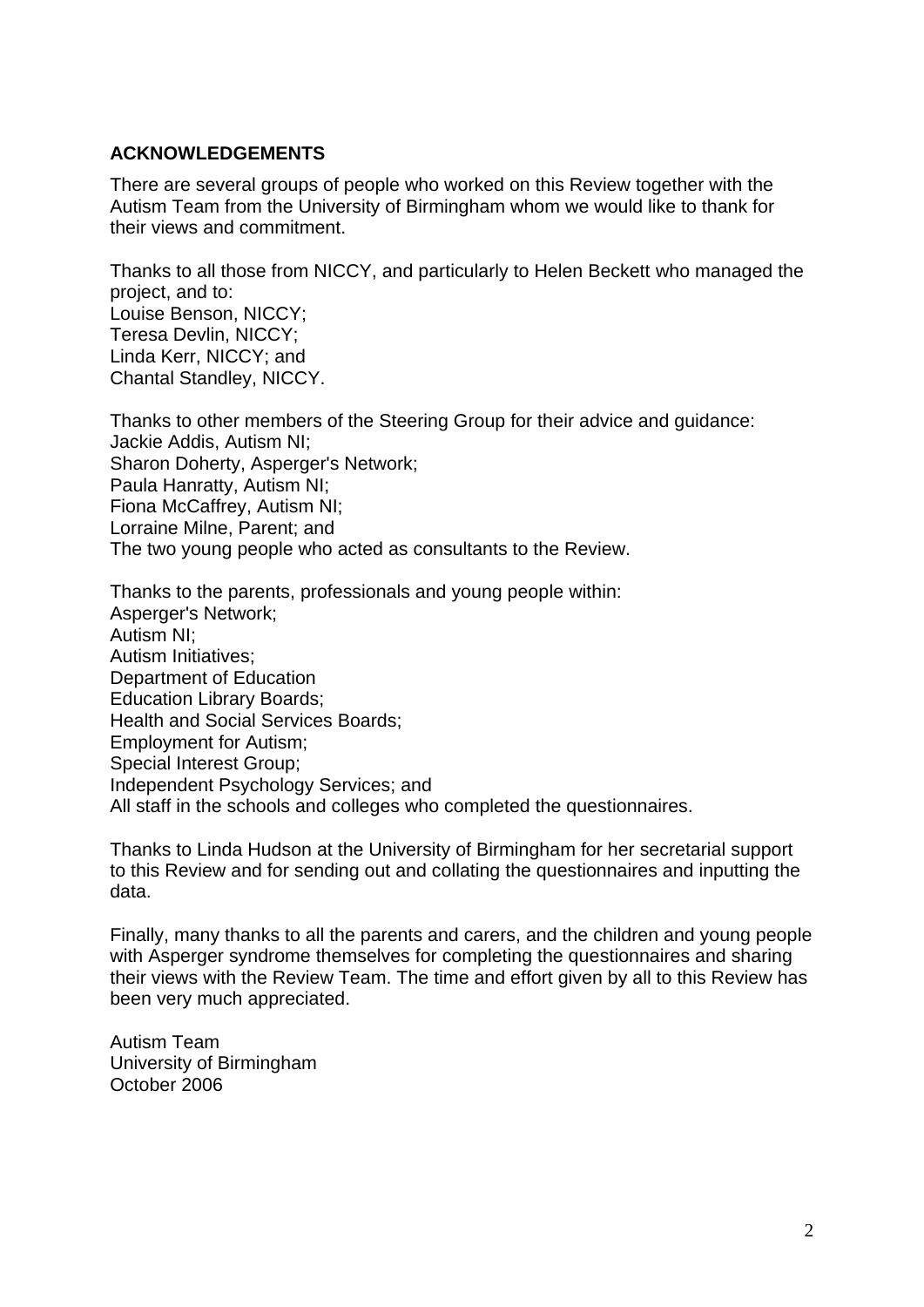## ACKNOWLEDGEMENTS

There are several groups of people who worked on this Review together with the Autism Team from the University of Birmingham whom we would like to thank for their views and commitment.

Thanks to all those from NICCY, and particularly to Helen Beckett who managed the project, and to:
Louise Benson, NICCY;
Teresa Devlin, NICCY;
Linda Kerr, NICCY; and
Chantal Standley, NICCY.

Thanks to other members of the Steering Group for their advice and guidance:
Jackie Addis, Autism NI;
Sharon Doherty, Asperger's Network;
Paula Hanratty, Autism NI;
Fiona McCaffrey, Autism NI;
Lorraine Milne, Parent; and
The two young people who acted as consultants to the Review.

Thanks to the parents, professionals and young people within:
Asperger's Network;
Autism NI;
Autism Initiatives;
Department of Education
Education Library Boards;
Health and Social Services Boards;
Employment for Autism;
Special Interest Group;
Independent Psychology Services; and
All staff in the schools and colleges who completed the questionnaires.

Thanks to Linda Hudson at the University of Birmingham for her secretarial support to this Review and for sending out and collating the questionnaires and inputting the data.

Finally, many thanks to all the parents and carers, and the children and young people with Asperger syndrome themselves for completing the questionnaires and sharing their views with the Review Team. The time and effort given by all to this Review has been very much appreciated.

Autism Team
University of Birmingham
October 2006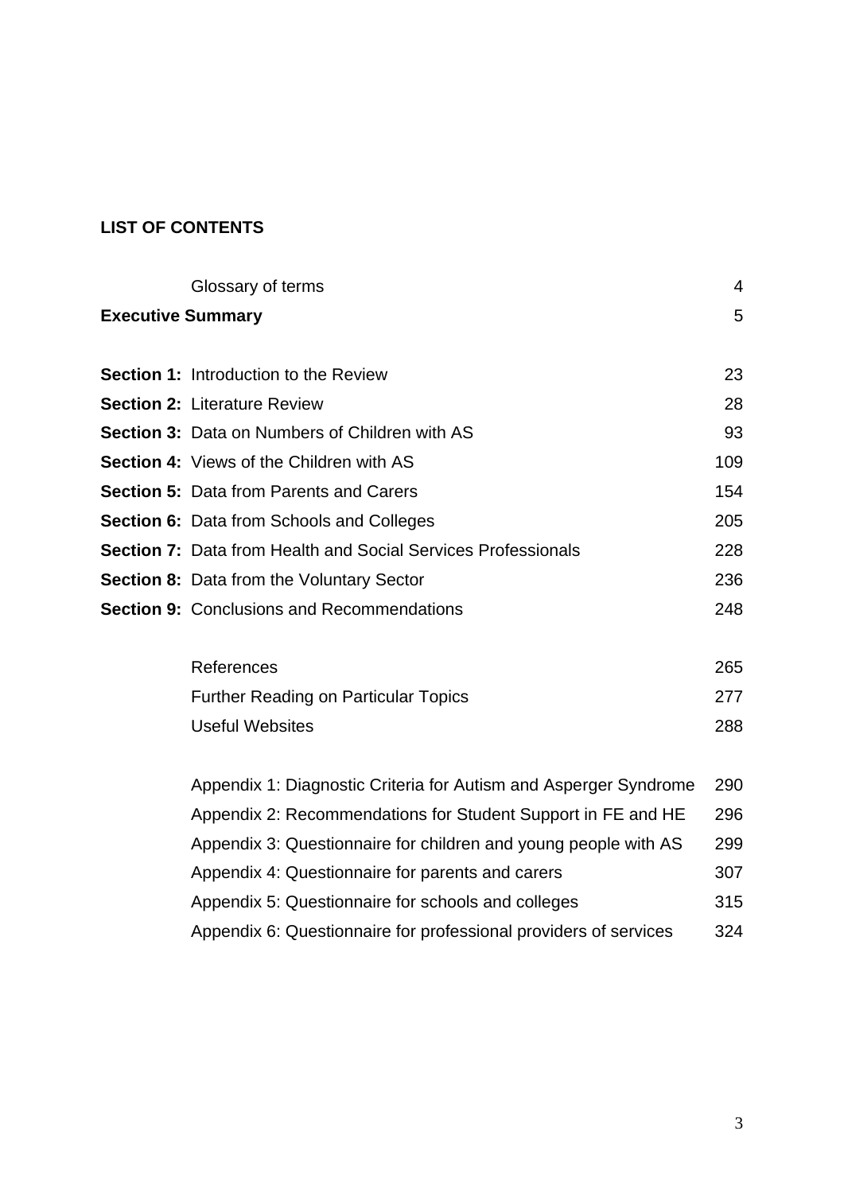**LIST OF CONTENTS**

| | | |
|---|---|---|
| | Glossary of terms | 4 |
| **Executive Summary** | | 5 |
| | | |
| **Section 1:** | Introduction to the Review | 23 |
| **Section 2:** | Literature Review | 28 |
| **Section 3:** | Data on Numbers of Children with AS | 93 |
| **Section 4:** | Views of the Children with AS | 109 |
| **Section 5:** | Data from Parents and Carers | 154 |
| **Section 6:** | Data from Schools and Colleges | 205 |
| **Section 7:** | Data from Health and Social Services Professionals | 228 |
| **Section 8:** | Data from the Voluntary Sector | 236 |
| **Section 9:** | Conclusions and Recommendations | 248 |
| | | |
| | References | 265 |
| | Further Reading on Particular Topics | 277 |
| | Useful Websites | 288 |
| | | |
| | Appendix 1: Diagnostic Criteria for Autism and Asperger Syndrome | 290 |
| | Appendix 2: Recommendations for Student Support in FE and HE | 296 |
| | Appendix 3: Questionnaire for children and young people with AS | 299 |
| | Appendix 4: Questionnaire for parents and carers | 307 |
| | Appendix 5: Questionnaire for schools and colleges | 315 |
| | Appendix 6: Questionnaire for professional providers of services | 324 |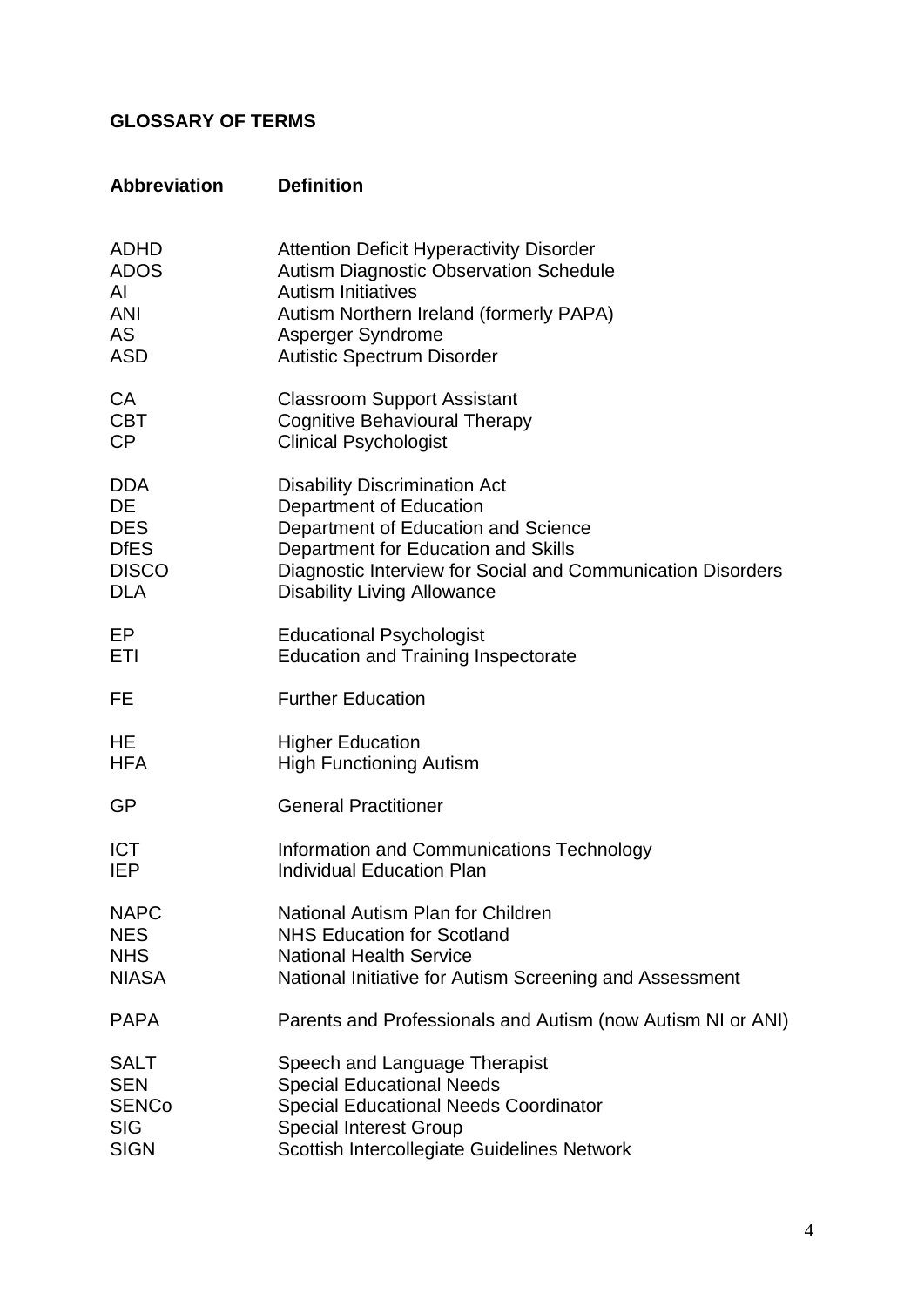## GLOSSARY OF TERMS

| Abbreviation | Definition |
|---|---|
| ADHD | Attention Deficit Hyperactivity Disorder |
| ADOS | Autism Diagnostic Observation Schedule |
| AI | Autism Initiatives |
| ANI | Autism Northern Ireland (formerly PAPA) |
| AS | Asperger Syndrome |
| ASD | Autistic Spectrum Disorder |
| CA | Classroom Support Assistant |
| CBT | Cognitive Behavioural Therapy |
| CP | Clinical Psychologist |
| DDA | Disability Discrimination Act |
| DE | Department of Education |
| DES | Department of Education and Science |
| DfES | Department for Education and Skills |
| DISCO | Diagnostic Interview for Social and Communication Disorders |
| DLA | Disability Living Allowance |
| EP | Educational Psychologist |
| ETI | Education and Training Inspectorate |
| FE | Further Education |
| HE | Higher Education |
| HFA | High Functioning Autism |
| GP | General Practitioner |
| ICT | Information and Communications Technology |
| IEP | Individual Education Plan |
| NAPC | National Autism Plan for Children |
| NES | NHS Education for Scotland |
| NHS | National Health Service |
| NIASA | National Initiative for Autism Screening and Assessment |
| PAPA | Parents and Professionals and Autism (now Autism NI or ANI) |
| SALT | Speech and Language Therapist |
| SEN | Special Educational Needs |
| SENCo | Special Educational Needs Coordinator |
| SIG | Special Interest Group |
| SIGN | Scottish Intercollegiate Guidelines Network |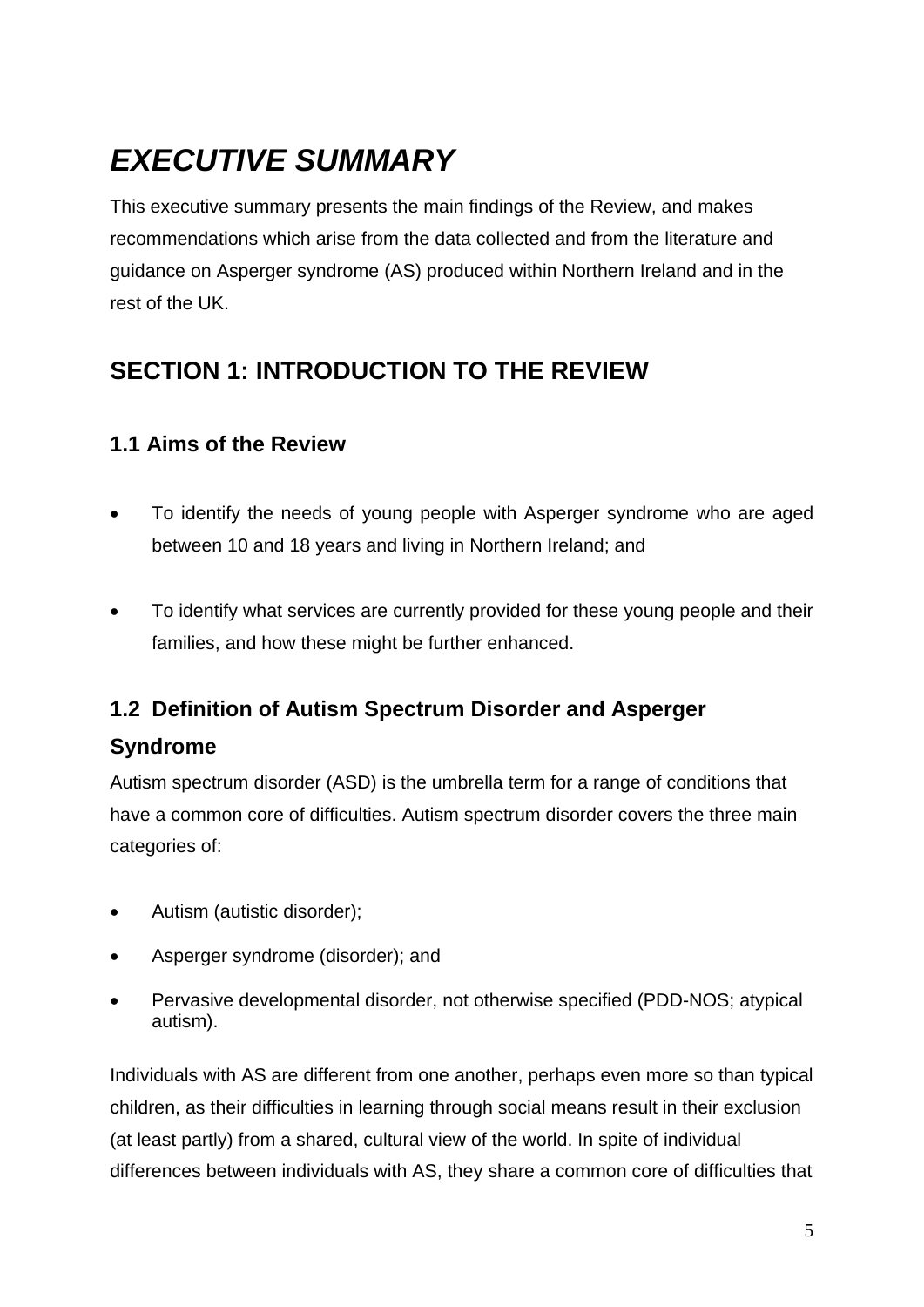# *EXECUTIVE SUMMARY*

This executive summary presents the main findings of the Review, and makes recommendations which arise from the data collected and from the literature and guidance on Asperger syndrome (AS) produced within Northern Ireland and in the rest of the UK.

## SECTION 1: INTRODUCTION TO THE REVIEW

### 1.1 Aims of the Review

- To identify the needs of young people with Asperger syndrome who are aged between 10 and 18 years and living in Northern Ireland; and
- To identify what services are currently provided for these young people and their families, and how these might be further enhanced.

### 1.2 Definition of Autism Spectrum Disorder and Asperger Syndrome

Autism spectrum disorder (ASD) is the umbrella term for a range of conditions that have a common core of difficulties. Autism spectrum disorder covers the three main categories of:

- Autism (autistic disorder);
- Asperger syndrome (disorder); and
- Pervasive developmental disorder, not otherwise specified (PDD-NOS; atypical autism).

Individuals with AS are different from one another, perhaps even more so than typical children, as their difficulties in learning through social means result in their exclusion (at least partly) from a shared, cultural view of the world. In spite of individual differences between individuals with AS, they share a common core of difficulties that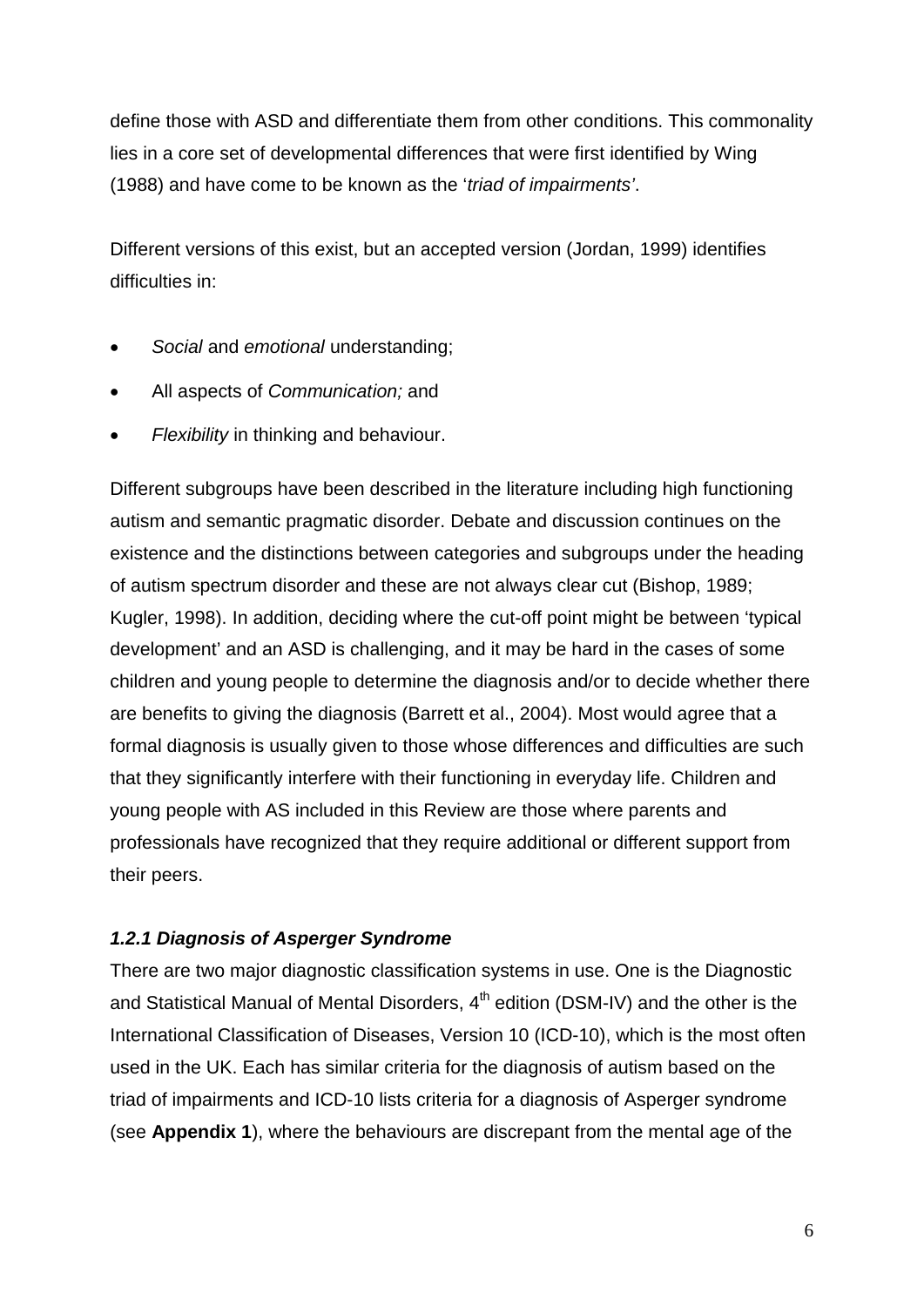define those with ASD and differentiate them from other conditions. This commonality lies in a core set of developmental differences that were first identified by Wing (1988) and have come to be known as the '*triad of impairments'*.

Different versions of this exist, but an accepted version (Jordan, 1999) identifies difficulties in:

- *Social* and *emotional* understanding;
- All aspects of *Communication;* and
- *Flexibility* in thinking and behaviour.

Different subgroups have been described in the literature including high functioning autism and semantic pragmatic disorder. Debate and discussion continues on the existence and the distinctions between categories and subgroups under the heading of autism spectrum disorder and these are not always clear cut (Bishop, 1989; Kugler, 1998). In addition, deciding where the cut-off point might be between 'typical development' and an ASD is challenging, and it may be hard in the cases of some children and young people to determine the diagnosis and/or to decide whether there are benefits to giving the diagnosis (Barrett et al., 2004). Most would agree that a formal diagnosis is usually given to those whose differences and difficulties are such that they significantly interfere with their functioning in everyday life. Children and young people with AS included in this Review are those where parents and professionals have recognized that they require additional or different support from their peers.

### *1.2.1 Diagnosis of Asperger Syndrome*

There are two major diagnostic classification systems in use. One is the Diagnostic and Statistical Manual of Mental Disorders, 4th edition (DSM-IV) and the other is the International Classification of Diseases, Version 10 (ICD-10), which is the most often used in the UK. Each has similar criteria for the diagnosis of autism based on the triad of impairments and ICD-10 lists criteria for a diagnosis of Asperger syndrome (see **Appendix 1**), where the behaviours are discrepant from the mental age of the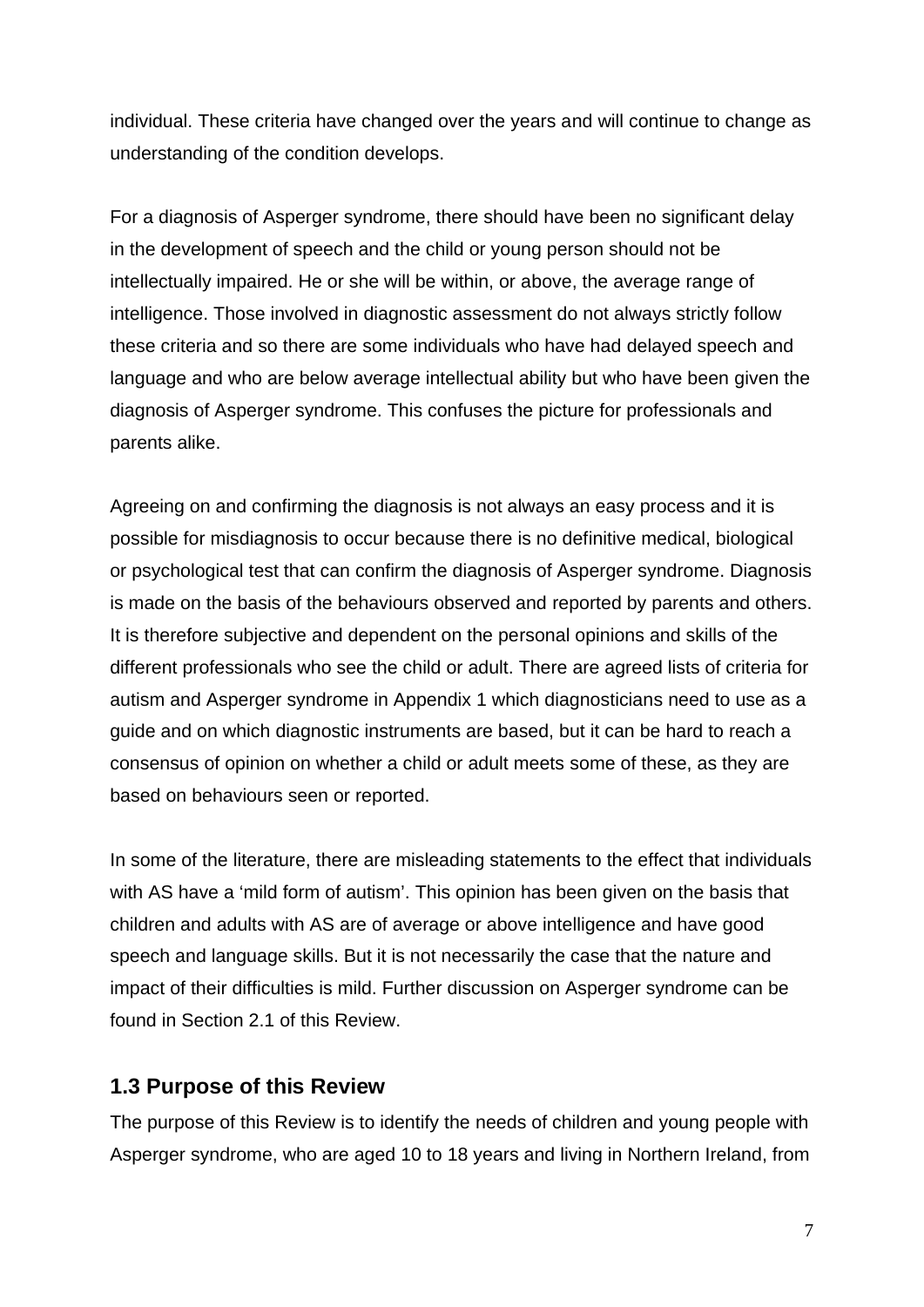individual. These criteria have changed over the years and will continue to change as understanding of the condition develops.

For a diagnosis of Asperger syndrome, there should have been no significant delay in the development of speech and the child or young person should not be intellectually impaired. He or she will be within, or above, the average range of intelligence. Those involved in diagnostic assessment do not always strictly follow these criteria and so there are some individuals who have had delayed speech and language and who are below average intellectual ability but who have been given the diagnosis of Asperger syndrome. This confuses the picture for professionals and parents alike.

Agreeing on and confirming the diagnosis is not always an easy process and it is possible for misdiagnosis to occur because there is no definitive medical, biological or psychological test that can confirm the diagnosis of Asperger syndrome. Diagnosis is made on the basis of the behaviours observed and reported by parents and others. It is therefore subjective and dependent on the personal opinions and skills of the different professionals who see the child or adult. There are agreed lists of criteria for autism and Asperger syndrome in Appendix 1 which diagnosticians need to use as a guide and on which diagnostic instruments are based, but it can be hard to reach a consensus of opinion on whether a child or adult meets some of these, as they are based on behaviours seen or reported.

In some of the literature, there are misleading statements to the effect that individuals with AS have a 'mild form of autism'. This opinion has been given on the basis that children and adults with AS are of average or above intelligence and have good speech and language skills. But it is not necessarily the case that the nature and impact of their difficulties is mild. Further discussion on Asperger syndrome can be found in Section 2.1 of this Review.

## 1.3 Purpose of this Review

The purpose of this Review is to identify the needs of children and young people with Asperger syndrome, who are aged 10 to 18 years and living in Northern Ireland, from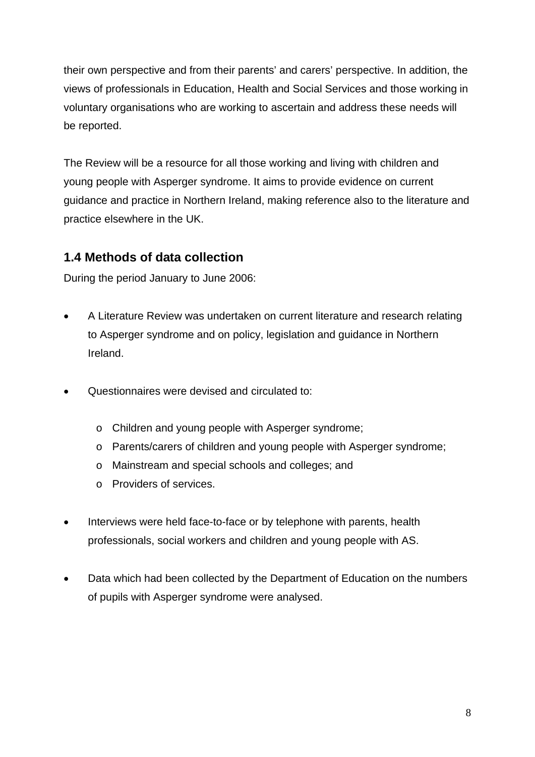their own perspective and from their parents' and carers' perspective. In addition, the views of professionals in Education, Health and Social Services and those working in voluntary organisations who are working to ascertain and address these needs will be reported.

The Review will be a resource for all those working and living with children and young people with Asperger syndrome. It aims to provide evidence on current guidance and practice in Northern Ireland, making reference also to the literature and practice elsewhere in the UK.

## 1.4 Methods of data collection

During the period January to June 2006:

- A Literature Review was undertaken on current literature and research relating to Asperger syndrome and on policy, legislation and guidance in Northern Ireland.

- Questionnaires were devised and circulated to:

    - Children and young people with Asperger syndrome;
    - Parents/carers of children and young people with Asperger syndrome;
    - Mainstream and special schools and colleges; and
    - Providers of services.

- Interviews were held face-to-face or by telephone with parents, health professionals, social workers and children and young people with AS.

- Data which had been collected by the Department of Education on the numbers of pupils with Asperger syndrome were analysed.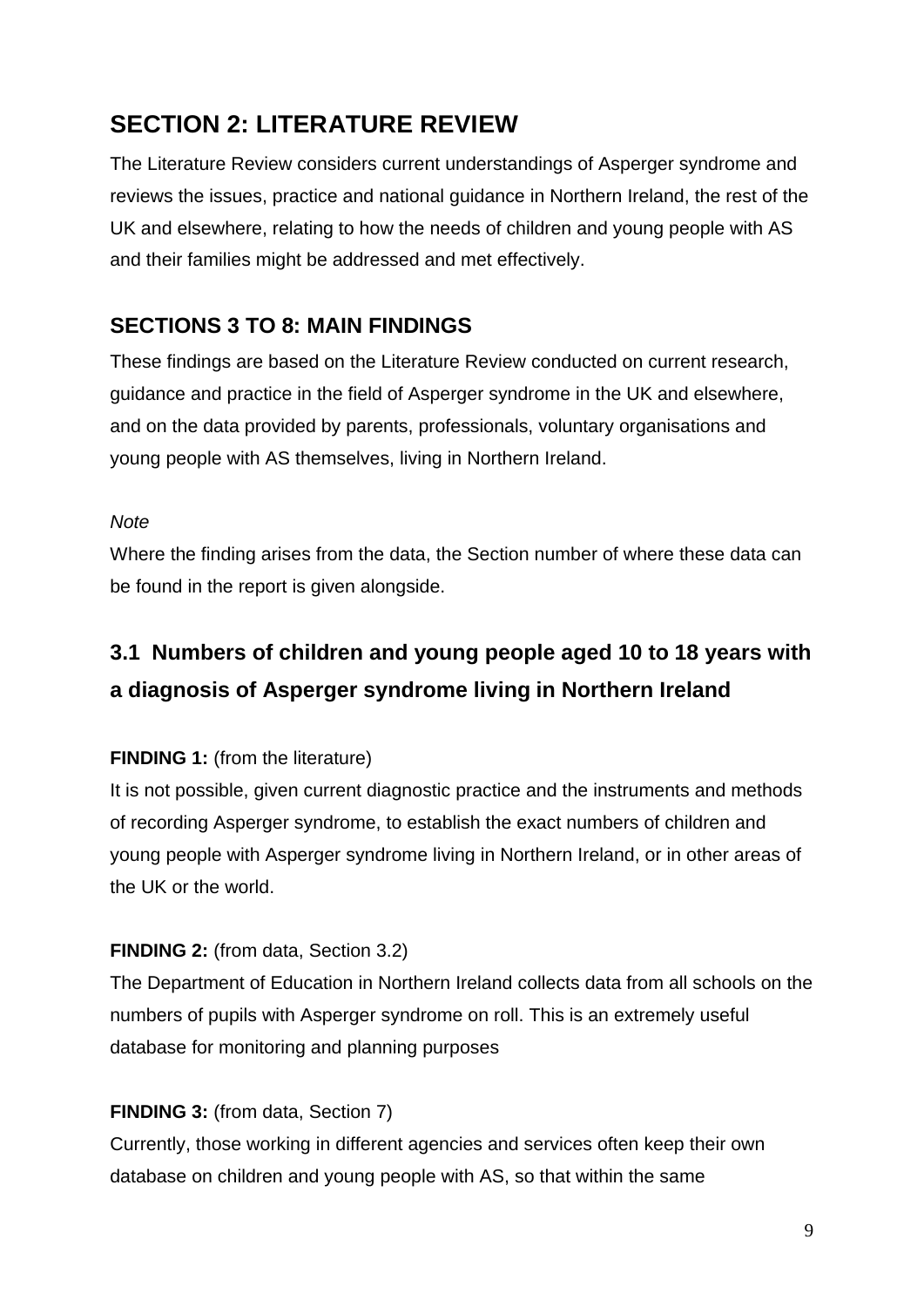## SECTION 2: LITERATURE REVIEW

The Literature Review considers current understandings of Asperger syndrome and reviews the issues, practice and national guidance in Northern Ireland, the rest of the UK and elsewhere, relating to how the needs of children and young people with AS and their families might be addressed and met effectively.

### SECTIONS 3 TO 8: MAIN FINDINGS

These findings are based on the Literature Review conducted on current research, guidance and practice in the field of Asperger syndrome in the UK and elsewhere, and on the data provided by parents, professionals, voluntary organisations and young people with AS themselves, living in Northern Ireland.

*Note*

Where the finding arises from the data, the Section number of where these data can be found in the report is given alongside.

### 3.1 Numbers of children and young people aged 10 to 18 years with a diagnosis of Asperger syndrome living in Northern Ireland

**FINDING 1:** (from the literature)

It is not possible, given current diagnostic practice and the instruments and methods of recording Asperger syndrome, to establish the exact numbers of children and young people with Asperger syndrome living in Northern Ireland, or in other areas of the UK or the world.

**FINDING 2:** (from data, Section 3.2)

The Department of Education in Northern Ireland collects data from all schools on the numbers of pupils with Asperger syndrome on roll. This is an extremely useful database for monitoring and planning purposes

**FINDING 3:** (from data, Section 7)

Currently, those working in different agencies and services often keep their own database on children and young people with AS, so that within the same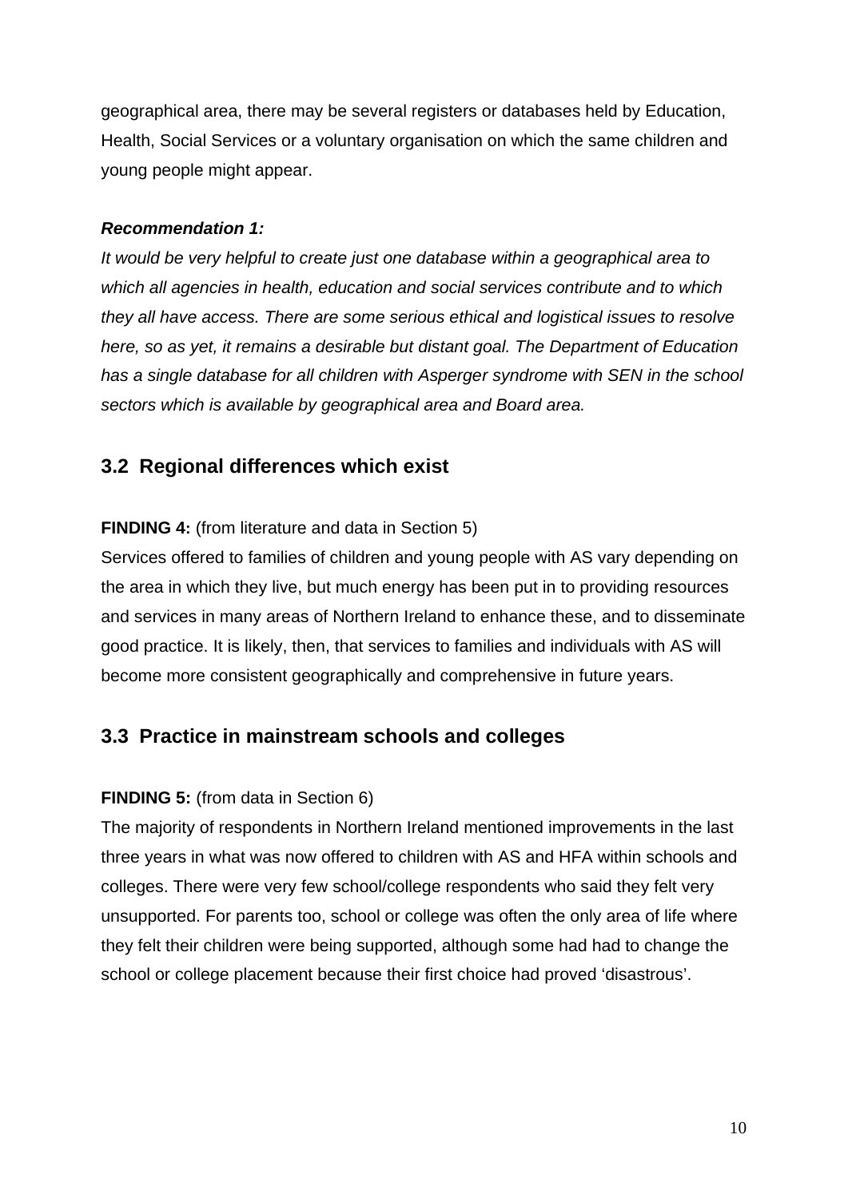geographical area, there may be several registers or databases held by Education, Health, Social Services or a voluntary organisation on which the same children and young people might appear.

***Recommendation 1:***

*It would be very helpful to create just one database within a geographical area to which all agencies in health, education and social services contribute and to which they all have access. There are some serious ethical and logistical issues to resolve here, so as yet, it remains a desirable but distant goal. The Department of Education has a single database for all children with Asperger syndrome with SEN in the school sectors which is available by geographical area and Board area.*

## 3.2 Regional differences which exist

**FINDING 4:** (from literature and data in Section 5)

Services offered to families of children and young people with AS vary depending on the area in which they live, but much energy has been put in to providing resources and services in many areas of Northern Ireland to enhance these, and to disseminate good practice. It is likely, then, that services to families and individuals with AS will become more consistent geographically and comprehensive in future years.

## 3.3 Practice in mainstream schools and colleges

**FINDING 5:** (from data in Section 6)

The majority of respondents in Northern Ireland mentioned improvements in the last three years in what was now offered to children with AS and HFA within schools and colleges. There were very few school/college respondents who said they felt very unsupported. For parents too, school or college was often the only area of life where they felt their children were being supported, although some had had to change the school or college placement because their first choice had proved 'disastrous'.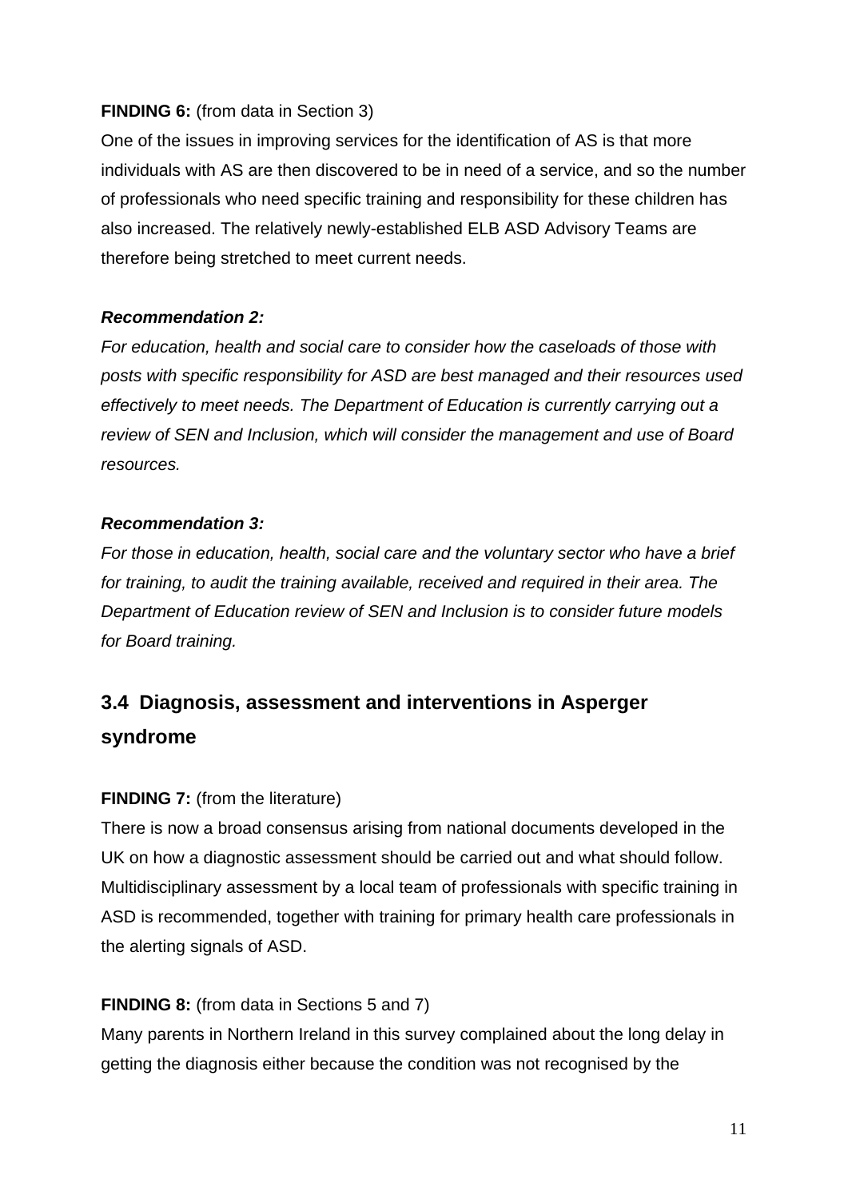**FINDING 6:** (from data in Section 3)

One of the issues in improving services for the identification of AS is that more individuals with AS are then discovered to be in need of a service, and so the number of professionals who need specific training and responsibility for these children has also increased. The relatively newly-established ELB ASD Advisory Teams are therefore being stretched to meet current needs.

***Recommendation 2:***

*For education, health and social care to consider how the caseloads of those with posts with specific responsibility for ASD are best managed and their resources used effectively to meet needs. The Department of Education is currently carrying out a review of SEN and Inclusion, which will consider the management and use of Board resources.*

***Recommendation 3:***

*For those in education, health, social care and the voluntary sector who have a brief for training, to audit the training available, received and required in their area. The Department of Education review of SEN and Inclusion is to consider future models for Board training.*

## 3.4 Diagnosis, assessment and interventions in Asperger syndrome

**FINDING 7:** (from the literature)

There is now a broad consensus arising from national documents developed in the UK on how a diagnostic assessment should be carried out and what should follow. Multidisciplinary assessment by a local team of professionals with specific training in ASD is recommended, together with training for primary health care professionals in the alerting signals of ASD.

**FINDING 8:** (from data in Sections 5 and 7)

Many parents in Northern Ireland in this survey complained about the long delay in getting the diagnosis either because the condition was not recognised by the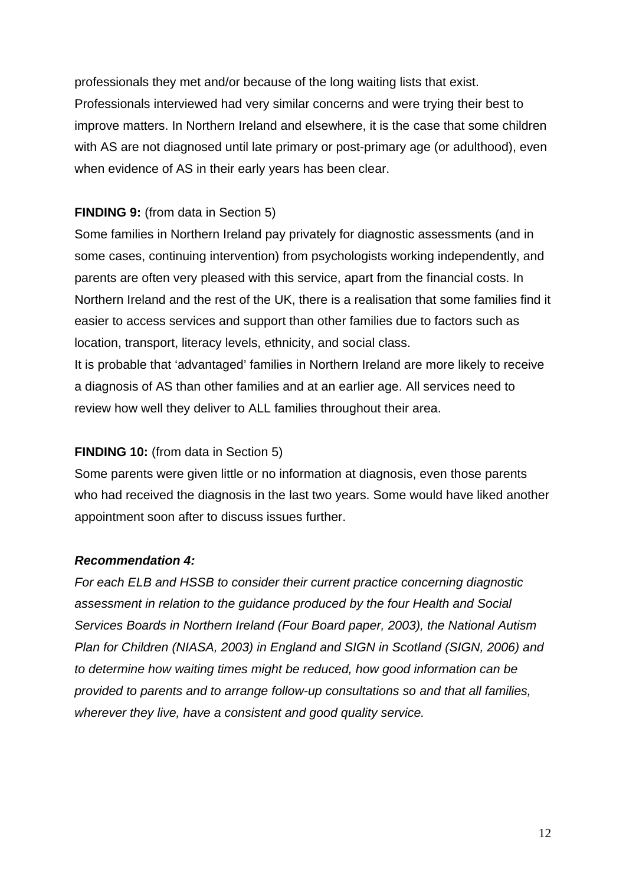professionals they met and/or because of the long waiting lists that exist. Professionals interviewed had very similar concerns and were trying their best to improve matters. In Northern Ireland and elsewhere, it is the case that some children with AS are not diagnosed until late primary or post-primary age (or adulthood), even when evidence of AS in their early years has been clear.

**FINDING 9:** (from data in Section 5)
Some families in Northern Ireland pay privately for diagnostic assessments (and in some cases, continuing intervention) from psychologists working independently, and parents are often very pleased with this service, apart from the financial costs. In Northern Ireland and the rest of the UK, there is a realisation that some families find it easier to access services and support than other families due to factors such as location, transport, literacy levels, ethnicity, and social class.
It is probable that 'advantaged' families in Northern Ireland are more likely to receive a diagnosis of AS than other families and at an earlier age. All services need to review how well they deliver to ALL families throughout their area.

**FINDING 10:** (from data in Section 5)
Some parents were given little or no information at diagnosis, even those parents who had received the diagnosis in the last two years. Some would have liked another appointment soon after to discuss issues further.

***Recommendation 4:***
*For each ELB and HSSB to consider their current practice concerning diagnostic assessment in relation to the guidance produced by the four Health and Social Services Boards in Northern Ireland (Four Board paper, 2003), the National Autism Plan for Children (NIASA, 2003) in England and SIGN in Scotland (SIGN, 2006) and to determine how waiting times might be reduced, how good information can be provided to parents and to arrange follow-up consultations so and that all families, wherever they live, have a consistent and good quality service.*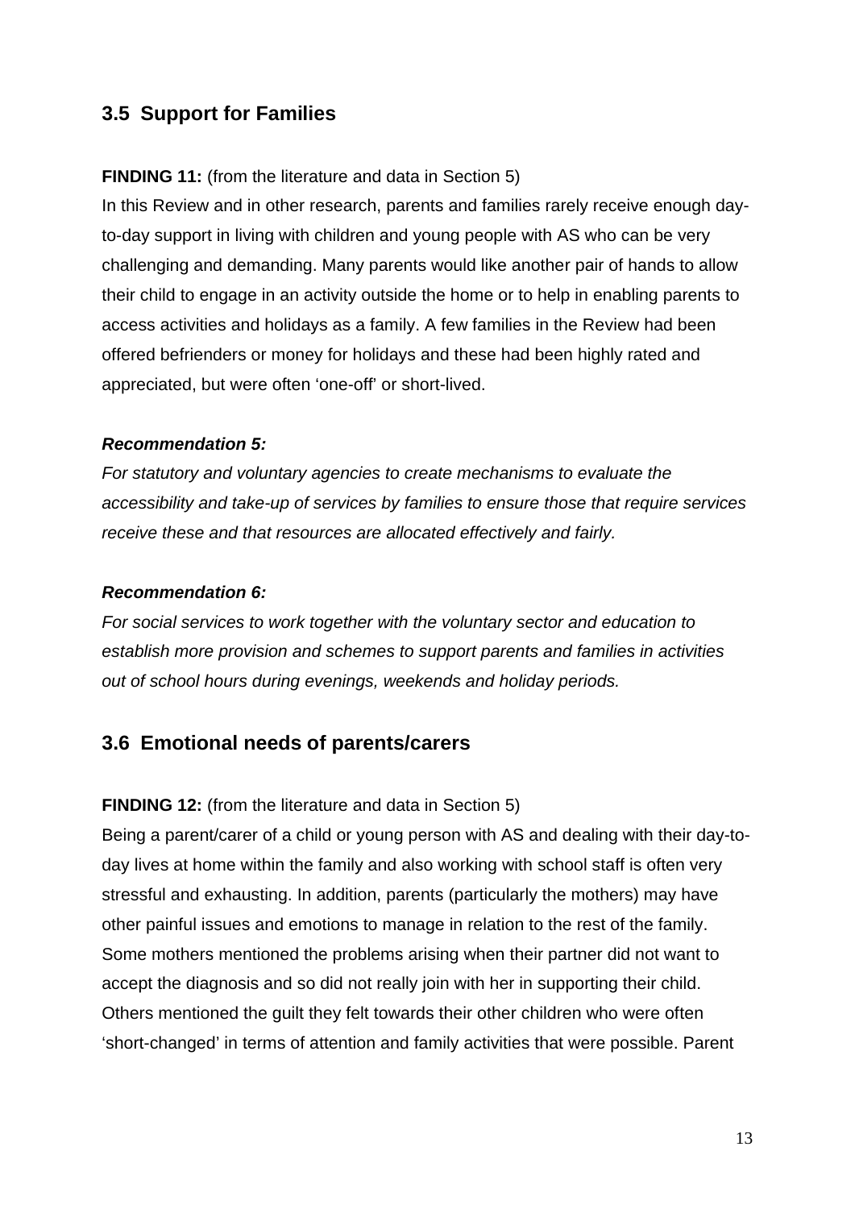## 3.5 Support for Families

**FINDING 11:** (from the literature and data in Section 5)

In this Review and in other research, parents and families rarely receive enough day-to-day support in living with children and young people with AS who can be very challenging and demanding. Many parents would like another pair of hands to allow their child to engage in an activity outside the home or to help in enabling parents to access activities and holidays as a family. A few families in the Review had been offered befrienders or money for holidays and these had been highly rated and appreciated, but were often 'one-off' or short-lived.

***Recommendation 5:***

*For statutory and voluntary agencies to create mechanisms to evaluate the accessibility and take-up of services by families to ensure those that require services receive these and that resources are allocated effectively and fairly.*

***Recommendation 6:***

*For social services to work together with the voluntary sector and education to establish more provision and schemes to support parents and families in activities out of school hours during evenings, weekends and holiday periods.*

## 3.6 Emotional needs of parents/carers

**FINDING 12:** (from the literature and data in Section 5)

Being a parent/carer of a child or young person with AS and dealing with their day-to-day lives at home within the family and also working with school staff is often very stressful and exhausting. In addition, parents (particularly the mothers) may have other painful issues and emotions to manage in relation to the rest of the family. Some mothers mentioned the problems arising when their partner did not want to accept the diagnosis and so did not really join with her in supporting their child. Others mentioned the guilt they felt towards their other children who were often 'short-changed' in terms of attention and family activities that were possible. Parent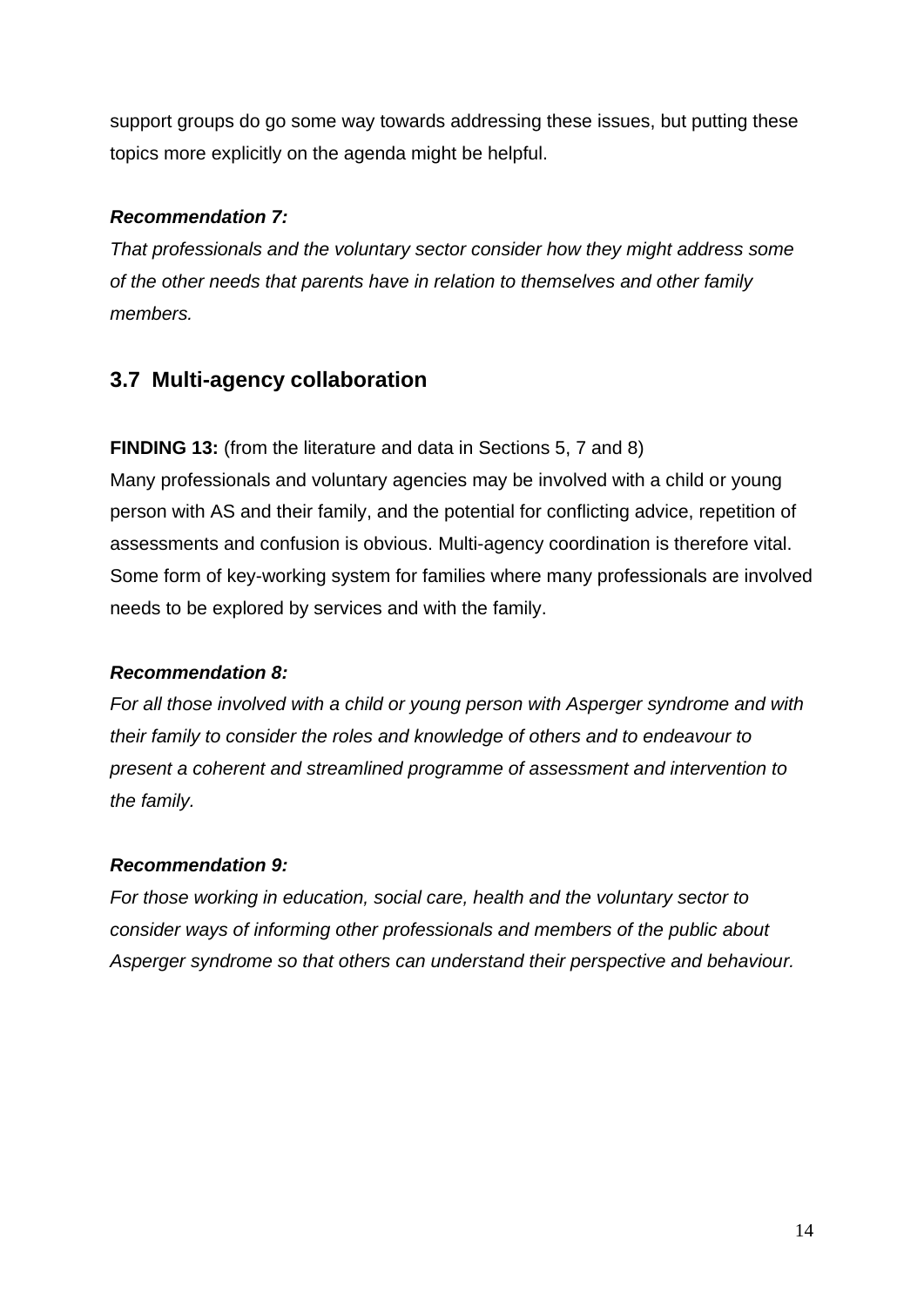support groups do go some way towards addressing these issues, but putting these topics more explicitly on the agenda might be helpful.

***Recommendation 7:***
*That professionals and the voluntary sector consider how they might address some of the other needs that parents have in relation to themselves and other family members.*

## 3.7 Multi-agency collaboration

**FINDING 13:** (from the literature and data in Sections 5, 7 and 8)
Many professionals and voluntary agencies may be involved with a child or young person with AS and their family, and the potential for conflicting advice, repetition of assessments and confusion is obvious. Multi-agency coordination is therefore vital. Some form of key-working system for families where many professionals are involved needs to be explored by services and with the family.

***Recommendation 8:***
*For all those involved with a child or young person with Asperger syndrome and with their family to consider the roles and knowledge of others and to endeavour to present a coherent and streamlined programme of assessment and intervention to the family.*

***Recommendation 9:***
*For those working in education, social care, health and the voluntary sector to consider ways of informing other professionals and members of the public about Asperger syndrome so that others can understand their perspective and behaviour.*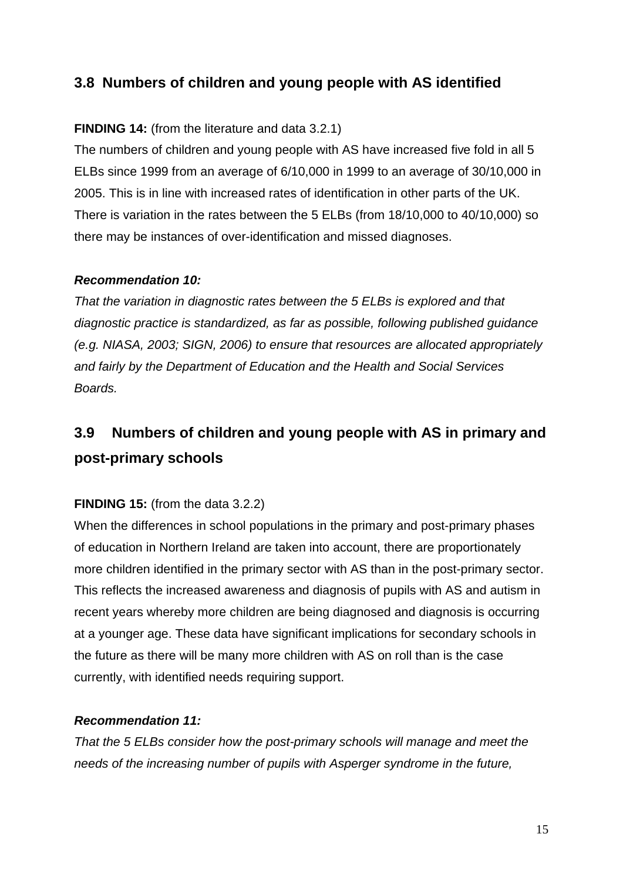## 3.8 Numbers of children and young people with AS identified

**FINDING 14:** (from the literature and data 3.2.1)

The numbers of children and young people with AS have increased five fold in all 5 ELBs since 1999 from an average of 6/10,000 in 1999 to an average of 30/10,000 in 2005. This is in line with increased rates of identification in other parts of the UK. There is variation in the rates between the 5 ELBs (from 18/10,000 to 40/10,000) so there may be instances of over-identification and missed diagnoses.

***Recommendation 10:***

*That the variation in diagnostic rates between the 5 ELBs is explored and that diagnostic practice is standardized, as far as possible, following published guidance (e.g. NIASA, 2003; SIGN, 2006) to ensure that resources are allocated appropriately and fairly by the Department of Education and the Health and Social Services Boards.*

## 3.9 Numbers of children and young people with AS in primary and post-primary schools

**FINDING 15:** (from the data 3.2.2)

When the differences in school populations in the primary and post-primary phases of education in Northern Ireland are taken into account, there are proportionately more children identified in the primary sector with AS than in the post-primary sector. This reflects the increased awareness and diagnosis of pupils with AS and autism in recent years whereby more children are being diagnosed and diagnosis is occurring at a younger age. These data have significant implications for secondary schools in the future as there will be many more children with AS on roll than is the case currently, with identified needs requiring support.

***Recommendation 11:***

*That the 5 ELBs consider how the post-primary schools will manage and meet the needs of the increasing number of pupils with Asperger syndrome in the future,*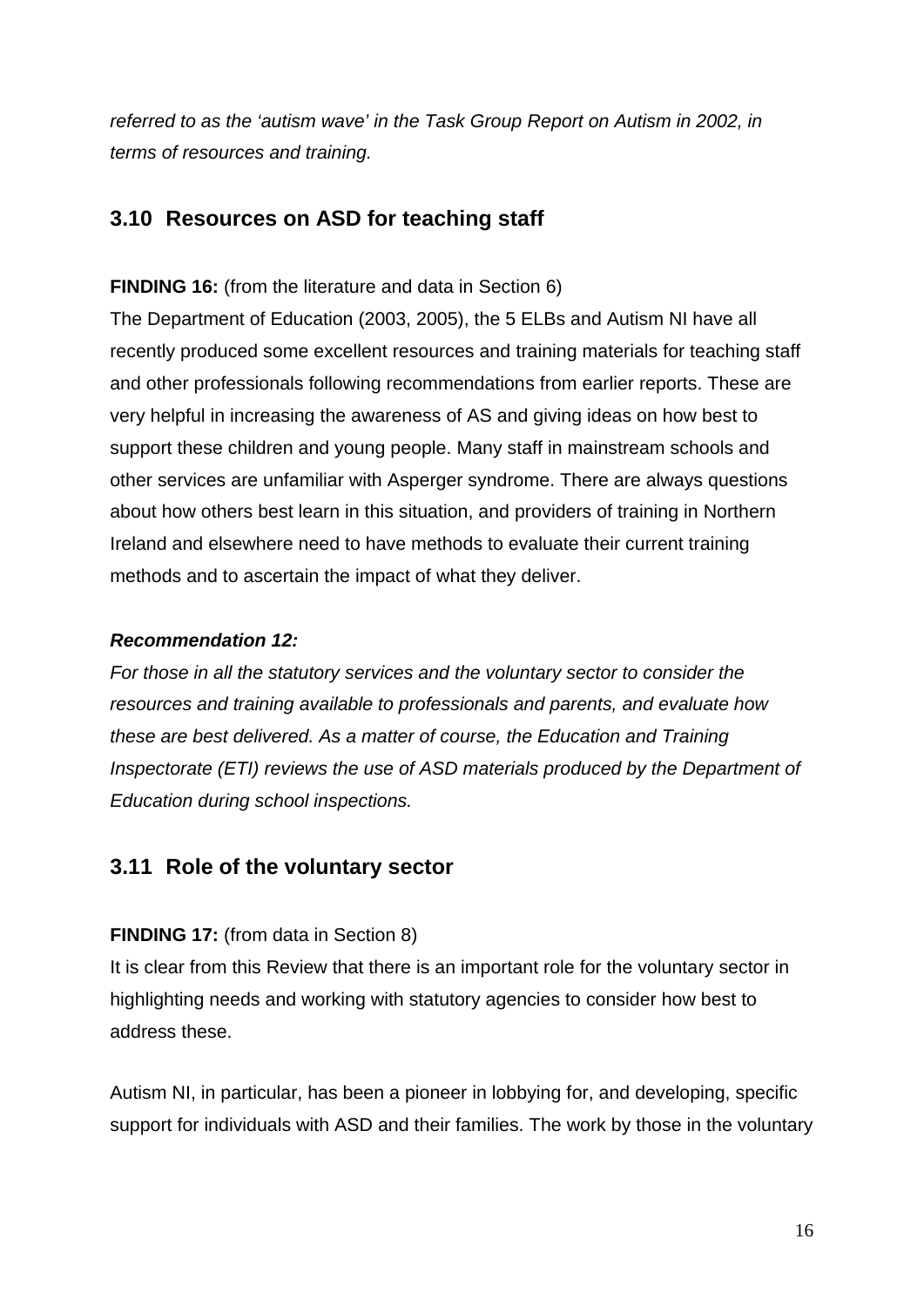*referred to as the 'autism wave' in the Task Group Report on Autism in 2002, in terms of resources and training.*

## 3.10 Resources on ASD for teaching staff

**FINDING 16:** (from the literature and data in Section 6)

The Department of Education (2003, 2005), the 5 ELBs and Autism NI have all recently produced some excellent resources and training materials for teaching staff and other professionals following recommendations from earlier reports. These are very helpful in increasing the awareness of AS and giving ideas on how best to support these children and young people. Many staff in mainstream schools and other services are unfamiliar with Asperger syndrome. There are always questions about how others best learn in this situation, and providers of training in Northern Ireland and elsewhere need to have methods to evaluate their current training methods and to ascertain the impact of what they deliver.

***Recommendation 12:***

*For those in all the statutory services and the voluntary sector to consider the resources and training available to professionals and parents, and evaluate how these are best delivered. As a matter of course, the Education and Training Inspectorate (ETI) reviews the use of ASD materials produced by the Department of Education during school inspections.*

## 3.11 Role of the voluntary sector

**FINDING 17:** (from data in Section 8)

It is clear from this Review that there is an important role for the voluntary sector in highlighting needs and working with statutory agencies to consider how best to address these.

Autism NI, in particular, has been a pioneer in lobbying for, and developing, specific support for individuals with ASD and their families. The work by those in the voluntary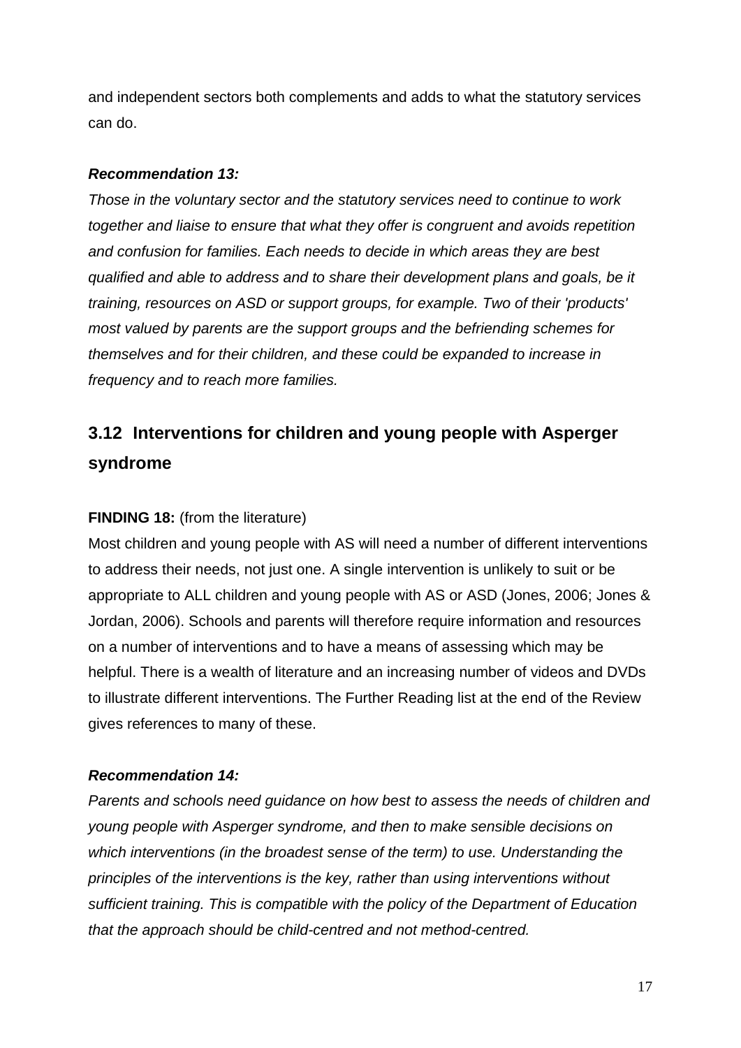and independent sectors both complements and adds to what the statutory services can do.

***Recommendation 13:***

*Those in the voluntary sector and the statutory services need to continue to work together and liaise to ensure that what they offer is congruent and avoids repetition and confusion for families. Each needs to decide in which areas they are best qualified and able to address and to share their development plans and goals, be it training, resources on ASD or support groups, for example. Two of their 'products' most valued by parents are the support groups and the befriending schemes for themselves and for their children, and these could be expanded to increase in frequency and to reach more families.*

## 3.12 Interventions for children and young people with Asperger syndrome

**FINDING 18:** (from the literature)

Most children and young people with AS will need a number of different interventions to address their needs, not just one. A single intervention is unlikely to suit or be appropriate to ALL children and young people with AS or ASD (Jones, 2006; Jones & Jordan, 2006). Schools and parents will therefore require information and resources on a number of interventions and to have a means of assessing which may be helpful. There is a wealth of literature and an increasing number of videos and DVDs to illustrate different interventions. The Further Reading list at the end of the Review gives references to many of these.

***Recommendation 14:***

*Parents and schools need guidance on how best to assess the needs of children and young people with Asperger syndrome, and then to make sensible decisions on which interventions (in the broadest sense of the term) to use. Understanding the principles of the interventions is the key, rather than using interventions without sufficient training. This is compatible with the policy of the Department of Education that the approach should be child-centred and not method-centred.*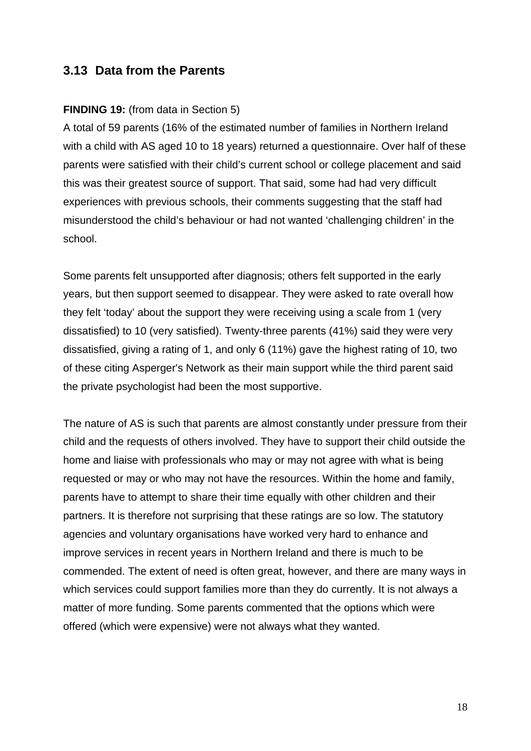## 3.13 Data from the Parents

**FINDING 19:** (from data in Section 5)

A total of 59 parents (16% of the estimated number of families in Northern Ireland with a child with AS aged 10 to 18 years) returned a questionnaire. Over half of these parents were satisfied with their child's current school or college placement and said this was their greatest source of support. That said, some had had very difficult experiences with previous schools, their comments suggesting that the staff had misunderstood the child's behaviour or had not wanted 'challenging children' in the school.

Some parents felt unsupported after diagnosis; others felt supported in the early years, but then support seemed to disappear. They were asked to rate overall how they felt 'today' about the support they were receiving using a scale from 1 (very dissatisfied) to 10 (very satisfied). Twenty-three parents (41%) said they were very dissatisfied, giving a rating of 1, and only 6 (11%) gave the highest rating of 10, two of these citing Asperger's Network as their main support while the third parent said the private psychologist had been the most supportive.

The nature of AS is such that parents are almost constantly under pressure from their child and the requests of others involved. They have to support their child outside the home and liaise with professionals who may or may not agree with what is being requested or may or who may not have the resources. Within the home and family, parents have to attempt to share their time equally with other children and their partners. It is therefore not surprising that these ratings are so low. The statutory agencies and voluntary organisations have worked very hard to enhance and improve services in recent years in Northern Ireland and there is much to be commended. The extent of need is often great, however, and there are many ways in which services could support families more than they do currently. It is not always a matter of more funding. Some parents commented that the options which were offered (which were expensive) were not always what they wanted.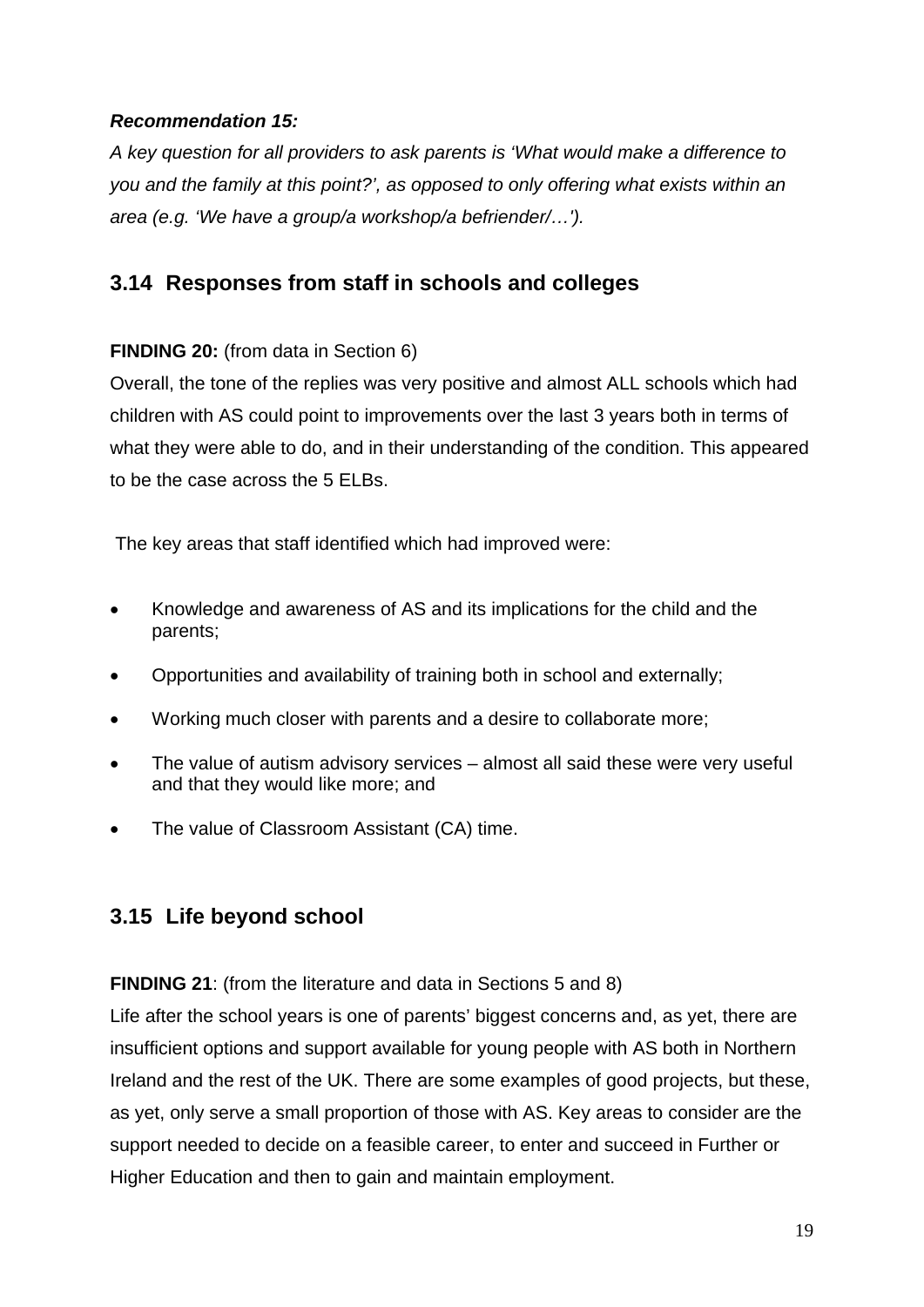***Recommendation 15:***

*A key question for all providers to ask parents is 'What would make a difference to you and the family at this point?', as opposed to only offering what exists within an area (e.g. 'We have a group/a workshop/a befriender/…').*

## 3.14 Responses from staff in schools and colleges

**FINDING 20:** (from data in Section 6)

Overall, the tone of the replies was very positive and almost ALL schools which had children with AS could point to improvements over the last 3 years both in terms of what they were able to do, and in their understanding of the condition. This appeared to be the case across the 5 ELBs.

The key areas that staff identified which had improved were:

- Knowledge and awareness of AS and its implications for the child and the parents;
- Opportunities and availability of training both in school and externally;
- Working much closer with parents and a desire to collaborate more;
- The value of autism advisory services – almost all said these were very useful and that they would like more; and
- The value of Classroom Assistant (CA) time.

## 3.15 Life beyond school

**FINDING 21**: (from the literature and data in Sections 5 and 8)

Life after the school years is one of parents' biggest concerns and, as yet, there are insufficient options and support available for young people with AS both in Northern Ireland and the rest of the UK. There are some examples of good projects, but these, as yet, only serve a small proportion of those with AS. Key areas to consider are the support needed to decide on a feasible career, to enter and succeed in Further or Higher Education and then to gain and maintain employment.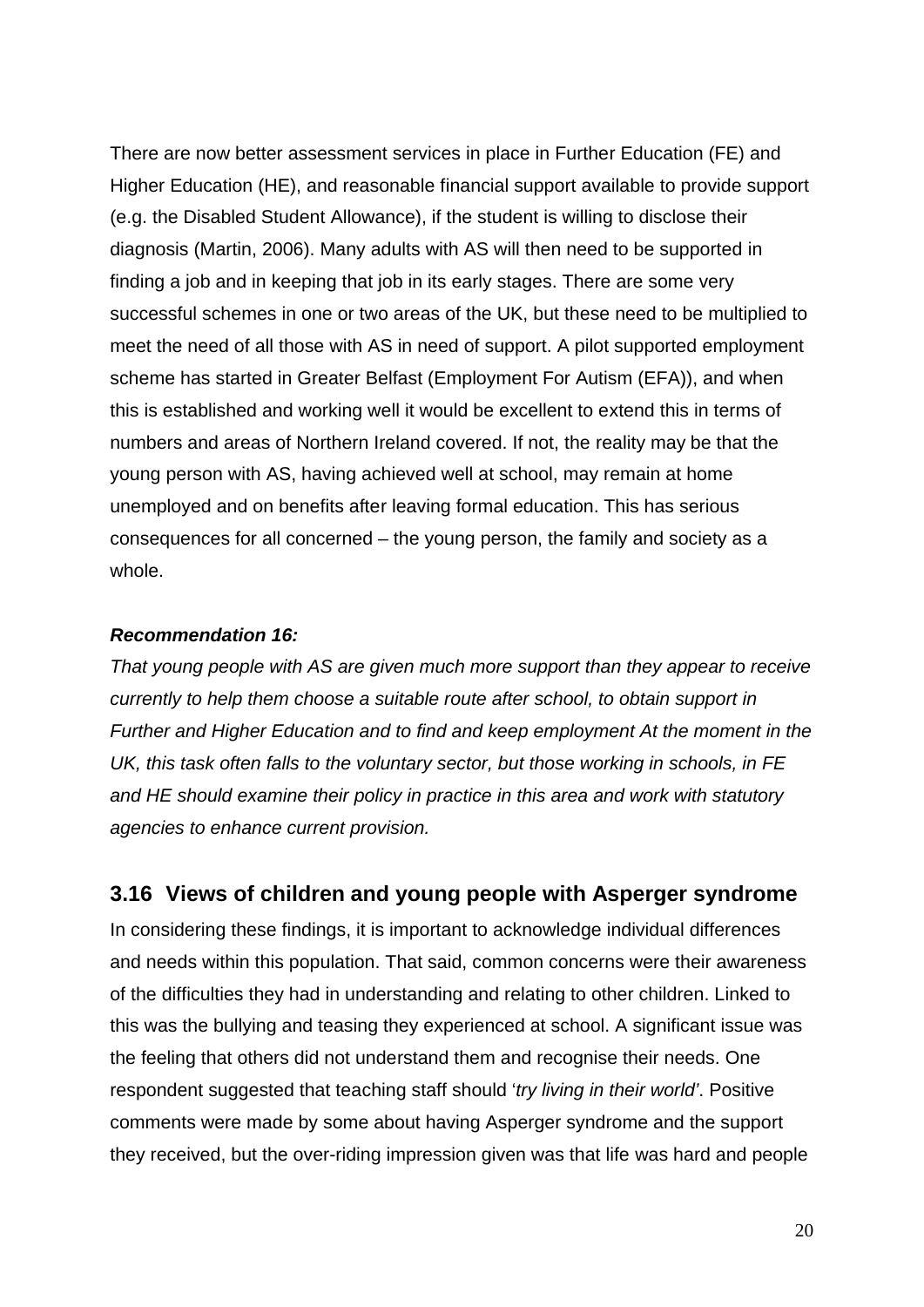There are now better assessment services in place in Further Education (FE) and Higher Education (HE), and reasonable financial support available to provide support (e.g. the Disabled Student Allowance), if the student is willing to disclose their diagnosis (Martin, 2006). Many adults with AS will then need to be supported in finding a job and in keeping that job in its early stages. There are some very successful schemes in one or two areas of the UK, but these need to be multiplied to meet the need of all those with AS in need of support. A pilot supported employment scheme has started in Greater Belfast (Employment For Autism (EFA)), and when this is established and working well it would be excellent to extend this in terms of numbers and areas of Northern Ireland covered. If not, the reality may be that the young person with AS, having achieved well at school, may remain at home unemployed and on benefits after leaving formal education. This has serious consequences for all concerned – the young person, the family and society as a whole.

***Recommendation 16:***

*That young people with AS are given much more support than they appear to receive currently to help them choose a suitable route after school, to obtain support in Further and Higher Education and to find and keep employment At the moment in the UK, this task often falls to the voluntary sector, but those working in schools, in FE and HE should examine their policy in practice in this area and work with statutory agencies to enhance current provision.*

## 3.16 Views of children and young people with Asperger syndrome

In considering these findings, it is important to acknowledge individual differences and needs within this population. That said, common concerns were their awareness of the difficulties they had in understanding and relating to other children. Linked to this was the bullying and teasing they experienced at school. A significant issue was the feeling that others did not understand them and recognise their needs. One respondent suggested that teaching staff should '*try living in their world*'. Positive comments were made by some about having Asperger syndrome and the support they received, but the over-riding impression given was that life was hard and people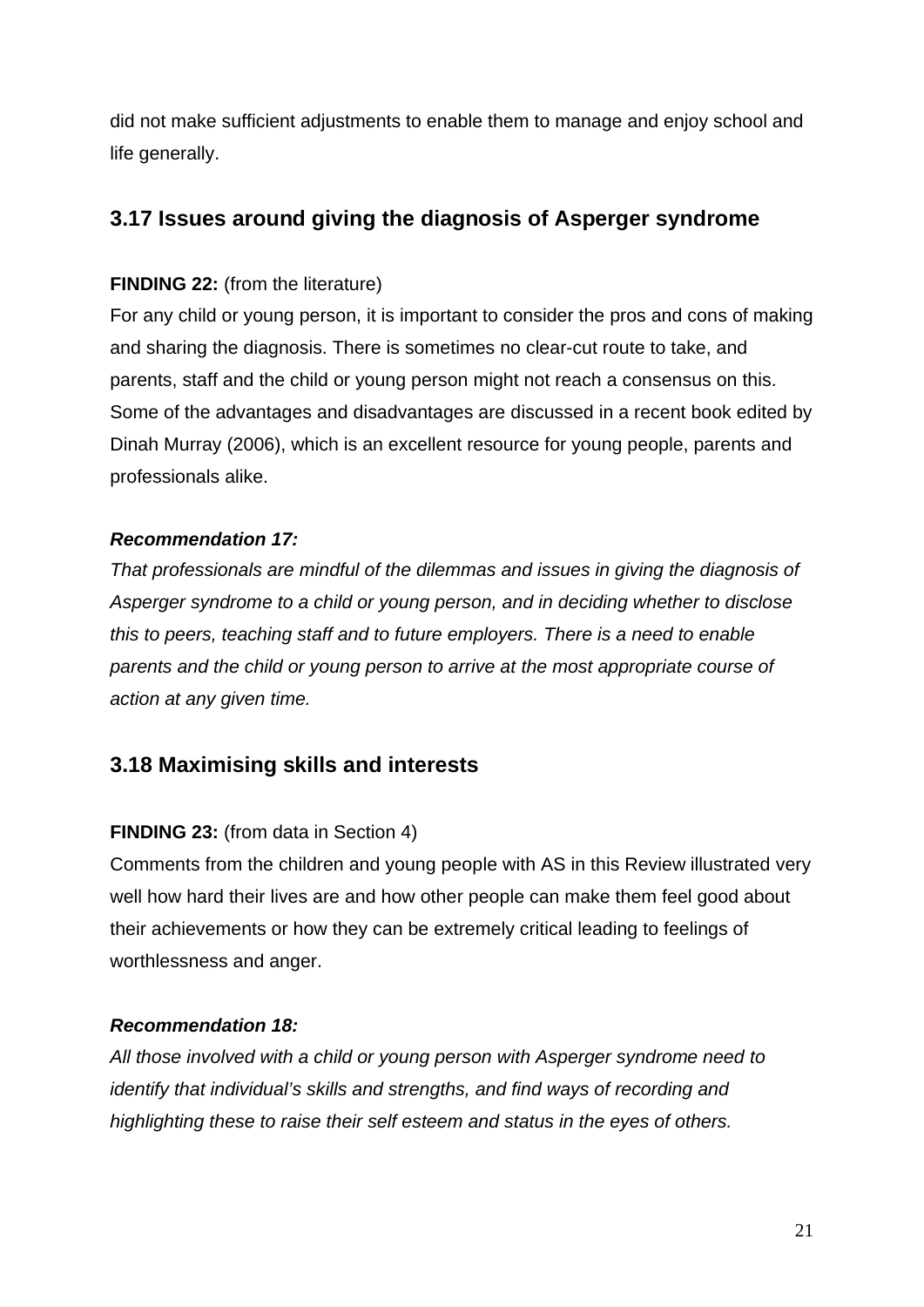did not make sufficient adjustments to enable them to manage and enjoy school and life generally.

## 3.17 Issues around giving the diagnosis of Asperger syndrome

**FINDING 22:** (from the literature)
For any child or young person, it is important to consider the pros and cons of making and sharing the diagnosis. There is sometimes no clear-cut route to take, and parents, staff and the child or young person might not reach a consensus on this. Some of the advantages and disadvantages are discussed in a recent book edited by Dinah Murray (2006), which is an excellent resource for young people, parents and professionals alike.

***Recommendation 17:***
*That professionals are mindful of the dilemmas and issues in giving the diagnosis of Asperger syndrome to a child or young person, and in deciding whether to disclose this to peers, teaching staff and to future employers. There is a need to enable parents and the child or young person to arrive at the most appropriate course of action at any given time.*

## 3.18 Maximising skills and interests

**FINDING 23:** (from data in Section 4)
Comments from the children and young people with AS in this Review illustrated very well how hard their lives are and how other people can make them feel good about their achievements or how they can be extremely critical leading to feelings of worthlessness and anger.

***Recommendation 18:***
*All those involved with a child or young person with Asperger syndrome need to identify that individual's skills and strengths, and find ways of recording and highlighting these to raise their self esteem and status in the eyes of others.*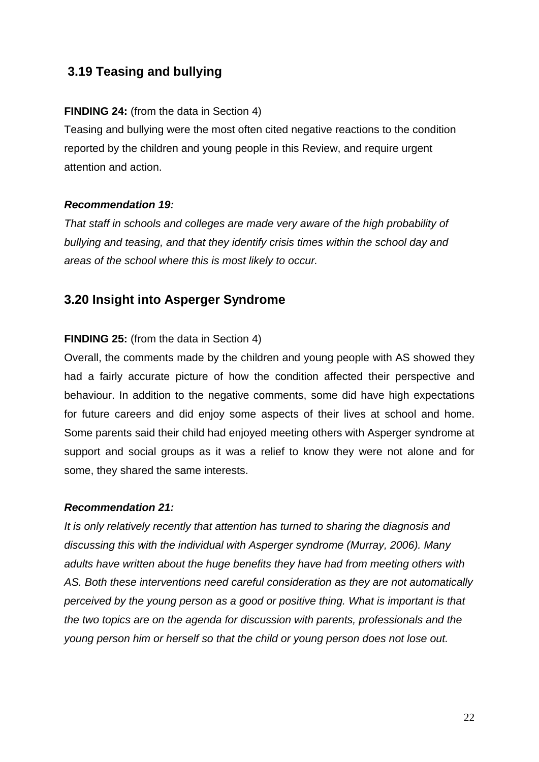## 3.19 Teasing and bullying

**FINDING 24:** (from the data in Section 4)
Teasing and bullying were the most often cited negative reactions to the condition reported by the children and young people in this Review, and require urgent attention and action.

***Recommendation 19:***
*That staff in schools and colleges are made very aware of the high probability of bullying and teasing, and that they identify crisis times within the school day and areas of the school where this is most likely to occur.*

## 3.20 Insight into Asperger Syndrome

**FINDING 25:** (from the data in Section 4)
Overall, the comments made by the children and young people with AS showed they had a fairly accurate picture of how the condition affected their perspective and behaviour. In addition to the negative comments, some did have high expectations for future careers and did enjoy some aspects of their lives at school and home. Some parents said their child had enjoyed meeting others with Asperger syndrome at support and social groups as it was a relief to know they were not alone and for some, they shared the same interests.

***Recommendation 21:***
*It is only relatively recently that attention has turned to sharing the diagnosis and discussing this with the individual with Asperger syndrome (Murray, 2006). Many adults have written about the huge benefits they have had from meeting others with AS. Both these interventions need careful consideration as they are not automatically perceived by the young person as a good or positive thing. What is important is that the two topics are on the agenda for discussion with parents, professionals and the young person him or herself so that the child or young person does not lose out.*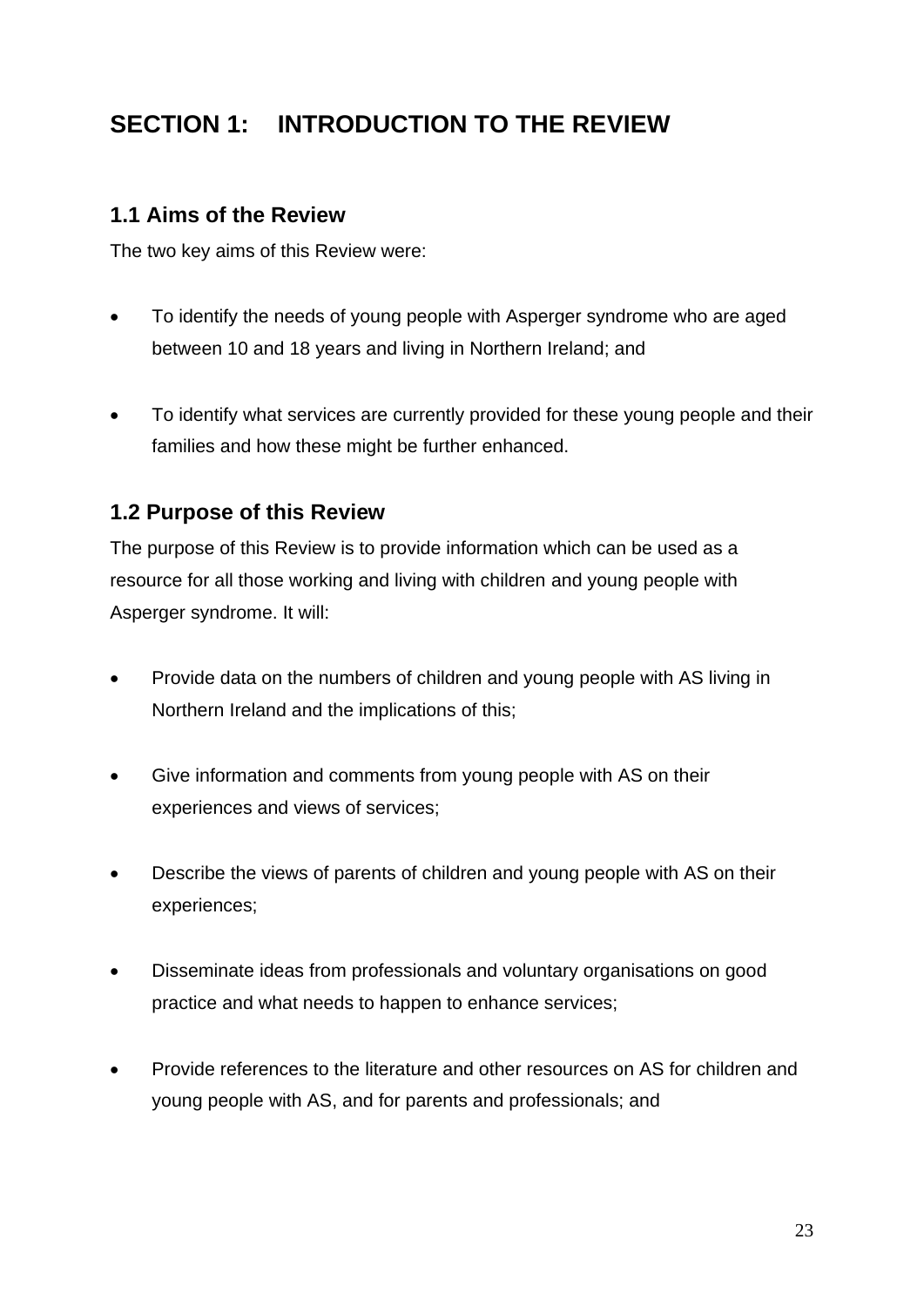# SECTION 1: INTRODUCTION TO THE REVIEW

## 1.1 Aims of the Review

The two key aims of this Review were:

- To identify the needs of young people with Asperger syndrome who are aged between 10 and 18 years and living in Northern Ireland; and

- To identify what services are currently provided for these young people and their families and how these might be further enhanced.

## 1.2 Purpose of this Review

The purpose of this Review is to provide information which can be used as a resource for all those working and living with children and young people with Asperger syndrome. It will:

- Provide data on the numbers of children and young people with AS living in Northern Ireland and the implications of this;

- Give information and comments from young people with AS on their experiences and views of services;

- Describe the views of parents of children and young people with AS on their experiences;

- Disseminate ideas from professionals and voluntary organisations on good practice and what needs to happen to enhance services;

- Provide references to the literature and other resources on AS for children and young people with AS, and for parents and professionals; and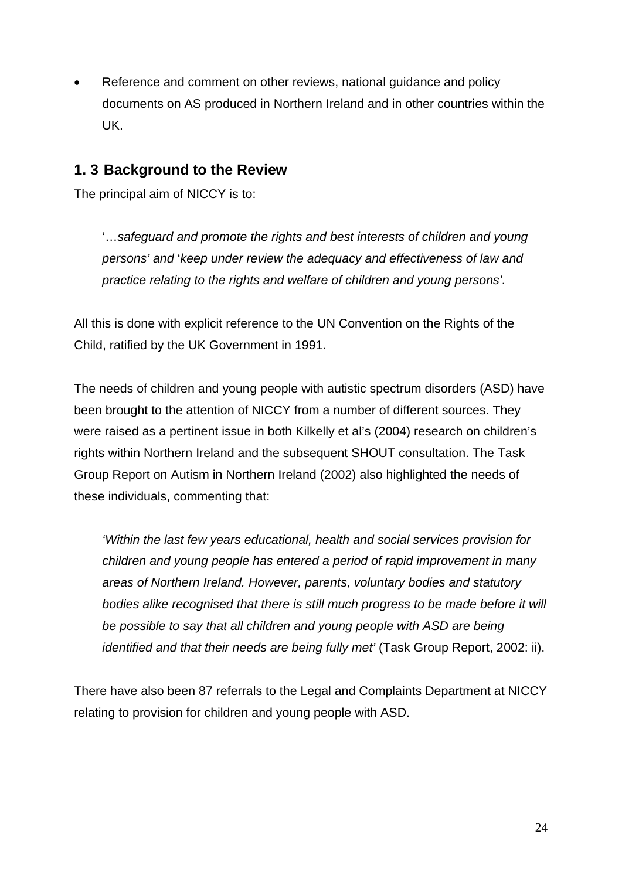- Reference and comment on other reviews, national guidance and policy documents on AS produced in Northern Ireland and in other countries within the UK.

## 1. 3 Background to the Review

The principal aim of NICCY is to:

> '…*safeguard and promote the rights and best interests of children and young persons'* and '*keep under review the adequacy and effectiveness of law and practice relating to the rights and welfare of children and young persons'.*

All this is done with explicit reference to the UN Convention on the Rights of the Child, ratified by the UK Government in 1991.

The needs of children and young people with autistic spectrum disorders (ASD) have been brought to the attention of NICCY from a number of different sources. They were raised as a pertinent issue in both Kilkelly et al's (2004) research on children's rights within Northern Ireland and the subsequent SHOUT consultation. The Task Group Report on Autism in Northern Ireland (2002) also highlighted the needs of these individuals, commenting that:

> *'Within the last few years educational, health and social services provision for children and young people has entered a period of rapid improvement in many areas of Northern Ireland. However, parents, voluntary bodies and statutory bodies alike recognised that there is still much progress to be made before it will be possible to say that all children and young people with ASD are being identified and that their needs are being fully met'* (Task Group Report, 2002: ii).

There have also been 87 referrals to the Legal and Complaints Department at NICCY relating to provision for children and young people with ASD.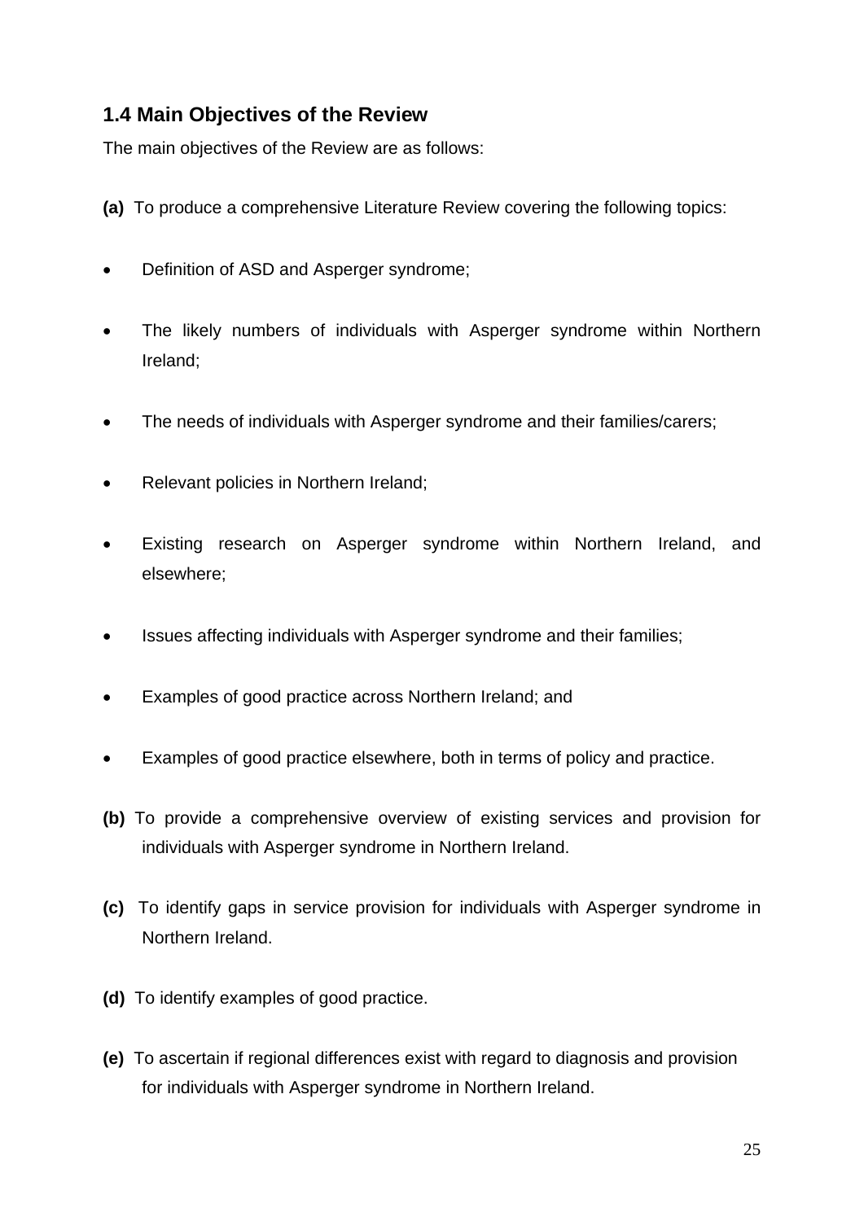## 1.4 Main Objectives of the Review

The main objectives of the Review are as follows:

**(a)** To produce a comprehensive Literature Review covering the following topics:

- Definition of ASD and Asperger syndrome;
- The likely numbers of individuals with Asperger syndrome within Northern Ireland;
- The needs of individuals with Asperger syndrome and their families/carers;
- Relevant policies in Northern Ireland;
- Existing research on Asperger syndrome within Northern Ireland, and elsewhere;
- Issues affecting individuals with Asperger syndrome and their families;
- Examples of good practice across Northern Ireland; and
- Examples of good practice elsewhere, both in terms of policy and practice.

**(b)** To provide a comprehensive overview of existing services and provision for individuals with Asperger syndrome in Northern Ireland.

**(c)** To identify gaps in service provision for individuals with Asperger syndrome in Northern Ireland.

**(d)** To identify examples of good practice.

**(e)** To ascertain if regional differences exist with regard to diagnosis and provision for individuals with Asperger syndrome in Northern Ireland.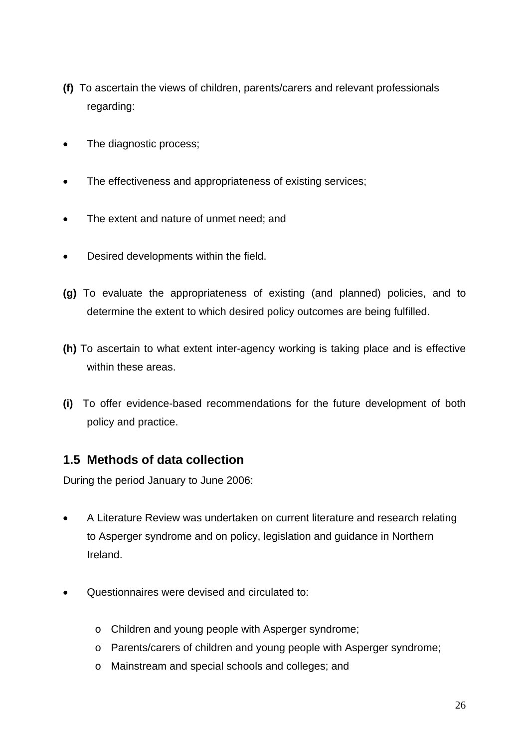**(f)** To ascertain the views of children, parents/carers and relevant professionals regarding:

- The diagnostic process;
- The effectiveness and appropriateness of existing services;
- The extent and nature of unmet need; and
- Desired developments within the field.

**(g)** To evaluate the appropriateness of existing (and planned) policies, and to determine the extent to which desired policy outcomes are being fulfilled.

**(h)** To ascertain to what extent inter-agency working is taking place and is effective within these areas.

**(i)** To offer evidence-based recommendations for the future development of both policy and practice.

## 1.5 Methods of data collection

During the period January to June 2006:

- A Literature Review was undertaken on current literature and research relating to Asperger syndrome and on policy, legislation and guidance in Northern Ireland.
- Questionnaires were devised and circulated to:
  - Children and young people with Asperger syndrome;
  - Parents/carers of children and young people with Asperger syndrome;
  - Mainstream and special schools and colleges; and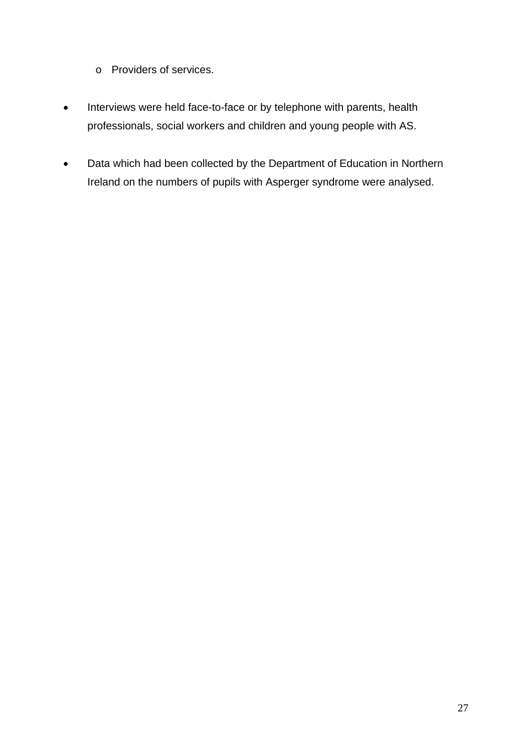- Providers of services.

- Interviews were held face-to-face or by telephone with parents, health professionals, social workers and children and young people with AS.

- Data which had been collected by the Department of Education in Northern Ireland on the numbers of pupils with Asperger syndrome were analysed.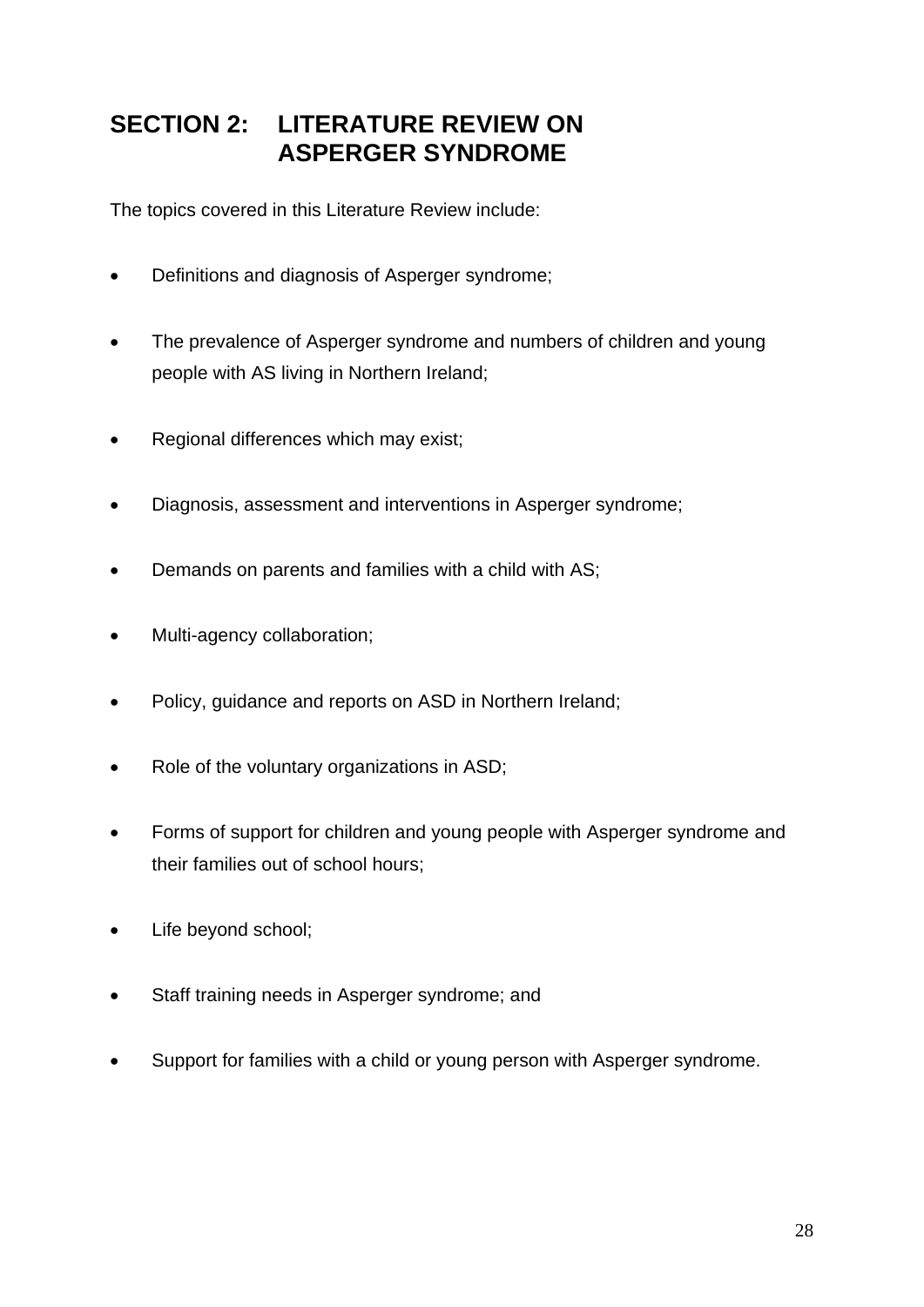# SECTION 2: LITERATURE REVIEW ON ASPERGER SYNDROME

The topics covered in this Literature Review include:

- Definitions and diagnosis of Asperger syndrome;
- The prevalence of Asperger syndrome and numbers of children and young people with AS living in Northern Ireland;
- Regional differences which may exist;
- Diagnosis, assessment and interventions in Asperger syndrome;
- Demands on parents and families with a child with AS;
- Multi-agency collaboration;
- Policy, guidance and reports on ASD in Northern Ireland;
- Role of the voluntary organizations in ASD;
- Forms of support for children and young people with Asperger syndrome and their families out of school hours;
- Life beyond school;
- Staff training needs in Asperger syndrome; and
- Support for families with a child or young person with Asperger syndrome.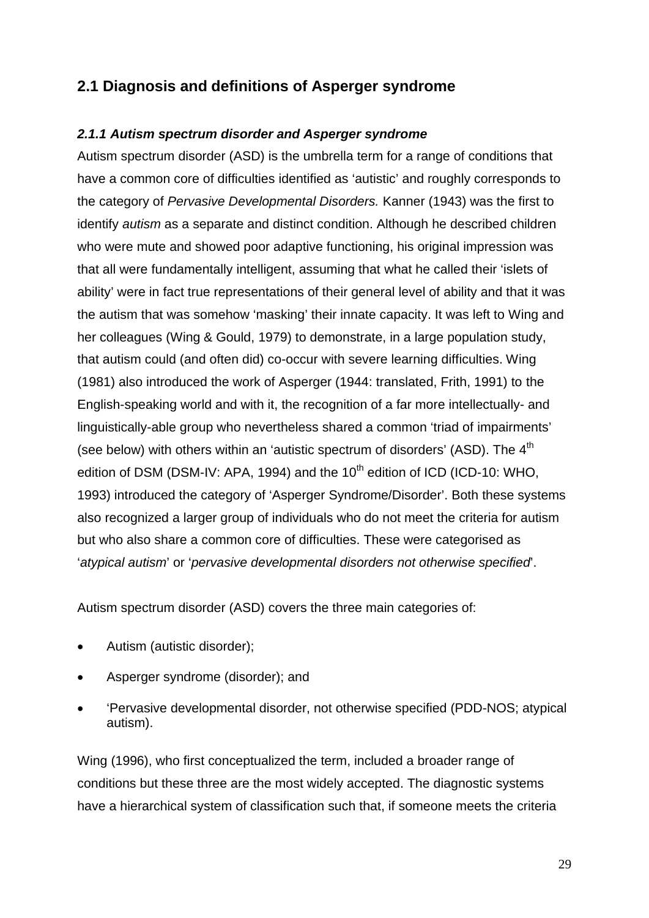## 2.1 Diagnosis and definitions of Asperger syndrome

### *2.1.1 Autism spectrum disorder and Asperger syndrome*

Autism spectrum disorder (ASD) is the umbrella term for a range of conditions that have a common core of difficulties identified as 'autistic' and roughly corresponds to the category of *Pervasive Developmental Disorders.* Kanner (1943) was the first to identify *autism* as a separate and distinct condition. Although he described children who were mute and showed poor adaptive functioning, his original impression was that all were fundamentally intelligent, assuming that what he called their 'islets of ability' were in fact true representations of their general level of ability and that it was the autism that was somehow 'masking' their innate capacity. It was left to Wing and her colleagues (Wing & Gould, 1979) to demonstrate, in a large population study, that autism could (and often did) co-occur with severe learning difficulties. Wing (1981) also introduced the work of Asperger (1944: translated, Frith, 1991) to the English-speaking world and with it, the recognition of a far more intellectually- and linguistically-able group who nevertheless shared a common 'triad of impairments' (see below) with others within an 'autistic spectrum of disorders' (ASD). The 4th edition of DSM (DSM-IV: APA, 1994) and the 10th edition of ICD (ICD-10: WHO, 1993) introduced the category of 'Asperger Syndrome/Disorder'. Both these systems also recognized a larger group of individuals who do not meet the criteria for autism but who also share a common core of difficulties. These were categorised as '*atypical autism*' or '*pervasive developmental disorders not otherwise specified*'.

Autism spectrum disorder (ASD) covers the three main categories of:

- Autism (autistic disorder);
- Asperger syndrome (disorder); and
- 'Pervasive developmental disorder, not otherwise specified (PDD-NOS; atypical autism).

Wing (1996), who first conceptualized the term, included a broader range of conditions but these three are the most widely accepted. The diagnostic systems have a hierarchical system of classification such that, if someone meets the criteria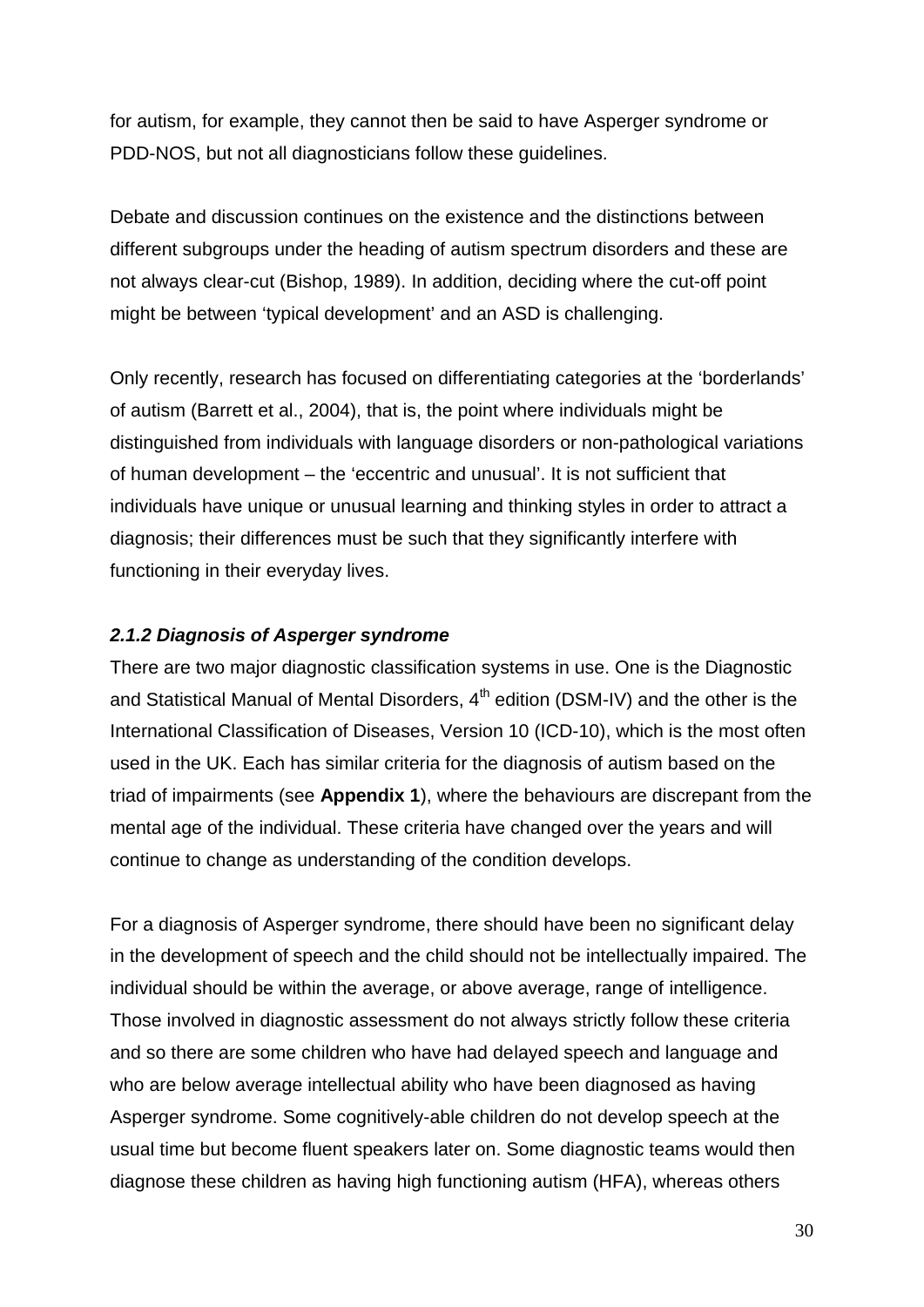for autism, for example, they cannot then be said to have Asperger syndrome or PDD-NOS, but not all diagnosticians follow these guidelines.

Debate and discussion continues on the existence and the distinctions between different subgroups under the heading of autism spectrum disorders and these are not always clear-cut (Bishop, 1989). In addition, deciding where the cut-off point might be between 'typical development' and an ASD is challenging.

Only recently, research has focused on differentiating categories at the 'borderlands' of autism (Barrett et al., 2004), that is, the point where individuals might be distinguished from individuals with language disorders or non-pathological variations of human development – the 'eccentric and unusual'. It is not sufficient that individuals have unique or unusual learning and thinking styles in order to attract a diagnosis; their differences must be such that they significantly interfere with functioning in their everyday lives.

#### *2.1.2 Diagnosis of Asperger syndrome*

There are two major diagnostic classification systems in use. One is the Diagnostic and Statistical Manual of Mental Disorders, 4th edition (DSM-IV) and the other is the International Classification of Diseases, Version 10 (ICD-10), which is the most often used in the UK. Each has similar criteria for the diagnosis of autism based on the triad of impairments (see **Appendix 1**), where the behaviours are discrepant from the mental age of the individual. These criteria have changed over the years and will continue to change as understanding of the condition develops.

For a diagnosis of Asperger syndrome, there should have been no significant delay in the development of speech and the child should not be intellectually impaired. The individual should be within the average, or above average, range of intelligence. Those involved in diagnostic assessment do not always strictly follow these criteria and so there are some children who have had delayed speech and language and who are below average intellectual ability who have been diagnosed as having Asperger syndrome. Some cognitively-able children do not develop speech at the usual time but become fluent speakers later on. Some diagnostic teams would then diagnose these children as having high functioning autism (HFA), whereas others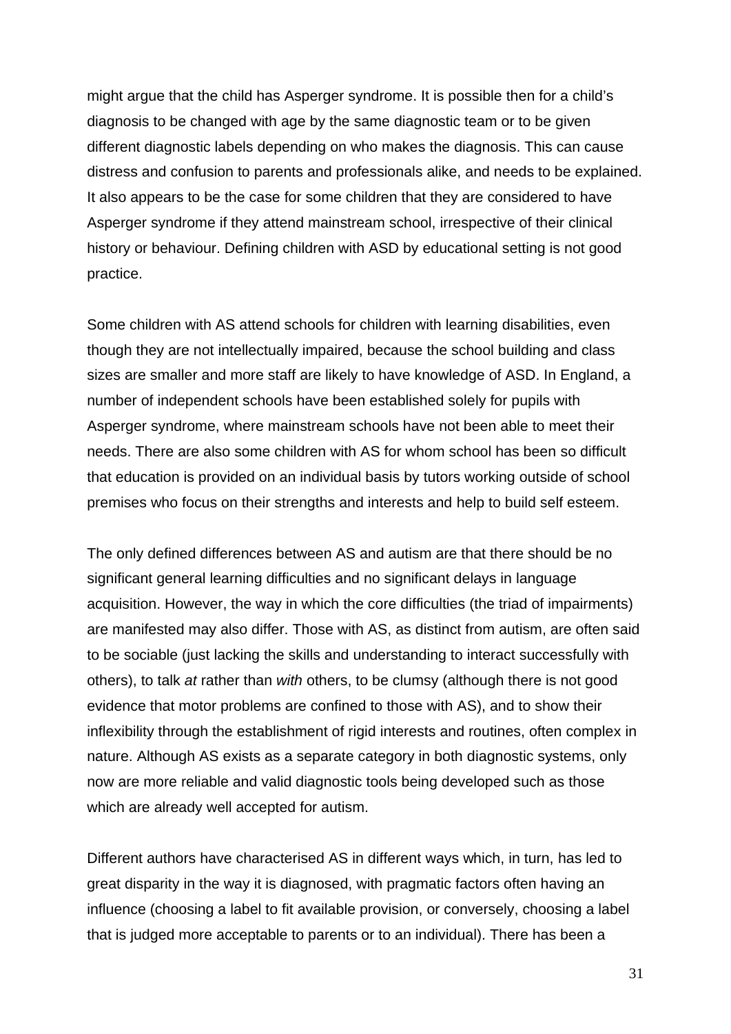might argue that the child has Asperger syndrome. It is possible then for a child's diagnosis to be changed with age by the same diagnostic team or to be given different diagnostic labels depending on who makes the diagnosis. This can cause distress and confusion to parents and professionals alike, and needs to be explained. It also appears to be the case for some children that they are considered to have Asperger syndrome if they attend mainstream school, irrespective of their clinical history or behaviour. Defining children with ASD by educational setting is not good practice.

Some children with AS attend schools for children with learning disabilities, even though they are not intellectually impaired, because the school building and class sizes are smaller and more staff are likely to have knowledge of ASD. In England, a number of independent schools have been established solely for pupils with Asperger syndrome, where mainstream schools have not been able to meet their needs. There are also some children with AS for whom school has been so difficult that education is provided on an individual basis by tutors working outside of school premises who focus on their strengths and interests and help to build self esteem.

The only defined differences between AS and autism are that there should be no significant general learning difficulties and no significant delays in language acquisition. However, the way in which the core difficulties (the triad of impairments) are manifested may also differ. Those with AS, as distinct from autism, are often said to be sociable (just lacking the skills and understanding to interact successfully with others), to talk *at* rather than *with* others, to be clumsy (although there is not good evidence that motor problems are confined to those with AS), and to show their inflexibility through the establishment of rigid interests and routines, often complex in nature. Although AS exists as a separate category in both diagnostic systems, only now are more reliable and valid diagnostic tools being developed such as those which are already well accepted for autism.

Different authors have characterised AS in different ways which, in turn, has led to great disparity in the way it is diagnosed, with pragmatic factors often having an influence (choosing a label to fit available provision, or conversely, choosing a label that is judged more acceptable to parents or to an individual). There has been a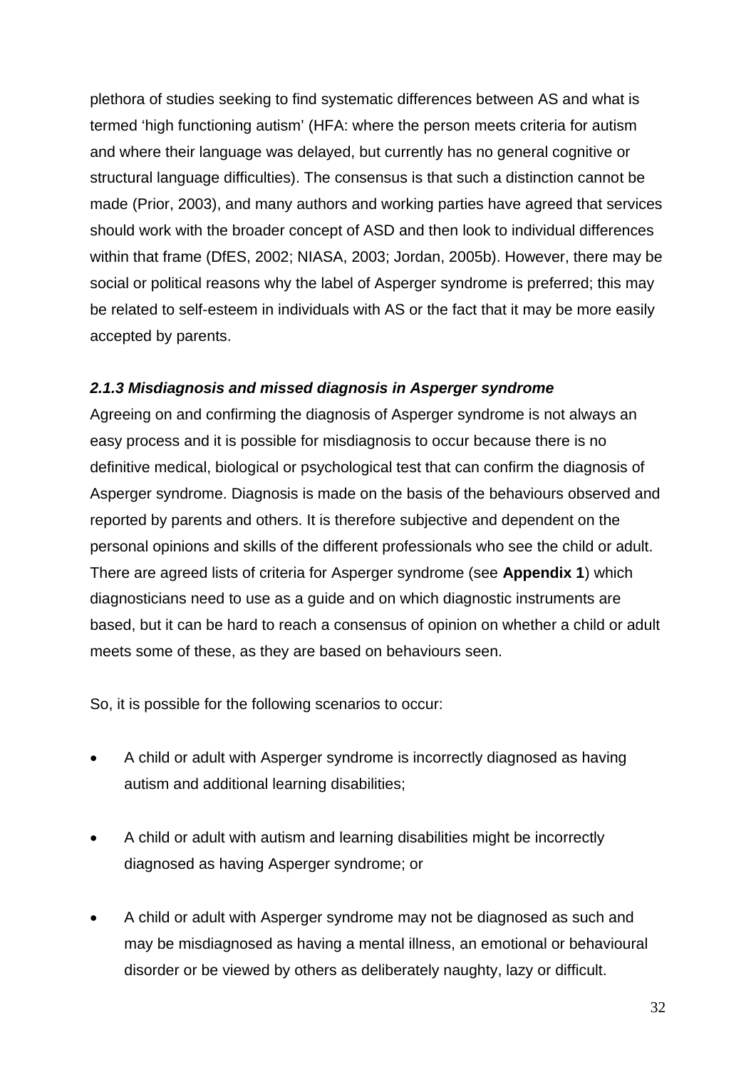plethora of studies seeking to find systematic differences between AS and what is termed 'high functioning autism' (HFA: where the person meets criteria for autism and where their language was delayed, but currently has no general cognitive or structural language difficulties). The consensus is that such a distinction cannot be made (Prior, 2003), and many authors and working parties have agreed that services should work with the broader concept of ASD and then look to individual differences within that frame (DfES, 2002; NIASA, 2003; Jordan, 2005b). However, there may be social or political reasons why the label of Asperger syndrome is preferred; this may be related to self-esteem in individuals with AS or the fact that it may be more easily accepted by parents.

### *2.1.3 Misdiagnosis and missed diagnosis in Asperger syndrome*

Agreeing on and confirming the diagnosis of Asperger syndrome is not always an easy process and it is possible for misdiagnosis to occur because there is no definitive medical, biological or psychological test that can confirm the diagnosis of Asperger syndrome. Diagnosis is made on the basis of the behaviours observed and reported by parents and others. It is therefore subjective and dependent on the personal opinions and skills of the different professionals who see the child or adult. There are agreed lists of criteria for Asperger syndrome (see **Appendix 1**) which diagnosticians need to use as a guide and on which diagnostic instruments are based, but it can be hard to reach a consensus of opinion on whether a child or adult meets some of these, as they are based on behaviours seen.

So, it is possible for the following scenarios to occur:

- A child or adult with Asperger syndrome is incorrectly diagnosed as having autism and additional learning disabilities;
- A child or adult with autism and learning disabilities might be incorrectly diagnosed as having Asperger syndrome; or
- A child or adult with Asperger syndrome may not be diagnosed as such and may be misdiagnosed as having a mental illness, an emotional or behavioural disorder or be viewed by others as deliberately naughty, lazy or difficult.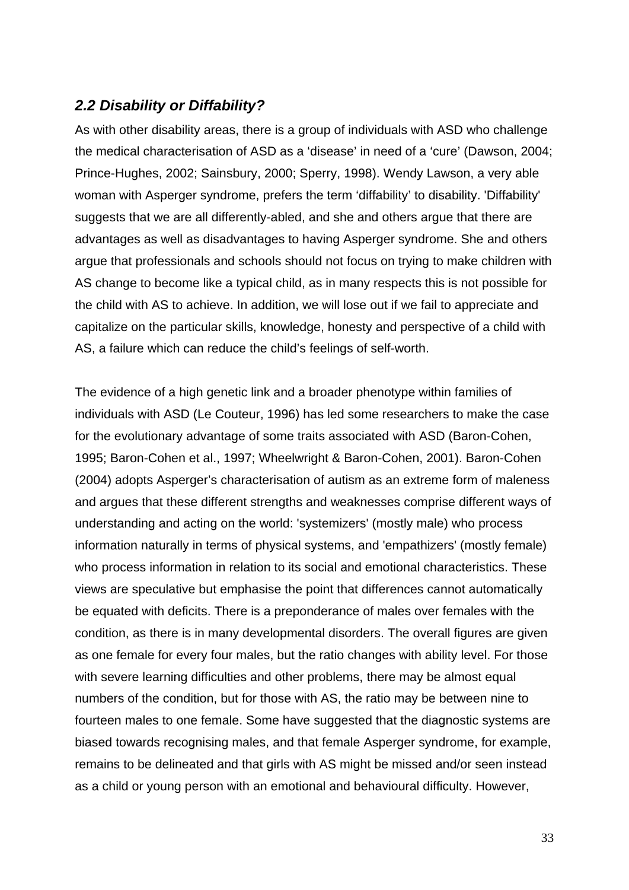## *2.2 Disability or Diffability?*

As with other disability areas, there is a group of individuals with ASD who challenge the medical characterisation of ASD as a ‘disease’ in need of a ‘cure’ (Dawson, 2004; Prince-Hughes, 2002; Sainsbury, 2000; Sperry, 1998). Wendy Lawson, a very able woman with Asperger syndrome, prefers the term ‘diffability’ to disability. 'Diffability' suggests that we are all differently-abled, and she and others argue that there are advantages as well as disadvantages to having Asperger syndrome. She and others argue that professionals and schools should not focus on trying to make children with AS change to become like a typical child, as in many respects this is not possible for the child with AS to achieve. In addition, we will lose out if we fail to appreciate and capitalize on the particular skills, knowledge, honesty and perspective of a child with AS, a failure which can reduce the child’s feelings of self-worth.

The evidence of a high genetic link and a broader phenotype within families of individuals with ASD (Le Couteur, 1996) has led some researchers to make the case for the evolutionary advantage of some traits associated with ASD (Baron-Cohen, 1995; Baron-Cohen et al., 1997; Wheelwright & Baron-Cohen, 2001). Baron-Cohen (2004) adopts Asperger’s characterisation of autism as an extreme form of maleness and argues that these different strengths and weaknesses comprise different ways of understanding and acting on the world: 'systemizers' (mostly male) who process information naturally in terms of physical systems, and 'empathizers' (mostly female) who process information in relation to its social and emotional characteristics. These views are speculative but emphasise the point that differences cannot automatically be equated with deficits. There is a preponderance of males over females with the condition, as there is in many developmental disorders. The overall figures are given as one female for every four males, but the ratio changes with ability level. For those with severe learning difficulties and other problems, there may be almost equal numbers of the condition, but for those with AS, the ratio may be between nine to fourteen males to one female. Some have suggested that the diagnostic systems are biased towards recognising males, and that female Asperger syndrome, for example, remains to be delineated and that girls with AS might be missed and/or seen instead as a child or young person with an emotional and behavioural difficulty. However,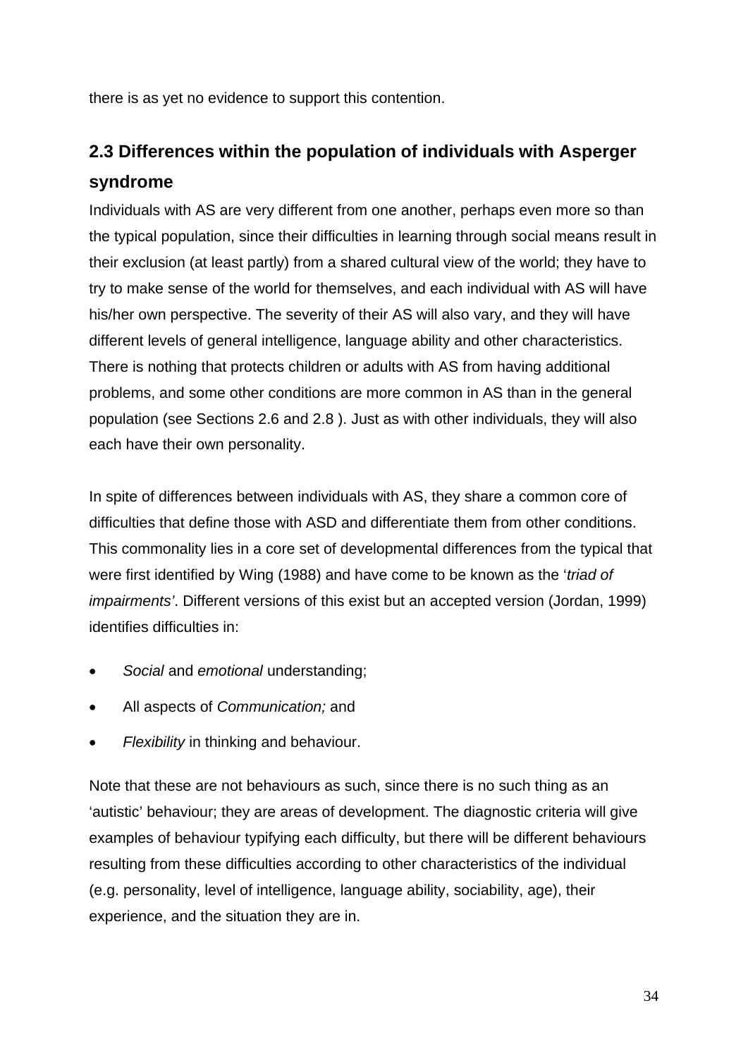there is as yet no evidence to support this contention.

## 2.3 Differences within the population of individuals with Asperger syndrome

Individuals with AS are very different from one another, perhaps even more so than the typical population, since their difficulties in learning through social means result in their exclusion (at least partly) from a shared cultural view of the world; they have to try to make sense of the world for themselves, and each individual with AS will have his/her own perspective. The severity of their AS will also vary, and they will have different levels of general intelligence, language ability and other characteristics. There is nothing that protects children or adults with AS from having additional problems, and some other conditions are more common in AS than in the general population (see Sections 2.6 and 2.8 ). Just as with other individuals, they will also each have their own personality.

In spite of differences between individuals with AS, they share a common core of difficulties that define those with ASD and differentiate them from other conditions. This commonality lies in a core set of developmental differences from the typical that were first identified by Wing (1988) and have come to be known as the '*triad of impairments'*. Different versions of this exist but an accepted version (Jordan, 1999) identifies difficulties in:

- *Social* and *emotional* understanding;
- All aspects of *Communication;* and
- *Flexibility* in thinking and behaviour.

Note that these are not behaviours as such, since there is no such thing as an 'autistic' behaviour; they are areas of development. The diagnostic criteria will give examples of behaviour typifying each difficulty, but there will be different behaviours resulting from these difficulties according to other characteristics of the individual (e.g. personality, level of intelligence, language ability, sociability, age), their experience, and the situation they are in.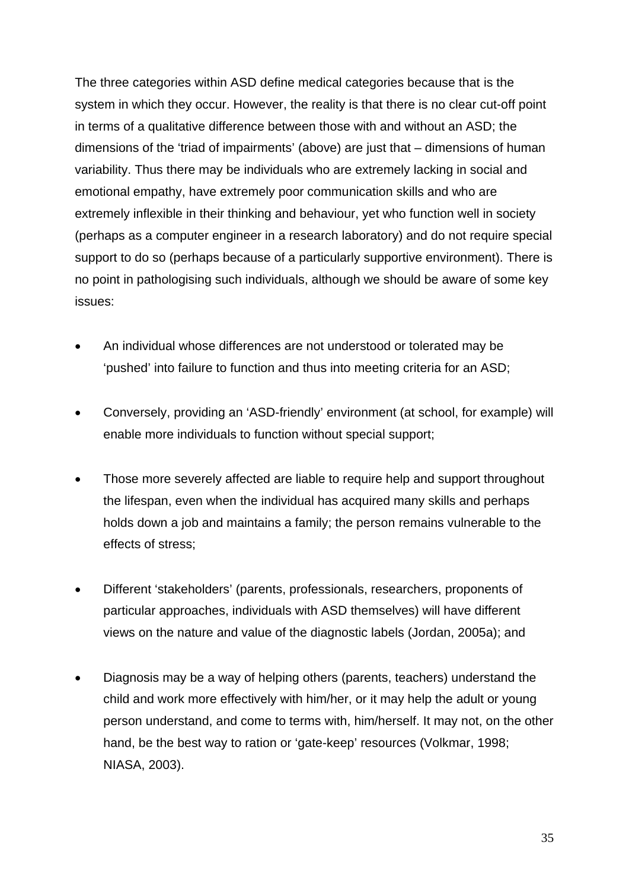The three categories within ASD define medical categories because that is the system in which they occur. However, the reality is that there is no clear cut-off point in terms of a qualitative difference between those with and without an ASD; the dimensions of the 'triad of impairments' (above) are just that – dimensions of human variability. Thus there may be individuals who are extremely lacking in social and emotional empathy, have extremely poor communication skills and who are extremely inflexible in their thinking and behaviour, yet who function well in society (perhaps as a computer engineer in a research laboratory) and do not require special support to do so (perhaps because of a particularly supportive environment). There is no point in pathologising such individuals, although we should be aware of some key issues:

- An individual whose differences are not understood or tolerated may be 'pushed' into failure to function and thus into meeting criteria for an ASD;
- Conversely, providing an 'ASD-friendly' environment (at school, for example) will enable more individuals to function without special support;
- Those more severely affected are liable to require help and support throughout the lifespan, even when the individual has acquired many skills and perhaps holds down a job and maintains a family; the person remains vulnerable to the effects of stress;
- Different 'stakeholders' (parents, professionals, researchers, proponents of particular approaches, individuals with ASD themselves) will have different views on the nature and value of the diagnostic labels (Jordan, 2005a); and
- Diagnosis may be a way of helping others (parents, teachers) understand the child and work more effectively with him/her, or it may help the adult or young person understand, and come to terms with, him/herself. It may not, on the other hand, be the best way to ration or 'gate-keep' resources (Volkmar, 1998; NIASA, 2003).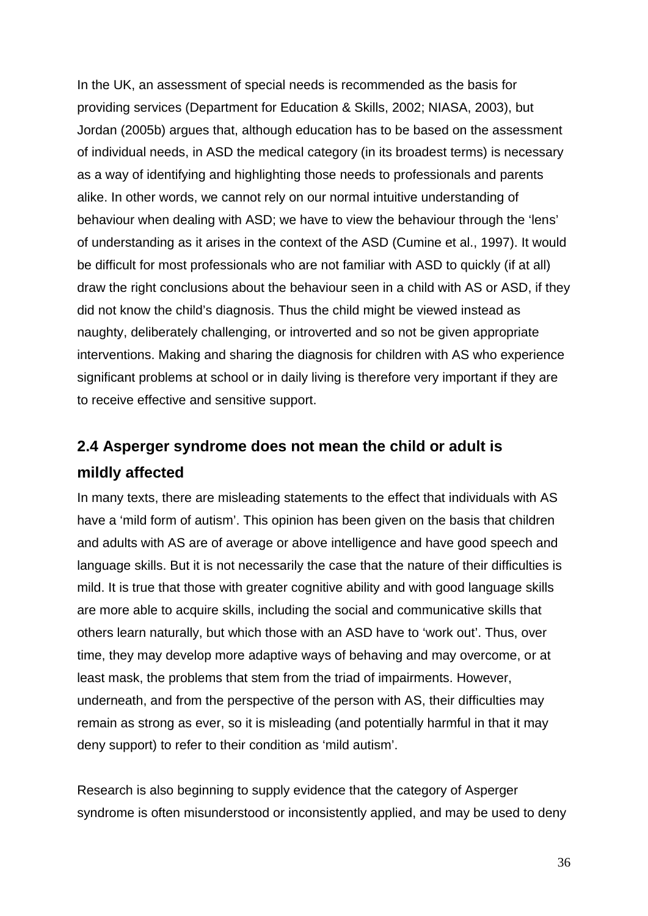In the UK, an assessment of special needs is recommended as the basis for providing services (Department for Education & Skills, 2002; NIASA, 2003), but Jordan (2005b) argues that, although education has to be based on the assessment of individual needs, in ASD the medical category (in its broadest terms) is necessary as a way of identifying and highlighting those needs to professionals and parents alike. In other words, we cannot rely on our normal intuitive understanding of behaviour when dealing with ASD; we have to view the behaviour through the 'lens' of understanding as it arises in the context of the ASD (Cumine et al., 1997). It would be difficult for most professionals who are not familiar with ASD to quickly (if at all) draw the right conclusions about the behaviour seen in a child with AS or ASD, if they did not know the child's diagnosis. Thus the child might be viewed instead as naughty, deliberately challenging, or introverted and so not be given appropriate interventions. Making and sharing the diagnosis for children with AS who experience significant problems at school or in daily living is therefore very important if they are to receive effective and sensitive support.

## 2.4 Asperger syndrome does not mean the child or adult is mildly affected

In many texts, there are misleading statements to the effect that individuals with AS have a 'mild form of autism'. This opinion has been given on the basis that children and adults with AS are of average or above intelligence and have good speech and language skills. But it is not necessarily the case that the nature of their difficulties is mild. It is true that those with greater cognitive ability and with good language skills are more able to acquire skills, including the social and communicative skills that others learn naturally, but which those with an ASD have to 'work out'. Thus, over time, they may develop more adaptive ways of behaving and may overcome, or at least mask, the problems that stem from the triad of impairments. However, underneath, and from the perspective of the person with AS, their difficulties may remain as strong as ever, so it is misleading (and potentially harmful in that it may deny support) to refer to their condition as 'mild autism'.

Research is also beginning to supply evidence that the category of Asperger syndrome is often misunderstood or inconsistently applied, and may be used to deny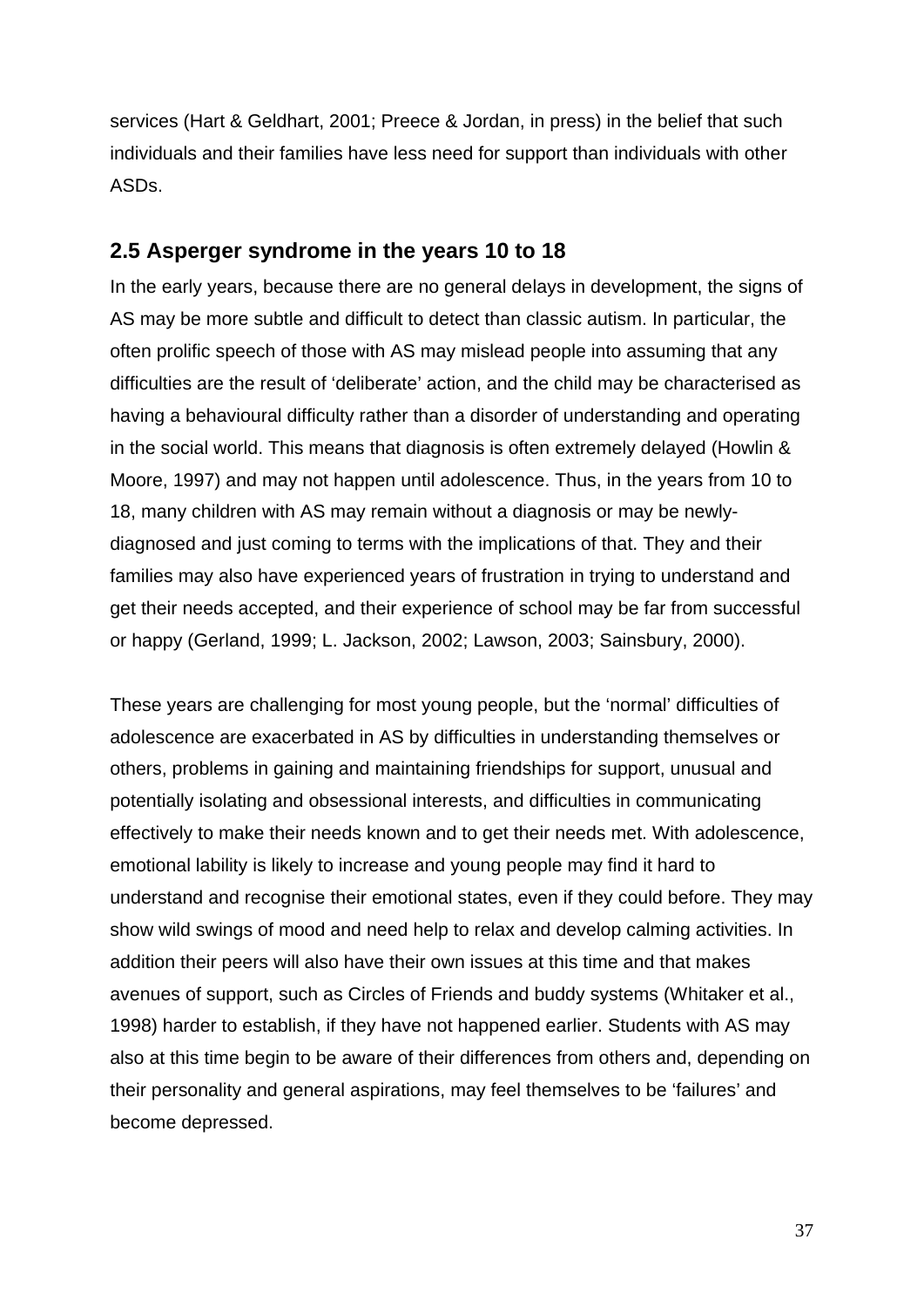services (Hart & Geldhart, 2001; Preece & Jordan, in press) in the belief that such individuals and their families have less need for support than individuals with other ASDs.

## 2.5 Asperger syndrome in the years 10 to 18

In the early years, because there are no general delays in development, the signs of AS may be more subtle and difficult to detect than classic autism. In particular, the often prolific speech of those with AS may mislead people into assuming that any difficulties are the result of 'deliberate' action, and the child may be characterised as having a behavioural difficulty rather than a disorder of understanding and operating in the social world. This means that diagnosis is often extremely delayed (Howlin & Moore, 1997) and may not happen until adolescence. Thus, in the years from 10 to 18, many children with AS may remain without a diagnosis or may be newly-diagnosed and just coming to terms with the implications of that. They and their families may also have experienced years of frustration in trying to understand and get their needs accepted, and their experience of school may be far from successful or happy (Gerland, 1999; L. Jackson, 2002; Lawson, 2003; Sainsbury, 2000).

These years are challenging for most young people, but the 'normal' difficulties of adolescence are exacerbated in AS by difficulties in understanding themselves or others, problems in gaining and maintaining friendships for support, unusual and potentially isolating and obsessional interests, and difficulties in communicating effectively to make their needs known and to get their needs met. With adolescence, emotional lability is likely to increase and young people may find it hard to understand and recognise their emotional states, even if they could before. They may show wild swings of mood and need help to relax and develop calming activities. In addition their peers will also have their own issues at this time and that makes avenues of support, such as Circles of Friends and buddy systems (Whitaker et al., 1998) harder to establish, if they have not happened earlier. Students with AS may also at this time begin to be aware of their differences from others and, depending on their personality and general aspirations, may feel themselves to be 'failures' and become depressed.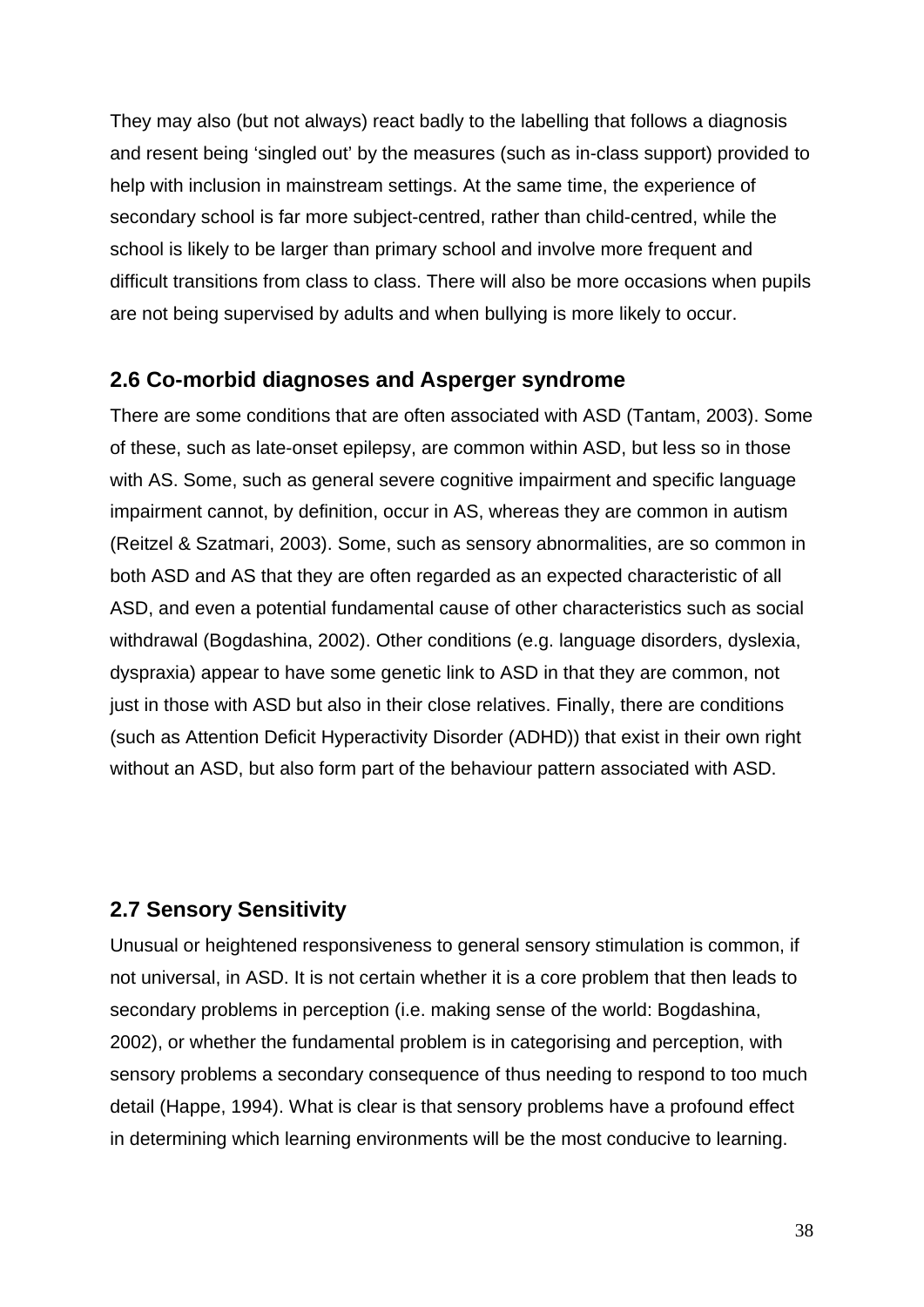They may also (but not always) react badly to the labelling that follows a diagnosis and resent being 'singled out' by the measures (such as in-class support) provided to help with inclusion in mainstream settings. At the same time, the experience of secondary school is far more subject-centred, rather than child-centred, while the school is likely to be larger than primary school and involve more frequent and difficult transitions from class to class. There will also be more occasions when pupils are not being supervised by adults and when bullying is more likely to occur.

## 2.6 Co-morbid diagnoses and Asperger syndrome

There are some conditions that are often associated with ASD (Tantam, 2003). Some of these, such as late-onset epilepsy, are common within ASD, but less so in those with AS. Some, such as general severe cognitive impairment and specific language impairment cannot, by definition, occur in AS, whereas they are common in autism (Reitzel & Szatmari, 2003). Some, such as sensory abnormalities, are so common in both ASD and AS that they are often regarded as an expected characteristic of all ASD, and even a potential fundamental cause of other characteristics such as social withdrawal (Bogdashina, 2002). Other conditions (e.g. language disorders, dyslexia, dyspraxia) appear to have some genetic link to ASD in that they are common, not just in those with ASD but also in their close relatives. Finally, there are conditions (such as Attention Deficit Hyperactivity Disorder (ADHD)) that exist in their own right without an ASD, but also form part of the behaviour pattern associated with ASD.

## 2.7 Sensory Sensitivity

Unusual or heightened responsiveness to general sensory stimulation is common, if not universal, in ASD. It is not certain whether it is a core problem that then leads to secondary problems in perception (i.e. making sense of the world: Bogdashina, 2002), or whether the fundamental problem is in categorising and perception, with sensory problems a secondary consequence of thus needing to respond to too much detail (Happe, 1994). What is clear is that sensory problems have a profound effect in determining which learning environments will be the most conducive to learning.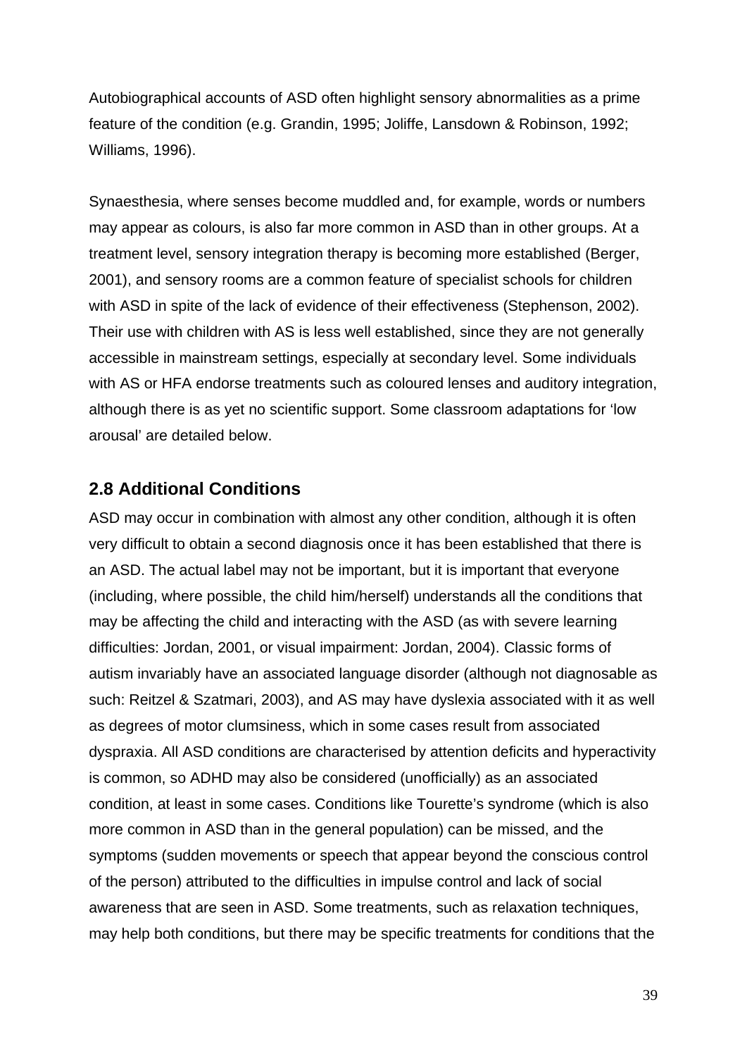Autobiographical accounts of ASD often highlight sensory abnormalities as a prime feature of the condition (e.g. Grandin, 1995; Joliffe, Lansdown & Robinson, 1992; Williams, 1996).

Synaesthesia, where senses become muddled and, for example, words or numbers may appear as colours, is also far more common in ASD than in other groups. At a treatment level, sensory integration therapy is becoming more established (Berger, 2001), and sensory rooms are a common feature of specialist schools for children with ASD in spite of the lack of evidence of their effectiveness (Stephenson, 2002). Their use with children with AS is less well established, since they are not generally accessible in mainstream settings, especially at secondary level. Some individuals with AS or HFA endorse treatments such as coloured lenses and auditory integration, although there is as yet no scientific support. Some classroom adaptations for 'low arousal' are detailed below.

## 2.8 Additional Conditions

ASD may occur in combination with almost any other condition, although it is often very difficult to obtain a second diagnosis once it has been established that there is an ASD. The actual label may not be important, but it is important that everyone (including, where possible, the child him/herself) understands all the conditions that may be affecting the child and interacting with the ASD (as with severe learning difficulties: Jordan, 2001, or visual impairment: Jordan, 2004). Classic forms of autism invariably have an associated language disorder (although not diagnosable as such: Reitzel & Szatmari, 2003), and AS may have dyslexia associated with it as well as degrees of motor clumsiness, which in some cases result from associated dyspraxia. All ASD conditions are characterised by attention deficits and hyperactivity is common, so ADHD may also be considered (unofficially) as an associated condition, at least in some cases. Conditions like Tourette's syndrome (which is also more common in ASD than in the general population) can be missed, and the symptoms (sudden movements or speech that appear beyond the conscious control of the person) attributed to the difficulties in impulse control and lack of social awareness that are seen in ASD. Some treatments, such as relaxation techniques, may help both conditions, but there may be specific treatments for conditions that the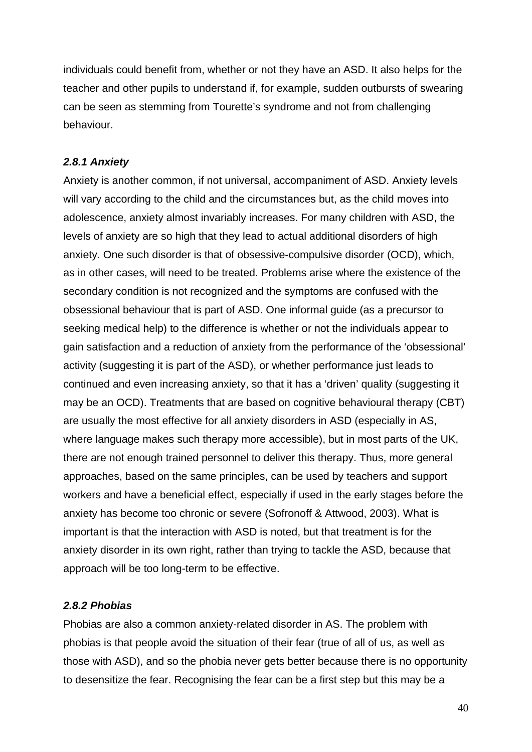individuals could benefit from, whether or not they have an ASD. It also helps for the teacher and other pupils to understand if, for example, sudden outbursts of swearing can be seen as stemming from Tourette's syndrome and not from challenging behaviour.

### *2.8.1 Anxiety*

Anxiety is another common, if not universal, accompaniment of ASD. Anxiety levels will vary according to the child and the circumstances but, as the child moves into adolescence, anxiety almost invariably increases. For many children with ASD, the levels of anxiety are so high that they lead to actual additional disorders of high anxiety. One such disorder is that of obsessive-compulsive disorder (OCD), which, as in other cases, will need to be treated. Problems arise where the existence of the secondary condition is not recognized and the symptoms are confused with the obsessional behaviour that is part of ASD. One informal guide (as a precursor to seeking medical help) to the difference is whether or not the individuals appear to gain satisfaction and a reduction of anxiety from the performance of the 'obsessional' activity (suggesting it is part of the ASD), or whether performance just leads to continued and even increasing anxiety, so that it has a 'driven' quality (suggesting it may be an OCD). Treatments that are based on cognitive behavioural therapy (CBT) are usually the most effective for all anxiety disorders in ASD (especially in AS, where language makes such therapy more accessible), but in most parts of the UK, there are not enough trained personnel to deliver this therapy. Thus, more general approaches, based on the same principles, can be used by teachers and support workers and have a beneficial effect, especially if used in the early stages before the anxiety has become too chronic or severe (Sofronoff & Attwood, 2003). What is important is that the interaction with ASD is noted, but that treatment is for the anxiety disorder in its own right, rather than trying to tackle the ASD, because that approach will be too long-term to be effective.

### *2.8.2 Phobias*

Phobias are also a common anxiety-related disorder in AS. The problem with phobias is that people avoid the situation of their fear (true of all of us, as well as those with ASD), and so the phobia never gets better because there is no opportunity to desensitize the fear. Recognising the fear can be a first step but this may be a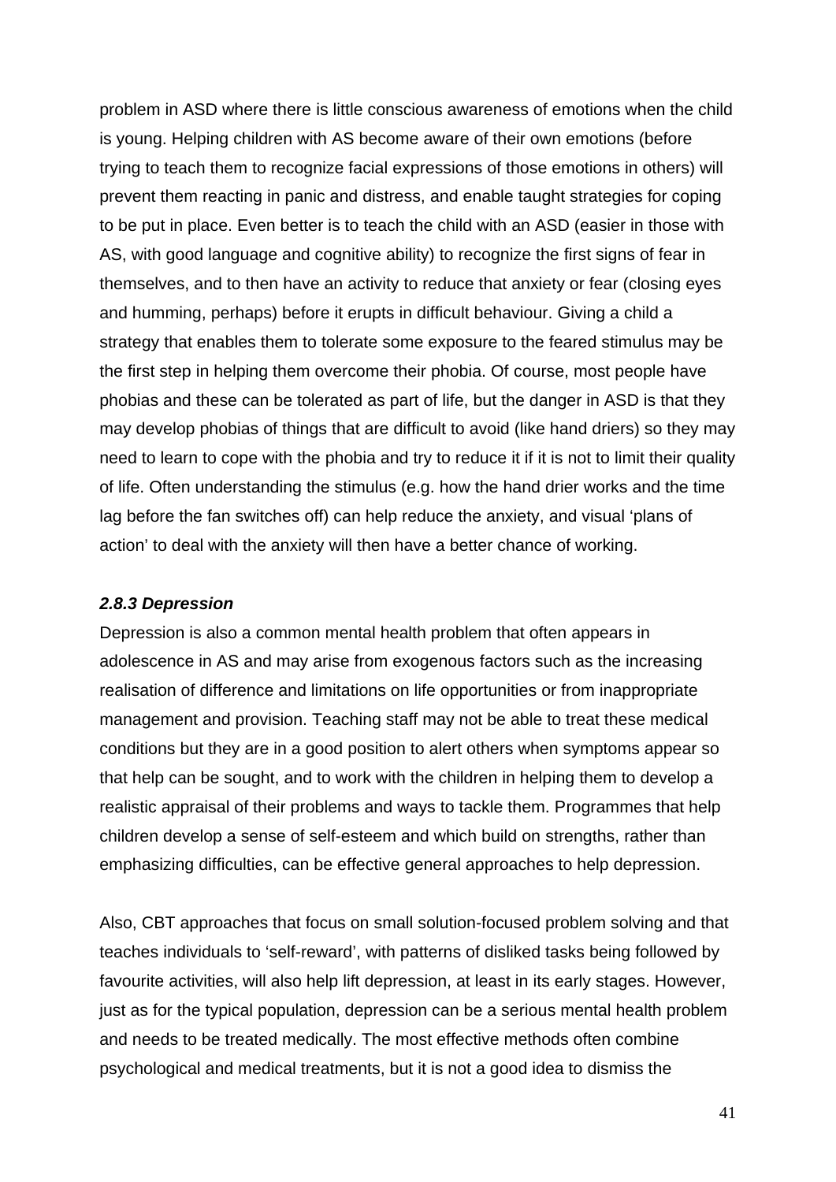problem in ASD where there is little conscious awareness of emotions when the child is young. Helping children with AS become aware of their own emotions (before trying to teach them to recognize facial expressions of those emotions in others) will prevent them reacting in panic and distress, and enable taught strategies for coping to be put in place. Even better is to teach the child with an ASD (easier in those with AS, with good language and cognitive ability) to recognize the first signs of fear in themselves, and to then have an activity to reduce that anxiety or fear (closing eyes and humming, perhaps) before it erupts in difficult behaviour. Giving a child a strategy that enables them to tolerate some exposure to the feared stimulus may be the first step in helping them overcome their phobia. Of course, most people have phobias and these can be tolerated as part of life, but the danger in ASD is that they may develop phobias of things that are difficult to avoid (like hand driers) so they may need to learn to cope with the phobia and try to reduce it if it is not to limit their quality of life. Often understanding the stimulus (e.g. how the hand drier works and the time lag before the fan switches off) can help reduce the anxiety, and visual 'plans of action' to deal with the anxiety will then have a better chance of working.

### *2.8.3 Depression*

Depression is also a common mental health problem that often appears in adolescence in AS and may arise from exogenous factors such as the increasing realisation of difference and limitations on life opportunities or from inappropriate management and provision. Teaching staff may not be able to treat these medical conditions but they are in a good position to alert others when symptoms appear so that help can be sought, and to work with the children in helping them to develop a realistic appraisal of their problems and ways to tackle them. Programmes that help children develop a sense of self-esteem and which build on strengths, rather than emphasizing difficulties, can be effective general approaches to help depression.

Also, CBT approaches that focus on small solution-focused problem solving and that teaches individuals to 'self-reward', with patterns of disliked tasks being followed by favourite activities, will also help lift depression, at least in its early stages. However, just as for the typical population, depression can be a serious mental health problem and needs to be treated medically. The most effective methods often combine psychological and medical treatments, but it is not a good idea to dismiss the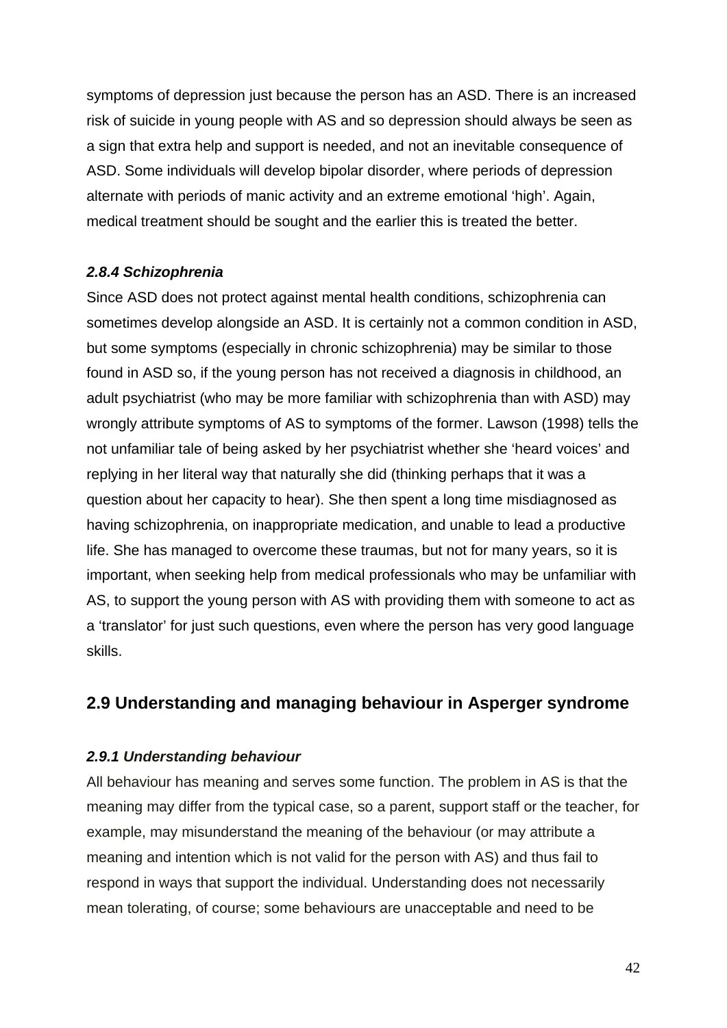symptoms of depression just because the person has an ASD. There is an increased risk of suicide in young people with AS and so depression should always be seen as a sign that extra help and support is needed, and not an inevitable consequence of ASD. Some individuals will develop bipolar disorder, where periods of depression alternate with periods of manic activity and an extreme emotional 'high'. Again, medical treatment should be sought and the earlier this is treated the better.

#### *2.8.4 Schizophrenia*

Since ASD does not protect against mental health conditions, schizophrenia can sometimes develop alongside an ASD. It is certainly not a common condition in ASD, but some symptoms (especially in chronic schizophrenia) may be similar to those found in ASD so, if the young person has not received a diagnosis in childhood, an adult psychiatrist (who may be more familiar with schizophrenia than with ASD) may wrongly attribute symptoms of AS to symptoms of the former. Lawson (1998) tells the not unfamiliar tale of being asked by her psychiatrist whether she 'heard voices' and replying in her literal way that naturally she did (thinking perhaps that it was a question about her capacity to hear). She then spent a long time misdiagnosed as having schizophrenia, on inappropriate medication, and unable to lead a productive life. She has managed to overcome these traumas, but not for many years, so it is important, when seeking help from medical professionals who may be unfamiliar with AS, to support the young person with AS with providing them with someone to act as a 'translator' for just such questions, even where the person has very good language skills.

## 2.9 Understanding and managing behaviour in Asperger syndrome

#### *2.9.1 Understanding behaviour*

All behaviour has meaning and serves some function. The problem in AS is that the meaning may differ from the typical case, so a parent, support staff or the teacher, for example, may misunderstand the meaning of the behaviour (or may attribute a meaning and intention which is not valid for the person with AS) and thus fail to respond in ways that support the individual. Understanding does not necessarily mean tolerating, of course; some behaviours are unacceptable and need to be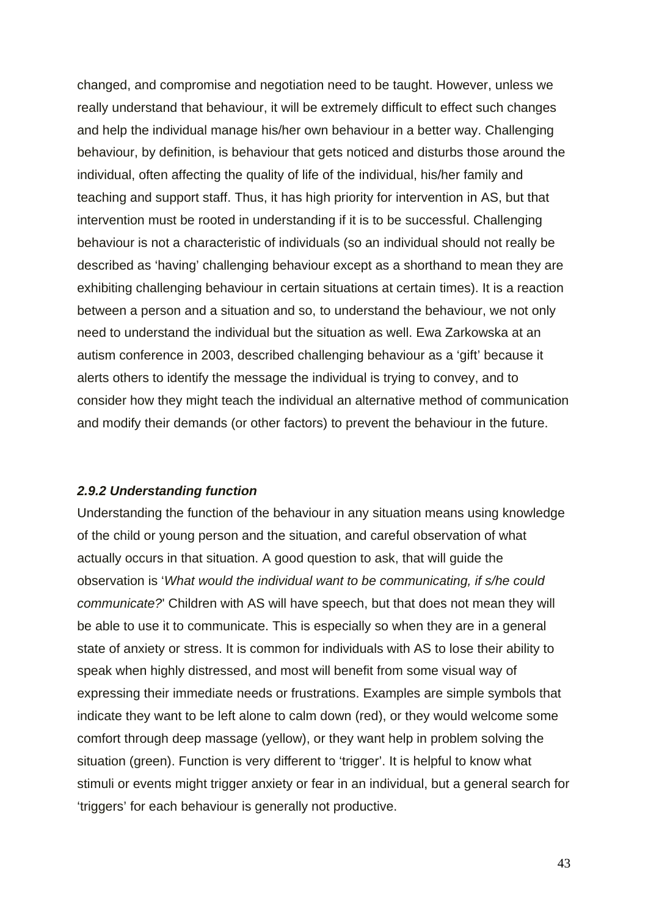changed, and compromise and negotiation need to be taught. However, unless we really understand that behaviour, it will be extremely difficult to effect such changes and help the individual manage his/her own behaviour in a better way. Challenging behaviour, by definition, is behaviour that gets noticed and disturbs those around the individual, often affecting the quality of life of the individual, his/her family and teaching and support staff. Thus, it has high priority for intervention in AS, but that intervention must be rooted in understanding if it is to be successful. Challenging behaviour is not a characteristic of individuals (so an individual should not really be described as 'having' challenging behaviour except as a shorthand to mean they are exhibiting challenging behaviour in certain situations at certain times). It is a reaction between a person and a situation and so, to understand the behaviour, we not only need to understand the individual but the situation as well. Ewa Zarkowska at an autism conference in 2003, described challenging behaviour as a 'gift' because it alerts others to identify the message the individual is trying to convey, and to consider how they might teach the individual an alternative method of communication and modify their demands (or other factors) to prevent the behaviour in the future.

#### *2.9.2 Understanding function*

Understanding the function of the behaviour in any situation means using knowledge of the child or young person and the situation, and careful observation of what actually occurs in that situation. A good question to ask, that will guide the observation is '*What would the individual want to be communicating, if s/he could communicate?*' Children with AS will have speech, but that does not mean they will be able to use it to communicate. This is especially so when they are in a general state of anxiety or stress. It is common for individuals with AS to lose their ability to speak when highly distressed, and most will benefit from some visual way of expressing their immediate needs or frustrations. Examples are simple symbols that indicate they want to be left alone to calm down (red), or they would welcome some comfort through deep massage (yellow), or they want help in problem solving the situation (green). Function is very different to 'trigger'. It is helpful to know what stimuli or events might trigger anxiety or fear in an individual, but a general search for 'triggers' for each behaviour is generally not productive.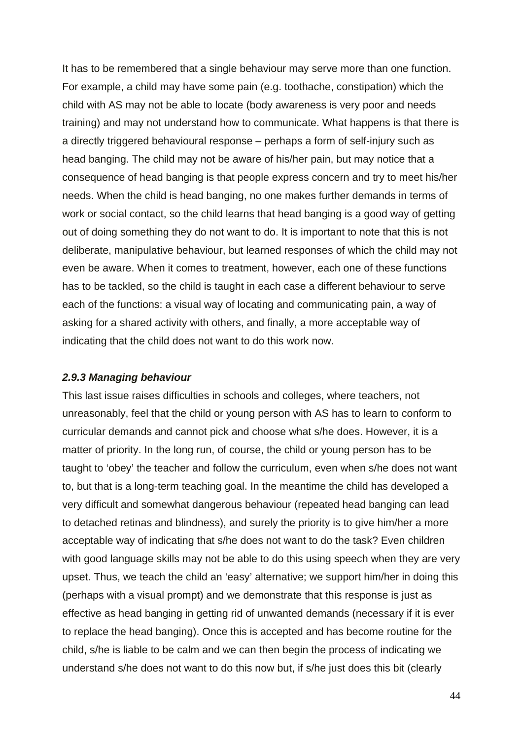It has to be remembered that a single behaviour may serve more than one function. For example, a child may have some pain (e.g. toothache, constipation) which the child with AS may not be able to locate (body awareness is very poor and needs training) and may not understand how to communicate. What happens is that there is a directly triggered behavioural response – perhaps a form of self-injury such as head banging. The child may not be aware of his/her pain, but may notice that a consequence of head banging is that people express concern and try to meet his/her needs. When the child is head banging, no one makes further demands in terms of work or social contact, so the child learns that head banging is a good way of getting out of doing something they do not want to do. It is important to note that this is not deliberate, manipulative behaviour, but learned responses of which the child may not even be aware. When it comes to treatment, however, each one of these functions has to be tackled, so the child is taught in each case a different behaviour to serve each of the functions: a visual way of locating and communicating pain, a way of asking for a shared activity with others, and finally, a more acceptable way of indicating that the child does not want to do this work now.

#### *2.9.3 Managing behaviour*

This last issue raises difficulties in schools and colleges, where teachers, not unreasonably, feel that the child or young person with AS has to learn to conform to curricular demands and cannot pick and choose what s/he does. However, it is a matter of priority. In the long run, of course, the child or young person has to be taught to 'obey' the teacher and follow the curriculum, even when s/he does not want to, but that is a long-term teaching goal. In the meantime the child has developed a very difficult and somewhat dangerous behaviour (repeated head banging can lead to detached retinas and blindness), and surely the priority is to give him/her a more acceptable way of indicating that s/he does not want to do the task? Even children with good language skills may not be able to do this using speech when they are very upset. Thus, we teach the child an 'easy' alternative; we support him/her in doing this (perhaps with a visual prompt) and we demonstrate that this response is just as effective as head banging in getting rid of unwanted demands (necessary if it is ever to replace the head banging). Once this is accepted and has become routine for the child, s/he is liable to be calm and we can then begin the process of indicating we understand s/he does not want to do this now but, if s/he just does this bit (clearly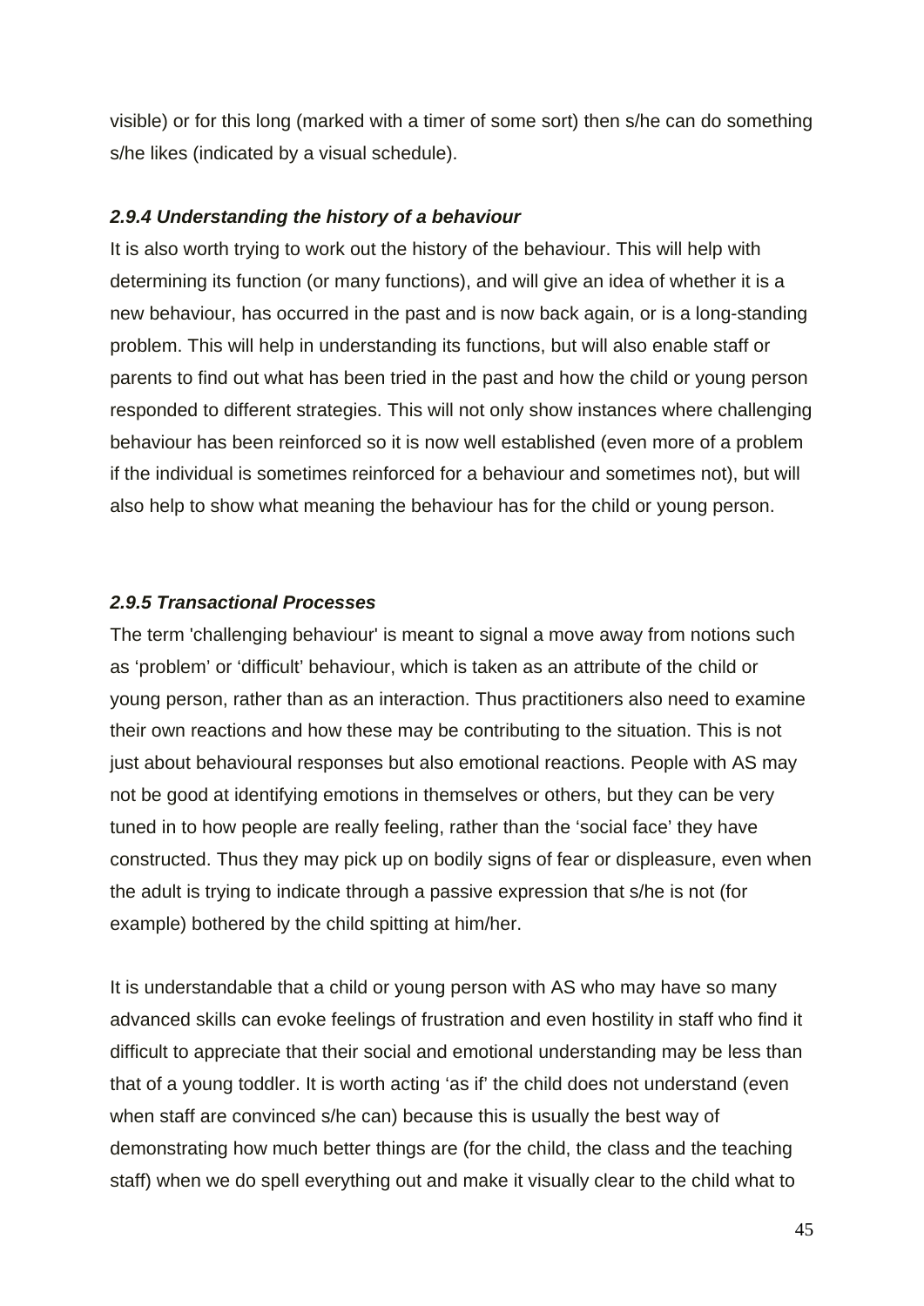visible) or for this long (marked with a timer of some sort) then s/he can do something s/he likes (indicated by a visual schedule).

#### *2.9.4 Understanding the history of a behaviour*

It is also worth trying to work out the history of the behaviour. This will help with determining its function (or many functions), and will give an idea of whether it is a new behaviour, has occurred in the past and is now back again, or is a long-standing problem. This will help in understanding its functions, but will also enable staff or parents to find out what has been tried in the past and how the child or young person responded to different strategies. This will not only show instances where challenging behaviour has been reinforced so it is now well established (even more of a problem if the individual is sometimes reinforced for a behaviour and sometimes not), but will also help to show what meaning the behaviour has for the child or young person.

#### *2.9.5 Transactional Processes*

The term 'challenging behaviour' is meant to signal a move away from notions such as ‘problem’ or ‘difficult’ behaviour, which is taken as an attribute of the child or young person, rather than as an interaction. Thus practitioners also need to examine their own reactions and how these may be contributing to the situation. This is not just about behavioural responses but also emotional reactions. People with AS may not be good at identifying emotions in themselves or others, but they can be very tuned in to how people are really feeling, rather than the ‘social face’ they have constructed. Thus they may pick up on bodily signs of fear or displeasure, even when the adult is trying to indicate through a passive expression that s/he is not (for example) bothered by the child spitting at him/her.

It is understandable that a child or young person with AS who may have so many advanced skills can evoke feelings of frustration and even hostility in staff who find it difficult to appreciate that their social and emotional understanding may be less than that of a young toddler. It is worth acting ‘as if’ the child does not understand (even when staff are convinced s/he can) because this is usually the best way of demonstrating how much better things are (for the child, the class and the teaching staff) when we do spell everything out and make it visually clear to the child what to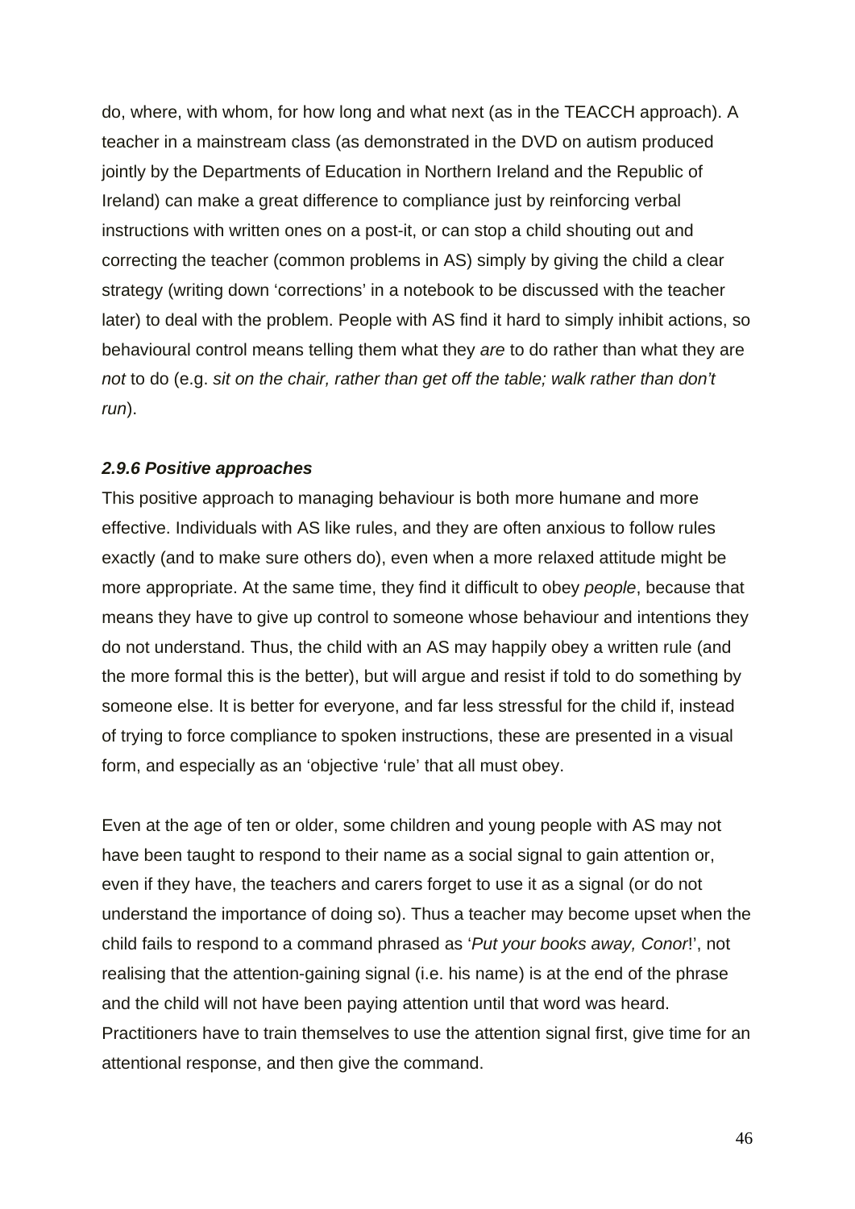do, where, with whom, for how long and what next (as in the TEACCH approach). A teacher in a mainstream class (as demonstrated in the DVD on autism produced jointly by the Departments of Education in Northern Ireland and the Republic of Ireland) can make a great difference to compliance just by reinforcing verbal instructions with written ones on a post-it, or can stop a child shouting out and correcting the teacher (common problems in AS) simply by giving the child a clear strategy (writing down 'corrections' in a notebook to be discussed with the teacher later) to deal with the problem. People with AS find it hard to simply inhibit actions, so behavioural control means telling them what they *are* to do rather than what they are *not* to do (e.g. *sit on the chair, rather than get off the table; walk rather than don't run*).

#### *2.9.6 Positive approaches*

This positive approach to managing behaviour is both more humane and more effective. Individuals with AS like rules, and they are often anxious to follow rules exactly (and to make sure others do), even when a more relaxed attitude might be more appropriate. At the same time, they find it difficult to obey *people*, because that means they have to give up control to someone whose behaviour and intentions they do not understand. Thus, the child with an AS may happily obey a written rule (and the more formal this is the better), but will argue and resist if told to do something by someone else. It is better for everyone, and far less stressful for the child if, instead of trying to force compliance to spoken instructions, these are presented in a visual form, and especially as an 'objective 'rule' that all must obey.

Even at the age of ten or older, some children and young people with AS may not have been taught to respond to their name as a social signal to gain attention or, even if they have, the teachers and carers forget to use it as a signal (or do not understand the importance of doing so). Thus a teacher may become upset when the child fails to respond to a command phrased as '*Put your books away, Conor*!', not realising that the attention-gaining signal (i.e. his name) is at the end of the phrase and the child will not have been paying attention until that word was heard. Practitioners have to train themselves to use the attention signal first, give time for an attentional response, and then give the command.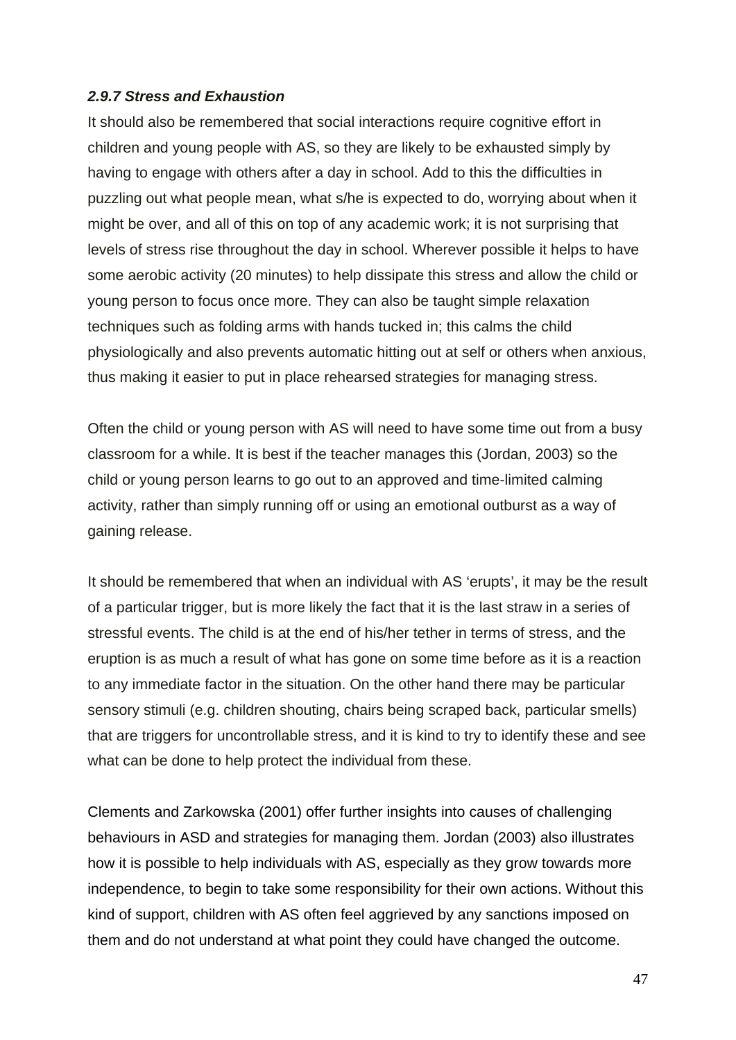### *2.9.7 Stress and Exhaustion*

It should also be remembered that social interactions require cognitive effort in children and young people with AS, so they are likely to be exhausted simply by having to engage with others after a day in school. Add to this the difficulties in puzzling out what people mean, what s/he is expected to do, worrying about when it might be over, and all of this on top of any academic work; it is not surprising that levels of stress rise throughout the day in school. Wherever possible it helps to have some aerobic activity (20 minutes) to help dissipate this stress and allow the child or young person to focus once more. They can also be taught simple relaxation techniques such as folding arms with hands tucked in; this calms the child physiologically and also prevents automatic hitting out at self or others when anxious, thus making it easier to put in place rehearsed strategies for managing stress.

Often the child or young person with AS will need to have some time out from a busy classroom for a while. It is best if the teacher manages this (Jordan, 2003) so the child or young person learns to go out to an approved and time-limited calming activity, rather than simply running off or using an emotional outburst as a way of gaining release.

It should be remembered that when an individual with AS 'erupts', it may be the result of a particular trigger, but is more likely the fact that it is the last straw in a series of stressful events. The child is at the end of his/her tether in terms of stress, and the eruption is as much a result of what has gone on some time before as it is a reaction to any immediate factor in the situation. On the other hand there may be particular sensory stimuli (e.g. children shouting, chairs being scraped back, particular smells) that are triggers for uncontrollable stress, and it is kind to try to identify these and see what can be done to help protect the individual from these.

Clements and Zarkowska (2001) offer further insights into causes of challenging behaviours in ASD and strategies for managing them. Jordan (2003) also illustrates how it is possible to help individuals with AS, especially as they grow towards more independence, to begin to take some responsibility for their own actions. Without this kind of support, children with AS often feel aggrieved by any sanctions imposed on them and do not understand at what point they could have changed the outcome.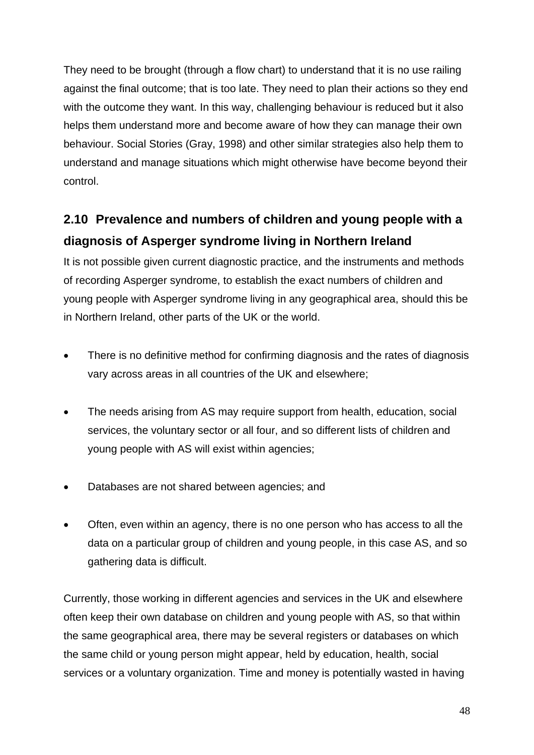They need to be brought (through a flow chart) to understand that it is no use railing against the final outcome; that is too late. They need to plan their actions so they end with the outcome they want. In this way, challenging behaviour is reduced but it also helps them understand more and become aware of how they can manage their own behaviour. Social Stories (Gray, 1998) and other similar strategies also help them to understand and manage situations which might otherwise have become beyond their control.

## 2.10 Prevalence and numbers of children and young people with a diagnosis of Asperger syndrome living in Northern Ireland

It is not possible given current diagnostic practice, and the instruments and methods of recording Asperger syndrome, to establish the exact numbers of children and young people with Asperger syndrome living in any geographical area, should this be in Northern Ireland, other parts of the UK or the world.

- There is no definitive method for confirming diagnosis and the rates of diagnosis vary across areas in all countries of the UK and elsewhere;
- The needs arising from AS may require support from health, education, social services, the voluntary sector or all four, and so different lists of children and young people with AS will exist within agencies;
- Databases are not shared between agencies; and
- Often, even within an agency, there is no one person who has access to all the data on a particular group of children and young people, in this case AS, and so gathering data is difficult.

Currently, those working in different agencies and services in the UK and elsewhere often keep their own database on children and young people with AS, so that within the same geographical area, there may be several registers or databases on which the same child or young person might appear, held by education, health, social services or a voluntary organization. Time and money is potentially wasted in having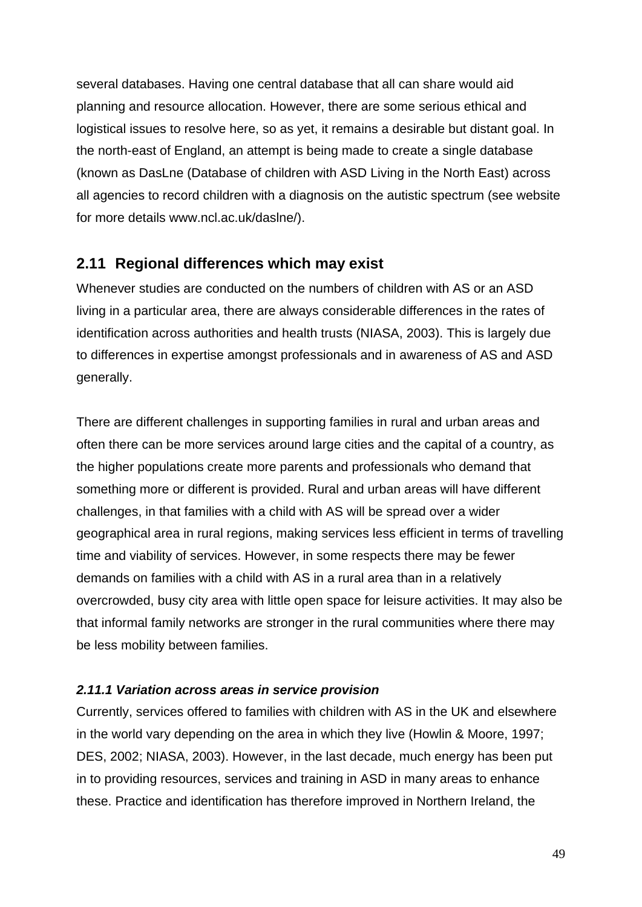several databases. Having one central database that all can share would aid planning and resource allocation. However, there are some serious ethical and logistical issues to resolve here, so as yet, it remains a desirable but distant goal. In the north-east of England, an attempt is being made to create a single database (known as DasLne (Database of children with ASD Living in the North East) across all agencies to record children with a diagnosis on the autistic spectrum (see website for more details www.ncl.ac.uk/daslne/).

## 2.11 Regional differences which may exist

Whenever studies are conducted on the numbers of children with AS or an ASD living in a particular area, there are always considerable differences in the rates of identification across authorities and health trusts (NIASA, 2003). This is largely due to differences in expertise amongst professionals and in awareness of AS and ASD generally.

There are different challenges in supporting families in rural and urban areas and often there can be more services around large cities and the capital of a country, as the higher populations create more parents and professionals who demand that something more or different is provided. Rural and urban areas will have different challenges, in that families with a child with AS will be spread over a wider geographical area in rural regions, making services less efficient in terms of travelling time and viability of services. However, in some respects there may be fewer demands on families with a child with AS in a rural area than in a relatively overcrowded, busy city area with little open space for leisure activities. It may also be that informal family networks are stronger in the rural communities where there may be less mobility between families.

### *2.11.1 Variation across areas in service provision*

Currently, services offered to families with children with AS in the UK and elsewhere in the world vary depending on the area in which they live (Howlin & Moore, 1997; DES, 2002; NIASA, 2003). However, in the last decade, much energy has been put in to providing resources, services and training in ASD in many areas to enhance these. Practice and identification has therefore improved in Northern Ireland, the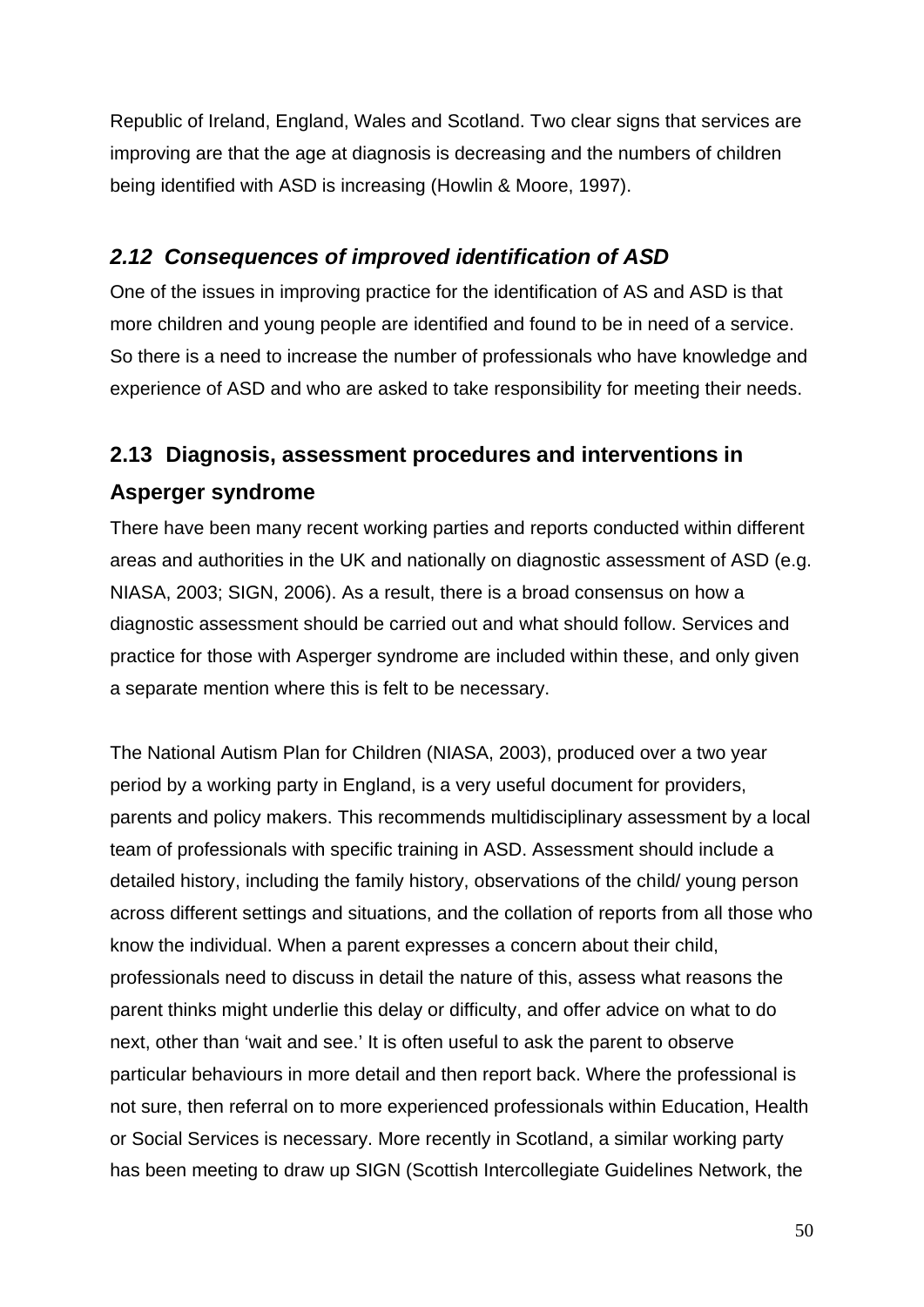Republic of Ireland, England, Wales and Scotland. Two clear signs that services are improving are that the age at diagnosis is decreasing and the numbers of children being identified with ASD is increasing (Howlin & Moore, 1997).

### *2.12 Consequences of improved identification of ASD*

One of the issues in improving practice for the identification of AS and ASD is that more children and young people are identified and found to be in need of a service. So there is a need to increase the number of professionals who have knowledge and experience of ASD and who are asked to take responsibility for meeting their needs.

## 2.13 Diagnosis, assessment procedures and interventions in Asperger syndrome

There have been many recent working parties and reports conducted within different areas and authorities in the UK and nationally on diagnostic assessment of ASD (e.g. NIASA, 2003; SIGN, 2006). As a result, there is a broad consensus on how a diagnostic assessment should be carried out and what should follow. Services and practice for those with Asperger syndrome are included within these, and only given a separate mention where this is felt to be necessary.

The National Autism Plan for Children (NIASA, 2003), produced over a two year period by a working party in England, is a very useful document for providers, parents and policy makers. This recommends multidisciplinary assessment by a local team of professionals with specific training in ASD. Assessment should include a detailed history, including the family history, observations of the child/ young person across different settings and situations, and the collation of reports from all those who know the individual. When a parent expresses a concern about their child, professionals need to discuss in detail the nature of this, assess what reasons the parent thinks might underlie this delay or difficulty, and offer advice on what to do next, other than 'wait and see.' It is often useful to ask the parent to observe particular behaviours in more detail and then report back. Where the professional is not sure, then referral on to more experienced professionals within Education, Health or Social Services is necessary. More recently in Scotland, a similar working party has been meeting to draw up SIGN (Scottish Intercollegiate Guidelines Network, the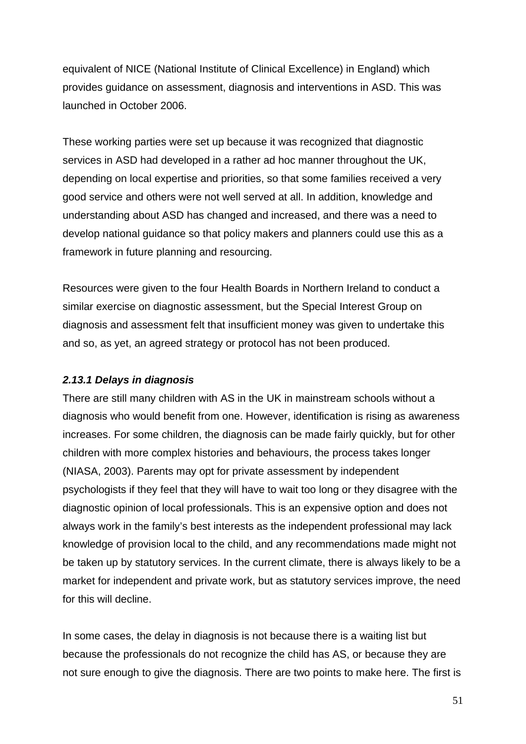equivalent of NICE (National Institute of Clinical Excellence) in England) which provides guidance on assessment, diagnosis and interventions in ASD. This was launched in October 2006.

These working parties were set up because it was recognized that diagnostic services in ASD had developed in a rather ad hoc manner throughout the UK, depending on local expertise and priorities, so that some families received a very good service and others were not well served at all. In addition, knowledge and understanding about ASD has changed and increased, and there was a need to develop national guidance so that policy makers and planners could use this as a framework in future planning and resourcing.

Resources were given to the four Health Boards in Northern Ireland to conduct a similar exercise on diagnostic assessment, but the Special Interest Group on diagnosis and assessment felt that insufficient money was given to undertake this and so, as yet, an agreed strategy or protocol has not been produced.

#### *2.13.1 Delays in diagnosis*

There are still many children with AS in the UK in mainstream schools without a diagnosis who would benefit from one. However, identification is rising as awareness increases. For some children, the diagnosis can be made fairly quickly, but for other children with more complex histories and behaviours, the process takes longer (NIASA, 2003). Parents may opt for private assessment by independent psychologists if they feel that they will have to wait too long or they disagree with the diagnostic opinion of local professionals. This is an expensive option and does not always work in the family's best interests as the independent professional may lack knowledge of provision local to the child, and any recommendations made might not be taken up by statutory services. In the current climate, there is always likely to be a market for independent and private work, but as statutory services improve, the need for this will decline.

In some cases, the delay in diagnosis is not because there is a waiting list but because the professionals do not recognize the child has AS, or because they are not sure enough to give the diagnosis. There are two points to make here. The first is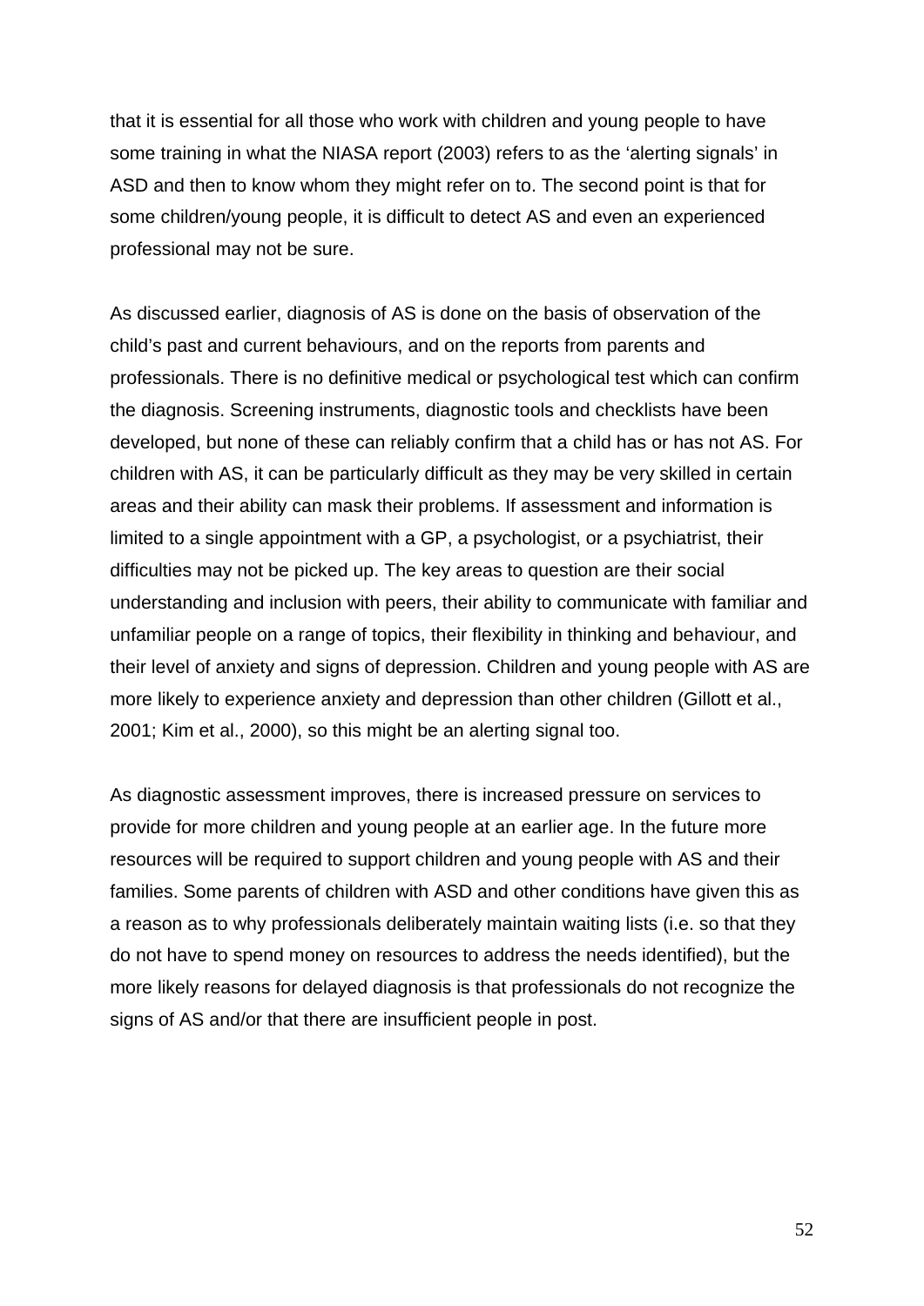that it is essential for all those who work with children and young people to have some training in what the NIASA report (2003) refers to as the ‘alerting signals’ in ASD and then to know whom they might refer on to. The second point is that for some children/young people, it is difficult to detect AS and even an experienced professional may not be sure.

As discussed earlier, diagnosis of AS is done on the basis of observation of the child’s past and current behaviours, and on the reports from parents and professionals. There is no definitive medical or psychological test which can confirm the diagnosis. Screening instruments, diagnostic tools and checklists have been developed, but none of these can reliably confirm that a child has or has not AS. For children with AS, it can be particularly difficult as they may be very skilled in certain areas and their ability can mask their problems. If assessment and information is limited to a single appointment with a GP, a psychologist, or a psychiatrist, their difficulties may not be picked up. The key areas to question are their social understanding and inclusion with peers, their ability to communicate with familiar and unfamiliar people on a range of topics, their flexibility in thinking and behaviour, and their level of anxiety and signs of depression. Children and young people with AS are more likely to experience anxiety and depression than other children (Gillott et al., 2001; Kim et al., 2000), so this might be an alerting signal too.

As diagnostic assessment improves, there is increased pressure on services to provide for more children and young people at an earlier age. In the future more resources will be required to support children and young people with AS and their families. Some parents of children with ASD and other conditions have given this as a reason as to why professionals deliberately maintain waiting lists (i.e. so that they do not have to spend money on resources to address the needs identified), but the more likely reasons for delayed diagnosis is that professionals do not recognize the signs of AS and/or that there are insufficient people in post.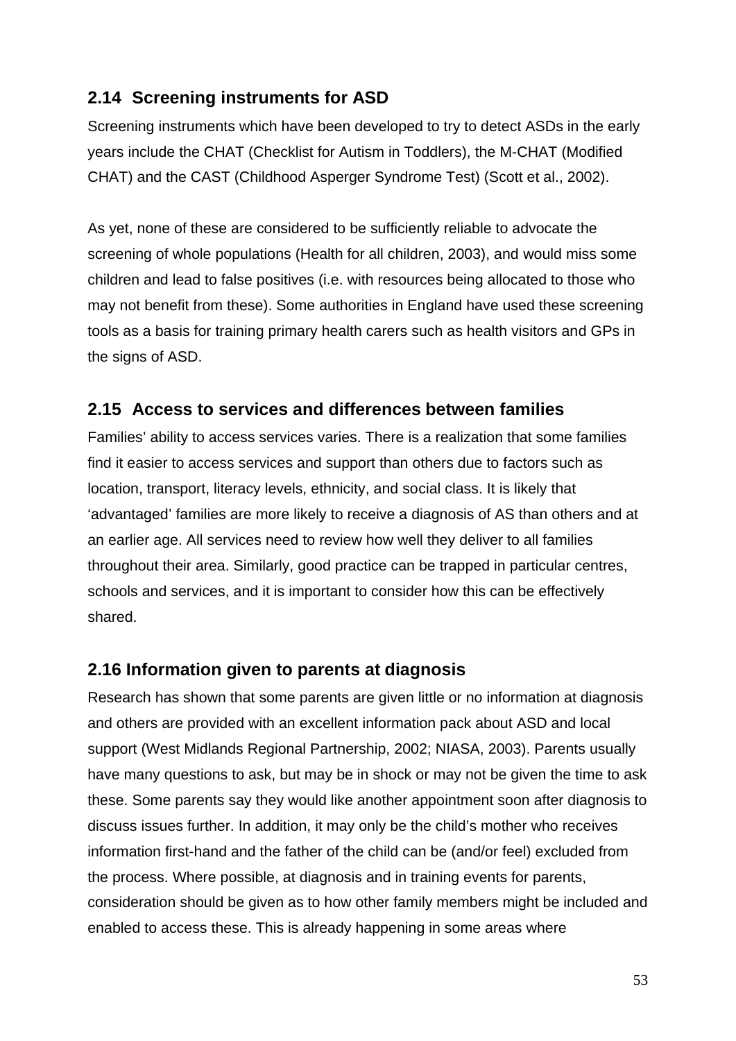## 2.14 Screening instruments for ASD

Screening instruments which have been developed to try to detect ASDs in the early years include the CHAT (Checklist for Autism in Toddlers), the M-CHAT (Modified CHAT) and the CAST (Childhood Asperger Syndrome Test) (Scott et al., 2002).

As yet, none of these are considered to be sufficiently reliable to advocate the screening of whole populations (Health for all children, 2003), and would miss some children and lead to false positives (i.e. with resources being allocated to those who may not benefit from these). Some authorities in England have used these screening tools as a basis for training primary health carers such as health visitors and GPs in the signs of ASD.

## 2.15 Access to services and differences between families

Families' ability to access services varies. There is a realization that some families find it easier to access services and support than others due to factors such as location, transport, literacy levels, ethnicity, and social class. It is likely that 'advantaged' families are more likely to receive a diagnosis of AS than others and at an earlier age. All services need to review how well they deliver to all families throughout their area. Similarly, good practice can be trapped in particular centres, schools and services, and it is important to consider how this can be effectively shared.

## 2.16 Information given to parents at diagnosis

Research has shown that some parents are given little or no information at diagnosis and others are provided with an excellent information pack about ASD and local support (West Midlands Regional Partnership, 2002; NIASA, 2003). Parents usually have many questions to ask, but may be in shock or may not be given the time to ask these. Some parents say they would like another appointment soon after diagnosis to discuss issues further. In addition, it may only be the child's mother who receives information first-hand and the father of the child can be (and/or feel) excluded from the process. Where possible, at diagnosis and in training events for parents, consideration should be given as to how other family members might be included and enabled to access these. This is already happening in some areas where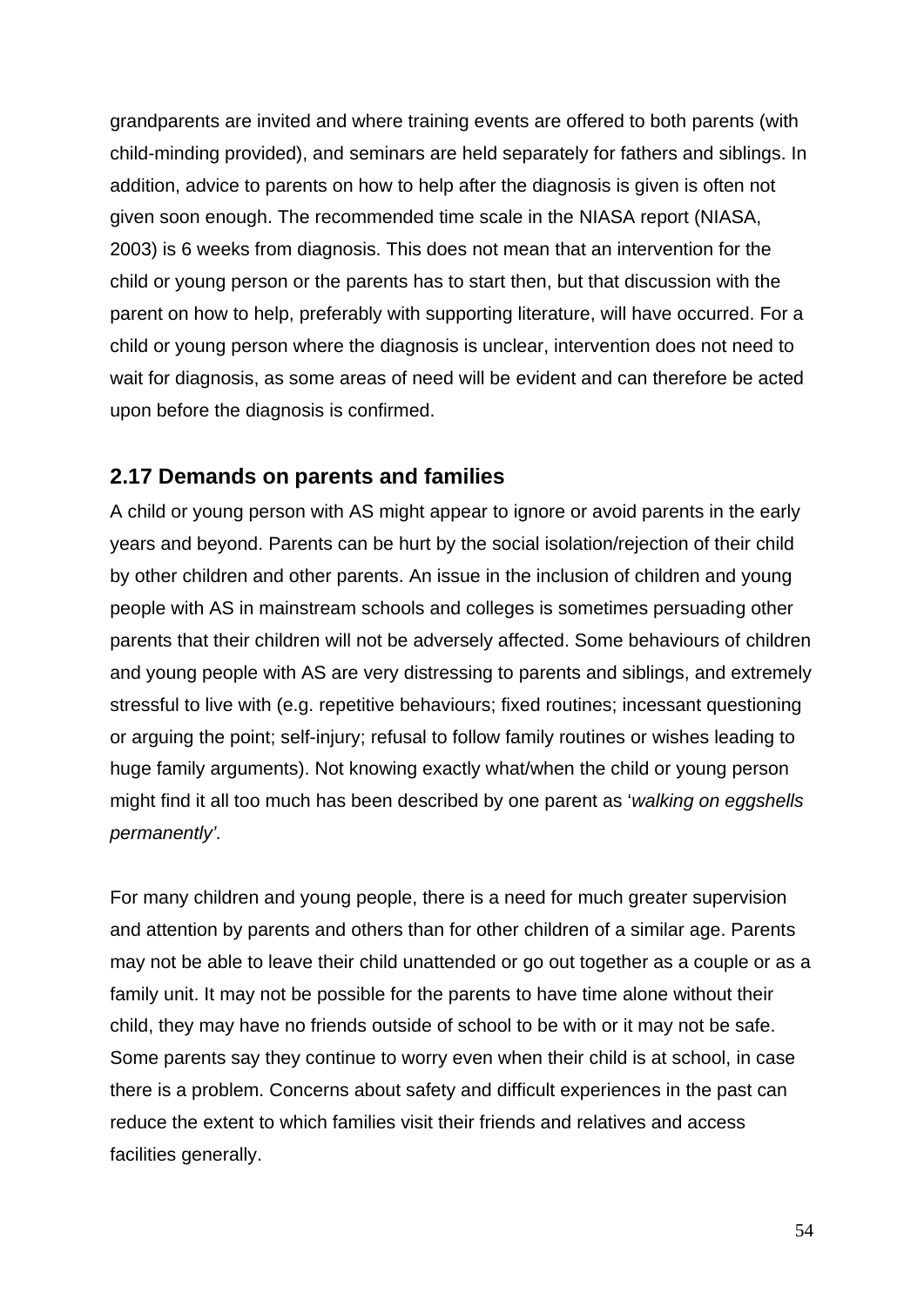grandparents are invited and where training events are offered to both parents (with child-minding provided), and seminars are held separately for fathers and siblings. In addition, advice to parents on how to help after the diagnosis is given is often not given soon enough. The recommended time scale in the NIASA report (NIASA, 2003) is 6 weeks from diagnosis. This does not mean that an intervention for the child or young person or the parents has to start then, but that discussion with the parent on how to help, preferably with supporting literature, will have occurred. For a child or young person where the diagnosis is unclear, intervention does not need to wait for diagnosis, as some areas of need will be evident and can therefore be acted upon before the diagnosis is confirmed.

## 2.17 Demands on parents and families

A child or young person with AS might appear to ignore or avoid parents in the early years and beyond. Parents can be hurt by the social isolation/rejection of their child by other children and other parents. An issue in the inclusion of children and young people with AS in mainstream schools and colleges is sometimes persuading other parents that their children will not be adversely affected. Some behaviours of children and young people with AS are very distressing to parents and siblings, and extremely stressful to live with (e.g. repetitive behaviours; fixed routines; incessant questioning or arguing the point; self-injury; refusal to follow family routines or wishes leading to huge family arguments). Not knowing exactly what/when the child or young person might find it all too much has been described by one parent as '*walking on eggshells permanently'*.

For many children and young people, there is a need for much greater supervision and attention by parents and others than for other children of a similar age. Parents may not be able to leave their child unattended or go out together as a couple or as a family unit. It may not be possible for the parents to have time alone without their child, they may have no friends outside of school to be with or it may not be safe. Some parents say they continue to worry even when their child is at school, in case there is a problem. Concerns about safety and difficult experiences in the past can reduce the extent to which families visit their friends and relatives and access facilities generally.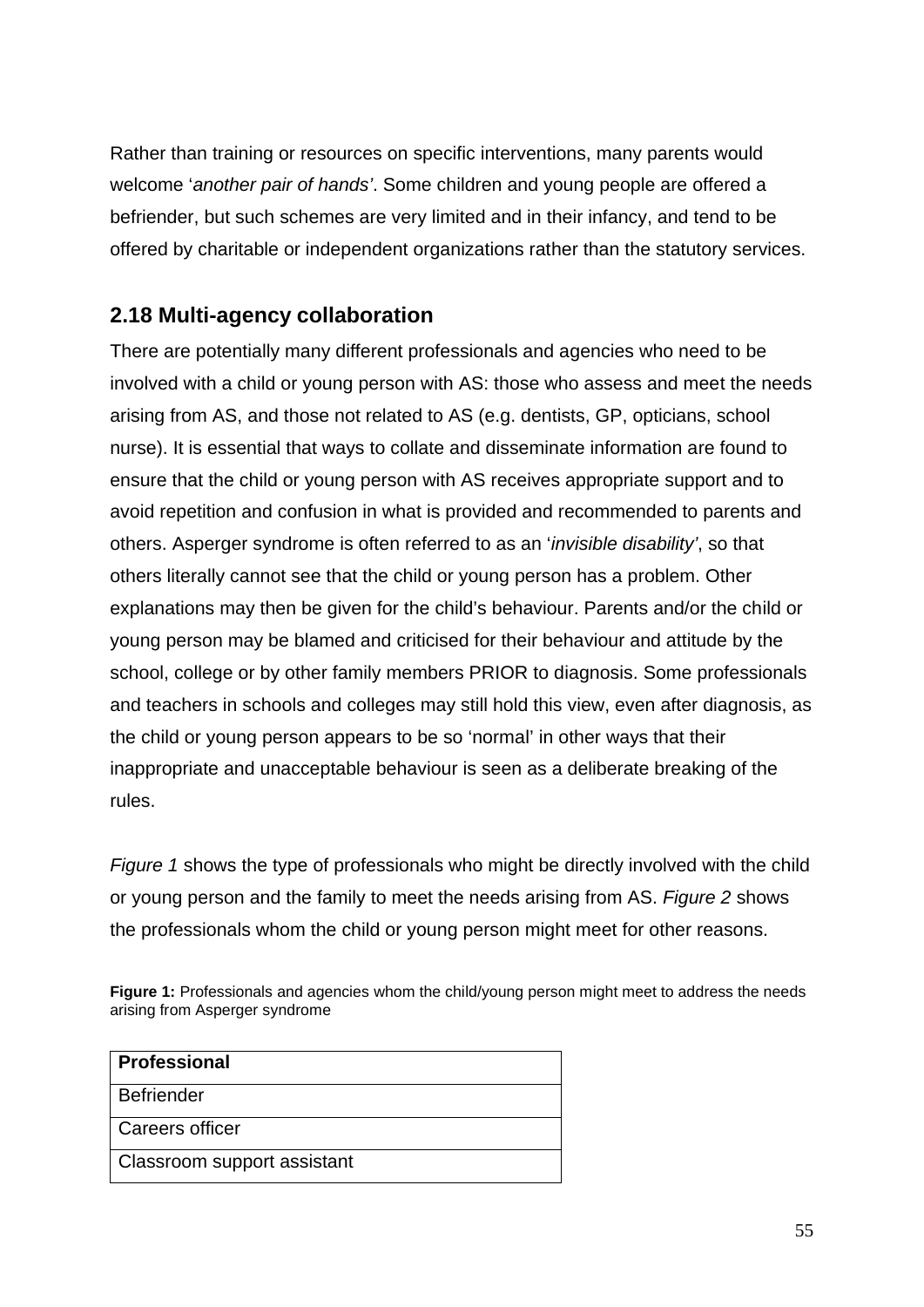Rather than training or resources on specific interventions, many parents would welcome '*another pair of hands'*. Some children and young people are offered a befriender, but such schemes are very limited and in their infancy, and tend to be offered by charitable or independent organizations rather than the statutory services.

## 2.18 Multi-agency collaboration

There are potentially many different professionals and agencies who need to be involved with a child or young person with AS: those who assess and meet the needs arising from AS, and those not related to AS (e.g. dentists, GP, opticians, school nurse). It is essential that ways to collate and disseminate information are found to ensure that the child or young person with AS receives appropriate support and to avoid repetition and confusion in what is provided and recommended to parents and others. Asperger syndrome is often referred to as an '*invisible disability'*, so that others literally cannot see that the child or young person has a problem. Other explanations may then be given for the child's behaviour. Parents and/or the child or young person may be blamed and criticised for their behaviour and attitude by the school, college or by other family members PRIOR to diagnosis. Some professionals and teachers in schools and colleges may still hold this view, even after diagnosis, as the child or young person appears to be so 'normal' in other ways that their inappropriate and unacceptable behaviour is seen as a deliberate breaking of the rules.

*Figure 1* shows the type of professionals who might be directly involved with the child or young person and the family to meet the needs arising from AS. *Figure 2* shows the professionals whom the child or young person might meet for other reasons.

**Figure 1:** Professionals and agencies whom the child/young person might meet to address the needs arising from Asperger syndrome

| **Professional** |
| --- |
| Befriender |
| Careers officer |
| Classroom support assistant |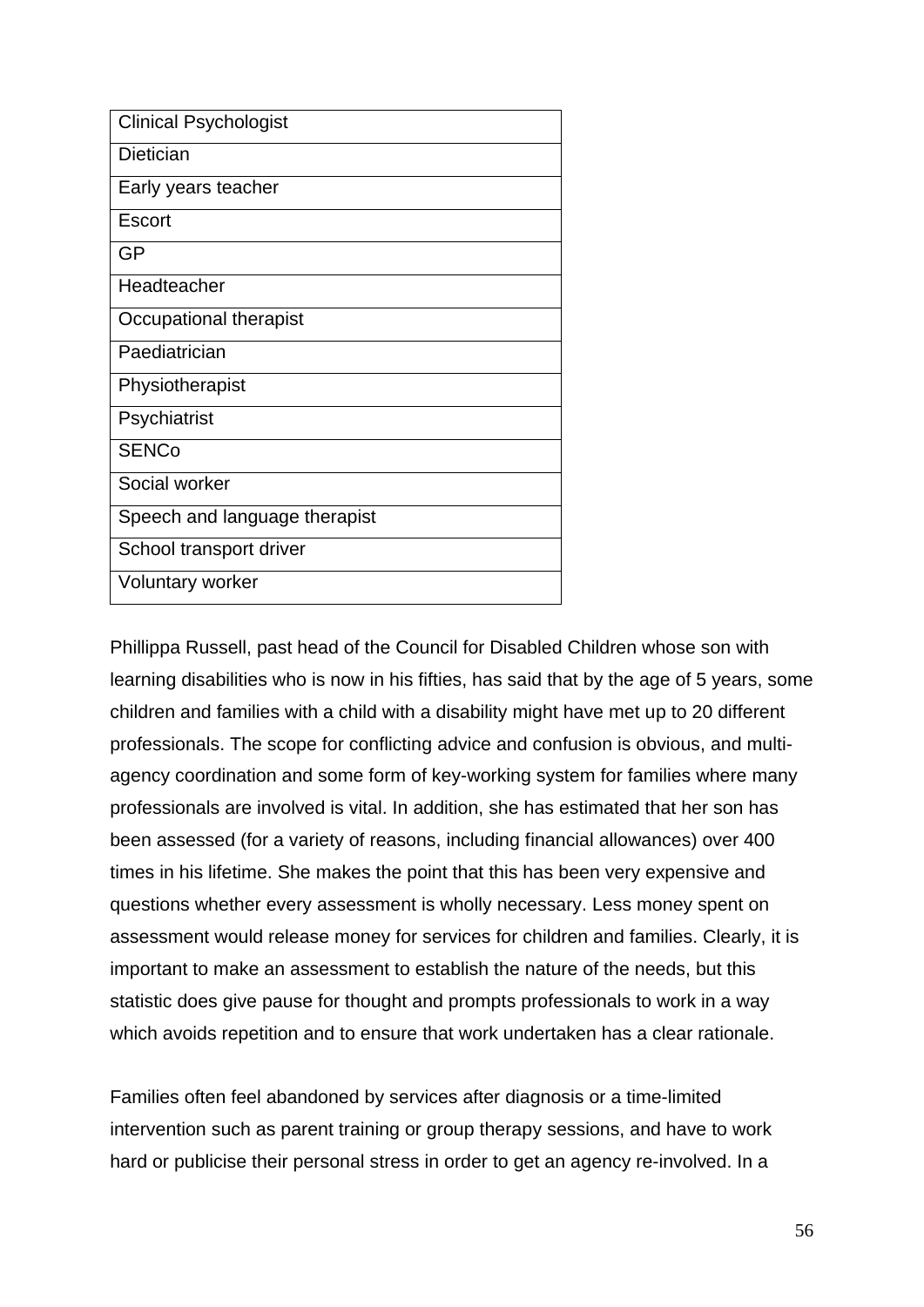| Clinical Psychologist |
| --- |
| Dietician |
| Early years teacher |
| Escort |
| GP |
| Headteacher |
| Occupational therapist |
| Paediatrician |
| Physiotherapist |
| Psychiatrist |
| SENCo |
| Social worker |
| Speech and language therapist |
| School transport driver |
| Voluntary worker |

Phillippa Russell, past head of the Council for Disabled Children whose son with learning disabilities who is now in his fifties, has said that by the age of 5 years, some children and families with a child with a disability might have met up to 20 different professionals. The scope for conflicting advice and confusion is obvious, and multi-agency coordination and some form of key-working system for families where many professionals are involved is vital. In addition, she has estimated that her son has been assessed (for a variety of reasons, including financial allowances) over 400 times in his lifetime. She makes the point that this has been very expensive and questions whether every assessment is wholly necessary. Less money spent on assessment would release money for services for children and families. Clearly, it is important to make an assessment to establish the nature of the needs, but this statistic does give pause for thought and prompts professionals to work in a way which avoids repetition and to ensure that work undertaken has a clear rationale.

Families often feel abandoned by services after diagnosis or a time-limited intervention such as parent training or group therapy sessions, and have to work hard or publicise their personal stress in order to get an agency re-involved. In a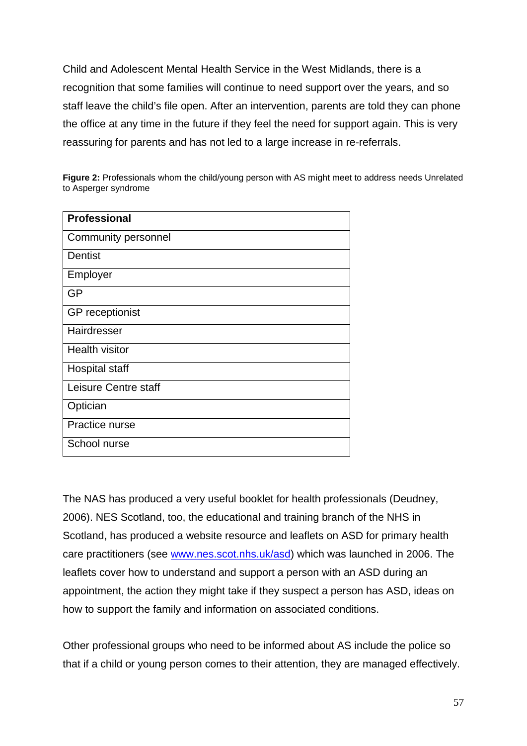Child and Adolescent Mental Health Service in the West Midlands, there is a recognition that some families will continue to need support over the years, and so staff leave the child's file open. After an intervention, parents are told they can phone the office at any time in the future if they feel the need for support again. This is very reassuring for parents and has not led to a large increase in re-referrals.

**Figure 2:** Professionals whom the child/young person with AS might meet to address needs Unrelated to Asperger syndrome

| Professional |
| --- |
| Community personnel |
| Dentist |
| Employer |
| GP |
| GP receptionist |
| Hairdresser |
| Health visitor |
| Hospital staff |
| Leisure Centre staff |
| Optician |
| Practice nurse |
| School nurse |

The NAS has produced a very useful booklet for health professionals (Deudney, 2006). NES Scotland, too, the educational and training branch of the NHS in Scotland, has produced a website resource and leaflets on ASD for primary health care practitioners (see [www.nes.scot.nhs.uk/asd](http://www.nes.scot.nhs.uk/asd)) which was launched in 2006. The leaflets cover how to understand and support a person with an ASD during an appointment, the action they might take if they suspect a person has ASD, ideas on how to support the family and information on associated conditions.

Other professional groups who need to be informed about AS include the police so that if a child or young person comes to their attention, they are managed effectively.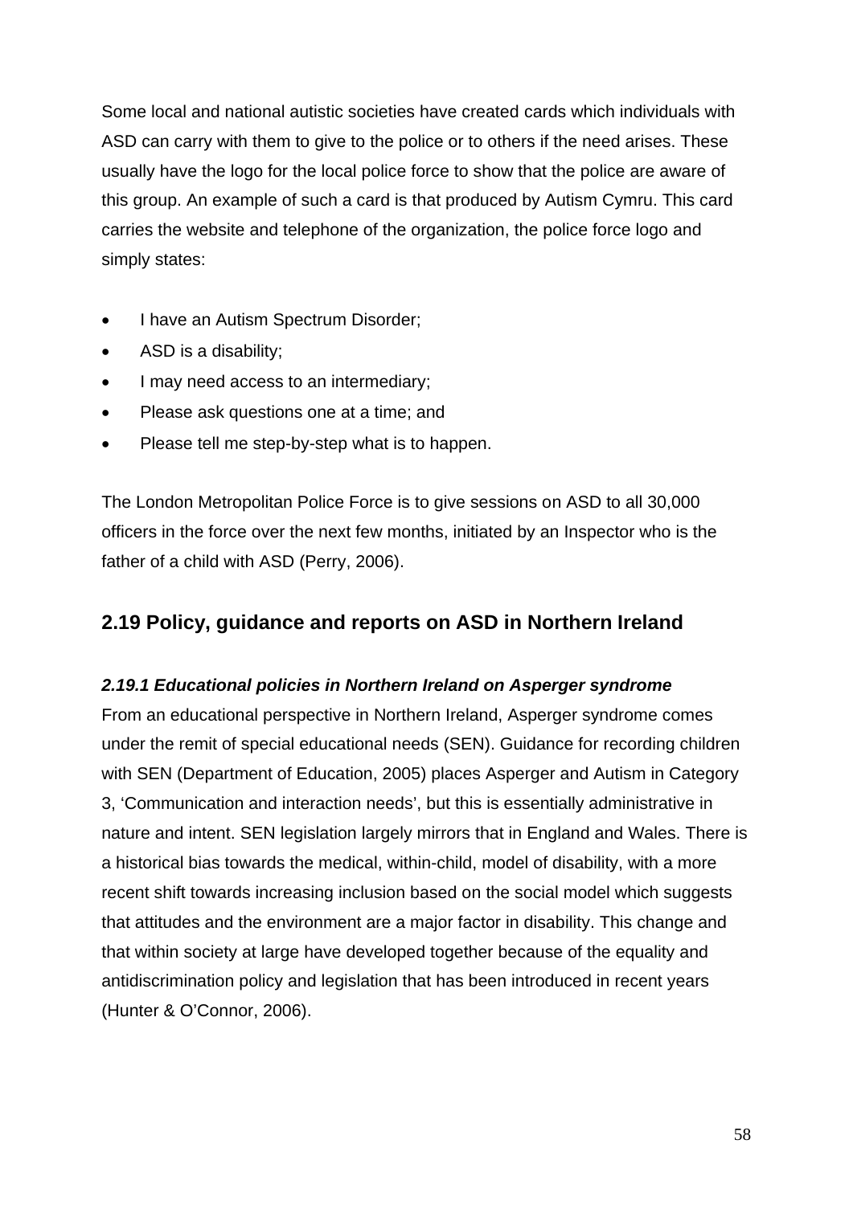Some local and national autistic societies have created cards which individuals with ASD can carry with them to give to the police or to others if the need arises. These usually have the logo for the local police force to show that the police are aware of this group. An example of such a card is that produced by Autism Cymru. This card carries the website and telephone of the organization, the police force logo and simply states:

- I have an Autism Spectrum Disorder;
- ASD is a disability;
- I may need access to an intermediary;
- Please ask questions one at a time; and
- Please tell me step-by-step what is to happen.

The London Metropolitan Police Force is to give sessions on ASD to all 30,000 officers in the force over the next few months, initiated by an Inspector who is the father of a child with ASD (Perry, 2006).

## 2.19 Policy, guidance and reports on ASD in Northern Ireland

### *2.19.1 Educational policies in Northern Ireland on Asperger syndrome*

From an educational perspective in Northern Ireland, Asperger syndrome comes under the remit of special educational needs (SEN). Guidance for recording children with SEN (Department of Education, 2005) places Asperger and Autism in Category 3, 'Communication and interaction needs', but this is essentially administrative in nature and intent. SEN legislation largely mirrors that in England and Wales. There is a historical bias towards the medical, within-child, model of disability, with a more recent shift towards increasing inclusion based on the social model which suggests that attitudes and the environment are a major factor in disability. This change and that within society at large have developed together because of the equality and antidiscrimination policy and legislation that has been introduced in recent years (Hunter & O'Connor, 2006).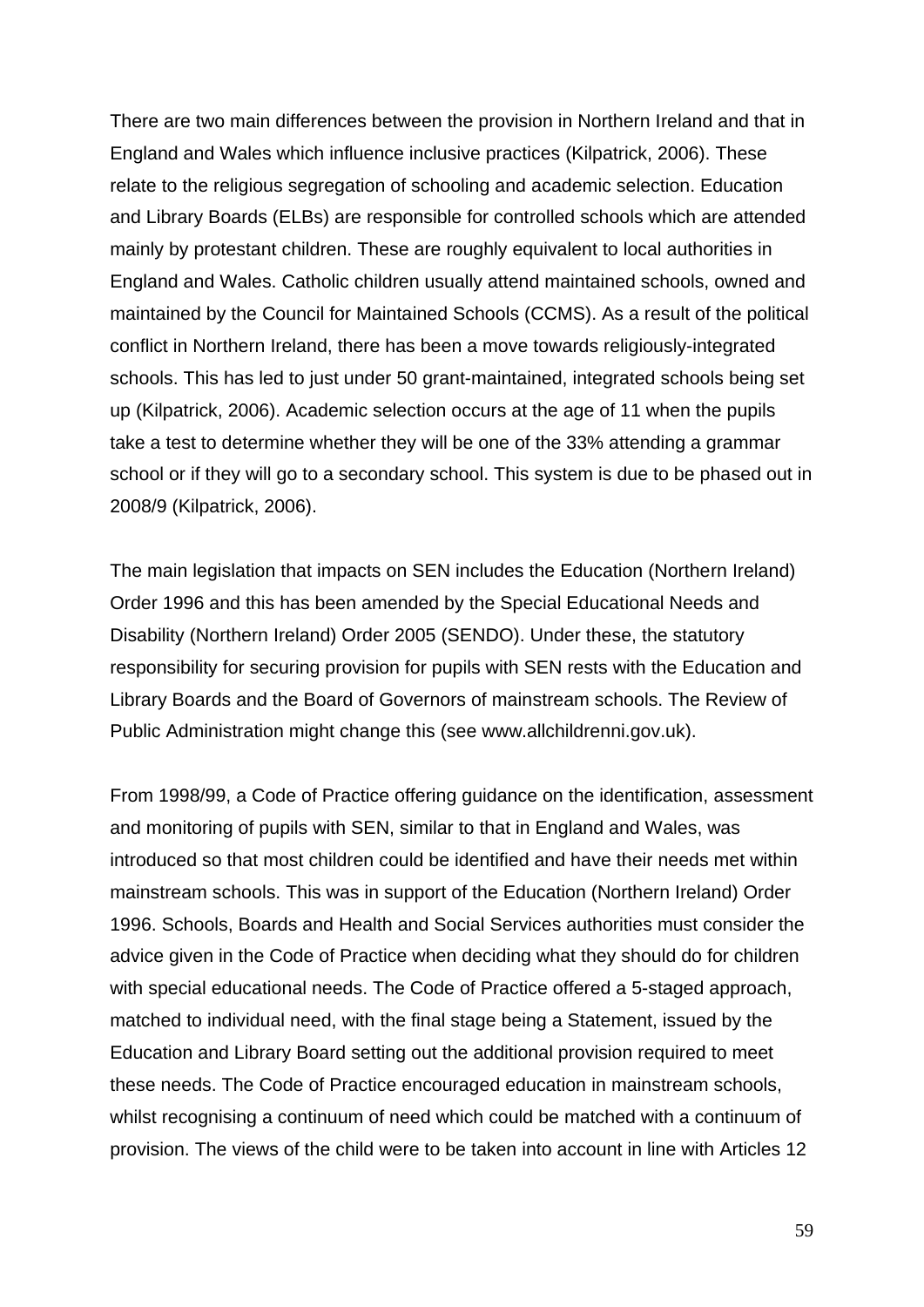There are two main differences between the provision in Northern Ireland and that in England and Wales which influence inclusive practices (Kilpatrick, 2006). These relate to the religious segregation of schooling and academic selection. Education and Library Boards (ELBs) are responsible for controlled schools which are attended mainly by protestant children. These are roughly equivalent to local authorities in England and Wales. Catholic children usually attend maintained schools, owned and maintained by the Council for Maintained Schools (CCMS). As a result of the political conflict in Northern Ireland, there has been a move towards religiously-integrated schools. This has led to just under 50 grant-maintained, integrated schools being set up (Kilpatrick, 2006). Academic selection occurs at the age of 11 when the pupils take a test to determine whether they will be one of the 33% attending a grammar school or if they will go to a secondary school. This system is due to be phased out in 2008/9 (Kilpatrick, 2006).

The main legislation that impacts on SEN includes the Education (Northern Ireland) Order 1996 and this has been amended by the Special Educational Needs and Disability (Northern Ireland) Order 2005 (SENDO). Under these, the statutory responsibility for securing provision for pupils with SEN rests with the Education and Library Boards and the Board of Governors of mainstream schools. The Review of Public Administration might change this (see www.allchildrenni.gov.uk).

From 1998/99, a Code of Practice offering guidance on the identification, assessment and monitoring of pupils with SEN, similar to that in England and Wales, was introduced so that most children could be identified and have their needs met within mainstream schools. This was in support of the Education (Northern Ireland) Order 1996. Schools, Boards and Health and Social Services authorities must consider the advice given in the Code of Practice when deciding what they should do for children with special educational needs. The Code of Practice offered a 5-staged approach, matched to individual need, with the final stage being a Statement, issued by the Education and Library Board setting out the additional provision required to meet these needs. The Code of Practice encouraged education in mainstream schools, whilst recognising a continuum of need which could be matched with a continuum of provision. The views of the child were to be taken into account in line with Articles 12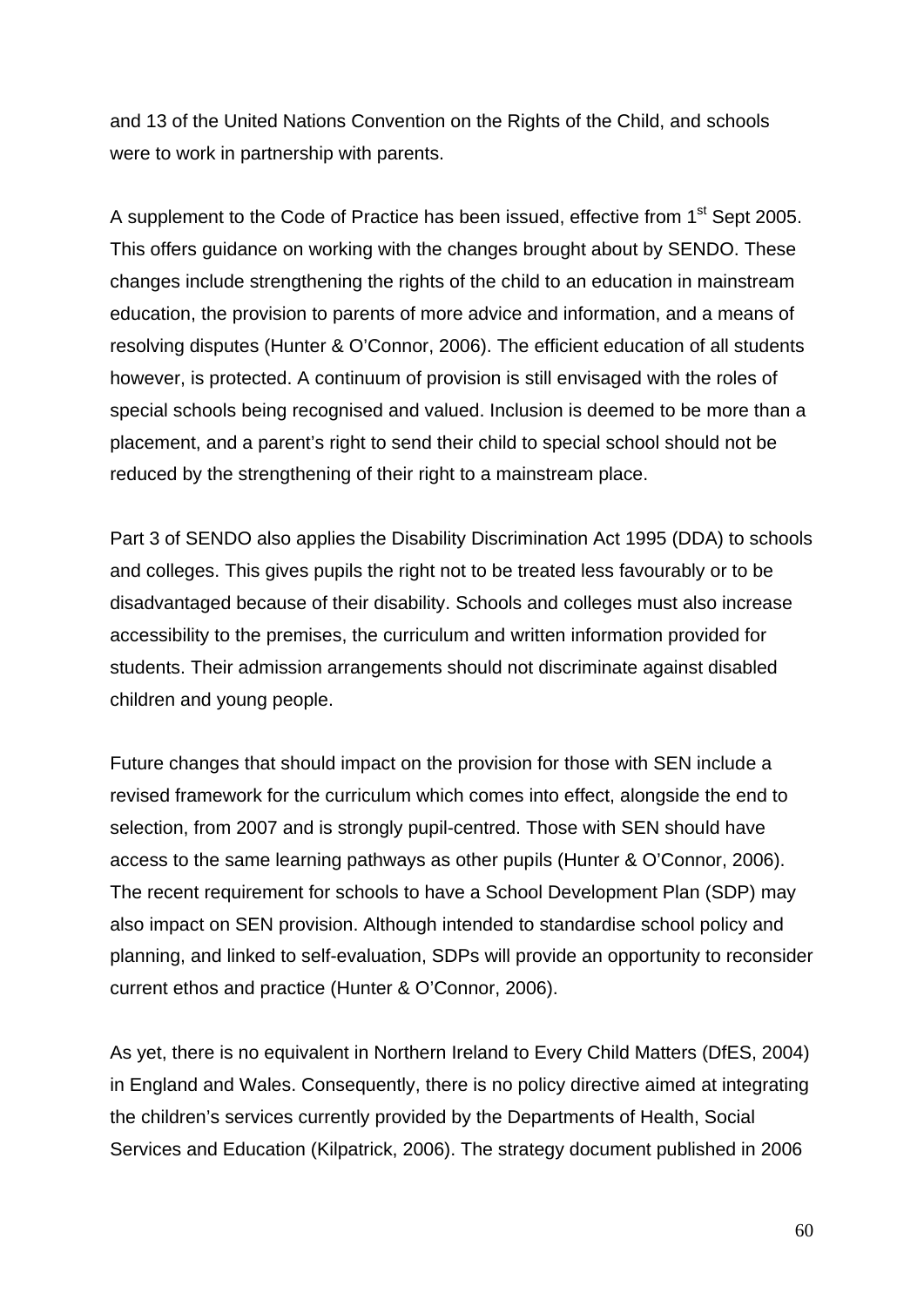and 13 of the United Nations Convention on the Rights of the Child, and schools were to work in partnership with parents.

A supplement to the Code of Practice has been issued, effective from 1st Sept 2005. This offers guidance on working with the changes brought about by SENDO. These changes include strengthening the rights of the child to an education in mainstream education, the provision to parents of more advice and information, and a means of resolving disputes (Hunter & O'Connor, 2006). The efficient education of all students however, is protected. A continuum of provision is still envisaged with the roles of special schools being recognised and valued. Inclusion is deemed to be more than a placement, and a parent's right to send their child to special school should not be reduced by the strengthening of their right to a mainstream place.

Part 3 of SENDO also applies the Disability Discrimination Act 1995 (DDA) to schools and colleges. This gives pupils the right not to be treated less favourably or to be disadvantaged because of their disability. Schools and colleges must also increase accessibility to the premises, the curriculum and written information provided for students. Their admission arrangements should not discriminate against disabled children and young people.

Future changes that should impact on the provision for those with SEN include a revised framework for the curriculum which comes into effect, alongside the end to selection, from 2007 and is strongly pupil-centred. Those with SEN should have access to the same learning pathways as other pupils (Hunter & O'Connor, 2006). The recent requirement for schools to have a School Development Plan (SDP) may also impact on SEN provision. Although intended to standardise school policy and planning, and linked to self-evaluation, SDPs will provide an opportunity to reconsider current ethos and practice (Hunter & O'Connor, 2006).

As yet, there is no equivalent in Northern Ireland to Every Child Matters (DfES, 2004) in England and Wales. Consequently, there is no policy directive aimed at integrating the children's services currently provided by the Departments of Health, Social Services and Education (Kilpatrick, 2006). The strategy document published in 2006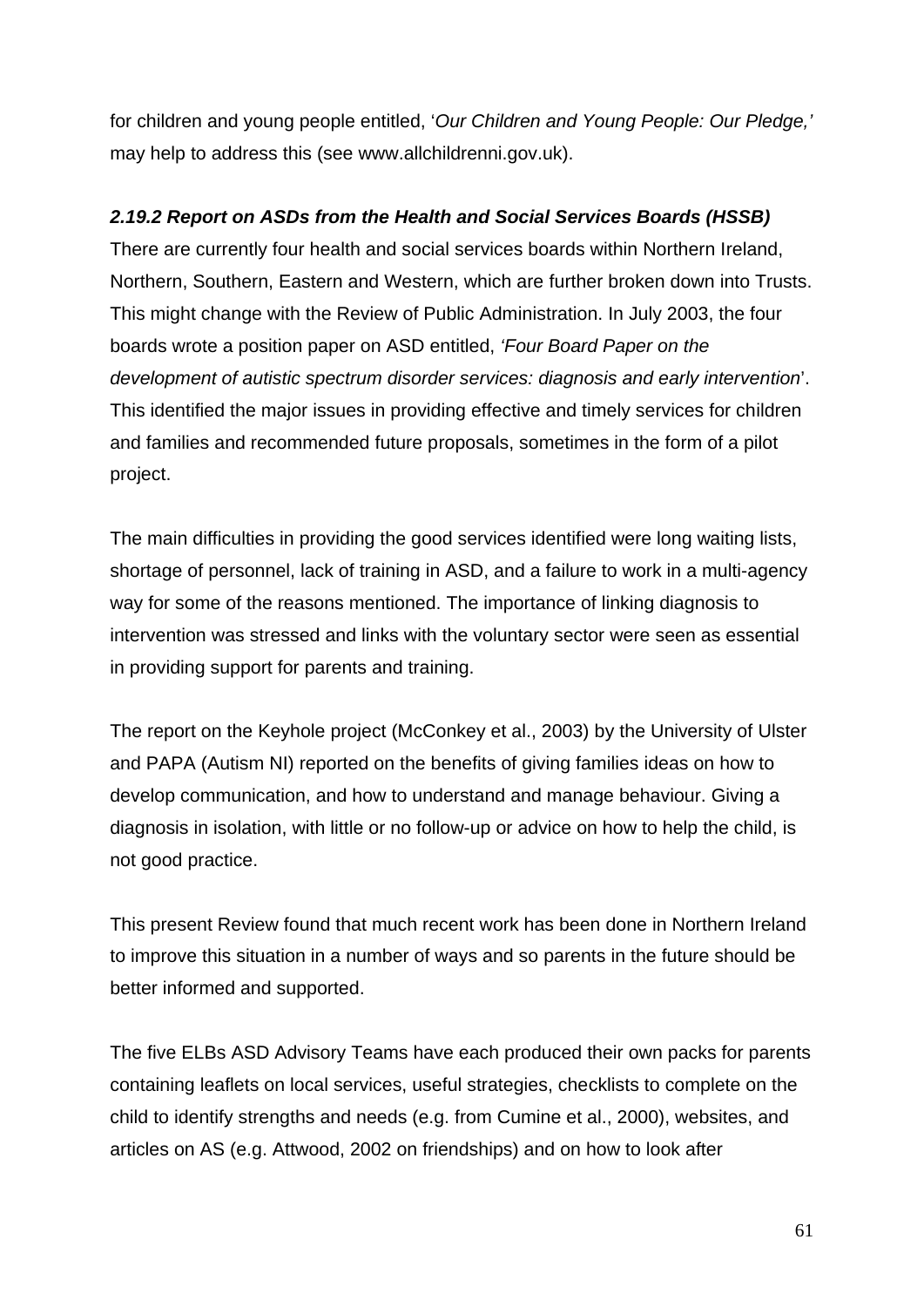for children and young people entitled, '*Our Children and Young People: Our Pledge,*' may help to address this (see www.allchildrenni.gov.uk).

***2.19.2 Report on ASDs from the Health and Social Services Boards (HSSB)***

There are currently four health and social services boards within Northern Ireland, Northern, Southern, Eastern and Western, which are further broken down into Trusts. This might change with the Review of Public Administration. In July 2003, the four boards wrote a position paper on ASD entitled, *'Four Board Paper on the development of autistic spectrum disorder services: diagnosis and early intervention*'. This identified the major issues in providing effective and timely services for children and families and recommended future proposals, sometimes in the form of a pilot project.

The main difficulties in providing the good services identified were long waiting lists, shortage of personnel, lack of training in ASD, and a failure to work in a multi-agency way for some of the reasons mentioned. The importance of linking diagnosis to intervention was stressed and links with the voluntary sector were seen as essential in providing support for parents and training.

The report on the Keyhole project (McConkey et al., 2003) by the University of Ulster and PAPA (Autism NI) reported on the benefits of giving families ideas on how to develop communication, and how to understand and manage behaviour. Giving a diagnosis in isolation, with little or no follow-up or advice on how to help the child, is not good practice.

This present Review found that much recent work has been done in Northern Ireland to improve this situation in a number of ways and so parents in the future should be better informed and supported.

The five ELBs ASD Advisory Teams have each produced their own packs for parents containing leaflets on local services, useful strategies, checklists to complete on the child to identify strengths and needs (e.g. from Cumine et al., 2000), websites, and articles on AS (e.g. Attwood, 2002 on friendships) and on how to look after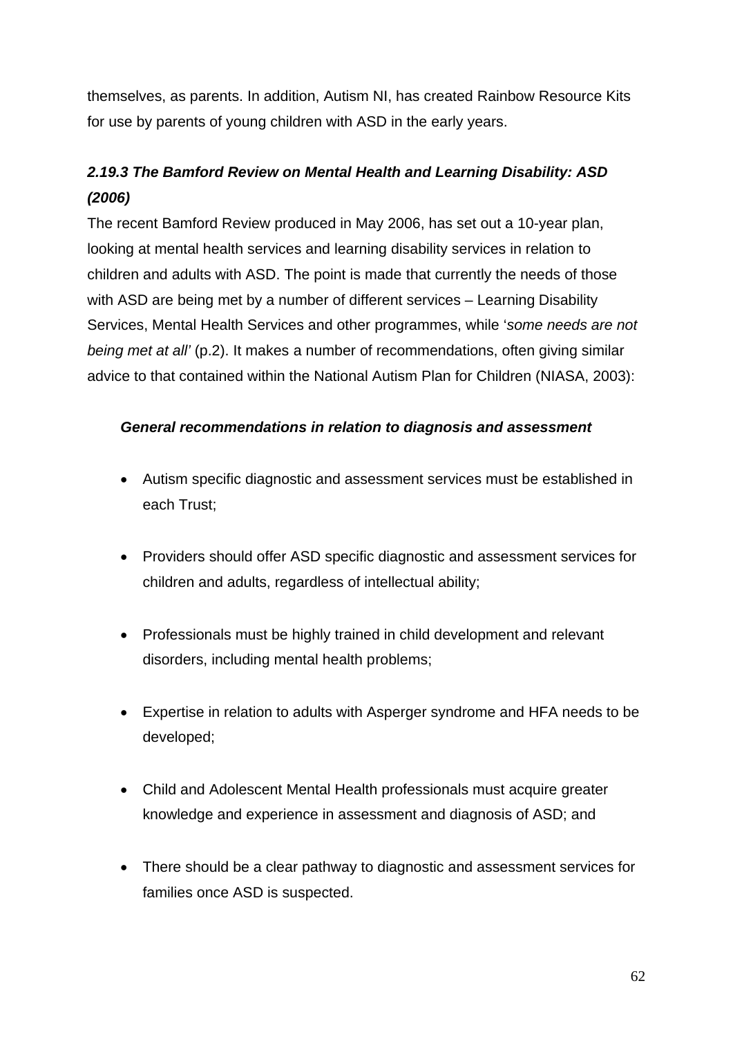themselves, as parents. In addition, Autism NI, has created Rainbow Resource Kits for use by parents of young children with ASD in the early years.

### *2.19.3 The Bamford Review on Mental Health and Learning Disability: ASD (2006)*

The recent Bamford Review produced in May 2006, has set out a 10-year plan, looking at mental health services and learning disability services in relation to children and adults with ASD. The point is made that currently the needs of those with ASD are being met by a number of different services – Learning Disability Services, Mental Health Services and other programmes, while '*some needs are not being met at all*' (p.2). It makes a number of recommendations, often giving similar advice to that contained within the National Autism Plan for Children (NIASA, 2003):

***General recommendations in relation to diagnosis and assessment***

- Autism specific diagnostic and assessment services must be established in each Trust;
- Providers should offer ASD specific diagnostic and assessment services for children and adults, regardless of intellectual ability;
- Professionals must be highly trained in child development and relevant disorders, including mental health problems;
- Expertise in relation to adults with Asperger syndrome and HFA needs to be developed;
- Child and Adolescent Mental Health professionals must acquire greater knowledge and experience in assessment and diagnosis of ASD; and
- There should be a clear pathway to diagnostic and assessment services for families once ASD is suspected.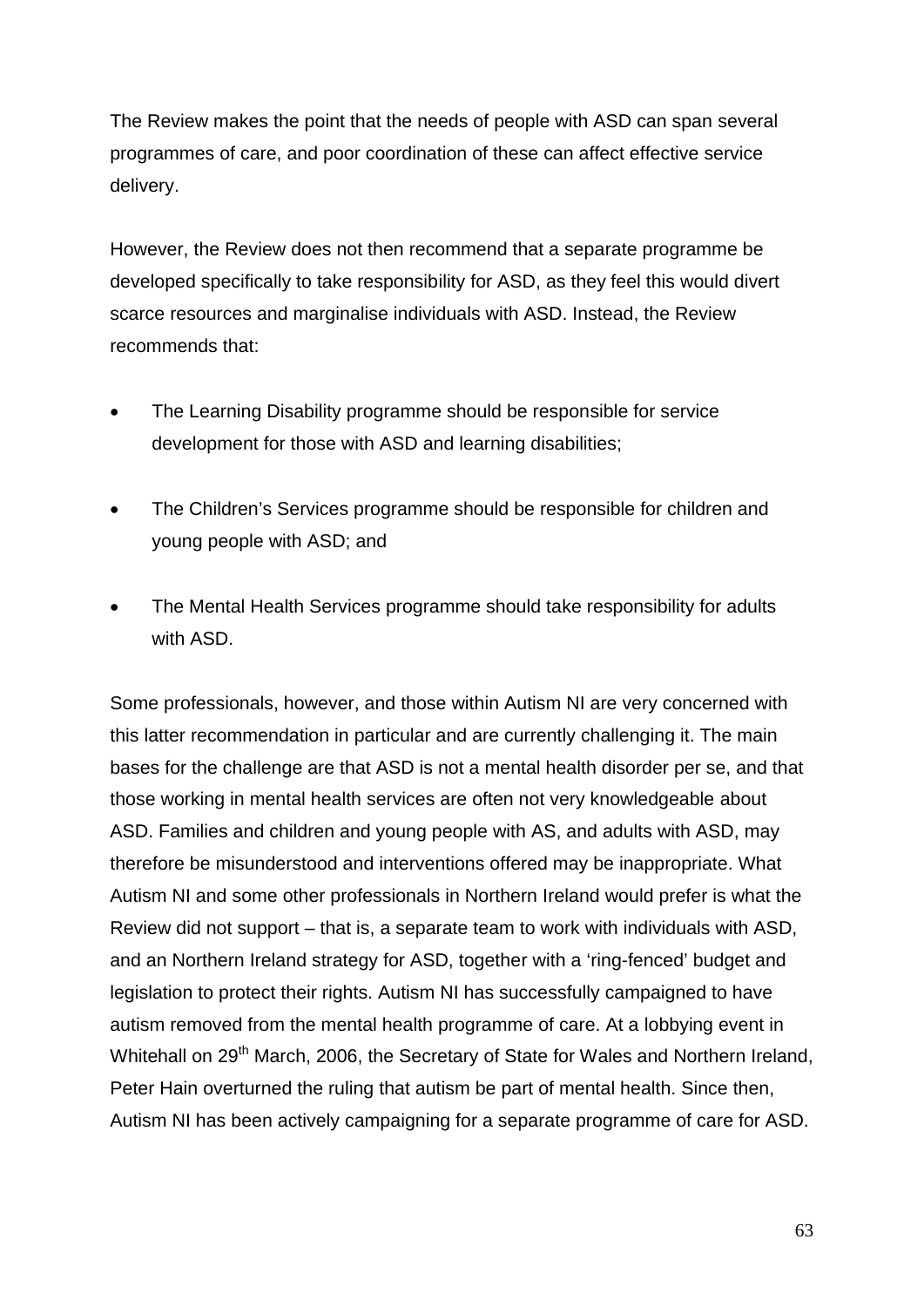The Review makes the point that the needs of people with ASD can span several programmes of care, and poor coordination of these can affect effective service delivery.

However, the Review does not then recommend that a separate programme be developed specifically to take responsibility for ASD, as they feel this would divert scarce resources and marginalise individuals with ASD. Instead, the Review recommends that:

- The Learning Disability programme should be responsible for service development for those with ASD and learning disabilities;
- The Children's Services programme should be responsible for children and young people with ASD; and
- The Mental Health Services programme should take responsibility for adults with ASD.

Some professionals, however, and those within Autism NI are very concerned with this latter recommendation in particular and are currently challenging it. The main bases for the challenge are that ASD is not a mental health disorder per se, and that those working in mental health services are often not very knowledgeable about ASD. Families and children and young people with AS, and adults with ASD, may therefore be misunderstood and interventions offered may be inappropriate. What Autism NI and some other professionals in Northern Ireland would prefer is what the Review did not support – that is, a separate team to work with individuals with ASD, and an Northern Ireland strategy for ASD, together with a 'ring-fenced' budget and legislation to protect their rights. Autism NI has successfully campaigned to have autism removed from the mental health programme of care. At a lobbying event in Whitehall on 29th March, 2006, the Secretary of State for Wales and Northern Ireland, Peter Hain overturned the ruling that autism be part of mental health. Since then, Autism NI has been actively campaigning for a separate programme of care for ASD.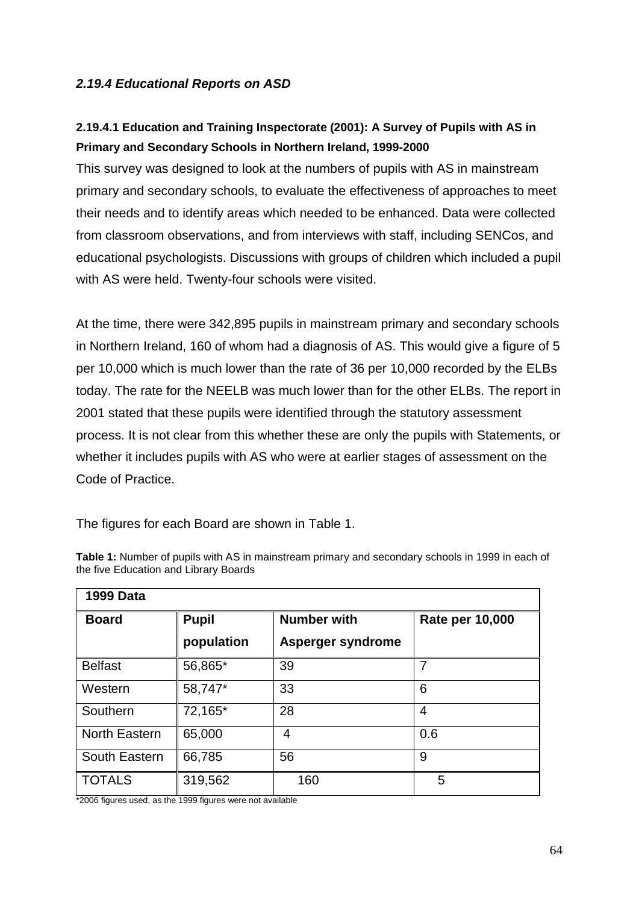### *2.19.4 Educational Reports on ASD*

#### 2.19.4.1 Education and Training Inspectorate (2001): A Survey of Pupils with AS in Primary and Secondary Schools in Northern Ireland, 1999-2000

This survey was designed to look at the numbers of pupils with AS in mainstream primary and secondary schools, to evaluate the effectiveness of approaches to meet their needs and to identify areas which needed to be enhanced. Data were collected from classroom observations, and from interviews with staff, including SENCos, and educational psychologists. Discussions with groups of children which included a pupil with AS were held. Twenty-four schools were visited.

At the time, there were 342,895 pupils in mainstream primary and secondary schools in Northern Ireland, 160 of whom had a diagnosis of AS. This would give a figure of 5 per 10,000 which is much lower than the rate of 36 per 10,000 recorded by the ELBs today. The rate for the NEELB was much lower than for the other ELBs. The report in 2001 stated that these pupils were identified through the statutory assessment process. It is not clear from this whether these are only the pupils with Statements, or whether it includes pupils with AS who were at earlier stages of assessment on the Code of Practice.

The figures for each Board are shown in Table 1.

**Table 1:** Number of pupils with AS in mainstream primary and secondary schools in 1999 in each of the five Education and Library Boards

| **1999 Data** | | | |
|---|---|---|---|
| **Board** | **Pupil population** | **Number with Asperger syndrome** | **Rate per 10,000** |
| Belfast | 56,865* | 39 | 7 |
| Western | 58,747* | 33 | 6 |
| Southern | 72,165* | 28 | 4 |
| North Eastern | 65,000 | 4 | 0.6 |
| South Eastern | 66,785 | 56 | 9 |
| TOTALS | 319,562 | 160 | 5 |

*2006 figures used, as the 1999 figures were not available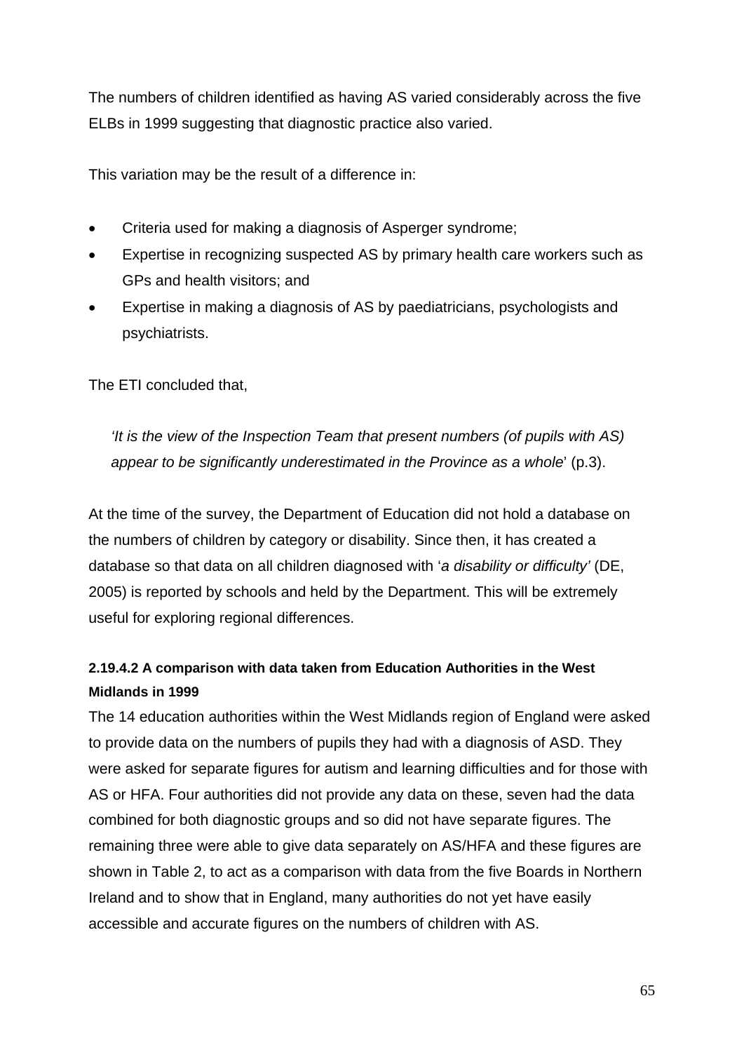The numbers of children identified as having AS varied considerably across the five ELBs in 1999 suggesting that diagnostic practice also varied.

This variation may be the result of a difference in:

- Criteria used for making a diagnosis of Asperger syndrome;
- Expertise in recognizing suspected AS by primary health care workers such as GPs and health visitors; and
- Expertise in making a diagnosis of AS by paediatricians, psychologists and psychiatrists.

The ETI concluded that,

> *'It is the view of the Inspection Team that present numbers (of pupils with AS) appear to be significantly underestimated in the Province as a whole*' (p.3).

At the time of the survey, the Department of Education did not hold a database on the numbers of children by category or disability. Since then, it has created a database so that data on all children diagnosed with '*a disability or difficulty'* (DE, 2005) is reported by schools and held by the Department. This will be extremely useful for exploring regional differences.

#### 2.19.4.2 A comparison with data taken from Education Authorities in the West Midlands in 1999

The 14 education authorities within the West Midlands region of England were asked to provide data on the numbers of pupils they had with a diagnosis of ASD. They were asked for separate figures for autism and learning difficulties and for those with AS or HFA. Four authorities did not provide any data on these, seven had the data combined for both diagnostic groups and so did not have separate figures. The remaining three were able to give data separately on AS/HFA and these figures are shown in Table 2, to act as a comparison with data from the five Boards in Northern Ireland and to show that in England, many authorities do not yet have easily accessible and accurate figures on the numbers of children with AS.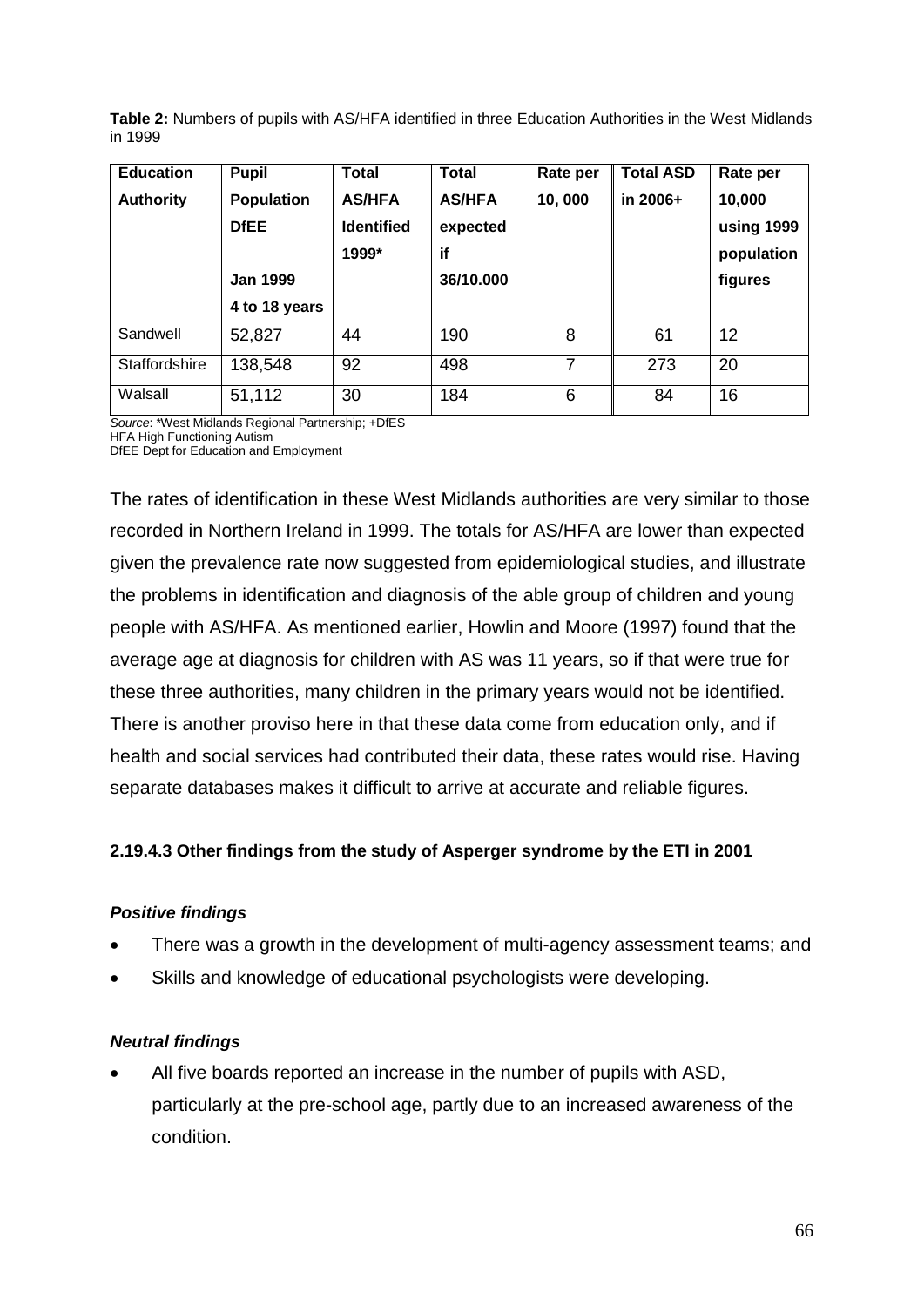**Table 2:** Numbers of pupils with AS/HFA identified in three Education Authorities in the West Midlands in 1999

| Education Authority | Pupil Population DfEE Jan 1999 4 to 18 years | Total AS/HFA Identified 1999* | Total AS/HFA expected if 36/10.000 | Rate per 10, 000 | Total ASD in 2006+ | Rate per 10,000 using 1999 population figures |
|---|---|---|---|---|---|---|
| Sandwell | 52,827 | 44 | 190 | 8 | 61 | 12 |
| Staffordshire | 138,548 | 92 | 498 | 7 | 273 | 20 |
| Walsall | 51,112 | 30 | 184 | 6 | 84 | 16 |

*Source*: *West Midlands Regional Partnership; +DfES
HFA High Functioning Autism
DfEE Dept for Education and Employment

The rates of identification in these West Midlands authorities are very similar to those recorded in Northern Ireland in 1999. The totals for AS/HFA are lower than expected given the prevalence rate now suggested from epidemiological studies, and illustrate the problems in identification and diagnosis of the able group of children and young people with AS/HFA. As mentioned earlier, Howlin and Moore (1997) found that the average age at diagnosis for children with AS was 11 years, so if that were true for these three authorities, many children in the primary years would not be identified. There is another proviso here in that these data come from education only, and if health and social services had contributed their data, these rates would rise. Having separate databases makes it difficult to arrive at accurate and reliable figures.

#### 2.19.4.3 Other findings from the study of Asperger syndrome by the ETI in 2001

***Positive findings***

- There was a growth in the development of multi-agency assessment teams; and
- Skills and knowledge of educational psychologists were developing.

***Neutral findings***

- All five boards reported an increase in the number of pupils with ASD, particularly at the pre-school age, partly due to an increased awareness of the condition.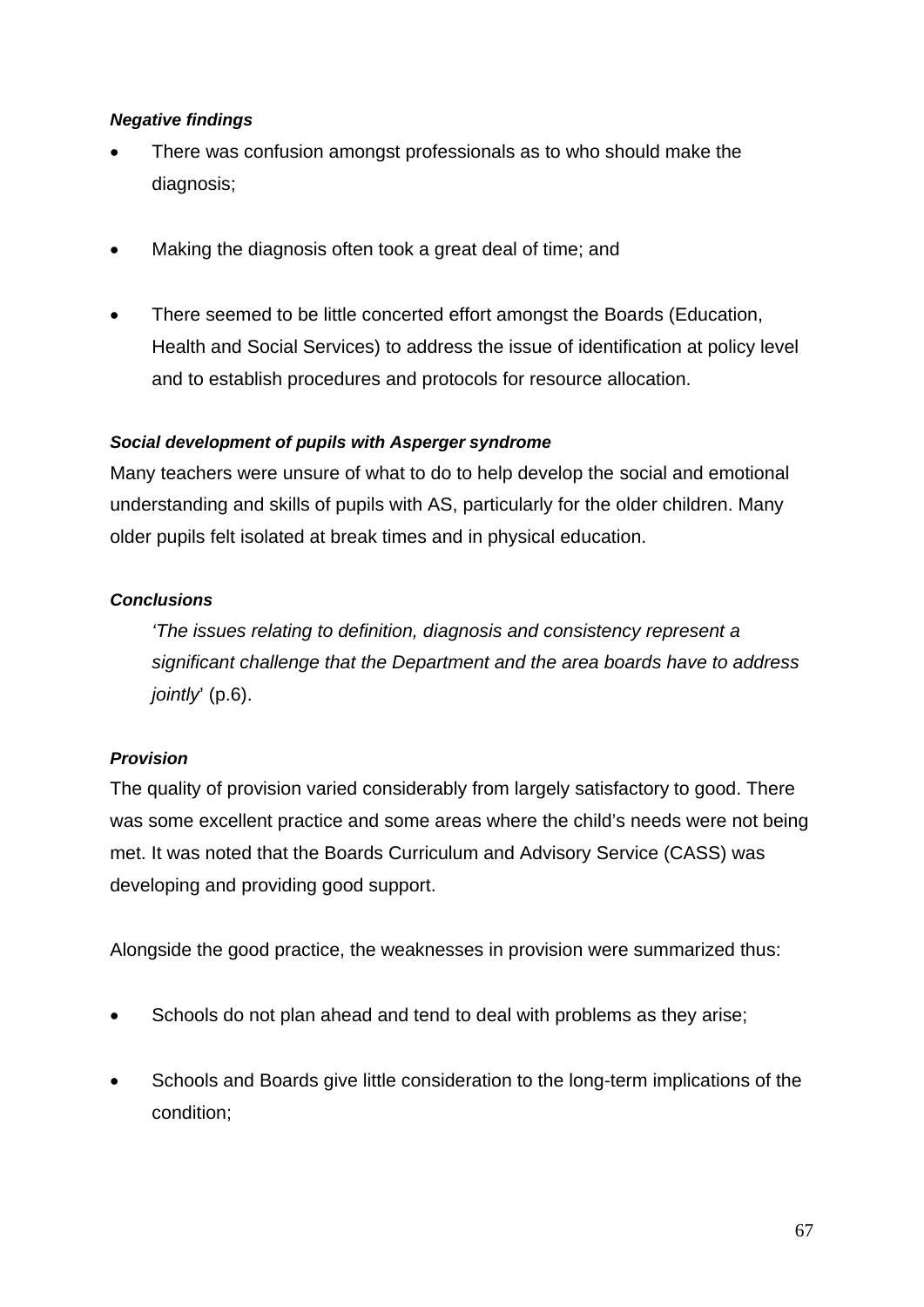***Negative findings***

- There was confusion amongst professionals as to who should make the diagnosis;
- Making the diagnosis often took a great deal of time; and
- There seemed to be little concerted effort amongst the Boards (Education, Health and Social Services) to address the issue of identification at policy level and to establish procedures and protocols for resource allocation.

***Social development of pupils with Asperger syndrome***

Many teachers were unsure of what to do to help develop the social and emotional understanding and skills of pupils with AS, particularly for the older children. Many older pupils felt isolated at break times and in physical education.

***Conclusions***

> *'The issues relating to definition, diagnosis and consistency represent a significant challenge that the Department and the area boards have to address jointly*' (p.6).

***Provision***

The quality of provision varied considerably from largely satisfactory to good. There was some excellent practice and some areas where the child's needs were not being met. It was noted that the Boards Curriculum and Advisory Service (CASS) was developing and providing good support.

Alongside the good practice, the weaknesses in provision were summarized thus:

- Schools do not plan ahead and tend to deal with problems as they arise;
- Schools and Boards give little consideration to the long-term implications of the condition;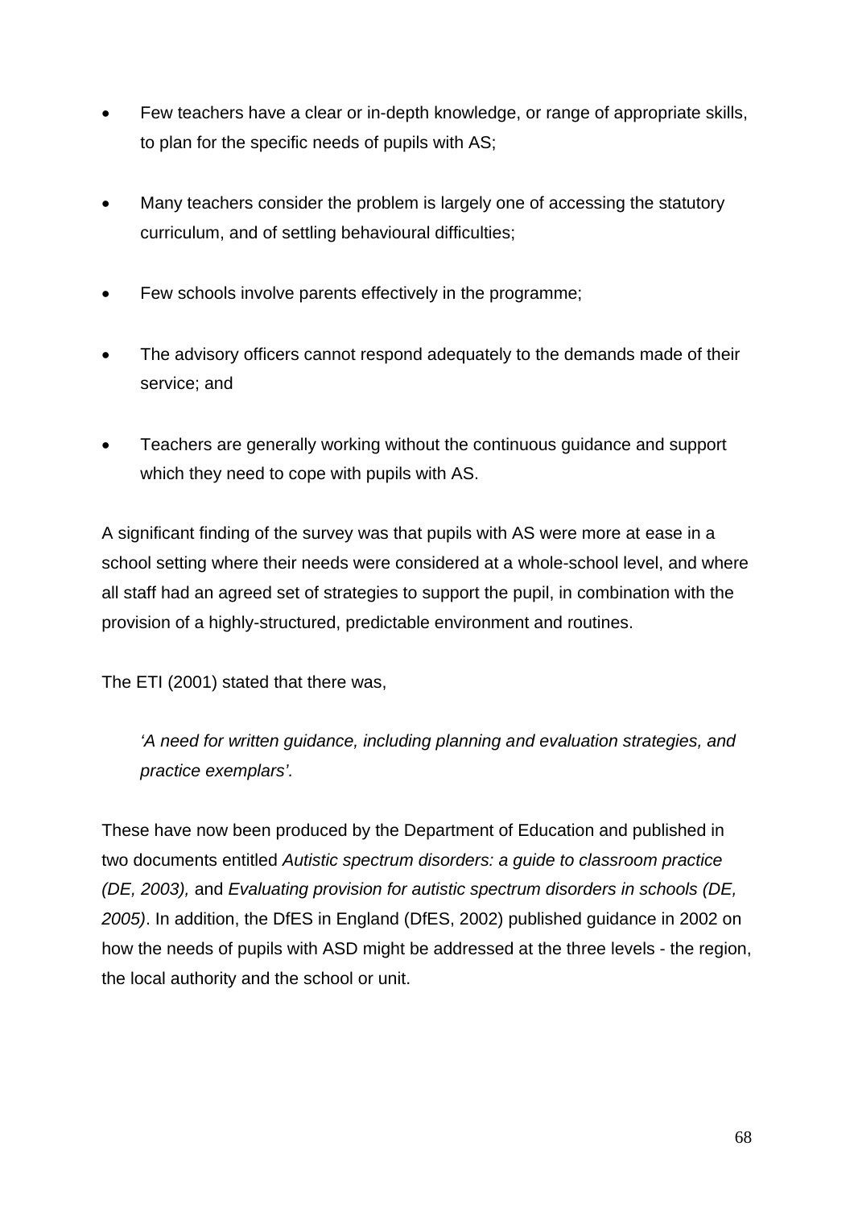- Few teachers have a clear or in-depth knowledge, or range of appropriate skills, to plan for the specific needs of pupils with AS;
- Many teachers consider the problem is largely one of accessing the statutory curriculum, and of settling behavioural difficulties;
- Few schools involve parents effectively in the programme;
- The advisory officers cannot respond adequately to the demands made of their service; and
- Teachers are generally working without the continuous guidance and support which they need to cope with pupils with AS.

A significant finding of the survey was that pupils with AS were more at ease in a school setting where their needs were considered at a whole-school level, and where all staff had an agreed set of strategies to support the pupil, in combination with the provision of a highly-structured, predictable environment and routines.

The ETI (2001) stated that there was,

> *'A need for written guidance, including planning and evaluation strategies, and practice exemplars'.*

These have now been produced by the Department of Education and published in two documents entitled *Autistic spectrum disorders: a guide to classroom practice (DE, 2003),* and *Evaluating provision for autistic spectrum disorders in schools (DE, 2005)*. In addition, the DfES in England (DfES, 2002) published guidance in 2002 on how the needs of pupils with ASD might be addressed at the three levels - the region, the local authority and the school or unit.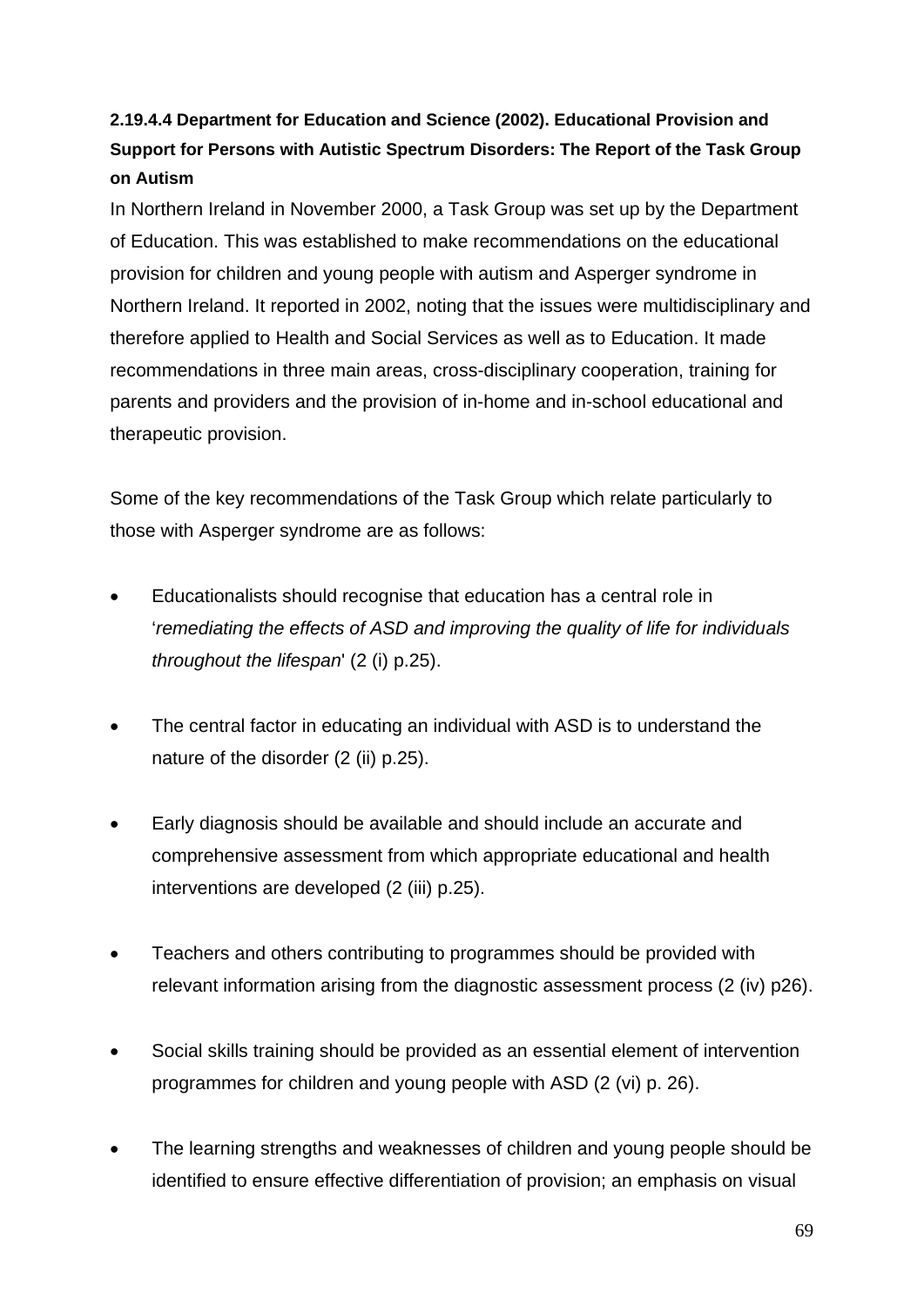**2.19.4.4 Department for Education and Science (2002). Educational Provision and Support for Persons with Autistic Spectrum Disorders: The Report of the Task Group on Autism**

In Northern Ireland in November 2000, a Task Group was set up by the Department of Education. This was established to make recommendations on the educational provision for children and young people with autism and Asperger syndrome in Northern Ireland. It reported in 2002, noting that the issues were multidisciplinary and therefore applied to Health and Social Services as well as to Education. It made recommendations in three main areas, cross-disciplinary cooperation, training for parents and providers and the provision of in-home and in-school educational and therapeutic provision.

Some of the key recommendations of the Task Group which relate particularly to those with Asperger syndrome are as follows:

- Educationalists should recognise that education has a central role in '*remediating the effects of ASD and improving the quality of life for individuals throughout the lifespan*' (2 (i) p.25).
- The central factor in educating an individual with ASD is to understand the nature of the disorder (2 (ii) p.25).
- Early diagnosis should be available and should include an accurate and comprehensive assessment from which appropriate educational and health interventions are developed (2 (iii) p.25).
- Teachers and others contributing to programmes should be provided with relevant information arising from the diagnostic assessment process (2 (iv) p26).
- Social skills training should be provided as an essential element of intervention programmes for children and young people with ASD (2 (vi) p. 26).
- The learning strengths and weaknesses of children and young people should be identified to ensure effective differentiation of provision; an emphasis on visual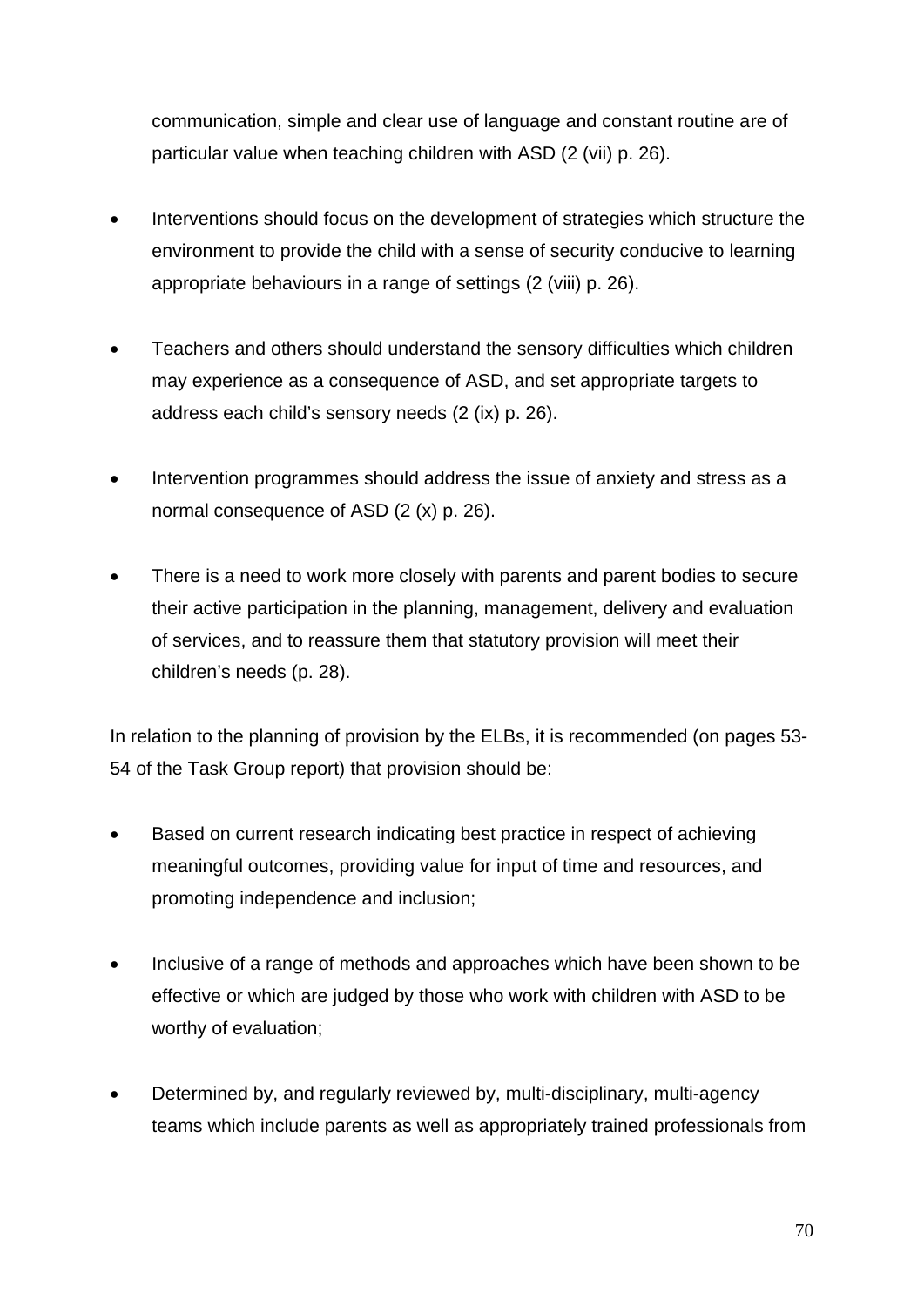communication, simple and clear use of language and constant routine are of particular value when teaching children with ASD (2 (vii) p. 26).

- Interventions should focus on the development of strategies which structure the environment to provide the child with a sense of security conducive to learning appropriate behaviours in a range of settings (2 (viii) p. 26).

- Teachers and others should understand the sensory difficulties which children may experience as a consequence of ASD, and set appropriate targets to address each child's sensory needs (2 (ix) p. 26).

- Intervention programmes should address the issue of anxiety and stress as a normal consequence of ASD (2 (x) p. 26).

- There is a need to work more closely with parents and parent bodies to secure their active participation in the planning, management, delivery and evaluation of services, and to reassure them that statutory provision will meet their children's needs (p. 28).

In relation to the planning of provision by the ELBs, it is recommended (on pages 53-54 of the Task Group report) that provision should be:

- Based on current research indicating best practice in respect of achieving meaningful outcomes, providing value for input of time and resources, and promoting independence and inclusion;

- Inclusive of a range of methods and approaches which have been shown to be effective or which are judged by those who work with children with ASD to be worthy of evaluation;

- Determined by, and regularly reviewed by, multi-disciplinary, multi-agency teams which include parents as well as appropriately trained professionals from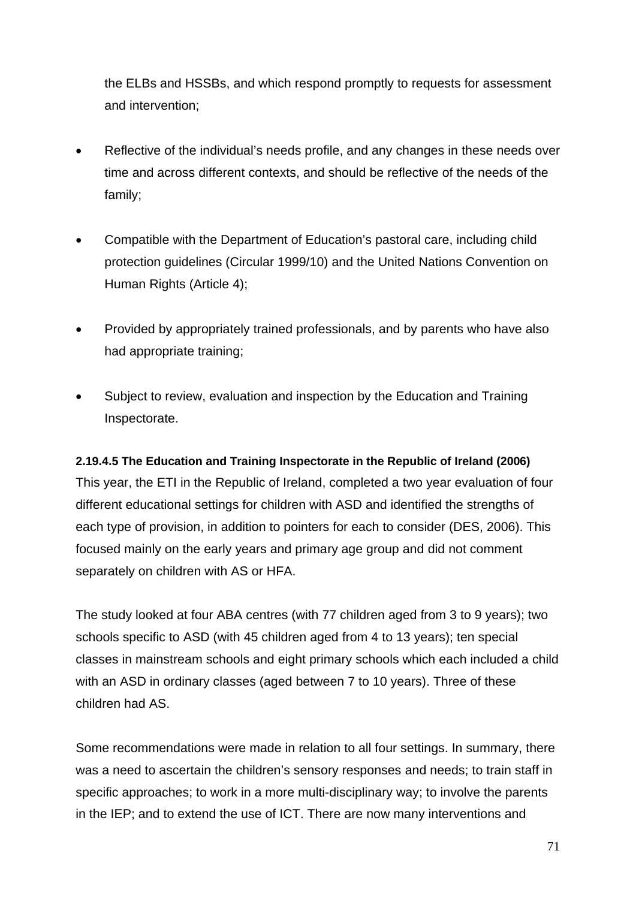the ELBs and HSSBs, and which respond promptly to requests for assessment and intervention;

- Reflective of the individual's needs profile, and any changes in these needs over time and across different contexts, and should be reflective of the needs of the family;
- Compatible with the Department of Education's pastoral care, including child protection guidelines (Circular 1999/10) and the United Nations Convention on Human Rights (Article 4);
- Provided by appropriately trained professionals, and by parents who have also had appropriate training;
- Subject to review, evaluation and inspection by the Education and Training Inspectorate.

**2.19.4.5 The Education and Training Inspectorate in the Republic of Ireland (2006)**

This year, the ETI in the Republic of Ireland, completed a two year evaluation of four different educational settings for children with ASD and identified the strengths of each type of provision, in addition to pointers for each to consider (DES, 2006). This focused mainly on the early years and primary age group and did not comment separately on children with AS or HFA.

The study looked at four ABA centres (with 77 children aged from 3 to 9 years); two schools specific to ASD (with 45 children aged from 4 to 13 years); ten special classes in mainstream schools and eight primary schools which each included a child with an ASD in ordinary classes (aged between 7 to 10 years). Three of these children had AS.

Some recommendations were made in relation to all four settings. In summary, there was a need to ascertain the children's sensory responses and needs; to train staff in specific approaches; to work in a more multi-disciplinary way; to involve the parents in the IEP; and to extend the use of ICT. There are now many interventions and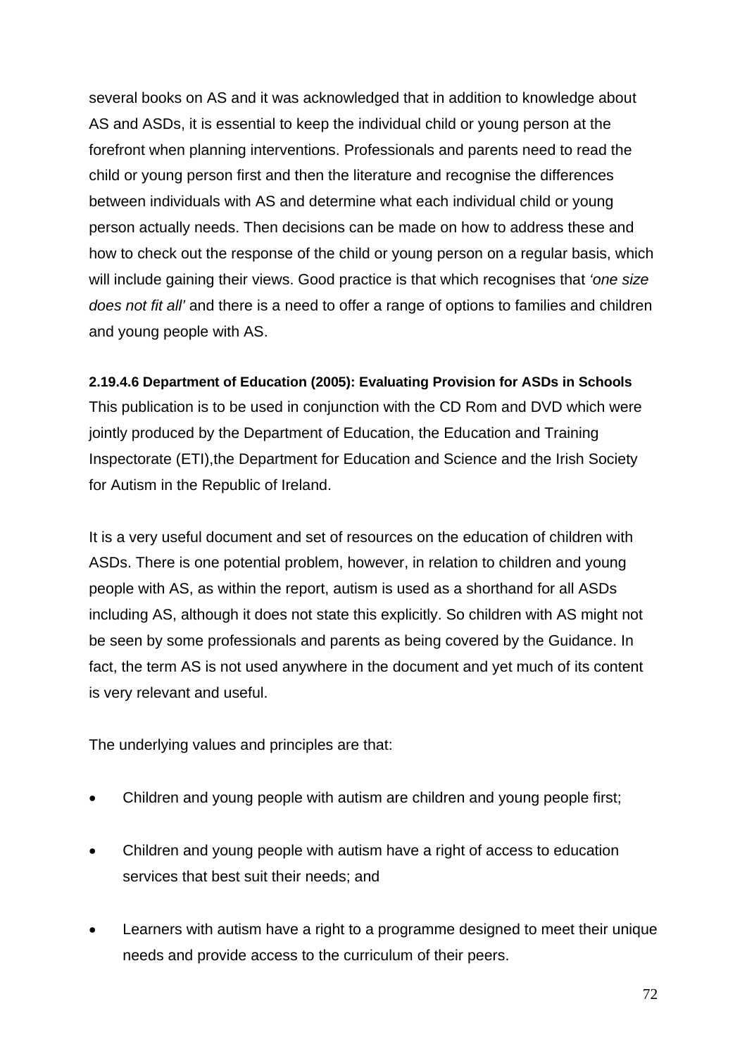several books on AS and it was acknowledged that in addition to knowledge about AS and ASDs, it is essential to keep the individual child or young person at the forefront when planning interventions. Professionals and parents need to read the child or young person first and then the literature and recognise the differences between individuals with AS and determine what each individual child or young person actually needs. Then decisions can be made on how to address these and how to check out the response of the child or young person on a regular basis, which will include gaining their views. Good practice is that which recognises that *'one size does not fit all'* and there is a need to offer a range of options to families and children and young people with AS.

**2.19.4.6 Department of Education (2005): Evaluating Provision for ASDs in Schools**

This publication is to be used in conjunction with the CD Rom and DVD which were jointly produced by the Department of Education, the Education and Training Inspectorate (ETI),the Department for Education and Science and the Irish Society for Autism in the Republic of Ireland.

It is a very useful document and set of resources on the education of children with ASDs. There is one potential problem, however, in relation to children and young people with AS, as within the report, autism is used as a shorthand for all ASDs including AS, although it does not state this explicitly. So children with AS might not be seen by some professionals and parents as being covered by the Guidance. In fact, the term AS is not used anywhere in the document and yet much of its content is very relevant and useful.

The underlying values and principles are that:

- Children and young people with autism are children and young people first;
- Children and young people with autism have a right of access to education services that best suit their needs; and
- Learners with autism have a right to a programme designed to meet their unique needs and provide access to the curriculum of their peers.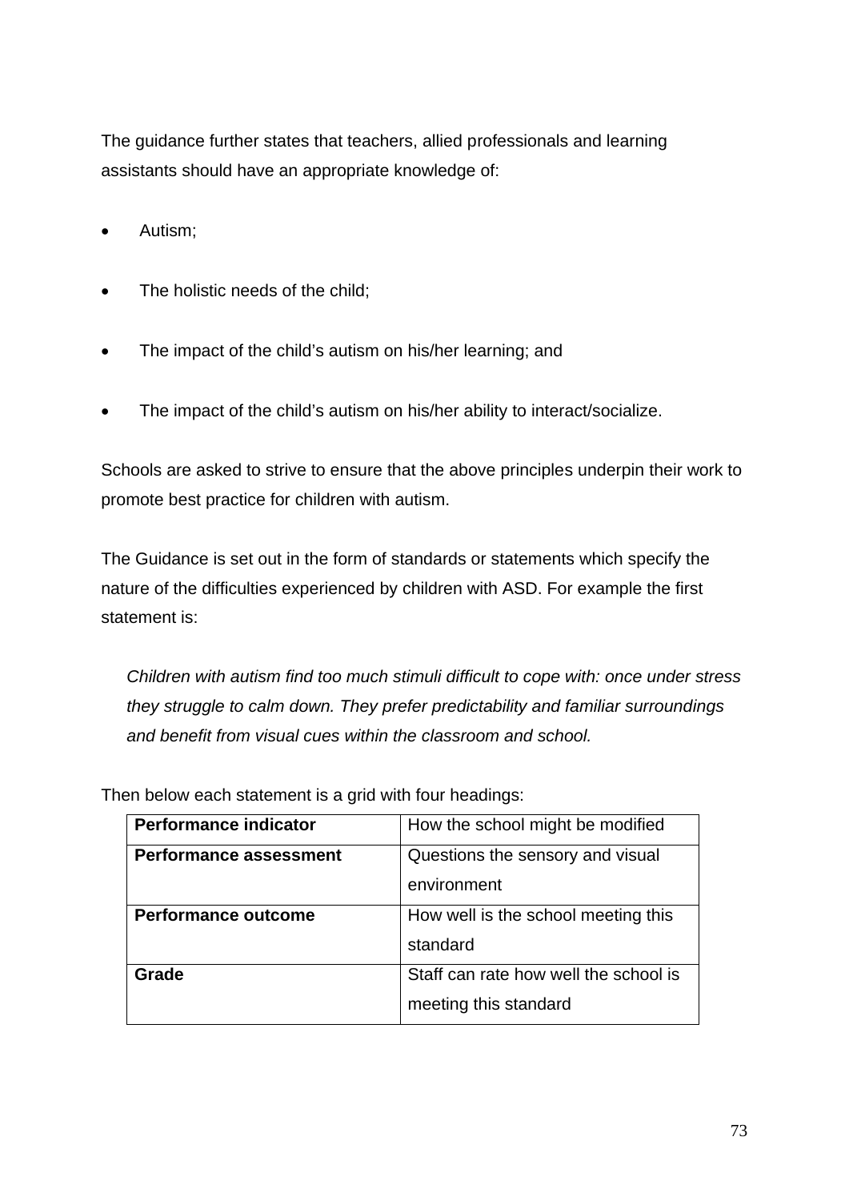The guidance further states that teachers, allied professionals and learning assistants should have an appropriate knowledge of:

- Autism;
- The holistic needs of the child;
- The impact of the child's autism on his/her learning; and
- The impact of the child's autism on his/her ability to interact/socialize.

Schools are asked to strive to ensure that the above principles underpin their work to promote best practice for children with autism.

The Guidance is set out in the form of standards or statements which specify the nature of the difficulties experienced by children with ASD. For example the first statement is:

*Children with autism find too much stimuli difficult to cope with: once under stress they struggle to calm down. They prefer predictability and familiar surroundings and benefit from visual cues within the classroom and school.*

Then below each statement is a grid with four headings:

| | |
|---|---|
| **Performance indicator** | How the school might be modified |
| **Performance assessment** | Questions the sensory and visual environment |
| **Performance outcome** | How well is the school meeting this standard |
| **Grade** | Staff can rate how well the school is meeting this standard |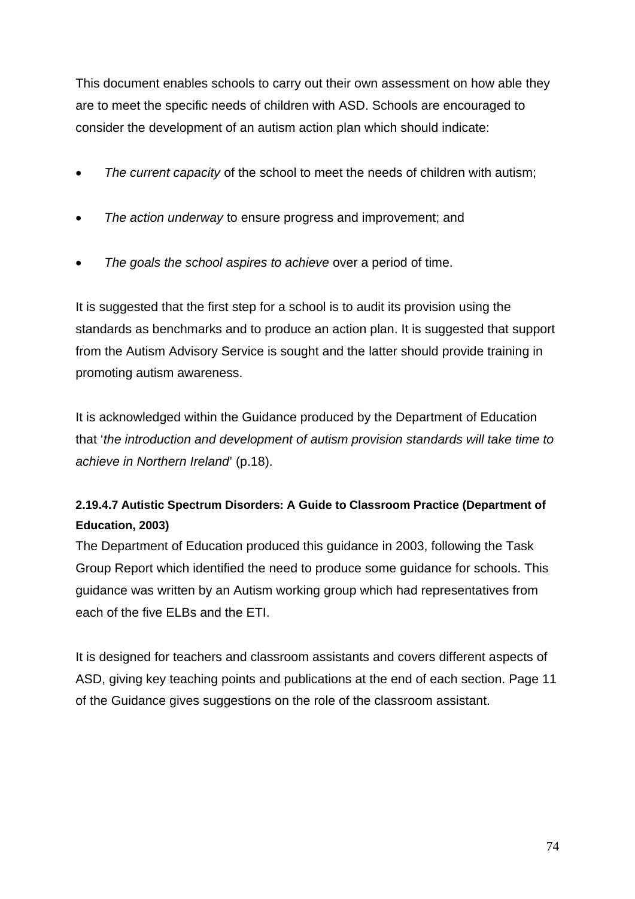This document enables schools to carry out their own assessment on how able they are to meet the specific needs of children with ASD. Schools are encouraged to consider the development of an autism action plan which should indicate:

- *The current capacity* of the school to meet the needs of children with autism;
- *The action underway* to ensure progress and improvement; and
- *The goals the school aspires to achieve* over a period of time.

It is suggested that the first step for a school is to audit its provision using the standards as benchmarks and to produce an action plan. It is suggested that support from the Autism Advisory Service is sought and the latter should provide training in promoting autism awareness.

It is acknowledged within the Guidance produced by the Department of Education that '*the introduction and development of autism provision standards will take time to achieve in Northern Ireland*' (p.18).

#### 2.19.4.7 Autistic Spectrum Disorders: A Guide to Classroom Practice (Department of Education, 2003)

The Department of Education produced this guidance in 2003, following the Task Group Report which identified the need to produce some guidance for schools. This guidance was written by an Autism working group which had representatives from each of the five ELBs and the ETI.

It is designed for teachers and classroom assistants and covers different aspects of ASD, giving key teaching points and publications at the end of each section. Page 11 of the Guidance gives suggestions on the role of the classroom assistant.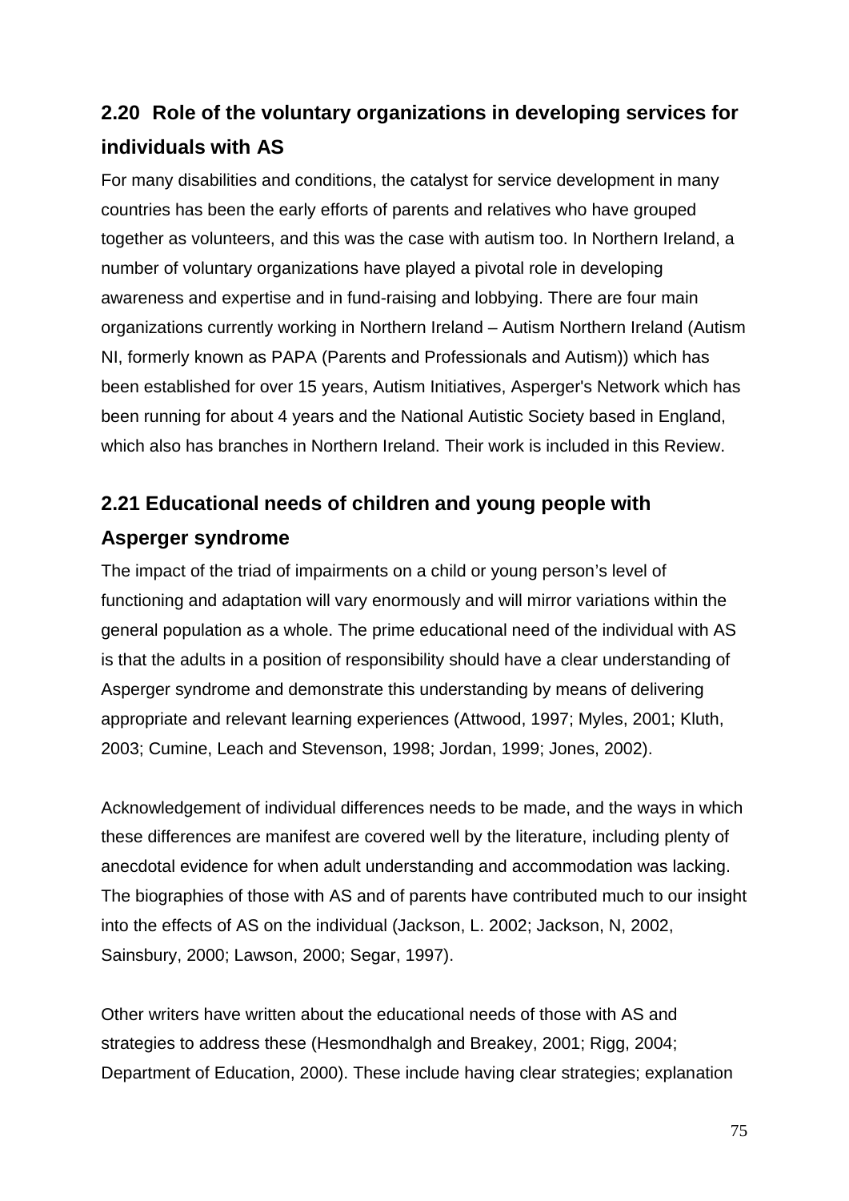## 2.20 Role of the voluntary organizations in developing services for individuals with AS

For many disabilities and conditions, the catalyst for service development in many countries has been the early efforts of parents and relatives who have grouped together as volunteers, and this was the case with autism too. In Northern Ireland, a number of voluntary organizations have played a pivotal role in developing awareness and expertise and in fund-raising and lobbying. There are four main organizations currently working in Northern Ireland – Autism Northern Ireland (Autism NI, formerly known as PAPA (Parents and Professionals and Autism)) which has been established for over 15 years, Autism Initiatives, Asperger's Network which has been running for about 4 years and the National Autistic Society based in England, which also has branches in Northern Ireland. Their work is included in this Review.

## 2.21 Educational needs of children and young people with Asperger syndrome

The impact of the triad of impairments on a child or young person's level of functioning and adaptation will vary enormously and will mirror variations within the general population as a whole. The prime educational need of the individual with AS is that the adults in a position of responsibility should have a clear understanding of Asperger syndrome and demonstrate this understanding by means of delivering appropriate and relevant learning experiences (Attwood, 1997; Myles, 2001; Kluth, 2003; Cumine, Leach and Stevenson, 1998; Jordan, 1999; Jones, 2002).

Acknowledgement of individual differences needs to be made, and the ways in which these differences are manifest are covered well by the literature, including plenty of anecdotal evidence for when adult understanding and accommodation was lacking. The biographies of those with AS and of parents have contributed much to our insight into the effects of AS on the individual (Jackson, L. 2002; Jackson, N, 2002, Sainsbury, 2000; Lawson, 2000; Segar, 1997).

Other writers have written about the educational needs of those with AS and strategies to address these (Hesmondhalgh and Breakey, 2001; Rigg, 2004; Department of Education, 2000). These include having clear strategies; explanation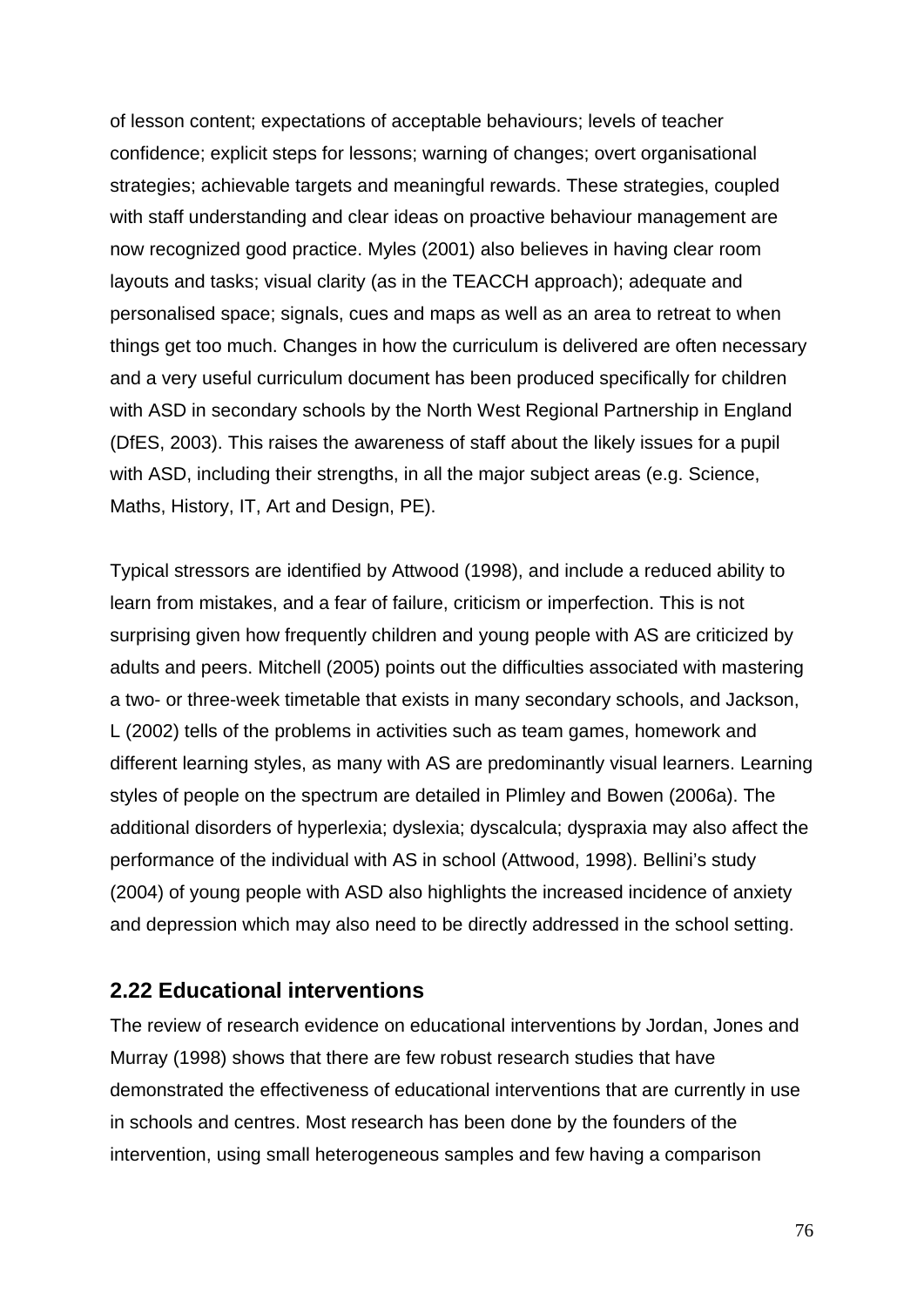of lesson content; expectations of acceptable behaviours; levels of teacher confidence; explicit steps for lessons; warning of changes; overt organisational strategies; achievable targets and meaningful rewards. These strategies, coupled with staff understanding and clear ideas on proactive behaviour management are now recognized good practice. Myles (2001) also believes in having clear room layouts and tasks; visual clarity (as in the TEACCH approach); adequate and personalised space; signals, cues and maps as well as an area to retreat to when things get too much. Changes in how the curriculum is delivered are often necessary and a very useful curriculum document has been produced specifically for children with ASD in secondary schools by the North West Regional Partnership in England (DfES, 2003). This raises the awareness of staff about the likely issues for a pupil with ASD, including their strengths, in all the major subject areas (e.g. Science, Maths, History, IT, Art and Design, PE).

Typical stressors are identified by Attwood (1998), and include a reduced ability to learn from mistakes, and a fear of failure, criticism or imperfection. This is not surprising given how frequently children and young people with AS are criticized by adults and peers. Mitchell (2005) points out the difficulties associated with mastering a two- or three-week timetable that exists in many secondary schools, and Jackson, L (2002) tells of the problems in activities such as team games, homework and different learning styles, as many with AS are predominantly visual learners. Learning styles of people on the spectrum are detailed in Plimley and Bowen (2006a). The additional disorders of hyperlexia; dyslexia; dyscalcula; dyspraxia may also affect the performance of the individual with AS in school (Attwood, 1998). Bellini's study (2004) of young people with ASD also highlights the increased incidence of anxiety and depression which may also need to be directly addressed in the school setting.

## 2.22 Educational interventions

The review of research evidence on educational interventions by Jordan, Jones and Murray (1998) shows that there are few robust research studies that have demonstrated the effectiveness of educational interventions that are currently in use in schools and centres. Most research has been done by the founders of the intervention, using small heterogeneous samples and few having a comparison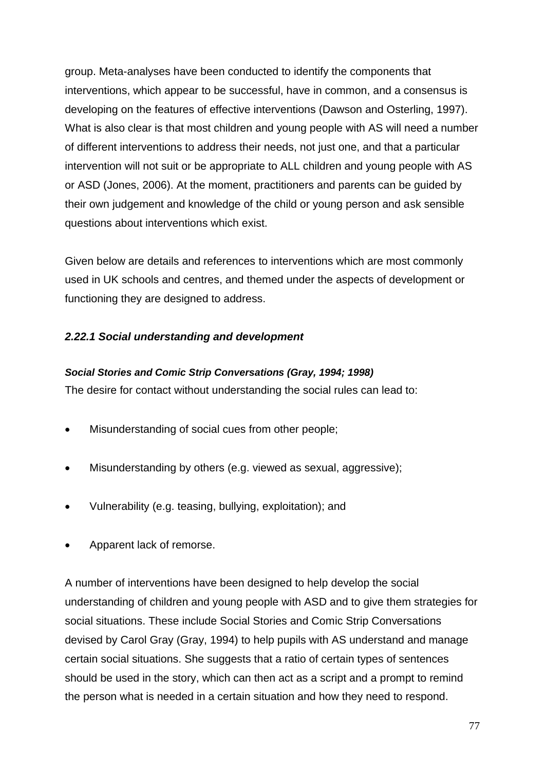group. Meta-analyses have been conducted to identify the components that interventions, which appear to be successful, have in common, and a consensus is developing on the features of effective interventions (Dawson and Osterling, 1997). What is also clear is that most children and young people with AS will need a number of different interventions to address their needs, not just one, and that a particular intervention will not suit or be appropriate to ALL children and young people with AS or ASD (Jones, 2006). At the moment, practitioners and parents can be guided by their own judgement and knowledge of the child or young person and ask sensible questions about interventions which exist.

Given below are details and references to interventions which are most commonly used in UK schools and centres, and themed under the aspects of development or functioning they are designed to address.

### *2.22.1 Social understanding and development*

***Social Stories and Comic Strip Conversations (Gray, 1994; 1998)***

The desire for contact without understanding the social rules can lead to:

- Misunderstanding of social cues from other people;
- Misunderstanding by others (e.g. viewed as sexual, aggressive);
- Vulnerability (e.g. teasing, bullying, exploitation); and
- Apparent lack of remorse.

A number of interventions have been designed to help develop the social understanding of children and young people with ASD and to give them strategies for social situations. These include Social Stories and Comic Strip Conversations devised by Carol Gray (Gray, 1994) to help pupils with AS understand and manage certain social situations. She suggests that a ratio of certain types of sentences should be used in the story, which can then act as a script and a prompt to remind the person what is needed in a certain situation and how they need to respond.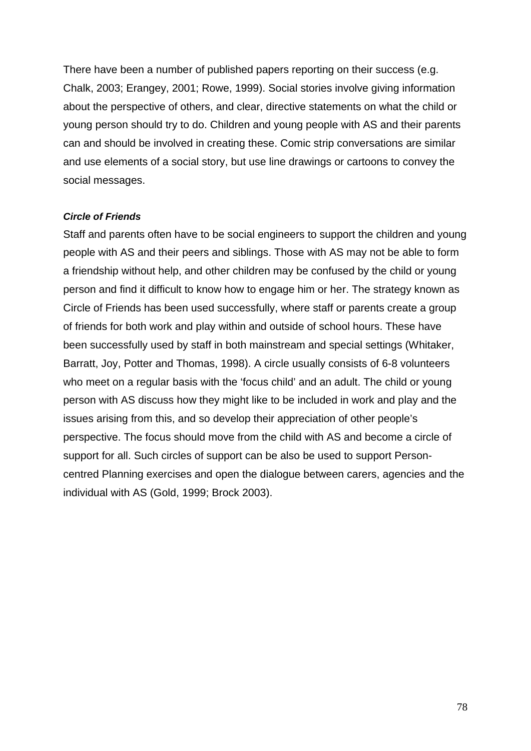There have been a number of published papers reporting on their success (e.g. Chalk, 2003; Erangey, 2001; Rowe, 1999). Social stories involve giving information about the perspective of others, and clear, directive statements on what the child or young person should try to do. Children and young people with AS and their parents can and should be involved in creating these. Comic strip conversations are similar and use elements of a social story, but use line drawings or cartoons to convey the social messages.

***Circle of Friends***

Staff and parents often have to be social engineers to support the children and young people with AS and their peers and siblings. Those with AS may not be able to form a friendship without help, and other children may be confused by the child or young person and find it difficult to know how to engage him or her. The strategy known as Circle of Friends has been used successfully, where staff or parents create a group of friends for both work and play within and outside of school hours. These have been successfully used by staff in both mainstream and special settings (Whitaker, Barratt, Joy, Potter and Thomas, 1998). A circle usually consists of 6-8 volunteers who meet on a regular basis with the 'focus child' and an adult. The child or young person with AS discuss how they might like to be included in work and play and the issues arising from this, and so develop their appreciation of other people's perspective. The focus should move from the child with AS and become a circle of support for all. Such circles of support can be also be used to support Person-centred Planning exercises and open the dialogue between carers, agencies and the individual with AS (Gold, 1999; Brock 2003).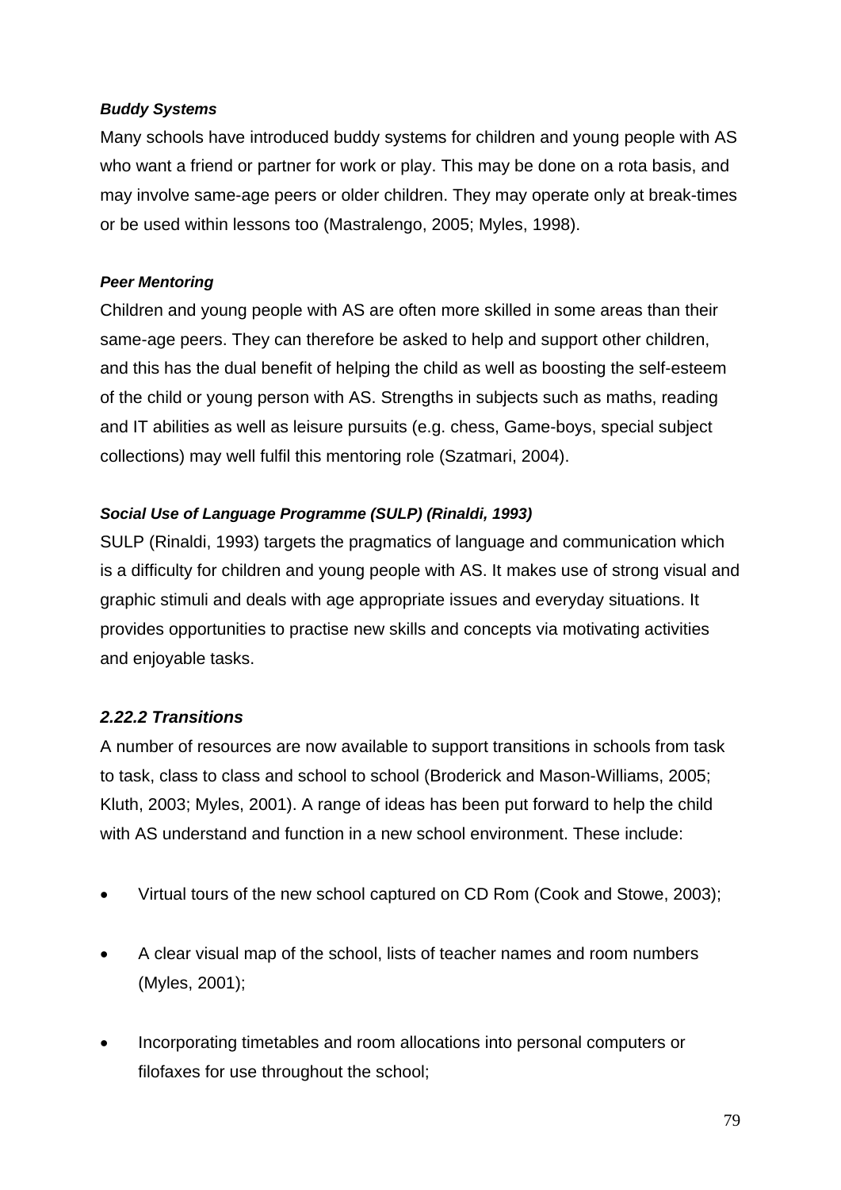***Buddy Systems***

Many schools have introduced buddy systems for children and young people with AS who want a friend or partner for work or play. This may be done on a rota basis, and may involve same-age peers or older children. They may operate only at break-times or be used within lessons too (Mastralengo, 2005; Myles, 1998).

***Peer Mentoring***

Children and young people with AS are often more skilled in some areas than their same-age peers. They can therefore be asked to help and support other children, and this has the dual benefit of helping the child as well as boosting the self-esteem of the child or young person with AS. Strengths in subjects such as maths, reading and IT abilities as well as leisure pursuits (e.g. chess, Game-boys, special subject collections) may well fulfil this mentoring role (Szatmari, 2004).

***Social Use of Language Programme (SULP) (Rinaldi, 1993)***

SULP (Rinaldi, 1993) targets the pragmatics of language and communication which is a difficulty for children and young people with AS. It makes use of strong visual and graphic stimuli and deals with age appropriate issues and everyday situations. It provides opportunities to practise new skills and concepts via motivating activities and enjoyable tasks.

### *2.22.2 Transitions*

A number of resources are now available to support transitions in schools from task to task, class to class and school to school (Broderick and Mason-Williams, 2005; Kluth, 2003; Myles, 2001). A range of ideas has been put forward to help the child with AS understand and function in a new school environment. These include:

- Virtual tours of the new school captured on CD Rom (Cook and Stowe, 2003);
- A clear visual map of the school, lists of teacher names and room numbers (Myles, 2001);
- Incorporating timetables and room allocations into personal computers or filofaxes for use throughout the school;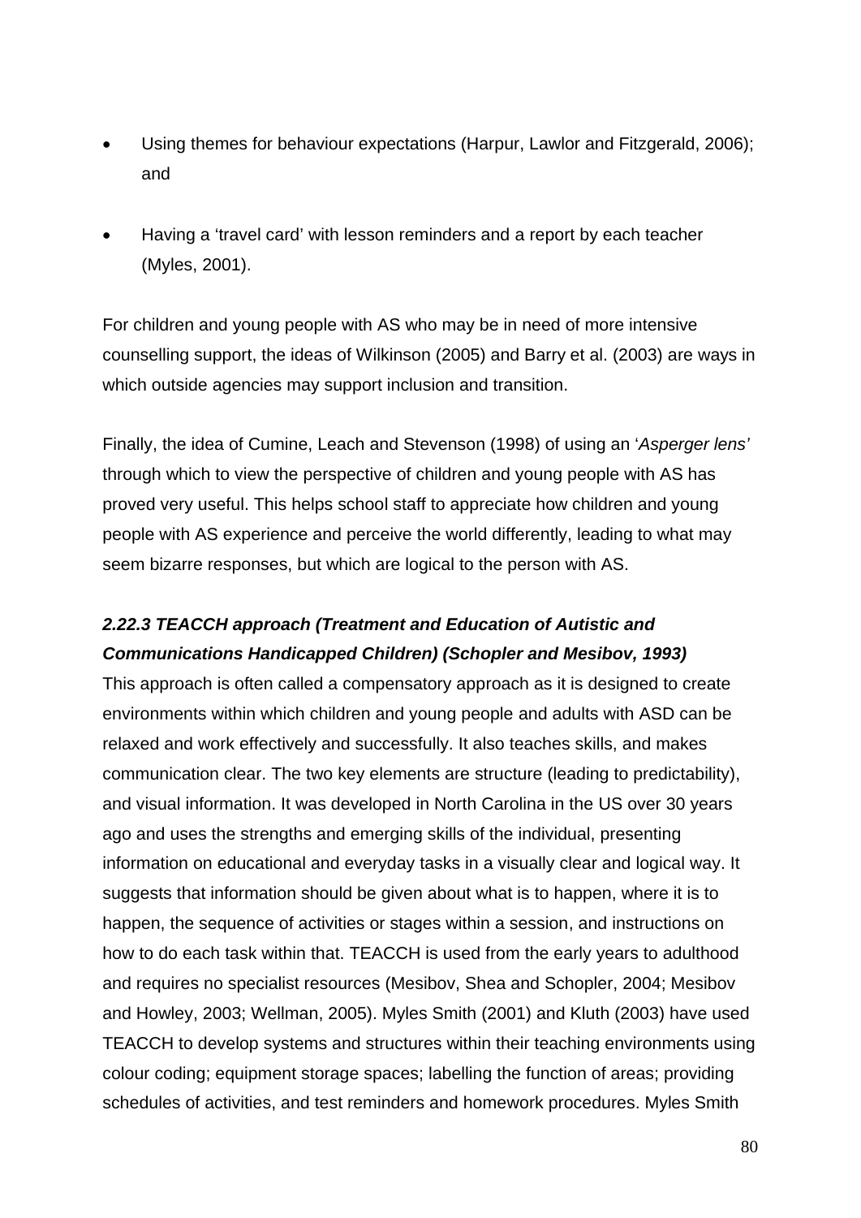- Using themes for behaviour expectations (Harpur, Lawlor and Fitzgerald, 2006); and

- Having a 'travel card' with lesson reminders and a report by each teacher (Myles, 2001).

For children and young people with AS who may be in need of more intensive counselling support, the ideas of Wilkinson (2005) and Barry et al. (2003) are ways in which outside agencies may support inclusion and transition.

Finally, the idea of Cumine, Leach and Stevenson (1998) of using an '*Asperger lens'* through which to view the perspective of children and young people with AS has proved very useful. This helps school staff to appreciate how children and young people with AS experience and perceive the world differently, leading to what may seem bizarre responses, but which are logical to the person with AS.

#### *2.22.3 TEACCH approach (Treatment and Education of Autistic and Communications Handicapped Children) (Schopler and Mesibov, 1993)*

This approach is often called a compensatory approach as it is designed to create environments within which children and young people and adults with ASD can be relaxed and work effectively and successfully. It also teaches skills, and makes communication clear. The two key elements are structure (leading to predictability), and visual information. It was developed in North Carolina in the US over 30 years ago and uses the strengths and emerging skills of the individual, presenting information on educational and everyday tasks in a visually clear and logical way. It suggests that information should be given about what is to happen, where it is to happen, the sequence of activities or stages within a session, and instructions on how to do each task within that. TEACCH is used from the early years to adulthood and requires no specialist resources (Mesibov, Shea and Schopler, 2004; Mesibov and Howley, 2003; Wellman, 2005). Myles Smith (2001) and Kluth (2003) have used TEACCH to develop systems and structures within their teaching environments using colour coding; equipment storage spaces; labelling the function of areas; providing schedules of activities, and test reminders and homework procedures. Myles Smith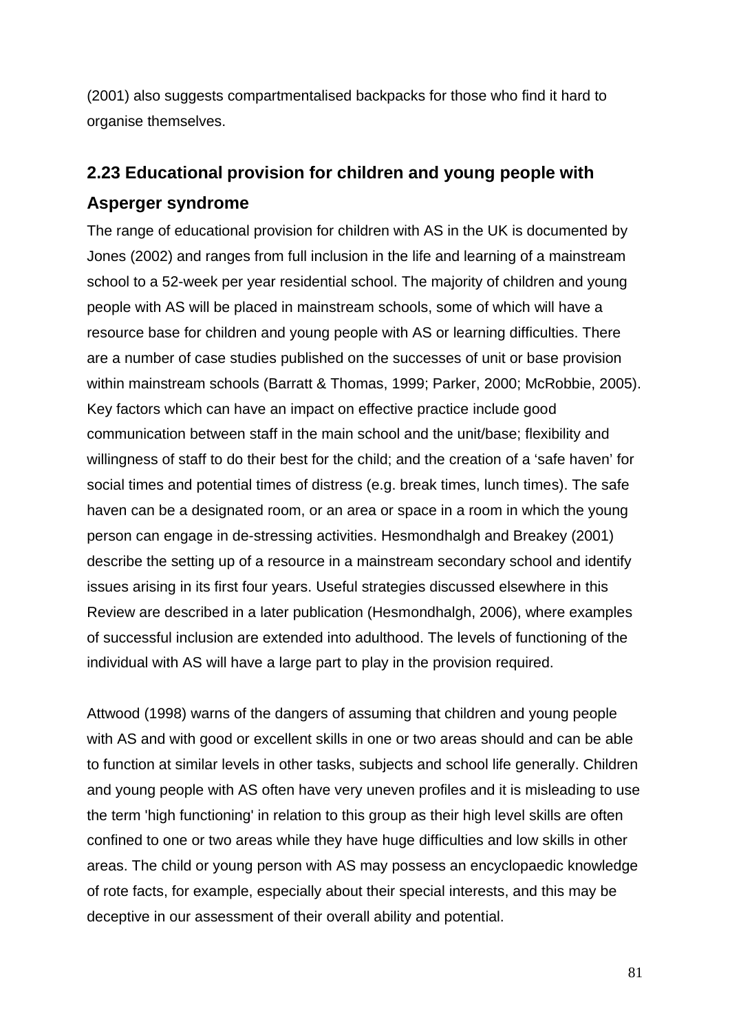(2001) also suggests compartmentalised backpacks for those who find it hard to organise themselves.

## 2.23 Educational provision for children and young people with Asperger syndrome

The range of educational provision for children with AS in the UK is documented by Jones (2002) and ranges from full inclusion in the life and learning of a mainstream school to a 52-week per year residential school. The majority of children and young people with AS will be placed in mainstream schools, some of which will have a resource base for children and young people with AS or learning difficulties. There are a number of case studies published on the successes of unit or base provision within mainstream schools (Barratt & Thomas, 1999; Parker, 2000; McRobbie, 2005). Key factors which can have an impact on effective practice include good communication between staff in the main school and the unit/base; flexibility and willingness of staff to do their best for the child; and the creation of a 'safe haven' for social times and potential times of distress (e.g. break times, lunch times). The safe haven can be a designated room, or an area or space in a room in which the young person can engage in de-stressing activities. Hesmondhalgh and Breakey (2001) describe the setting up of a resource in a mainstream secondary school and identify issues arising in its first four years. Useful strategies discussed elsewhere in this Review are described in a later publication (Hesmondhalgh, 2006), where examples of successful inclusion are extended into adulthood. The levels of functioning of the individual with AS will have a large part to play in the provision required.

Attwood (1998) warns of the dangers of assuming that children and young people with AS and with good or excellent skills in one or two areas should and can be able to function at similar levels in other tasks, subjects and school life generally. Children and young people with AS often have very uneven profiles and it is misleading to use the term 'high functioning' in relation to this group as their high level skills are often confined to one or two areas while they have huge difficulties and low skills in other areas. The child or young person with AS may possess an encyclopaedic knowledge of rote facts, for example, especially about their special interests, and this may be deceptive in our assessment of their overall ability and potential.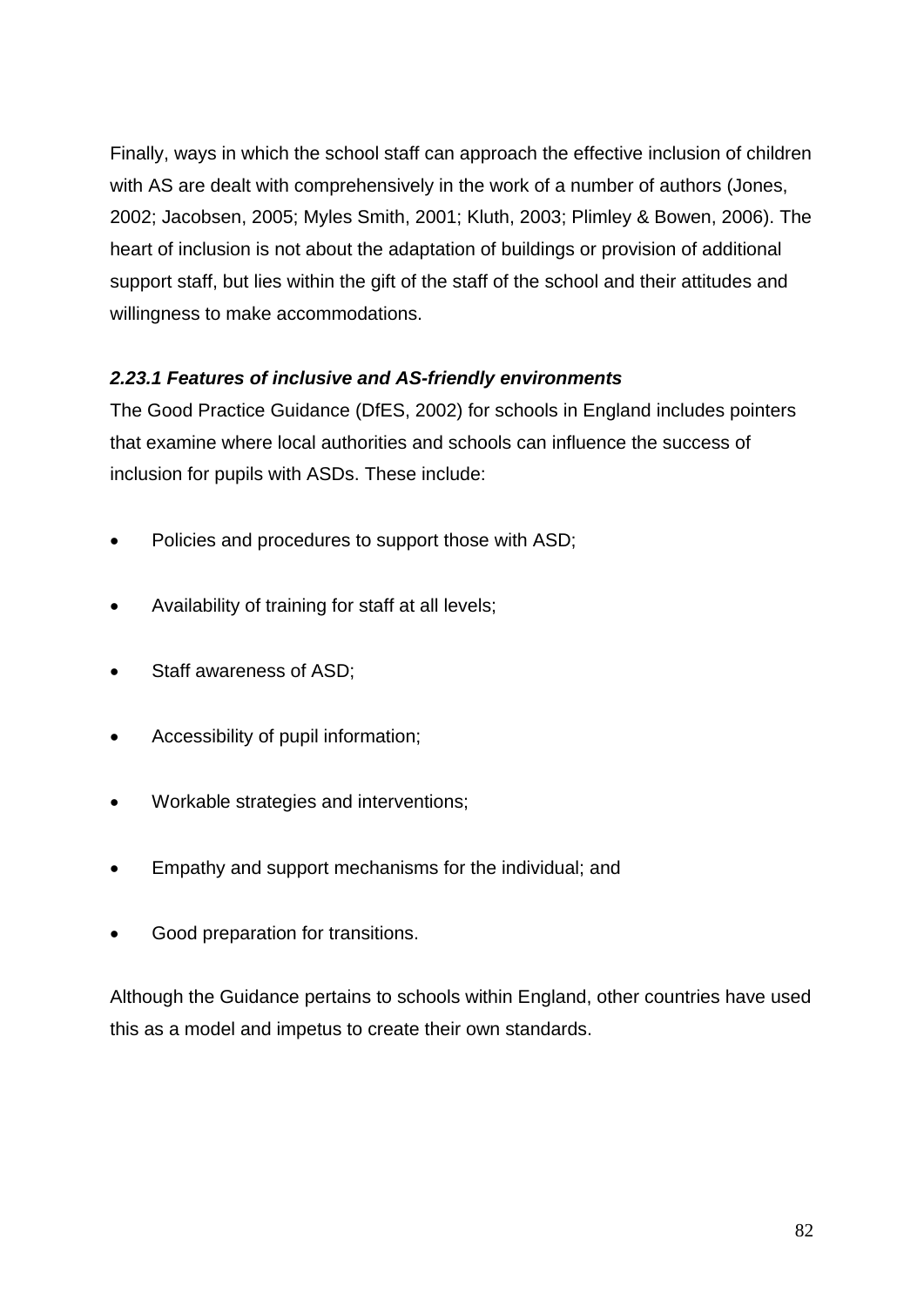Finally, ways in which the school staff can approach the effective inclusion of children with AS are dealt with comprehensively in the work of a number of authors (Jones, 2002; Jacobsen, 2005; Myles Smith, 2001; Kluth, 2003; Plimley & Bowen, 2006). The heart of inclusion is not about the adaptation of buildings or provision of additional support staff, but lies within the gift of the staff of the school and their attitudes and willingness to make accommodations.

### *2.23.1 Features of inclusive and AS-friendly environments*

The Good Practice Guidance (DfES, 2002) for schools in England includes pointers that examine where local authorities and schools can influence the success of inclusion for pupils with ASDs. These include:

- Policies and procedures to support those with ASD;
- Availability of training for staff at all levels;
- Staff awareness of ASD;
- Accessibility of pupil information;
- Workable strategies and interventions;
- Empathy and support mechanisms for the individual; and
- Good preparation for transitions.

Although the Guidance pertains to schools within England, other countries have used this as a model and impetus to create their own standards.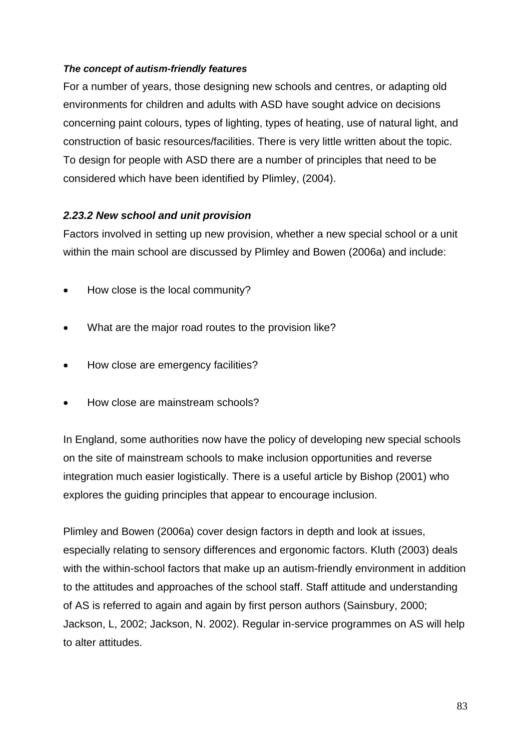***The concept of autism-friendly features***

For a number of years, those designing new schools and centres, or adapting old environments for children and adults with ASD have sought advice on decisions concerning paint colours, types of lighting, types of heating, use of natural light, and construction of basic resources/facilities. There is very little written about the topic. To design for people with ASD there are a number of principles that need to be considered which have been identified by Plimley, (2004).

### *2.23.2 New school and unit provision*

Factors involved in setting up new provision, whether a new special school or a unit within the main school are discussed by Plimley and Bowen (2006a) and include:

- How close is the local community?
- What are the major road routes to the provision like?
- How close are emergency facilities?
- How close are mainstream schools?

In England, some authorities now have the policy of developing new special schools on the site of mainstream schools to make inclusion opportunities and reverse integration much easier logistically. There is a useful article by Bishop (2001) who explores the guiding principles that appear to encourage inclusion.

Plimley and Bowen (2006a) cover design factors in depth and look at issues, especially relating to sensory differences and ergonomic factors. Kluth (2003) deals with the within-school factors that make up an autism-friendly environment in addition to the attitudes and approaches of the school staff. Staff attitude and understanding of AS is referred to again and again by first person authors (Sainsbury, 2000; Jackson, L, 2002; Jackson, N. 2002). Regular in-service programmes on AS will help to alter attitudes.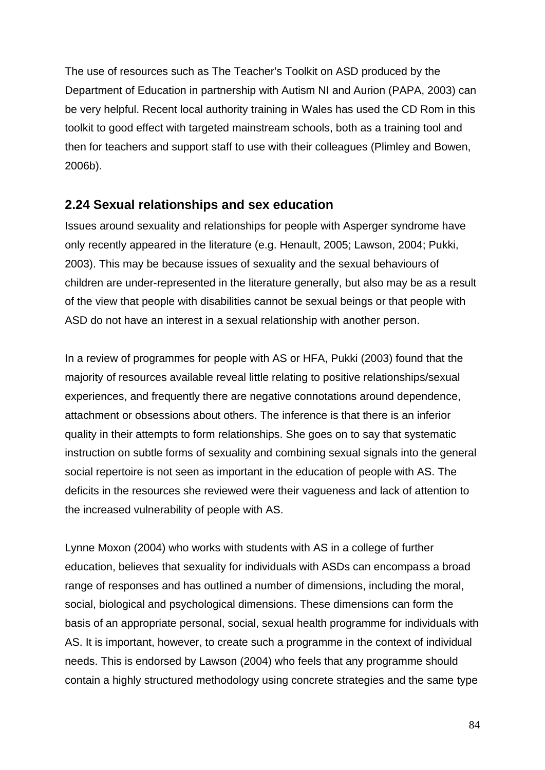The use of resources such as The Teacher's Toolkit on ASD produced by the Department of Education in partnership with Autism NI and Aurion (PAPA, 2003) can be very helpful. Recent local authority training in Wales has used the CD Rom in this toolkit to good effect with targeted mainstream schools, both as a training tool and then for teachers and support staff to use with their colleagues (Plimley and Bowen, 2006b).

## 2.24 Sexual relationships and sex education

Issues around sexuality and relationships for people with Asperger syndrome have only recently appeared in the literature (e.g. Henault, 2005; Lawson, 2004; Pukki, 2003). This may be because issues of sexuality and the sexual behaviours of children are under-represented in the literature generally, but also may be as a result of the view that people with disabilities cannot be sexual beings or that people with ASD do not have an interest in a sexual relationship with another person.

In a review of programmes for people with AS or HFA, Pukki (2003) found that the majority of resources available reveal little relating to positive relationships/sexual experiences, and frequently there are negative connotations around dependence, attachment or obsessions about others. The inference is that there is an inferior quality in their attempts to form relationships. She goes on to say that systematic instruction on subtle forms of sexuality and combining sexual signals into the general social repertoire is not seen as important in the education of people with AS. The deficits in the resources she reviewed were their vagueness and lack of attention to the increased vulnerability of people with AS.

Lynne Moxon (2004) who works with students with AS in a college of further education, believes that sexuality for individuals with ASDs can encompass a broad range of responses and has outlined a number of dimensions, including the moral, social, biological and psychological dimensions. These dimensions can form the basis of an appropriate personal, social, sexual health programme for individuals with AS. It is important, however, to create such a programme in the context of individual needs. This is endorsed by Lawson (2004) who feels that any programme should contain a highly structured methodology using concrete strategies and the same type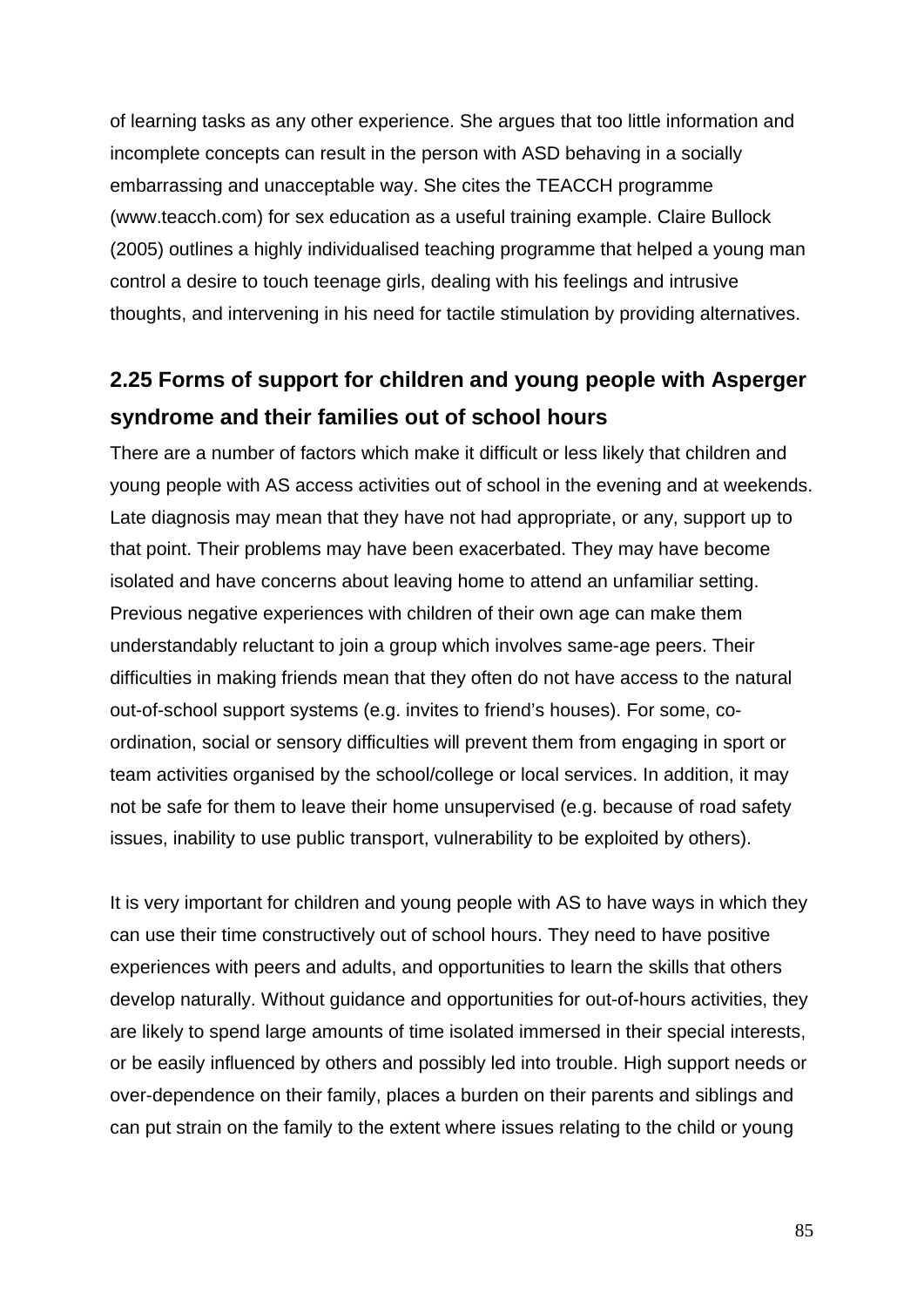of learning tasks as any other experience. She argues that too little information and incomplete concepts can result in the person with ASD behaving in a socially embarrassing and unacceptable way. She cites the TEACCH programme (www.teacch.com) for sex education as a useful training example. Claire Bullock (2005) outlines a highly individualised teaching programme that helped a young man control a desire to touch teenage girls, dealing with his feelings and intrusive thoughts, and intervening in his need for tactile stimulation by providing alternatives.

## 2.25 Forms of support for children and young people with Asperger syndrome and their families out of school hours

There are a number of factors which make it difficult or less likely that children and young people with AS access activities out of school in the evening and at weekends. Late diagnosis may mean that they have not had appropriate, or any, support up to that point. Their problems may have been exacerbated. They may have become isolated and have concerns about leaving home to attend an unfamiliar setting. Previous negative experiences with children of their own age can make them understandably reluctant to join a group which involves same-age peers. Their difficulties in making friends mean that they often do not have access to the natural out-of-school support systems (e.g. invites to friend's houses). For some, co-ordination, social or sensory difficulties will prevent them from engaging in sport or team activities organised by the school/college or local services. In addition, it may not be safe for them to leave their home unsupervised (e.g. because of road safety issues, inability to use public transport, vulnerability to be exploited by others).

It is very important for children and young people with AS to have ways in which they can use their time constructively out of school hours. They need to have positive experiences with peers and adults, and opportunities to learn the skills that others develop naturally. Without guidance and opportunities for out-of-hours activities, they are likely to spend large amounts of time isolated immersed in their special interests, or be easily influenced by others and possibly led into trouble. High support needs or over-dependence on their family, places a burden on their parents and siblings and can put strain on the family to the extent where issues relating to the child or young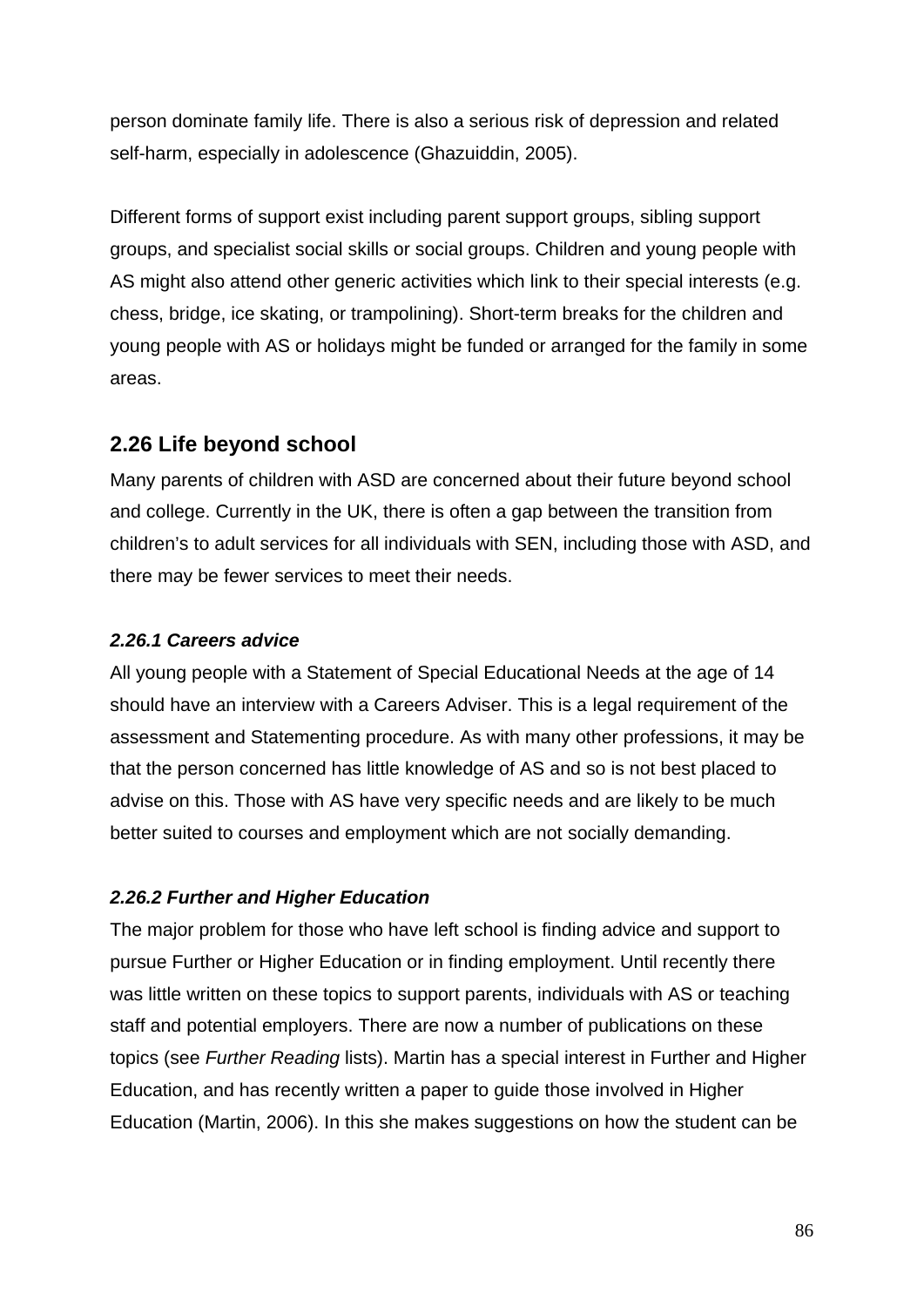person dominate family life. There is also a serious risk of depression and related self-harm, especially in adolescence (Ghazuiddin, 2005).

Different forms of support exist including parent support groups, sibling support groups, and specialist social skills or social groups. Children and young people with AS might also attend other generic activities which link to their special interests (e.g. chess, bridge, ice skating, or trampolining). Short-term breaks for the children and young people with AS or holidays might be funded or arranged for the family in some areas.

## 2.26 Life beyond school

Many parents of children with ASD are concerned about their future beyond school and college. Currently in the UK, there is often a gap between the transition from children's to adult services for all individuals with SEN, including those with ASD, and there may be fewer services to meet their needs.

### *2.26.1 Careers advice*

All young people with a Statement of Special Educational Needs at the age of 14 should have an interview with a Careers Adviser. This is a legal requirement of the assessment and Statementing procedure. As with many other professions, it may be that the person concerned has little knowledge of AS and so is not best placed to advise on this. Those with AS have very specific needs and are likely to be much better suited to courses and employment which are not socially demanding.

### *2.26.2 Further and Higher Education*

The major problem for those who have left school is finding advice and support to pursue Further or Higher Education or in finding employment. Until recently there was little written on these topics to support parents, individuals with AS or teaching staff and potential employers. There are now a number of publications on these topics (see *Further Reading* lists). Martin has a special interest in Further and Higher Education, and has recently written a paper to guide those involved in Higher Education (Martin, 2006). In this she makes suggestions on how the student can be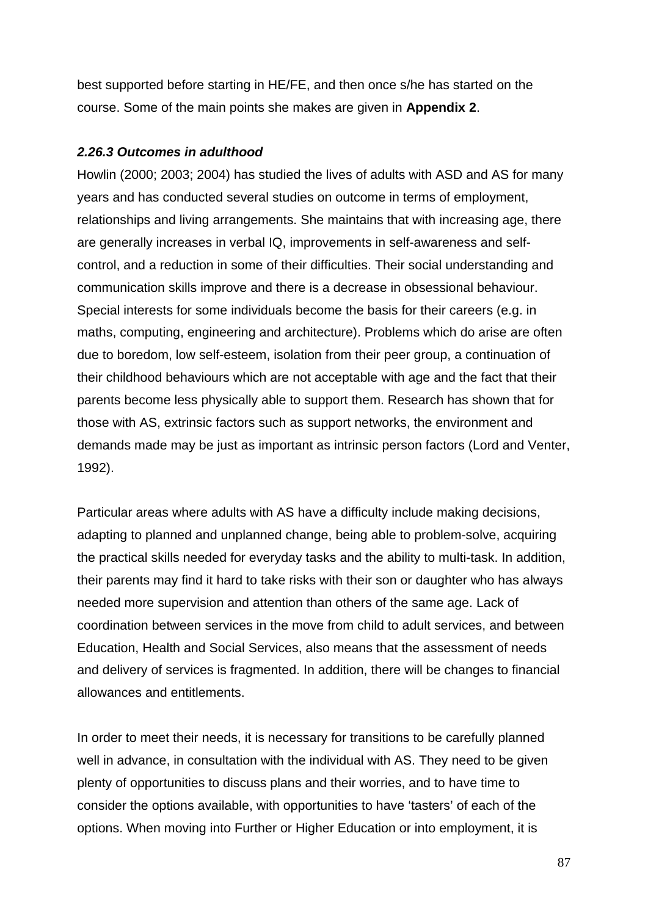best supported before starting in HE/FE, and then once s/he has started on the course. Some of the main points she makes are given in **Appendix 2**.

#### ***2.26.3 Outcomes in adulthood***

Howlin (2000; 2003; 2004) has studied the lives of adults with ASD and AS for many years and has conducted several studies on outcome in terms of employment, relationships and living arrangements. She maintains that with increasing age, there are generally increases in verbal IQ, improvements in self-awareness and self-control, and a reduction in some of their difficulties. Their social understanding and communication skills improve and there is a decrease in obsessional behaviour. Special interests for some individuals become the basis for their careers (e.g. in maths, computing, engineering and architecture). Problems which do arise are often due to boredom, low self-esteem, isolation from their peer group, a continuation of their childhood behaviours which are not acceptable with age and the fact that their parents become less physically able to support them. Research has shown that for those with AS, extrinsic factors such as support networks, the environment and demands made may be just as important as intrinsic person factors (Lord and Venter, 1992).

Particular areas where adults with AS have a difficulty include making decisions, adapting to planned and unplanned change, being able to problem-solve, acquiring the practical skills needed for everyday tasks and the ability to multi-task. In addition, their parents may find it hard to take risks with their son or daughter who has always needed more supervision and attention than others of the same age. Lack of coordination between services in the move from child to adult services, and between Education, Health and Social Services, also means that the assessment of needs and delivery of services is fragmented. In addition, there will be changes to financial allowances and entitlements.

In order to meet their needs, it is necessary for transitions to be carefully planned well in advance, in consultation with the individual with AS. They need to be given plenty of opportunities to discuss plans and their worries, and to have time to consider the options available, with opportunities to have 'tasters' of each of the options. When moving into Further or Higher Education or into employment, it is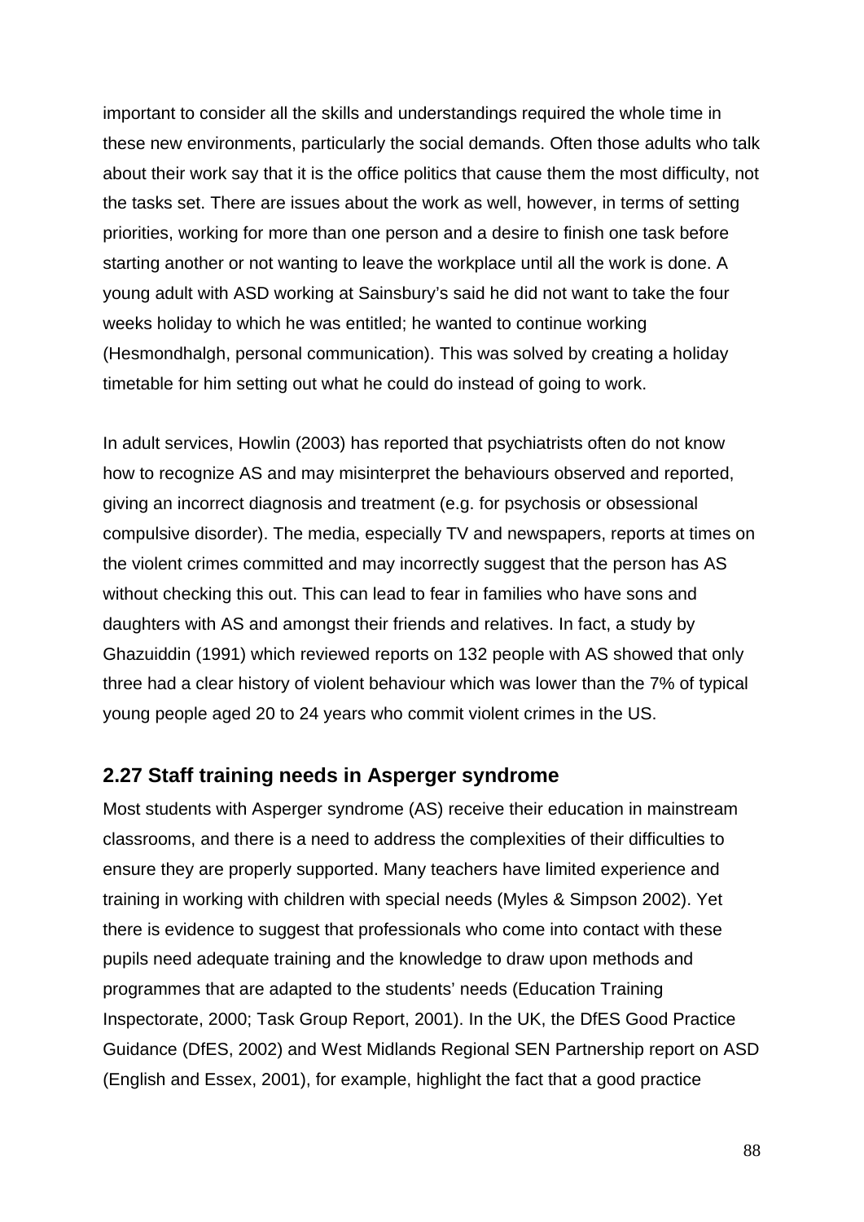important to consider all the skills and understandings required the whole time in these new environments, particularly the social demands. Often those adults who talk about their work say that it is the office politics that cause them the most difficulty, not the tasks set. There are issues about the work as well, however, in terms of setting priorities, working for more than one person and a desire to finish one task before starting another or not wanting to leave the workplace until all the work is done. A young adult with ASD working at Sainsbury's said he did not want to take the four weeks holiday to which he was entitled; he wanted to continue working (Hesmondhalgh, personal communication). This was solved by creating a holiday timetable for him setting out what he could do instead of going to work.

In adult services, Howlin (2003) has reported that psychiatrists often do not know how to recognize AS and may misinterpret the behaviours observed and reported, giving an incorrect diagnosis and treatment (e.g. for psychosis or obsessional compulsive disorder). The media, especially TV and newspapers, reports at times on the violent crimes committed and may incorrectly suggest that the person has AS without checking this out. This can lead to fear in families who have sons and daughters with AS and amongst their friends and relatives. In fact, a study by Ghazuiddin (1991) which reviewed reports on 132 people with AS showed that only three had a clear history of violent behaviour which was lower than the 7% of typical young people aged 20 to 24 years who commit violent crimes in the US.

## 2.27 Staff training needs in Asperger syndrome

Most students with Asperger syndrome (AS) receive their education in mainstream classrooms, and there is a need to address the complexities of their difficulties to ensure they are properly supported. Many teachers have limited experience and training in working with children with special needs (Myles & Simpson 2002). Yet there is evidence to suggest that professionals who come into contact with these pupils need adequate training and the knowledge to draw upon methods and programmes that are adapted to the students' needs (Education Training Inspectorate, 2000; Task Group Report, 2001). In the UK, the DfES Good Practice Guidance (DfES, 2002) and West Midlands Regional SEN Partnership report on ASD (English and Essex, 2001), for example, highlight the fact that a good practice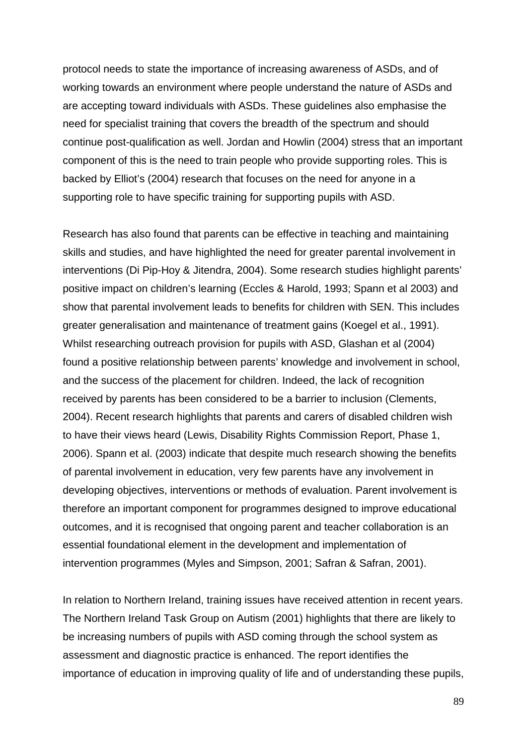protocol needs to state the importance of increasing awareness of ASDs, and of working towards an environment where people understand the nature of ASDs and are accepting toward individuals with ASDs. These guidelines also emphasise the need for specialist training that covers the breadth of the spectrum and should continue post-qualification as well. Jordan and Howlin (2004) stress that an important component of this is the need to train people who provide supporting roles. This is backed by Elliot's (2004) research that focuses on the need for anyone in a supporting role to have specific training for supporting pupils with ASD.

Research has also found that parents can be effective in teaching and maintaining skills and studies, and have highlighted the need for greater parental involvement in interventions (Di Pip-Hoy & Jitendra, 2004). Some research studies highlight parents' positive impact on children's learning (Eccles & Harold, 1993; Spann et al 2003) and show that parental involvement leads to benefits for children with SEN. This includes greater generalisation and maintenance of treatment gains (Koegel et al., 1991). Whilst researching outreach provision for pupils with ASD, Glashan et al (2004) found a positive relationship between parents' knowledge and involvement in school, and the success of the placement for children. Indeed, the lack of recognition received by parents has been considered to be a barrier to inclusion (Clements, 2004). Recent research highlights that parents and carers of disabled children wish to have their views heard (Lewis, Disability Rights Commission Report, Phase 1, 2006). Spann et al. (2003) indicate that despite much research showing the benefits of parental involvement in education, very few parents have any involvement in developing objectives, interventions or methods of evaluation. Parent involvement is therefore an important component for programmes designed to improve educational outcomes, and it is recognised that ongoing parent and teacher collaboration is an essential foundational element in the development and implementation of intervention programmes (Myles and Simpson, 2001; Safran & Safran, 2001).

In relation to Northern Ireland, training issues have received attention in recent years. The Northern Ireland Task Group on Autism (2001) highlights that there are likely to be increasing numbers of pupils with ASD coming through the school system as assessment and diagnostic practice is enhanced. The report identifies the importance of education in improving quality of life and of understanding these pupils,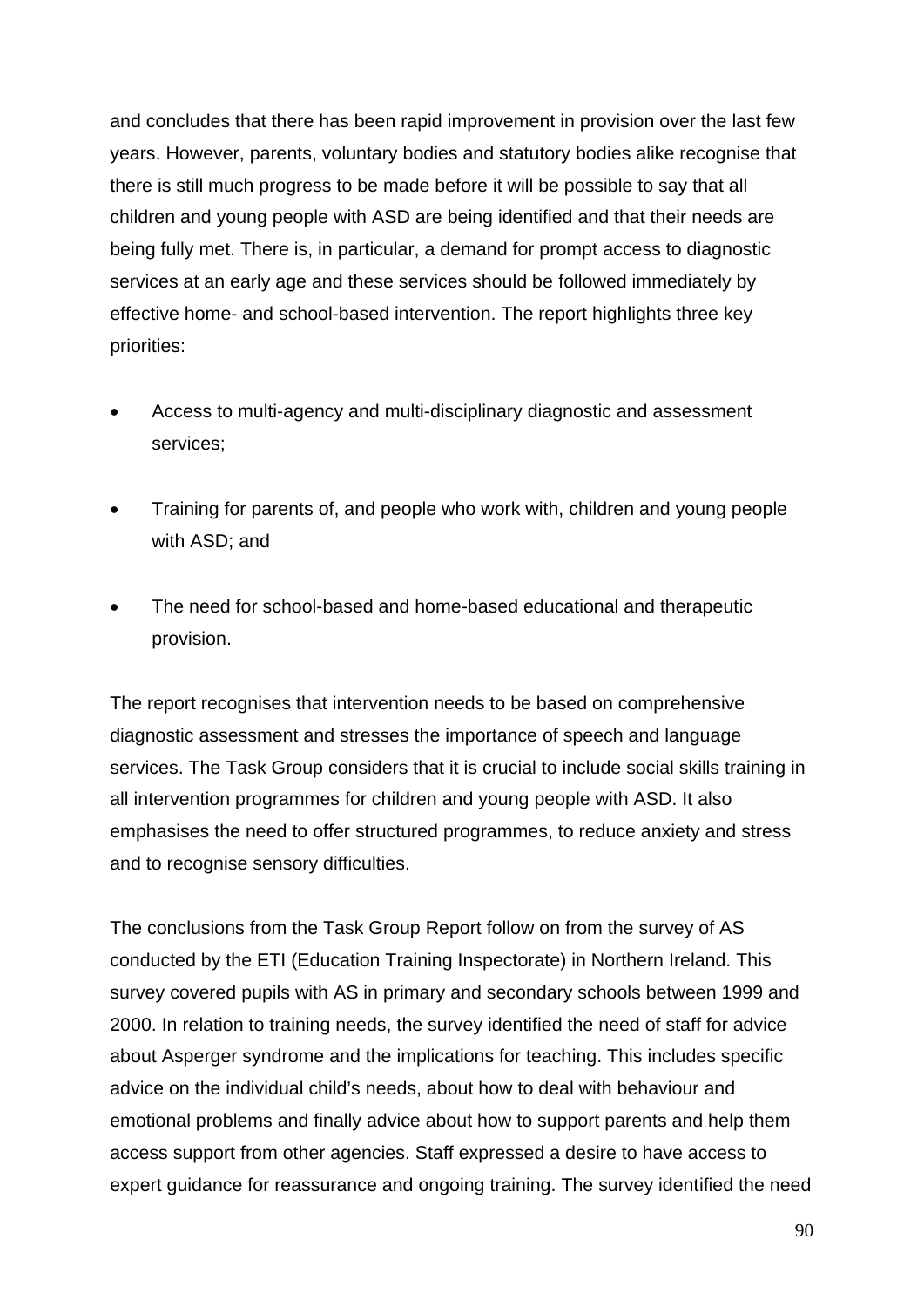and concludes that there has been rapid improvement in provision over the last few years. However, parents, voluntary bodies and statutory bodies alike recognise that there is still much progress to be made before it will be possible to say that all children and young people with ASD are being identified and that their needs are being fully met. There is, in particular, a demand for prompt access to diagnostic services at an early age and these services should be followed immediately by effective home- and school-based intervention. The report highlights three key priorities:

- Access to multi-agency and multi-disciplinary diagnostic and assessment services;
- Training for parents of, and people who work with, children and young people with ASD; and
- The need for school-based and home-based educational and therapeutic provision.

The report recognises that intervention needs to be based on comprehensive diagnostic assessment and stresses the importance of speech and language services. The Task Group considers that it is crucial to include social skills training in all intervention programmes for children and young people with ASD. It also emphasises the need to offer structured programmes, to reduce anxiety and stress and to recognise sensory difficulties.

The conclusions from the Task Group Report follow on from the survey of AS conducted by the ETI (Education Training Inspectorate) in Northern Ireland. This survey covered pupils with AS in primary and secondary schools between 1999 and 2000. In relation to training needs, the survey identified the need of staff for advice about Asperger syndrome and the implications for teaching. This includes specific advice on the individual child's needs, about how to deal with behaviour and emotional problems and finally advice about how to support parents and help them access support from other agencies. Staff expressed a desire to have access to expert guidance for reassurance and ongoing training. The survey identified the need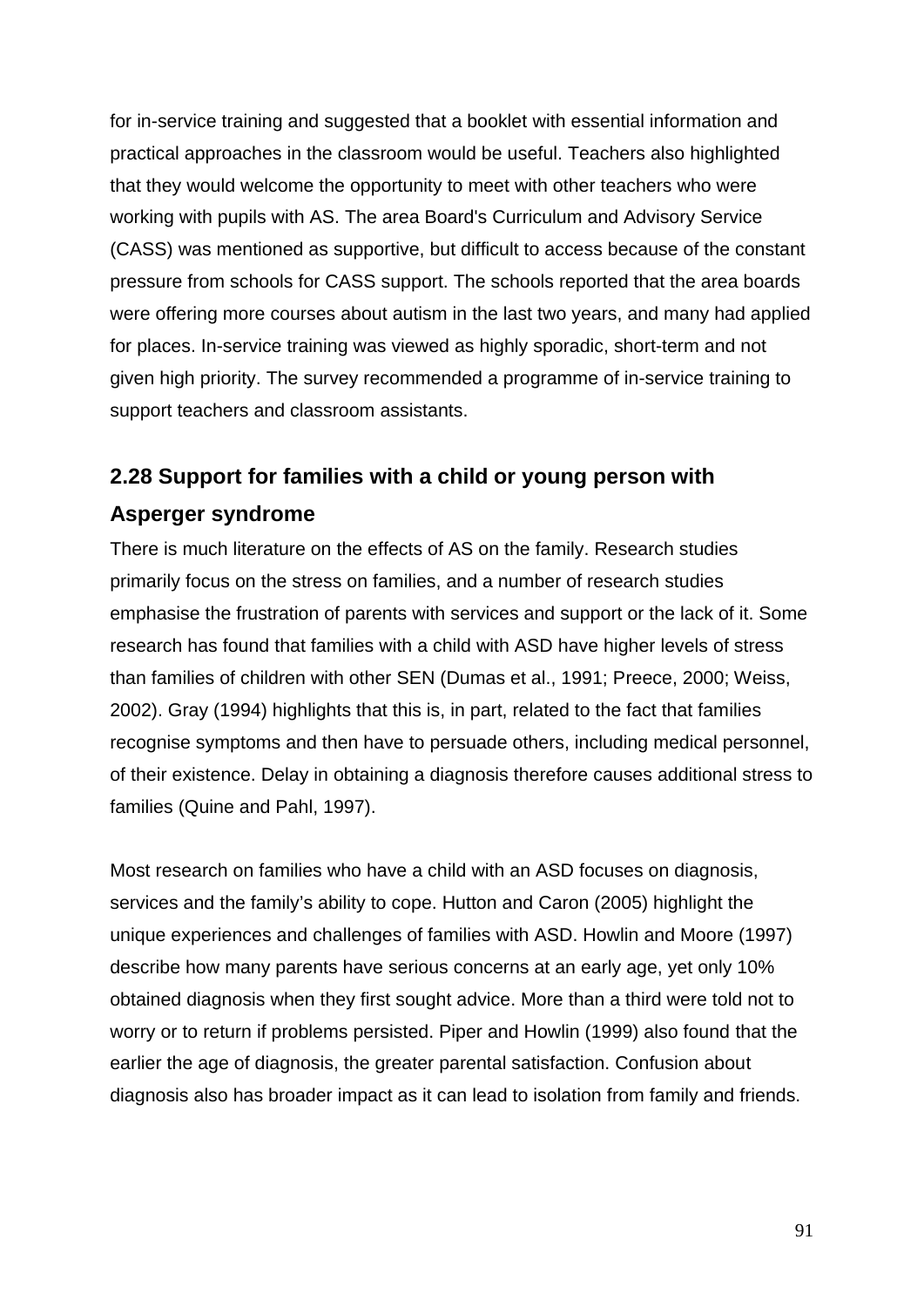for in-service training and suggested that a booklet with essential information and practical approaches in the classroom would be useful. Teachers also highlighted that they would welcome the opportunity to meet with other teachers who were working with pupils with AS. The area Board's Curriculum and Advisory Service (CASS) was mentioned as supportive, but difficult to access because of the constant pressure from schools for CASS support. The schools reported that the area boards were offering more courses about autism in the last two years, and many had applied for places. In-service training was viewed as highly sporadic, short-term and not given high priority. The survey recommended a programme of in-service training to support teachers and classroom assistants.

## 2.28 Support for families with a child or young person with Asperger syndrome

There is much literature on the effects of AS on the family. Research studies primarily focus on the stress on families, and a number of research studies emphasise the frustration of parents with services and support or the lack of it. Some research has found that families with a child with ASD have higher levels of stress than families of children with other SEN (Dumas et al., 1991; Preece, 2000; Weiss, 2002). Gray (1994) highlights that this is, in part, related to the fact that families recognise symptoms and then have to persuade others, including medical personnel, of their existence. Delay in obtaining a diagnosis therefore causes additional stress to families (Quine and Pahl, 1997).

Most research on families who have a child with an ASD focuses on diagnosis, services and the family's ability to cope. Hutton and Caron (2005) highlight the unique experiences and challenges of families with ASD. Howlin and Moore (1997) describe how many parents have serious concerns at an early age, yet only 10% obtained diagnosis when they first sought advice. More than a third were told not to worry or to return if problems persisted. Piper and Howlin (1999) also found that the earlier the age of diagnosis, the greater parental satisfaction. Confusion about diagnosis also has broader impact as it can lead to isolation from family and friends.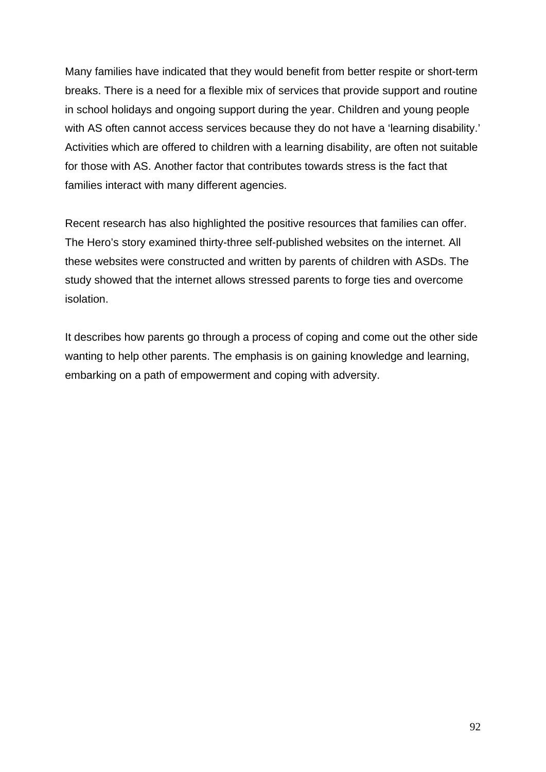Many families have indicated that they would benefit from better respite or short-term breaks. There is a need for a flexible mix of services that provide support and routine in school holidays and ongoing support during the year. Children and young people with AS often cannot access services because they do not have a 'learning disability.' Activities which are offered to children with a learning disability, are often not suitable for those with AS. Another factor that contributes towards stress is the fact that families interact with many different agencies.

Recent research has also highlighted the positive resources that families can offer. The Hero's story examined thirty-three self-published websites on the internet. All these websites were constructed and written by parents of children with ASDs. The study showed that the internet allows stressed parents to forge ties and overcome isolation.

It describes how parents go through a process of coping and come out the other side wanting to help other parents. The emphasis is on gaining knowledge and learning, embarking on a path of empowerment and coping with adversity.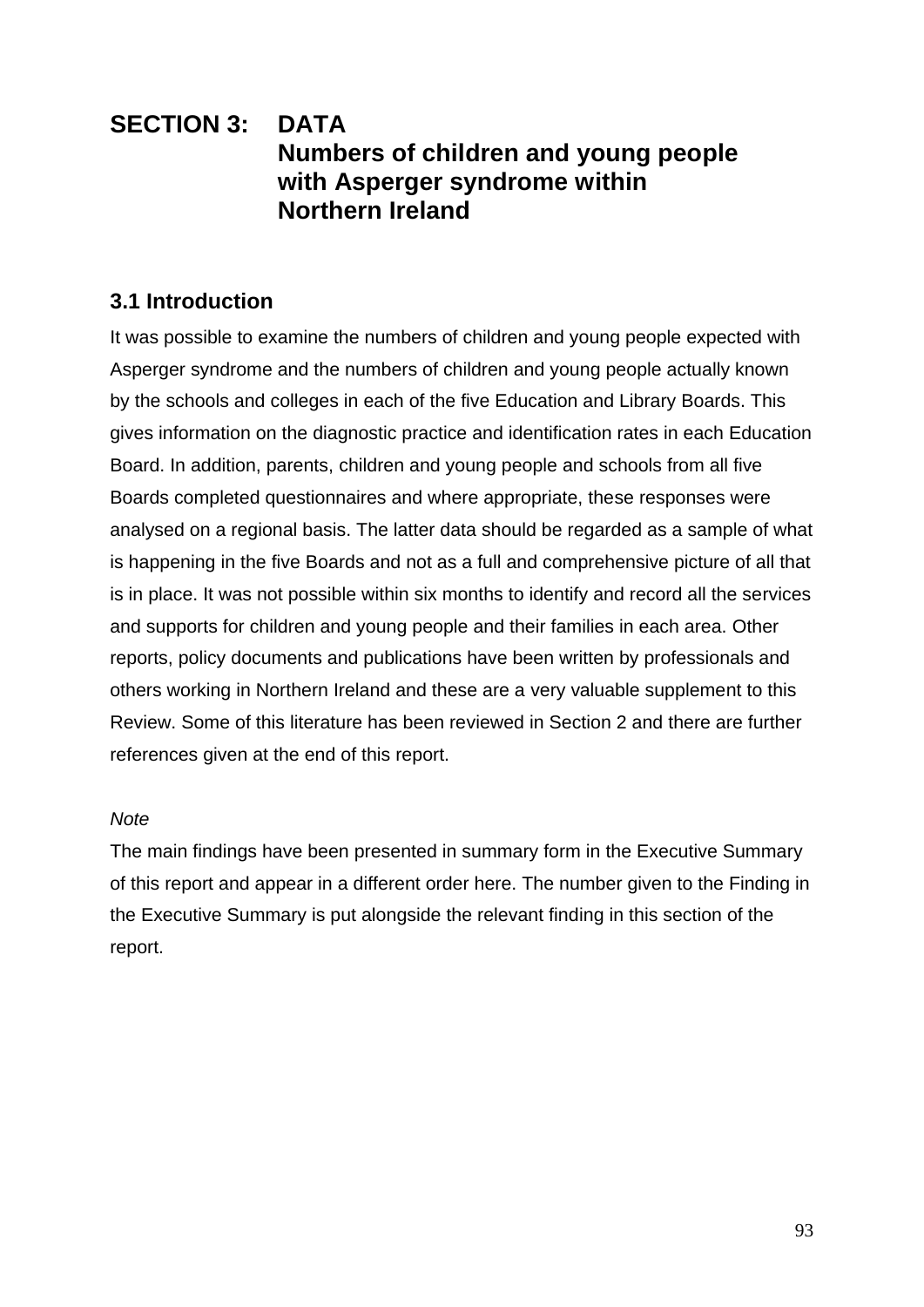# SECTION 3: DATA
# Numbers of children and young people with Asperger syndrome within Northern Ireland

## 3.1 Introduction

It was possible to examine the numbers of children and young people expected with Asperger syndrome and the numbers of children and young people actually known by the schools and colleges in each of the five Education and Library Boards. This gives information on the diagnostic practice and identification rates in each Education Board. In addition, parents, children and young people and schools from all five Boards completed questionnaires and where appropriate, these responses were analysed on a regional basis. The latter data should be regarded as a sample of what is happening in the five Boards and not as a full and comprehensive picture of all that is in place. It was not possible within six months to identify and record all the services and supports for children and young people and their families in each area. Other reports, policy documents and publications have been written by professionals and others working in Northern Ireland and these are a very valuable supplement to this Review. Some of this literature has been reviewed in Section 2 and there are further references given at the end of this report.

*Note*

The main findings have been presented in summary form in the Executive Summary of this report and appear in a different order here. The number given to the Finding in the Executive Summary is put alongside the relevant finding in this section of the report.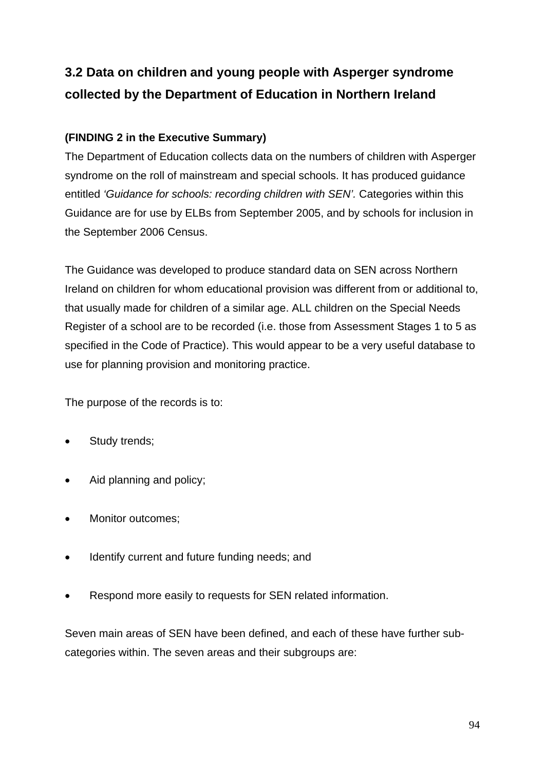## 3.2 Data on children and young people with Asperger syndrome collected by the Department of Education in Northern Ireland

**(FINDING 2 in the Executive Summary)**

The Department of Education collects data on the numbers of children with Asperger syndrome on the roll of mainstream and special schools. It has produced guidance entitled *'Guidance for schools: recording children with SEN'.* Categories within this Guidance are for use by ELBs from September 2005, and by schools for inclusion in the September 2006 Census.

The Guidance was developed to produce standard data on SEN across Northern Ireland on children for whom educational provision was different from or additional to, that usually made for children of a similar age. ALL children on the Special Needs Register of a school are to be recorded (i.e. those from Assessment Stages 1 to 5 as specified in the Code of Practice). This would appear to be a very useful database to use for planning provision and monitoring practice.

The purpose of the records is to:

- Study trends;
- Aid planning and policy;
- Monitor outcomes;
- Identify current and future funding needs; and
- Respond more easily to requests for SEN related information.

Seven main areas of SEN have been defined, and each of these have further sub-categories within. The seven areas and their subgroups are: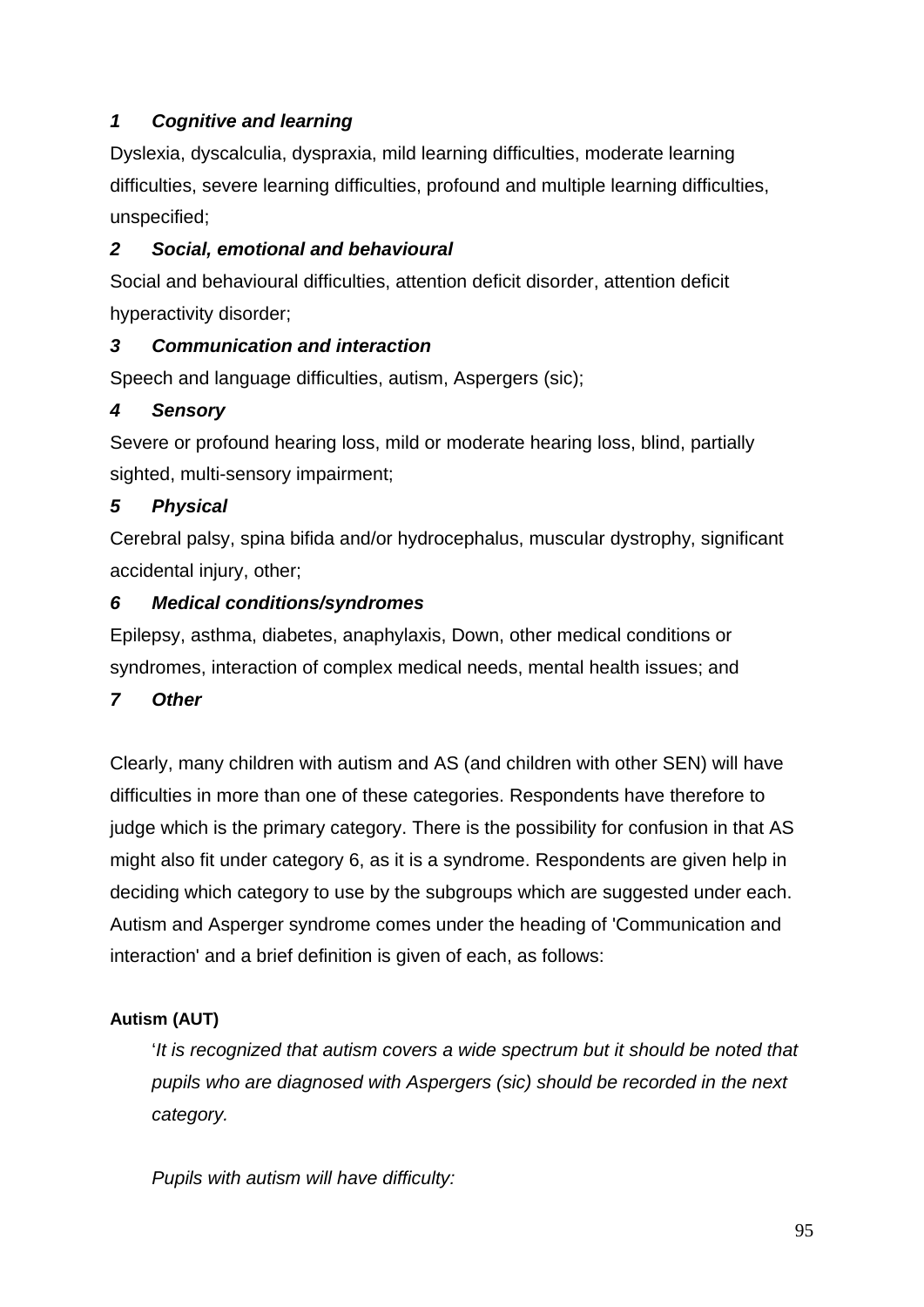***1 Cognitive and learning***

Dyslexia, dyscalculia, dyspraxia, mild learning difficulties, moderate learning difficulties, severe learning difficulties, profound and multiple learning difficulties, unspecified;

***2 Social, emotional and behavioural***

Social and behavioural difficulties, attention deficit disorder, attention deficit hyperactivity disorder;

***3 Communication and interaction***

Speech and language difficulties, autism, Aspergers (sic);

***4 Sensory***

Severe or profound hearing loss, mild or moderate hearing loss, blind, partially sighted, multi-sensory impairment;

***5 Physical***

Cerebral palsy, spina bifida and/or hydrocephalus, muscular dystrophy, significant accidental injury, other;

***6 Medical conditions/syndromes***

Epilepsy, asthma, diabetes, anaphylaxis, Down, other medical conditions or syndromes, interaction of complex medical needs, mental health issues; and

***7 Other***

Clearly, many children with autism and AS (and children with other SEN) will have difficulties in more than one of these categories. Respondents have therefore to judge which is the primary category. There is the possibility for confusion in that AS might also fit under category 6, as it is a syndrome. Respondents are given help in deciding which category to use by the subgroups which are suggested under each. Autism and Asperger syndrome comes under the heading of 'Communication and interaction' and a brief definition is given of each, as follows:

**Autism (AUT)**

> '*It is recognized that autism covers a wide spectrum but it should be noted that pupils who are diagnosed with Aspergers (sic) should be recorded in the next category.*
>
> *Pupils with autism will have difficulty:*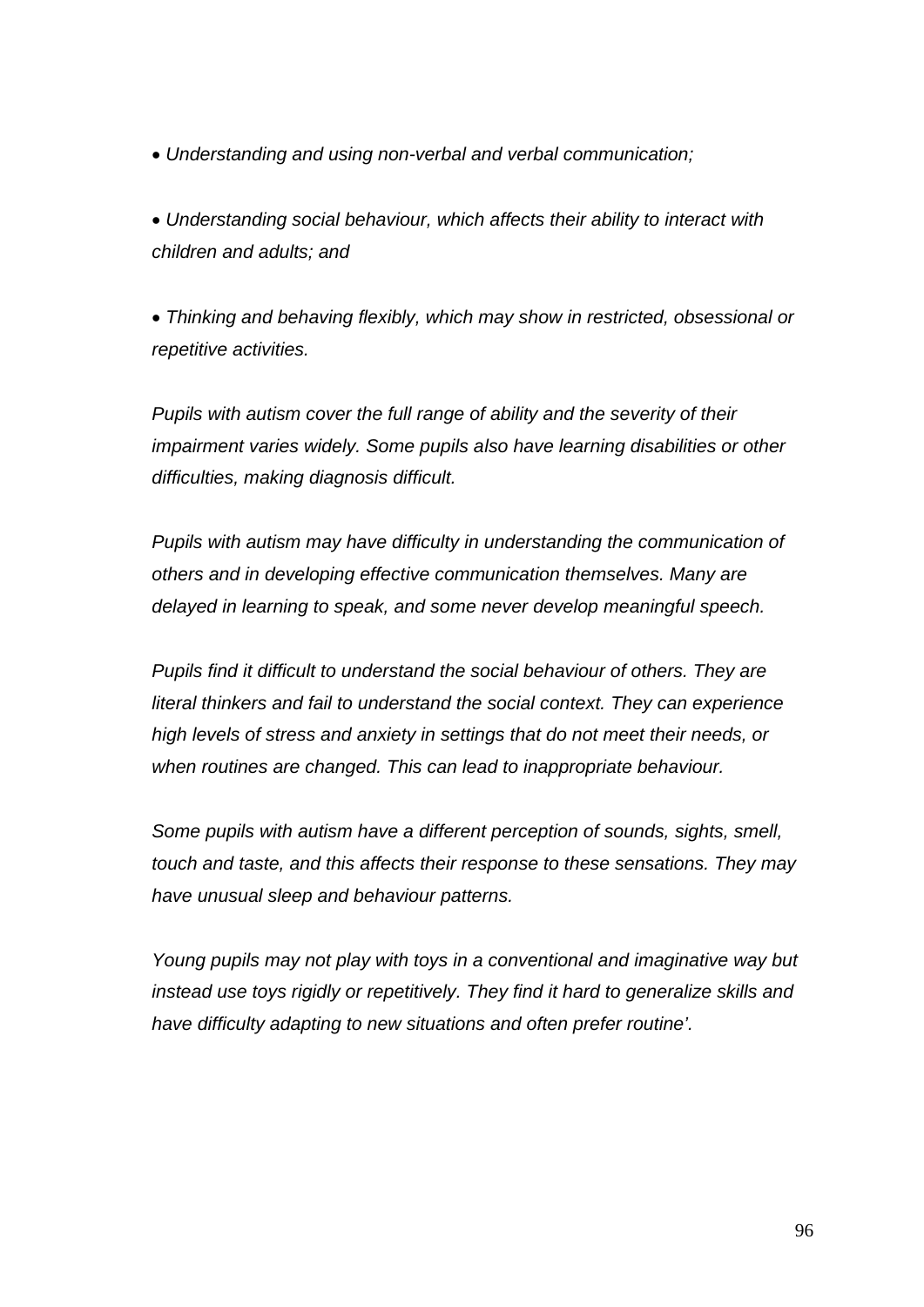- *Understanding and using non-verbal and verbal communication;*

- *Understanding social behaviour, which affects their ability to interact with children and adults; and*

- *Thinking and behaving flexibly, which may show in restricted, obsessional or repetitive activities.*

*Pupils with autism cover the full range of ability and the severity of their impairment varies widely. Some pupils also have learning disabilities or other difficulties, making diagnosis difficult.*

*Pupils with autism may have difficulty in understanding the communication of others and in developing effective communication themselves. Many are delayed in learning to speak, and some never develop meaningful speech.*

*Pupils find it difficult to understand the social behaviour of others. They are literal thinkers and fail to understand the social context. They can experience high levels of stress and anxiety in settings that do not meet their needs, or when routines are changed. This can lead to inappropriate behaviour.*

*Some pupils with autism have a different perception of sounds, sights, smell, touch and taste, and this affects their response to these sensations. They may have unusual sleep and behaviour patterns.*

*Young pupils may not play with toys in a conventional and imaginative way but instead use toys rigidly or repetitively. They find it hard to generalize skills and have difficulty adapting to new situations and often prefer routine'.*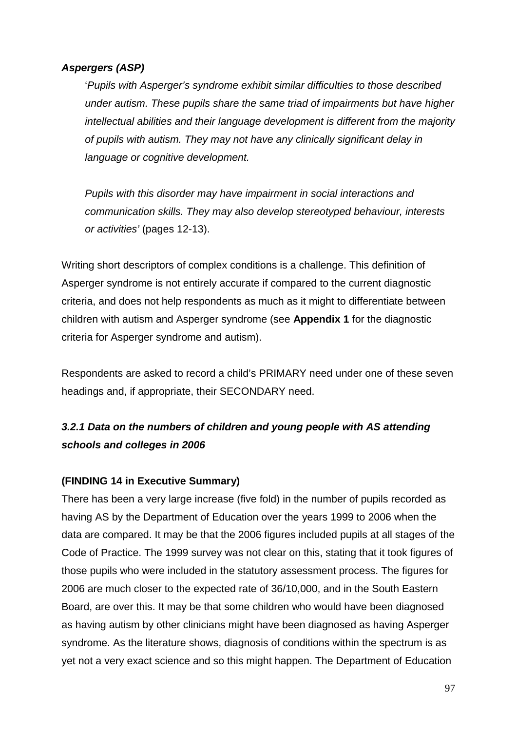***Aspergers (ASP)***

> '*Pupils with Asperger's syndrome exhibit similar difficulties to those described under autism. These pupils share the same triad of impairments but have higher intellectual abilities and their language development is different from the majority of pupils with autism. They may not have any clinically significant delay in language or cognitive development.*
>
> *Pupils with this disorder may have impairment in social interactions and communication skills. They may also develop stereotyped behaviour, interests or activities'* (pages 12-13).

Writing short descriptors of complex conditions is a challenge. This definition of Asperger syndrome is not entirely accurate if compared to the current diagnostic criteria, and does not help respondents as much as it might to differentiate between children with autism and Asperger syndrome (see **Appendix 1** for the diagnostic criteria for Asperger syndrome and autism).

Respondents are asked to record a child's PRIMARY need under one of these seven headings and, if appropriate, their SECONDARY need.

### *3.2.1 Data on the numbers of children and young people with AS attending schools and colleges in 2006*

**(FINDING 14 in Executive Summary)**

There has been a very large increase (five fold) in the number of pupils recorded as having AS by the Department of Education over the years 1999 to 2006 when the data are compared. It may be that the 2006 figures included pupils at all stages of the Code of Practice. The 1999 survey was not clear on this, stating that it took figures of those pupils who were included in the statutory assessment process. The figures for 2006 are much closer to the expected rate of 36/10,000, and in the South Eastern Board, are over this. It may be that some children who would have been diagnosed as having autism by other clinicians might have been diagnosed as having Asperger syndrome. As the literature shows, diagnosis of conditions within the spectrum is as yet not a very exact science and so this might happen. The Department of Education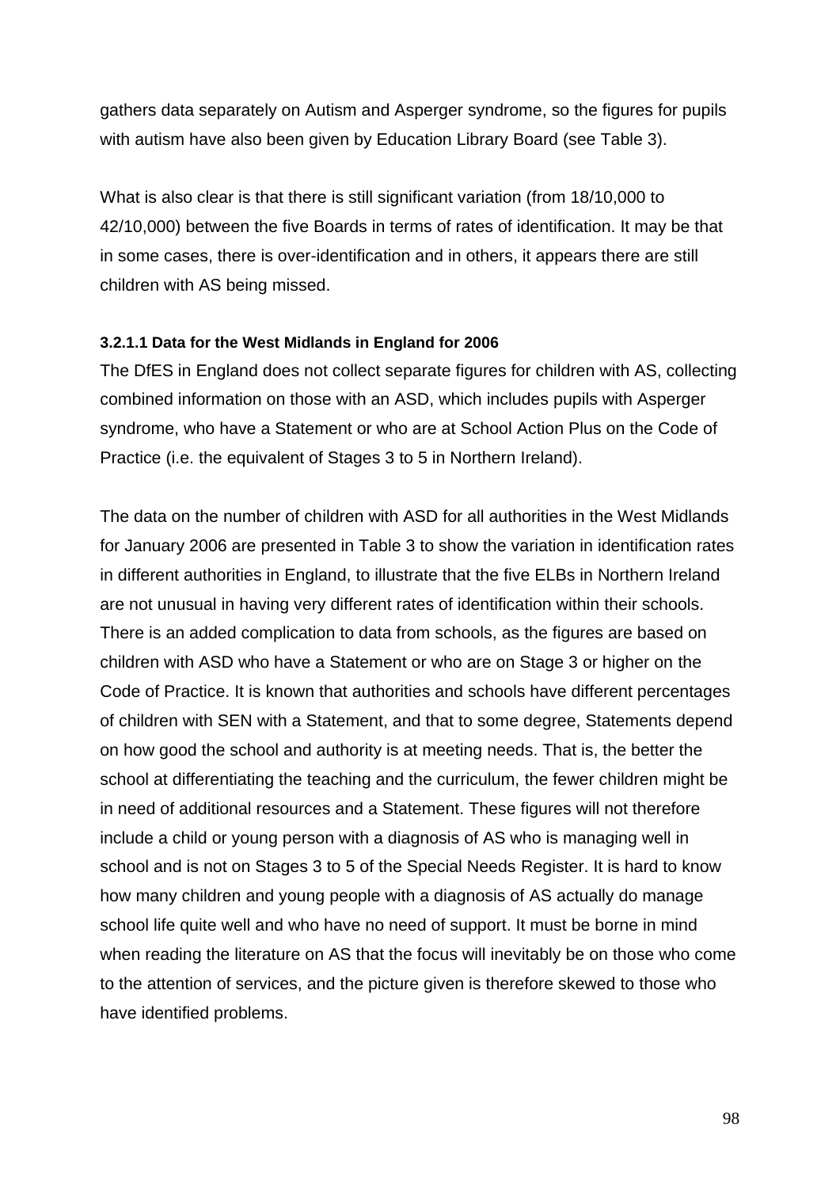gathers data separately on Autism and Asperger syndrome, so the figures for pupils with autism have also been given by Education Library Board (see Table 3).

What is also clear is that there is still significant variation (from 18/10,000 to 42/10,000) between the five Boards in terms of rates of identification. It may be that in some cases, there is over-identification and in others, it appears there are still children with AS being missed.

#### 3.2.1.1 Data for the West Midlands in England for 2006

The DfES in England does not collect separate figures for children with AS, collecting combined information on those with an ASD, which includes pupils with Asperger syndrome, who have a Statement or who are at School Action Plus on the Code of Practice (i.e. the equivalent of Stages 3 to 5 in Northern Ireland).

The data on the number of children with ASD for all authorities in the West Midlands for January 2006 are presented in Table 3 to show the variation in identification rates in different authorities in England, to illustrate that the five ELBs in Northern Ireland are not unusual in having very different rates of identification within their schools. There is an added complication to data from schools, as the figures are based on children with ASD who have a Statement or who are on Stage 3 or higher on the Code of Practice. It is known that authorities and schools have different percentages of children with SEN with a Statement, and that to some degree, Statements depend on how good the school and authority is at meeting needs. That is, the better the school at differentiating the teaching and the curriculum, the fewer children might be in need of additional resources and a Statement. These figures will not therefore include a child or young person with a diagnosis of AS who is managing well in school and is not on Stages 3 to 5 of the Special Needs Register. It is hard to know how many children and young people with a diagnosis of AS actually do manage school life quite well and who have no need of support. It must be borne in mind when reading the literature on AS that the focus will inevitably be on those who come to the attention of services, and the picture given is therefore skewed to those who have identified problems.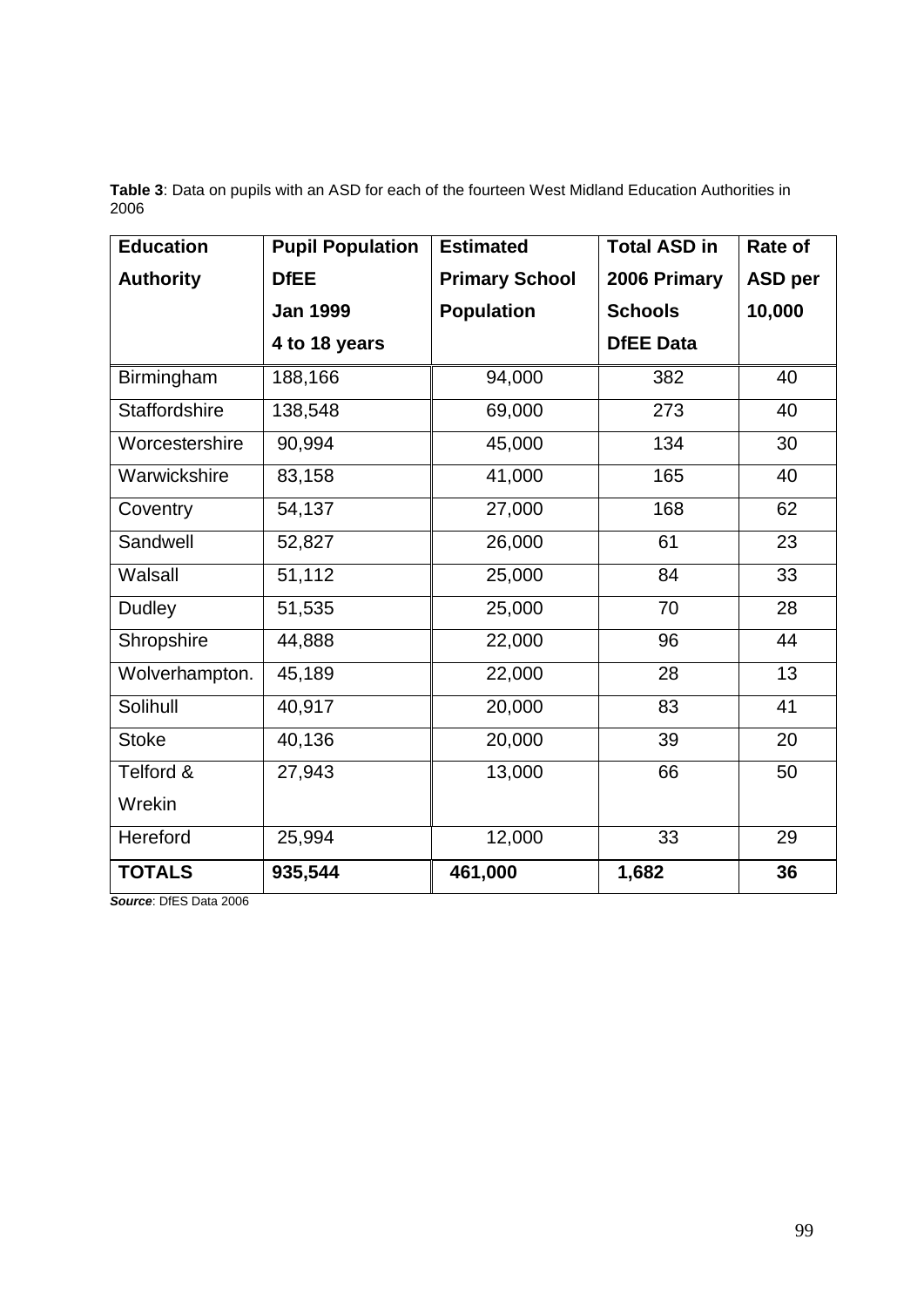**Table 3**: Data on pupils with an ASD for each of the fourteen West Midland Education Authorities in 2006

| Education Authority | Pupil Population DfEE Jan 1999 4 to 18 years | Estimated Primary School Population | Total ASD in 2006 Primary Schools DfEE Data | Rate of ASD per 10,000 |
|---|---|---|---|---|
| Birmingham | 188,166 | 94,000 | 382 | 40 |
| Staffordshire | 138,548 | 69,000 | 273 | 40 |
| Worcestershire | 90,994 | 45,000 | 134 | 30 |
| Warwickshire | 83,158 | 41,000 | 165 | 40 |
| Coventry | 54,137 | 27,000 | 168 | 62 |
| Sandwell | 52,827 | 26,000 | 61 | 23 |
| Walsall | 51,112 | 25,000 | 84 | 33 |
| Dudley | 51,535 | 25,000 | 70 | 28 |
| Shropshire | 44,888 | 22,000 | 96 | 44 |
| Wolverhampton. | 45,189 | 22,000 | 28 | 13 |
| Solihull | 40,917 | 20,000 | 83 | 41 |
| Stoke | 40,136 | 20,000 | 39 | 20 |
| Telford & Wrekin | 27,943 | 13,000 | 66 | 50 |
| Hereford | 25,994 | 12,000 | 33 | 29 |
| **TOTALS** | **935,544** | **461,000** | **1,682** | **36** |

***Source***: DfES Data 2006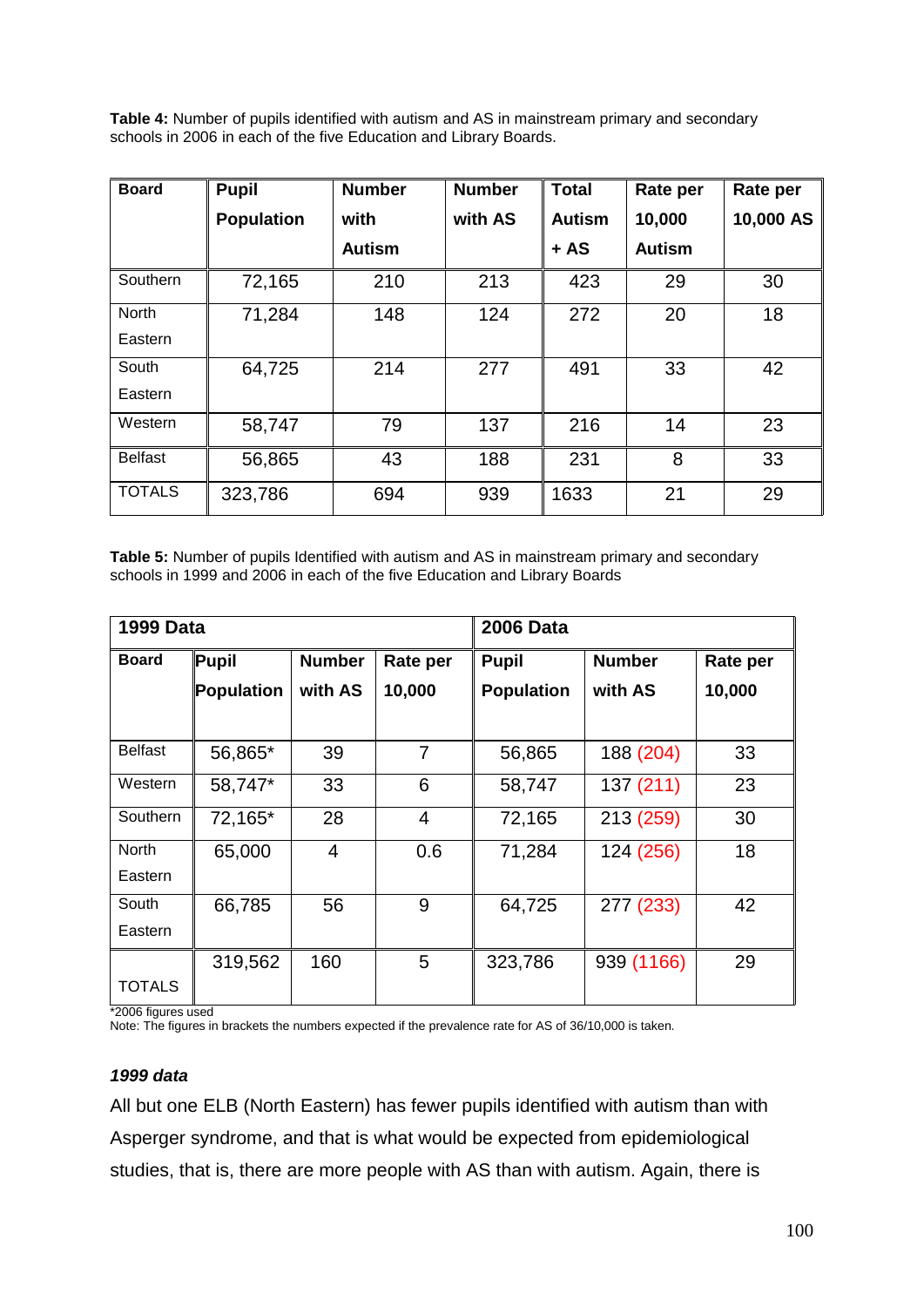**Table 4:** Number of pupils identified with autism and AS in mainstream primary and secondary schools in 2006 in each of the five Education and Library Boards.

| Board | Pupil Population | Number with Autism | Number with AS | Total Autism + AS | Rate per 10,000 Autism | Rate per 10,000 AS |
|---|---|---|---|---|---|---|
| Southern | 72,165 | 210 | 213 | 423 | 29 | 30 |
| North Eastern | 71,284 | 148 | 124 | 272 | 20 | 18 |
| South Eastern | 64,725 | 214 | 277 | 491 | 33 | 42 |
| Western | 58,747 | 79 | 137 | 216 | 14 | 23 |
| Belfast | 56,865 | 43 | 188 | 231 | 8 | 33 |
| TOTALS | 323,786 | 694 | 939 | 1633 | 21 | 29 |

**Table 5:** Number of pupils Identified with autism and AS in mainstream primary and secondary schools in 1999 and 2006 in each of the five Education and Library Boards

| 1999 Data | | | | 2006 Data | | |
|---|---|---|---|---|---|---|
| **Board** | **Pupil Population** | **Number with AS** | **Rate per 10,000** | **Pupil Population** | **Number with AS** | **Rate per 10,000** |
| Belfast | 56,865* | 39 | 7 | 56,865 | 188 (204) | 33 |
| Western | 58,747* | 33 | 6 | 58,747 | 137 (211) | 23 |
| Southern | 72,165* | 28 | 4 | 72,165 | 213 (259) | 30 |
| North Eastern | 65,000 | 4 | 0.6 | 71,284 | 124 (256) | 18 |
| South Eastern | 66,785 | 56 | 9 | 64,725 | 277 (233) | 42 |
| TOTALS | 319,562 | 160 | 5 | 323,786 | 939 (1166) | 29 |

*2006 figures used
Note: The figures in brackets the numbers expected if the prevalence rate for AS of 36/10,000 is taken.

***1999 data***

All but one ELB (North Eastern) has fewer pupils identified with autism than with Asperger syndrome, and that is what would be expected from epidemiological studies, that is, there are more people with AS than with autism. Again, there is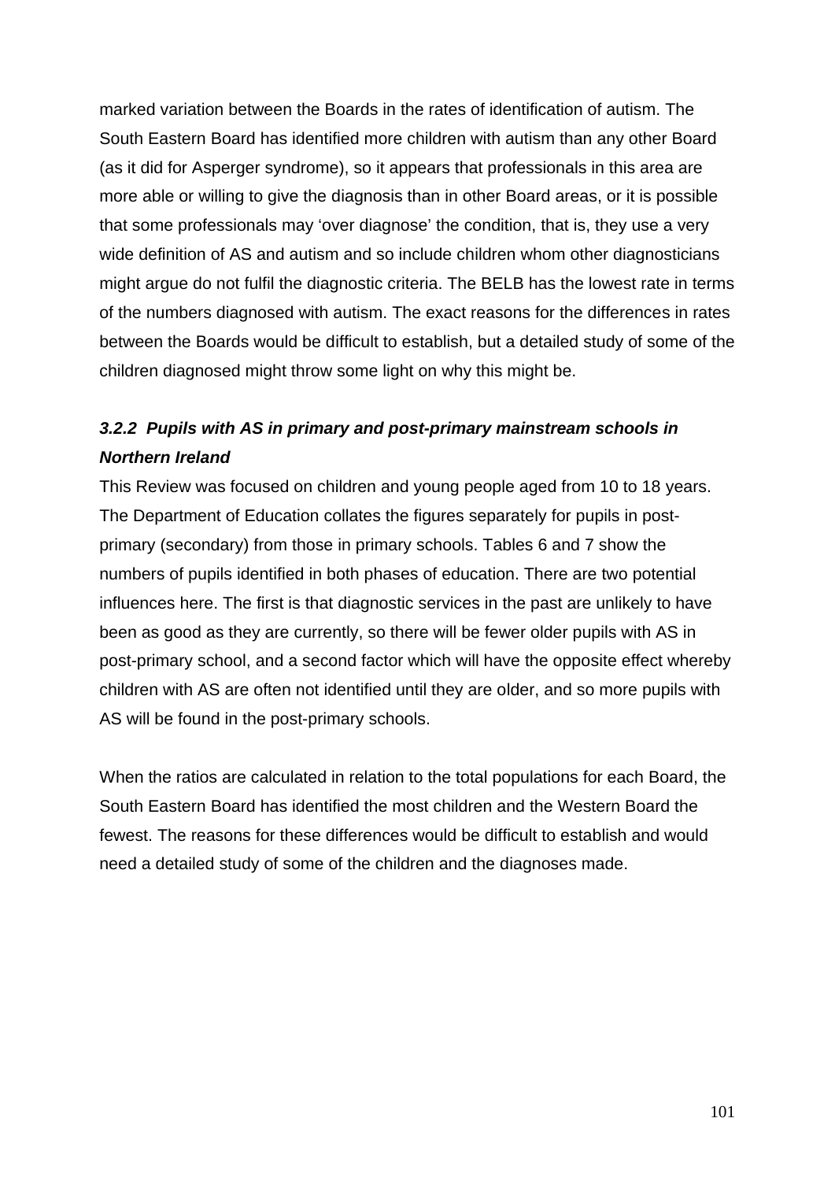marked variation between the Boards in the rates of identification of autism. The South Eastern Board has identified more children with autism than any other Board (as it did for Asperger syndrome), so it appears that professionals in this area are more able or willing to give the diagnosis than in other Board areas, or it is possible that some professionals may ‘over diagnose’ the condition, that is, they use a very wide definition of AS and autism and so include children whom other diagnosticians might argue do not fulfil the diagnostic criteria. The BELB has the lowest rate in terms of the numbers diagnosed with autism. The exact reasons for the differences in rates between the Boards would be difficult to establish, but a detailed study of some of the children diagnosed might throw some light on why this might be.

### *3.2.2 Pupils with AS in primary and post-primary mainstream schools in Northern Ireland*

This Review was focused on children and young people aged from 10 to 18 years. The Department of Education collates the figures separately for pupils in post-primary (secondary) from those in primary schools. Tables 6 and 7 show the numbers of pupils identified in both phases of education. There are two potential influences here. The first is that diagnostic services in the past are unlikely to have been as good as they are currently, so there will be fewer older pupils with AS in post-primary school, and a second factor which will have the opposite effect whereby children with AS are often not identified until they are older, and so more pupils with AS will be found in the post-primary schools.

When the ratios are calculated in relation to the total populations for each Board, the South Eastern Board has identified the most children and the Western Board the fewest. The reasons for these differences would be difficult to establish and would need a detailed study of some of the children and the diagnoses made.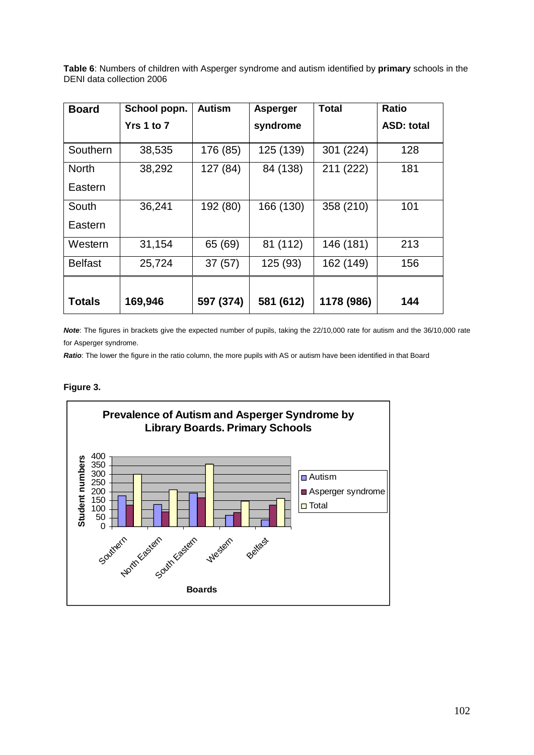**Table 6**: Numbers of children with Asperger syndrome and autism identified by **primary** schools in the DENI data collection 2006

| Board | School popn. Yrs 1 to 7 | Autism | Asperger syndrome | Total | Ratio ASD: total |
|---|---|---|---|---|---|
| Southern | 38,535 | 176 (85) | 125 (139) | 301 (224) | 128 |
| North Eastern | 38,292 | 127 (84) | 84 (138) | 211 (222) | 181 |
| South Eastern | 36,241 | 192 (80) | 166 (130) | 358 (210) | 101 |
| Western | 31,154 | 65 (69) | 81 (112) | 146 (181) | 213 |
| Belfast | 25,724 | 37 (57) | 125 (93) | 162 (149) | 156 |
| **Totals** | **169,946** | **597 (374)** | **581 (612)** | **1178 (986)** | **144** |

***Note***: The figures in brackets give the expected number of pupils, taking the 22/10,000 rate for autism and the 36/10,000 rate for Asperger syndrome.

***Ratio***: The lower the figure in the ratio column, the more pupils with AS or autism have been identified in that Board

**Figure 3.**

**Prevalence of Autism and Asperger Syndrome by Library Boards. Primary Schools**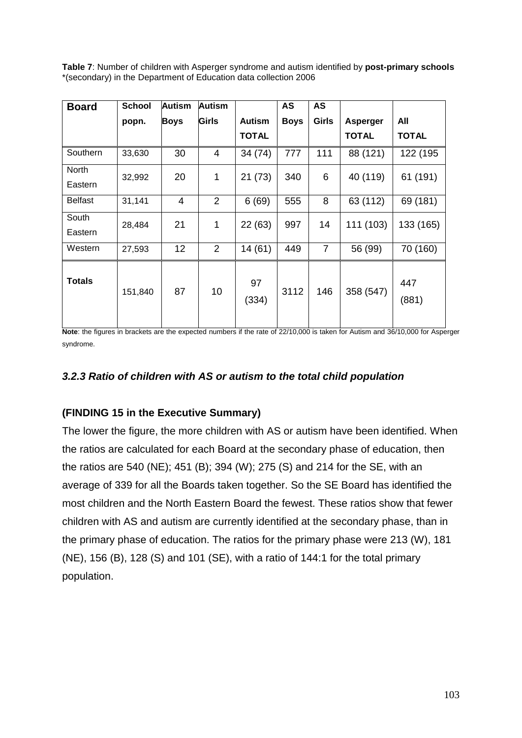**Table 7**: Number of children with Asperger syndrome and autism identified by **post-primary schools** *(secondary) in the Department of Education data collection 2006

| **Board** | **School popn.** | **Autism Boys** | **Autism Girls** | **Autism TOTAL** | **AS Boys** | **AS Girls** | **Asperger TOTAL** | **All TOTAL** |
|---|---|---|---|---|---|---|---|---|
| Southern | 33,630 | 30 | 4 | 34 (74) | 777 | 111 | 88 (121) | 122 (195 |
| North Eastern | 32,992 | 20 | 1 | 21 (73) | 340 | 6 | 40 (119) | 61 (191) |
| Belfast | 31,141 | 4 | 2 | 6 (69) | 555 | 8 | 63 (112) | 69 (181) |
| South Eastern | 28,484 | 21 | 1 | 22 (63) | 997 | 14 | 111 (103) | 133 (165) |
| Western | 27,593 | 12 | 2 | 14 (61) | 449 | 7 | 56 (99) | 70 (160) |
| **Totals** | 151,840 | 87 | 10 | 97 (334) | 3112 | 146 | 358 (547) | 447 (881) |

**Note**: the figures in brackets are the expected numbers if the rate of 22/10,000 is taken for Autism and 36/10,000 for Asperger syndrome.

### *3.2.3 Ratio of children with AS or autism to the total child population*

**(FINDING 15 in the Executive Summary)**

The lower the figure, the more children with AS or autism have been identified. When the ratios are calculated for each Board at the secondary phase of education, then the ratios are 540 (NE); 451 (B); 394 (W); 275 (S) and 214 for the SE, with an average of 339 for all the Boards taken together. So the SE Board has identified the most children and the North Eastern Board the fewest. These ratios show that fewer children with AS and autism are currently identified at the secondary phase, than in the primary phase of education. The ratios for the primary phase were 213 (W), 181 (NE), 156 (B), 128 (S) and 101 (SE), with a ratio of 144:1 for the total primary population.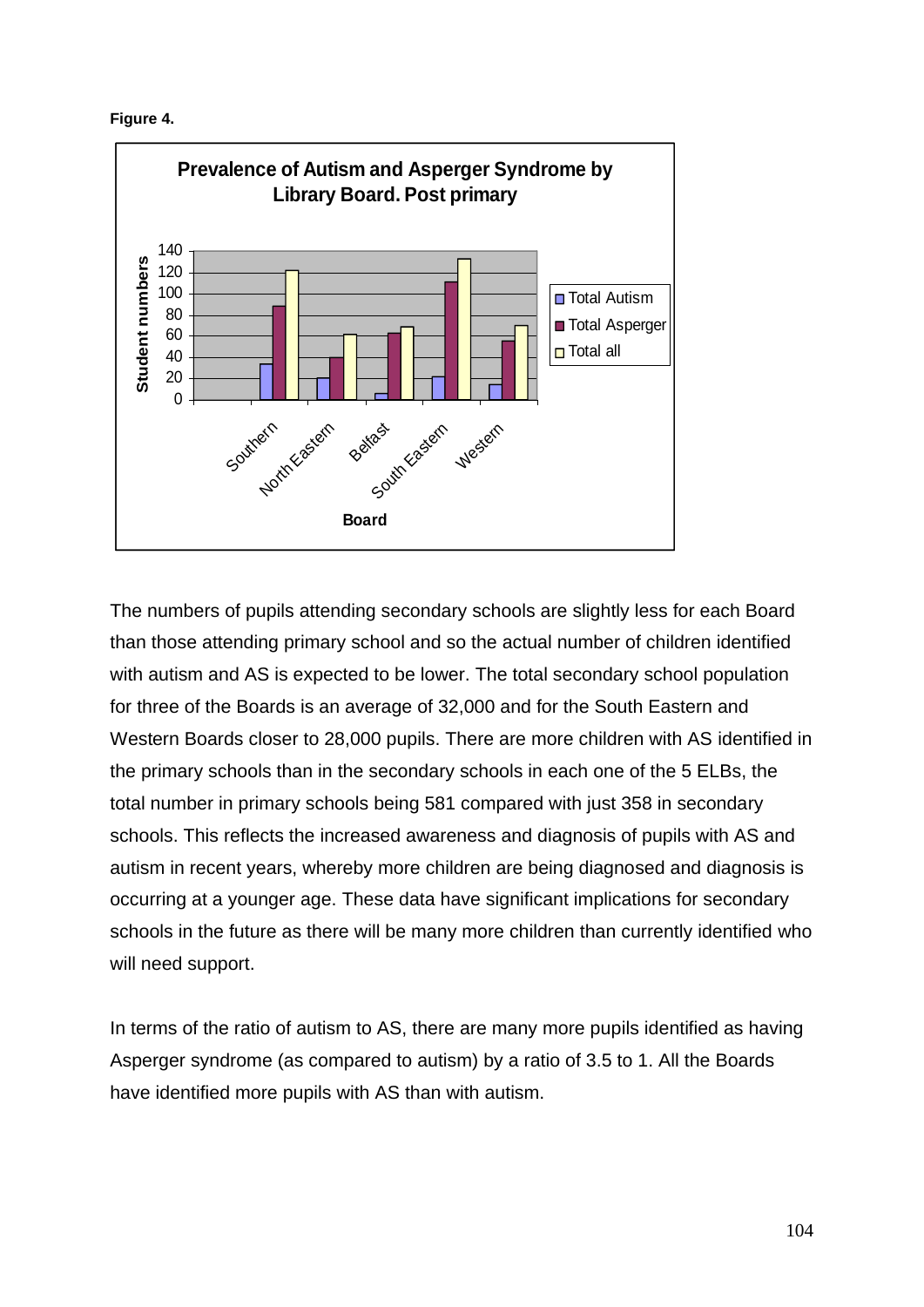**Figure 4.**

The numbers of pupils attending secondary schools are slightly less for each Board than those attending primary school and so the actual number of children identified with autism and AS is expected to be lower. The total secondary school population for three of the Boards is an average of 32,000 and for the South Eastern and Western Boards closer to 28,000 pupils. There are more children with AS identified in the primary schools than in the secondary schools in each one of the 5 ELBs, the total number in primary schools being 581 compared with just 358 in secondary schools. This reflects the increased awareness and diagnosis of pupils with AS and autism in recent years, whereby more children are being diagnosed and diagnosis is occurring at a younger age. These data have significant implications for secondary schools in the future as there will be many more children than currently identified who will need support.

In terms of the ratio of autism to AS, there are many more pupils identified as having Asperger syndrome (as compared to autism) by a ratio of 3.5 to 1. All the Boards have identified more pupils with AS than with autism.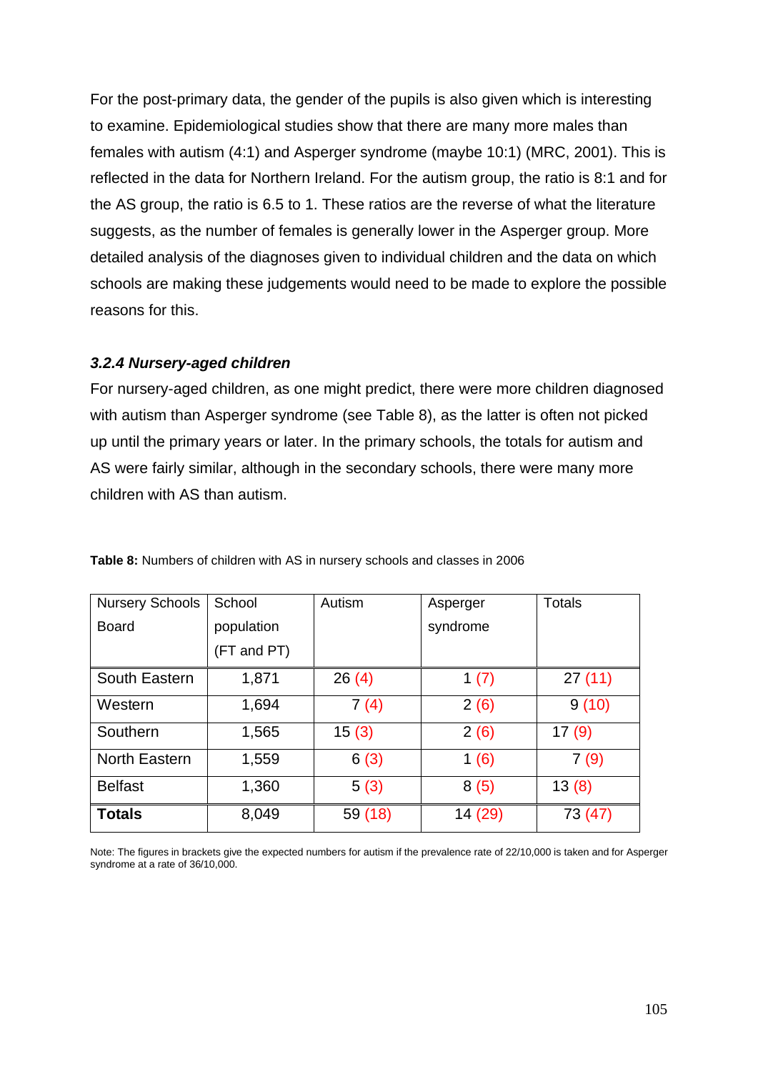For the post-primary data, the gender of the pupils is also given which is interesting to examine. Epidemiological studies show that there are many more males than females with autism (4:1) and Asperger syndrome (maybe 10:1) (MRC, 2001). This is reflected in the data for Northern Ireland. For the autism group, the ratio is 8:1 and for the AS group, the ratio is 6.5 to 1. These ratios are the reverse of what the literature suggests, as the number of females is generally lower in the Asperger group. More detailed analysis of the diagnoses given to individual children and the data on which schools are making these judgements would need to be made to explore the possible reasons for this.

### *3.2.4 Nursery-aged children*

For nursery-aged children, as one might predict, there were more children diagnosed with autism than Asperger syndrome (see Table 8), as the latter is often not picked up until the primary years or later. In the primary schools, the totals for autism and AS were fairly similar, although in the secondary schools, there were many more children with AS than autism.

**Table 8:** Numbers of children with AS in nursery schools and classes in 2006

| Nursery Schools Board | School population (FT and PT) | Autism | Asperger syndrome | Totals |
|---|---|---|---|---|
| South Eastern | 1,871 | 26 (4) | 1 (7) | 27 (11) |
| Western | 1,694 | 7 (4) | 2 (6) | 9 (10) |
| Southern | 1,565 | 15 (3) | 2 (6) | 17 (9) |
| North Eastern | 1,559 | 6 (3) | 1 (6) | 7 (9) |
| Belfast | 1,360 | 5 (3) | 8 (5) | 13 (8) |
| **Totals** | 8,049 | 59 (18) | 14 (29) | 73 (47) |

Note: The figures in brackets give the expected numbers for autism if the prevalence rate of 22/10,000 is taken and for Asperger syndrome at a rate of 36/10,000.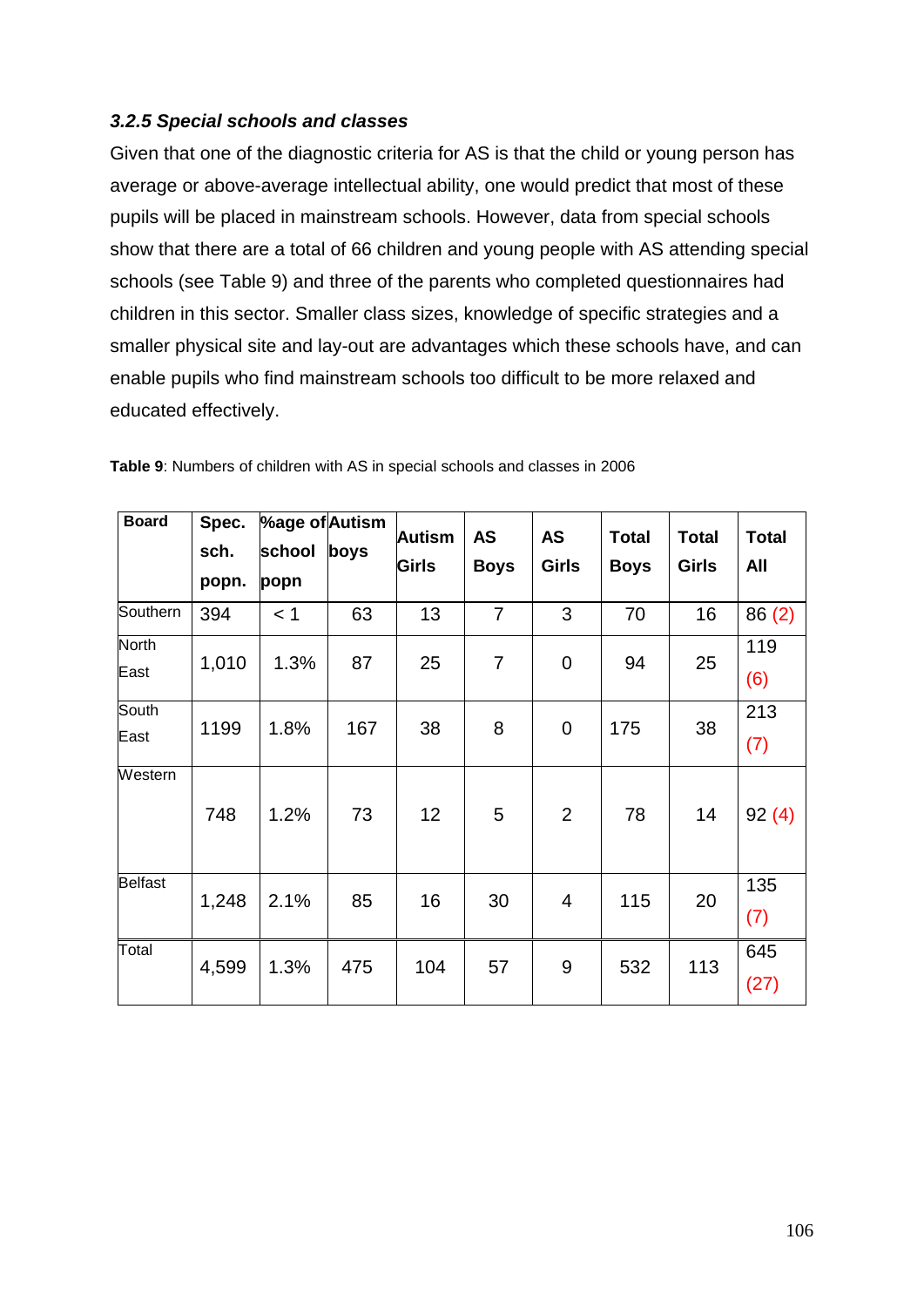### *3.2.5 Special schools and classes*

Given that one of the diagnostic criteria for AS is that the child or young person has average or above-average intellectual ability, one would predict that most of these pupils will be placed in mainstream schools. However, data from special schools show that there are a total of 66 children and young people with AS attending special schools (see Table 9) and three of the parents who completed questionnaires had children in this sector. Smaller class sizes, knowledge of specific strategies and a smaller physical site and lay-out are advantages which these schools have, and can enable pupils who find mainstream schools too difficult to be more relaxed and educated effectively.

**Table 9**: Numbers of children with AS in special schools and classes in 2006

| Board | Spec. sch. popn. | %age of school popn | Autism boys | Autism Girls | AS Boys | AS Girls | Total Boys | Total Girls | Total All |
|---|---|---|---|---|---|---|---|---|---|
| Southern | 394 | < 1 | 63 | 13 | 7 | 3 | 70 | 16 | 86 (2) |
| North East | 1,010 | 1.3% | 87 | 25 | 7 | 0 | 94 | 25 | 119 (6) |
| South East | 1199 | 1.8% | 167 | 38 | 8 | 0 | 175 | 38 | 213 (7) |
| Western | 748 | 1.2% | 73 | 12 | 5 | 2 | 78 | 14 | 92 (4) |
| Belfast | 1,248 | 2.1% | 85 | 16 | 30 | 4 | 115 | 20 | 135 (7) |
| Total | 4,599 | 1.3% | 475 | 104 | 57 | 9 | 532 | 113 | 645 (27) |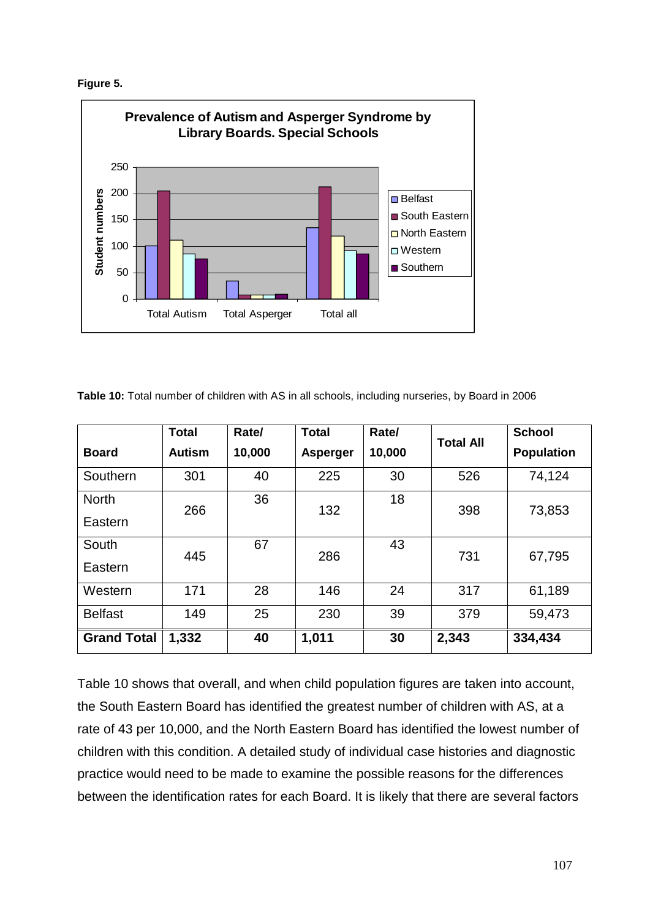**Figure 5.**

**Table 10:** Total number of children with AS in all schools, including nurseries, by Board in 2006

| Board | Total Autism | Rate/ 10,000 | Total Asperger | Rate/ 10,000 | Total All | School Population |
|---|---|---|---|---|---|---|
| Southern | 301 | 40 | 225 | 30 | 526 | 74,124 |
| North Eastern | 266 | 36 | 132 | 18 | 398 | 73,853 |
| South Eastern | 445 | 67 | 286 | 43 | 731 | 67,795 |
| Western | 171 | 28 | 146 | 24 | 317 | 61,189 |
| Belfast | 149 | 25 | 230 | 39 | 379 | 59,473 |
| **Grand Total** | **1,332** | **40** | **1,011** | **30** | **2,343** | **334,434** |

Table 10 shows that overall, and when child population figures are taken into account, the South Eastern Board has identified the greatest number of children with AS, at a rate of 43 per 10,000, and the North Eastern Board has identified the lowest number of children with this condition. A detailed study of individual case histories and diagnostic practice would need to be made to examine the possible reasons for the differences between the identification rates for each Board. It is likely that there are several factors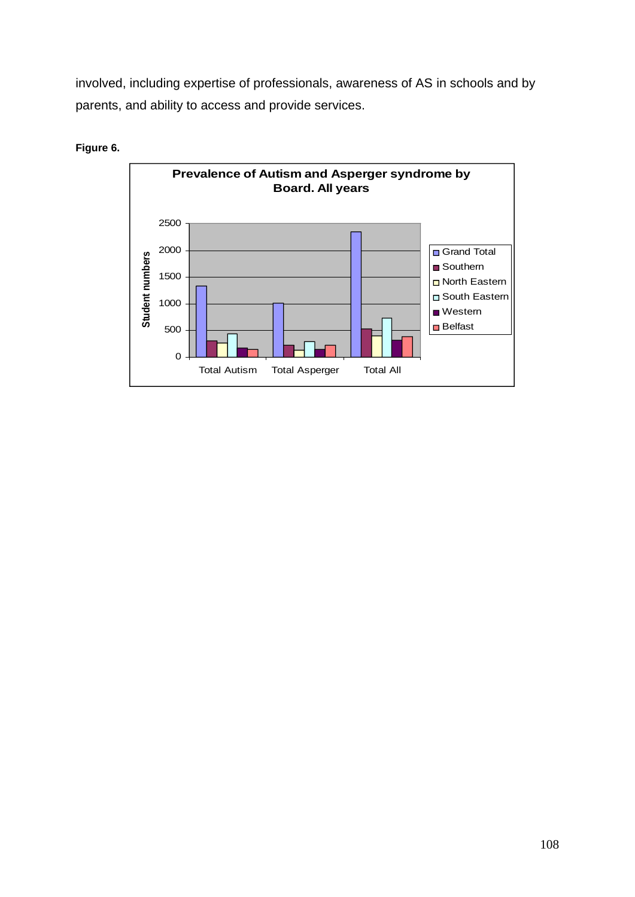involved, including expertise of professionals, awareness of AS in schools and by parents, and ability to access and provide services.

**Figure 6.**

**Prevalence of Autism and Asperger syndrome by Board. All years**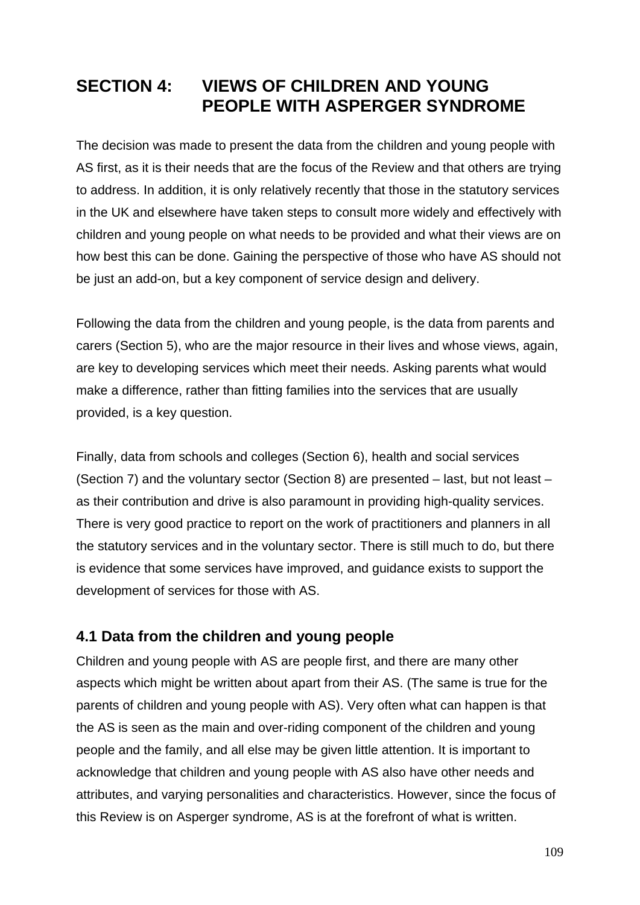# SECTION 4: VIEWS OF CHILDREN AND YOUNG PEOPLE WITH ASPERGER SYNDROME

The decision was made to present the data from the children and young people with AS first, as it is their needs that are the focus of the Review and that others are trying to address. In addition, it is only relatively recently that those in the statutory services in the UK and elsewhere have taken steps to consult more widely and effectively with children and young people on what needs to be provided and what their views are on how best this can be done. Gaining the perspective of those who have AS should not be just an add-on, but a key component of service design and delivery.

Following the data from the children and young people, is the data from parents and carers (Section 5), who are the major resource in their lives and whose views, again, are key to developing services which meet their needs. Asking parents what would make a difference, rather than fitting families into the services that are usually provided, is a key question.

Finally, data from schools and colleges (Section 6), health and social services (Section 7) and the voluntary sector (Section 8) are presented – last, but not least – as their contribution and drive is also paramount in providing high-quality services. There is very good practice to report on the work of practitioners and planners in all the statutory services and in the voluntary sector. There is still much to do, but there is evidence that some services have improved, and guidance exists to support the development of services for those with AS.

## 4.1 Data from the children and young people

Children and young people with AS are people first, and there are many other aspects which might be written about apart from their AS. (The same is true for the parents of children and young people with AS). Very often what can happen is that the AS is seen as the main and over-riding component of the children and young people and the family, and all else may be given little attention. It is important to acknowledge that children and young people with AS also have other needs and attributes, and varying personalities and characteristics. However, since the focus of this Review is on Asperger syndrome, AS is at the forefront of what is written.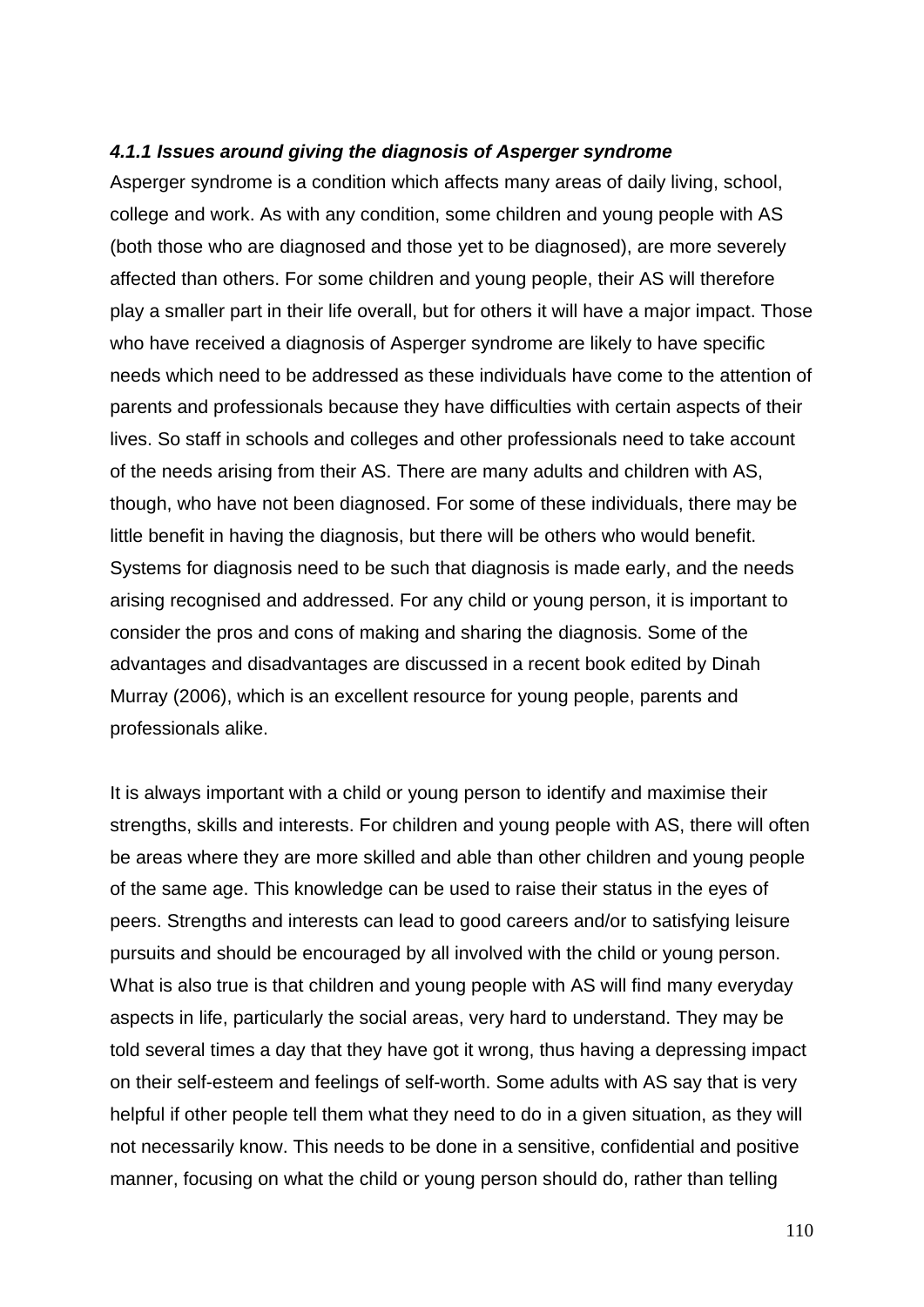#### *4.1.1 Issues around giving the diagnosis of Asperger syndrome*

Asperger syndrome is a condition which affects many areas of daily living, school, college and work. As with any condition, some children and young people with AS (both those who are diagnosed and those yet to be diagnosed), are more severely affected than others. For some children and young people, their AS will therefore play a smaller part in their life overall, but for others it will have a major impact. Those who have received a diagnosis of Asperger syndrome are likely to have specific needs which need to be addressed as these individuals have come to the attention of parents and professionals because they have difficulties with certain aspects of their lives. So staff in schools and colleges and other professionals need to take account of the needs arising from their AS. There are many adults and children with AS, though, who have not been diagnosed. For some of these individuals, there may be little benefit in having the diagnosis, but there will be others who would benefit. Systems for diagnosis need to be such that diagnosis is made early, and the needs arising recognised and addressed. For any child or young person, it is important to consider the pros and cons of making and sharing the diagnosis. Some of the advantages and disadvantages are discussed in a recent book edited by Dinah Murray (2006), which is an excellent resource for young people, parents and professionals alike.

It is always important with a child or young person to identify and maximise their strengths, skills and interests. For children and young people with AS, there will often be areas where they are more skilled and able than other children and young people of the same age. This knowledge can be used to raise their status in the eyes of peers. Strengths and interests can lead to good careers and/or to satisfying leisure pursuits and should be encouraged by all involved with the child or young person. What is also true is that children and young people with AS will find many everyday aspects in life, particularly the social areas, very hard to understand. They may be told several times a day that they have got it wrong, thus having a depressing impact on their self-esteem and feelings of self-worth. Some adults with AS say that is very helpful if other people tell them what they need to do in a given situation, as they will not necessarily know. This needs to be done in a sensitive, confidential and positive manner, focusing on what the child or young person should do, rather than telling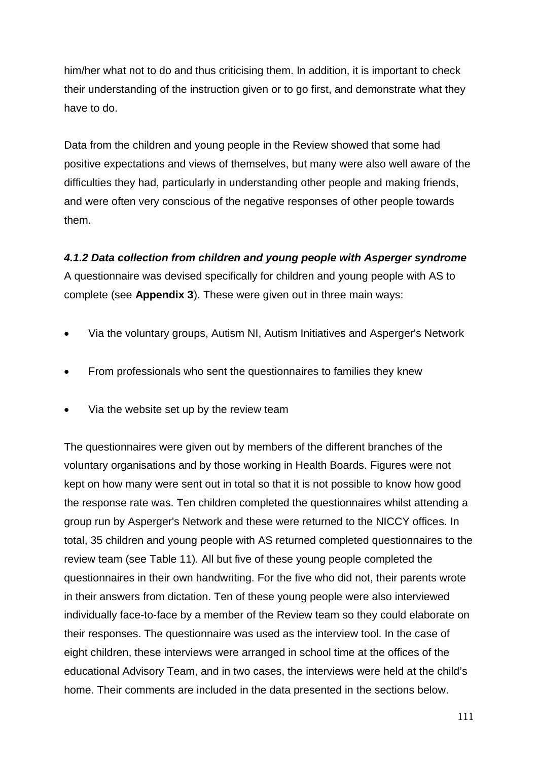him/her what not to do and thus criticising them. In addition, it is important to check their understanding of the instruction given or to go first, and demonstrate what they have to do.

Data from the children and young people in the Review showed that some had positive expectations and views of themselves, but many were also well aware of the difficulties they had, particularly in understanding other people and making friends, and were often very conscious of the negative responses of other people towards them.

***4.1.2 Data collection from children and young people with Asperger syndrome***

A questionnaire was devised specifically for children and young people with AS to complete (see **Appendix 3**). These were given out in three main ways:

- Via the voluntary groups, Autism NI, Autism Initiatives and Asperger's Network
- From professionals who sent the questionnaires to families they knew
- Via the website set up by the review team

The questionnaires were given out by members of the different branches of the voluntary organisations and by those working in Health Boards. Figures were not kept on how many were sent out in total so that it is not possible to know how good the response rate was. Ten children completed the questionnaires whilst attending a group run by Asperger's Network and these were returned to the NICCY offices. In total, 35 children and young people with AS returned completed questionnaires to the review team (see Table 11). All but five of these young people completed the questionnaires in their own handwriting. For the five who did not, their parents wrote in their answers from dictation. Ten of these young people were also interviewed individually face-to-face by a member of the Review team so they could elaborate on their responses. The questionnaire was used as the interview tool. In the case of eight children, these interviews were arranged in school time at the offices of the educational Advisory Team, and in two cases, the interviews were held at the child's home. Their comments are included in the data presented in the sections below.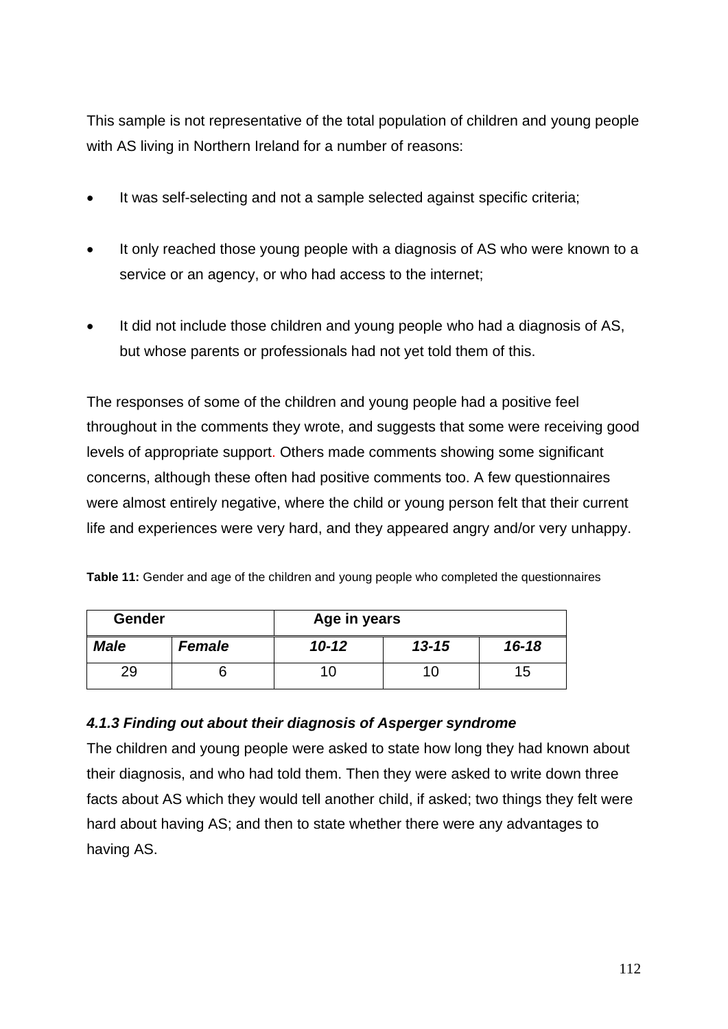This sample is not representative of the total population of children and young people with AS living in Northern Ireland for a number of reasons:

- It was self-selecting and not a sample selected against specific criteria;
- It only reached those young people with a diagnosis of AS who were known to a service or an agency, or who had access to the internet;
- It did not include those children and young people who had a diagnosis of AS, but whose parents or professionals had not yet told them of this.

The responses of some of the children and young people had a positive feel throughout in the comments they wrote, and suggests that some were receiving good levels of appropriate support. Others made comments showing some significant concerns, although these often had positive comments too. A few questionnaires were almost entirely negative, where the child or young person felt that their current life and experiences were very hard, and they appeared angry and/or very unhappy.

**Table 11:** Gender and age of the children and young people who completed the questionnaires

| **Gender** | | **Age in years** | | |
|---|---|---|---|---|
| ***Male*** | ***Female*** | ***10-12*** | ***13-15*** | ***16-18*** |
| 29 | 6 | 10 | 10 | 15 |

### *4.1.3 Finding out about their diagnosis of Asperger syndrome*

The children and young people were asked to state how long they had known about their diagnosis, and who had told them. Then they were asked to write down three facts about AS which they would tell another child, if asked; two things they felt were hard about having AS; and then to state whether there were any advantages to having AS.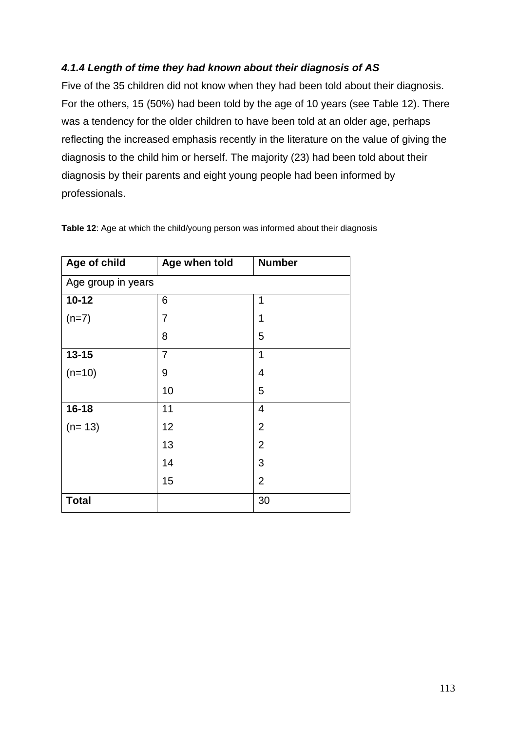#### *4.1.4 Length of time they had known about their diagnosis of AS*

Five of the 35 children did not know when they had been told about their diagnosis. For the others, 15 (50%) had been told by the age of 10 years (see Table 12). There was a tendency for the older children to have been told at an older age, perhaps reflecting the increased emphasis recently in the literature on the value of giving the diagnosis to the child him or herself. The majority (23) had been told about their diagnosis by their parents and eight young people had been informed by professionals.

**Table 12**: Age at which the child/young person was informed about their diagnosis

| Age of child | Age when told | Number |
|---|---|---|
| Age group in years | | |
| **10-12** | 6 | 1 |
| (n=7) | 7 | 1 |
| | 8 | 5 |
| **13-15** | 7 | 1 |
| (n=10) | 9 | 4 |
| | 10 | 5 |
| **16-18** | 11 | 4 |
| (n= 13) | 12 | 2 |
| | 13 | 2 |
| | 14 | 3 |
| | 15 | 2 |
| **Total** | | 30 |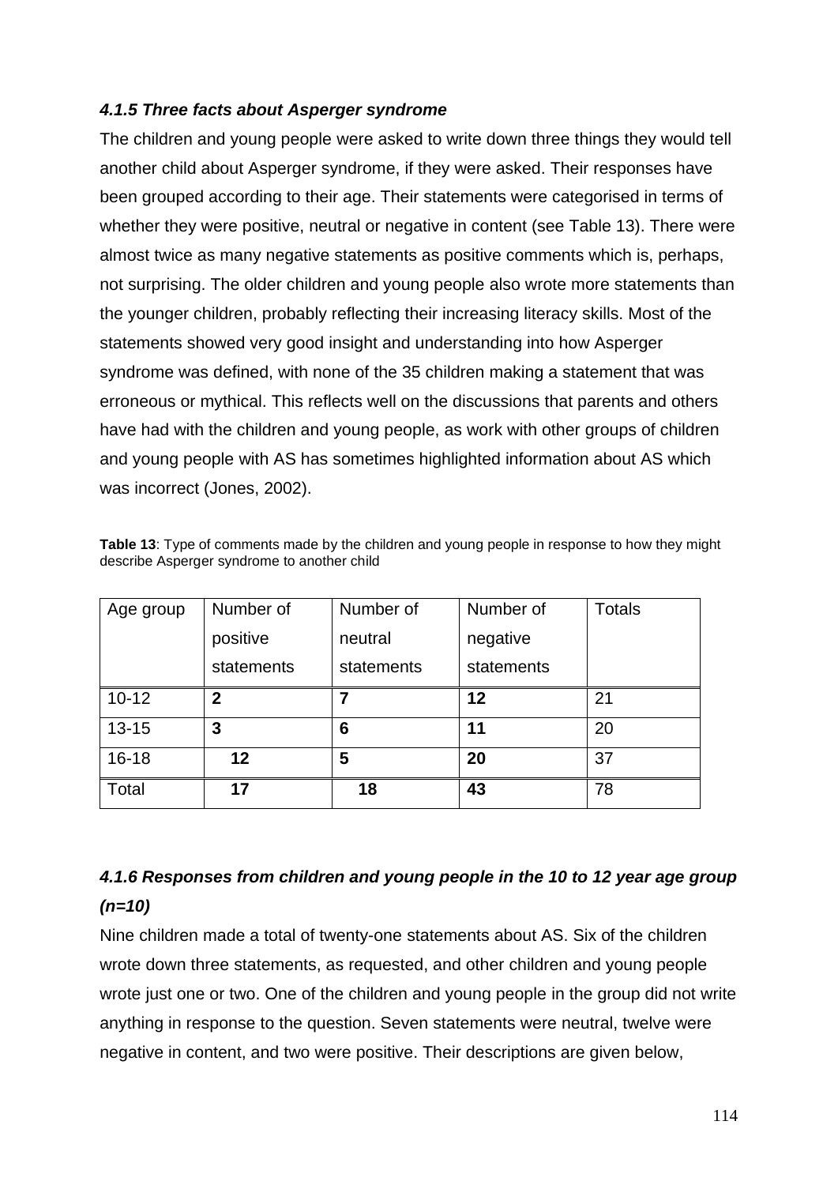#### *4.1.5 Three facts about Asperger syndrome*

The children and young people were asked to write down three things they would tell another child about Asperger syndrome, if they were asked. Their responses have been grouped according to their age. Their statements were categorised in terms of whether they were positive, neutral or negative in content (see Table 13). There were almost twice as many negative statements as positive comments which is, perhaps, not surprising. The older children and young people also wrote more statements than the younger children, probably reflecting their increasing literacy skills. Most of the statements showed very good insight and understanding into how Asperger syndrome was defined, with none of the 35 children making a statement that was erroneous or mythical. This reflects well on the discussions that parents and others have had with the children and young people, as work with other groups of children and young people with AS has sometimes highlighted information about AS which was incorrect (Jones, 2002).

**Table 13**: Type of comments made by the children and young people in response to how they might describe Asperger syndrome to another child

| Age group | Number of positive statements | Number of neutral statements | Number of negative statements | Totals |
|---|---|---|---|---|
| 10-12 | **2** | **7** | **12** | 21 |
| 13-15 | **3** | **6** | **11** | 20 |
| 16-18 | **12** | **5** | **20** | 37 |
| Total | **17** | **18** | **43** | 78 |

#### *4.1.6 Responses from children and young people in the 10 to 12 year age group (n=10)*

Nine children made a total of twenty-one statements about AS. Six of the children wrote down three statements, as requested, and other children and young people wrote just one or two. One of the children and young people in the group did not write anything in response to the question. Seven statements were neutral, twelve were negative in content, and two were positive. Their descriptions are given below,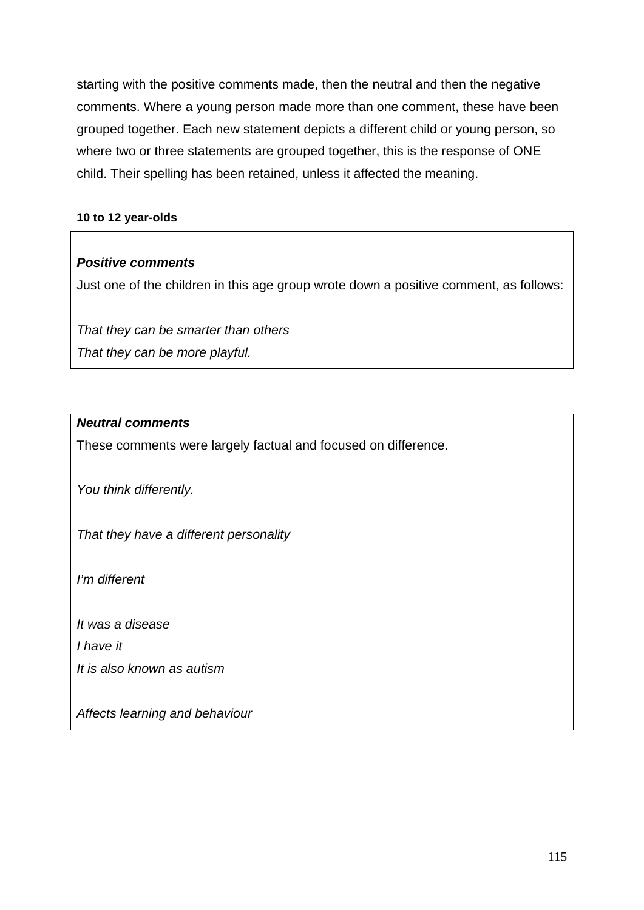starting with the positive comments made, then the neutral and then the negative comments. Where a young person made more than one comment, these have been grouped together. Each new statement depicts a different child or young person, so where two or three statements are grouped together, this is the response of ONE child. Their spelling has been retained, unless it affected the meaning.

**10 to 12 year-olds**

***Positive comments***

Just one of the children in this age group wrote down a positive comment, as follows:

*That they can be smarter than others*
*That they can be more playful.*

***Neutral comments***

These comments were largely factual and focused on difference.

*You think differently.*

*That they have a different personality*

*I'm different*

*It was a disease*
*I have it*
*It is also known as autism*

*Affects learning and behaviour*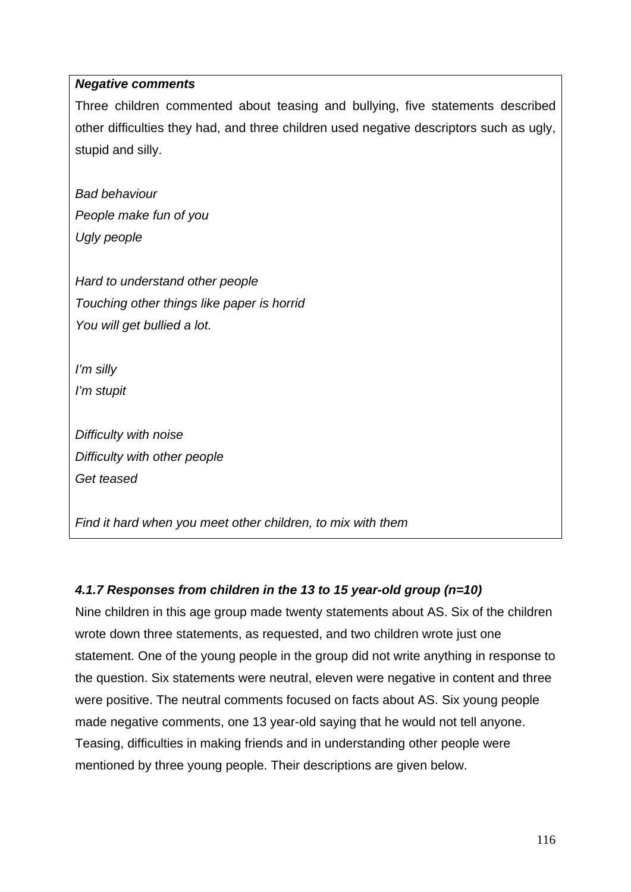***Negative comments***

Three children commented about teasing and bullying, five statements described other difficulties they had, and three children used negative descriptors such as ugly, stupid and silly.

*Bad behaviour*
*People make fun of you*
*Ugly people*

*Hard to understand other people*
*Touching other things like paper is horrid*
*You will get bullied a lot.*

*I'm silly*
*I'm stupit*

*Difficulty with noise*
*Difficulty with other people*
*Get teased*

*Find it hard when you meet other children, to mix with them*

#### *4.1.7 Responses from children in the 13 to 15 year-old group (n=10)*

Nine children in this age group made twenty statements about AS. Six of the children wrote down three statements, as requested, and two children wrote just one statement. One of the young people in the group did not write anything in response to the question. Six statements were neutral, eleven were negative in content and three were positive. The neutral comments focused on facts about AS. Six young people made negative comments, one 13 year-old saying that he would not tell anyone. Teasing, difficulties in making friends and in understanding other people were mentioned by three young people. Their descriptions are given below.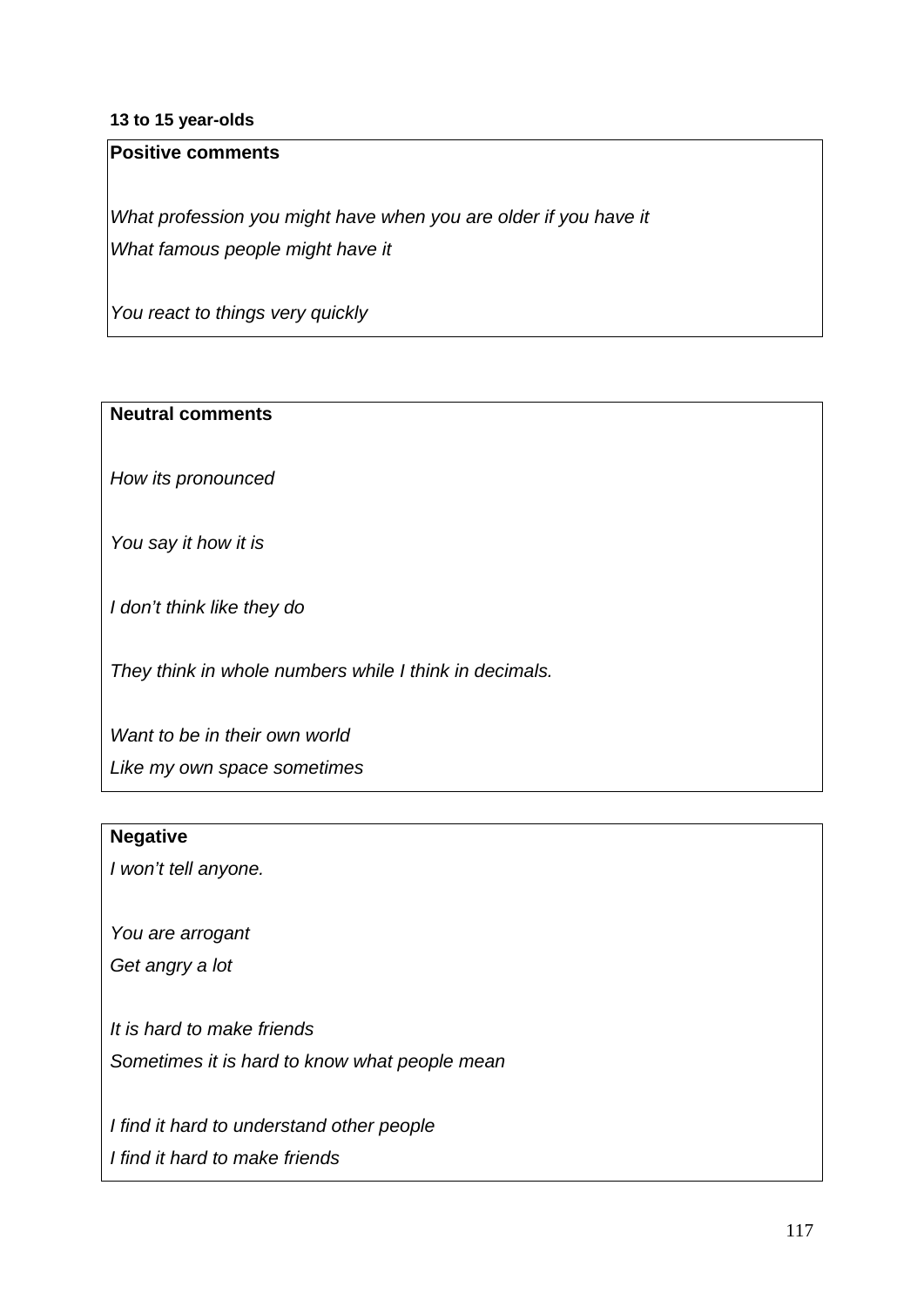**13 to 15 year-olds**

**Positive comments**

*What profession you might have when you are older if you have it*

*What famous people might have it*

*You react to things very quickly*

**Neutral comments**

*How its pronounced*

*You say it how it is*

*I don't think like they do*

*They think in whole numbers while I think in decimals.*

*Want to be in their own world*

*Like my own space sometimes*

**Negative**

*I won't tell anyone.*

*You are arrogant*

*Get angry a lot*

*It is hard to make friends*

*Sometimes it is hard to know what people mean*

*I find it hard to understand other people*

*I find it hard to make friends*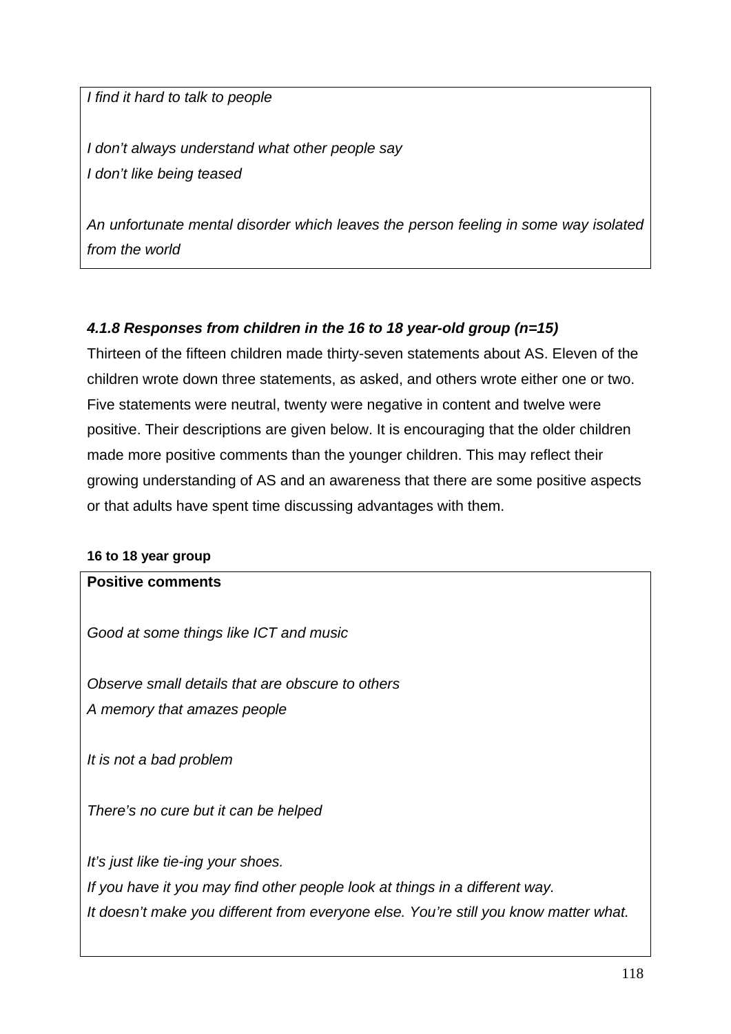*I find it hard to talk to people*

*I don't always understand what other people say*
*I don't like being teased*

*An unfortunate mental disorder which leaves the person feeling in some way isolated from the world*

### *4.1.8 Responses from children in the 16 to 18 year-old group (n=15)*

Thirteen of the fifteen children made thirty-seven statements about AS. Eleven of the children wrote down three statements, as asked, and others wrote either one or two. Five statements were neutral, twenty were negative in content and twelve were positive. Their descriptions are given below. It is encouraging that the older children made more positive comments than the younger children. This may reflect their growing understanding of AS and an awareness that there are some positive aspects or that adults have spent time discussing advantages with them.

**16 to 18 year group**

**Positive comments**

*Good at some things like ICT and music*

*Observe small details that are obscure to others*
*A memory that amazes people*

*It is not a bad problem*

*There's no cure but it can be helped*

*It's just like tie-ing your shoes.*
*If you have it you may find other people look at things in a different way.*
*It doesn't make you different from everyone else. You're still you know matter what.*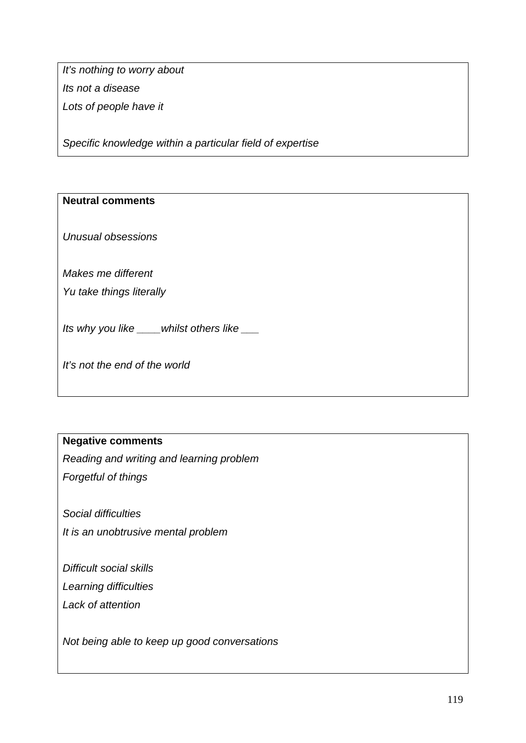*It's nothing to worry about*

*Its not a disease*

*Lots of people have it*

*Specific knowledge within a particular field of expertise*

**Neutral comments**

*Unusual obsessions*

*Makes me different*

*Yu take things literally*

*Its why you like ____whilst others like ___*

*It's not the end of the world*

**Negative comments**

*Reading and writing and learning problem*

*Forgetful of things*

*Social difficulties*

*It is an unobtrusive mental problem*

*Difficult social skills*

*Learning difficulties*

*Lack of attention*

*Not being able to keep up good conversations*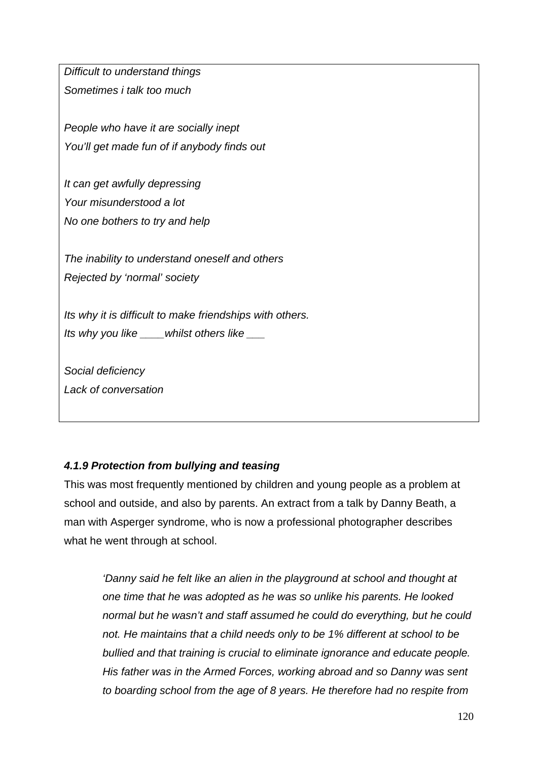*Difficult to understand things*
*Sometimes i talk too much*

*People who have it are socially inept*
*You'll get made fun of if anybody finds out*

*It can get awfully depressing*
*Your misunderstood a lot*
*No one bothers to try and help*

*The inability to understand oneself and others*
*Rejected by 'normal' society*

*Its why it is difficult to make friendships with others.*
*Its why you like ____whilst others like ___*

*Social deficiency*
*Lack of conversation*

#### *4.1.9 Protection from bullying and teasing*

This was most frequently mentioned by children and young people as a problem at school and outside, and also by parents. An extract from a talk by Danny Beath, a man with Asperger syndrome, who is now a professional photographer describes what he went through at school.

> *'Danny said he felt like an alien in the playground at school and thought at one time that he was adopted as he was so unlike his parents. He looked normal but he wasn't and staff assumed he could do everything, but he could not. He maintains that a child needs only to be 1% different at school to be bullied and that training is crucial to eliminate ignorance and educate people. His father was in the Armed Forces, working abroad and so Danny was sent to boarding school from the age of 8 years. He therefore had no respite from*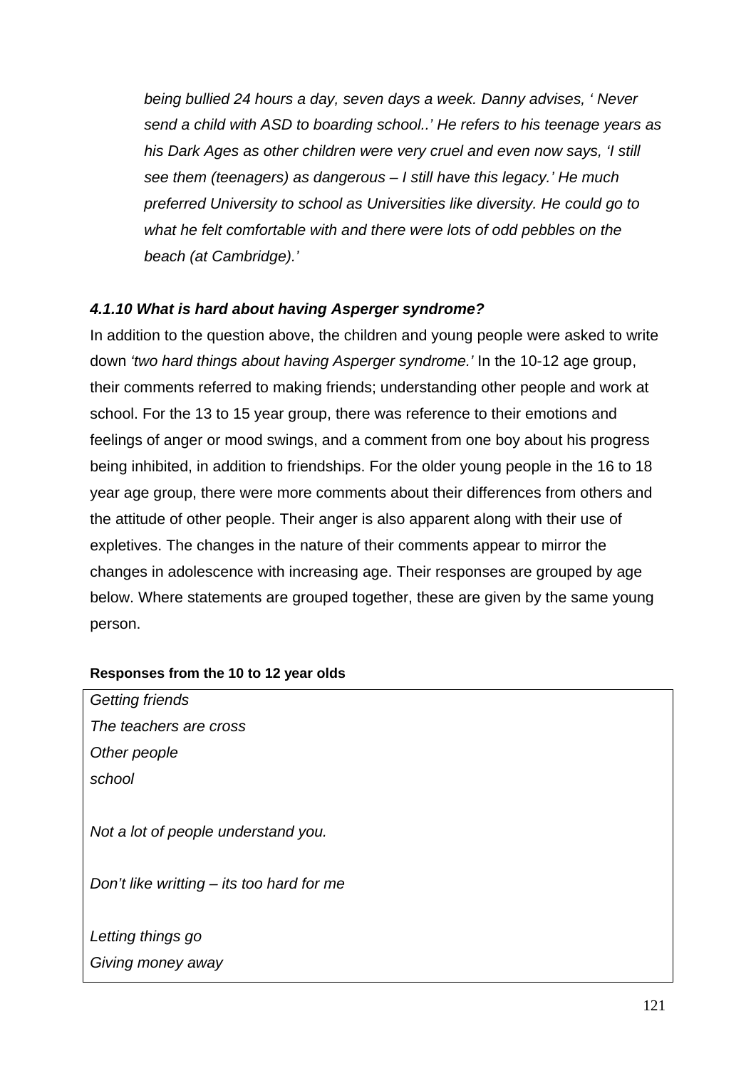*being bullied 24 hours a day, seven days a week. Danny advises, ' Never send a child with ASD to boarding school..' He refers to his teenage years as his Dark Ages as other children were very cruel and even now says, 'I still see them (teenagers) as dangerous – I still have this legacy.' He much preferred University to school as Universities like diversity. He could go to what he felt comfortable with and there were lots of odd pebbles on the beach (at Cambridge).'*

### *4.1.10 What is hard about having Asperger syndrome?*

In addition to the question above, the children and young people were asked to write down *'two hard things about having Asperger syndrome.'* In the 10-12 age group, their comments referred to making friends; understanding other people and work at school. For the 13 to 15 year group, there was reference to their emotions and feelings of anger or mood swings, and a comment from one boy about his progress being inhibited, in addition to friendships. For the older young people in the 16 to 18 year age group, there were more comments about their differences from others and the attitude of other people. Their anger is also apparent along with their use of expletives. The changes in the nature of their comments appear to mirror the changes in adolescence with increasing age. Their responses are grouped by age below. Where statements are grouped together, these are given by the same young person.

**Responses from the 10 to 12 year olds**

*Getting friends*
*The teachers are cross*
*Other people*
*school*

*Not a lot of people understand you.*

*Don't like writting – its too hard for me*

*Letting things go*
*Giving money away*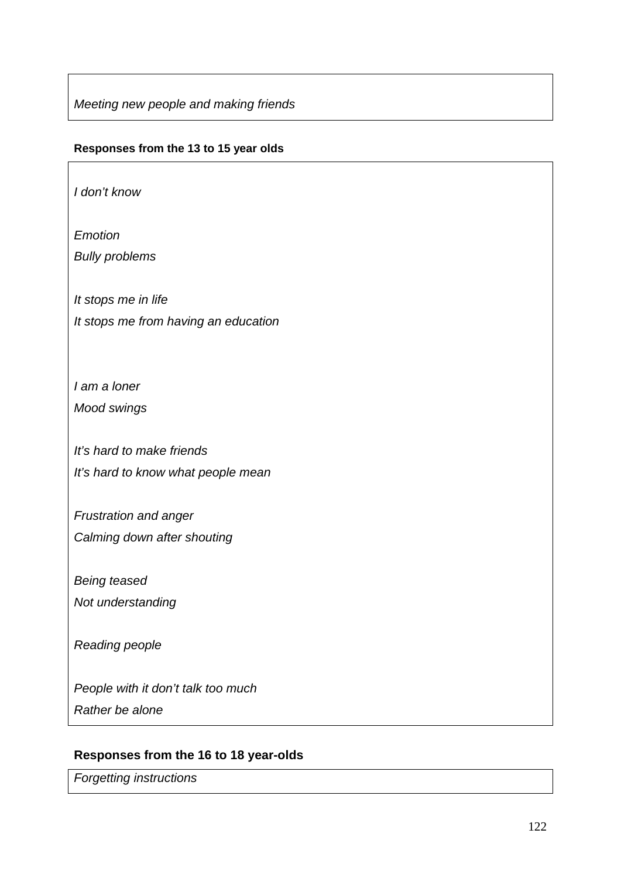*Meeting new people and making friends*

**Responses from the 13 to 15 year olds**

*I don't know*

*Emotion*
*Bully problems*

*It stops me in life*
*It stops me from having an education*

*I am a loner*
*Mood swings*

*It's hard to make friends*
*It's hard to know what people mean*

*Frustration and anger*
*Calming down after shouting*

*Being teased*
*Not understanding*

*Reading people*

*People with it don't talk too much*
*Rather be alone*

**Responses from the 16 to 18 year-olds**

*Forgetting instructions*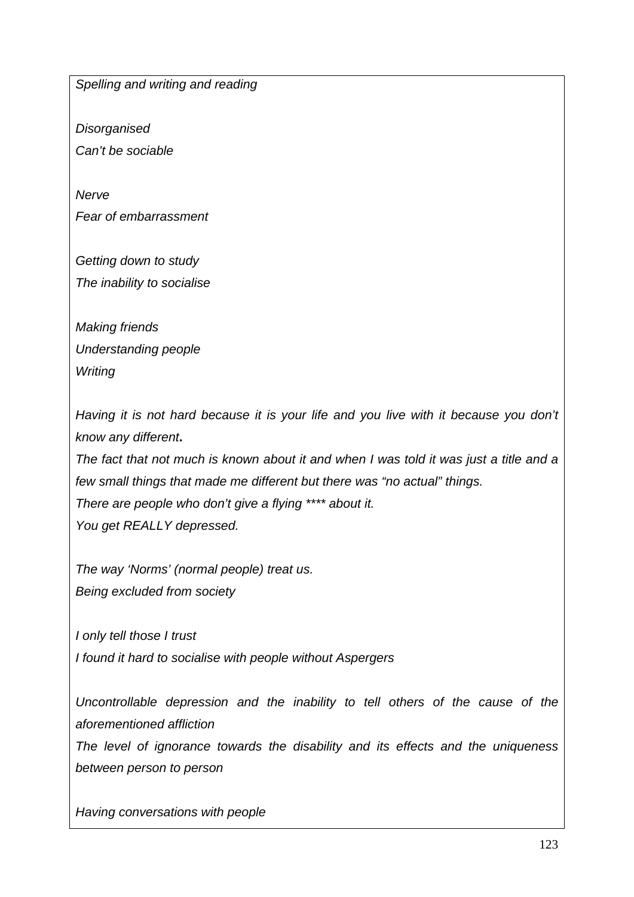*Spelling and writing and reading*

*Disorganised*
*Can't be sociable*

*Nerve*
*Fear of embarrassment*

*Getting down to study*
*The inability to socialise*

*Making friends*
*Understanding people*
*Writing*

*Having it is not hard because it is your life and you live with it because you don't know any different***.**
*The fact that not much is known about it and when I was told it was just a title and a few small things that made me different but there was "no actual" things.*
*There are people who don't give a flying **** about it.*
*You get REALLY depressed.*

*The way 'Norms' (normal people) treat us.*
*Being excluded from society*

*I only tell those I trust*
*I found it hard to socialise with people without Aspergers*

*Uncontrollable depression and the inability to tell others of the cause of the aforementioned affliction*
*The level of ignorance towards the disability and its effects and the uniqueness between person to person*

*Having conversations with people*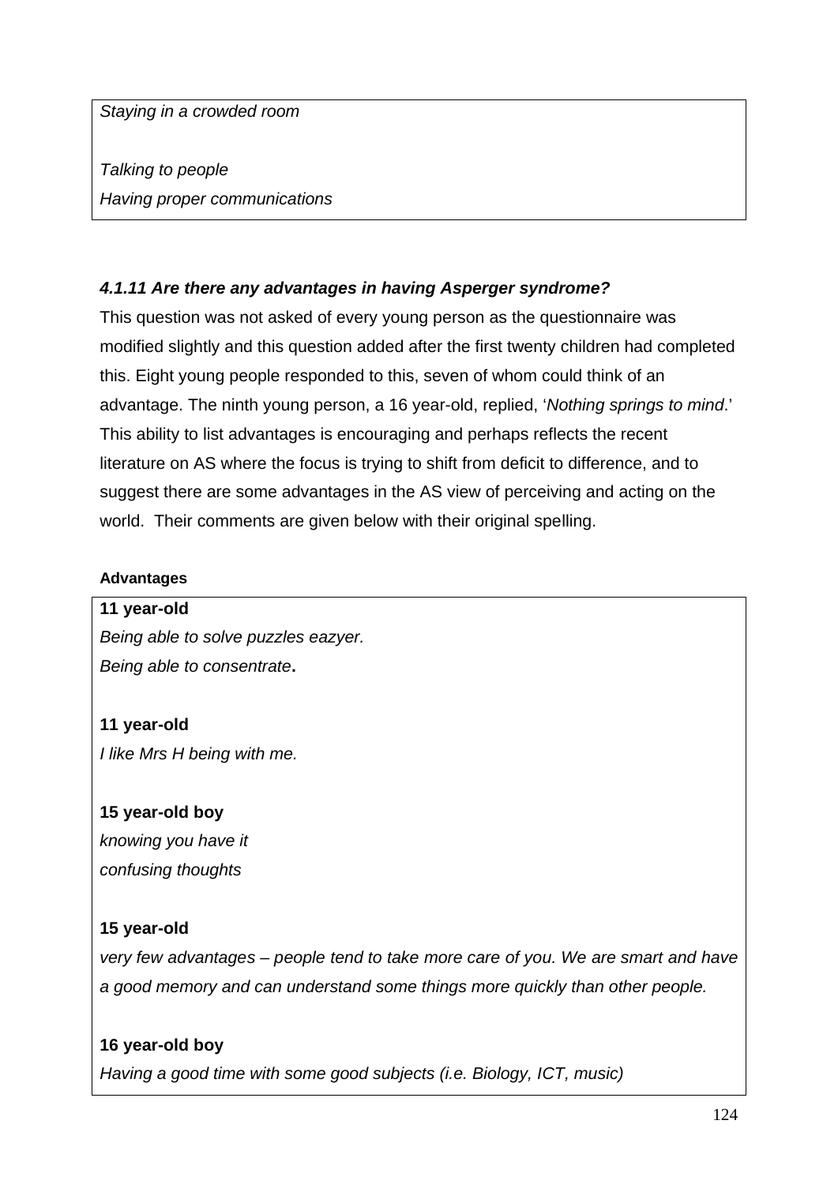*Staying in a crowded room*

*Talking to people*
*Having proper communications*

#### *4.1.11 Are there any advantages in having Asperger syndrome?*

This question was not asked of every young person as the questionnaire was modified slightly and this question added after the first twenty children had completed this. Eight young people responded to this, seven of whom could think of an advantage. The ninth young person, a 16 year-old, replied, '*Nothing springs to mind*.' This ability to list advantages is encouraging and perhaps reflects the recent literature on AS where the focus is trying to shift from deficit to difference, and to suggest there are some advantages in the AS view of perceiving and acting on the world. Their comments are given below with their original spelling.

**Advantages**

**11 year-old**
*Being able to solve puzzles eazyer.*
*Being able to consentrate*.

**11 year-old**
*I like Mrs H being with me.*

**15 year-old boy**
*knowing you have it*
*confusing thoughts*

**15 year-old**
*very few advantages – people tend to take more care of you. We are smart and have a good memory and can understand some things more quickly than other people.*

**16 year-old boy**
*Having a good time with some good subjects (i.e. Biology, ICT, music)*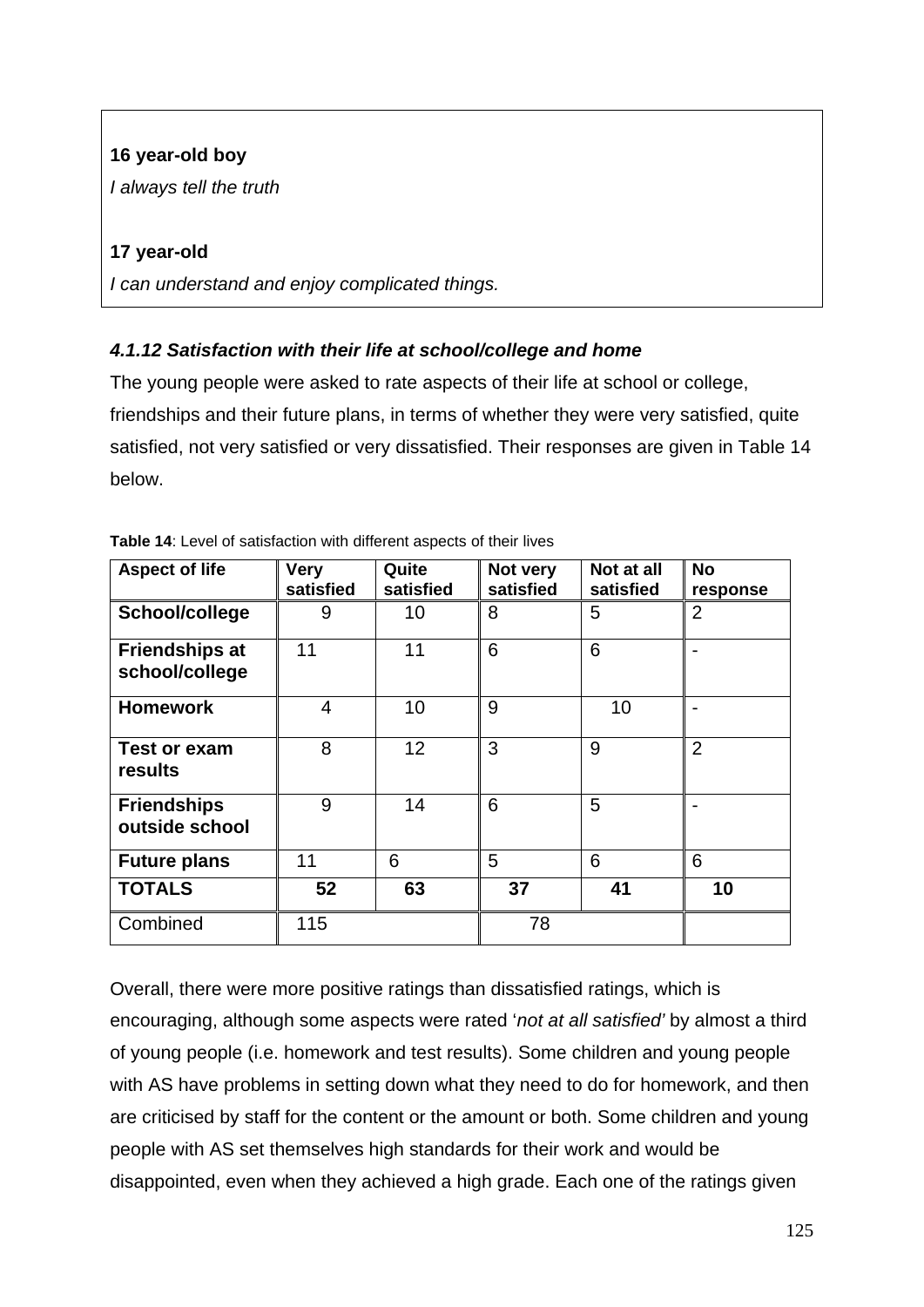**16 year-old boy**

*I always tell the truth*

**17 year-old**

*I can understand and enjoy complicated things.*

#### *4.1.12 Satisfaction with their life at school/college and home*

The young people were asked to rate aspects of their life at school or college, friendships and their future plans, in terms of whether they were very satisfied, quite satisfied, not very satisfied or very dissatisfied. Their responses are given in Table 14 below.

**Table 14**: Level of satisfaction with different aspects of their lives

| Aspect of life | Very satisfied | Quite satisfied | Not very satisfied | Not at all satisfied | No response |
|---|---|---|---|---|---|
| **School/college** | 9 | 10 | 8 | 5 | 2 |
| **Friendships at school/college** | 11 | 11 | 6 | 6 | - |
| **Homework** | 4 | 10 | 9 | 10 | - |
| **Test or exam results** | 8 | 12 | 3 | 9 | 2 |
| **Friendships outside school** | 9 | 14 | 6 | 5 | - |
| **Future plans** | 11 | 6 | 5 | 6 | 6 |
| **TOTALS** | **52** | **63** | **37** | **41** | **10** |
| Combined | 115 | | 78 | | |

Overall, there were more positive ratings than dissatisfied ratings, which is encouraging, although some aspects were rated '*not at all satisfied'* by almost a third of young people (i.e. homework and test results). Some children and young people with AS have problems in setting down what they need to do for homework, and then are criticised by staff for the content or the amount or both. Some children and young people with AS set themselves high standards for their work and would be disappointed, even when they achieved a high grade. Each one of the ratings given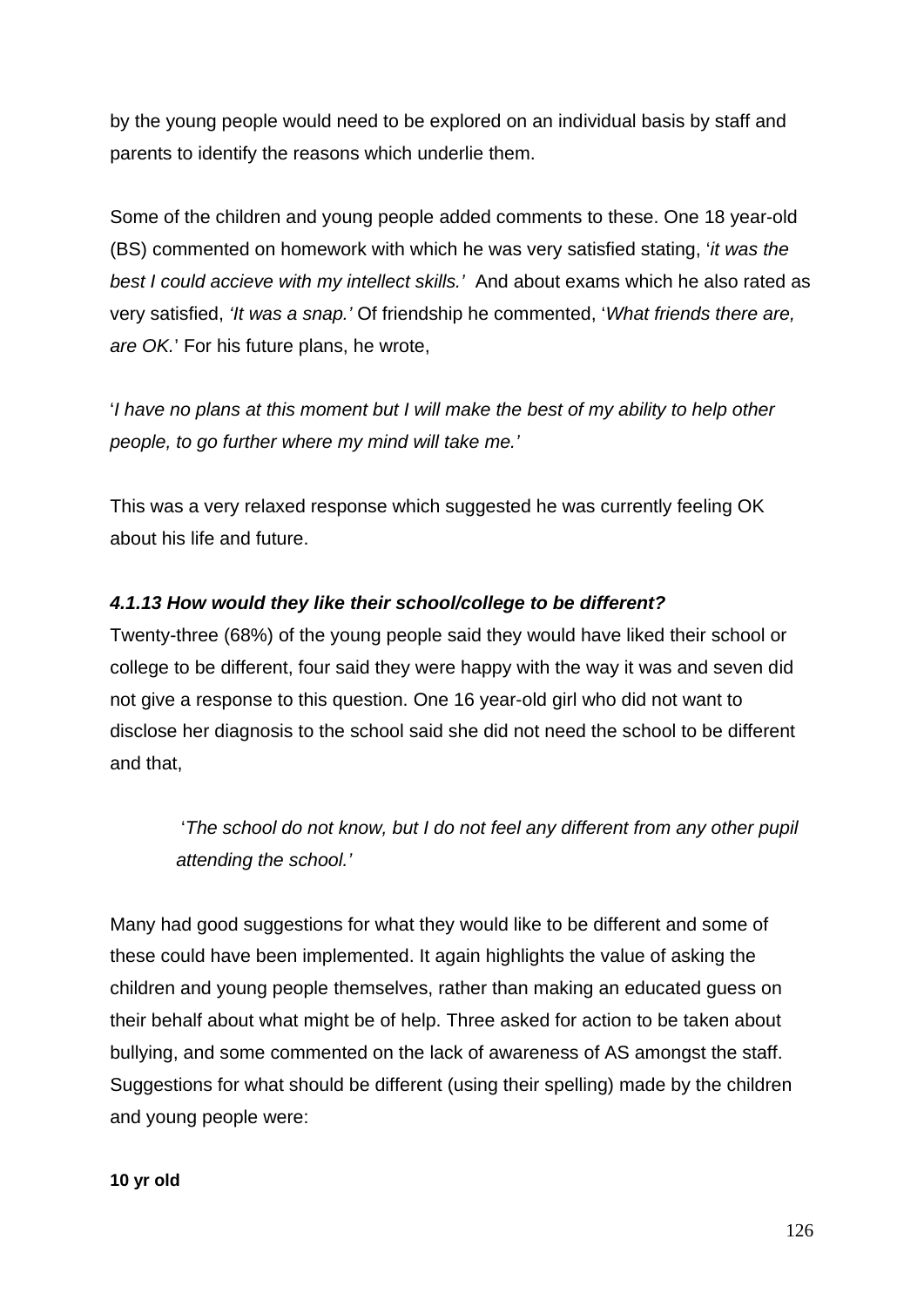by the young people would need to be explored on an individual basis by staff and parents to identify the reasons which underlie them.

Some of the children and young people added comments to these. One 18 year-old (BS) commented on homework with which he was very satisfied stating, '*it was the best I could accieve with my intellect skills.*' And about exams which he also rated as very satisfied, *'It was a snap.'* Of friendship he commented, '*What friends there are, are OK.*' For his future plans, he wrote,

'*I have no plans at this moment but I will make the best of my ability to help other people, to go further where my mind will take me.'*

This was a very relaxed response which suggested he was currently feeling OK about his life and future.

***4.1.13 How would they like their school/college to be different?***

Twenty-three (68%) of the young people said they would have liked their school or college to be different, four said they were happy with the way it was and seven did not give a response to this question. One 16 year-old girl who did not want to disclose her diagnosis to the school said she did not need the school to be different and that,

> '*The school do not know, but I do not feel any different from any other pupil attending the school.'*

Many had good suggestions for what they would like to be different and some of these could have been implemented. It again highlights the value of asking the children and young people themselves, rather than making an educated guess on their behalf about what might be of help. Three asked for action to be taken about bullying, and some commented on the lack of awareness of AS amongst the staff. Suggestions for what should be different (using their spelling) made by the children and young people were:

**10 yr old**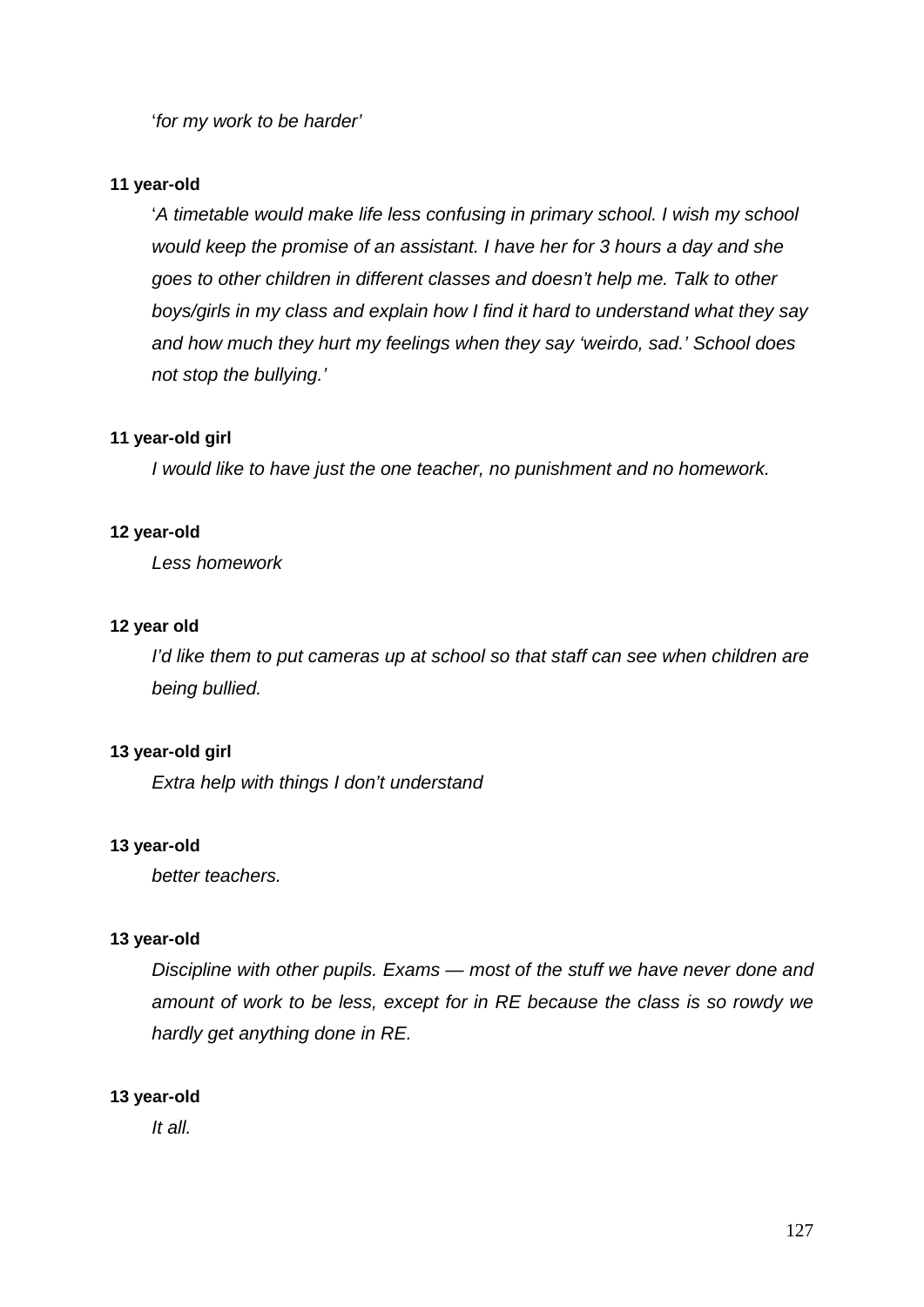'*for my work to be harder*'

**11 year-old**

'*A timetable would make life less confusing in primary school. I wish my school would keep the promise of an assistant. I have her for 3 hours a day and she goes to other children in different classes and doesn't help me. Talk to other boys/girls in my class and explain how I find it hard to understand what they say and how much they hurt my feelings when they say 'weirdo, sad.' School does not stop the bullying.*'

**11 year-old girl**

*I would like to have just the one teacher, no punishment and no homework.*

**12 year-old**

*Less homework*

**12 year old**

*I'd like them to put cameras up at school so that staff can see when children are being bullied.*

**13 year-old girl**

*Extra help with things I don't understand*

**13 year-old**

*better teachers.*

**13 year-old**

*Discipline with other pupils. Exams — most of the stuff we have never done and amount of work to be less, except for in RE because the class is so rowdy we hardly get anything done in RE.*

**13 year-old**

*It all.*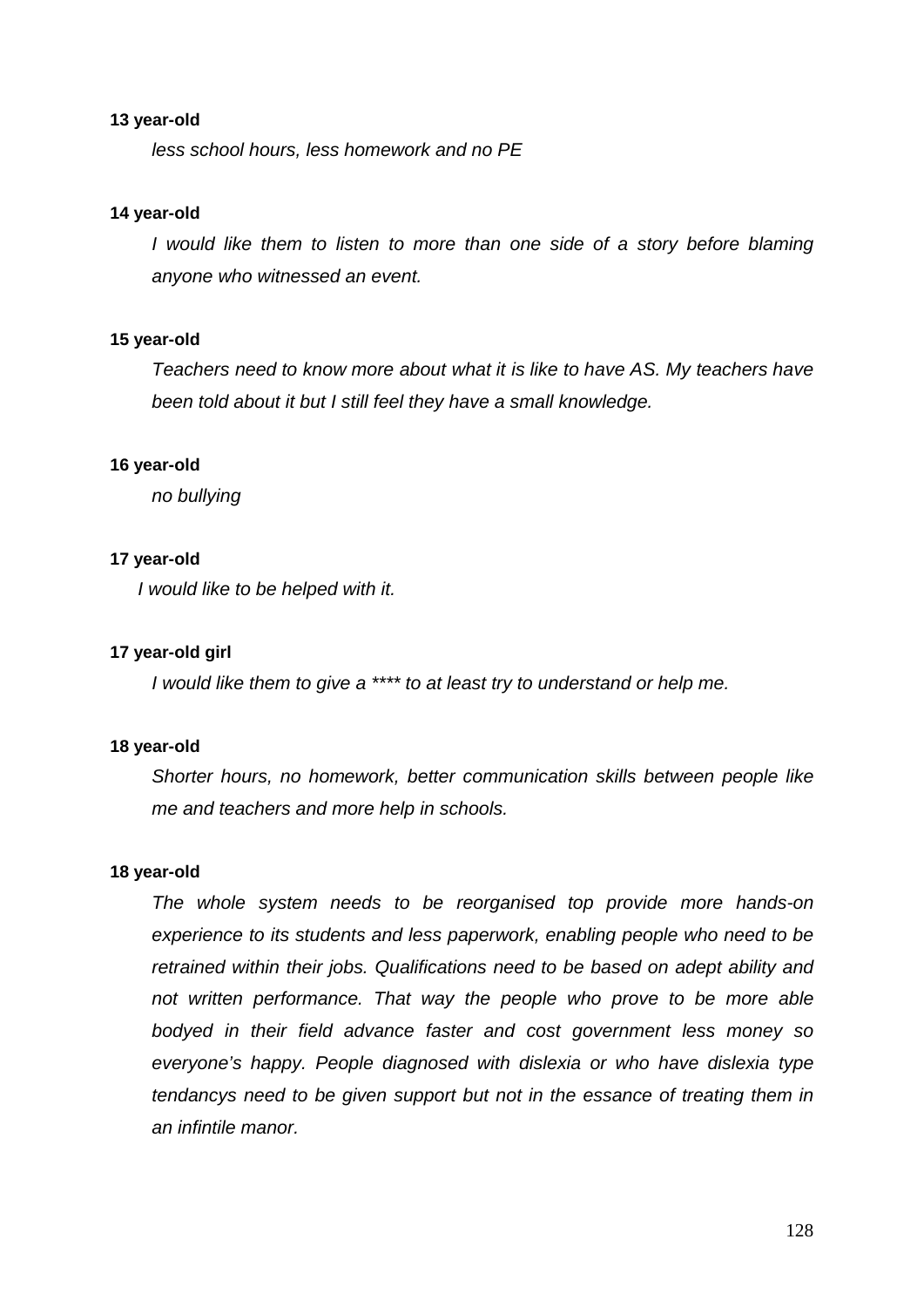**13 year-old**

*less school hours, less homework and no PE*

**14 year-old**

*I would like them to listen to more than one side of a story before blaming anyone who witnessed an event.*

**15 year-old**

*Teachers need to know more about what it is like to have AS. My teachers have been told about it but I still feel they have a small knowledge.*

**16 year-old**

*no bullying*

**17 year-old**

*I would like to be helped with it.*

**17 year-old girl**

*I would like them to give a **** to at least try to understand or help me.*

**18 year-old**

*Shorter hours, no homework, better communication skills between people like me and teachers and more help in schools.*

**18 year-old**

*The whole system needs to be reorganised top provide more hands-on experience to its students and less paperwork, enabling people who need to be retrained within their jobs. Qualifications need to be based on adept ability and not written performance. That way the people who prove to be more able bodyed in their field advance faster and cost government less money so everyone's happy. People diagnosed with dislexia or who have dislexia type tendancys need to be given support but not in the essance of treating them in an infintile manor.*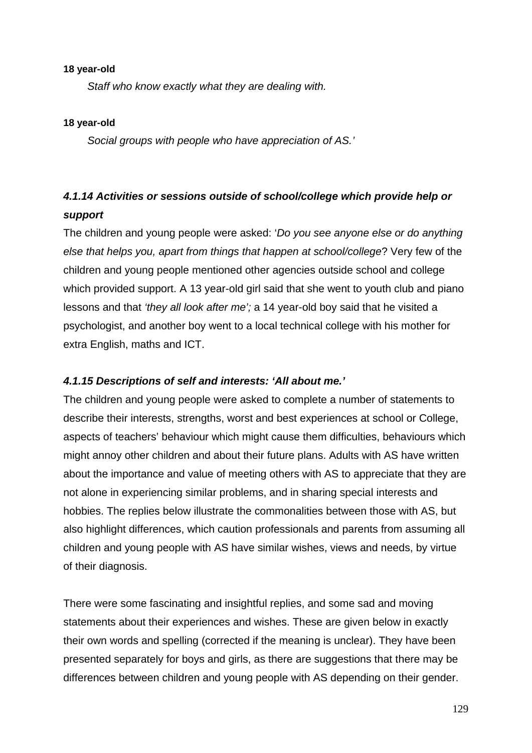**18 year-old**

*Staff who know exactly what they are dealing with.*

**18 year-old**

*Social groups with people who have appreciation of AS.'*

### *4.1.14 Activities or sessions outside of school/college which provide help or support*

The children and young people were asked: '*Do you see anyone else or do anything else that helps you, apart from things that happen at school/college*? Very few of the children and young people mentioned other agencies outside school and college which provided support. A 13 year-old girl said that she went to youth club and piano lessons and that *'they all look after me';* a 14 year-old boy said that he visited a psychologist, and another boy went to a local technical college with his mother for extra English, maths and ICT.

### *4.1.15 Descriptions of self and interests: 'All about me.'*

The children and young people were asked to complete a number of statements to describe their interests, strengths, worst and best experiences at school or College, aspects of teachers' behaviour which might cause them difficulties, behaviours which might annoy other children and about their future plans. Adults with AS have written about the importance and value of meeting others with AS to appreciate that they are not alone in experiencing similar problems, and in sharing special interests and hobbies. The replies below illustrate the commonalities between those with AS, but also highlight differences, which caution professionals and parents from assuming all children and young people with AS have similar wishes, views and needs, by virtue of their diagnosis.

There were some fascinating and insightful replies, and some sad and moving statements about their experiences and wishes. These are given below in exactly their own words and spelling (corrected if the meaning is unclear). They have been presented separately for boys and girls, as there are suggestions that there may be differences between children and young people with AS depending on their gender.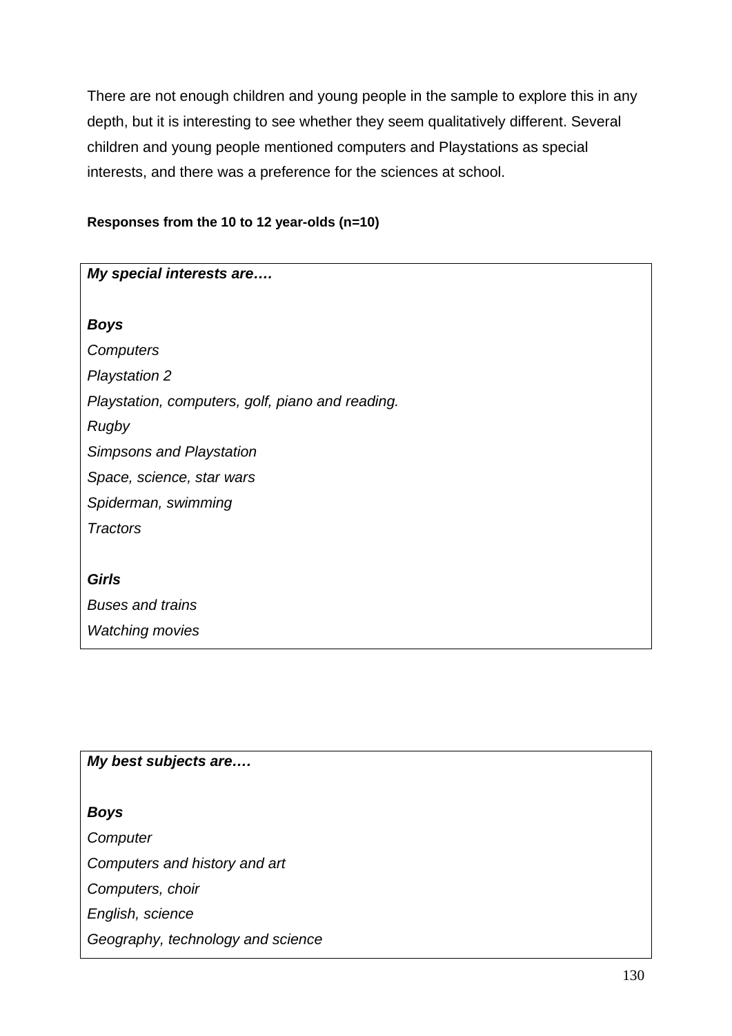There are not enough children and young people in the sample to explore this in any depth, but it is interesting to see whether they seem qualitatively different. Several children and young people mentioned computers and Playstations as special interests, and there was a preference for the sciences at school.

**Responses from the 10 to 12 year-olds (n=10)**

| ***My special interests are….*** |
|---|
| ***Boys*** |
| *Computers* |
| *Playstation 2* |
| *Playstation, computers, golf, piano and reading.* |
| *Rugby* |
| *Simpsons and Playstation* |
| *Space, science, star wars* |
| *Spiderman, swimming* |
| *Tractors* |
| ***Girls*** |
| *Buses and trains* |
| *Watching movies* |

| ***My best subjects are….*** |
|---|
| ***Boys*** |
| *Computer* |
| *Computers and history and art* |
| *Computers, choir* |
| *English, science* |
| *Geography, technology and science* |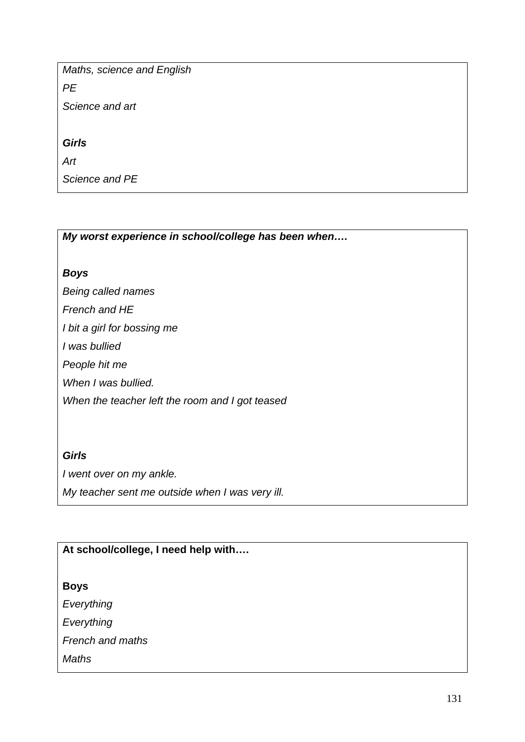*Maths, science and English*

*PE*

*Science and art*

***Girls***

*Art*

*Science and PE*

***My worst experience in school/college has been when….***

***Boys***

*Being called names*

*French and HE*

*I bit a girl for bossing me*

*I was bullied*

*People hit me*

*When I was bullied.*

*When the teacher left the room and I got teased*

***Girls***

*I went over on my ankle.*

*My teacher sent me outside when I was very ill.*

**At school/college, I need help with….**

**Boys**

*Everything*

*Everything*

*French and maths*

*Maths*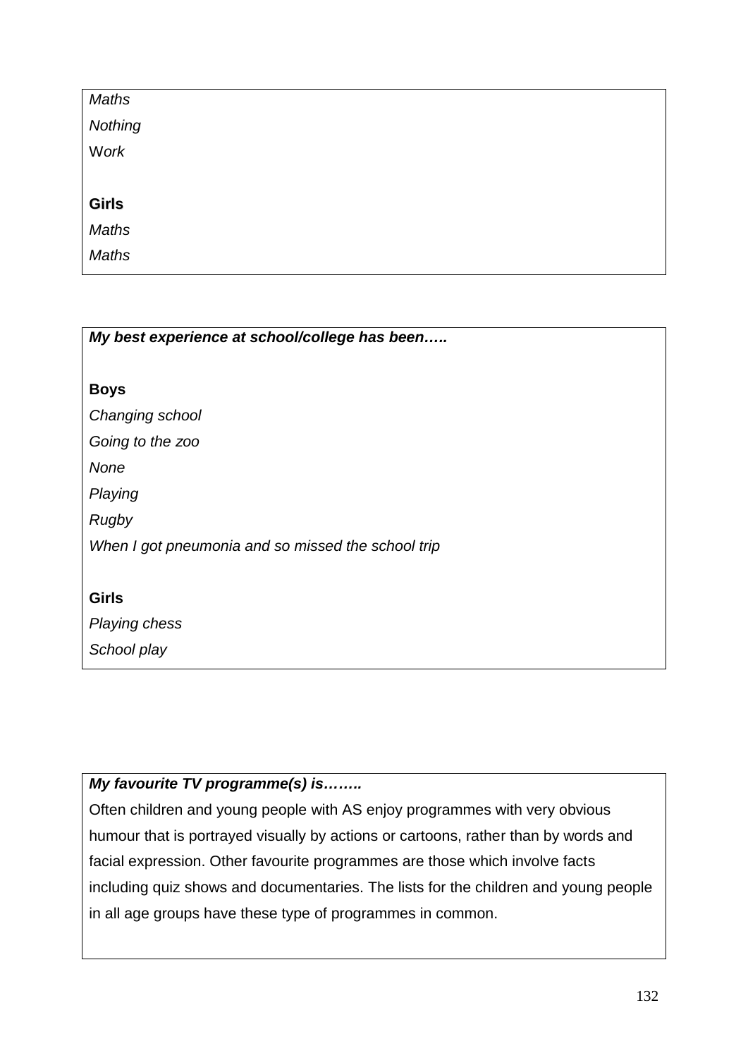*Maths*

*Nothing*

*Work*

**Girls**

*Maths*

*Maths*

***My best experience at school/college has been…..***

**Boys**

*Changing school*

*Going to the zoo*

*None*

*Playing*

*Rugby*

*When I got pneumonia and so missed the school trip*

**Girls**

*Playing chess*

*School play*

***My favourite TV programme(s) is……..***

Often children and young people with AS enjoy programmes with very obvious humour that is portrayed visually by actions or cartoons, rather than by words and facial expression. Other favourite programmes are those which involve facts including quiz shows and documentaries. The lists for the children and young people in all age groups have these type of programmes in common.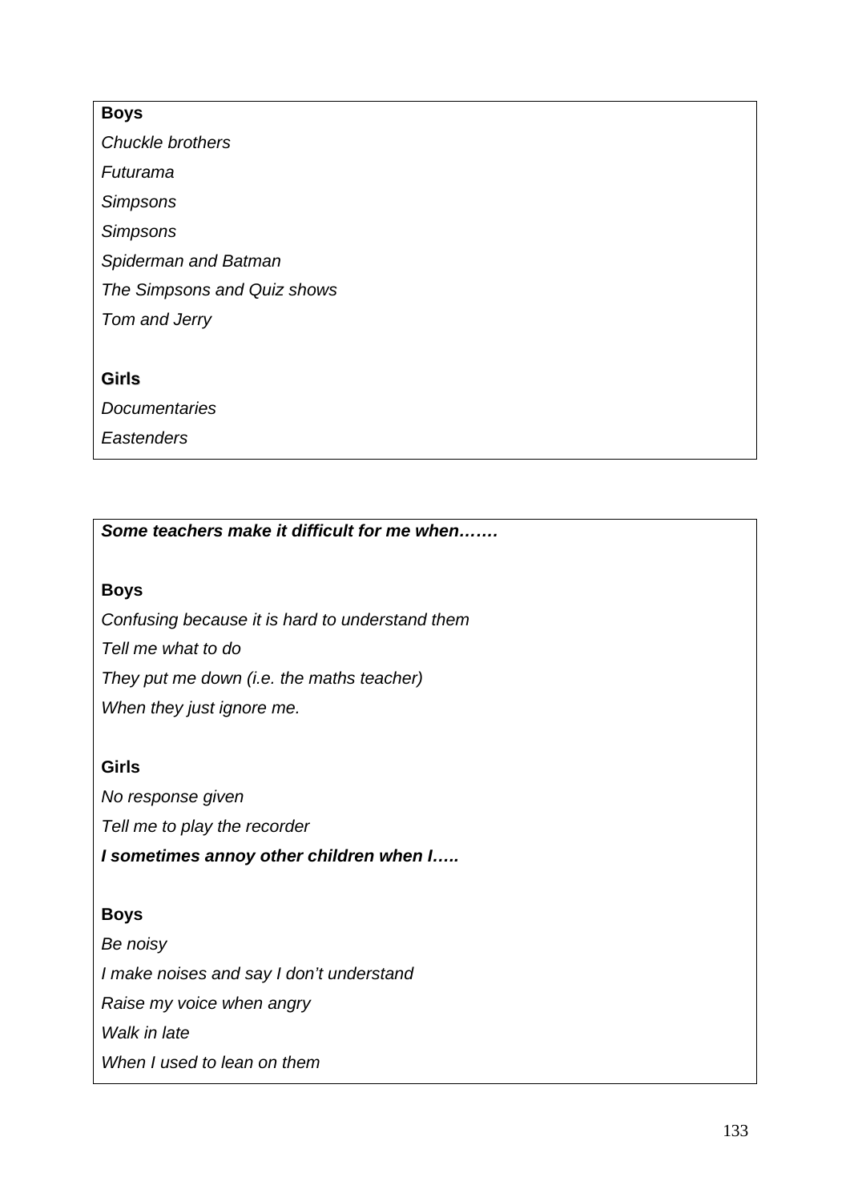**Boys**

*Chuckle brothers*

*Futurama*

*Simpsons*

*Simpsons*

*Spiderman and Batman*

*The Simpsons and Quiz shows*

*Tom and Jerry*

**Girls**

*Documentaries*

*Eastenders*

***Some teachers make it difficult for me when…….***

**Boys**

*Confusing because it is hard to understand them*

*Tell me what to do*

*They put me down (i.e. the maths teacher)*

*When they just ignore me.*

**Girls**

*No response given*

*Tell me to play the recorder*

***I sometimes annoy other children when I…..***

**Boys**

*Be noisy*

*I make noises and say I don't understand*

*Raise my voice when angry*

*Walk in late*

*When I used to lean on them*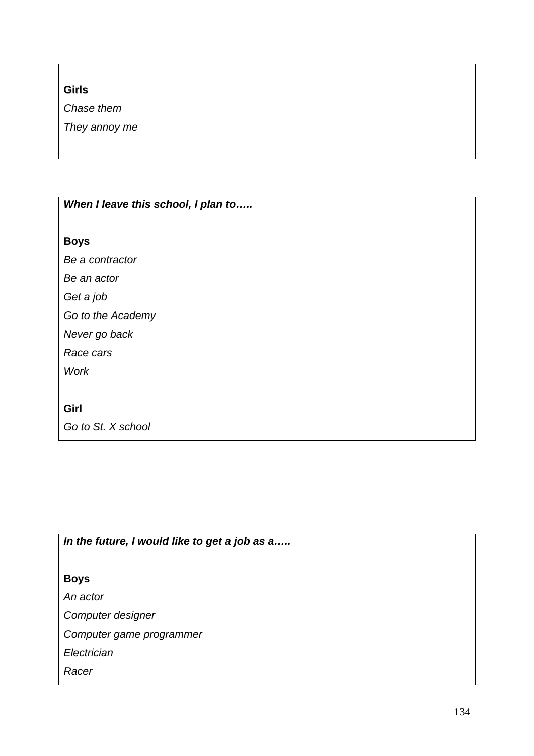**Girls**

*Chase them*

*They annoy me*

***When I leave this school, I plan to…..***

**Boys**

*Be a contractor*

*Be an actor*

*Get a job*

*Go to the Academy*

*Never go back*

*Race cars*

*Work*

**Girl**

*Go to St. X school*

***In the future, I would like to get a job as a…..***

**Boys**

*An actor*

*Computer designer*

*Computer game programmer*

*Electrician*

*Racer*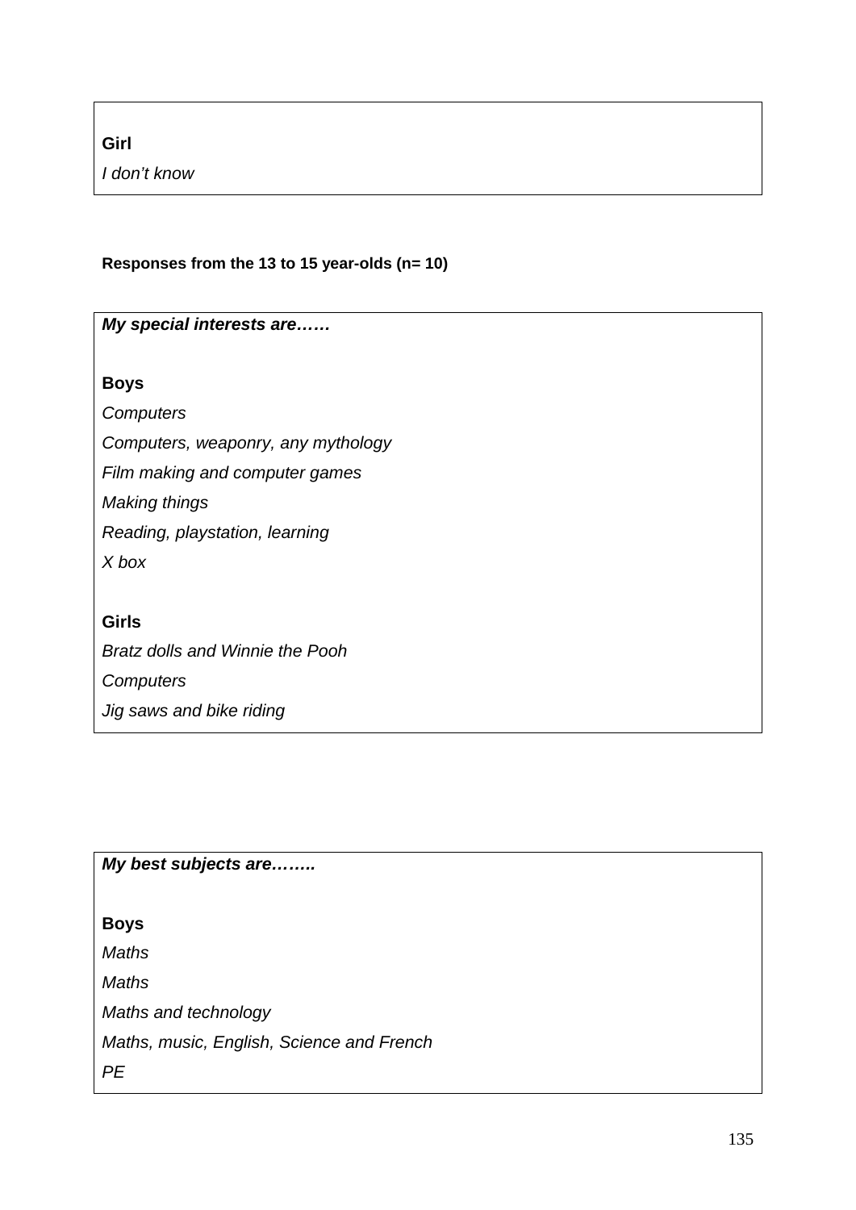**Girl**

*I don't know*

**Responses from the 13 to 15 year-olds (n= 10)**

***My special interests are……***

**Boys**

*Computers*

*Computers, weaponry, any mythology*

*Film making and computer games*

*Making things*

*Reading, playstation, learning*

*X box*

**Girls**

*Bratz dolls and Winnie the Pooh*

*Computers*

*Jig saws and bike riding*

***My best subjects are……..***

**Boys**

*Maths*

*Maths*

*Maths and technology*

*Maths, music, English, Science and French*

*PE*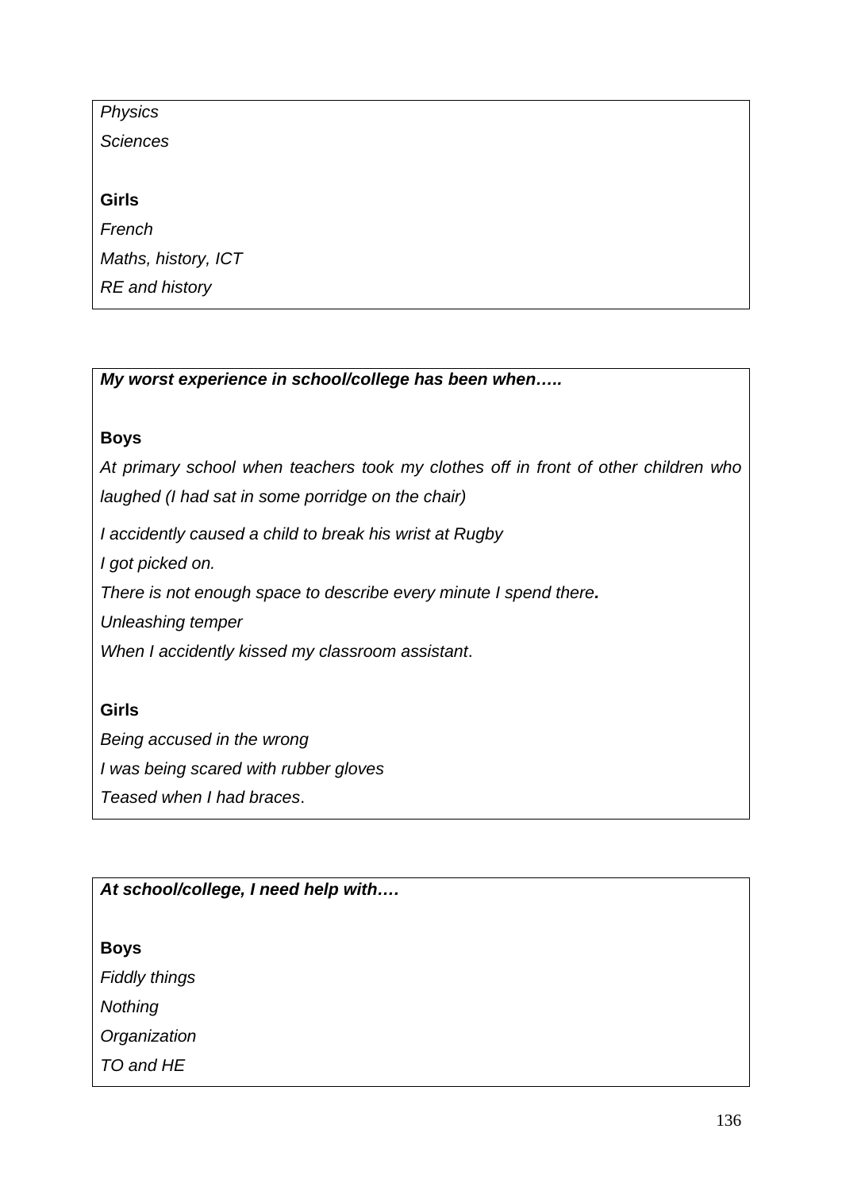*Physics*

*Sciences*

**Girls**

*French*

*Maths, history, ICT*

*RE and history*

***My worst experience in school/college has been when…..***

**Boys**

*At primary school when teachers took my clothes off in front of other children who laughed (I had sat in some porridge on the chair)*

*I accidently caused a child to break his wrist at Rugby*

*I got picked on.*

*There is not enough space to describe every minute I spend there**.***

*Unleashing temper*

*When I accidently kissed my classroom assistant*.

**Girls**

*Being accused in the wrong*

*I was being scared with rubber gloves*

*Teased when I had braces*.

***At school/college, I need help with….***

**Boys**

*Fiddly things*

*Nothing*

*Organization*

*TO and HE*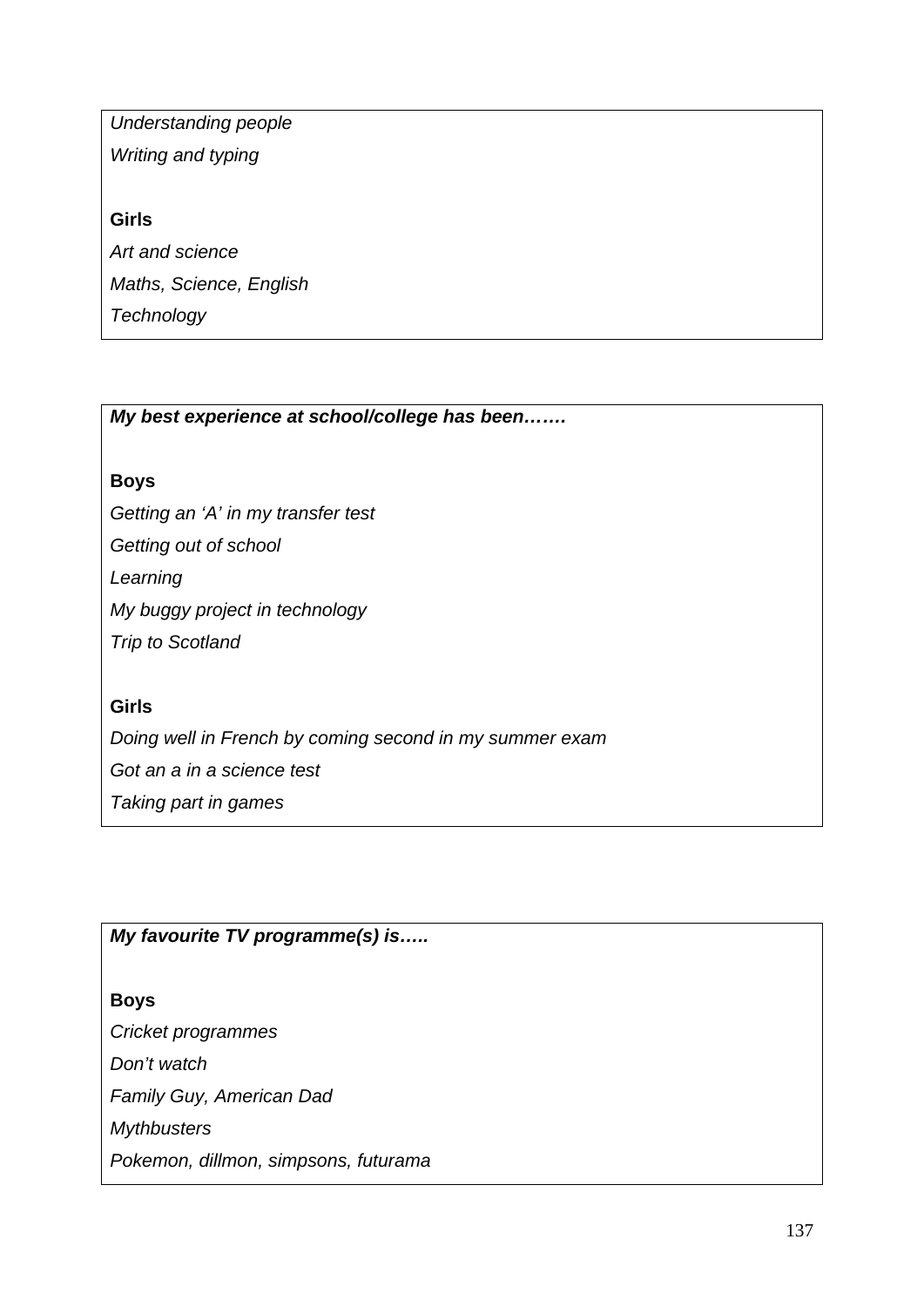*Understanding people*

*Writing and typing*

**Girls**

*Art and science*

*Maths, Science, English*

*Technology*

***My best experience at school/college has been…….***

**Boys**

*Getting an 'A' in my transfer test*

*Getting out of school*

*Learning*

*My buggy project in technology*

*Trip to Scotland*

**Girls**

*Doing well in French by coming second in my summer exam*

*Got an a in a science test*

*Taking part in games*

***My favourite TV programme(s) is…..***

**Boys**

*Cricket programmes*

*Don't watch*

*Family Guy, American Dad*

*Mythbusters*

*Pokemon, dillmon, simpsons, futurama*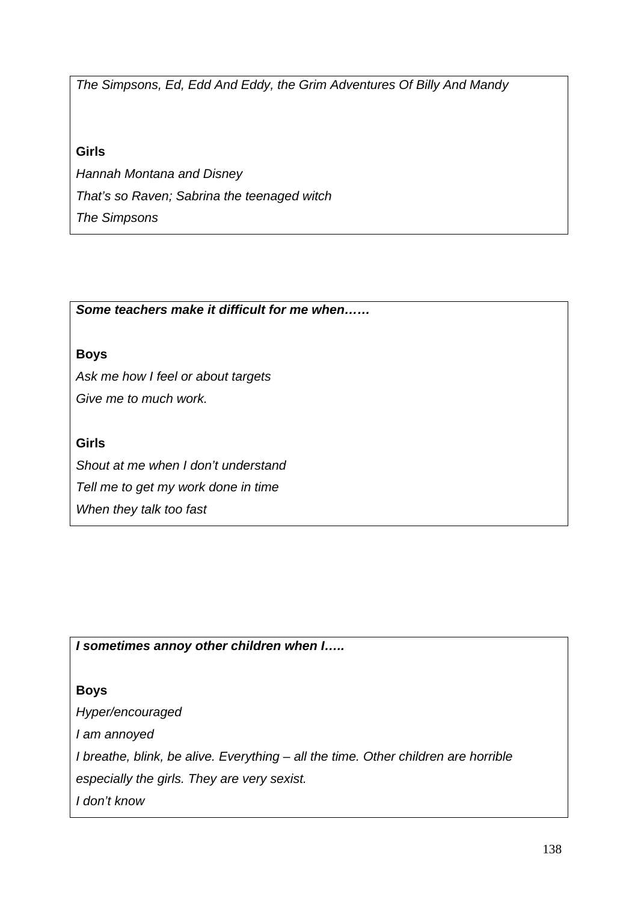*The Simpsons, Ed, Edd And Eddy, the Grim Adventures Of Billy And Mandy*

**Girls**

*Hannah Montana and Disney*

*That's so Raven; Sabrina the teenaged witch*

*The Simpsons*

***Some teachers make it difficult for me when……***

**Boys**

*Ask me how I feel or about targets*

*Give me to much work.*

**Girls**

*Shout at me when I don't understand*

*Tell me to get my work done in time*

*When they talk too fast*

***I sometimes annoy other children when I…..***

**Boys**

*Hyper/encouraged*

*I am annoyed*

*I breathe, blink, be alive. Everything – all the time. Other children are horrible especially the girls. They are very sexist.*

*I don't know*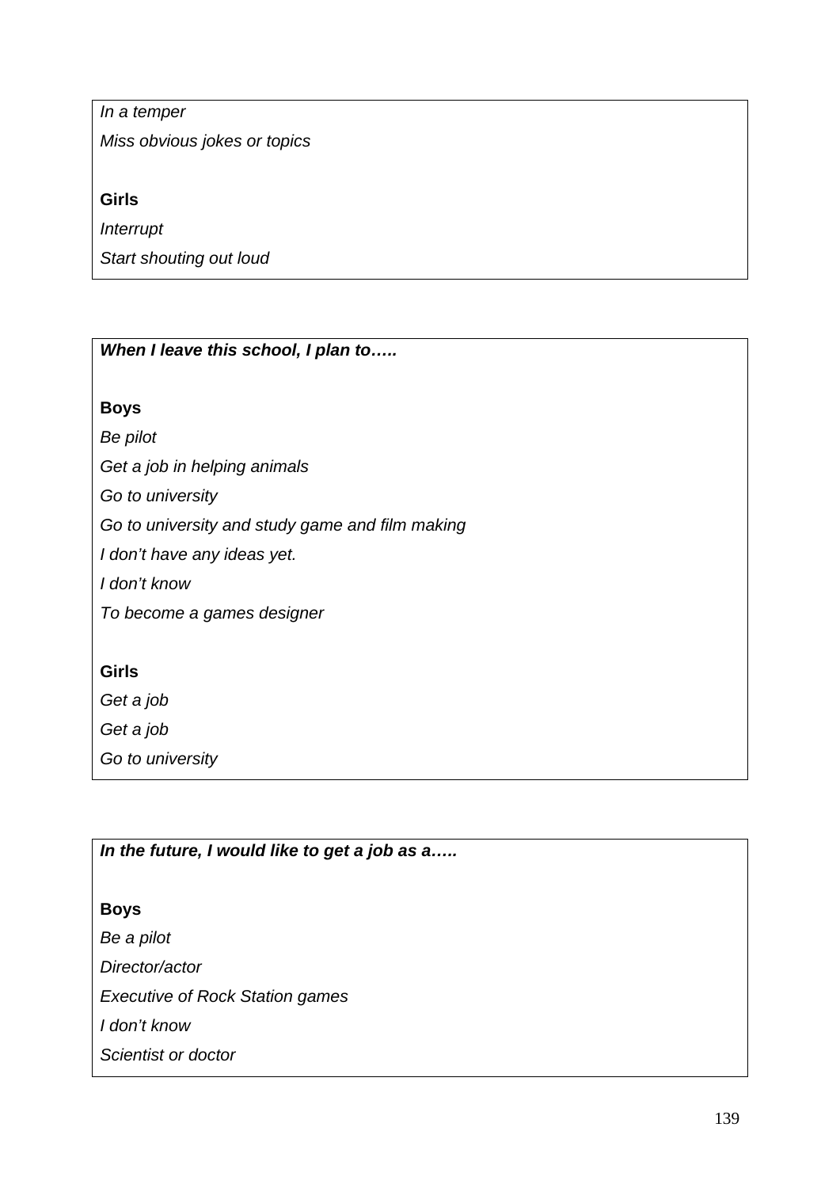*In a temper*

*Miss obvious jokes or topics*

**Girls**

*Interrupt*

*Start shouting out loud*

***When I leave this school, I plan to…..***

**Boys**

*Be pilot*

*Get a job in helping animals*

*Go to university*

*Go to university and study game and film making*

*I don't have any ideas yet.*

*I don't know*

*To become a games designer*

**Girls**

*Get a job*

*Get a job*

*Go to university*

***In the future, I would like to get a job as a…..***

**Boys**

*Be a pilot*

*Director/actor*

*Executive of Rock Station games*

*I don't know*

*Scientist or doctor*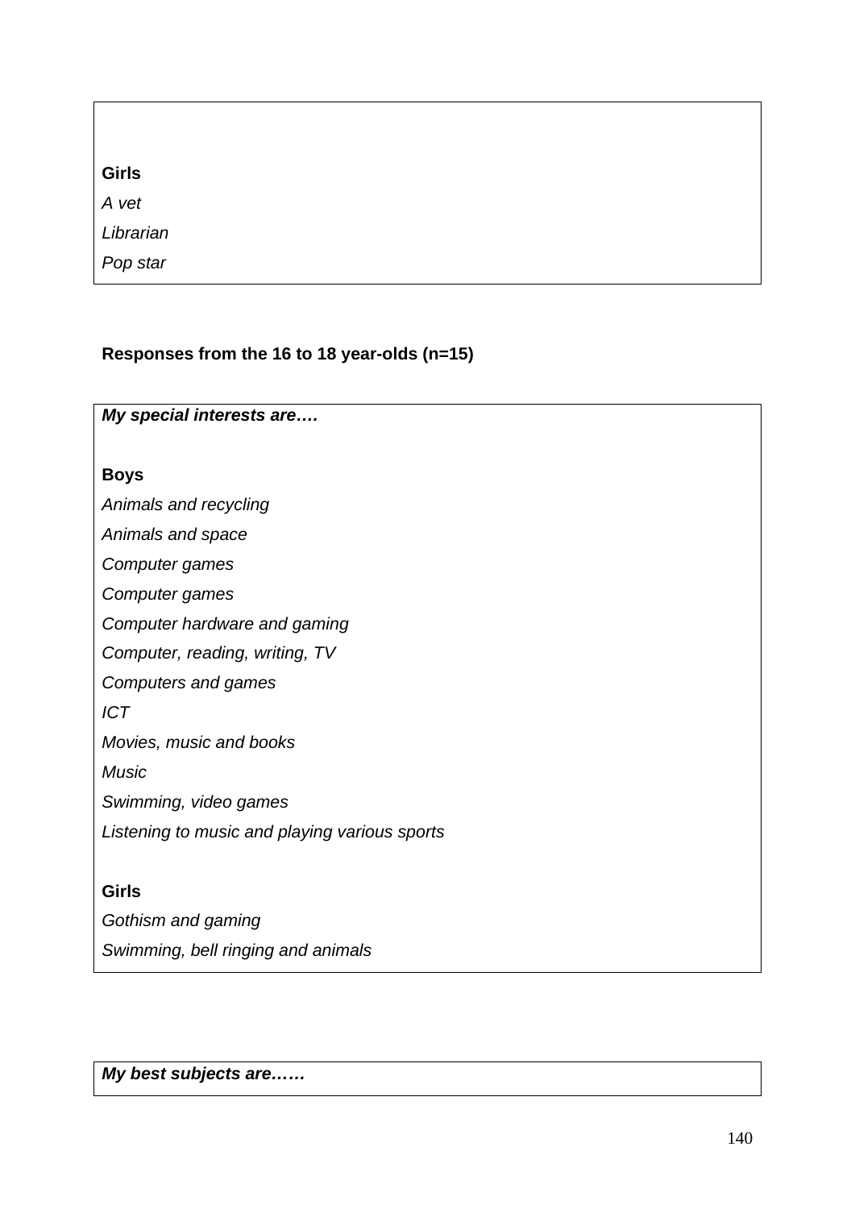**Girls**

*A vet*

*Librarian*

*Pop star*

**Responses from the 16 to 18 year-olds (n=15)**

***My special interests are….***

**Boys**

*Animals and recycling*

*Animals and space*

*Computer games*

*Computer games*

*Computer hardware and gaming*

*Computer, reading, writing, TV*

*Computers and games*

*ICT*

*Movies, music and books*

*Music*

*Swimming, video games*

*Listening to music and playing various sports*

**Girls**

*Gothism and gaming*

*Swimming, bell ringing and animals*

***My best subjects are……***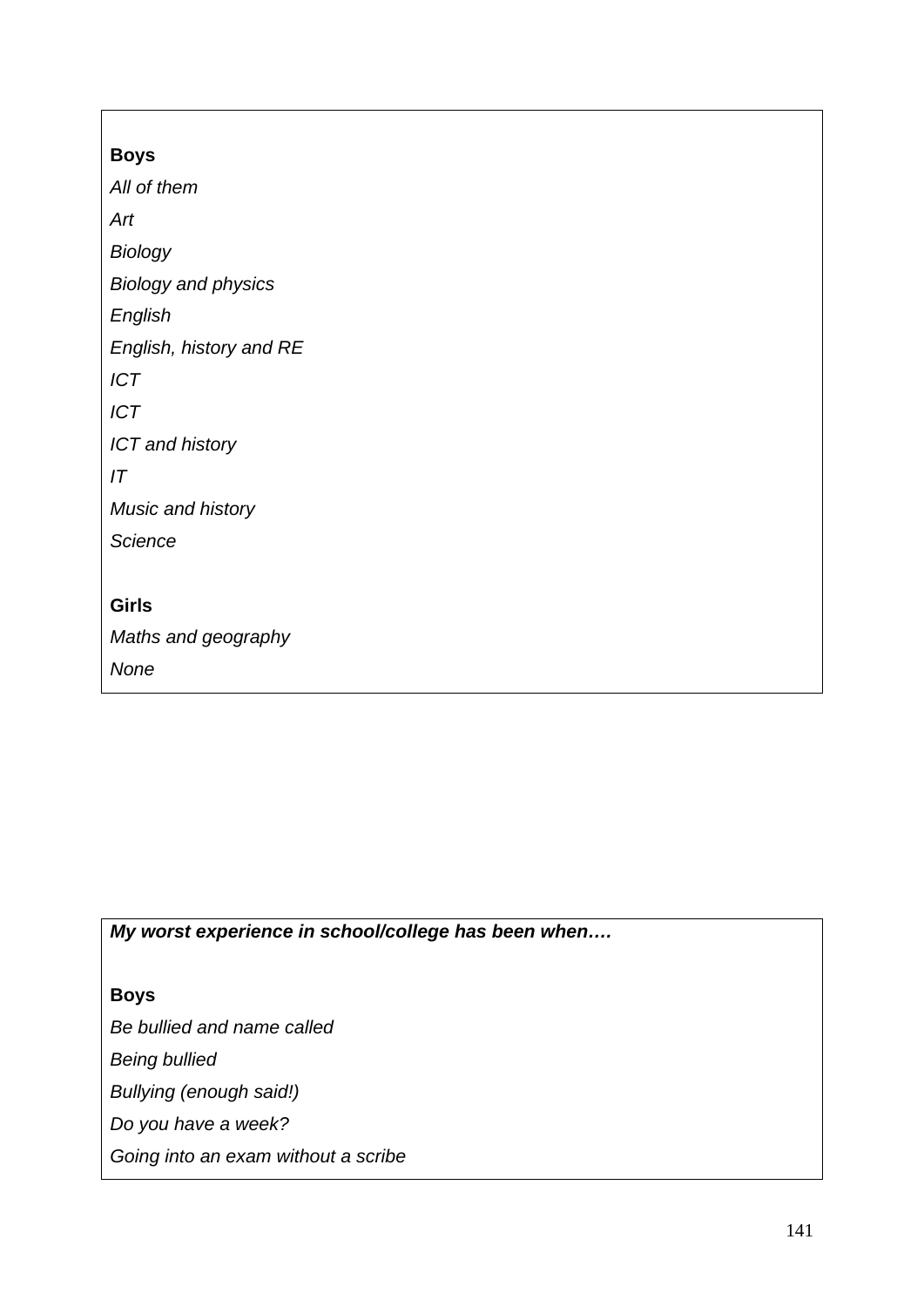**Boys**

*All of them*

*Art*

*Biology*

*Biology and physics*

*English*

*English, history and RE*

*ICT*

*ICT*

*ICT and history*

*IT*

*Music and history*

*Science*

**Girls**

*Maths and geography*

*None*

***My worst experience in school/college has been when….***

**Boys**

*Be bullied and name called*

*Being bullied*

*Bullying (enough said!)*

*Do you have a week?*

*Going into an exam without a scribe*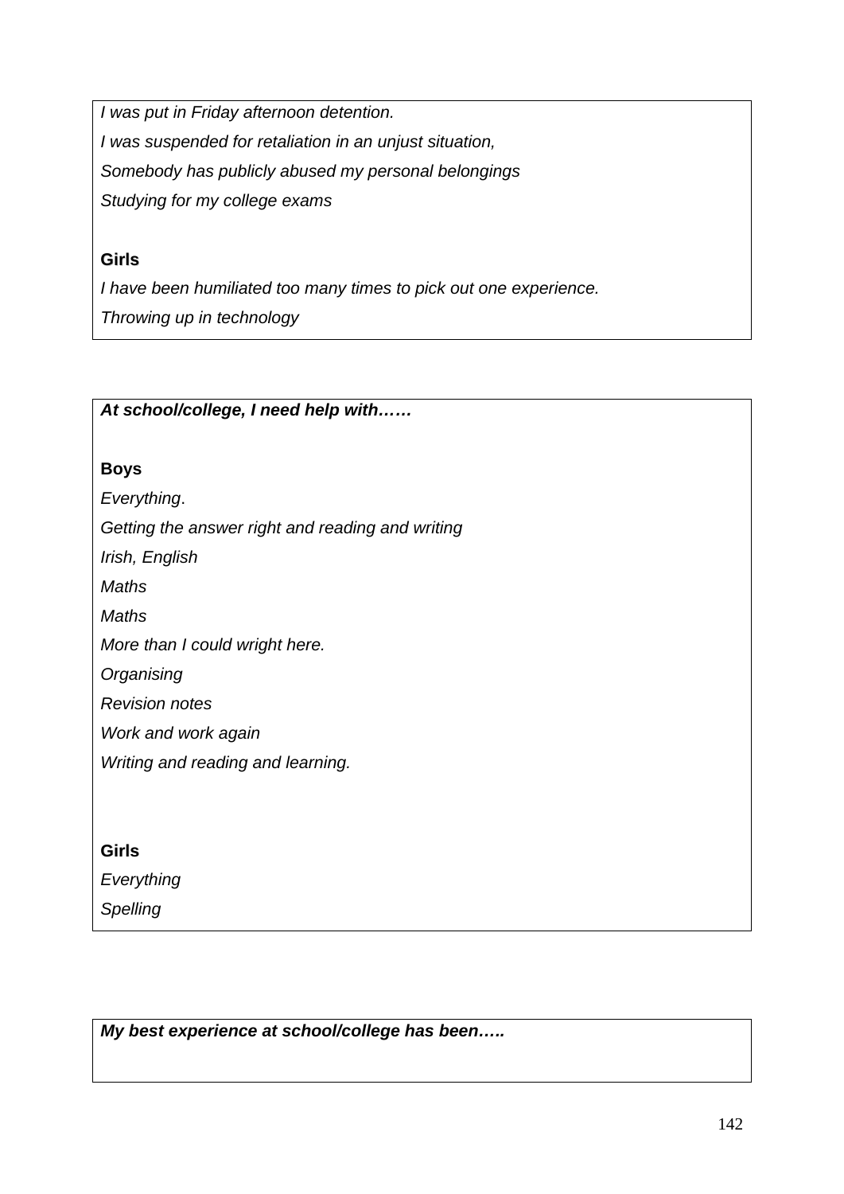*I was put in Friday afternoon detention.*

*I was suspended for retaliation in an unjust situation,*

*Somebody has publicly abused my personal belongings*

*Studying for my college exams*

**Girls**

*I have been humiliated too many times to pick out one experience.*

*Throwing up in technology*

***At school/college, I need help with……***

**Boys**

*Everything*.

*Getting the answer right and reading and writing*

*Irish, English*

*Maths*

*Maths*

*More than I could wright here.*

*Organising*

*Revision notes*

*Work and work again*

*Writing and reading and learning.*

**Girls**

*Everything*

*Spelling*

***My best experience at school/college has been…..***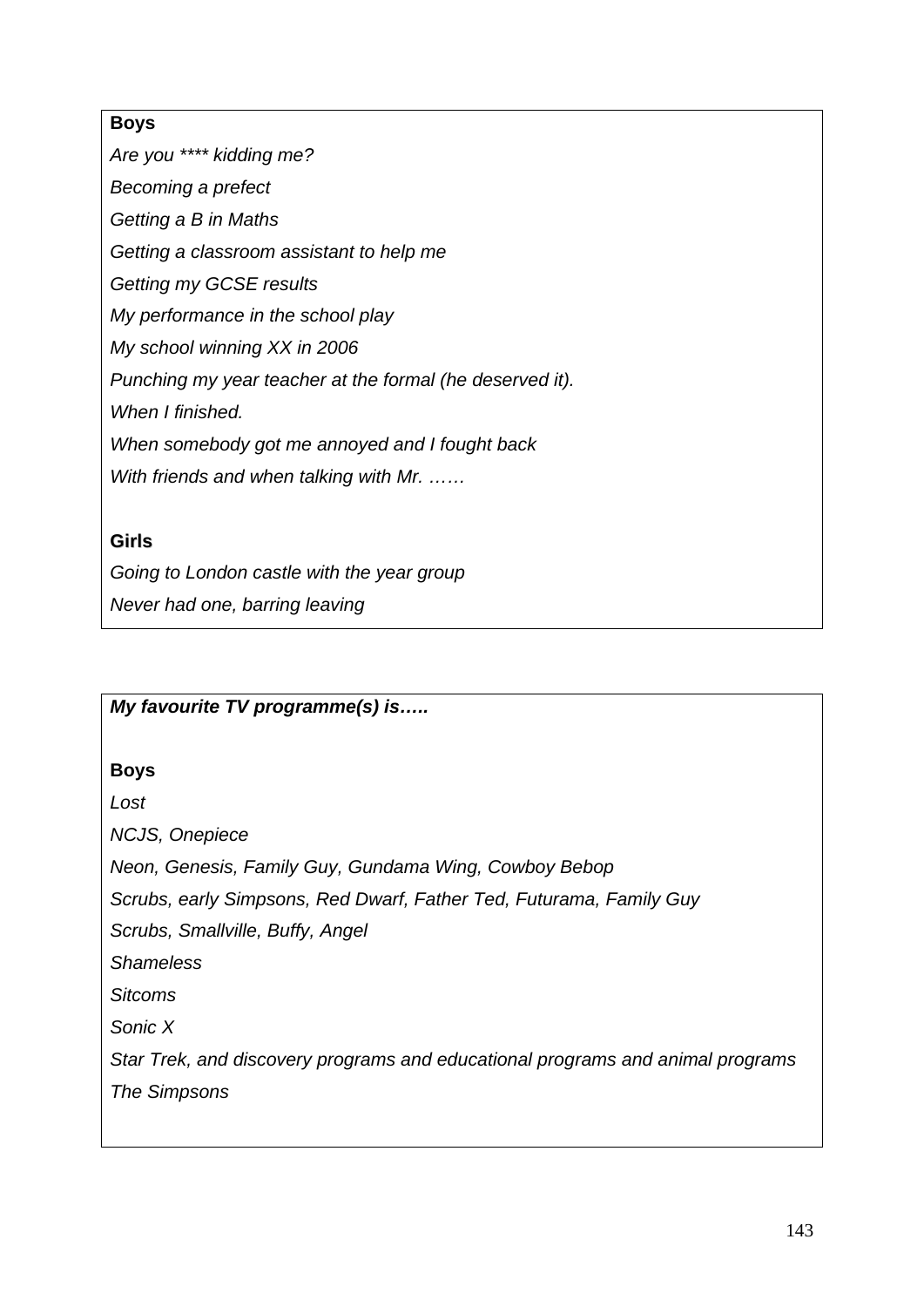**Boys**

*Are you **** kidding me?*

*Becoming a prefect*

*Getting a B in Maths*

*Getting a classroom assistant to help me*

*Getting my GCSE results*

*My performance in the school play*

*My school winning XX in 2006*

*Punching my year teacher at the formal (he deserved it).*

*When I finished.*

*When somebody got me annoyed and I fought back*

*With friends and when talking with Mr. ……*

**Girls**

*Going to London castle with the year group*

*Never had one, barring leaving*

***My favourite TV programme(s) is…..***

**Boys**

*Lost*

*NCJS, Onepiece*

*Neon, Genesis, Family Guy, Gundama Wing, Cowboy Bebop*

*Scrubs, early Simpsons, Red Dwarf, Father Ted, Futurama, Family Guy*

*Scrubs, Smallville, Buffy, Angel*

*Shameless*

*Sitcoms*

*Sonic X*

*Star Trek, and discovery programs and educational programs and animal programs*

*The Simpsons*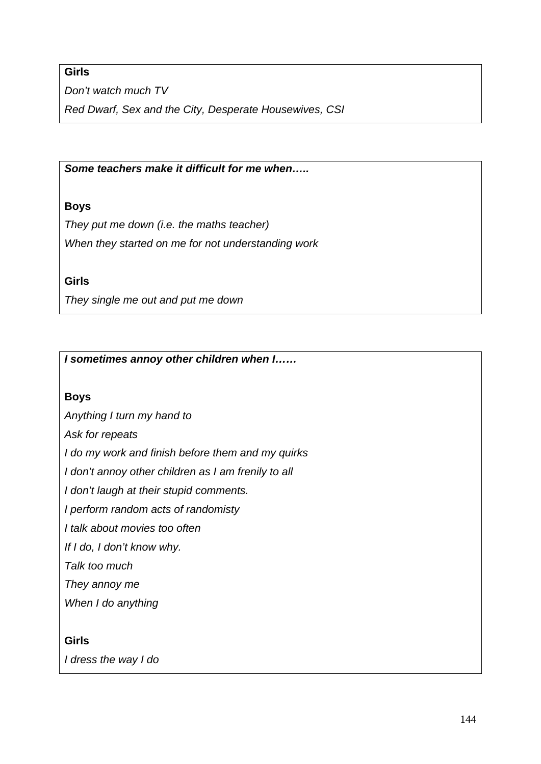**Girls**

*Don't watch much TV*

*Red Dwarf, Sex and the City, Desperate Housewives, CSI*

***Some teachers make it difficult for me when…..***

**Boys**

*They put me down (i.e. the maths teacher)*

*When they started on me for not understanding work*

**Girls**

*They single me out and put me down*

***I sometimes annoy other children when I……***

**Boys**

*Anything I turn my hand to*

*Ask for repeats*

*I do my work and finish before them and my quirks*

*I don't annoy other children as I am frenily to all*

*I don't laugh at their stupid comments.*

*I perform random acts of randomisty*

*I talk about movies too often*

*If I do, I don't know why.*

*Talk too much*

*They annoy me*

*When I do anything*

**Girls**

*I dress the way I do*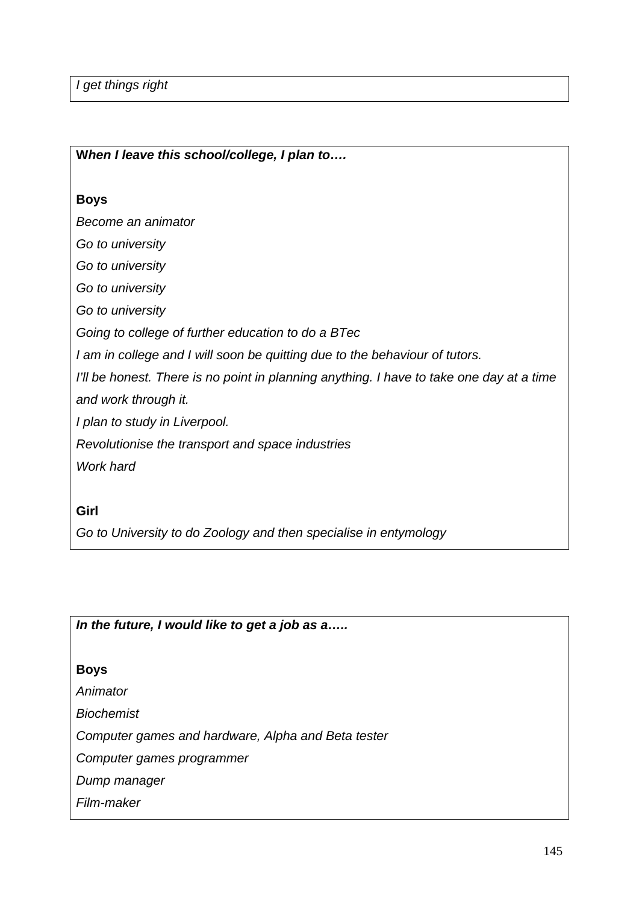*I get things right*

**W*hen I leave this school/college, I plan to….***

**Boys**

*Become an animator*

*Go to university*

*Go to university*

*Go to university*

*Go to university*

*Going to college of further education to do a BTec*

*I am in college and I will soon be quitting due to the behaviour of tutors.*

*I'll be honest. There is no point in planning anything. I have to take one day at a time and work through it.*

*I plan to study in Liverpool.*

*Revolutionise the transport and space industries*

*Work hard*

**Girl**

*Go to University to do Zoology and then specialise in entymology*

***In the future, I would like to get a job as a…..***

**Boys**

*Animator*

*Biochemist*

*Computer games and hardware, Alpha and Beta tester*

*Computer games programmer*

*Dump manager*

*Film-maker*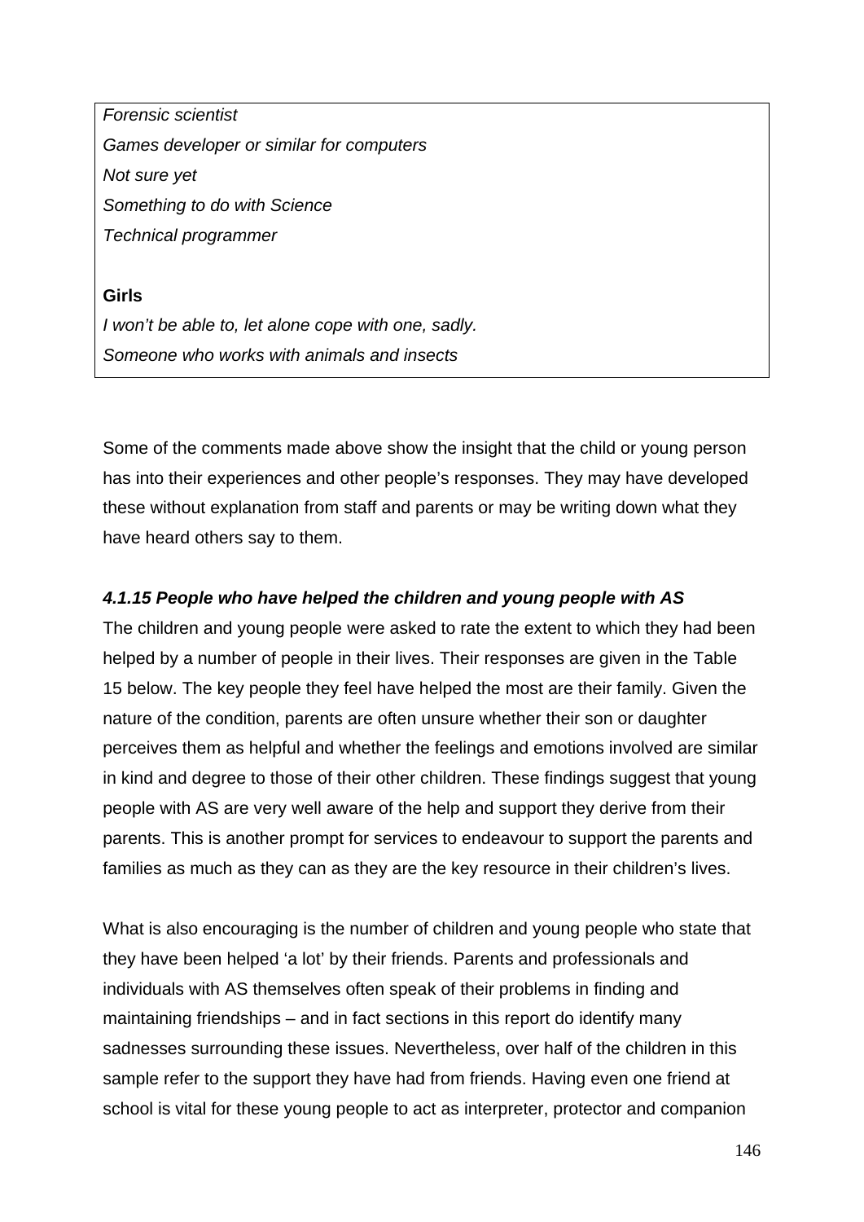*Forensic scientist*

*Games developer or similar for computers*

*Not sure yet*

*Something to do with Science*

*Technical programmer*

**Girls**

*I won't be able to, let alone cope with one, sadly.*

*Someone who works with animals and insects*

Some of the comments made above show the insight that the child or young person has into their experiences and other people's responses. They may have developed these without explanation from staff and parents or may be writing down what they have heard others say to them.

#### *4.1.15 People who have helped the children and young people with AS*

The children and young people were asked to rate the extent to which they had been helped by a number of people in their lives. Their responses are given in the Table 15 below. The key people they feel have helped the most are their family. Given the nature of the condition, parents are often unsure whether their son or daughter perceives them as helpful and whether the feelings and emotions involved are similar in kind and degree to those of their other children. These findings suggest that young people with AS are very well aware of the help and support they derive from their parents. This is another prompt for services to endeavour to support the parents and families as much as they can as they are the key resource in their children's lives.

What is also encouraging is the number of children and young people who state that they have been helped 'a lot' by their friends. Parents and professionals and individuals with AS themselves often speak of their problems in finding and maintaining friendships – and in fact sections in this report do identify many sadnesses surrounding these issues. Nevertheless, over half of the children in this sample refer to the support they have had from friends. Having even one friend at school is vital for these young people to act as interpreter, protector and companion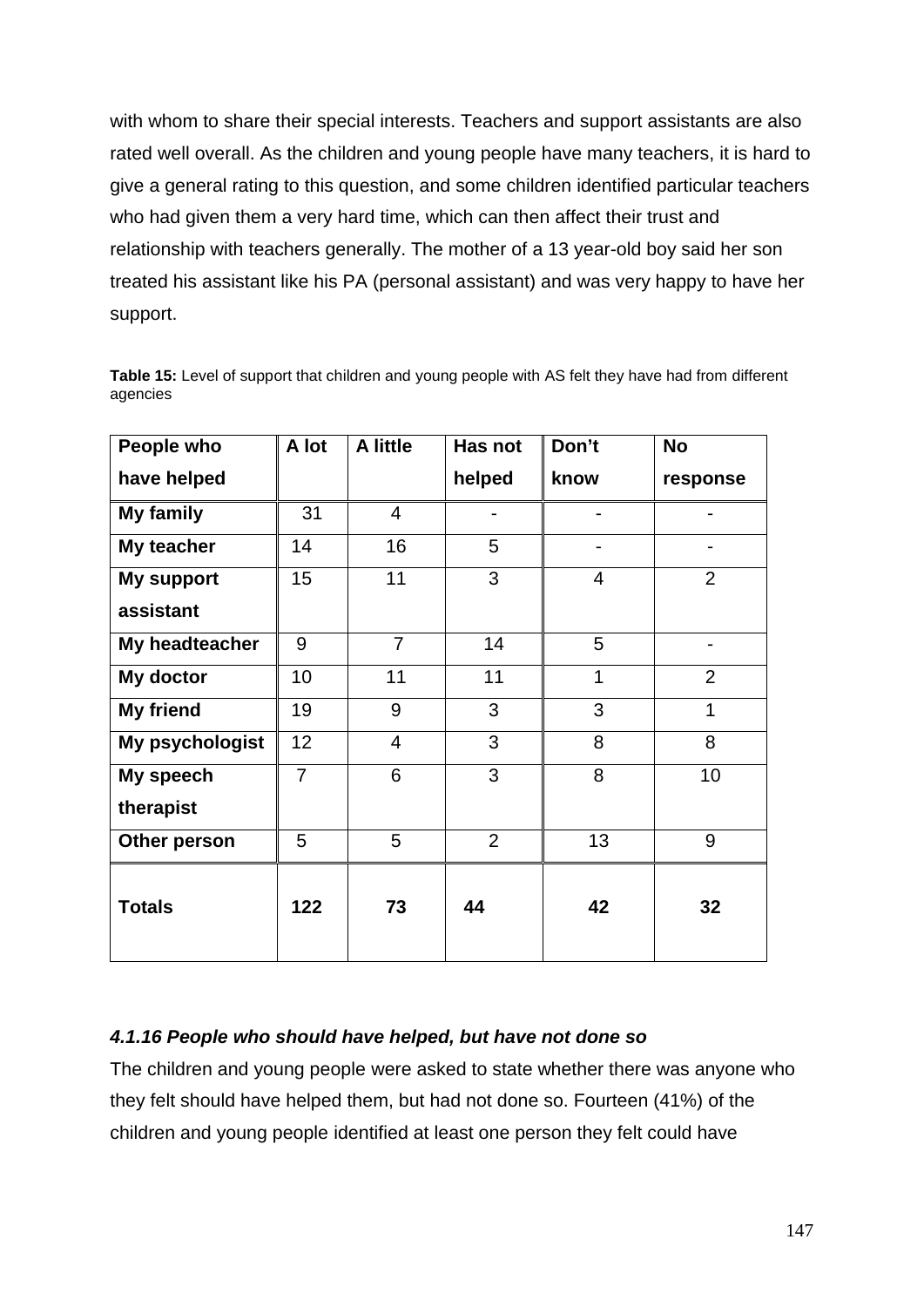with whom to share their special interests. Teachers and support assistants are also rated well overall. As the children and young people have many teachers, it is hard to give a general rating to this question, and some children identified particular teachers who had given them a very hard time, which can then affect their trust and relationship with teachers generally. The mother of a 13 year-old boy said her son treated his assistant like his PA (personal assistant) and was very happy to have her support.

**Table 15:** Level of support that children and young people with AS felt they have had from different agencies

| People who have helped | A lot | A little | Has not helped | Don't know | No response |
|---|---|---|---|---|---|
| **My family** | 31 | 4 | - | - | - |
| **My teacher** | 14 | 16 | 5 | - | - |
| **My support assistant** | 15 | 11 | 3 | 4 | 2 |
| **My headteacher** | 9 | 7 | 14 | 5 | - |
| **My doctor** | 10 | 11 | 11 | 1 | 2 |
| **My friend** | 19 | 9 | 3 | 3 | 1 |
| **My psychologist** | 12 | 4 | 3 | 8 | 8 |
| **My speech therapist** | 7 | 6 | 3 | 8 | 10 |
| **Other person** | 5 | 5 | 2 | 13 | 9 |
| **Totals** | **122** | **73** | **44** | **42** | **32** |

#### *4.1.16 People who should have helped, but have not done so*

The children and young people were asked to state whether there was anyone who they felt should have helped them, but had not done so. Fourteen (41%) of the children and young people identified at least one person they felt could have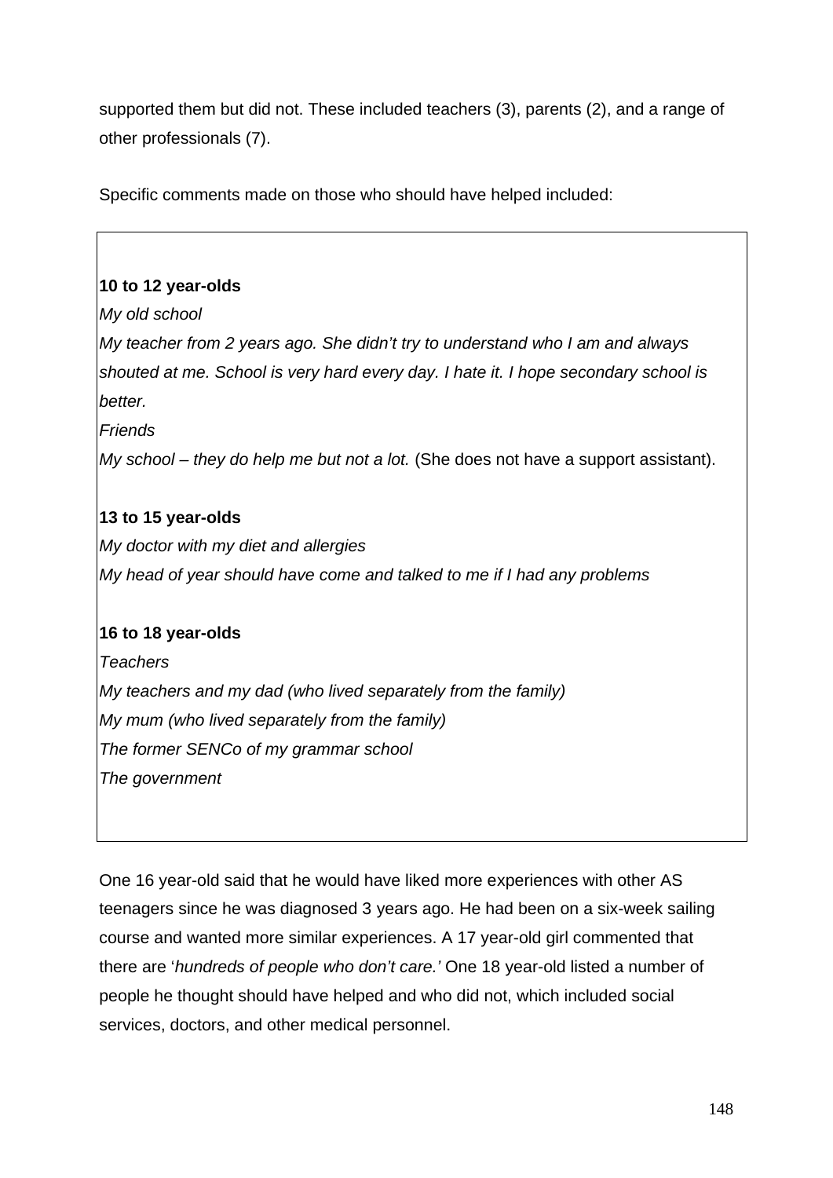supported them but did not. These included teachers (3), parents (2), and a range of other professionals (7).

Specific comments made on those who should have helped included:

**10 to 12 year-olds**

*My old school*

*My teacher from 2 years ago. She didn't try to understand who I am and always shouted at me. School is very hard every day. I hate it. I hope secondary school is better.*

*Friends*

*My school – they do help me but not a lot.* (She does not have a support assistant).

**13 to 15 year-olds**

*My doctor with my diet and allergies*

*My head of year should have come and talked to me if I had any problems*

**16 to 18 year-olds**

*Teachers*

*My teachers and my dad (who lived separately from the family)*

*My mum (who lived separately from the family)*

*The former SENCo of my grammar school*

*The government*

One 16 year-old said that he would have liked more experiences with other AS teenagers since he was diagnosed 3 years ago. He had been on a six-week sailing course and wanted more similar experiences. A 17 year-old girl commented that there are '*hundreds of people who don't care.'* One 18 year-old listed a number of people he thought should have helped and who did not, which included social services, doctors, and other medical personnel.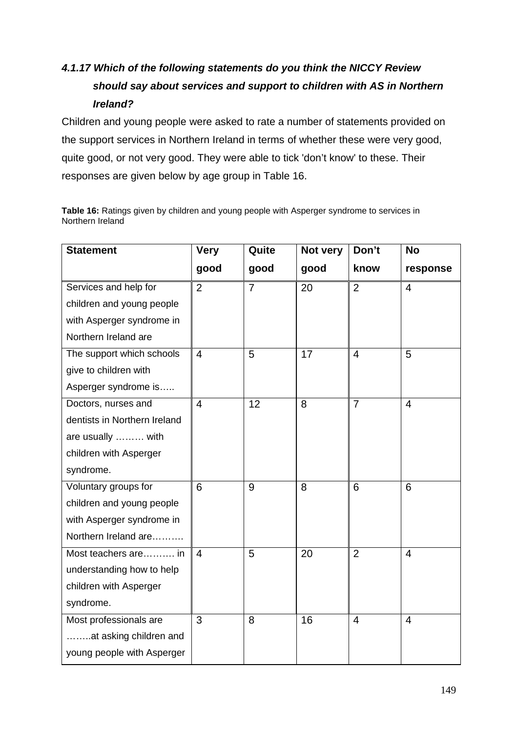#### *4.1.17 Which of the following statements do you think the NICCY Review should say about services and support to children with AS in Northern Ireland?*

Children and young people were asked to rate a number of statements provided on the support services in Northern Ireland in terms of whether these were very good, quite good, or not very good. They were able to tick 'don't know' to these. Their responses are given below by age group in Table 16.

**Table 16:** Ratings given by children and young people with Asperger syndrome to services in Northern Ireland

| Statement | Very good | Quite good | Not very good | Don't know | No response |
|---|---|---|---|---|---|
| Services and help for children and young people with Asperger syndrome in Northern Ireland are | 2 | 7 | 20 | 2 | 4 |
| The support which schools give to children with Asperger syndrome is….. | 4 | 5 | 17 | 4 | 5 |
| Doctors, nurses and dentists in Northern Ireland are usually ……… with children with Asperger syndrome. | 4 | 12 | 8 | 7 | 4 |
| Voluntary groups for children and young people with Asperger syndrome in Northern Ireland are………. | 6 | 9 | 8 | 6 | 6 |
| Most teachers are………. in understanding how to help children with Asperger syndrome. | 4 | 5 | 20 | 2 | 4 |
| Most professionals are ……..at asking children and young people with Asperger | 3 | 8 | 16 | 4 | 4 |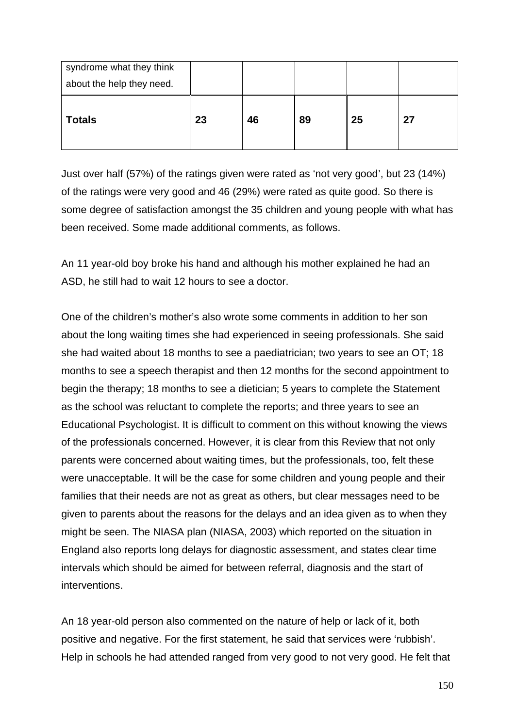| | | | | | |
|---|---|---|---|---|---|
| syndrome what they think about the help they need. | | | | | |
| **Totals** | **23** | **46** | **89** | **25** | **27** |

Just over half (57%) of the ratings given were rated as ‘not very good’, but 23 (14%) of the ratings were very good and 46 (29%) were rated as quite good. So there is some degree of satisfaction amongst the 35 children and young people with what has been received. Some made additional comments, as follows.

An 11 year-old boy broke his hand and although his mother explained he had an ASD, he still had to wait 12 hours to see a doctor.

One of the children’s mother’s also wrote some comments in addition to her son about the long waiting times she had experienced in seeing professionals. She said she had waited about 18 months to see a paediatrician; two years to see an OT; 18 months to see a speech therapist and then 12 months for the second appointment to begin the therapy; 18 months to see a dietician; 5 years to complete the Statement as the school was reluctant to complete the reports; and three years to see an Educational Psychologist. It is difficult to comment on this without knowing the views of the professionals concerned. However, it is clear from this Review that not only parents were concerned about waiting times, but the professionals, too, felt these were unacceptable. It will be the case for some children and young people and their families that their needs are not as great as others, but clear messages need to be given to parents about the reasons for the delays and an idea given as to when they might be seen. The NIASA plan (NIASA, 2003) which reported on the situation in England also reports long delays for diagnostic assessment, and states clear time intervals which should be aimed for between referral, diagnosis and the start of interventions.

An 18 year-old person also commented on the nature of help or lack of it, both positive and negative. For the first statement, he said that services were ‘rubbish’. Help in schools he had attended ranged from very good to not very good. He felt that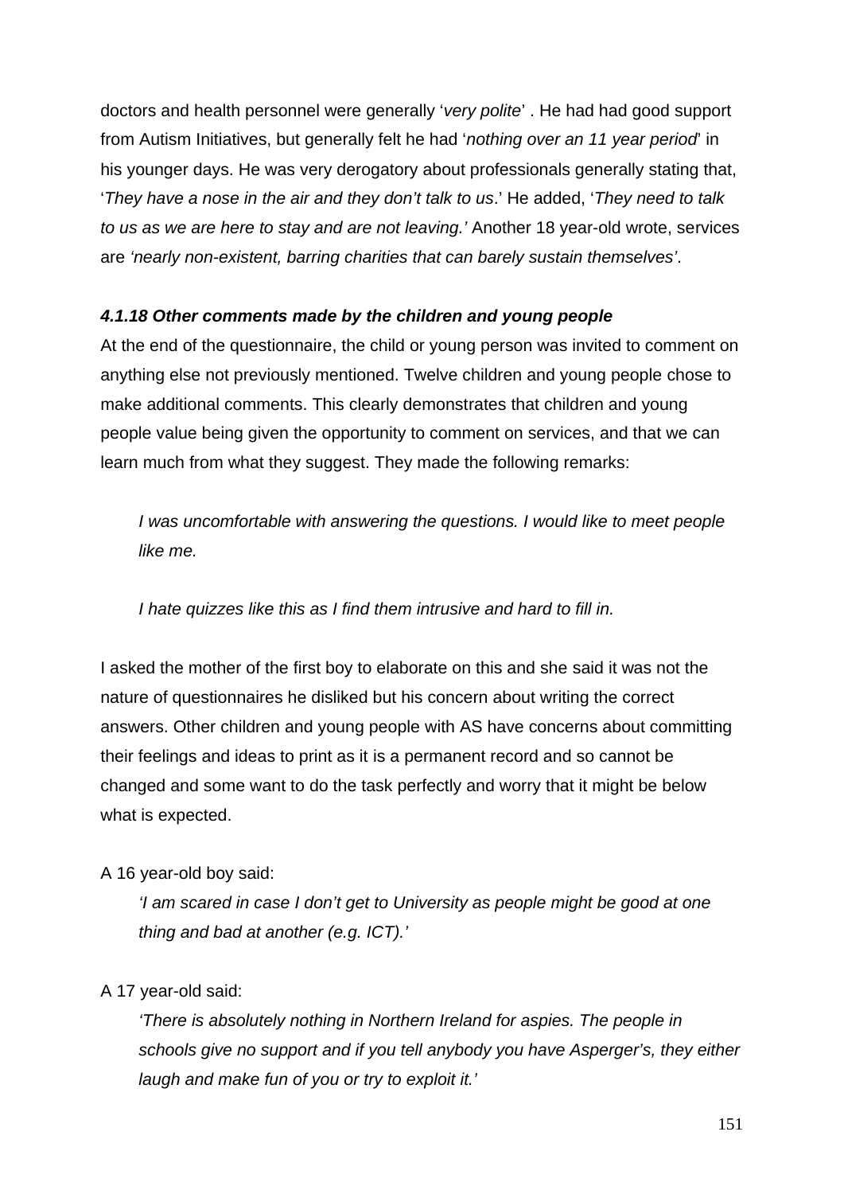doctors and health personnel were generally '*very polite*' . He had had good support from Autism Initiatives, but generally felt he had '*nothing over an 11 year period*' in his younger days. He was very derogatory about professionals generally stating that, '*They have a nose in the air and they don't talk to us*.' He added, '*They need to talk to us as we are here to stay and are not leaving.'* Another 18 year-old wrote, services are *'nearly non-existent, barring charities that can barely sustain themselves'*.

#### *4.1.18 Other comments made by the children and young people*

At the end of the questionnaire, the child or young person was invited to comment on anything else not previously mentioned. Twelve children and young people chose to make additional comments. This clearly demonstrates that children and young people value being given the opportunity to comment on services, and that we can learn much from what they suggest. They made the following remarks:

> *I was uncomfortable with answering the questions. I would like to meet people like me.*

> *I hate quizzes like this as I find them intrusive and hard to fill in.*

I asked the mother of the first boy to elaborate on this and she said it was not the nature of questionnaires he disliked but his concern about writing the correct answers. Other children and young people with AS have concerns about committing their feelings and ideas to print as it is a permanent record and so cannot be changed and some want to do the task perfectly and worry that it might be below what is expected.

A 16 year-old boy said:

> *'I am scared in case I don't get to University as people might be good at one thing and bad at another (e.g. ICT).'*

A 17 year-old said:

> *'There is absolutely nothing in Northern Ireland for aspies. The people in schools give no support and if you tell anybody you have Asperger's, they either laugh and make fun of you or try to exploit it.'*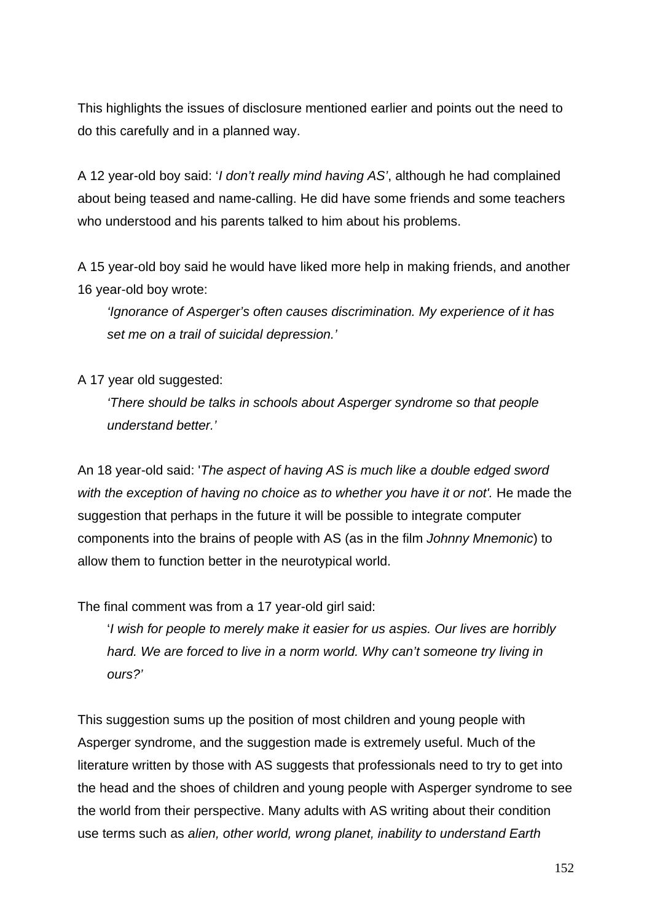This highlights the issues of disclosure mentioned earlier and points out the need to do this carefully and in a planned way.

A 12 year-old boy said: '*I don't really mind having AS'*, although he had complained about being teased and name-calling. He did have some friends and some teachers who understood and his parents talked to him about his problems.

A 15 year-old boy said he would have liked more help in making friends, and another 16 year-old boy wrote:

> *'Ignorance of Asperger's often causes discrimination. My experience of it has set me on a trail of suicidal depression.'*

A 17 year old suggested:

> *'There should be talks in schools about Asperger syndrome so that people understand better.'*

An 18 year-old said: '*The aspect of having AS is much like a double edged sword with the exception of having no choice as to whether you have it or not'.* He made the suggestion that perhaps in the future it will be possible to integrate computer components into the brains of people with AS (as in the film *Johnny Mnemonic*) to allow them to function better in the neurotypical world.

The final comment was from a 17 year-old girl said:

> '*I wish for people to merely make it easier for us aspies. Our lives are horribly hard. We are forced to live in a norm world. Why can't someone try living in ours?'*

This suggestion sums up the position of most children and young people with Asperger syndrome, and the suggestion made is extremely useful. Much of the literature written by those with AS suggests that professionals need to try to get into the head and the shoes of children and young people with Asperger syndrome to see the world from their perspective. Many adults with AS writing about their condition use terms such as *alien, other world, wrong planet, inability to understand Earth*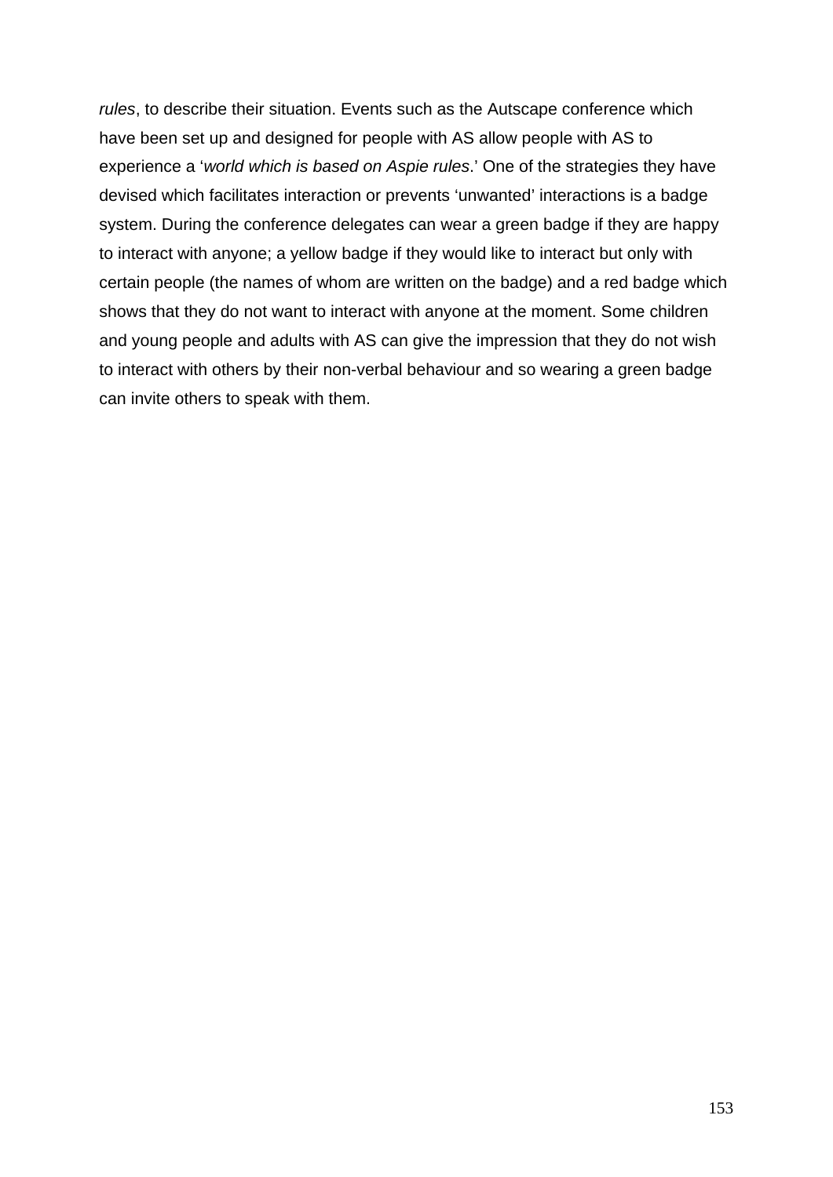*rules*, to describe their situation. Events such as the Autscape conference which have been set up and designed for people with AS allow people with AS to experience a '*world which is based on Aspie rules*.' One of the strategies they have devised which facilitates interaction or prevents 'unwanted' interactions is a badge system. During the conference delegates can wear a green badge if they are happy to interact with anyone; a yellow badge if they would like to interact but only with certain people (the names of whom are written on the badge) and a red badge which shows that they do not want to interact with anyone at the moment. Some children and young people and adults with AS can give the impression that they do not wish to interact with others by their non-verbal behaviour and so wearing a green badge can invite others to speak with them.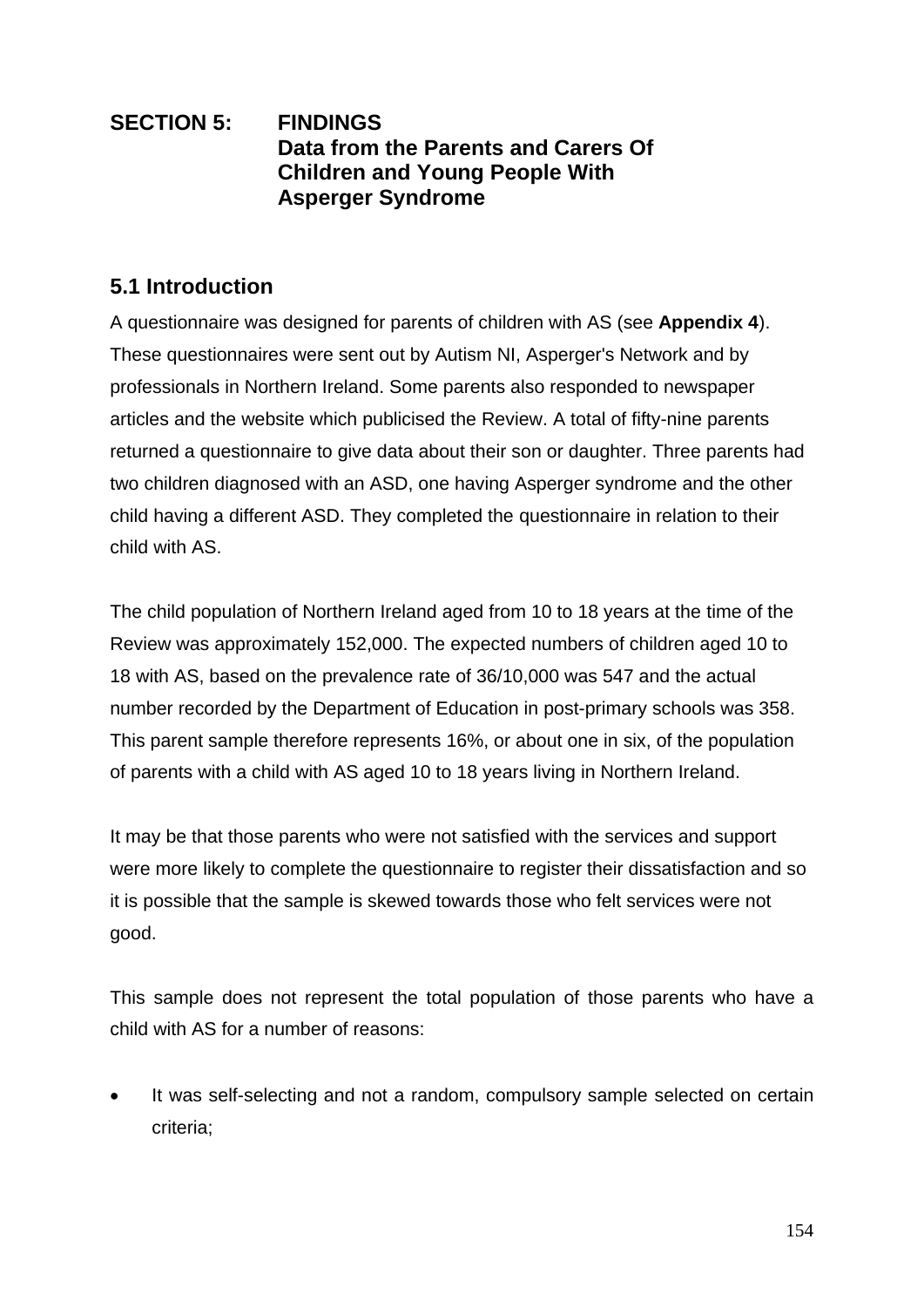# SECTION 5: FINDINGS
## Data from the Parents and Carers Of Children and Young People With Asperger Syndrome

## 5.1 Introduction

A questionnaire was designed for parents of children with AS (see **Appendix 4**). These questionnaires were sent out by Autism NI, Asperger's Network and by professionals in Northern Ireland. Some parents also responded to newspaper articles and the website which publicised the Review. A total of fifty-nine parents returned a questionnaire to give data about their son or daughter. Three parents had two children diagnosed with an ASD, one having Asperger syndrome and the other child having a different ASD. They completed the questionnaire in relation to their child with AS.

The child population of Northern Ireland aged from 10 to 18 years at the time of the Review was approximately 152,000. The expected numbers of children aged 10 to 18 with AS, based on the prevalence rate of 36/10,000 was 547 and the actual number recorded by the Department of Education in post-primary schools was 358. This parent sample therefore represents 16%, or about one in six, of the population of parents with a child with AS aged 10 to 18 years living in Northern Ireland.

It may be that those parents who were not satisfied with the services and support were more likely to complete the questionnaire to register their dissatisfaction and so it is possible that the sample is skewed towards those who felt services were not good.

This sample does not represent the total population of those parents who have a child with AS for a number of reasons:

- It was self-selecting and not a random, compulsory sample selected on certain criteria;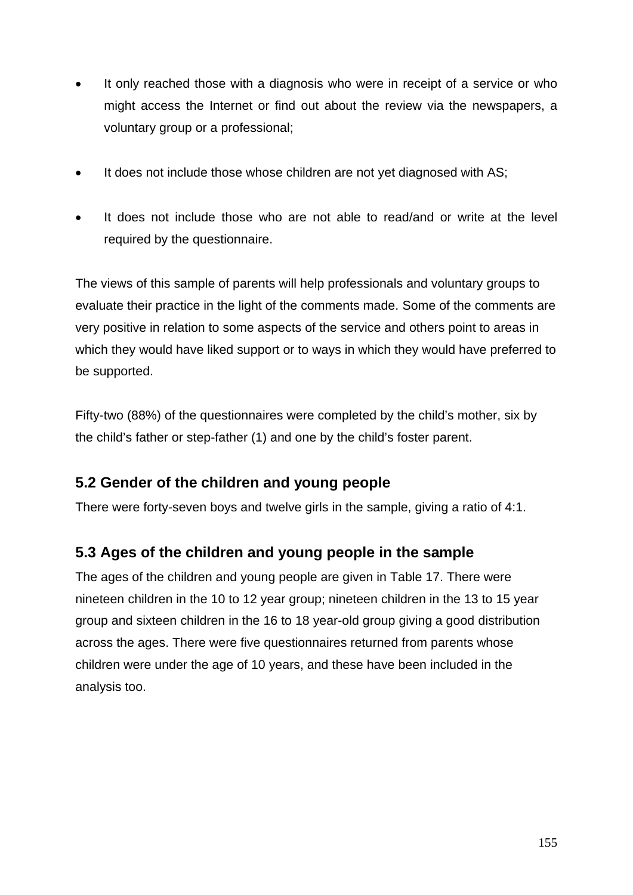- It only reached those with a diagnosis who were in receipt of a service or who might access the Internet or find out about the review via the newspapers, a voluntary group or a professional;
- It does not include those whose children are not yet diagnosed with AS;
- It does not include those who are not able to read/and or write at the level required by the questionnaire.

The views of this sample of parents will help professionals and voluntary groups to evaluate their practice in the light of the comments made. Some of the comments are very positive in relation to some aspects of the service and others point to areas in which they would have liked support or to ways in which they would have preferred to be supported.

Fifty-two (88%) of the questionnaires were completed by the child's mother, six by the child's father or step-father (1) and one by the child's foster parent.

## 5.2 Gender of the children and young people

There were forty-seven boys and twelve girls in the sample, giving a ratio of 4:1.

## 5.3 Ages of the children and young people in the sample

The ages of the children and young people are given in Table 17. There were nineteen children in the 10 to 12 year group; nineteen children in the 13 to 15 year group and sixteen children in the 16 to 18 year-old group giving a good distribution across the ages. There were five questionnaires returned from parents whose children were under the age of 10 years, and these have been included in the analysis too.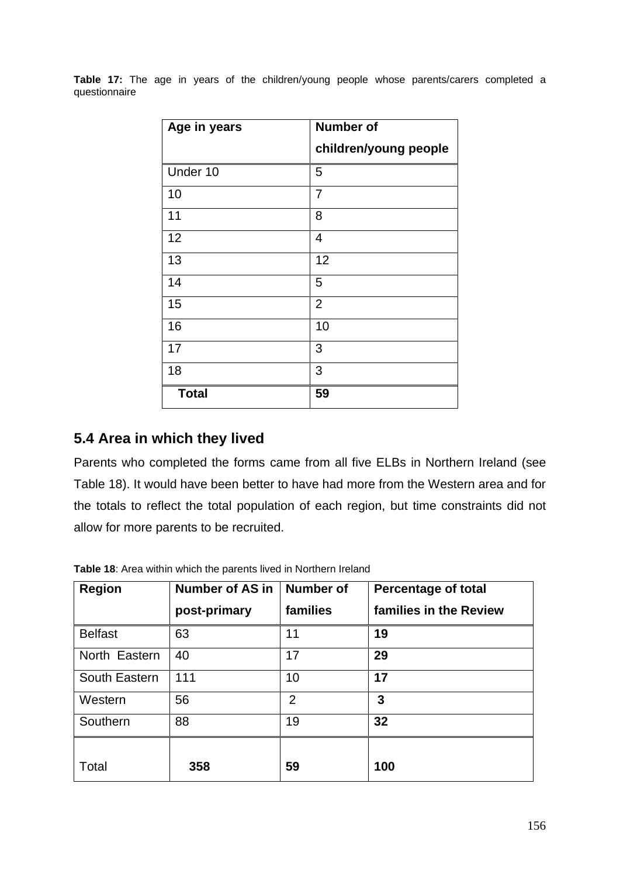**Table 17:** The age in years of the children/young people whose parents/carers completed a questionnaire

| Age in years | Number of children/young people |
|---|---|
| Under 10 | 5 |
| 10 | 7 |
| 11 | 8 |
| 12 | 4 |
| 13 | 12 |
| 14 | 5 |
| 15 | 2 |
| 16 | 10 |
| 17 | 3 |
| 18 | 3 |
| **Total** | **59** |

## 5.4 Area in which they lived

Parents who completed the forms came from all five ELBs in Northern Ireland (see Table 18). It would have been better to have had more from the Western area and for the totals to reflect the total population of each region, but time constraints did not allow for more parents to be recruited.

**Table 18**: Area within which the parents lived in Northern Ireland

| Region | Number of AS in post-primary | Number of families | Percentage of total families in the Review |
|---|---|---|---|
| Belfast | 63 | 11 | **19** |
| North Eastern | 40 | 17 | **29** |
| South Eastern | 111 | 10 | **17** |
| Western | 56 | 2 | **3** |
| Southern | 88 | 19 | **32** |
| Total | **358** | **59** | **100** |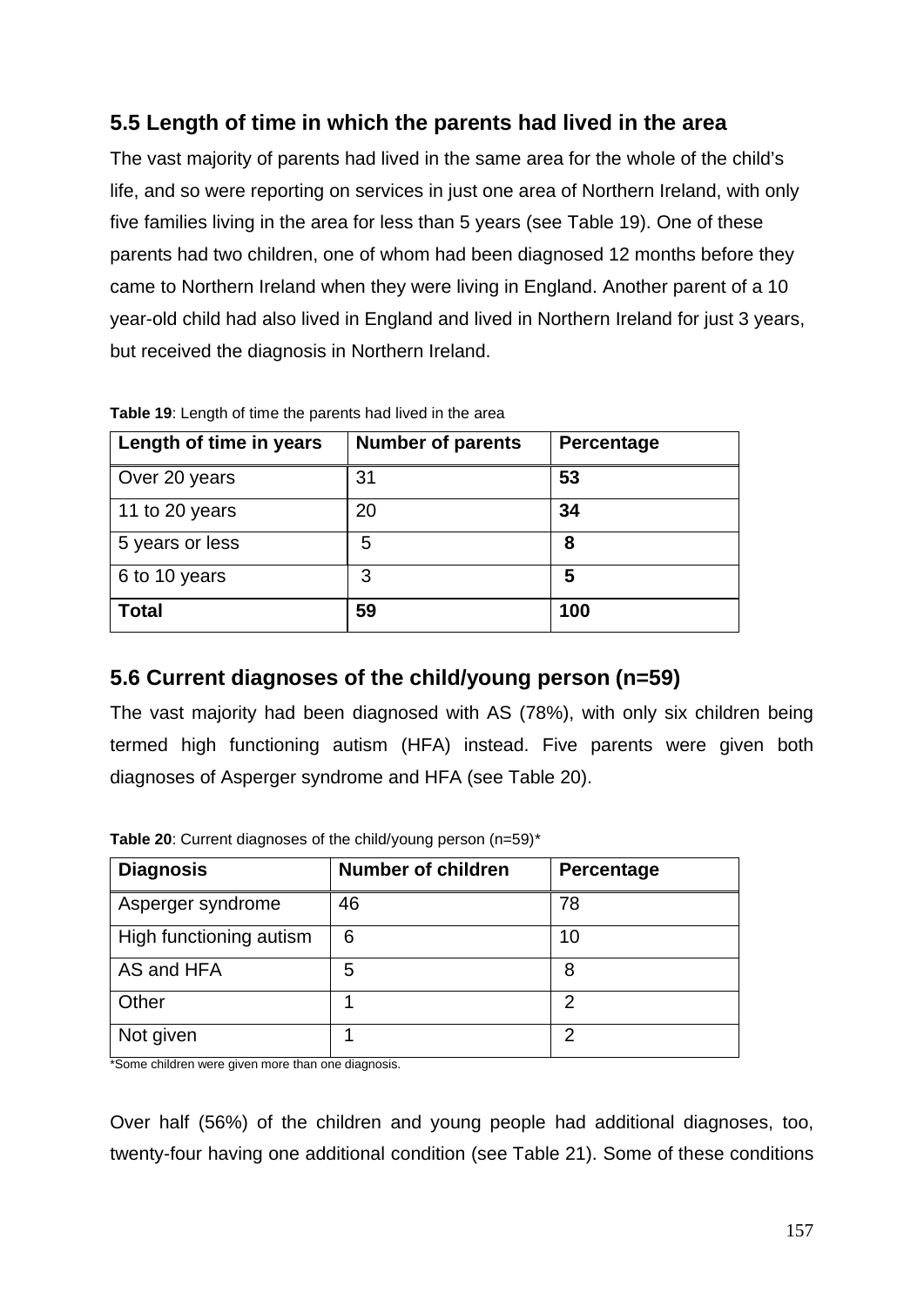## 5.5 Length of time in which the parents had lived in the area

The vast majority of parents had lived in the same area for the whole of the child's life, and so were reporting on services in just one area of Northern Ireland, with only five families living in the area for less than 5 years (see Table 19). One of these parents had two children, one of whom had been diagnosed 12 months before they came to Northern Ireland when they were living in England. Another parent of a 10 year-old child had also lived in England and lived in Northern Ireland for just 3 years, but received the diagnosis in Northern Ireland.

**Table 19**: Length of time the parents had lived in the area

| Length of time in years | Number of parents | Percentage |
|---|---|---|
| Over 20 years | 31 | **53** |
| 11 to 20 years | 20 | **34** |
| 5 years or less | 5 | **8** |
| 6 to 10 years | 3 | **5** |
| **Total** | **59** | **100** |

## 5.6 Current diagnoses of the child/young person (n=59)

The vast majority had been diagnosed with AS (78%), with only six children being termed high functioning autism (HFA) instead. Five parents were given both diagnoses of Asperger syndrome and HFA (see Table 20).

**Table 20**: Current diagnoses of the child/young person (n=59)*

| Diagnosis | Number of children | Percentage |
|---|---|---|
| Asperger syndrome | 46 | 78 |
| High functioning autism | 6 | 10 |
| AS and HFA | 5 | 8 |
| Other | 1 | 2 |
| Not given | 1 | 2 |

*Some children were given more than one diagnosis.

Over half (56%) of the children and young people had additional diagnoses, too, twenty-four having one additional condition (see Table 21). Some of these conditions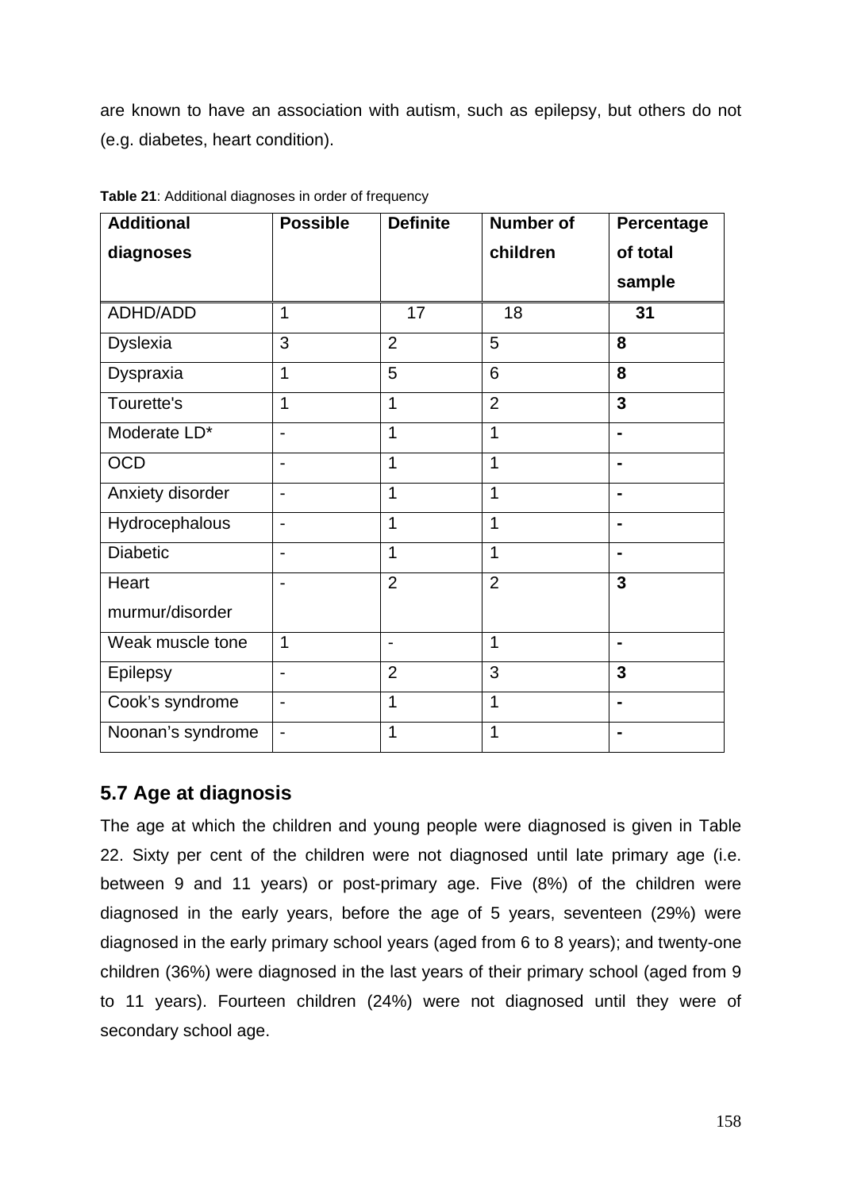are known to have an association with autism, such as epilepsy, but others do not (e.g. diabetes, heart condition).

**Table 21**: Additional diagnoses in order of frequency

| Additional diagnoses | Possible | Definite | Number of children | Percentage of total sample |
|---|---|---|---|---|
| ADHD/ADD | 1 | 17 | 18 | **31** |
| Dyslexia | 3 | 2 | 5 | **8** |
| Dyspraxia | 1 | 5 | 6 | **8** |
| Tourette's | 1 | 1 | 2 | **3** |
| Moderate LD* | - | 1 | 1 | **-** |
| OCD | - | 1 | 1 | **-** |
| Anxiety disorder | - | 1 | 1 | **-** |
| Hydrocephalous | - | 1 | 1 | **-** |
| Diabetic | - | 1 | 1 | **-** |
| Heart murmur/disorder | - | 2 | 2 | **3** |
| Weak muscle tone | 1 | - | 1 | **-** |
| Epilepsy | - | 2 | 3 | **3** |
| Cook's syndrome | - | 1 | 1 | **-** |
| Noonan's syndrome | - | 1 | 1 | **-** |

## 5.7 Age at diagnosis

The age at which the children and young people were diagnosed is given in Table 22. Sixty per cent of the children were not diagnosed until late primary age (i.e. between 9 and 11 years) or post-primary age. Five (8%) of the children were diagnosed in the early years, before the age of 5 years, seventeen (29%) were diagnosed in the early primary school years (aged from 6 to 8 years); and twenty-one children (36%) were diagnosed in the last years of their primary school (aged from 9 to 11 years). Fourteen children (24%) were not diagnosed until they were of secondary school age.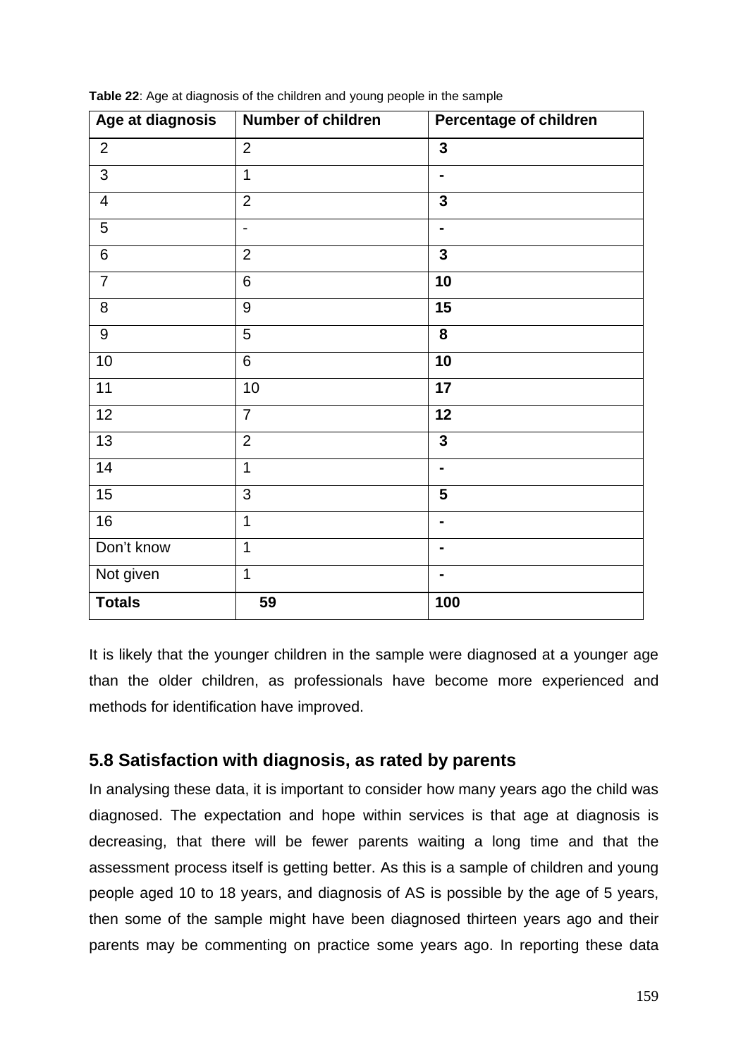**Table 22**: Age at diagnosis of the children and young people in the sample

| Age at diagnosis | Number of children | Percentage of children |
|---|---|---|
| 2 | 2 | **3** |
| 3 | 1 | **-** |
| 4 | 2 | **3** |
| 5 | - | **-** |
| 6 | 2 | **3** |
| 7 | 6 | **10** |
| 8 | 9 | **15** |
| 9 | 5 | **8** |
| 10 | 6 | **10** |
| 11 | 10 | **17** |
| 12 | 7 | **12** |
| 13 | 2 | **3** |
| 14 | 1 | **-** |
| 15 | 3 | **5** |
| 16 | 1 | **-** |
| Don't know | 1 | **-** |
| Not given | 1 | **-** |
| **Totals** | **59** | **100** |

It is likely that the younger children in the sample were diagnosed at a younger age than the older children, as professionals have become more experienced and methods for identification have improved.

## 5.8 Satisfaction with diagnosis, as rated by parents

In analysing these data, it is important to consider how many years ago the child was diagnosed. The expectation and hope within services is that age at diagnosis is decreasing, that there will be fewer parents waiting a long time and that the assessment process itself is getting better. As this is a sample of children and young people aged 10 to 18 years, and diagnosis of AS is possible by the age of 5 years, then some of the sample might have been diagnosed thirteen years ago and their parents may be commenting on practice some years ago. In reporting these data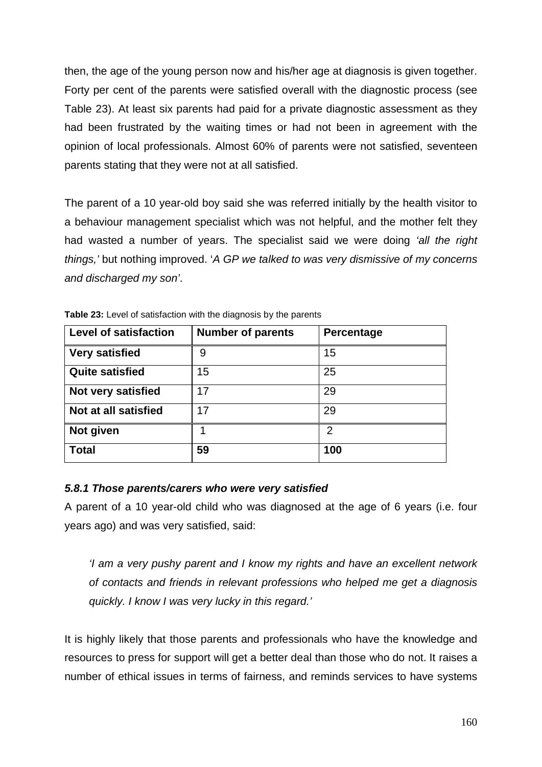then, the age of the young person now and his/her age at diagnosis is given together. Forty per cent of the parents were satisfied overall with the diagnostic process (see Table 23). At least six parents had paid for a private diagnostic assessment as they had been frustrated by the waiting times or had not been in agreement with the opinion of local professionals. Almost 60% of parents were not satisfied, seventeen parents stating that they were not at all satisfied.

The parent of a 10 year-old boy said she was referred initially by the health visitor to a behaviour management specialist which was not helpful, and the mother felt they had wasted a number of years. The specialist said we were doing *'all the right things,'* but nothing improved. '*A GP we talked to was very dismissive of my concerns and discharged my son'*.

**Table 23:** Level of satisfaction with the diagnosis by the parents

| Level of satisfaction | Number of parents | Percentage |
|---|---|---|
| **Very satisfied** | 9 | 15 |
| **Quite satisfied** | 15 | 25 |
| **Not very satisfied** | 17 | 29 |
| **Not at all satisfied** | 17 | 29 |
| **Not given** | 1 | 2 |
| **Total** | **59** | **100** |

#### *5.8.1 Those parents/carers who were very satisfied*

A parent of a 10 year-old child who was diagnosed at the age of 6 years (i.e. four years ago) and was very satisfied, said:

> *'I am a very pushy parent and I know my rights and have an excellent network of contacts and friends in relevant professions who helped me get a diagnosis quickly. I know I was very lucky in this regard.'*

It is highly likely that those parents and professionals who have the knowledge and resources to press for support will get a better deal than those who do not. It raises a number of ethical issues in terms of fairness, and reminds services to have systems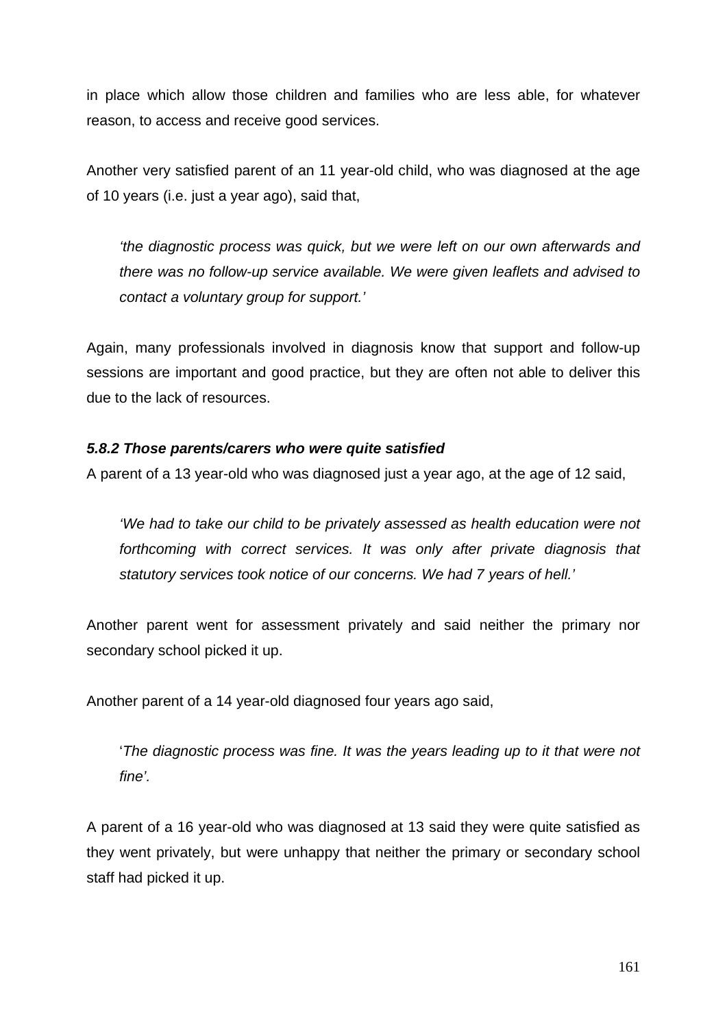in place which allow those children and families who are less able, for whatever reason, to access and receive good services.

Another very satisfied parent of an 11 year-old child, who was diagnosed at the age of 10 years (i.e. just a year ago), said that,

> *'the diagnostic process was quick, but we were left on our own afterwards and there was no follow-up service available. We were given leaflets and advised to contact a voluntary group for support.'*

Again, many professionals involved in diagnosis know that support and follow-up sessions are important and good practice, but they are often not able to deliver this due to the lack of resources.

#### *5.8.2 Those parents/carers who were quite satisfied*

A parent of a 13 year-old who was diagnosed just a year ago, at the age of 12 said,

> *'We had to take our child to be privately assessed as health education were not forthcoming with correct services. It was only after private diagnosis that statutory services took notice of our concerns. We had 7 years of hell.'*

Another parent went for assessment privately and said neither the primary nor secondary school picked it up.

Another parent of a 14 year-old diagnosed four years ago said,

> '*The diagnostic process was fine. It was the years leading up to it that were not fine'.*

A parent of a 16 year-old who was diagnosed at 13 said they were quite satisfied as they went privately, but were unhappy that neither the primary or secondary school staff had picked it up.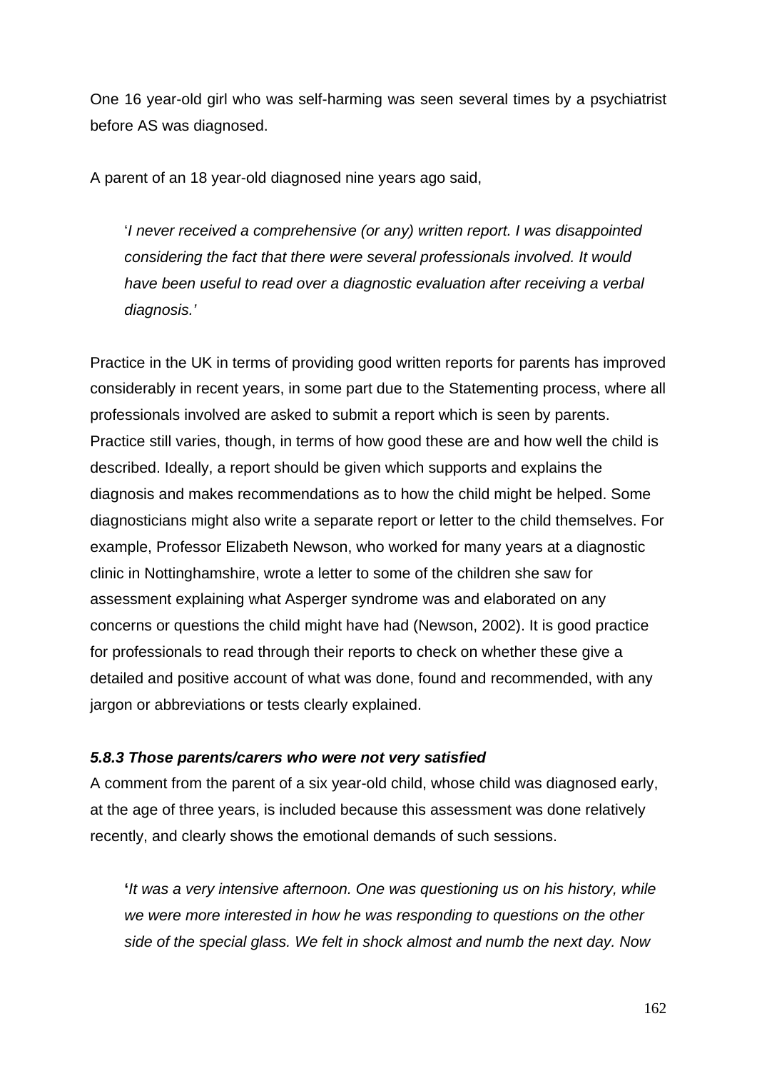One 16 year-old girl who was self-harming was seen several times by a psychiatrist before AS was diagnosed.

A parent of an 18 year-old diagnosed nine years ago said,

> '*I never received a comprehensive (or any) written report. I was disappointed considering the fact that there were several professionals involved. It would have been useful to read over a diagnostic evaluation after receiving a verbal diagnosis.'*

Practice in the UK in terms of providing good written reports for parents has improved considerably in recent years, in some part due to the Statementing process, where all professionals involved are asked to submit a report which is seen by parents. Practice still varies, though, in terms of how good these are and how well the child is described. Ideally, a report should be given which supports and explains the diagnosis and makes recommendations as to how the child might be helped. Some diagnosticians might also write a separate report or letter to the child themselves. For example, Professor Elizabeth Newson, who worked for many years at a diagnostic clinic in Nottinghamshire, wrote a letter to some of the children she saw for assessment explaining what Asperger syndrome was and elaborated on any concerns or questions the child might have had (Newson, 2002). It is good practice for professionals to read through their reports to check on whether these give a detailed and positive account of what was done, found and recommended, with any jargon or abbreviations or tests clearly explained.

#### *5.8.3 Those parents/carers who were not very satisfied*

A comment from the parent of a six year-old child, whose child was diagnosed early, at the age of three years, is included because this assessment was done relatively recently, and clearly shows the emotional demands of such sessions.

> **'***It was a very intensive afternoon. One was questioning us on his history, while we were more interested in how he was responding to questions on the other side of the special glass. We felt in shock almost and numb the next day. Now*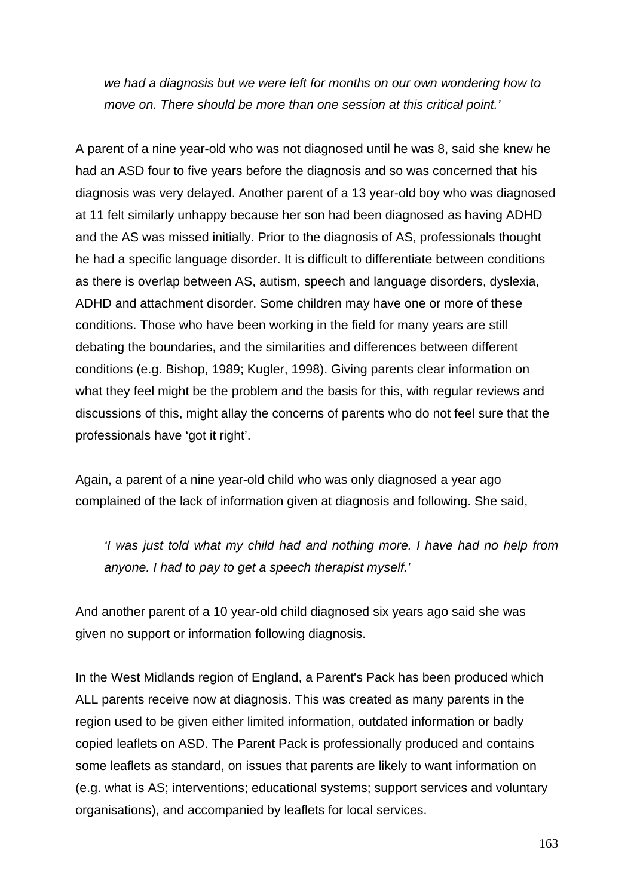*we had a diagnosis but we were left for months on our own wondering how to move on. There should be more than one session at this critical point.'*

A parent of a nine year-old who was not diagnosed until he was 8, said she knew he had an ASD four to five years before the diagnosis and so was concerned that his diagnosis was very delayed. Another parent of a 13 year-old boy who was diagnosed at 11 felt similarly unhappy because her son had been diagnosed as having ADHD and the AS was missed initially. Prior to the diagnosis of AS, professionals thought he had a specific language disorder. It is difficult to differentiate between conditions as there is overlap between AS, autism, speech and language disorders, dyslexia, ADHD and attachment disorder. Some children may have one or more of these conditions. Those who have been working in the field for many years are still debating the boundaries, and the similarities and differences between different conditions (e.g. Bishop, 1989; Kugler, 1998). Giving parents clear information on what they feel might be the problem and the basis for this, with regular reviews and discussions of this, might allay the concerns of parents who do not feel sure that the professionals have 'got it right'.

Again, a parent of a nine year-old child who was only diagnosed a year ago complained of the lack of information given at diagnosis and following. She said,

*'I was just told what my child had and nothing more. I have had no help from anyone. I had to pay to get a speech therapist myself.'*

And another parent of a 10 year-old child diagnosed six years ago said she was given no support or information following diagnosis.

In the West Midlands region of England, a Parent's Pack has been produced which ALL parents receive now at diagnosis. This was created as many parents in the region used to be given either limited information, outdated information or badly copied leaflets on ASD. The Parent Pack is professionally produced and contains some leaflets as standard, on issues that parents are likely to want information on (e.g. what is AS; interventions; educational systems; support services and voluntary organisations), and accompanied by leaflets for local services.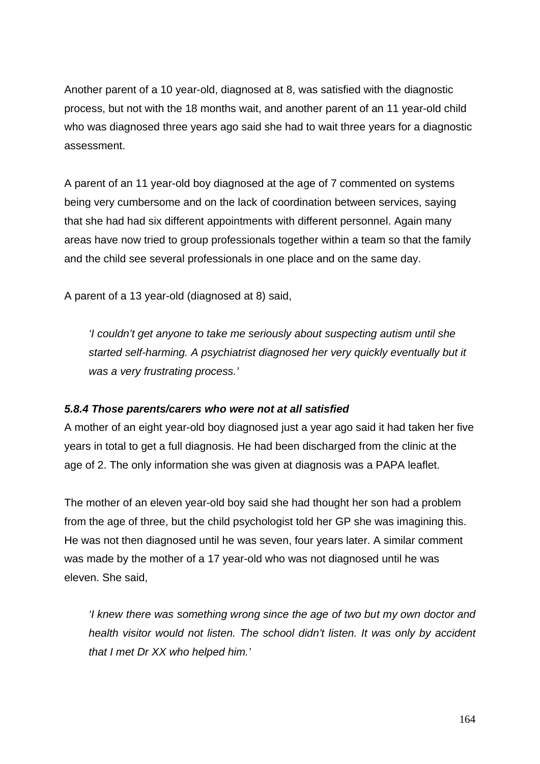Another parent of a 10 year-old, diagnosed at 8, was satisfied with the diagnostic process, but not with the 18 months wait, and another parent of an 11 year-old child who was diagnosed three years ago said she had to wait three years for a diagnostic assessment.

A parent of an 11 year-old boy diagnosed at the age of 7 commented on systems being very cumbersome and on the lack of coordination between services, saying that she had had six different appointments with different personnel. Again many areas have now tried to group professionals together within a team so that the family and the child see several professionals in one place and on the same day.

A parent of a 13 year-old (diagnosed at 8) said,

> *'I couldn't get anyone to take me seriously about suspecting autism until she started self-harming. A psychiatrist diagnosed her very quickly eventually but it was a very frustrating process.'*

#### *5.8.4 Those parents/carers who were not at all satisfied*

A mother of an eight year-old boy diagnosed just a year ago said it had taken her five years in total to get a full diagnosis. He had been discharged from the clinic at the age of 2. The only information she was given at diagnosis was a PAPA leaflet.

The mother of an eleven year-old boy said she had thought her son had a problem from the age of three, but the child psychologist told her GP she was imagining this. He was not then diagnosed until he was seven, four years later. A similar comment was made by the mother of a 17 year-old who was not diagnosed until he was eleven. She said,

> *'I knew there was something wrong since the age of two but my own doctor and health visitor would not listen. The school didn't listen. It was only by accident that I met Dr XX who helped him.'*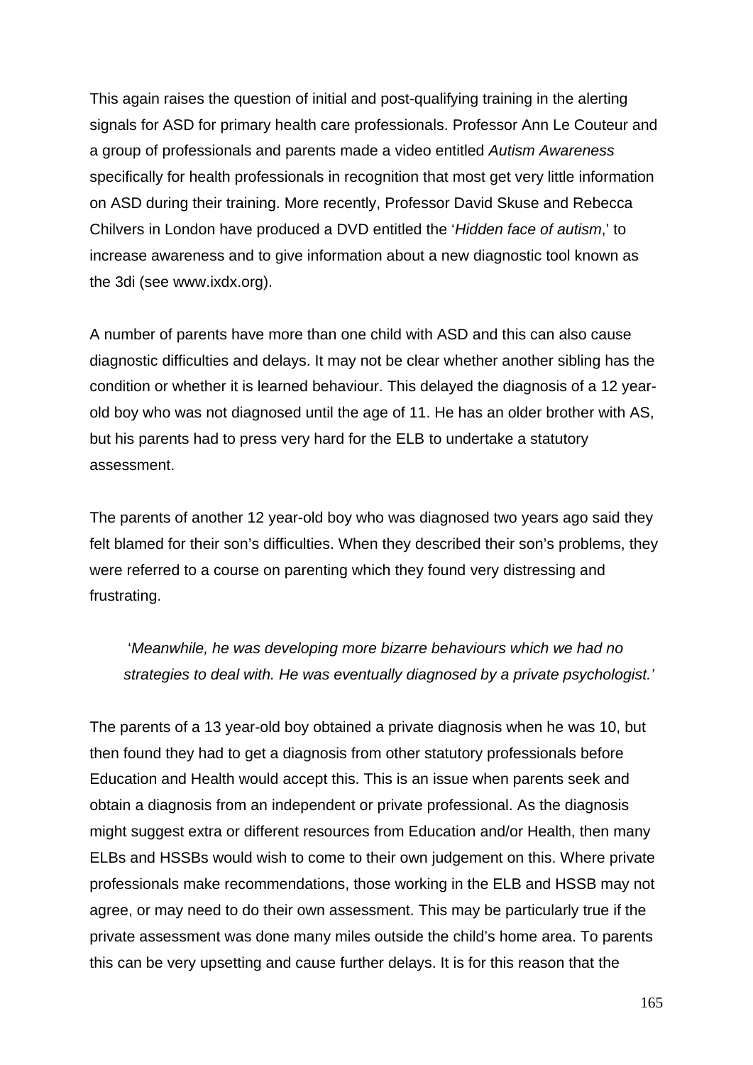This again raises the question of initial and post-qualifying training in the alerting signals for ASD for primary health care professionals. Professor Ann Le Couteur and a group of professionals and parents made a video entitled *Autism Awareness* specifically for health professionals in recognition that most get very little information on ASD during their training. More recently, Professor David Skuse and Rebecca Chilvers in London have produced a DVD entitled the '*Hidden face of autism*,' to increase awareness and to give information about a new diagnostic tool known as the 3di (see www.ixdx.org).

A number of parents have more than one child with ASD and this can also cause diagnostic difficulties and delays. It may not be clear whether another sibling has the condition or whether it is learned behaviour. This delayed the diagnosis of a 12 year-old boy who was not diagnosed until the age of 11. He has an older brother with AS, but his parents had to press very hard for the ELB to undertake a statutory assessment.

The parents of another 12 year-old boy who was diagnosed two years ago said they felt blamed for their son's difficulties. When they described their son's problems, they were referred to a course on parenting which they found very distressing and frustrating.

> '*Meanwhile, he was developing more bizarre behaviours which we had no strategies to deal with. He was eventually diagnosed by a private psychologist.'*

The parents of a 13 year-old boy obtained a private diagnosis when he was 10, but then found they had to get a diagnosis from other statutory professionals before Education and Health would accept this. This is an issue when parents seek and obtain a diagnosis from an independent or private professional. As the diagnosis might suggest extra or different resources from Education and/or Health, then many ELBs and HSSBs would wish to come to their own judgement on this. Where private professionals make recommendations, those working in the ELB and HSSB may not agree, or may need to do their own assessment. This may be particularly true if the private assessment was done many miles outside the child's home area. To parents this can be very upsetting and cause further delays. It is for this reason that the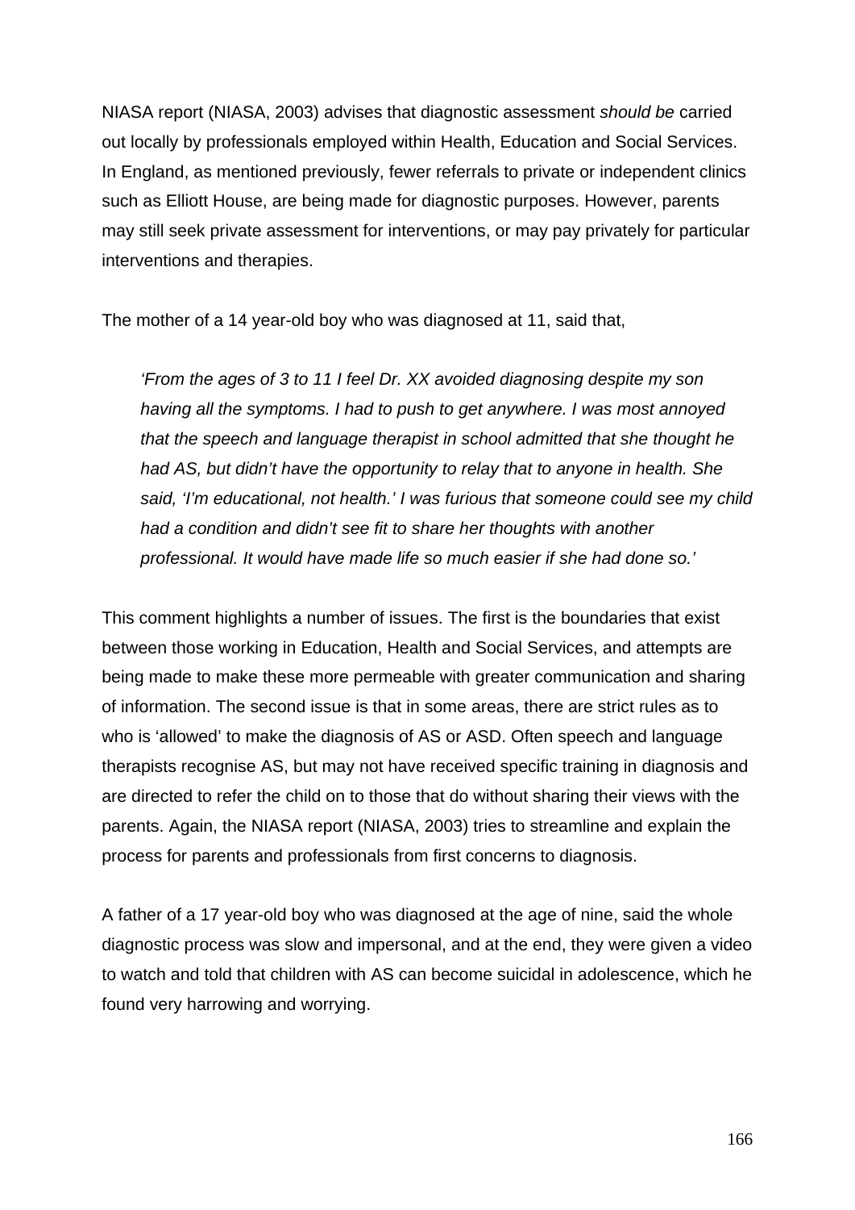NIASA report (NIASA, 2003) advises that diagnostic assessment *should be* carried out locally by professionals employed within Health, Education and Social Services. In England, as mentioned previously, fewer referrals to private or independent clinics such as Elliott House, are being made for diagnostic purposes. However, parents may still seek private assessment for interventions, or may pay privately for particular interventions and therapies.

The mother of a 14 year-old boy who was diagnosed at 11, said that,

> *'From the ages of 3 to 11 I feel Dr. XX avoided diagnosing despite my son having all the symptoms. I had to push to get anywhere. I was most annoyed that the speech and language therapist in school admitted that she thought he had AS, but didn't have the opportunity to relay that to anyone in health. She said, 'I'm educational, not health.' I was furious that someone could see my child had a condition and didn't see fit to share her thoughts with another professional. It would have made life so much easier if she had done so.'*

This comment highlights a number of issues. The first is the boundaries that exist between those working in Education, Health and Social Services, and attempts are being made to make these more permeable with greater communication and sharing of information. The second issue is that in some areas, there are strict rules as to who is 'allowed' to make the diagnosis of AS or ASD. Often speech and language therapists recognise AS, but may not have received specific training in diagnosis and are directed to refer the child on to those that do without sharing their views with the parents. Again, the NIASA report (NIASA, 2003) tries to streamline and explain the process for parents and professionals from first concerns to diagnosis.

A father of a 17 year-old boy who was diagnosed at the age of nine, said the whole diagnostic process was slow and impersonal, and at the end, they were given a video to watch and told that children with AS can become suicidal in adolescence, which he found very harrowing and worrying.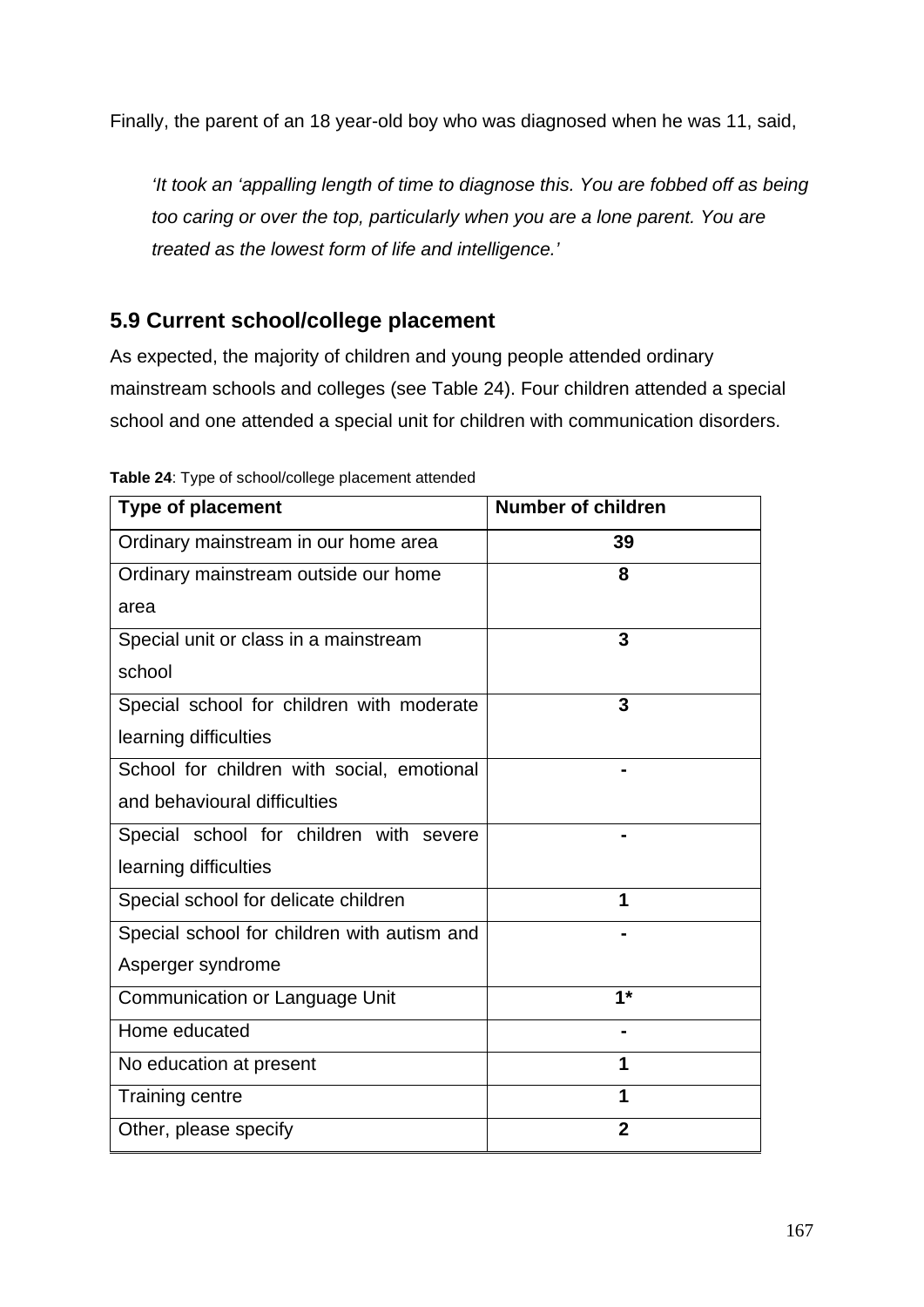Finally, the parent of an 18 year-old boy who was diagnosed when he was 11, said,

*'It took an 'appalling length of time to diagnose this. You are fobbed off as being too caring or over the top, particularly when you are a lone parent. You are treated as the lowest form of life and intelligence.'*

## 5.9 Current school/college placement

As expected, the majority of children and young people attended ordinary mainstream schools and colleges (see Table 24). Four children attended a special school and one attended a special unit for children with communication disorders.

**Table 24**: Type of school/college placement attended

| Type of placement | Number of children |
|---|---|
| Ordinary mainstream in our home area | **39** |
| Ordinary mainstream outside our home area | **8** |
| Special unit or class in a mainstream school | **3** |
| Special school for children with moderate learning difficulties | **3** |
| School for children with social, emotional and behavioural difficulties | **-** |
| Special school for children with severe learning difficulties | **-** |
| Special school for delicate children | **1** |
| Special school for children with autism and Asperger syndrome | **-** |
| Communication or Language Unit | **1*** |
| Home educated | **-** |
| No education at present | **1** |
| Training centre | **1** |
| Other, please specify | **2** |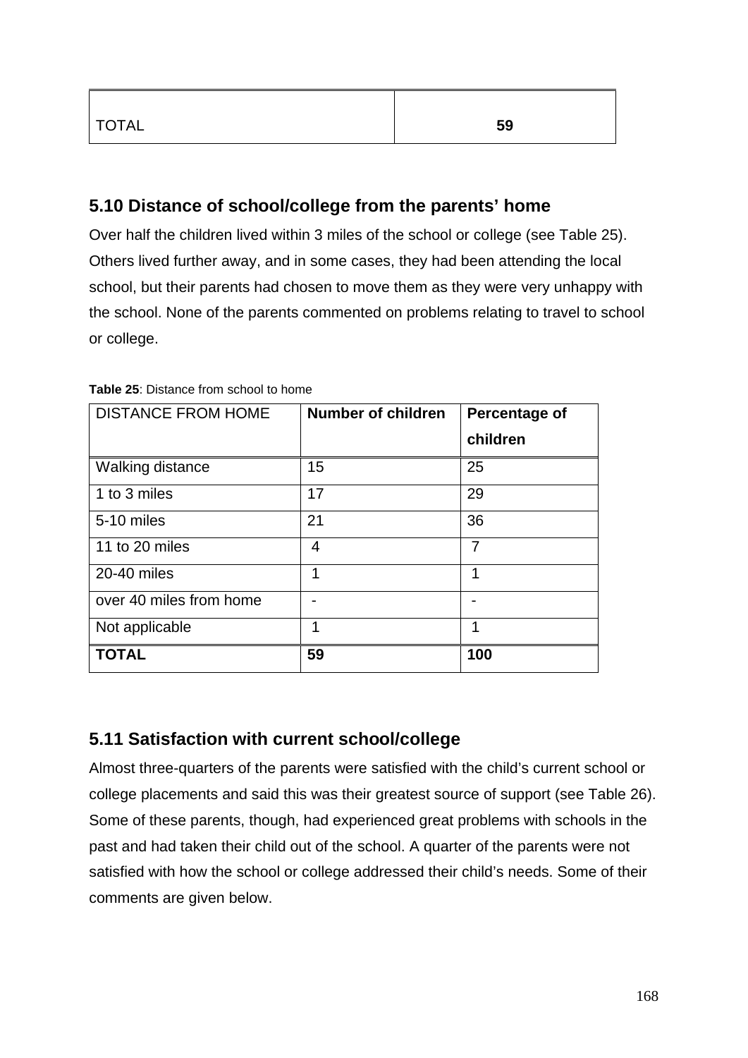| TOTAL | **59** |
|---|---|

## 5.10 Distance of school/college from the parents' home

Over half the children lived within 3 miles of the school or college (see Table 25). Others lived further away, and in some cases, they had been attending the local school, but their parents had chosen to move them as they were very unhappy with the school. None of the parents commented on problems relating to travel to school or college.

**Table 25**: Distance from school to home

| DISTANCE FROM HOME | **Number of children** | **Percentage of children** |
|---|---|---|
| Walking distance | 15 | 25 |
| 1 to 3 miles | 17 | 29 |
| 5-10 miles | 21 | 36 |
| 11 to 20 miles | 4 | 7 |
| 20-40 miles | 1 | 1 |
| over 40 miles from home | - | - |
| Not applicable | 1 | 1 |
| **TOTAL** | **59** | **100** |

## 5.11 Satisfaction with current school/college

Almost three-quarters of the parents were satisfied with the child's current school or college placements and said this was their greatest source of support (see Table 26). Some of these parents, though, had experienced great problems with schools in the past and had taken their child out of the school. A quarter of the parents were not satisfied with how the school or college addressed their child's needs. Some of their comments are given below.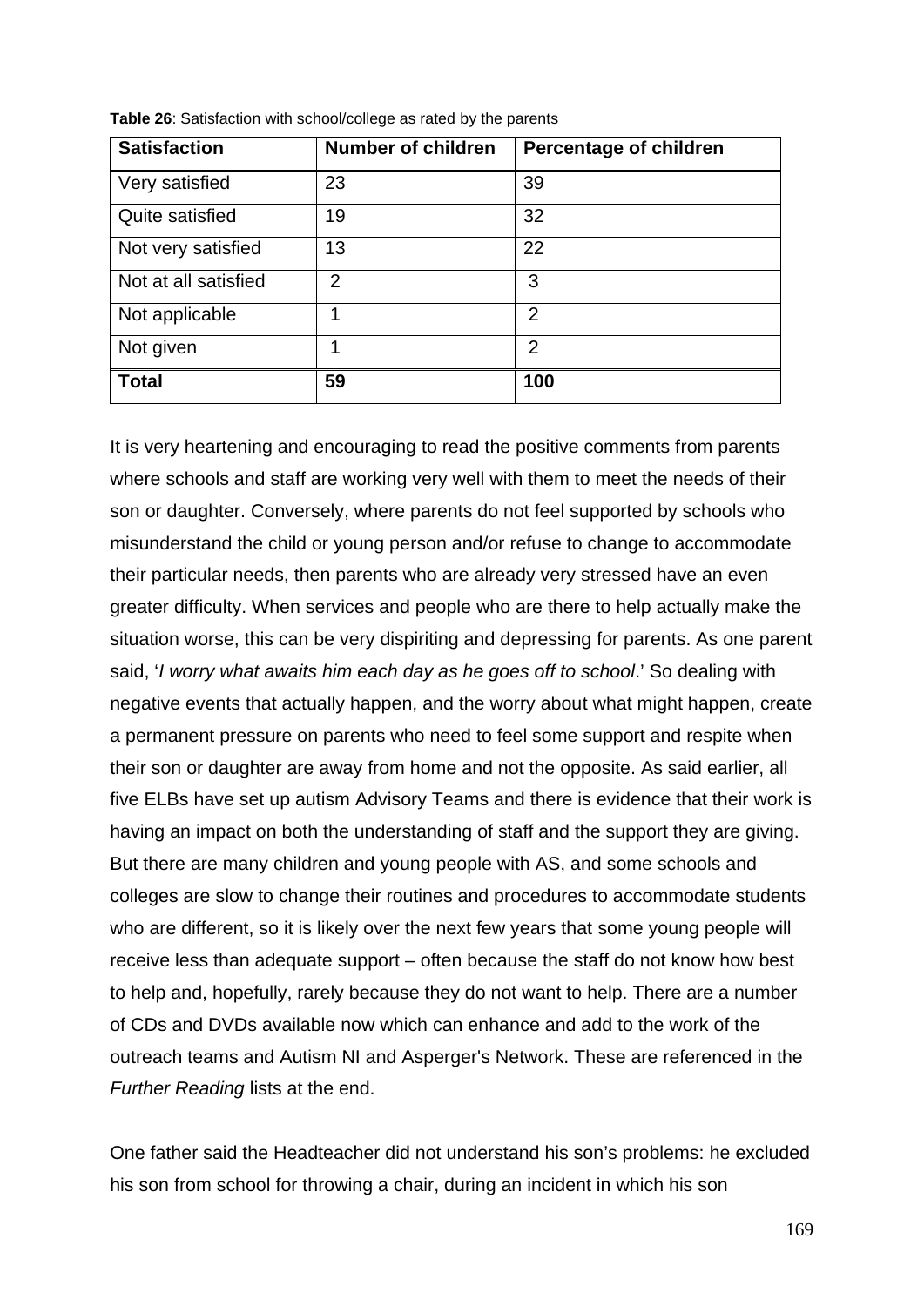**Table 26**: Satisfaction with school/college as rated by the parents

| Satisfaction | Number of children | Percentage of children |
|---|---|---|
| Very satisfied | 23 | 39 |
| Quite satisfied | 19 | 32 |
| Not very satisfied | 13 | 22 |
| Not at all satisfied | 2 | 3 |
| Not applicable | 1 | 2 |
| Not given | 1 | 2 |
| **Total** | **59** | **100** |

It is very heartening and encouraging to read the positive comments from parents where schools and staff are working very well with them to meet the needs of their son or daughter. Conversely, where parents do not feel supported by schools who misunderstand the child or young person and/or refuse to change to accommodate their particular needs, then parents who are already very stressed have an even greater difficulty. When services and people who are there to help actually make the situation worse, this can be very dispiriting and depressing for parents. As one parent said, '*I worry what awaits him each day as he goes off to school*.' So dealing with negative events that actually happen, and the worry about what might happen, create a permanent pressure on parents who need to feel some support and respite when their son or daughter are away from home and not the opposite. As said earlier, all five ELBs have set up autism Advisory Teams and there is evidence that their work is having an impact on both the understanding of staff and the support they are giving. But there are many children and young people with AS, and some schools and colleges are slow to change their routines and procedures to accommodate students who are different, so it is likely over the next few years that some young people will receive less than adequate support – often because the staff do not know how best to help and, hopefully, rarely because they do not want to help. There are a number of CDs and DVDs available now which can enhance and add to the work of the outreach teams and Autism NI and Asperger's Network. These are referenced in the *Further Reading* lists at the end.

One father said the Headteacher did not understand his son's problems: he excluded his son from school for throwing a chair, during an incident in which his son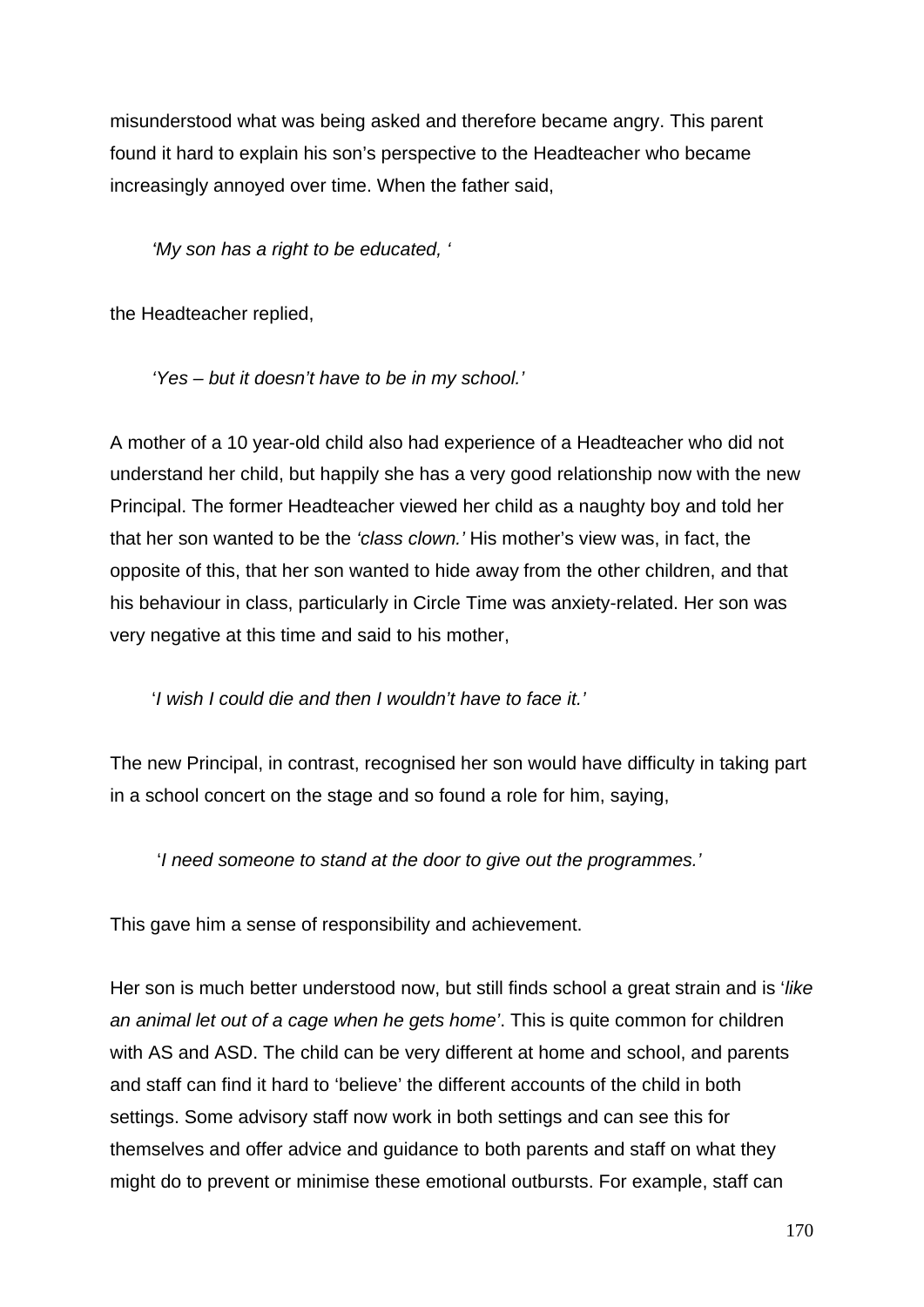misunderstood what was being asked and therefore became angry. This parent found it hard to explain his son's perspective to the Headteacher who became increasingly annoyed over time. When the father said,

> *'My son has a right to be educated, '*

the Headteacher replied,

> *'Yes – but it doesn't have to be in my school.'*

A mother of a 10 year-old child also had experience of a Headteacher who did not understand her child, but happily she has a very good relationship now with the new Principal. The former Headteacher viewed her child as a naughty boy and told her that her son wanted to be the *'class clown.'* His mother's view was, in fact, the opposite of this, that her son wanted to hide away from the other children, and that his behaviour in class, particularly in Circle Time was anxiety-related. Her son was very negative at this time and said to his mother,

> '*I wish I could die and then I wouldn't have to face it.'*

The new Principal, in contrast, recognised her son would have difficulty in taking part in a school concert on the stage and so found a role for him, saying,

> '*I need someone to stand at the door to give out the programmes.'*

This gave him a sense of responsibility and achievement.

Her son is much better understood now, but still finds school a great strain and is '*like an animal let out of a cage when he gets home'*. This is quite common for children with AS and ASD. The child can be very different at home and school, and parents and staff can find it hard to 'believe' the different accounts of the child in both settings. Some advisory staff now work in both settings and can see this for themselves and offer advice and guidance to both parents and staff on what they might do to prevent or minimise these emotional outbursts. For example, staff can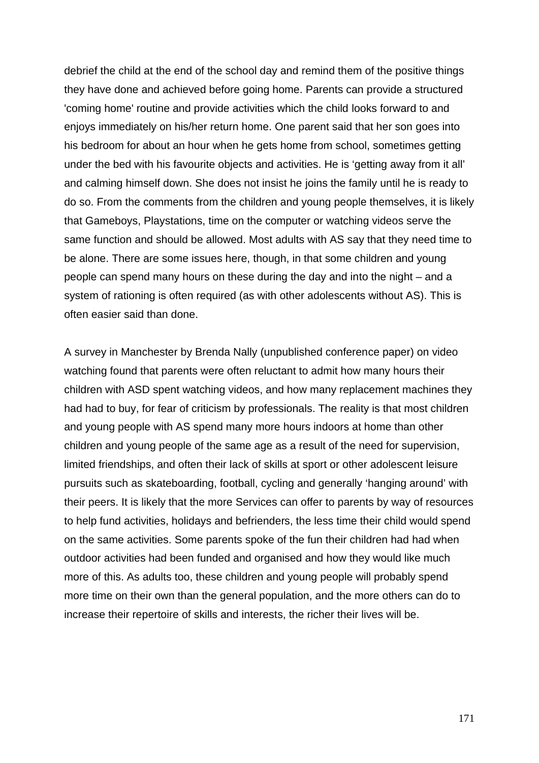debrief the child at the end of the school day and remind them of the positive things they have done and achieved before going home. Parents can provide a structured 'coming home' routine and provide activities which the child looks forward to and enjoys immediately on his/her return home. One parent said that her son goes into his bedroom for about an hour when he gets home from school, sometimes getting under the bed with his favourite objects and activities. He is 'getting away from it all' and calming himself down. She does not insist he joins the family until he is ready to do so. From the comments from the children and young people themselves, it is likely that Gameboys, Playstations, time on the computer or watching videos serve the same function and should be allowed. Most adults with AS say that they need time to be alone. There are some issues here, though, in that some children and young people can spend many hours on these during the day and into the night – and a system of rationing is often required (as with other adolescents without AS). This is often easier said than done.

A survey in Manchester by Brenda Nally (unpublished conference paper) on video watching found that parents were often reluctant to admit how many hours their children with ASD spent watching videos, and how many replacement machines they had had to buy, for fear of criticism by professionals. The reality is that most children and young people with AS spend many more hours indoors at home than other children and young people of the same age as a result of the need for supervision, limited friendships, and often their lack of skills at sport or other adolescent leisure pursuits such as skateboarding, football, cycling and generally 'hanging around' with their peers. It is likely that the more Services can offer to parents by way of resources to help fund activities, holidays and befrienders, the less time their child would spend on the same activities. Some parents spoke of the fun their children had had when outdoor activities had been funded and organised and how they would like much more of this. As adults too, these children and young people will probably spend more time on their own than the general population, and the more others can do to increase their repertoire of skills and interests, the richer their lives will be.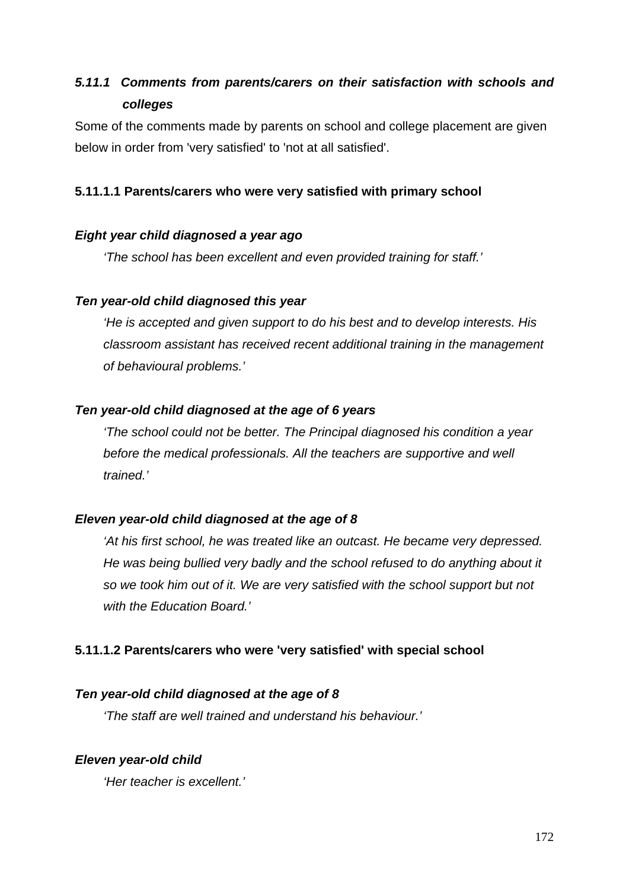#### *5.11.1 Comments from parents/carers on their satisfaction with schools and colleges*

Some of the comments made by parents on school and college placement are given below in order from 'very satisfied' to 'not at all satisfied'.

##### 5.11.1.1 Parents/carers who were very satisfied with primary school

***Eight year child diagnosed a year ago***

> *'The school has been excellent and even provided training for staff.'*

***Ten year-old child diagnosed this year***

> *'He is accepted and given support to do his best and to develop interests. His classroom assistant has received recent additional training in the management of behavioural problems.'*

***Ten year-old child diagnosed at the age of 6 years***

> *'The school could not be better. The Principal diagnosed his condition a year before the medical professionals. All the teachers are supportive and well trained.'*

***Eleven year-old child diagnosed at the age of 8***

> *'At his first school, he was treated like an outcast. He became very depressed. He was being bullied very badly and the school refused to do anything about it so we took him out of it. We are very satisfied with the school support but not with the Education Board.'*

##### 5.11.1.2 Parents/carers who were 'very satisfied' with special school

***Ten year-old child diagnosed at the age of 8***

> *'The staff are well trained and understand his behaviour.'*

***Eleven year-old child***

> *'Her teacher is excellent.'*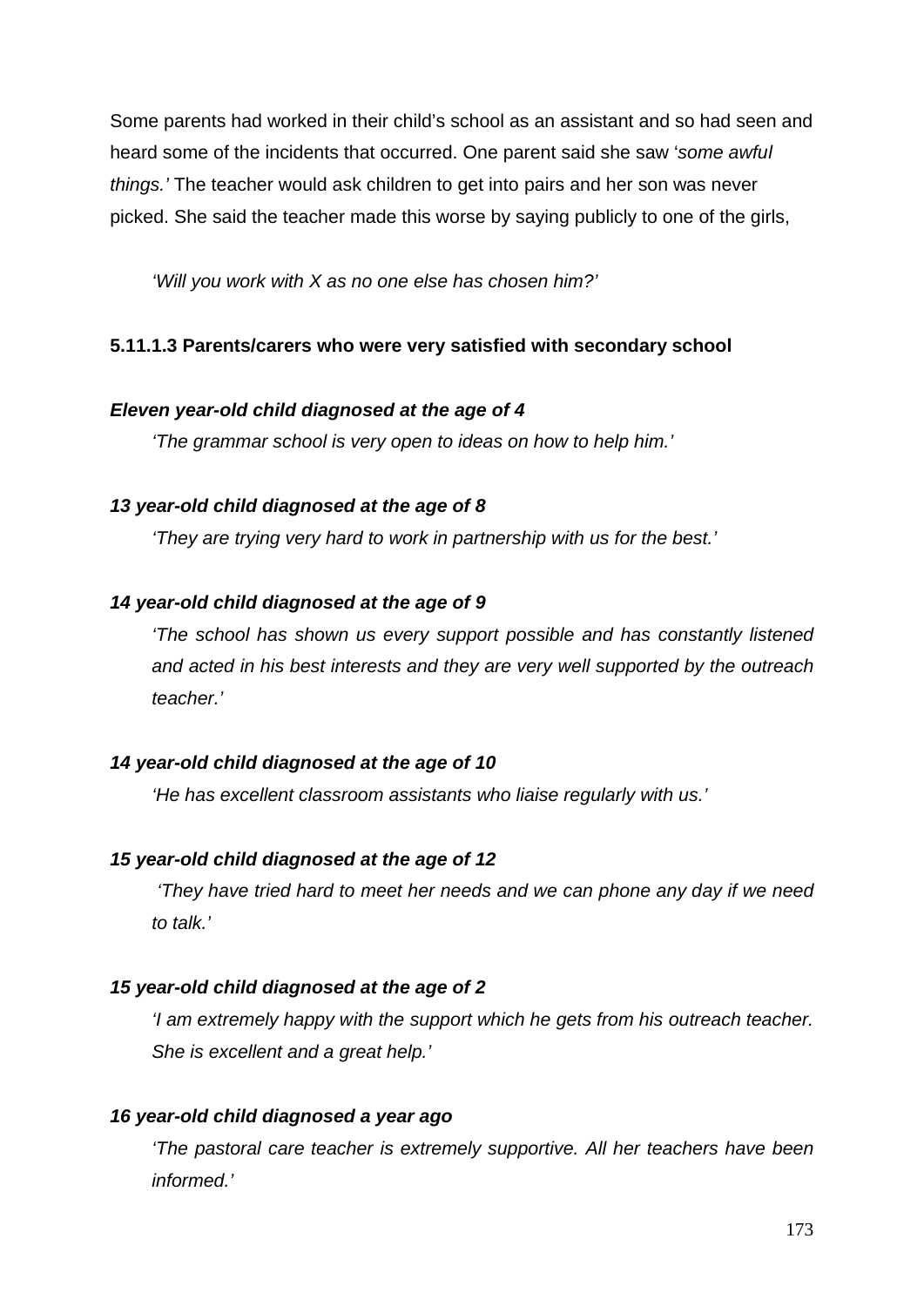Some parents had worked in their child's school as an assistant and so had seen and heard some of the incidents that occurred. One parent said she saw '*some awful things.*' The teacher would ask children to get into pairs and her son was never picked. She said the teacher made this worse by saying publicly to one of the girls,

> *'Will you work with X as no one else has chosen him?'*

#### 5.11.1.3 Parents/carers who were very satisfied with secondary school

***Eleven year-old child diagnosed at the age of 4***

> *'The grammar school is very open to ideas on how to help him.'*

***13 year-old child diagnosed at the age of 8***

> *'They are trying very hard to work in partnership with us for the best.'*

***14 year-old child diagnosed at the age of 9***

> *'The school has shown us every support possible and has constantly listened and acted in his best interests and they are very well supported by the outreach teacher.'*

***14 year-old child diagnosed at the age of 10***

> *'He has excellent classroom assistants who liaise regularly with us.'*

***15 year-old child diagnosed at the age of 12***

> *'They have tried hard to meet her needs and we can phone any day if we need to talk.'*

***15 year-old child diagnosed at the age of 2***

> *'I am extremely happy with the support which he gets from his outreach teacher. She is excellent and a great help.'*

***16 year-old child diagnosed a year ago***

> *'The pastoral care teacher is extremely supportive. All her teachers have been informed.'*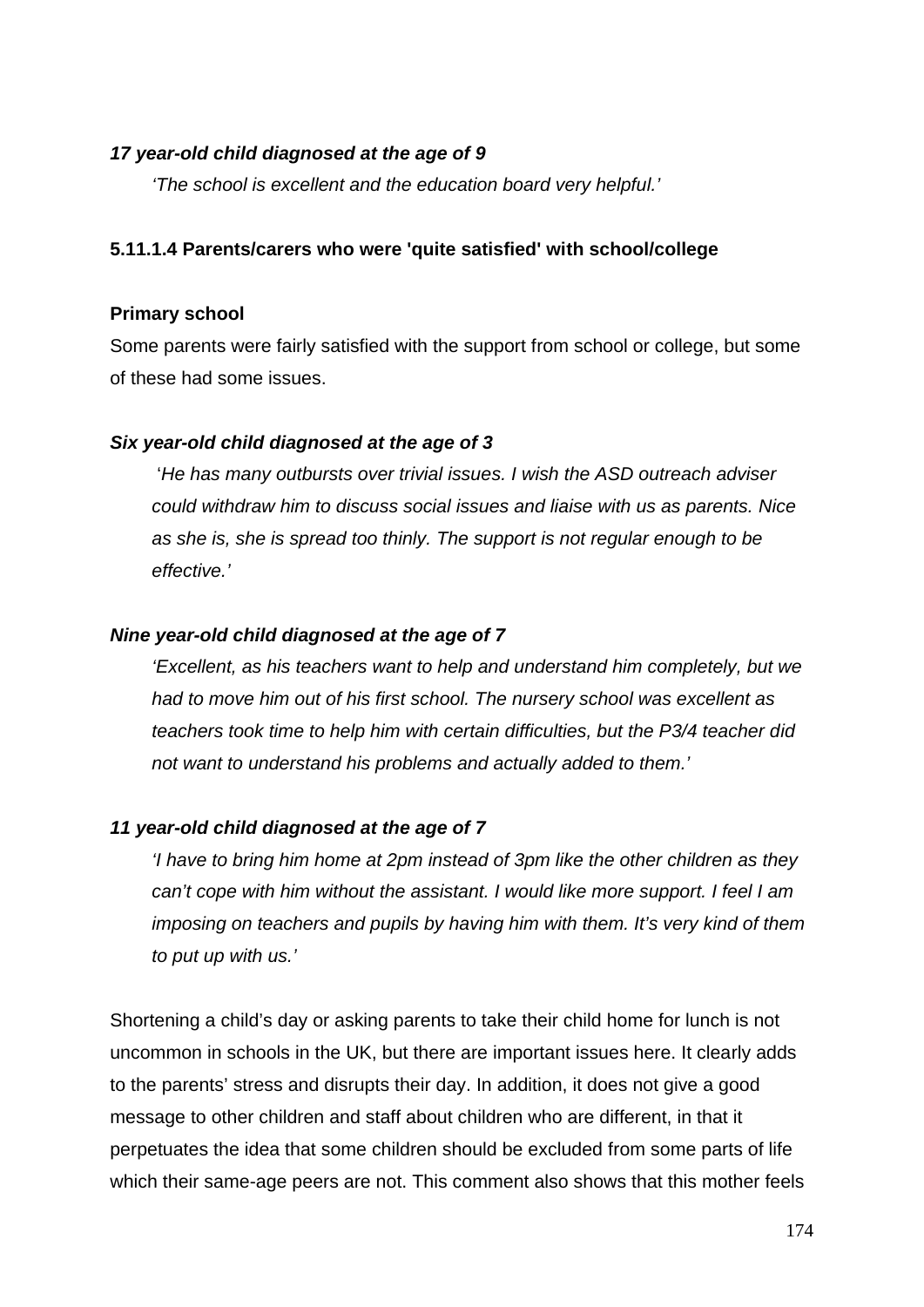***17 year-old child diagnosed at the age of 9***

*'The school is excellent and the education board very helpful.'*

#### 5.11.1.4 Parents/carers who were 'quite satisfied' with school/college

**Primary school**

Some parents were fairly satisfied with the support from school or college, but some of these had some issues.

***Six year-old child diagnosed at the age of 3***

*'He has many outbursts over trivial issues. I wish the ASD outreach adviser could withdraw him to discuss social issues and liaise with us as parents. Nice as she is, she is spread too thinly. The support is not regular enough to be effective.'*

***Nine year-old child diagnosed at the age of 7***

*'Excellent, as his teachers want to help and understand him completely, but we had to move him out of his first school. The nursery school was excellent as teachers took time to help him with certain difficulties, but the P3/4 teacher did not want to understand his problems and actually added to them.'*

***11 year-old child diagnosed at the age of 7***

*'I have to bring him home at 2pm instead of 3pm like the other children as they can't cope with him without the assistant. I would like more support. I feel I am imposing on teachers and pupils by having him with them. It's very kind of them to put up with us.'*

Shortening a child's day or asking parents to take their child home for lunch is not uncommon in schools in the UK, but there are important issues here. It clearly adds to the parents' stress and disrupts their day. In addition, it does not give a good message to other children and staff about children who are different, in that it perpetuates the idea that some children should be excluded from some parts of life which their same-age peers are not. This comment also shows that this mother feels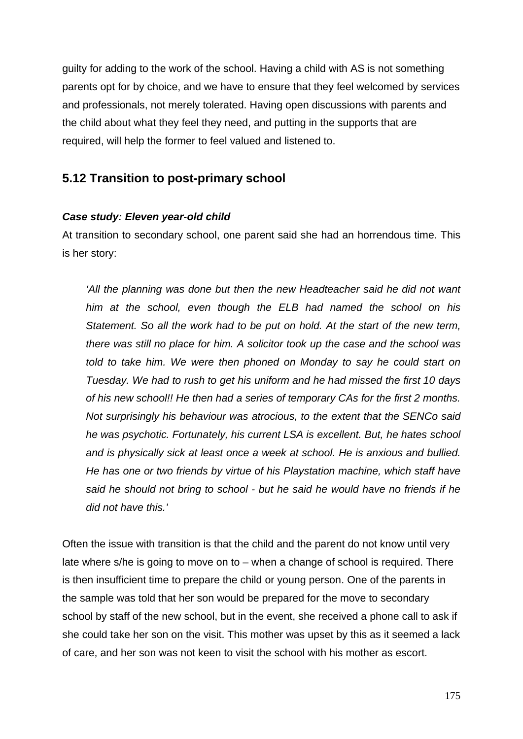guilty for adding to the work of the school. Having a child with AS is not something parents opt for by choice, and we have to ensure that they feel welcomed by services and professionals, not merely tolerated. Having open discussions with parents and the child about what they feel they need, and putting in the supports that are required, will help the former to feel valued and listened to.

## 5.12 Transition to post-primary school

***Case study: Eleven year-old child***

At transition to secondary school, one parent said she had an horrendous time. This is her story:

> *'All the planning was done but then the new Headteacher said he did not want him at the school, even though the ELB had named the school on his Statement. So all the work had to be put on hold. At the start of the new term, there was still no place for him. A solicitor took up the case and the school was told to take him. We were then phoned on Monday to say he could start on Tuesday. We had to rush to get his uniform and he had missed the first 10 days of his new school!! He then had a series of temporary CAs for the first 2 months. Not surprisingly his behaviour was atrocious, to the extent that the SENCo said he was psychotic. Fortunately, his current LSA is excellent. But, he hates school and is physically sick at least once a week at school. He is anxious and bullied. He has one or two friends by virtue of his Playstation machine, which staff have said he should not bring to school - but he said he would have no friends if he did not have this.'*

Often the issue with transition is that the child and the parent do not know until very late where s/he is going to move on to – when a change of school is required. There is then insufficient time to prepare the child or young person. One of the parents in the sample was told that her son would be prepared for the move to secondary school by staff of the new school, but in the event, she received a phone call to ask if she could take her son on the visit. This mother was upset by this as it seemed a lack of care, and her son was not keen to visit the school with his mother as escort.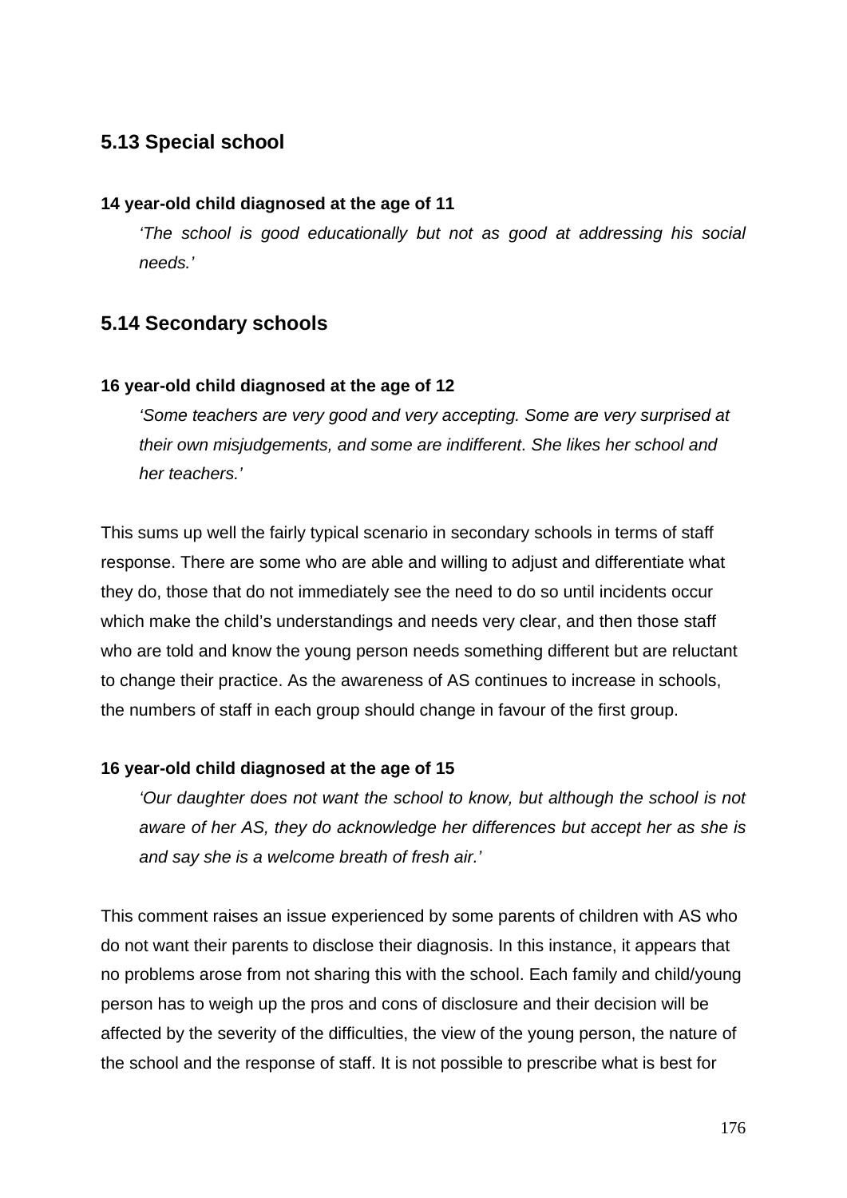## 5.13 Special school

**14 year-old child diagnosed at the age of 11**

> *'The school is good educationally but not as good at addressing his social needs.'*

## 5.14 Secondary schools

**16 year-old child diagnosed at the age of 12**

> *'Some teachers are very good and very accepting. Some are very surprised at their own misjudgements, and some are indifferent. She likes her school and her teachers.'*

This sums up well the fairly typical scenario in secondary schools in terms of staff response. There are some who are able and willing to adjust and differentiate what they do, those that do not immediately see the need to do so until incidents occur which make the child's understandings and needs very clear, and then those staff who are told and know the young person needs something different but are reluctant to change their practice. As the awareness of AS continues to increase in schools, the numbers of staff in each group should change in favour of the first group.

**16 year-old child diagnosed at the age of 15**

> *'Our daughter does not want the school to know, but although the school is not aware of her AS, they do acknowledge her differences but accept her as she is and say she is a welcome breath of fresh air.'*

This comment raises an issue experienced by some parents of children with AS who do not want their parents to disclose their diagnosis. In this instance, it appears that no problems arose from not sharing this with the school. Each family and child/young person has to weigh up the pros and cons of disclosure and their decision will be affected by the severity of the difficulties, the view of the young person, the nature of the school and the response of staff. It is not possible to prescribe what is best for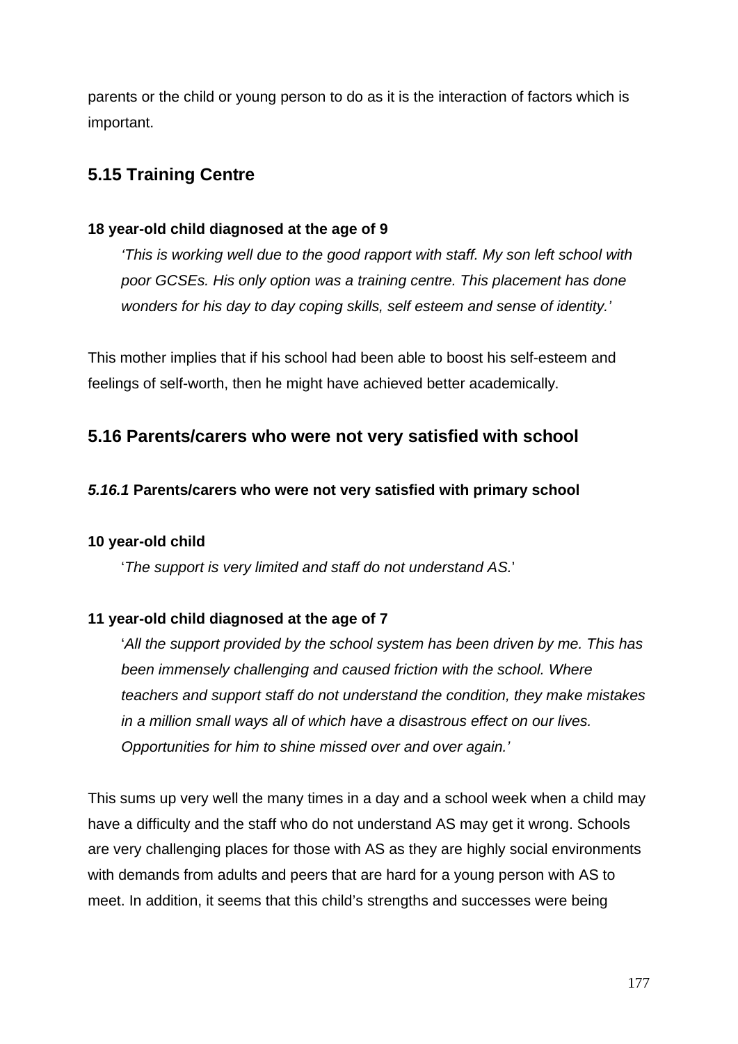parents or the child or young person to do as it is the interaction of factors which is important.

## 5.15 Training Centre

**18 year-old child diagnosed at the age of 9**

> *'This is working well due to the good rapport with staff. My son left school with poor GCSEs. His only option was a training centre. This placement has done wonders for his day to day coping skills, self esteem and sense of identity.'*

This mother implies that if his school had been able to boost his self-esteem and feelings of self-worth, then he might have achieved better academically.

## 5.16 Parents/carers who were not very satisfied with school

### ***5.16.1*** Parents/carers who were not very satisfied with primary school

**10 year-old child**

> '*The support is very limited and staff do not understand AS.*'

**11 year-old child diagnosed at the age of 7**

> '*All the support provided by the school system has been driven by me. This has been immensely challenging and caused friction with the school. Where teachers and support staff do not understand the condition, they make mistakes in a million small ways all of which have a disastrous effect on our lives. Opportunities for him to shine missed over and over again.'*

This sums up very well the many times in a day and a school week when a child may have a difficulty and the staff who do not understand AS may get it wrong. Schools are very challenging places for those with AS as they are highly social environments with demands from adults and peers that are hard for a young person with AS to meet. In addition, it seems that this child's strengths and successes were being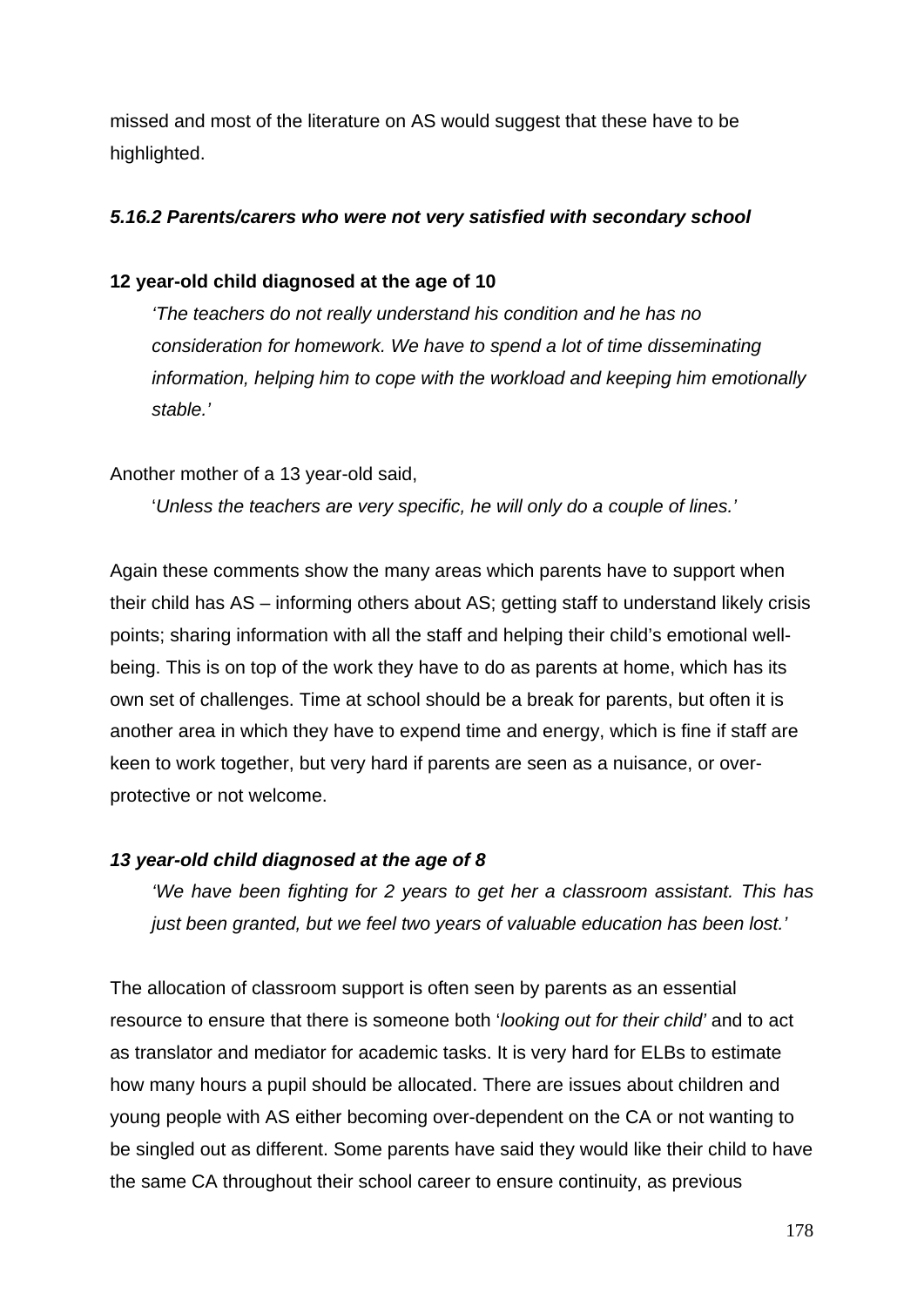missed and most of the literature on AS would suggest that these have to be highlighted.

#### *5.16.2 Parents/carers who were not very satisfied with secondary school*

**12 year-old child diagnosed at the age of 10**

> *'The teachers do not really understand his condition and he has no consideration for homework. We have to spend a lot of time disseminating information, helping him to cope with the workload and keeping him emotionally stable.'*

Another mother of a 13 year-old said,

> '*Unless the teachers are very specific, he will only do a couple of lines.'*

Again these comments show the many areas which parents have to support when their child has AS – informing others about AS; getting staff to understand likely crisis points; sharing information with all the staff and helping their child's emotional well-being. This is on top of the work they have to do as parents at home, which has its own set of challenges. Time at school should be a break for parents, but often it is another area in which they have to expend time and energy, which is fine if staff are keen to work together, but very hard if parents are seen as a nuisance, or over-protective or not welcome.

***13 year-old child diagnosed at the age of 8***

> *'We have been fighting for 2 years to get her a classroom assistant. This has just been granted, but we feel two years of valuable education has been lost.'*

The allocation of classroom support is often seen by parents as an essential resource to ensure that there is someone both '*looking out for their child'* and to act as translator and mediator for academic tasks. It is very hard for ELBs to estimate how many hours a pupil should be allocated. There are issues about children and young people with AS either becoming over-dependent on the CA or not wanting to be singled out as different. Some parents have said they would like their child to have the same CA throughout their school career to ensure continuity, as previous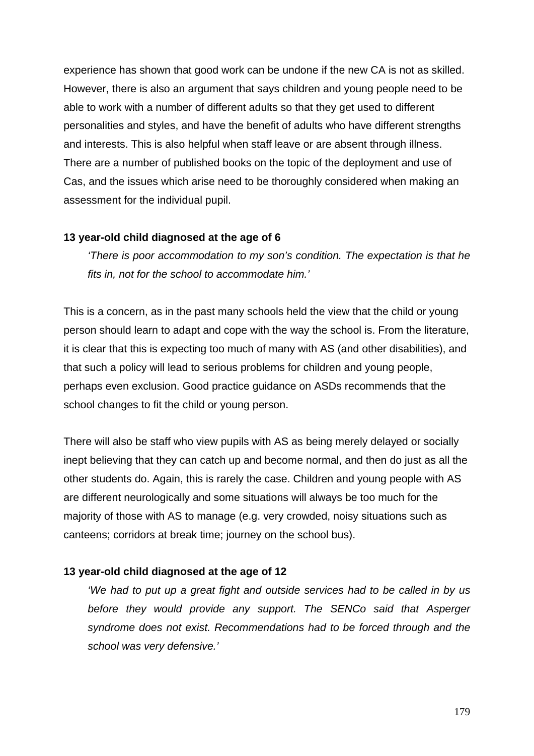experience has shown that good work can be undone if the new CA is not as skilled. However, there is also an argument that says children and young people need to be able to work with a number of different adults so that they get used to different personalities and styles, and have the benefit of adults who have different strengths and interests. This is also helpful when staff leave or are absent through illness. There are a number of published books on the topic of the deployment and use of Cas, and the issues which arise need to be thoroughly considered when making an assessment for the individual pupil.

**13 year-old child diagnosed at the age of 6**

> *'There is poor accommodation to my son's condition. The expectation is that he fits in, not for the school to accommodate him.'*

This is a concern, as in the past many schools held the view that the child or young person should learn to adapt and cope with the way the school is. From the literature, it is clear that this is expecting too much of many with AS (and other disabilities), and that such a policy will lead to serious problems for children and young people, perhaps even exclusion. Good practice guidance on ASDs recommends that the school changes to fit the child or young person.

There will also be staff who view pupils with AS as being merely delayed or socially inept believing that they can catch up and become normal, and then do just as all the other students do. Again, this is rarely the case. Children and young people with AS are different neurologically and some situations will always be too much for the majority of those with AS to manage (e.g. very crowded, noisy situations such as canteens; corridors at break time; journey on the school bus).

**13 year-old child diagnosed at the age of 12**

> *'We had to put up a great fight and outside services had to be called in by us before they would provide any support. The SENCo said that Asperger syndrome does not exist. Recommendations had to be forced through and the school was very defensive.'*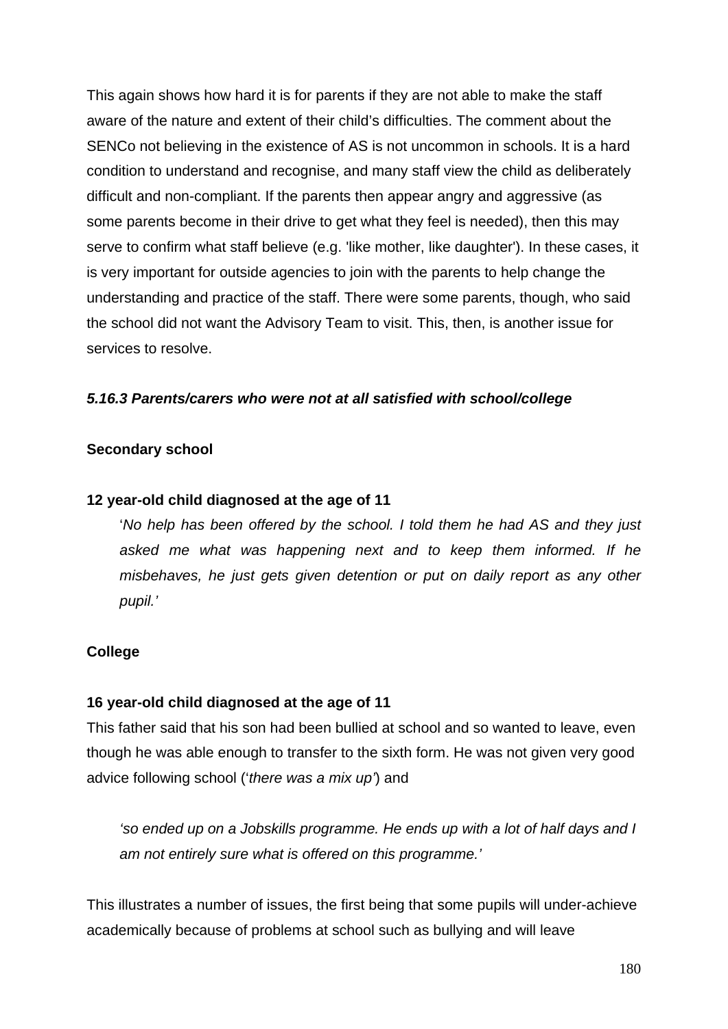This again shows how hard it is for parents if they are not able to make the staff aware of the nature and extent of their child's difficulties. The comment about the SENCo not believing in the existence of AS is not uncommon in schools. It is a hard condition to understand and recognise, and many staff view the child as deliberately difficult and non-compliant. If the parents then appear angry and aggressive (as some parents become in their drive to get what they feel is needed), then this may serve to confirm what staff believe (e.g. 'like mother, like daughter'). In these cases, it is very important for outside agencies to join with the parents to help change the understanding and practice of the staff. There were some parents, though, who said the school did not want the Advisory Team to visit. This, then, is another issue for services to resolve.

#### *5.16.3 Parents/carers who were not at all satisfied with school/college*

**Secondary school**

**12 year-old child diagnosed at the age of 11**

> '*No help has been offered by the school. I told them he had AS and they just asked me what was happening next and to keep them informed. If he misbehaves, he just gets given detention or put on daily report as any other pupil.'*

**College**

**16 year-old child diagnosed at the age of 11**

This father said that his son had been bullied at school and so wanted to leave, even though he was able enough to transfer to the sixth form. He was not given very good advice following school ('*there was a mix up'*) and

> *'so ended up on a Jobskills programme. He ends up with a lot of half days and I am not entirely sure what is offered on this programme.'*

This illustrates a number of issues, the first being that some pupils will under-achieve academically because of problems at school such as bullying and will leave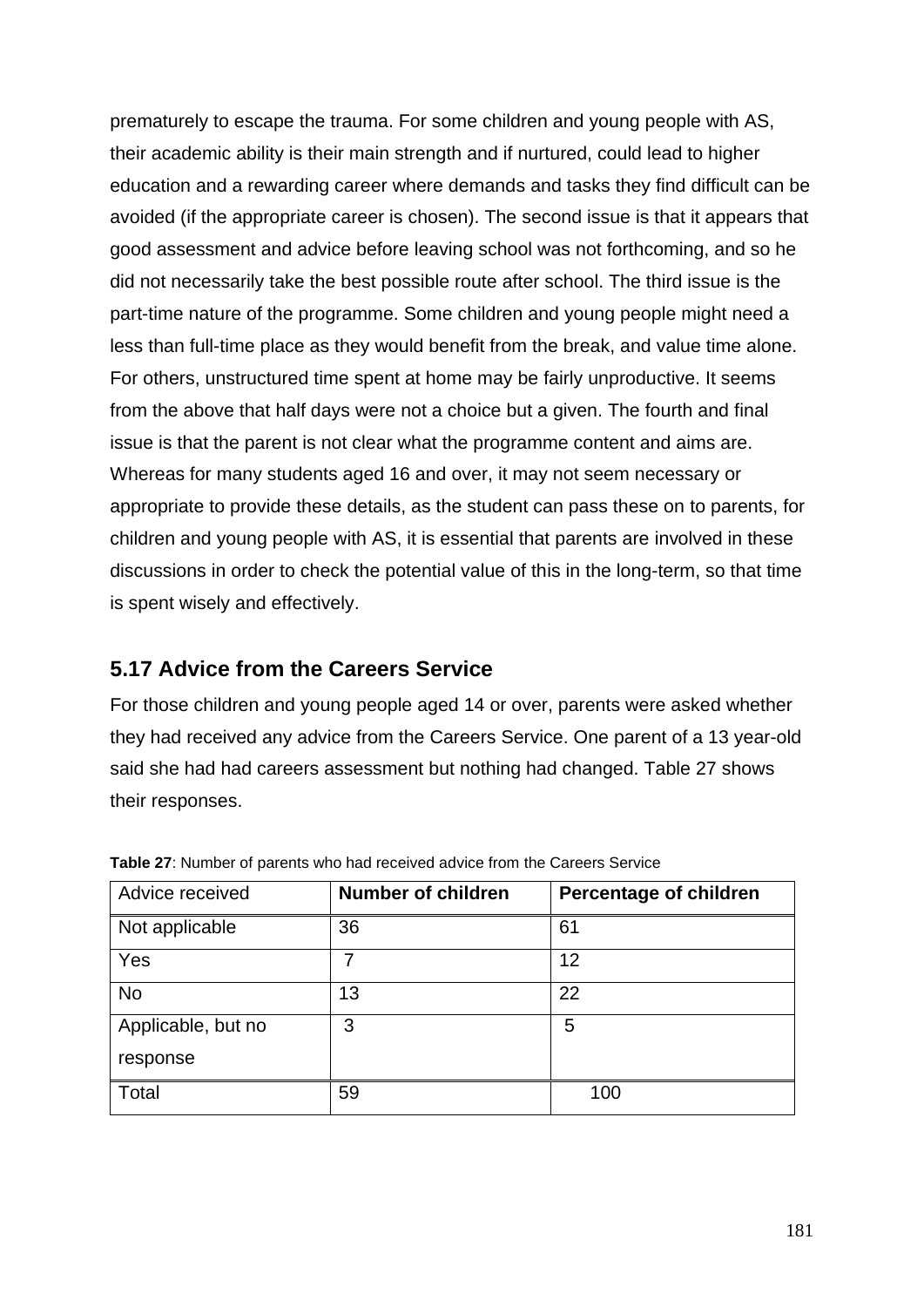prematurely to escape the trauma. For some children and young people with AS, their academic ability is their main strength and if nurtured, could lead to higher education and a rewarding career where demands and tasks they find difficult can be avoided (if the appropriate career is chosen). The second issue is that it appears that good assessment and advice before leaving school was not forthcoming, and so he did not necessarily take the best possible route after school. The third issue is the part-time nature of the programme. Some children and young people might need a less than full-time place as they would benefit from the break, and value time alone. For others, unstructured time spent at home may be fairly unproductive. It seems from the above that half days were not a choice but a given. The fourth and final issue is that the parent is not clear what the programme content and aims are. Whereas for many students aged 16 and over, it may not seem necessary or appropriate to provide these details, as the student can pass these on to parents, for children and young people with AS, it is essential that parents are involved in these discussions in order to check the potential value of this in the long-term, so that time is spent wisely and effectively.

## 5.17 Advice from the Careers Service

For those children and young people aged 14 or over, parents were asked whether they had received any advice from the Careers Service. One parent of a 13 year-old said she had had careers assessment but nothing had changed. Table 27 shows their responses.

**Table 27**: Number of parents who had received advice from the Careers Service

| Advice received | **Number of children** | **Percentage of children** |
|---|---|---|
| Not applicable | 36 | 61 |
| Yes | 7 | 12 |
| No | 13 | 22 |
| Applicable, but no response | 3 | 5 |
| Total | 59 | 100 |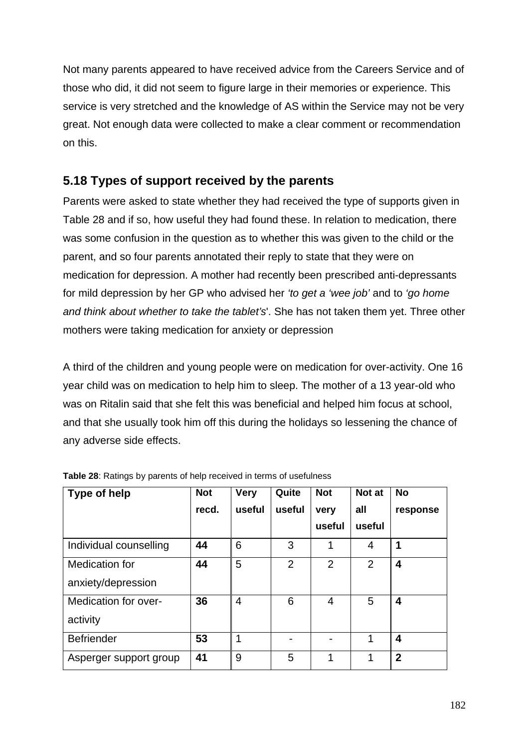Not many parents appeared to have received advice from the Careers Service and of those who did, it did not seem to figure large in their memories or experience. This service is very stretched and the knowledge of AS within the Service may not be very great. Not enough data were collected to make a clear comment or recommendation on this.

## 5.18 Types of support received by the parents

Parents were asked to state whether they had received the type of supports given in Table 28 and if so, how useful they had found these. In relation to medication, there was some confusion in the question as to whether this was given to the child or the parent, and so four parents annotated their reply to state that they were on medication for depression. A mother had recently been prescribed anti-depressants for mild depression by her GP who advised her *'to get a 'wee job'* and to *'go home and think about whether to take the tablet's*'. She has not taken them yet. Three other mothers were taking medication for anxiety or depression

A third of the children and young people were on medication for over-activity. One 16 year child was on medication to help him to sleep. The mother of a 13 year-old who was on Ritalin said that she felt this was beneficial and helped him focus at school, and that she usually took him off this during the holidays so lessening the chance of any adverse side effects.

**Table 28**: Ratings by parents of help received in terms of usefulness

| Type of help | Not recd. | Very useful | Quite useful | Not very useful | Not at all useful | No response |
|---|---|---|---|---|---|---|
| Individual counselling | **44** | 6 | 3 | 1 | 4 | **1** |
| Medication for anxiety/depression | **44** | 5 | 2 | 2 | 2 | **4** |
| Medication for over-activity | **36** | 4 | 6 | 4 | 5 | **4** |
| Befriender | **53** | 1 | - | - | 1 | **4** |
| Asperger support group | **41** | 9 | 5 | 1 | 1 | **2** |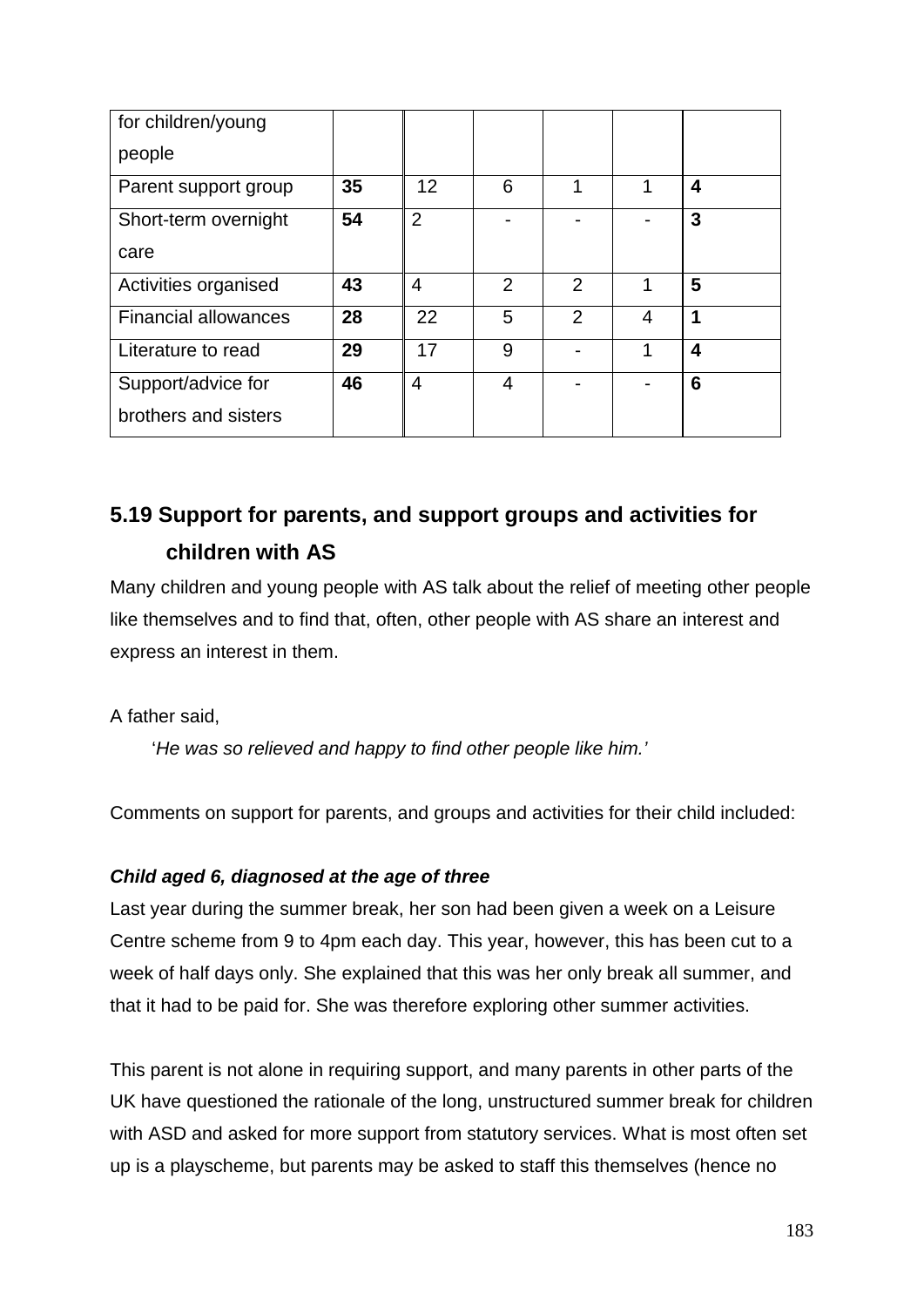| for children/young people | | | | | | |
|---|---|---|---|---|---|---|
| Parent support group | **35** | 12 | 6 | 1 | 1 | **4** |
| Short-term overnight care | **54** | 2 | - | - | - | **3** |
| Activities organised | **43** | 4 | 2 | 2 | 1 | **5** |
| Financial allowances | **28** | 22 | 5 | 2 | 4 | **1** |
| Literature to read | **29** | 17 | 9 | - | 1 | **4** |
| Support/advice for brothers and sisters | **46** | 4 | 4 | - | - | **6** |

## 5.19 Support for parents, and support groups and activities for children with AS

Many children and young people with AS talk about the relief of meeting other people like themselves and to find that, often, other people with AS share an interest and express an interest in them.

A father said,

> '*He was so relieved and happy to find other people like him.'*

Comments on support for parents, and groups and activities for their child included:

***Child aged 6, diagnosed at the age of three***

Last year during the summer break, her son had been given a week on a Leisure Centre scheme from 9 to 4pm each day. This year, however, this has been cut to a week of half days only. She explained that this was her only break all summer, and that it had to be paid for. She was therefore exploring other summer activities.

This parent is not alone in requiring support, and many parents in other parts of the UK have questioned the rationale of the long, unstructured summer break for children with ASD and asked for more support from statutory services. What is most often set up is a playscheme, but parents may be asked to staff this themselves (hence no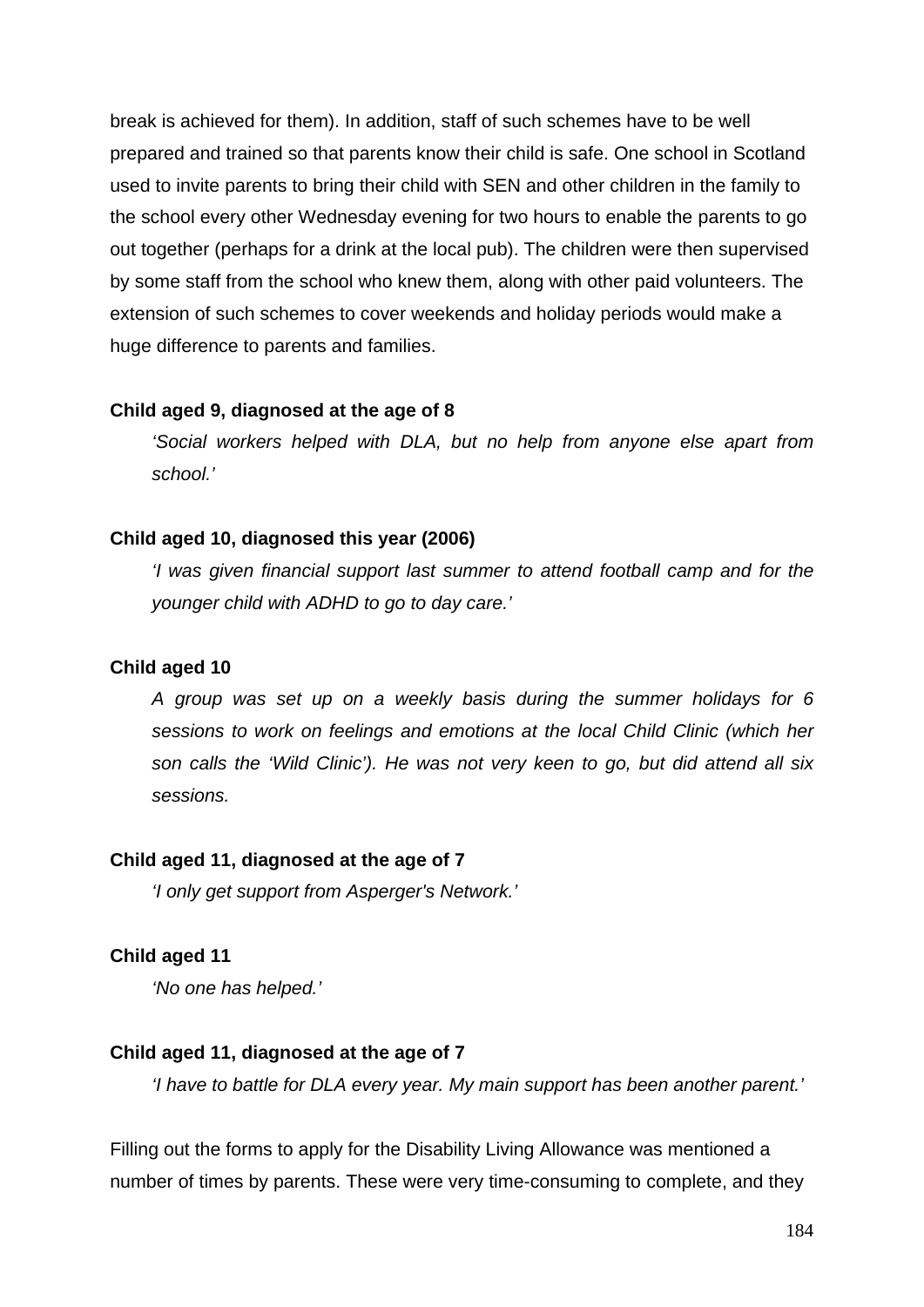break is achieved for them). In addition, staff of such schemes have to be well prepared and trained so that parents know their child is safe. One school in Scotland used to invite parents to bring their child with SEN and other children in the family to the school every other Wednesday evening for two hours to enable the parents to go out together (perhaps for a drink at the local pub). The children were then supervised by some staff from the school who knew them, along with other paid volunteers. The extension of such schemes to cover weekends and holiday periods would make a huge difference to parents and families.

**Child aged 9, diagnosed at the age of 8**

> *'Social workers helped with DLA, but no help from anyone else apart from school.'*

**Child aged 10, diagnosed this year (2006)**

> *'I was given financial support last summer to attend football camp and for the younger child with ADHD to go to day care.'*

**Child aged 10**

> *A group was set up on a weekly basis during the summer holidays for 6 sessions to work on feelings and emotions at the local Child Clinic (which her son calls the 'Wild Clinic'). He was not very keen to go, but did attend all six sessions.*

**Child aged 11, diagnosed at the age of 7**

> *'I only get support from Asperger's Network.'*

**Child aged 11**

> *'No one has helped.'*

**Child aged 11, diagnosed at the age of 7**

> *'I have to battle for DLA every year. My main support has been another parent.'*

Filling out the forms to apply for the Disability Living Allowance was mentioned a number of times by parents. These were very time-consuming to complete, and they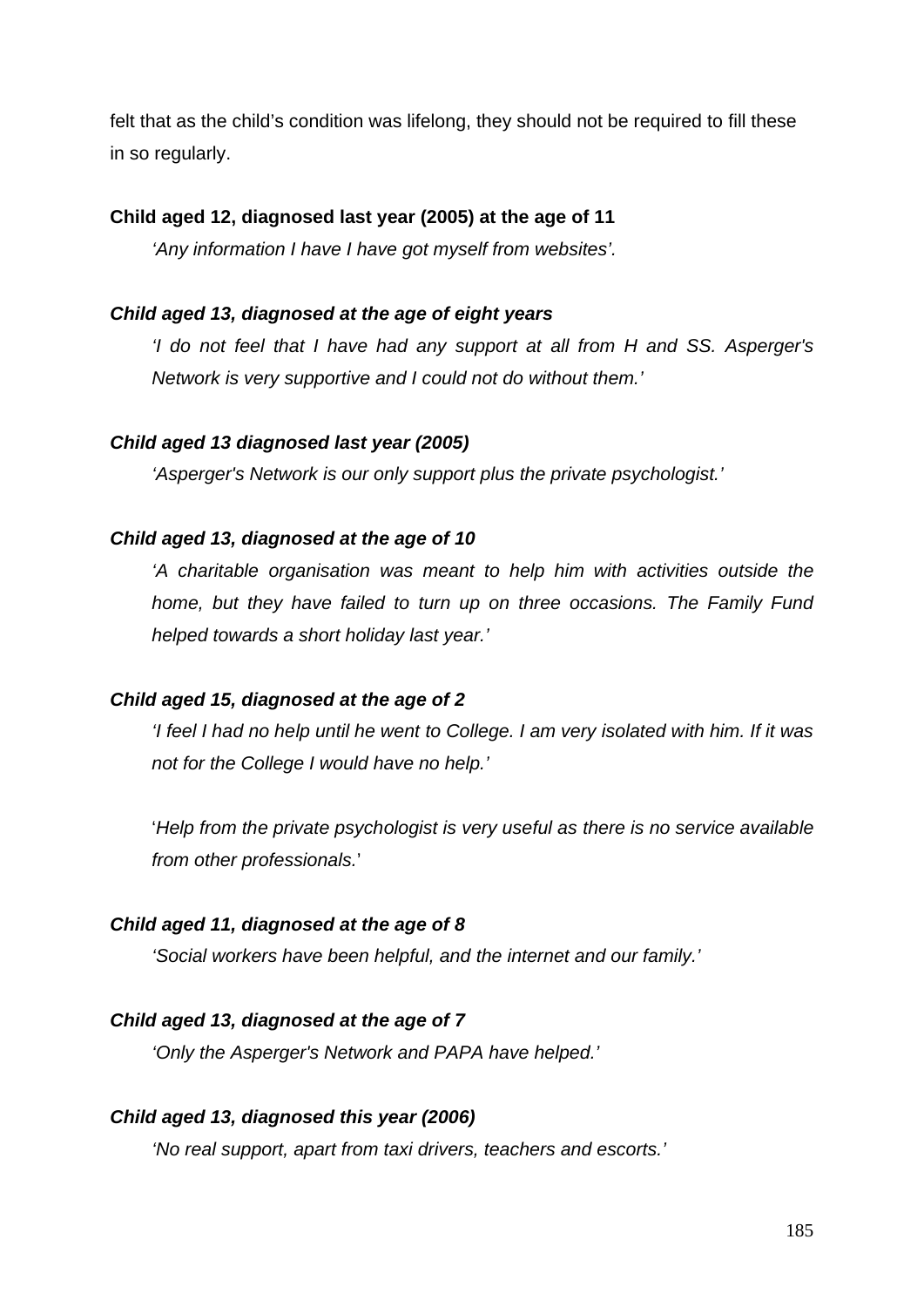felt that as the child's condition was lifelong, they should not be required to fill these in so regularly.

**Child aged 12, diagnosed last year (2005) at the age of 11**

*'Any information I have I have got myself from websites'.*

***Child aged 13, diagnosed at the age of eight years***

*'I do not feel that I have had any support at all from H and SS. Asperger's Network is very supportive and I could not do without them.'*

***Child aged 13 diagnosed last year (2005)***

*'Asperger's Network is our only support plus the private psychologist.'*

***Child aged 13, diagnosed at the age of 10***

*'A charitable organisation was meant to help him with activities outside the home, but they have failed to turn up on three occasions. The Family Fund helped towards a short holiday last year.'*

***Child aged 15, diagnosed at the age of 2***

*'I feel I had no help until he went to College. I am very isolated with him. If it was not for the College I would have no help.'*

'*Help from the private psychologist is very useful as there is no service available from other professionals.*'

***Child aged 11, diagnosed at the age of 8***

*'Social workers have been helpful, and the internet and our family.'*

***Child aged 13, diagnosed at the age of 7***

*'Only the Asperger's Network and PAPA have helped.'*

***Child aged 13, diagnosed this year (2006)***

*'No real support, apart from taxi drivers, teachers and escorts.'*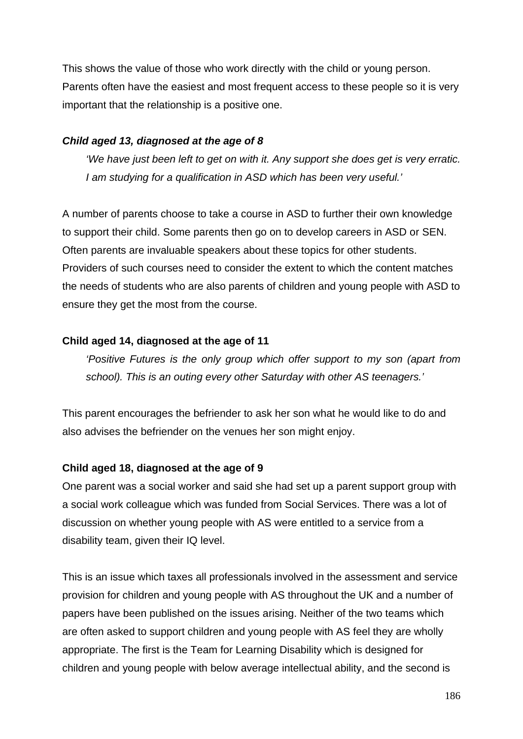This shows the value of those who work directly with the child or young person. Parents often have the easiest and most frequent access to these people so it is very important that the relationship is a positive one.

***Child aged 13, diagnosed at the age of 8***

> *'We have just been left to get on with it. Any support she does get is very erratic. I am studying for a qualification in ASD which has been very useful.'*

A number of parents choose to take a course in ASD to further their own knowledge to support their child. Some parents then go on to develop careers in ASD or SEN. Often parents are invaluable speakers about these topics for other students. Providers of such courses need to consider the extent to which the content matches the needs of students who are also parents of children and young people with ASD to ensure they get the most from the course.

**Child aged 14, diagnosed at the age of 11**

> *'Positive Futures is the only group which offer support to my son (apart from school). This is an outing every other Saturday with other AS teenagers.'*

This parent encourages the befriender to ask her son what he would like to do and also advises the befriender on the venues her son might enjoy.

**Child aged 18, diagnosed at the age of 9**

One parent was a social worker and said she had set up a parent support group with a social work colleague which was funded from Social Services. There was a lot of discussion on whether young people with AS were entitled to a service from a disability team, given their IQ level.

This is an issue which taxes all professionals involved in the assessment and service provision for children and young people with AS throughout the UK and a number of papers have been published on the issues arising. Neither of the two teams which are often asked to support children and young people with AS feel they are wholly appropriate. The first is the Team for Learning Disability which is designed for children and young people with below average intellectual ability, and the second is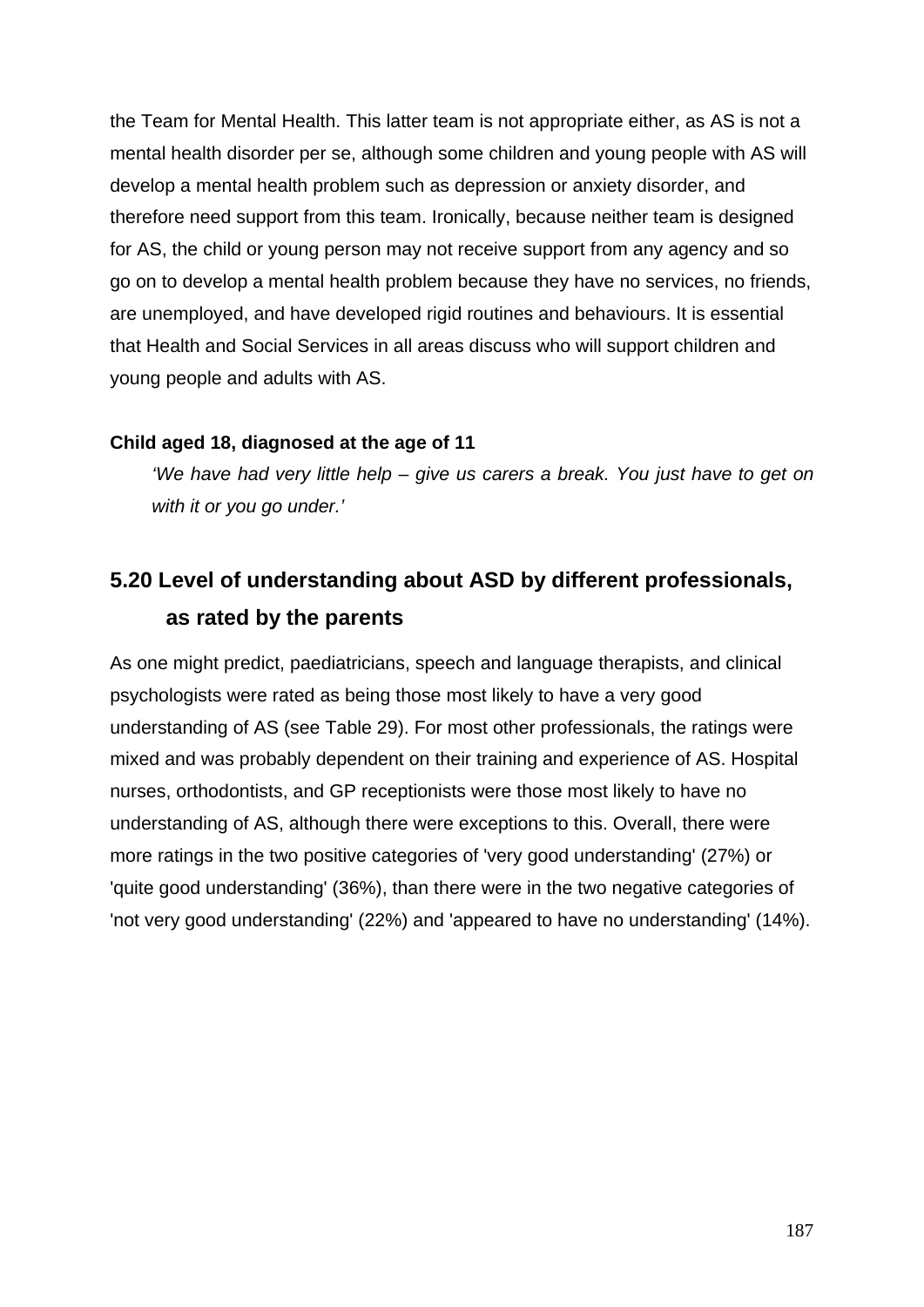the Team for Mental Health. This latter team is not appropriate either, as AS is not a mental health disorder per se, although some children and young people with AS will develop a mental health problem such as depression or anxiety disorder, and therefore need support from this team. Ironically, because neither team is designed for AS, the child or young person may not receive support from any agency and so go on to develop a mental health problem because they have no services, no friends, are unemployed, and have developed rigid routines and behaviours. It is essential that Health and Social Services in all areas discuss who will support children and young people and adults with AS.

**Child aged 18, diagnosed at the age of 11**

> *'We have had very little help – give us carers a break. You just have to get on with it or you go under.'*

## 5.20 Level of understanding about ASD by different professionals, as rated by the parents

As one might predict, paediatricians, speech and language therapists, and clinical psychologists were rated as being those most likely to have a very good understanding of AS (see Table 29). For most other professionals, the ratings were mixed and was probably dependent on their training and experience of AS. Hospital nurses, orthodontists, and GP receptionists were those most likely to have no understanding of AS, although there were exceptions to this. Overall, there were more ratings in the two positive categories of 'very good understanding' (27%) or 'quite good understanding' (36%), than there were in the two negative categories of 'not very good understanding' (22%) and 'appeared to have no understanding' (14%).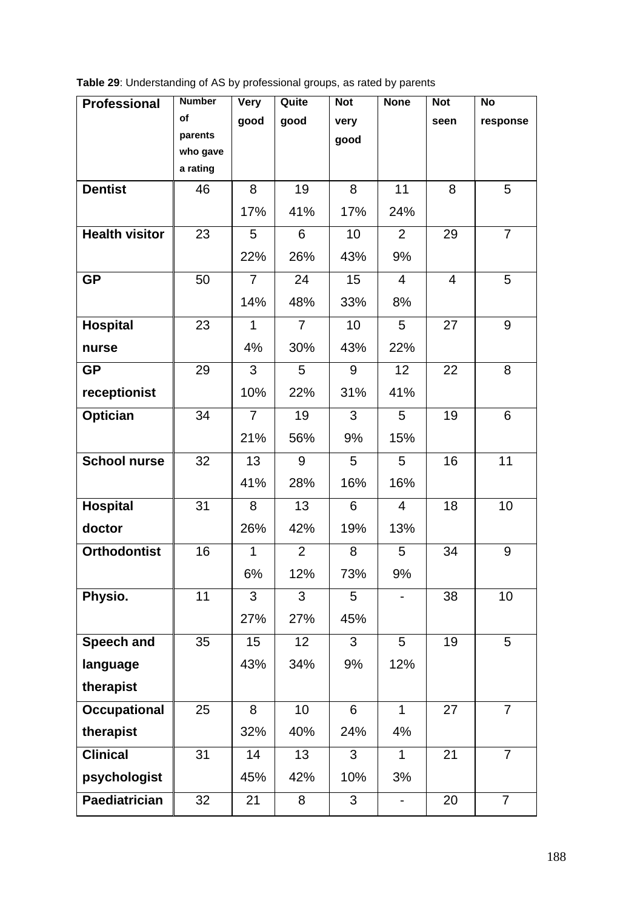**Table 29**: Understanding of AS by professional groups, as rated by parents

| Professional | Number of parents who gave a rating | Very good | Quite good | Not very good | None | Not seen | No response |
|---|---|---|---|---|---|---|---|
| **Dentist** | 46 | 8<br>17% | 19<br>41% | 8<br>17% | 11<br>24% | 8 | 5 |
| **Health visitor** | 23 | 5<br>22% | 6<br>26% | 10<br>43% | 2<br>9% | 29 | 7 |
| **GP** | 50 | 7<br>14% | 24<br>48% | 15<br>33% | 4<br>8% | 4 | 5 |
| **Hospital nurse** | 23 | 1<br>4% | 7<br>30% | 10<br>43% | 5<br>22% | 27 | 9 |
| **GP receptionist** | 29 | 3<br>10% | 5<br>22% | 9<br>31% | 12<br>41% | 22 | 8 |
| **Optician** | 34 | 7<br>21% | 19<br>56% | 3<br>9% | 5<br>15% | 19 | 6 |
| **School nurse** | 32 | 13<br>41% | 9<br>28% | 5<br>16% | 5<br>16% | 16 | 11 |
| **Hospital doctor** | 31 | 8<br>26% | 13<br>42% | 6<br>19% | 4<br>13% | 18 | 10 |
| **Orthodontist** | 16 | 1<br>6% | 2<br>12% | 8<br>73% | 5<br>9% | 34 | 9 |
| **Physio.** | 11 | 3<br>27% | 3<br>27% | 5<br>45% | - | 38 | 10 |
| **Speech and language therapist** | 35 | 15<br>43% | 12<br>34% | 3<br>9% | 5<br>12% | 19 | 5 |
| **Occupational therapist** | 25 | 8<br>32% | 10<br>40% | 6<br>24% | 1<br>4% | 27 | 7 |
| **Clinical psychologist** | 31 | 14<br>45% | 13<br>42% | 3<br>10% | 1<br>3% | 21 | 7 |
| **Paediatrician** | 32 | 21 | 8 | 3 | - | 20 | 7 |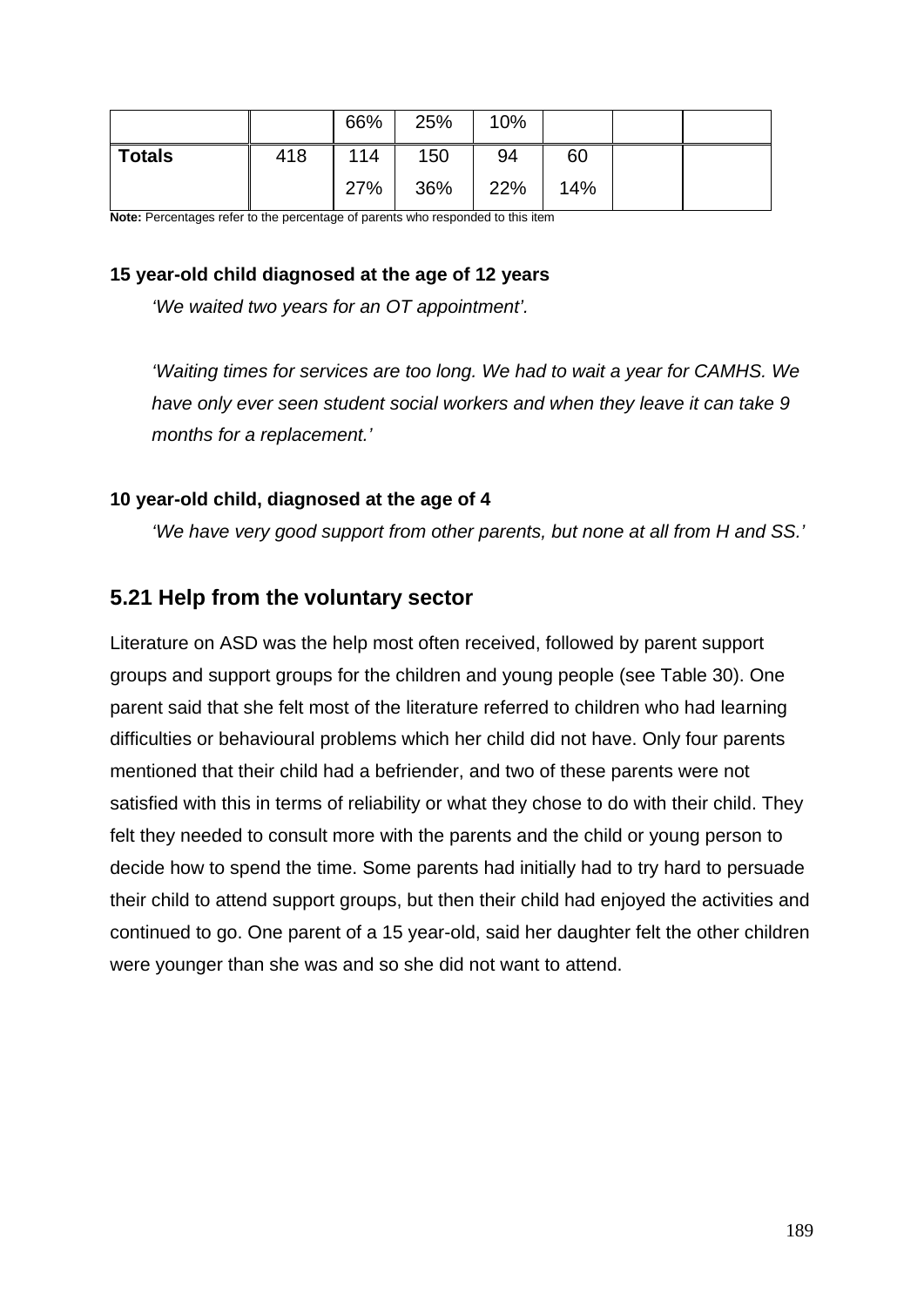|  |  | 66% | 25% | 10% |  |  |  |
|---|---|---|---|---|---|---|---|
| **Totals** | 418 | 114<br>27% | 150<br>36% | 94<br>22% | 60<br>14% |  |  |

**Note:** Percentages refer to the percentage of parents who responded to this item

**15 year-old child diagnosed at the age of 12 years**

*'We waited two years for an OT appointment'.*

*'Waiting times for services are too long. We had to wait a year for CAMHS. We have only ever seen student social workers and when they leave it can take 9 months for a replacement.'*

**10 year-old child, diagnosed at the age of 4**

*'We have very good support from other parents, but none at all from H and SS.'*

## 5.21 Help from the voluntary sector

Literature on ASD was the help most often received, followed by parent support groups and support groups for the children and young people (see Table 30). One parent said that she felt most of the literature referred to children who had learning difficulties or behavioural problems which her child did not have. Only four parents mentioned that their child had a befriender, and two of these parents were not satisfied with this in terms of reliability or what they chose to do with their child. They felt they needed to consult more with the parents and the child or young person to decide how to spend the time. Some parents had initially had to try hard to persuade their child to attend support groups, but then their child had enjoyed the activities and continued to go. One parent of a 15 year-old, said her daughter felt the other children were younger than she was and so she did not want to attend.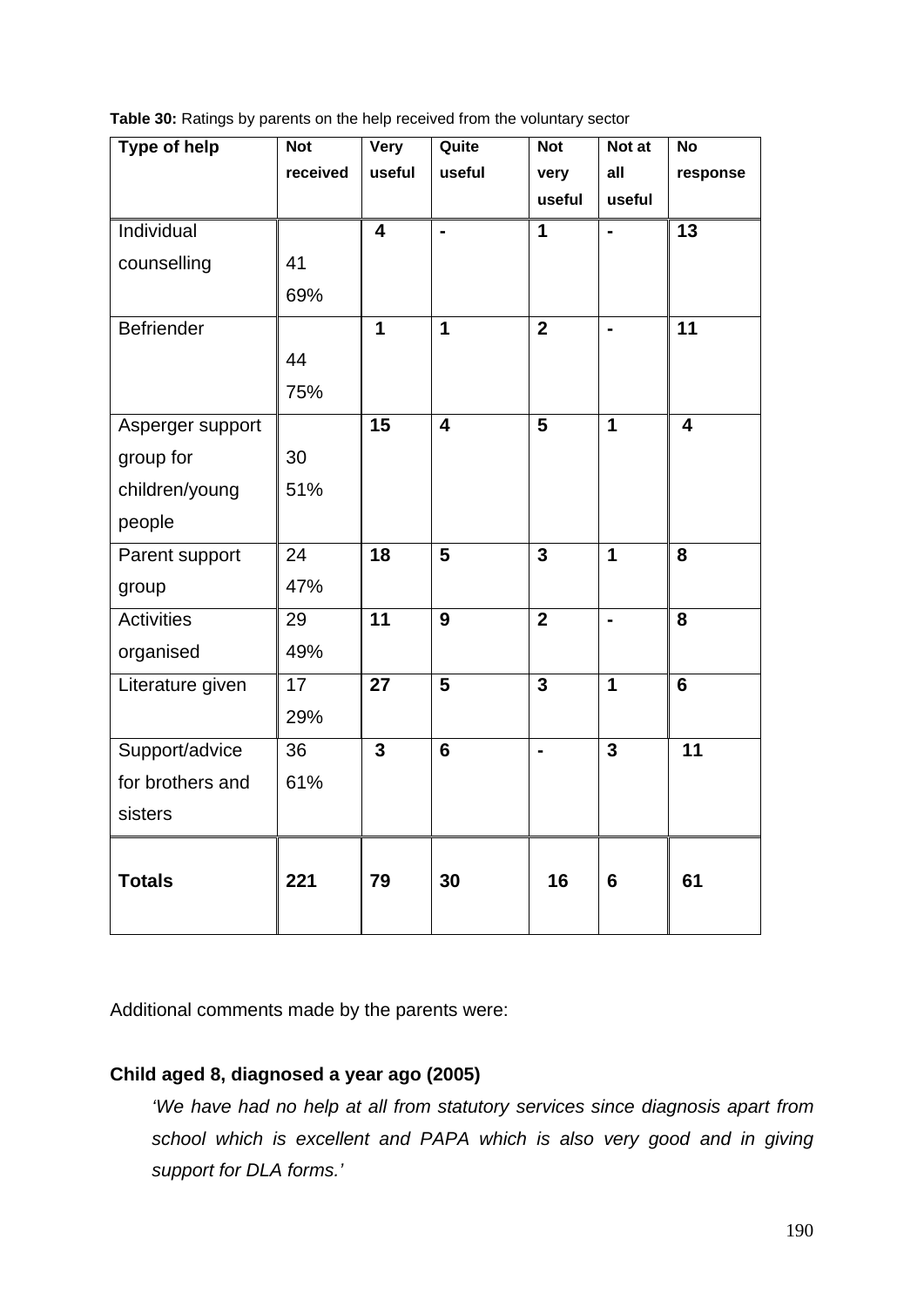**Table 30:** Ratings by parents on the help received from the voluntary sector

| Type of help | Not received | Very useful | Quite useful | Not very useful | Not at all useful | No response |
|---|---|---|---|---|---|---|
| Individual counselling | 41<br>69% | 4 | - | 1 | - | 13 |
| Befriender | 44<br>75% | 1 | 1 | 2 | - | 11 |
| Asperger support group for children/young people | 30<br>51% | 15 | 4 | 5 | 1 | 4 |
| Parent support group | 24<br>47% | 18 | 5 | 3 | 1 | 8 |
| Activities organised | 29<br>49% | 11 | 9 | 2 | - | 8 |
| Literature given | 17<br>29% | 27 | 5 | 3 | 1 | 6 |
| Support/advice for brothers and sisters | 36<br>61% | 3 | 6 | - | 3 | 11 |
| **Totals** | **221** | **79** | **30** | **16** | **6** | **61** |

Additional comments made by the parents were:

**Child aged 8, diagnosed a year ago (2005)**

> *'We have had no help at all from statutory services since diagnosis apart from school which is excellent and PAPA which is also very good and in giving support for DLA forms.'*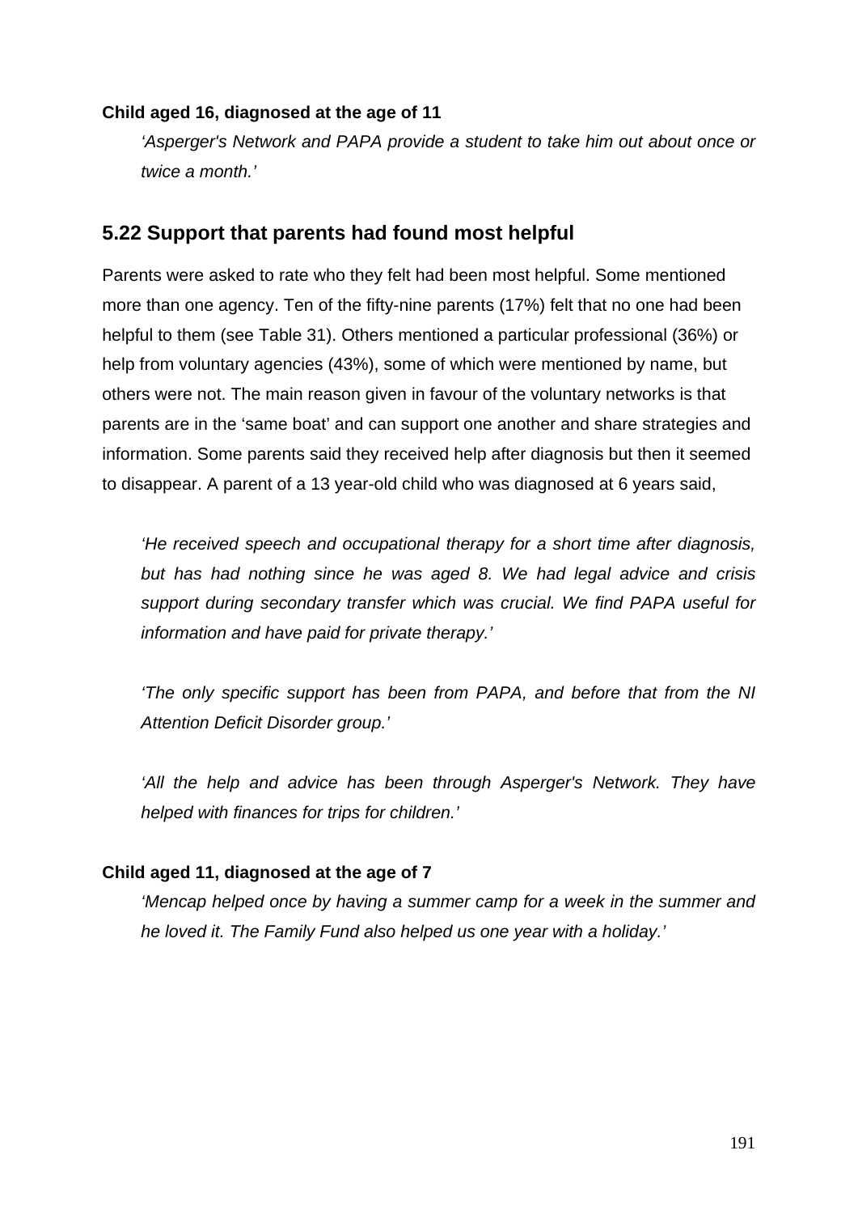**Child aged 16, diagnosed at the age of 11**

*'Asperger's Network and PAPA provide a student to take him out about once or twice a month.'*

## 5.22 Support that parents had found most helpful

Parents were asked to rate who they felt had been most helpful. Some mentioned more than one agency. Ten of the fifty-nine parents (17%) felt that no one had been helpful to them (see Table 31). Others mentioned a particular professional (36%) or help from voluntary agencies (43%), some of which were mentioned by name, but others were not. The main reason given in favour of the voluntary networks is that parents are in the 'same boat' and can support one another and share strategies and information. Some parents said they received help after diagnosis but then it seemed to disappear. A parent of a 13 year-old child who was diagnosed at 6 years said,

*'He received speech and occupational therapy for a short time after diagnosis, but has had nothing since he was aged 8. We had legal advice and crisis support during secondary transfer which was crucial. We find PAPA useful for information and have paid for private therapy.'*

*'The only specific support has been from PAPA, and before that from the NI Attention Deficit Disorder group.'*

*'All the help and advice has been through Asperger's Network. They have helped with finances for trips for children.'*

**Child aged 11, diagnosed at the age of 7**

*'Mencap helped once by having a summer camp for a week in the summer and he loved it. The Family Fund also helped us one year with a holiday.'*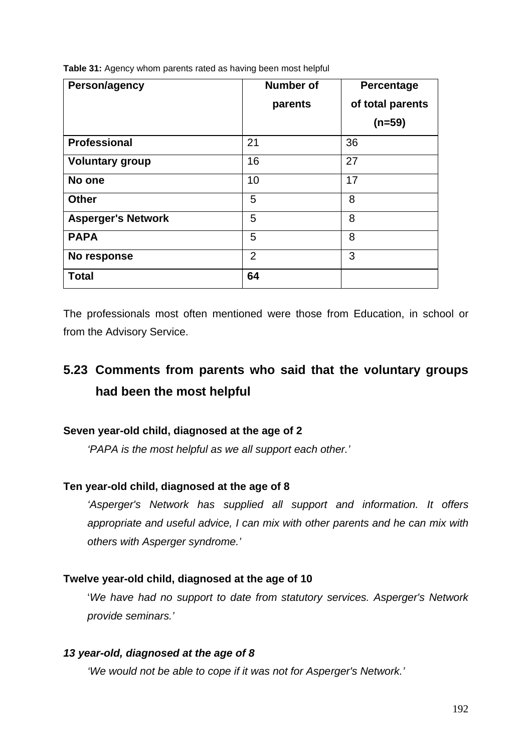**Table 31:** Agency whom parents rated as having been most helpful

| Person/agency | Number of parents | Percentage of total parents (n=59) |
|---|---|---|
| **Professional** | 21 | 36 |
| **Voluntary group** | 16 | 27 |
| **No one** | 10 | 17 |
| **Other** | 5 | 8 |
| **Asperger's Network** | 5 | 8 |
| **PAPA** | 5 | 8 |
| **No response** | 2 | 3 |
| **Total** | **64** | |

The professionals most often mentioned were those from Education, in school or from the Advisory Service.

## 5.23 Comments from parents who said that the voluntary groups had been the most helpful

**Seven year-old child, diagnosed at the age of 2**

*'PAPA is the most helpful as we all support each other.'*

**Ten year-old child, diagnosed at the age of 8**

*'Asperger's Network has supplied all support and information. It offers appropriate and useful advice, I can mix with other parents and he can mix with others with Asperger syndrome.'*

**Twelve year-old child, diagnosed at the age of 10**

'*We have had no support to date from statutory services. Asperger's Network provide seminars.'*

***13 year-old, diagnosed at the age of 8***

*'We would not be able to cope if it was not for Asperger's Network.'*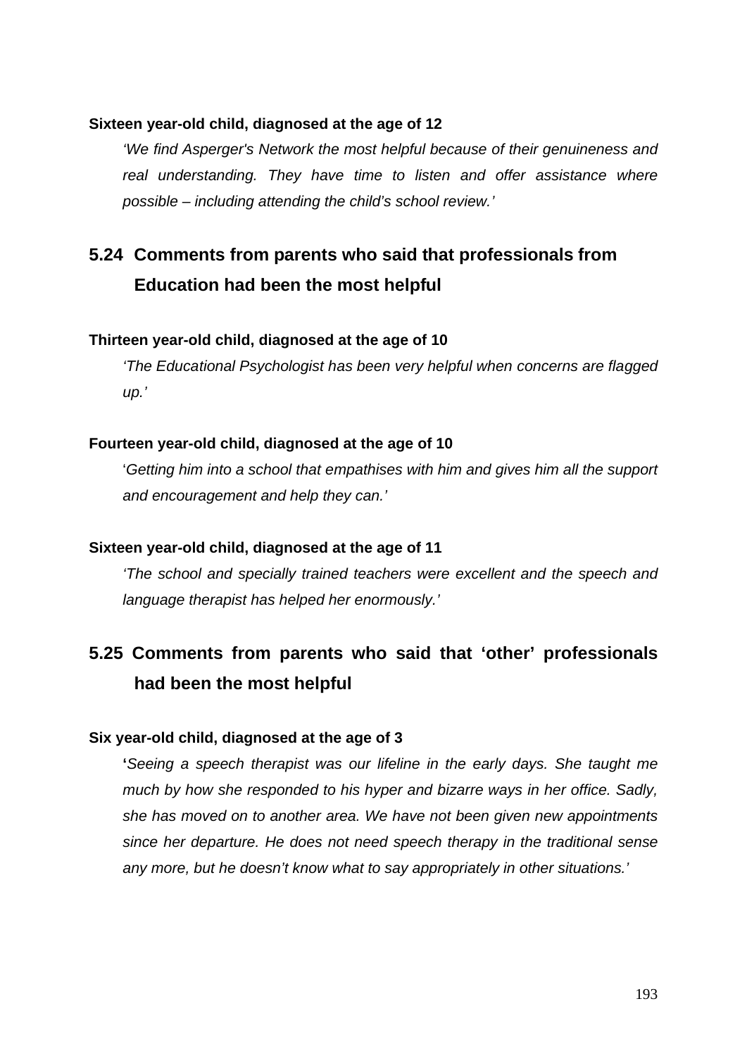**Sixteen year-old child, diagnosed at the age of 12**

*'We find Asperger's Network the most helpful because of their genuineness and real understanding. They have time to listen and offer assistance where possible – including attending the child's school review.'*

## 5.24 Comments from parents who said that professionals from Education had been the most helpful

**Thirteen year-old child, diagnosed at the age of 10**

*'The Educational Psychologist has been very helpful when concerns are flagged up.'*

**Fourteen year-old child, diagnosed at the age of 10**

'*Getting him into a school that empathises with him and gives him all the support and encouragement and help they can.'*

**Sixteen year-old child, diagnosed at the age of 11**

*'The school and specially trained teachers were excellent and the speech and language therapist has helped her enormously.'*

## 5.25 Comments from parents who said that 'other' professionals had been the most helpful

**Six year-old child, diagnosed at the age of 3**

**'***Seeing a speech therapist was our lifeline in the early days. She taught me much by how she responded to his hyper and bizarre ways in her office. Sadly, she has moved on to another area. We have not been given new appointments since her departure. He does not need speech therapy in the traditional sense any more, but he doesn't know what to say appropriately in other situations.'*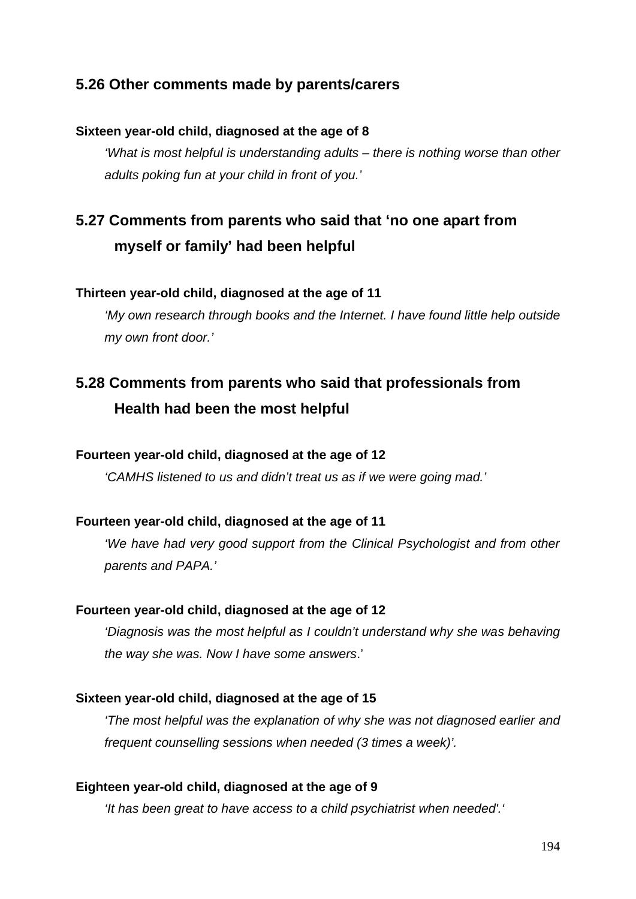## 5.26 Other comments made by parents/carers

**Sixteen year-old child, diagnosed at the age of 8**

*‘What is most helpful is understanding adults – there is nothing worse than other adults poking fun at your child in front of you.’*

## 5.27 Comments from parents who said that ‘no one apart from myself or family’ had been helpful

**Thirteen year-old child, diagnosed at the age of 11**

*‘My own research through books and the Internet. I have found little help outside my own front door.’*

## 5.28 Comments from parents who said that professionals from Health had been the most helpful

**Fourteen year-old child, diagnosed at the age of 12**

*‘CAMHS listened to us and didn’t treat us as if we were going mad.’*

**Fourteen year-old child, diagnosed at the age of 11**

*‘We have had very good support from the Clinical Psychologist and from other parents and PAPA.’*

**Fourteen year-old child, diagnosed at the age of 12**

*‘Diagnosis was the most helpful as I couldn’t understand why she was behaving the way she was. Now I have some answers*.’

**Sixteen year-old child, diagnosed at the age of 15**

*‘The most helpful was the explanation of why she was not diagnosed earlier and frequent counselling sessions when needed (3 times a week)’.*

**Eighteen year-old child, diagnosed at the age of 9**

*‘It has been great to have access to a child psychiatrist when needed'.‘*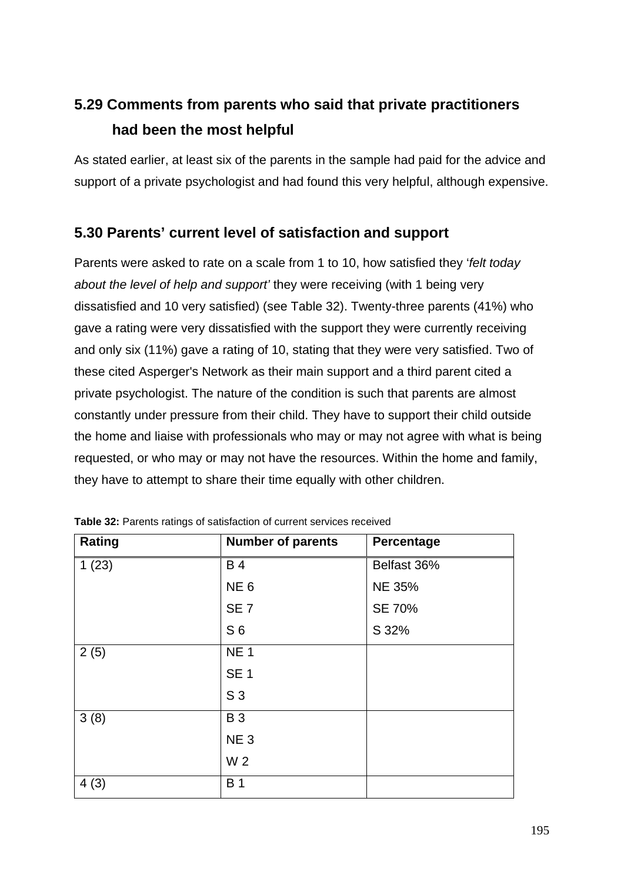## 5.29 Comments from parents who said that private practitioners had been the most helpful

As stated earlier, at least six of the parents in the sample had paid for the advice and support of a private psychologist and had found this very helpful, although expensive.

## 5.30 Parents' current level of satisfaction and support

Parents were asked to rate on a scale from 1 to 10, how satisfied they '*felt today about the level of help and support'* they were receiving (with 1 being very dissatisfied and 10 very satisfied) (see Table 32). Twenty-three parents (41%) who gave a rating were very dissatisfied with the support they were currently receiving and only six (11%) gave a rating of 10, stating that they were very satisfied. Two of these cited Asperger's Network as their main support and a third parent cited a private psychologist. The nature of the condition is such that parents are almost constantly under pressure from their child. They have to support their child outside the home and liaise with professionals who may or may not agree with what is being requested, or who may or may not have the resources. Within the home and family, they have to attempt to share their time equally with other children.

**Table 32:** Parents ratings of satisfaction of current services received

| Rating | Number of parents | Percentage |
|---|---|---|
| 1 (23) | B 4 | Belfast 36% |
| | NE 6 | NE 35% |
| | SE 7 | SE 70% |
| | S 6 | S 32% |
| 2 (5) | NE 1 | |
| | SE 1 | |
| | S 3 | |
| 3 (8) | B 3 | |
| | NE 3 | |
| | W 2 | |
| 4 (3) | B 1 | |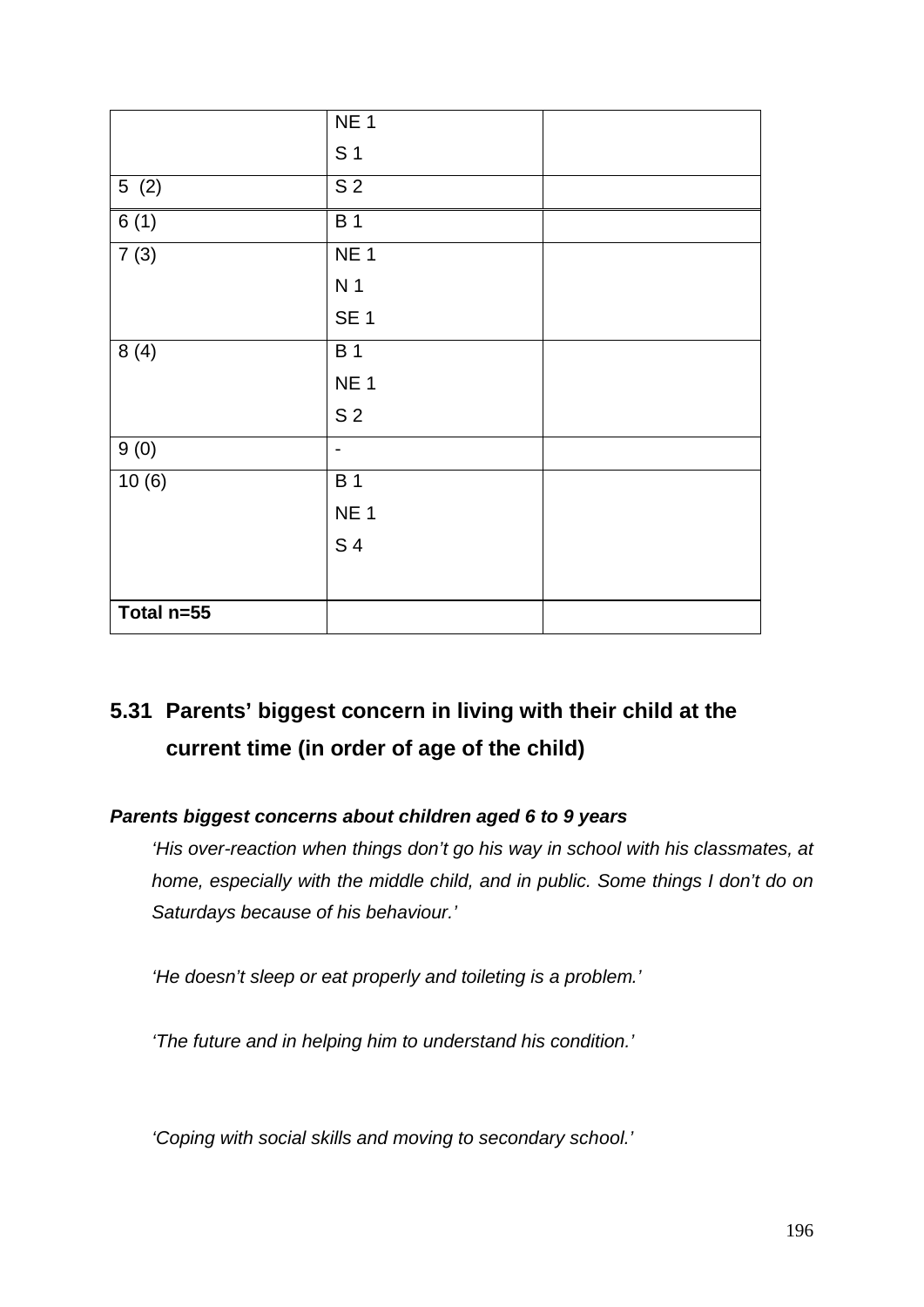| | | |
|---|---|---|
| | NE 1<br>S 1 | |
| 5 (2) | S 2 | |
| 6 (1) | B 1 | |
| 7 (3) | NE 1<br>N 1<br>SE 1 | |
| 8 (4) | B 1<br>NE 1<br>S 2 | |
| 9 (0) | - | |
| 10 (6) | B 1<br>NE 1<br>S 4 | |
| **Total n=55** | | |

## 5.31 Parents' biggest concern in living with their child at the current time (in order of age of the child)

***Parents biggest concerns about children aged 6 to 9 years***

*'His over-reaction when things don't go his way in school with his classmates, at home, especially with the middle child, and in public. Some things I don't do on Saturdays because of his behaviour.'*

*'He doesn't sleep or eat properly and toileting is a problem.'*

*'The future and in helping him to understand his condition.'*

*'Coping with social skills and moving to secondary school.'*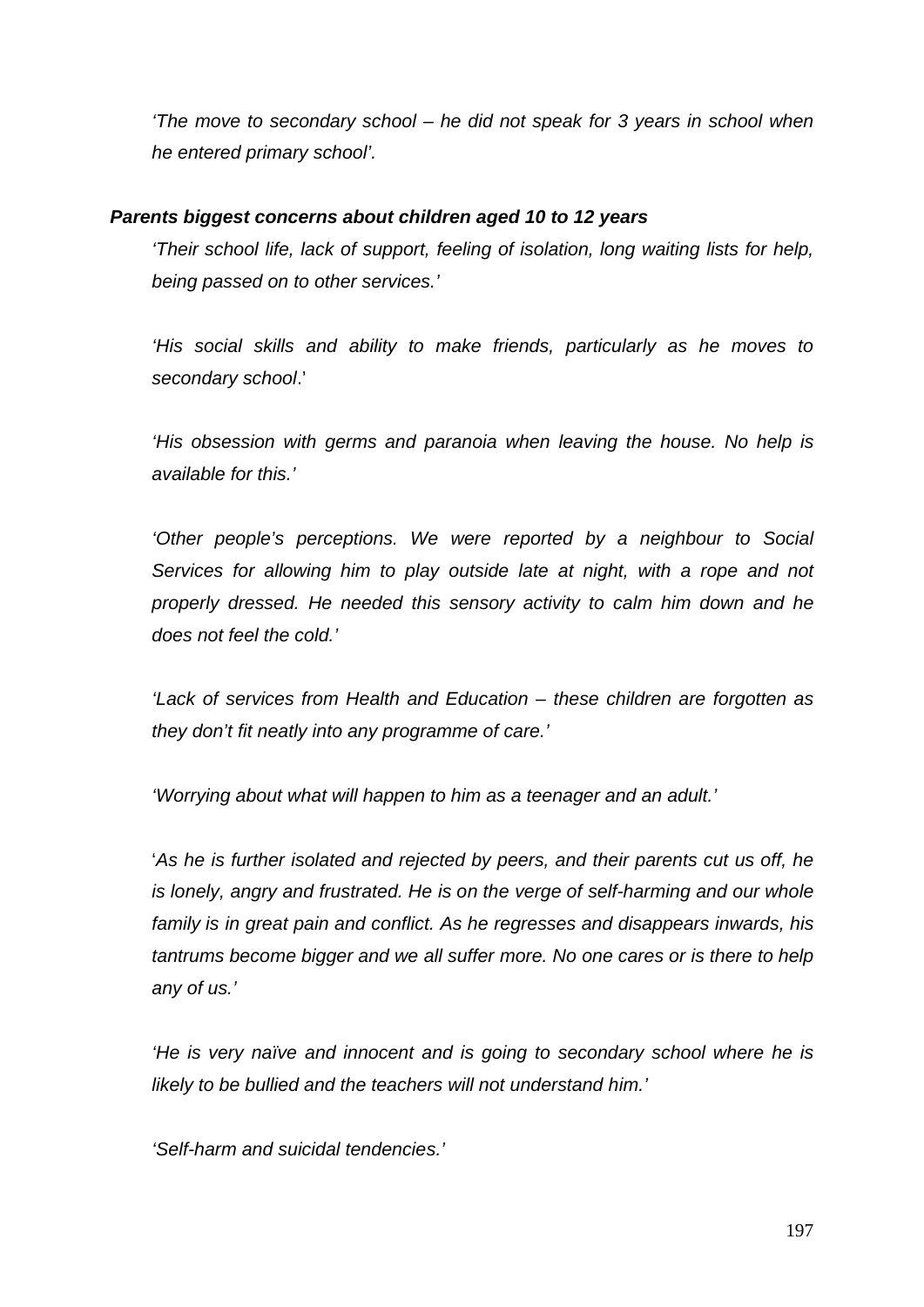*'The move to secondary school – he did not speak for 3 years in school when he entered primary school'.*

***Parents biggest concerns about children aged 10 to 12 years***

*'Their school life, lack of support, feeling of isolation, long waiting lists for help, being passed on to other services.'*

*'His social skills and ability to make friends, particularly as he moves to secondary school*.'

*'His obsession with germs and paranoia when leaving the house. No help is available for this.'*

*'Other people's perceptions. We were reported by a neighbour to Social Services for allowing him to play outside late at night, with a rope and not properly dressed. He needed this sensory activity to calm him down and he does not feel the cold.'*

*'Lack of services from Health and Education – these children are forgotten as they don't fit neatly into any programme of care.'*

*'Worrying about what will happen to him as a teenager and an adult.'*

'*As he is further isolated and rejected by peers, and their parents cut us off, he is lonely, angry and frustrated. He is on the verge of self-harming and our whole family is in great pain and conflict. As he regresses and disappears inwards, his tantrums become bigger and we all suffer more. No one cares or is there to help any of us.'*

*'He is very naïve and innocent and is going to secondary school where he is likely to be bullied and the teachers will not understand him.'*

*'Self-harm and suicidal tendencies.'*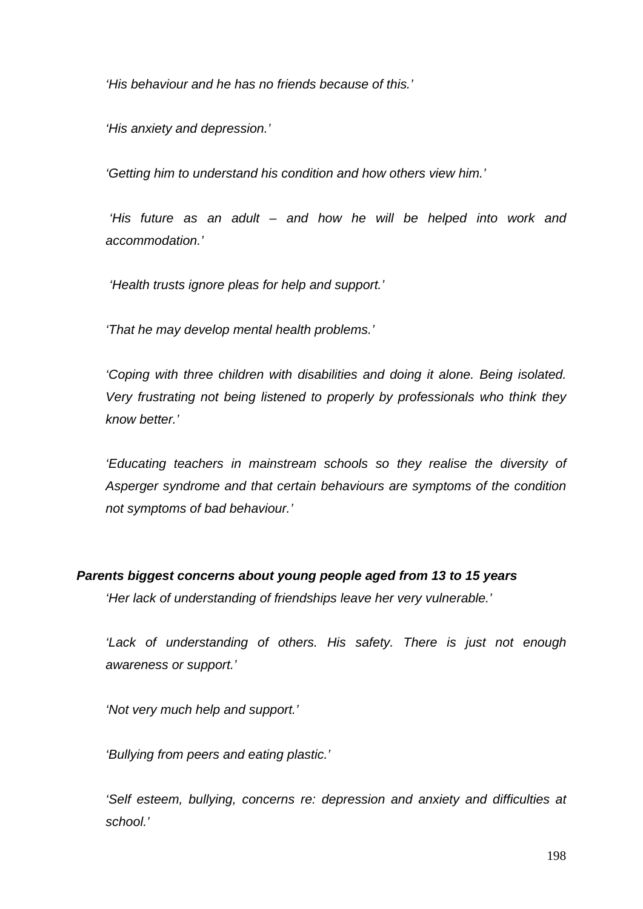*‘His behaviour and he has no friends because of this.’*

*‘His anxiety and depression.’*

*‘Getting him to understand his condition and how others view him.’*

*‘His future as an adult – and how he will be helped into work and accommodation.’*

*‘Health trusts ignore pleas for help and support.’*

*‘That he may develop mental health problems.’*

*‘Coping with three children with disabilities and doing it alone. Being isolated. Very frustrating not being listened to properly by professionals who think they know better.’*

*‘Educating teachers in mainstream schools so they realise the diversity of Asperger syndrome and that certain behaviours are symptoms of the condition not symptoms of bad behaviour.’*

***Parents biggest concerns about young people aged from 13 to 15 years***

*‘Her lack of understanding of friendships leave her very vulnerable.’*

*‘Lack of understanding of others. His safety. There is just not enough awareness or support.’*

*‘Not very much help and support.’*

*‘Bullying from peers and eating plastic.’*

*‘Self esteem, bullying, concerns re: depression and anxiety and difficulties at school.’*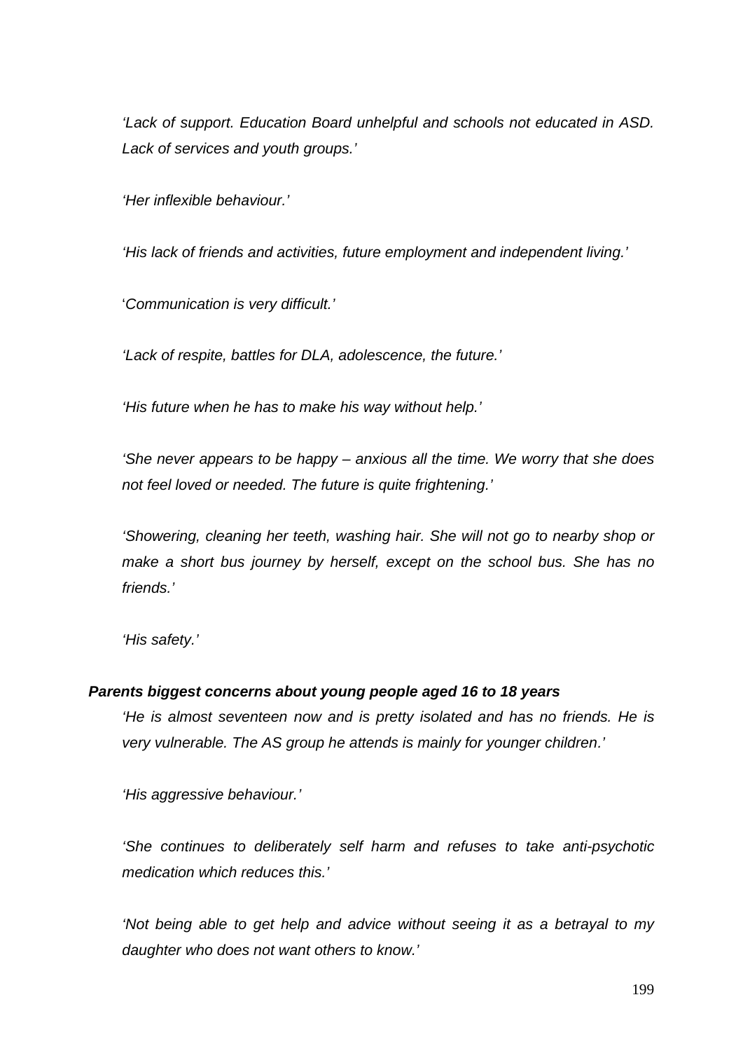*'Lack of support. Education Board unhelpful and schools not educated in ASD. Lack of services and youth groups.'*

*'Her inflexible behaviour.'*

*'His lack of friends and activities, future employment and independent living.'*

'*Communication is very difficult.'*

*'Lack of respite, battles for DLA, adolescence, the future.'*

*'His future when he has to make his way without help.'*

*'She never appears to be happy – anxious all the time. We worry that she does not feel loved or needed. The future is quite frightening.'*

*'Showering, cleaning her teeth, washing hair. She will not go to nearby shop or make a short bus journey by herself, except on the school bus. She has no friends.'*

*'His safety.'*

***Parents biggest concerns about young people aged 16 to 18 years***

*'He is almost seventeen now and is pretty isolated and has no friends. He is very vulnerable. The AS group he attends is mainly for younger children.'*

*'His aggressive behaviour.'*

*'She continues to deliberately self harm and refuses to take anti-psychotic medication which reduces this.'*

*'Not being able to get help and advice without seeing it as a betrayal to my daughter who does not want others to know.'*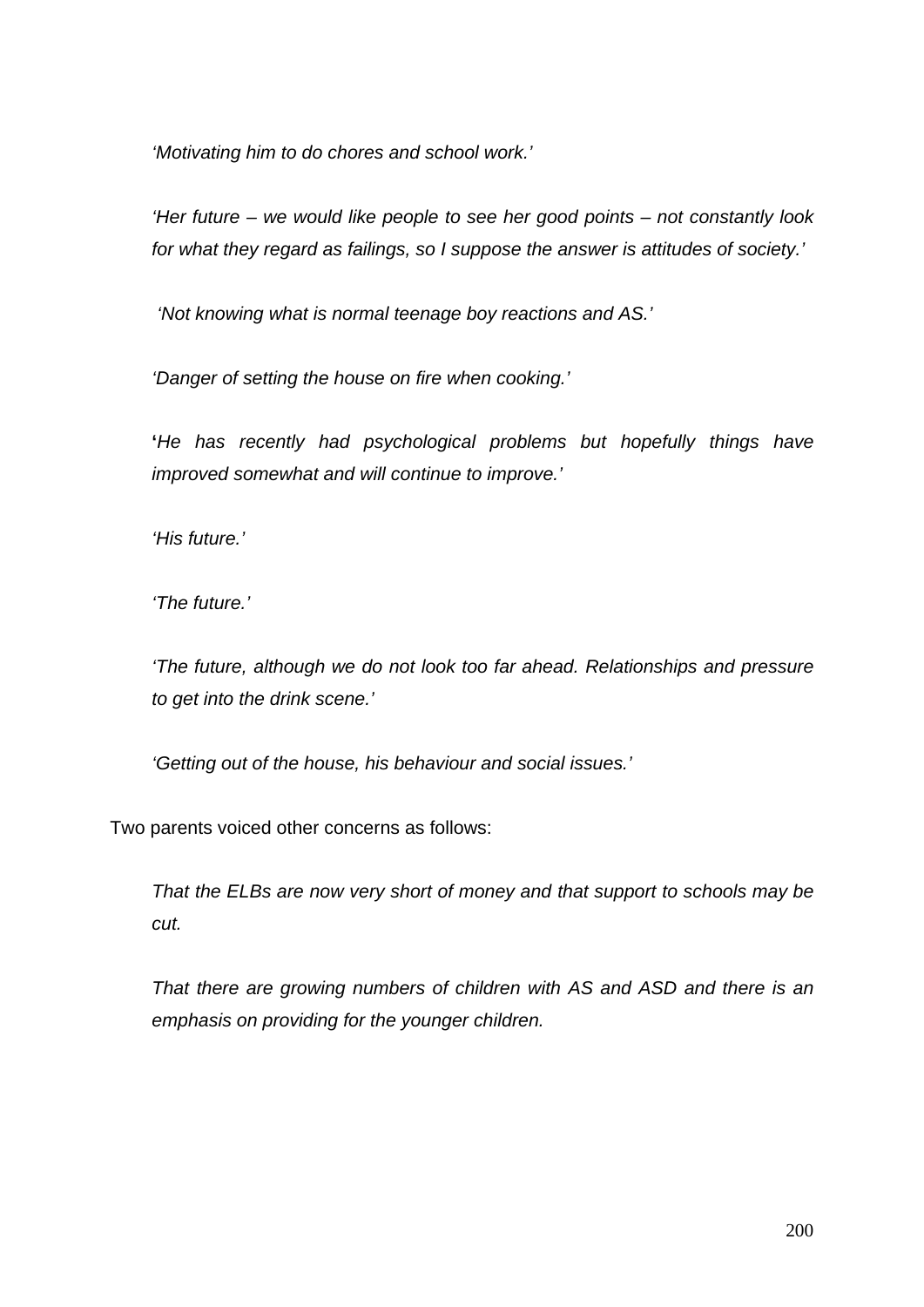*'Motivating him to do chores and school work.'*

*'Her future – we would like people to see her good points – not constantly look for what they regard as failings, so I suppose the answer is attitudes of society.'*

*'Not knowing what is normal teenage boy reactions and AS.'*

*'Danger of setting the house on fire when cooking.'*

**'***He has recently had psychological problems but hopefully things have improved somewhat and will continue to improve.'*

*'His future.'*

*'The future.'*

*'The future, although we do not look too far ahead. Relationships and pressure to get into the drink scene.'*

*'Getting out of the house, his behaviour and social issues.'*

Two parents voiced other concerns as follows:

*That the ELBs are now very short of money and that support to schools may be cut.*

*That there are growing numbers of children with AS and ASD and there is an emphasis on providing for the younger children.*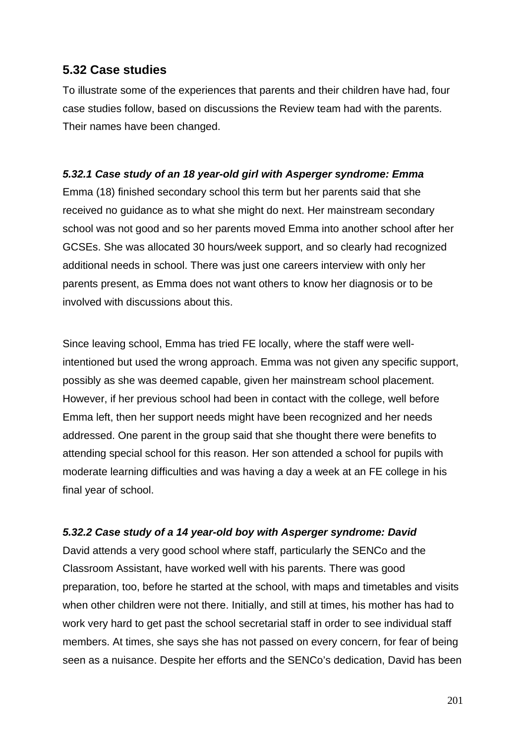## 5.32 Case studies

To illustrate some of the experiences that parents and their children have had, four case studies follow, based on discussions the Review team had with the parents. Their names have been changed.

### *5.32.1 Case study of an 18 year-old girl with Asperger syndrome: Emma*

Emma (18) finished secondary school this term but her parents said that she received no guidance as to what she might do next. Her mainstream secondary school was not good and so her parents moved Emma into another school after her GCSEs. She was allocated 30 hours/week support, and so clearly had recognized additional needs in school. There was just one careers interview with only her parents present, as Emma does not want others to know her diagnosis or to be involved with discussions about this.

Since leaving school, Emma has tried FE locally, where the staff were well-intentioned but used the wrong approach. Emma was not given any specific support, possibly as she was deemed capable, given her mainstream school placement. However, if her previous school had been in contact with the college, well before Emma left, then her support needs might have been recognized and her needs addressed. One parent in the group said that she thought there were benefits to attending special school for this reason. Her son attended a school for pupils with moderate learning difficulties and was having a day a week at an FE college in his final year of school.

### *5.32.2 Case study of a 14 year-old boy with Asperger syndrome: David*

David attends a very good school where staff, particularly the SENCo and the Classroom Assistant, have worked well with his parents. There was good preparation, too, before he started at the school, with maps and timetables and visits when other children were not there. Initially, and still at times, his mother has had to work very hard to get past the school secretarial staff in order to see individual staff members. At times, she says she has not passed on every concern, for fear of being seen as a nuisance. Despite her efforts and the SENCo's dedication, David has been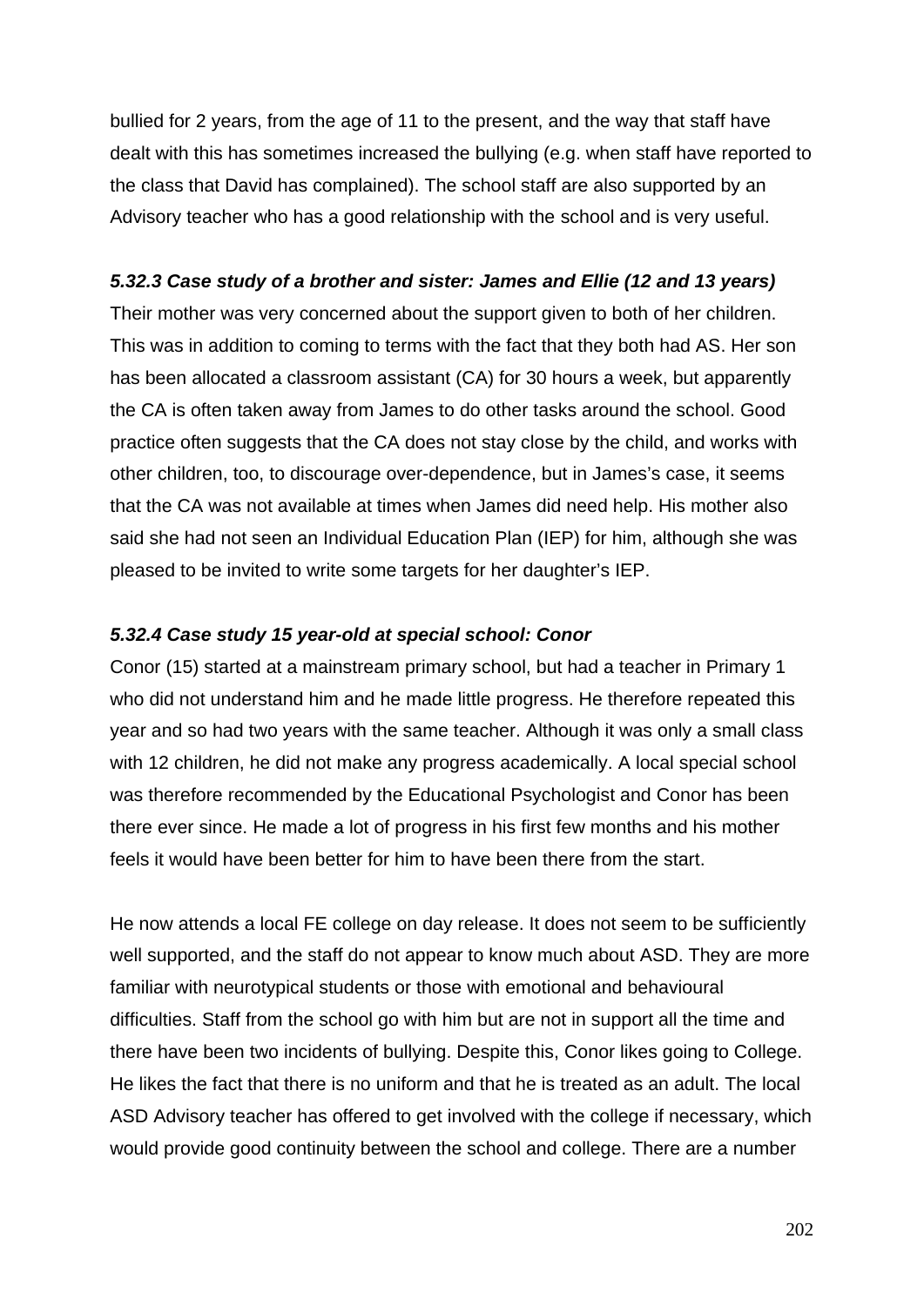bullied for 2 years, from the age of 11 to the present, and the way that staff have dealt with this has sometimes increased the bullying (e.g. when staff have reported to the class that David has complained). The school staff are also supported by an Advisory teacher who has a good relationship with the school and is very useful.

#### *5.32.3 Case study of a brother and sister: James and Ellie (12 and 13 years)*

Their mother was very concerned about the support given to both of her children. This was in addition to coming to terms with the fact that they both had AS. Her son has been allocated a classroom assistant (CA) for 30 hours a week, but apparently the CA is often taken away from James to do other tasks around the school. Good practice often suggests that the CA does not stay close by the child, and works with other children, too, to discourage over-dependence, but in James's case, it seems that the CA was not available at times when James did need help. His mother also said she had not seen an Individual Education Plan (IEP) for him, although she was pleased to be invited to write some targets for her daughter's IEP.

#### *5.32.4 Case study 15 year-old at special school: Conor*

Conor (15) started at a mainstream primary school, but had a teacher in Primary 1 who did not understand him and he made little progress. He therefore repeated this year and so had two years with the same teacher. Although it was only a small class with 12 children, he did not make any progress academically. A local special school was therefore recommended by the Educational Psychologist and Conor has been there ever since. He made a lot of progress in his first few months and his mother feels it would have been better for him to have been there from the start.

He now attends a local FE college on day release. It does not seem to be sufficiently well supported, and the staff do not appear to know much about ASD. They are more familiar with neurotypical students or those with emotional and behavioural difficulties. Staff from the school go with him but are not in support all the time and there have been two incidents of bullying. Despite this, Conor likes going to College. He likes the fact that there is no uniform and that he is treated as an adult. The local ASD Advisory teacher has offered to get involved with the college if necessary, which would provide good continuity between the school and college. There are a number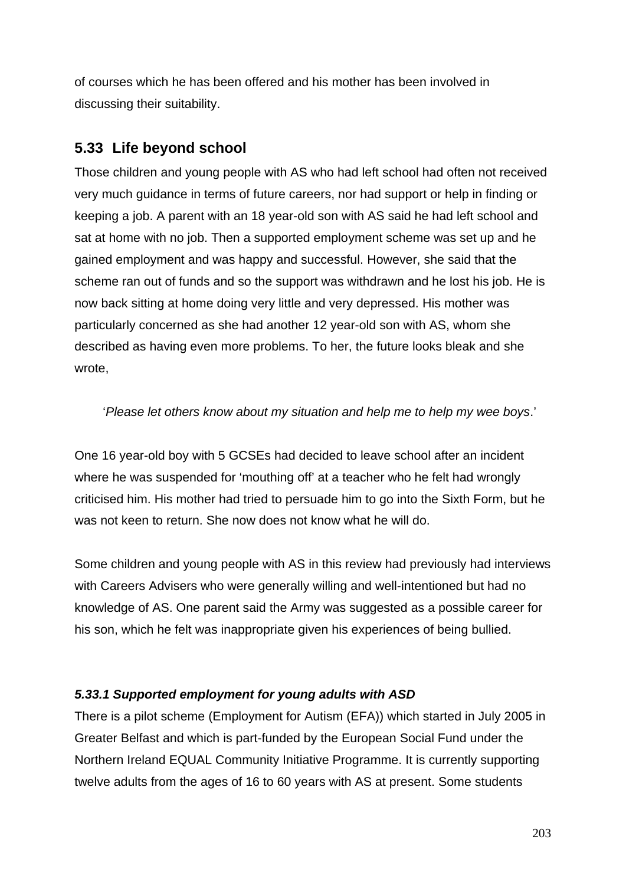of courses which he has been offered and his mother has been involved in discussing their suitability.

## 5.33 Life beyond school

Those children and young people with AS who had left school had often not received very much guidance in terms of future careers, nor had support or help in finding or keeping a job. A parent with an 18 year-old son with AS said he had left school and sat at home with no job. Then a supported employment scheme was set up and he gained employment and was happy and successful. However, she said that the scheme ran out of funds and so the support was withdrawn and he lost his job. He is now back sitting at home doing very little and very depressed. His mother was particularly concerned as she had another 12 year-old son with AS, whom she described as having even more problems. To her, the future looks bleak and she wrote,

> '*Please let others know about my situation and help me to help my wee boys*.'

One 16 year-old boy with 5 GCSEs had decided to leave school after an incident where he was suspended for 'mouthing off' at a teacher who he felt had wrongly criticised him. His mother had tried to persuade him to go into the Sixth Form, but he was not keen to return. She now does not know what he will do.

Some children and young people with AS in this review had previously had interviews with Careers Advisers who were generally willing and well-intentioned but had no knowledge of AS. One parent said the Army was suggested as a possible career for his son, which he felt was inappropriate given his experiences of being bullied.

### *5.33.1 Supported employment for young adults with ASD*

There is a pilot scheme (Employment for Autism (EFA)) which started in July 2005 in Greater Belfast and which is part-funded by the European Social Fund under the Northern Ireland EQUAL Community Initiative Programme. It is currently supporting twelve adults from the ages of 16 to 60 years with AS at present. Some students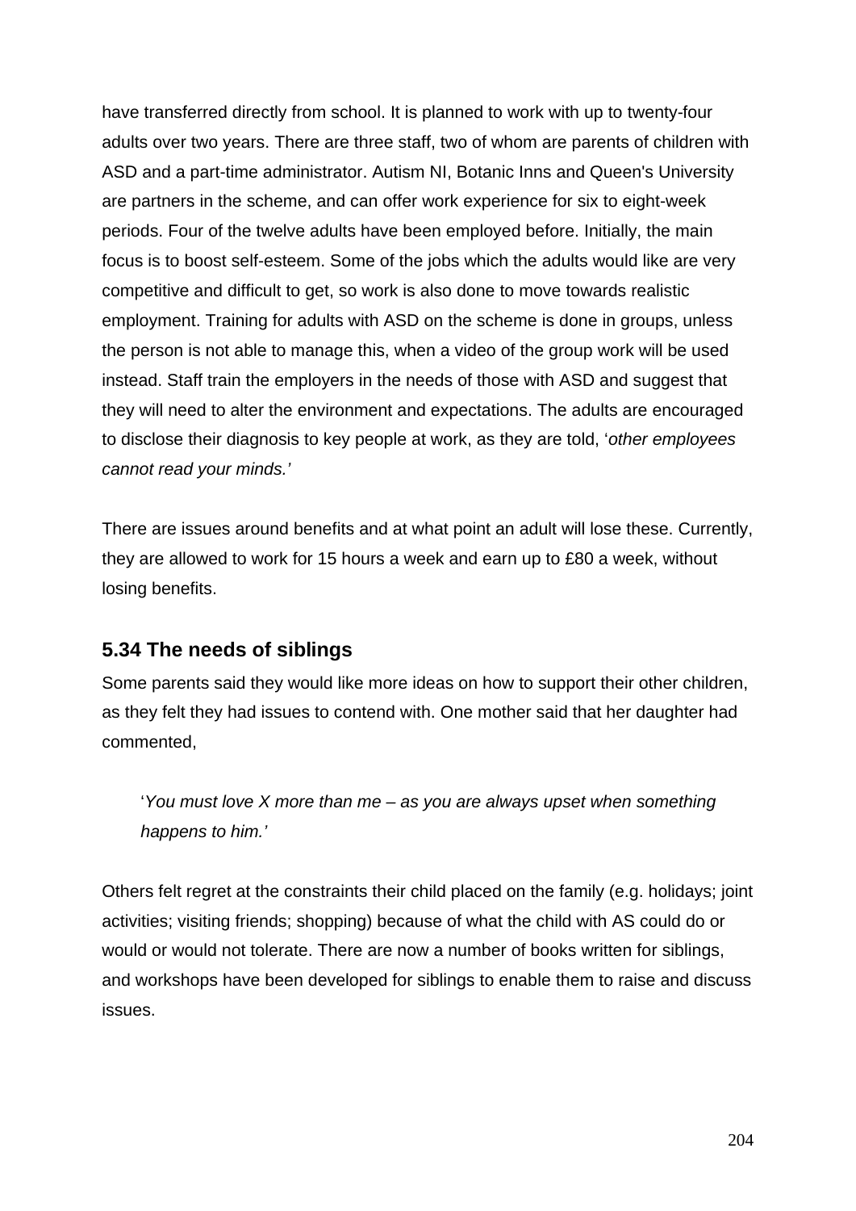have transferred directly from school. It is planned to work with up to twenty-four adults over two years. There are three staff, two of whom are parents of children with ASD and a part-time administrator. Autism NI, Botanic Inns and Queen's University are partners in the scheme, and can offer work experience for six to eight-week periods. Four of the twelve adults have been employed before. Initially, the main focus is to boost self-esteem. Some of the jobs which the adults would like are very competitive and difficult to get, so work is also done to move towards realistic employment. Training for adults with ASD on the scheme is done in groups, unless the person is not able to manage this, when a video of the group work will be used instead. Staff train the employers in the needs of those with ASD and suggest that they will need to alter the environment and expectations. The adults are encouraged to disclose their diagnosis to key people at work, as they are told, '*other employees cannot read your minds.'*

There are issues around benefits and at what point an adult will lose these. Currently, they are allowed to work for 15 hours a week and earn up to £80 a week, without losing benefits.

### 5.34 The needs of siblings

Some parents said they would like more ideas on how to support their other children, as they felt they had issues to contend with. One mother said that her daughter had commented,

> '*You must love X more than me – as you are always upset when something happens to him.'*

Others felt regret at the constraints their child placed on the family (e.g. holidays; joint activities; visiting friends; shopping) because of what the child with AS could do or would or would not tolerate. There are now a number of books written for siblings, and workshops have been developed for siblings to enable them to raise and discuss issues.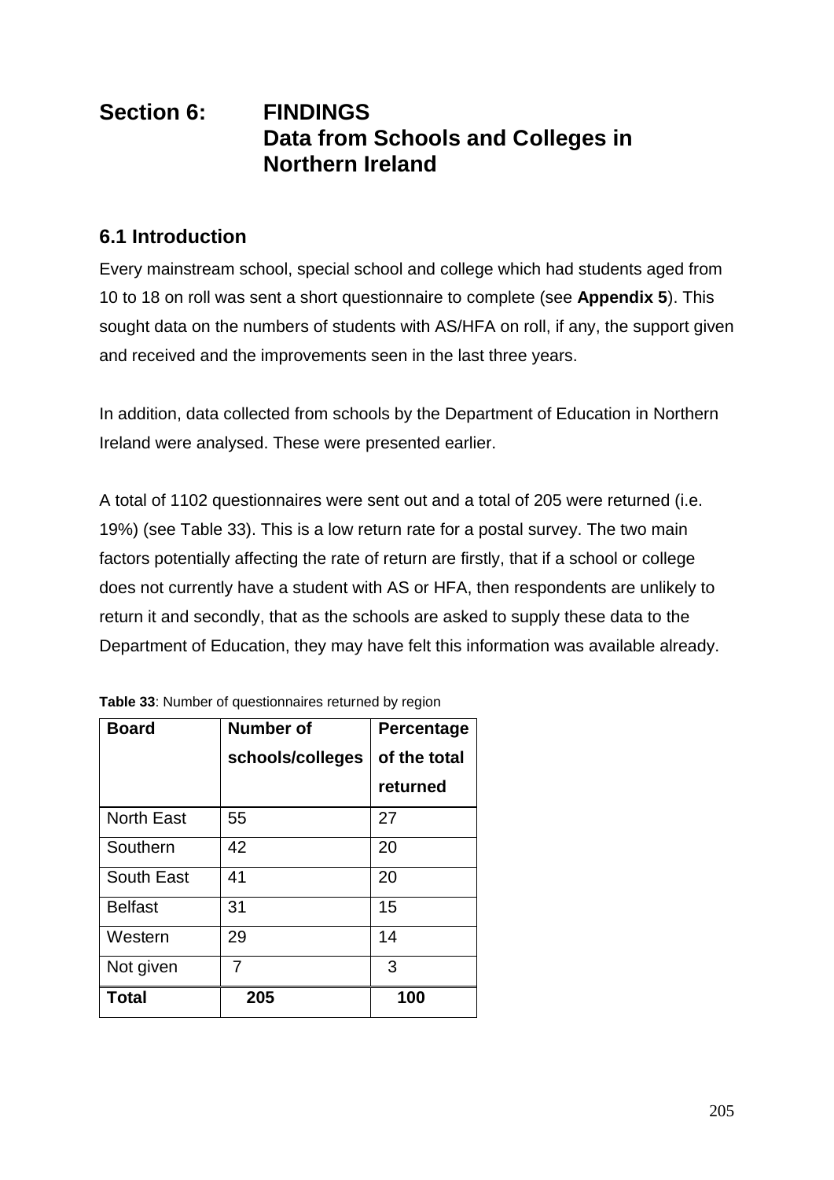# Section 6: FINDINGS Data from Schools and Colleges in Northern Ireland

## 6.1 Introduction

Every mainstream school, special school and college which had students aged from 10 to 18 on roll was sent a short questionnaire to complete (see **Appendix 5**). This sought data on the numbers of students with AS/HFA on roll, if any, the support given and received and the improvements seen in the last three years.

In addition, data collected from schools by the Department of Education in Northern Ireland were analysed. These were presented earlier.

A total of 1102 questionnaires were sent out and a total of 205 were returned (i.e. 19%) (see Table 33). This is a low return rate for a postal survey. The two main factors potentially affecting the rate of return are firstly, that if a school or college does not currently have a student with AS or HFA, then respondents are unlikely to return it and secondly, that as the schools are asked to supply these data to the Department of Education, they may have felt this information was available already.

**Table 33**: Number of questionnaires returned by region

| Board | Number of schools/colleges | Percentage of the total returned |
|---|---|---|
| North East | 55 | 27 |
| Southern | 42 | 20 |
| South East | 41 | 20 |
| Belfast | 31 | 15 |
| Western | 29 | 14 |
| Not given | 7 | 3 |
| **Total** | **205** | **100** |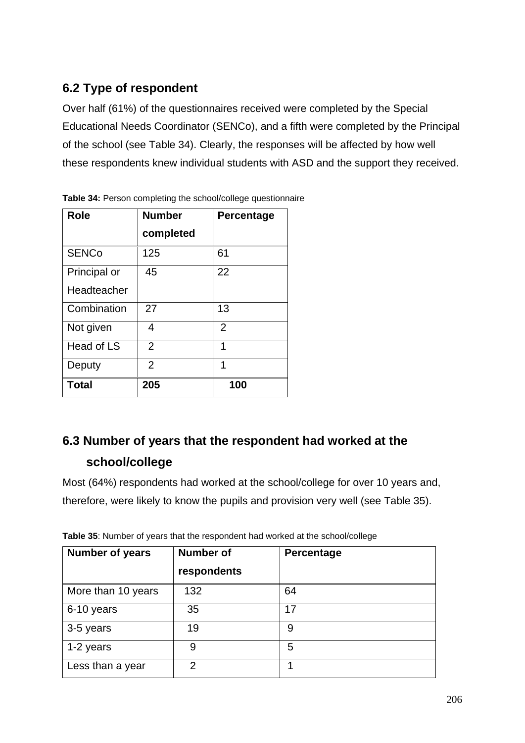## 6.2 Type of respondent

Over half (61%) of the questionnaires received were completed by the Special Educational Needs Coordinator (SENCo), and a fifth were completed by the Principal of the school (see Table 34). Clearly, the responses will be affected by how well these respondents knew individual students with ASD and the support they received.

**Table 34:** Person completing the school/college questionnaire

| Role | Number completed | Percentage |
|---|---|---|
| SENCo | 125 | 61 |
| Principal or Headteacher | 45 | 22 |
| Combination | 27 | 13 |
| Not given | 4 | 2 |
| Head of LS | 2 | 1 |
| Deputy | 2 | 1 |
| **Total** | **205** | **100** |

## 6.3 Number of years that the respondent had worked at the school/college

Most (64%) respondents had worked at the school/college for over 10 years and, therefore, were likely to know the pupils and provision very well (see Table 35).

**Table 35**: Number of years that the respondent had worked at the school/college

| Number of years | Number of respondents | Percentage |
|---|---|---|
| More than 10 years | 132 | 64 |
| 6-10 years | 35 | 17 |
| 3-5 years | 19 | 9 |
| 1-2 years | 9 | 5 |
| Less than a year | 2 | 1 |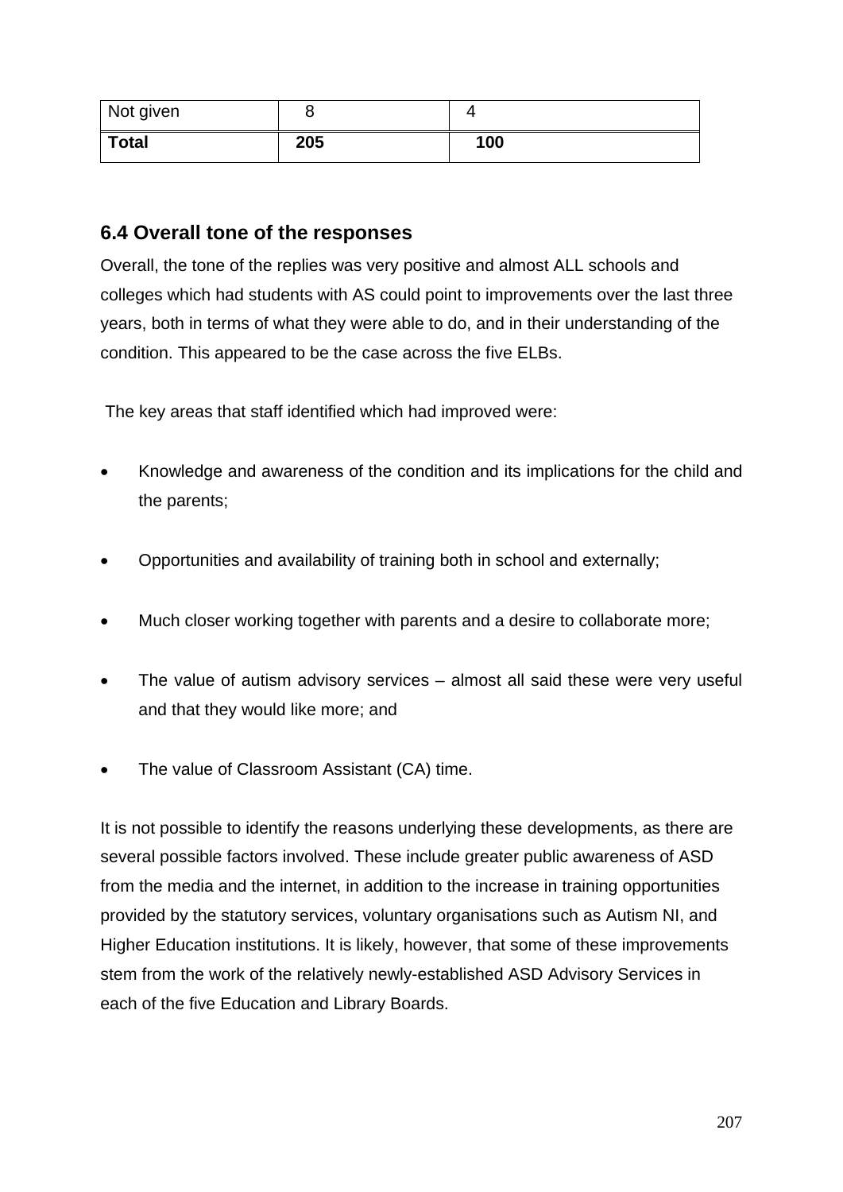| Not given | 8 | 4 |
|---|---|---|
| **Total** | **205** | **100** |

## 6.4 Overall tone of the responses

Overall, the tone of the replies was very positive and almost ALL schools and colleges which had students with AS could point to improvements over the last three years, both in terms of what they were able to do, and in their understanding of the condition. This appeared to be the case across the five ELBs.

The key areas that staff identified which had improved were:

- Knowledge and awareness of the condition and its implications for the child and the parents;
- Opportunities and availability of training both in school and externally;
- Much closer working together with parents and a desire to collaborate more;
- The value of autism advisory services – almost all said these were very useful and that they would like more; and
- The value of Classroom Assistant (CA) time.

It is not possible to identify the reasons underlying these developments, as there are several possible factors involved. These include greater public awareness of ASD from the media and the internet, in addition to the increase in training opportunities provided by the statutory services, voluntary organisations such as Autism NI, and Higher Education institutions. It is likely, however, that some of these improvements stem from the work of the relatively newly-established ASD Advisory Services in each of the five Education and Library Boards.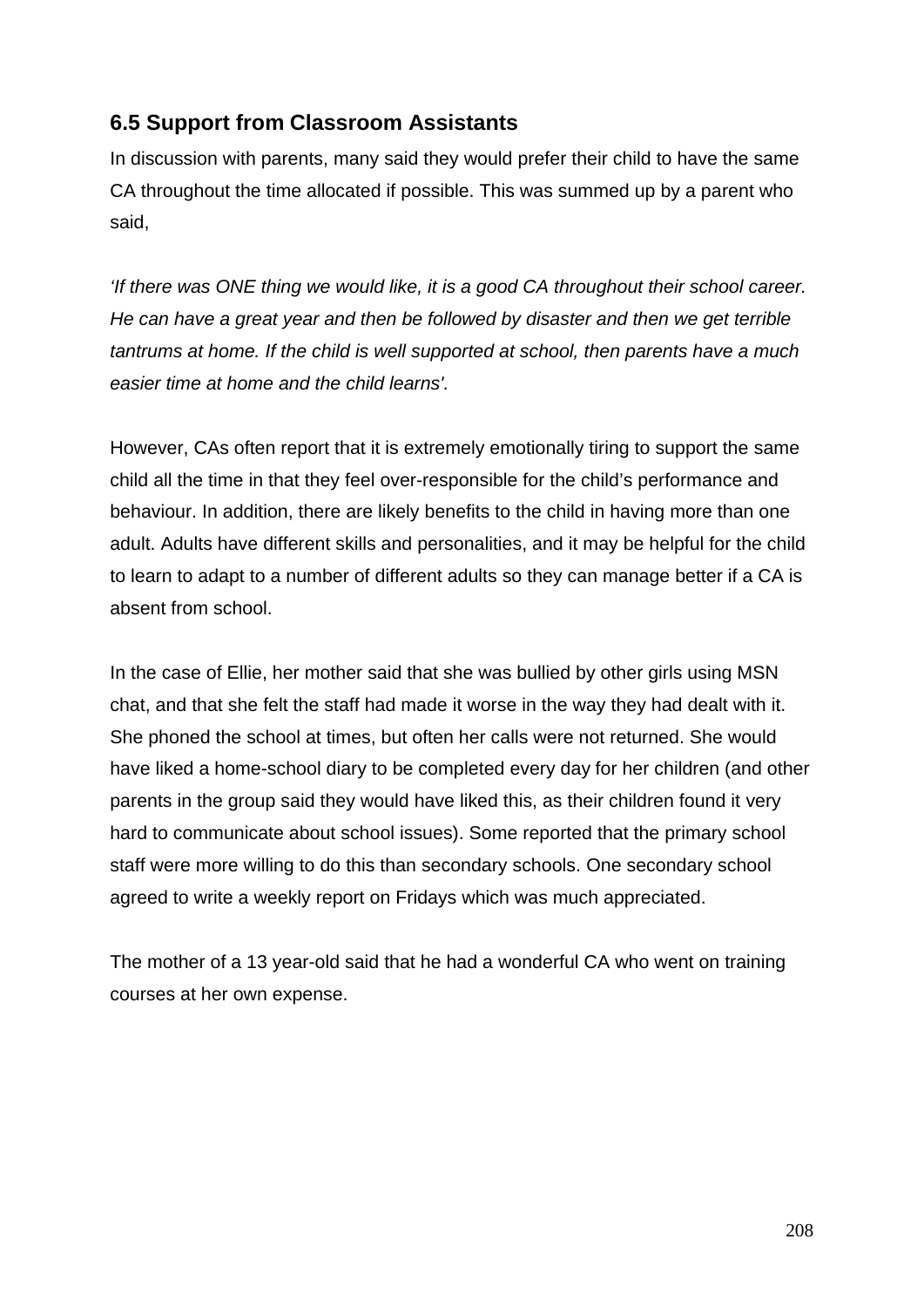### 6.5 Support from Classroom Assistants

In discussion with parents, many said they would prefer their child to have the same CA throughout the time allocated if possible. This was summed up by a parent who said,

*'If there was ONE thing we would like, it is a good CA throughout their school career. He can have a great year and then be followed by disaster and then we get terrible tantrums at home. If the child is well supported at school, then parents have a much easier time at home and the child learns'.*

However, CAs often report that it is extremely emotionally tiring to support the same child all the time in that they feel over-responsible for the child's performance and behaviour. In addition, there are likely benefits to the child in having more than one adult. Adults have different skills and personalities, and it may be helpful for the child to learn to adapt to a number of different adults so they can manage better if a CA is absent from school.

In the case of Ellie, her mother said that she was bullied by other girls using MSN chat, and that she felt the staff had made it worse in the way they had dealt with it. She phoned the school at times, but often her calls were not returned. She would have liked a home-school diary to be completed every day for her children (and other parents in the group said they would have liked this, as their children found it very hard to communicate about school issues). Some reported that the primary school staff were more willing to do this than secondary schools. One secondary school agreed to write a weekly report on Fridays which was much appreciated.

The mother of a 13 year-old said that he had a wonderful CA who went on training courses at her own expense.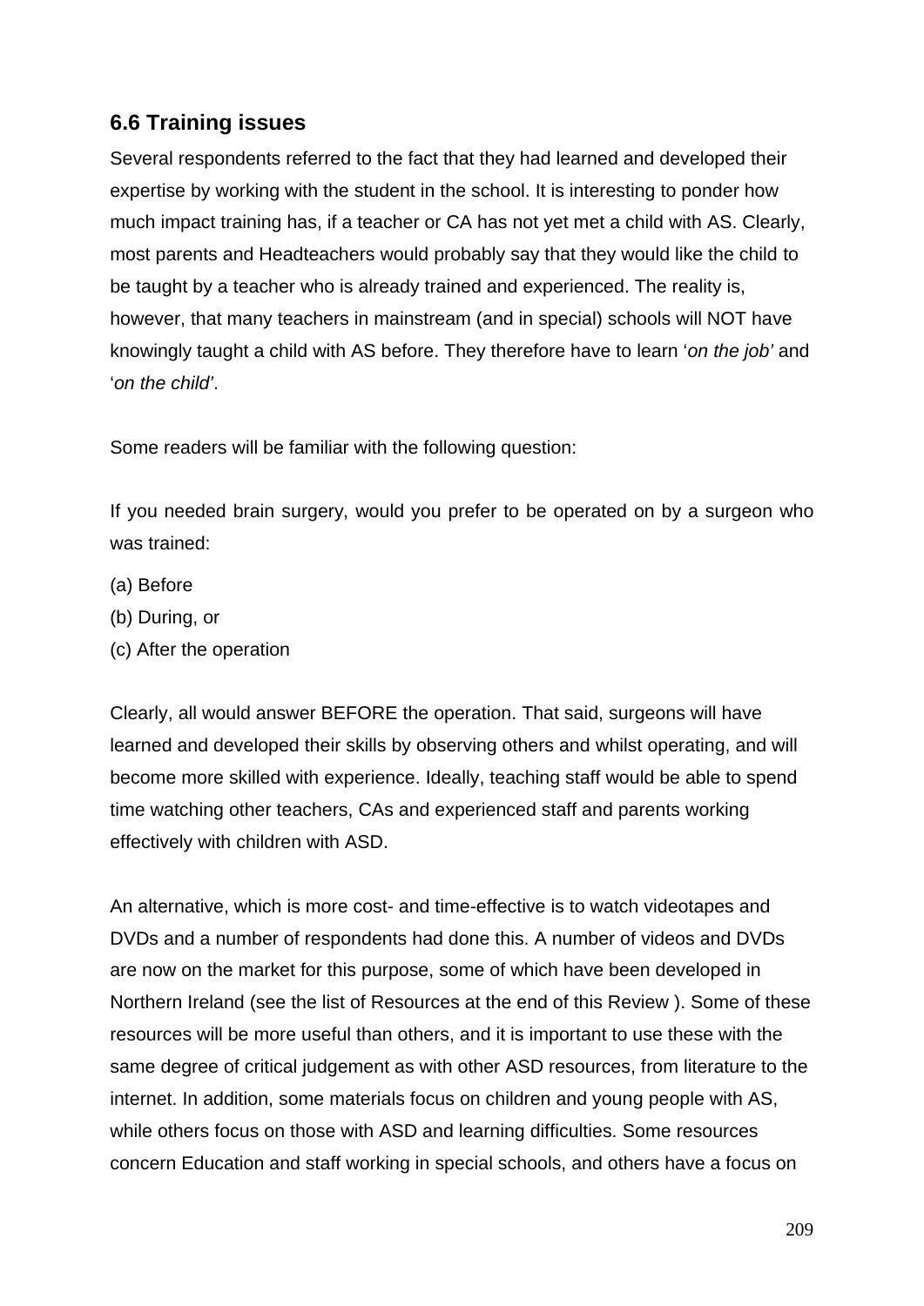## 6.6 Training issues

Several respondents referred to the fact that they had learned and developed their expertise by working with the student in the school. It is interesting to ponder how much impact training has, if a teacher or CA has not yet met a child with AS. Clearly, most parents and Headteachers would probably say that they would like the child to be taught by a teacher who is already trained and experienced. The reality is, however, that many teachers in mainstream (and in special) schools will NOT have knowingly taught a child with AS before. They therefore have to learn '*on the job'* and '*on the child'*.

Some readers will be familiar with the following question:

If you needed brain surgery, would you prefer to be operated on by a surgeon who was trained:

(a) Before
(b) During, or
(c) After the operation

Clearly, all would answer BEFORE the operation. That said, surgeons will have learned and developed their skills by observing others and whilst operating, and will become more skilled with experience. Ideally, teaching staff would be able to spend time watching other teachers, CAs and experienced staff and parents working effectively with children with ASD.

An alternative, which is more cost- and time-effective is to watch videotapes and DVDs and a number of respondents had done this. A number of videos and DVDs are now on the market for this purpose, some of which have been developed in Northern Ireland (see the list of Resources at the end of this Review ). Some of these resources will be more useful than others, and it is important to use these with the same degree of critical judgement as with other ASD resources, from literature to the internet. In addition, some materials focus on children and young people with AS, while others focus on those with ASD and learning difficulties. Some resources concern Education and staff working in special schools, and others have a focus on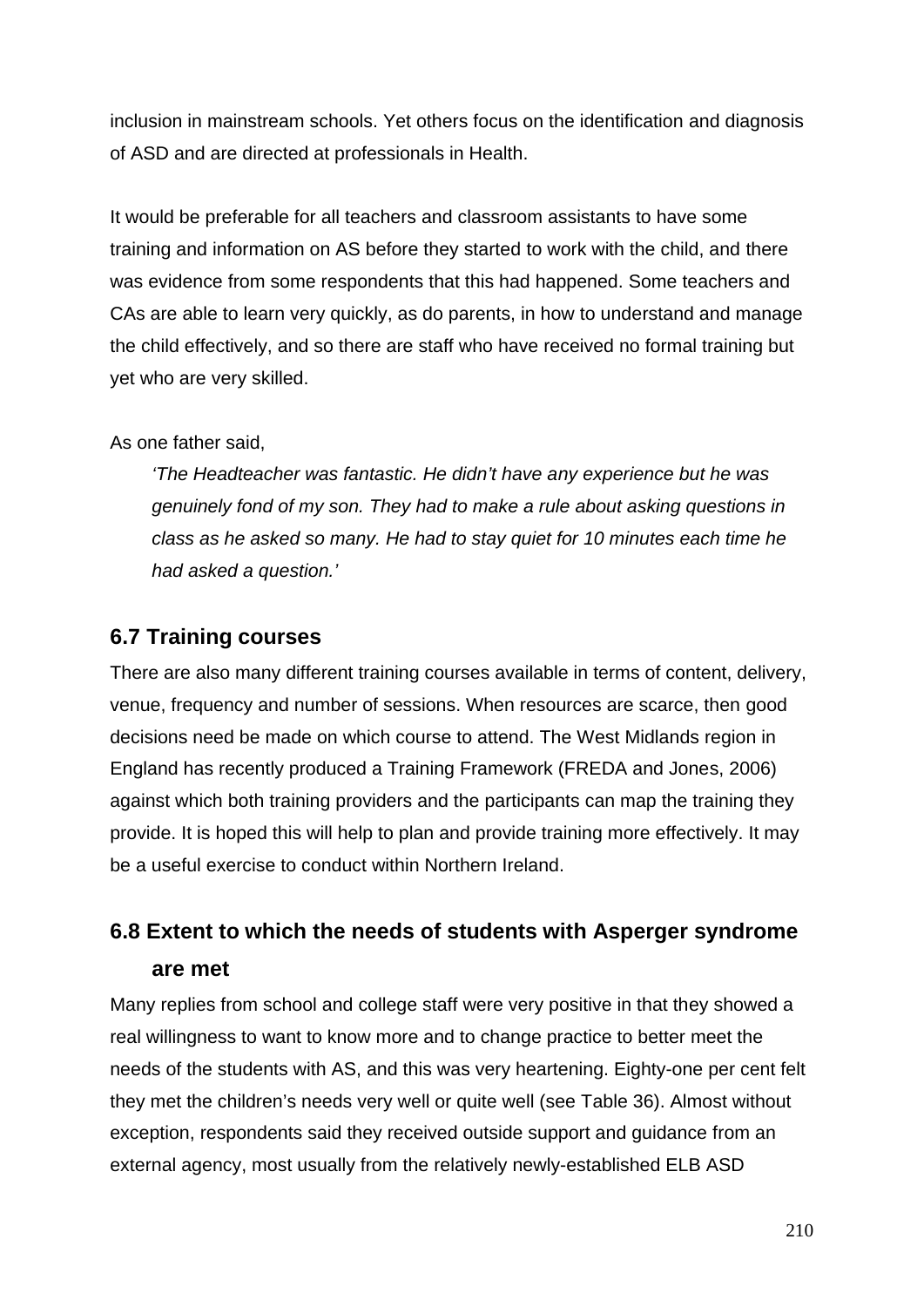inclusion in mainstream schools. Yet others focus on the identification and diagnosis of ASD and are directed at professionals in Health.

It would be preferable for all teachers and classroom assistants to have some training and information on AS before they started to work with the child, and there was evidence from some respondents that this had happened. Some teachers and CAs are able to learn very quickly, as do parents, in how to understand and manage the child effectively, and so there are staff who have received no formal training but yet who are very skilled.

As one father said,

> *'The Headteacher was fantastic. He didn't have any experience but he was genuinely fond of my son. They had to make a rule about asking questions in class as he asked so many. He had to stay quiet for 10 minutes each time he had asked a question.'*

## 6.7 Training courses

There are also many different training courses available in terms of content, delivery, venue, frequency and number of sessions. When resources are scarce, then good decisions need be made on which course to attend. The West Midlands region in England has recently produced a Training Framework (FREDA and Jones, 2006) against which both training providers and the participants can map the training they provide. It is hoped this will help to plan and provide training more effectively. It may be a useful exercise to conduct within Northern Ireland.

## 6.8 Extent to which the needs of students with Asperger syndrome are met

Many replies from school and college staff were very positive in that they showed a real willingness to want to know more and to change practice to better meet the needs of the students with AS, and this was very heartening. Eighty-one per cent felt they met the children's needs very well or quite well (see Table 36). Almost without exception, respondents said they received outside support and guidance from an external agency, most usually from the relatively newly-established ELB ASD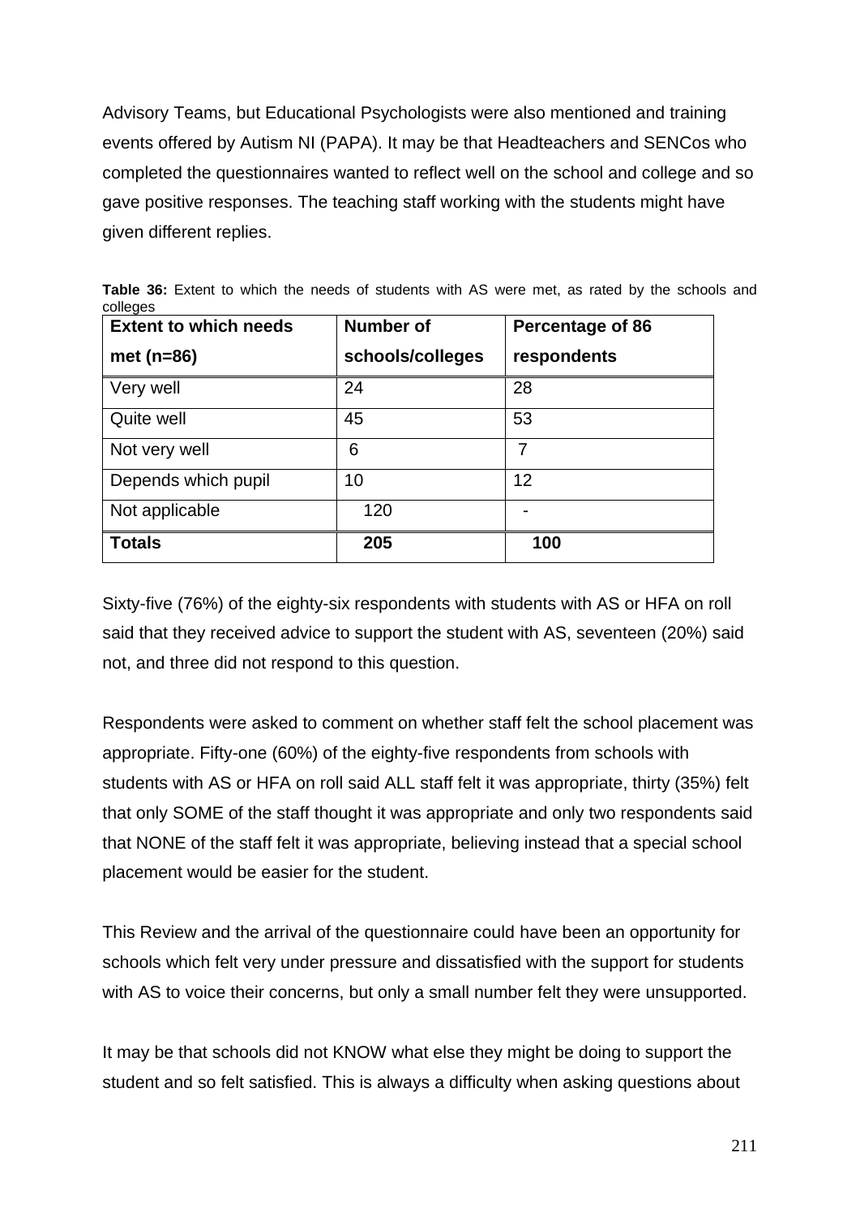Advisory Teams, but Educational Psychologists were also mentioned and training events offered by Autism NI (PAPA). It may be that Headteachers and SENCos who completed the questionnaires wanted to reflect well on the school and college and so gave positive responses. The teaching staff working with the students might have given different replies.

**Table 36:** Extent to which the needs of students with AS were met, as rated by the schools and colleges

| Extent to which needs met (n=86) | Number of schools/colleges | Percentage of 86 respondents |
|---|---|---|
| Very well | 24 | 28 |
| Quite well | 45 | 53 |
| Not very well | 6 | 7 |
| Depends which pupil | 10 | 12 |
| Not applicable | 120 | - |
| **Totals** | **205** | **100** |

Sixty-five (76%) of the eighty-six respondents with students with AS or HFA on roll said that they received advice to support the student with AS, seventeen (20%) said not, and three did not respond to this question.

Respondents were asked to comment on whether staff felt the school placement was appropriate. Fifty-one (60%) of the eighty-five respondents from schools with students with AS or HFA on roll said ALL staff felt it was appropriate, thirty (35%) felt that only SOME of the staff thought it was appropriate and only two respondents said that NONE of the staff felt it was appropriate, believing instead that a special school placement would be easier for the student.

This Review and the arrival of the questionnaire could have been an opportunity for schools which felt very under pressure and dissatisfied with the support for students with AS to voice their concerns, but only a small number felt they were unsupported.

It may be that schools did not KNOW what else they might be doing to support the student and so felt satisfied. This is always a difficulty when asking questions about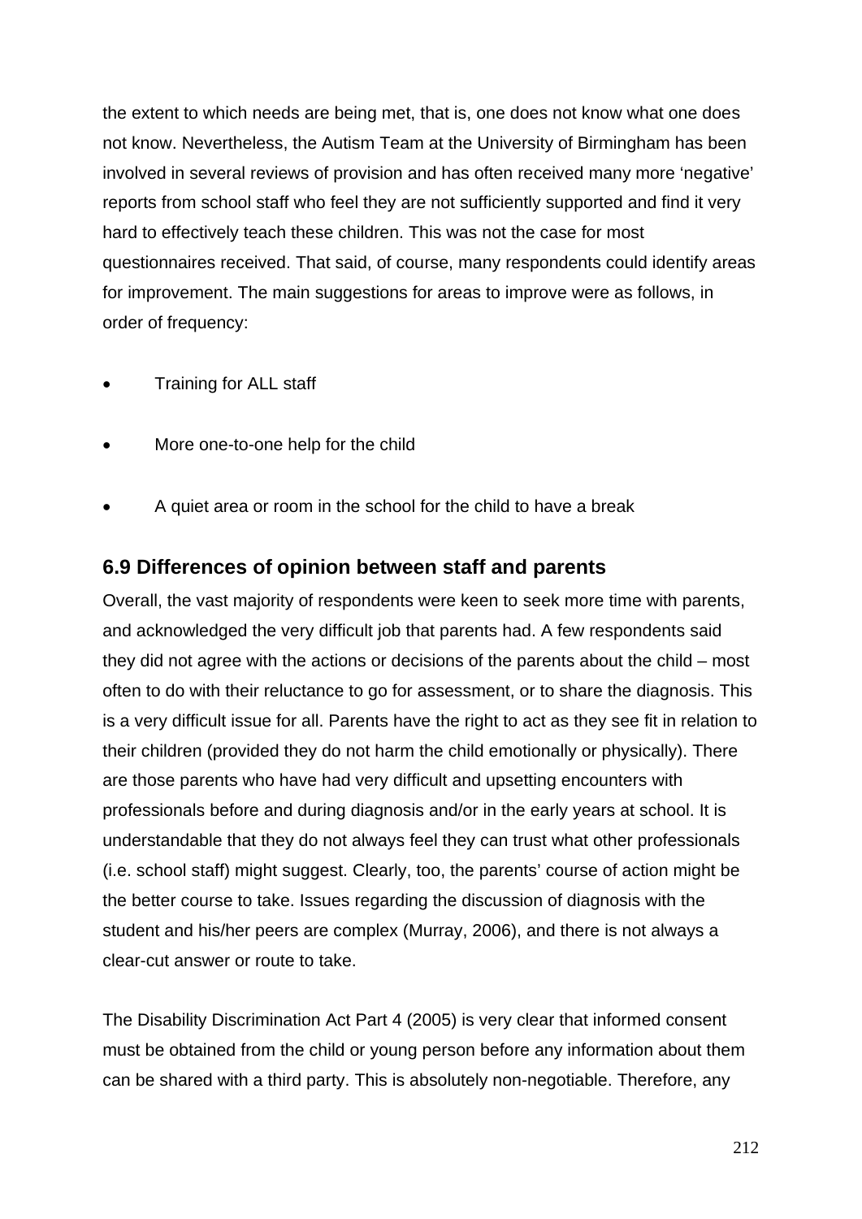the extent to which needs are being met, that is, one does not know what one does not know. Nevertheless, the Autism Team at the University of Birmingham has been involved in several reviews of provision and has often received many more 'negative' reports from school staff who feel they are not sufficiently supported and find it very hard to effectively teach these children. This was not the case for most questionnaires received. That said, of course, many respondents could identify areas for improvement. The main suggestions for areas to improve were as follows, in order of frequency:

- Training for ALL staff
- More one-to-one help for the child
- A quiet area or room in the school for the child to have a break

## 6.9 Differences of opinion between staff and parents

Overall, the vast majority of respondents were keen to seek more time with parents, and acknowledged the very difficult job that parents had. A few respondents said they did not agree with the actions or decisions of the parents about the child – most often to do with their reluctance to go for assessment, or to share the diagnosis. This is a very difficult issue for all. Parents have the right to act as they see fit in relation to their children (provided they do not harm the child emotionally or physically). There are those parents who have had very difficult and upsetting encounters with professionals before and during diagnosis and/or in the early years at school. It is understandable that they do not always feel they can trust what other professionals (i.e. school staff) might suggest. Clearly, too, the parents' course of action might be the better course to take. Issues regarding the discussion of diagnosis with the student and his/her peers are complex (Murray, 2006), and there is not always a clear-cut answer or route to take.

The Disability Discrimination Act Part 4 (2005) is very clear that informed consent must be obtained from the child or young person before any information about them can be shared with a third party. This is absolutely non-negotiable. Therefore, any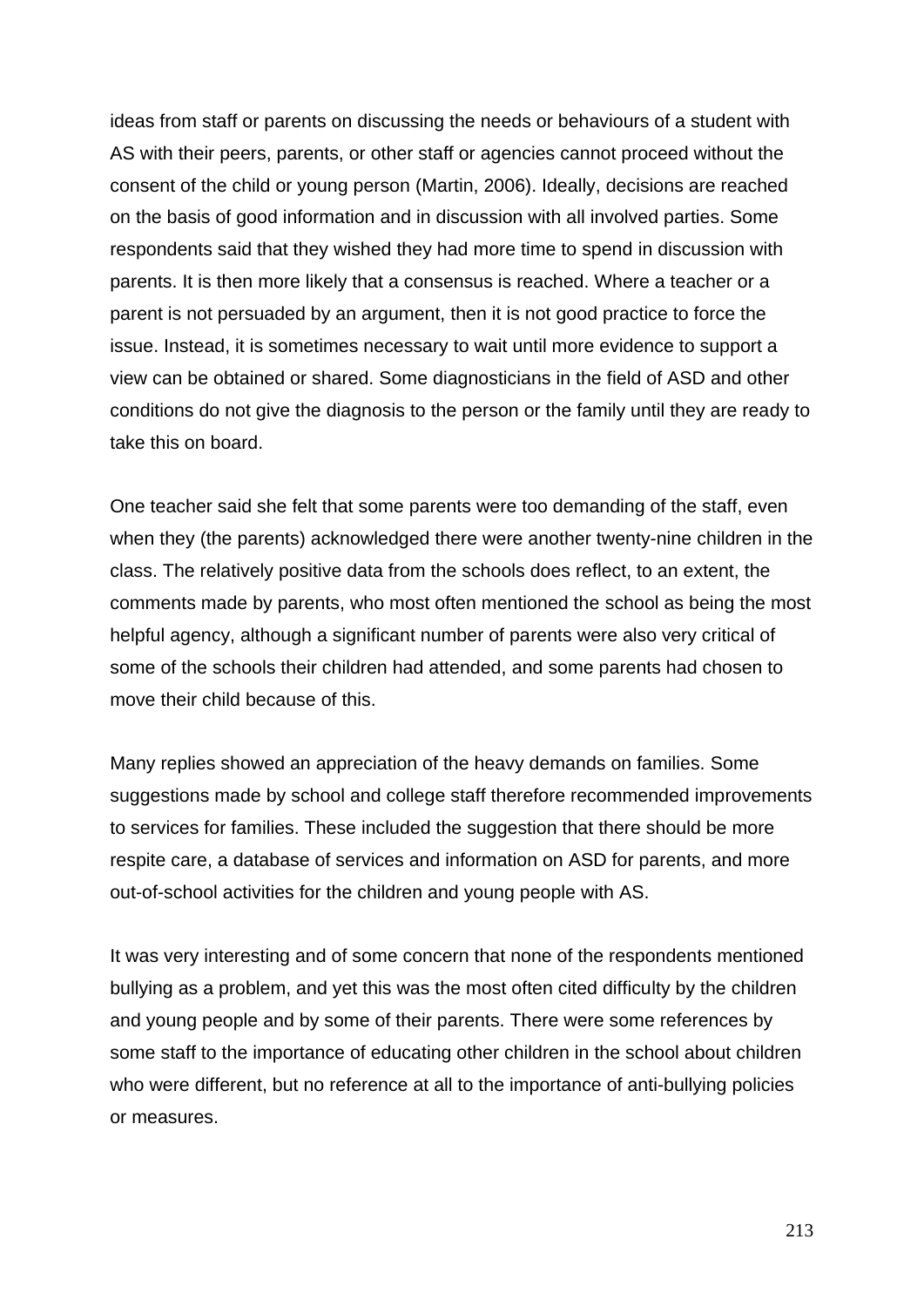ideas from staff or parents on discussing the needs or behaviours of a student with AS with their peers, parents, or other staff or agencies cannot proceed without the consent of the child or young person (Martin, 2006). Ideally, decisions are reached on the basis of good information and in discussion with all involved parties. Some respondents said that they wished they had more time to spend in discussion with parents. It is then more likely that a consensus is reached. Where a teacher or a parent is not persuaded by an argument, then it is not good practice to force the issue. Instead, it is sometimes necessary to wait until more evidence to support a view can be obtained or shared. Some diagnosticians in the field of ASD and other conditions do not give the diagnosis to the person or the family until they are ready to take this on board.

One teacher said she felt that some parents were too demanding of the staff, even when they (the parents) acknowledged there were another twenty-nine children in the class. The relatively positive data from the schools does reflect, to an extent, the comments made by parents, who most often mentioned the school as being the most helpful agency, although a significant number of parents were also very critical of some of the schools their children had attended, and some parents had chosen to move their child because of this.

Many replies showed an appreciation of the heavy demands on families. Some suggestions made by school and college staff therefore recommended improvements to services for families. These included the suggestion that there should be more respite care, a database of services and information on ASD for parents, and more out-of-school activities for the children and young people with AS.

It was very interesting and of some concern that none of the respondents mentioned bullying as a problem, and yet this was the most often cited difficulty by the children and young people and by some of their parents. There were some references by some staff to the importance of educating other children in the school about children who were different, but no reference at all to the importance of anti-bullying policies or measures.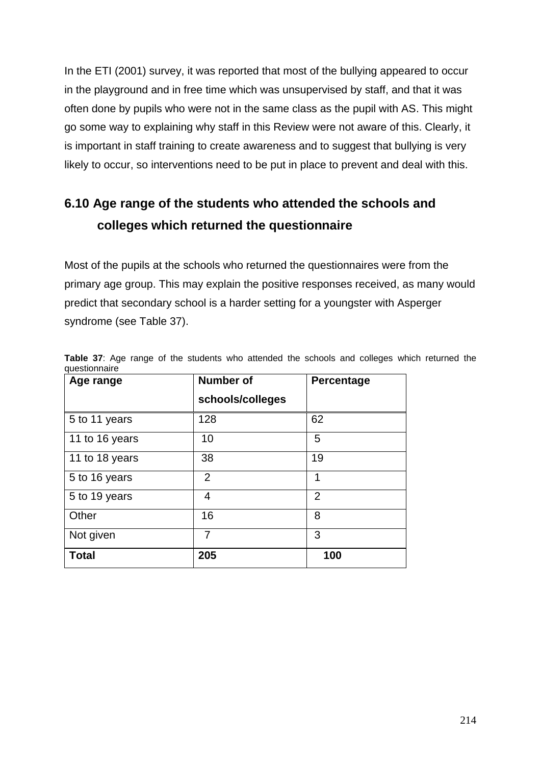In the ETI (2001) survey, it was reported that most of the bullying appeared to occur in the playground and in free time which was unsupervised by staff, and that it was often done by pupils who were not in the same class as the pupil with AS. This might go some way to explaining why staff in this Review were not aware of this. Clearly, it is important in staff training to create awareness and to suggest that bullying is very likely to occur, so interventions need to be put in place to prevent and deal with this.

## 6.10 Age range of the students who attended the schools and colleges which returned the questionnaire

Most of the pupils at the schools who returned the questionnaires were from the primary age group. This may explain the positive responses received, as many would predict that secondary school is a harder setting for a youngster with Asperger syndrome (see Table 37).

**Table 37**: Age range of the students who attended the schools and colleges which returned the questionnaire

| Age range | Number of schools/colleges | Percentage |
|---|---|---|
| 5 to 11 years | 128 | 62 |
| 11 to 16 years | 10 | 5 |
| 11 to 18 years | 38 | 19 |
| 5 to 16 years | 2 | 1 |
| 5 to 19 years | 4 | 2 |
| Other | 16 | 8 |
| Not given | 7 | 3 |
| **Total** | **205** | **100** |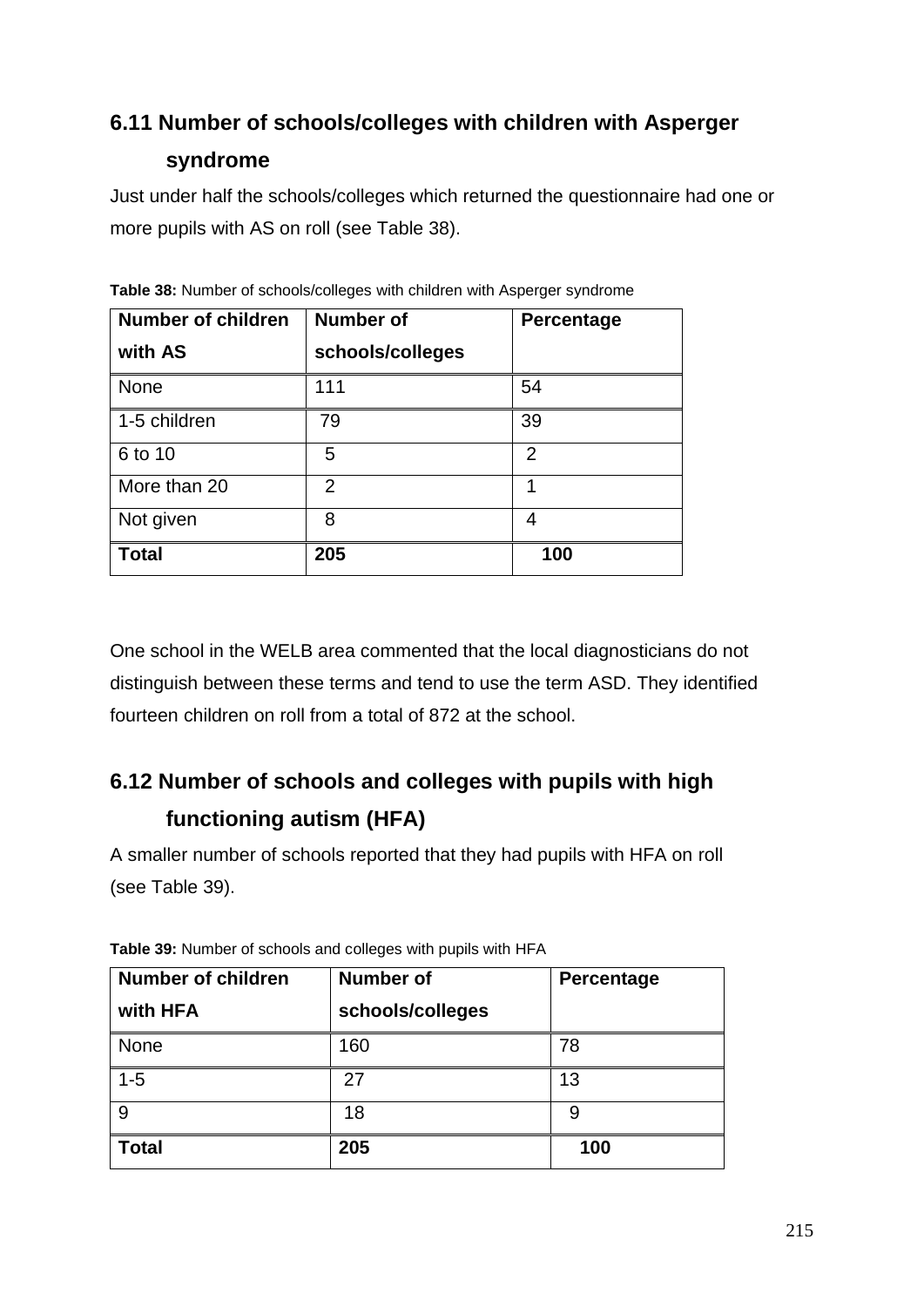## 6.11 Number of schools/colleges with children with Asperger syndrome

Just under half the schools/colleges which returned the questionnaire had one or more pupils with AS on roll (see Table 38).

**Table 38:** Number of schools/colleges with children with Asperger syndrome

| Number of children with AS | Number of schools/colleges | Percentage |
|---|---|---|
| None | 111 | 54 |
| 1-5 children | 79 | 39 |
| 6 to 10 | 5 | 2 |
| More than 20 | 2 | 1 |
| Not given | 8 | 4 |
| **Total** | **205** | **100** |

One school in the WELB area commented that the local diagnosticians do not distinguish between these terms and tend to use the term ASD. They identified fourteen children on roll from a total of 872 at the school.

## 6.12 Number of schools and colleges with pupils with high functioning autism (HFA)

A smaller number of schools reported that they had pupils with HFA on roll (see Table 39).

**Table 39:** Number of schools and colleges with pupils with HFA

| Number of children with HFA | Number of schools/colleges | Percentage |
|---|---|---|
| None | 160 | 78 |
| 1-5 | 27 | 13 |
| 9 | 18 | 9 |
| **Total** | **205** | **100** |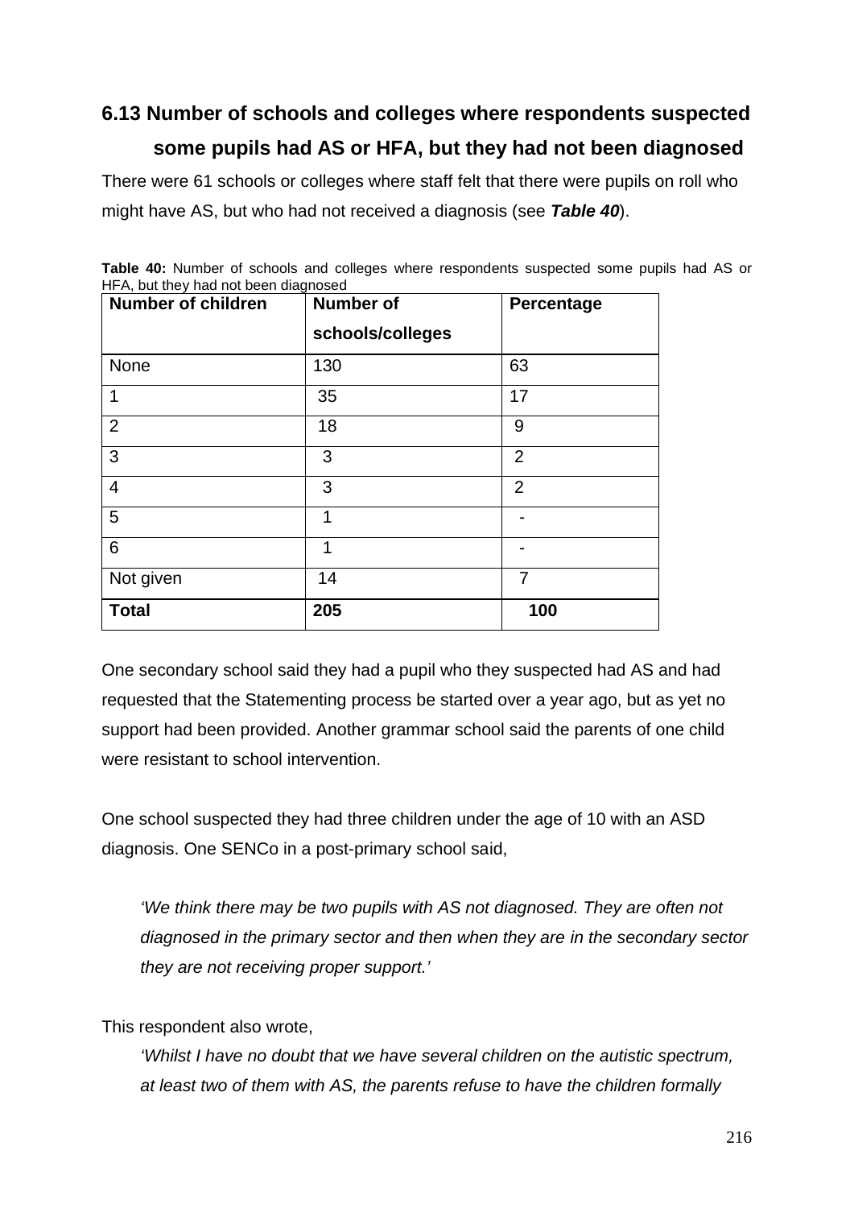## 6.13 Number of schools and colleges where respondents suspected some pupils had AS or HFA, but they had not been diagnosed

There were 61 schools or colleges where staff felt that there were pupils on roll who might have AS, but who had not received a diagnosis (see ***Table 40***).

**Table 40:** Number of schools and colleges where respondents suspected some pupils had AS or HFA, but they had not been diagnosed

| Number of children | Number of schools/colleges | Percentage |
|---|---|---|
| None | 130 | 63 |
| 1 | 35 | 17 |
| 2 | 18 | 9 |
| 3 | 3 | 2 |
| 4 | 3 | 2 |
| 5 | 1 | - |
| 6 | 1 | - |
| Not given | 14 | 7 |
| **Total** | **205** | **100** |

One secondary school said they had a pupil who they suspected had AS and had requested that the Statementing process be started over a year ago, but as yet no support had been provided. Another grammar school said the parents of one child were resistant to school intervention.

One school suspected they had three children under the age of 10 with an ASD diagnosis. One SENCo in a post-primary school said,

> *'We think there may be two pupils with AS not diagnosed. They are often not diagnosed in the primary sector and then when they are in the secondary sector they are not receiving proper support.'*

This respondent also wrote,

> *'Whilst I have no doubt that we have several children on the autistic spectrum, at least two of them with AS, the parents refuse to have the children formally*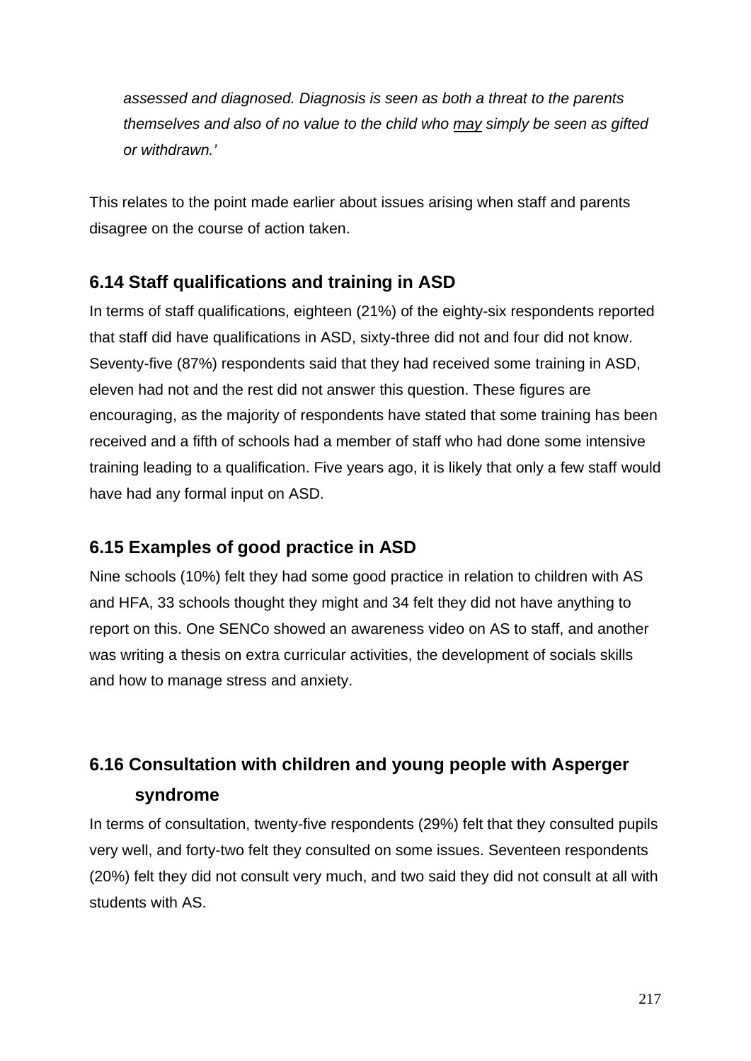*assessed and diagnosed. Diagnosis is seen as both a threat to the parents themselves and also of no value to the child who <u>may</u> simply be seen as gifted or withdrawn.'*

This relates to the point made earlier about issues arising when staff and parents disagree on the course of action taken.

### 6.14 Staff qualifications and training in ASD

In terms of staff qualifications, eighteen (21%) of the eighty-six respondents reported that staff did have qualifications in ASD, sixty-three did not and four did not know. Seventy-five (87%) respondents said that they had received some training in ASD, eleven had not and the rest did not answer this question. These figures are encouraging, as the majority of respondents have stated that some training has been received and a fifth of schools had a member of staff who had done some intensive training leading to a qualification. Five years ago, it is likely that only a few staff would have had any formal input on ASD.

### 6.15 Examples of good practice in ASD

Nine schools (10%) felt they had some good practice in relation to children with AS and HFA, 33 schools thought they might and 34 felt they did not have anything to report on this. One SENCo showed an awareness video on AS to staff, and another was writing a thesis on extra curricular activities, the development of socials skills and how to manage stress and anxiety.

### 6.16 Consultation with children and young people with Asperger syndrome

In terms of consultation, twenty-five respondents (29%) felt that they consulted pupils very well, and forty-two felt they consulted on some issues. Seventeen respondents (20%) felt they did not consult very much, and two said they did not consult at all with students with AS.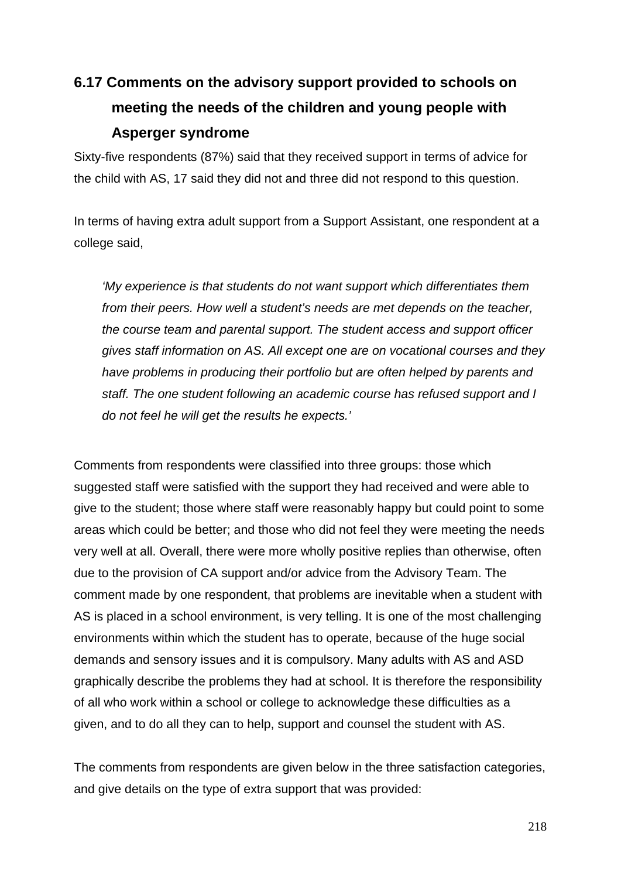## 6.17 Comments on the advisory support provided to schools on meeting the needs of the children and young people with Asperger syndrome

Sixty-five respondents (87%) said that they received support in terms of advice for the child with AS, 17 said they did not and three did not respond to this question.

In terms of having extra adult support from a Support Assistant, one respondent at a college said,

> *'My experience is that students do not want support which differentiates them from their peers. How well a student's needs are met depends on the teacher, the course team and parental support. The student access and support officer gives staff information on AS. All except one are on vocational courses and they have problems in producing their portfolio but are often helped by parents and staff. The one student following an academic course has refused support and I do not feel he will get the results he expects.'*

Comments from respondents were classified into three groups: those which suggested staff were satisfied with the support they had received and were able to give to the student; those where staff were reasonably happy but could point to some areas which could be better; and those who did not feel they were meeting the needs very well at all. Overall, there were more wholly positive replies than otherwise, often due to the provision of CA support and/or advice from the Advisory Team. The comment made by one respondent, that problems are inevitable when a student with AS is placed in a school environment, is very telling. It is one of the most challenging environments within which the student has to operate, because of the huge social demands and sensory issues and it is compulsory. Many adults with AS and ASD graphically describe the problems they had at school. It is therefore the responsibility of all who work within a school or college to acknowledge these difficulties as a given, and to do all they can to help, support and counsel the student with AS.

The comments from respondents are given below in the three satisfaction categories, and give details on the type of extra support that was provided: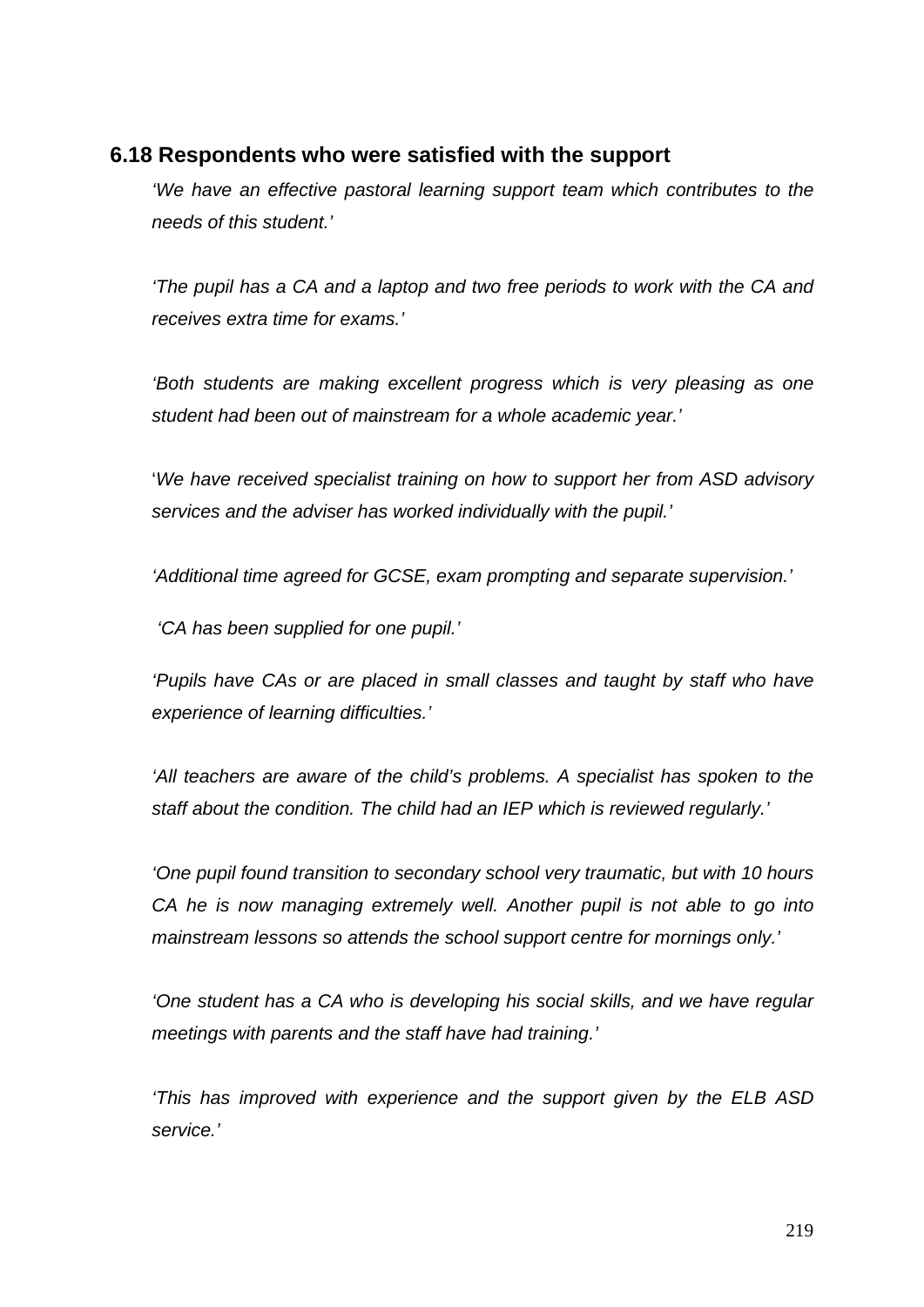### 6.18 Respondents who were satisfied with the support

*'We have an effective pastoral learning support team which contributes to the needs of this student.'*

*'The pupil has a CA and a laptop and two free periods to work with the CA and receives extra time for exams.'*

*'Both students are making excellent progress which is very pleasing as one student had been out of mainstream for a whole academic year.'*

'*We have received specialist training on how to support her from ASD advisory services and the adviser has worked individually with the pupil.'*

*'Additional time agreed for GCSE, exam prompting and separate supervision.'*

*'CA has been supplied for one pupil.'*

*'Pupils have CAs or are placed in small classes and taught by staff who have experience of learning difficulties.'*

*'All teachers are aware of the child's problems. A specialist has spoken to the staff about the condition. The child had an IEP which is reviewed regularly.'*

*'One pupil found transition to secondary school very traumatic, but with 10 hours CA he is now managing extremely well. Another pupil is not able to go into mainstream lessons so attends the school support centre for mornings only.'*

*'One student has a CA who is developing his social skills, and we have regular meetings with parents and the staff have had training.'*

*'This has improved with experience and the support given by the ELB ASD service.'*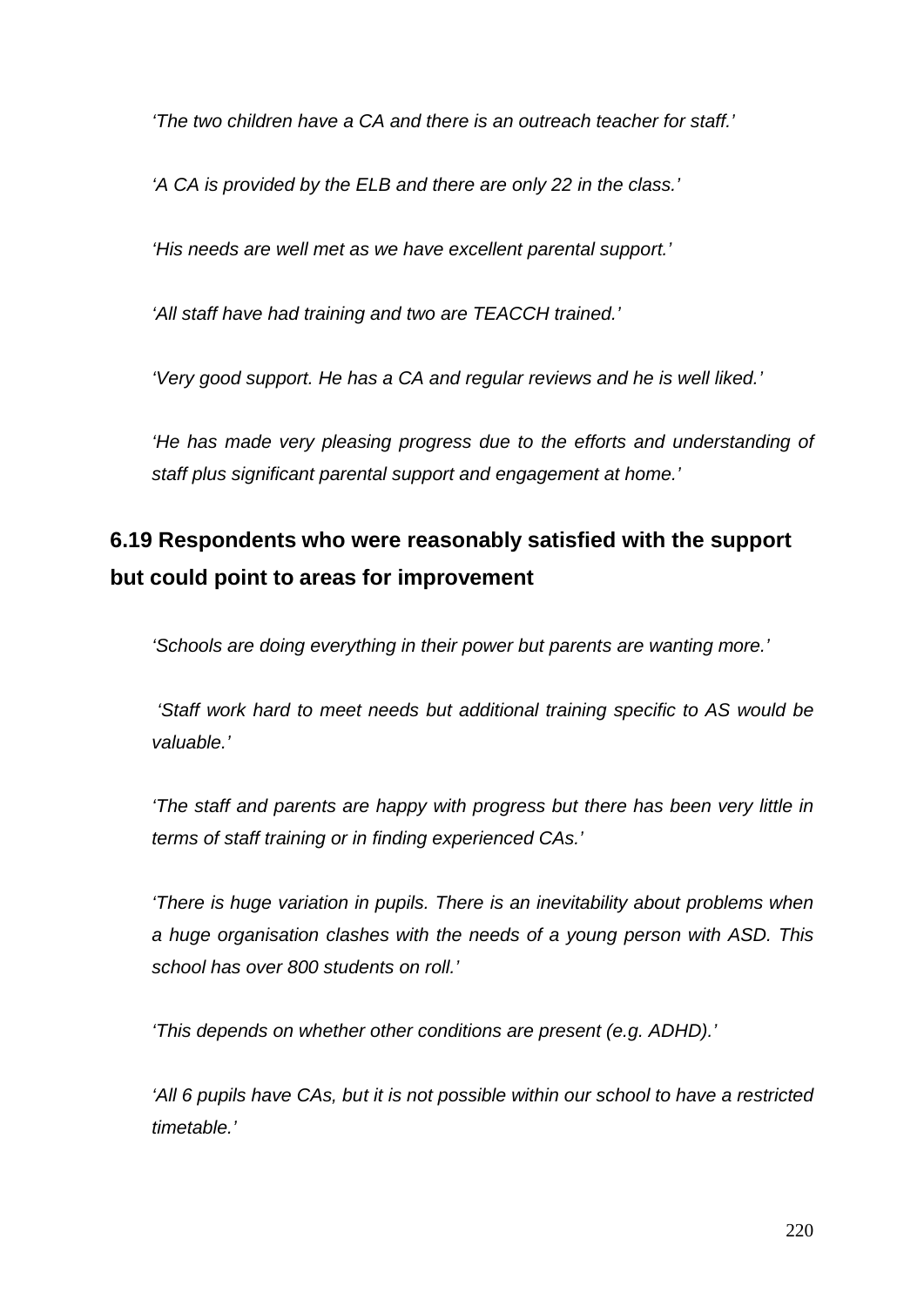*'The two children have a CA and there is an outreach teacher for staff.'*

*'A CA is provided by the ELB and there are only 22 in the class.'*

*'His needs are well met as we have excellent parental support.'*

*'All staff have had training and two are TEACCH trained.'*

*'Very good support. He has a CA and regular reviews and he is well liked.'*

*'He has made very pleasing progress due to the efforts and understanding of staff plus significant parental support and engagement at home.'*

### 6.19 Respondents who were reasonably satisfied with the support but could point to areas for improvement

*'Schools are doing everything in their power but parents are wanting more.'*

*'Staff work hard to meet needs but additional training specific to AS would be valuable.'*

*'The staff and parents are happy with progress but there has been very little in terms of staff training or in finding experienced CAs.'*

*'There is huge variation in pupils. There is an inevitability about problems when a huge organisation clashes with the needs of a young person with ASD. This school has over 800 students on roll.'*

*'This depends on whether other conditions are present (e.g. ADHD).'*

*'All 6 pupils have CAs, but it is not possible within our school to have a restricted timetable.'*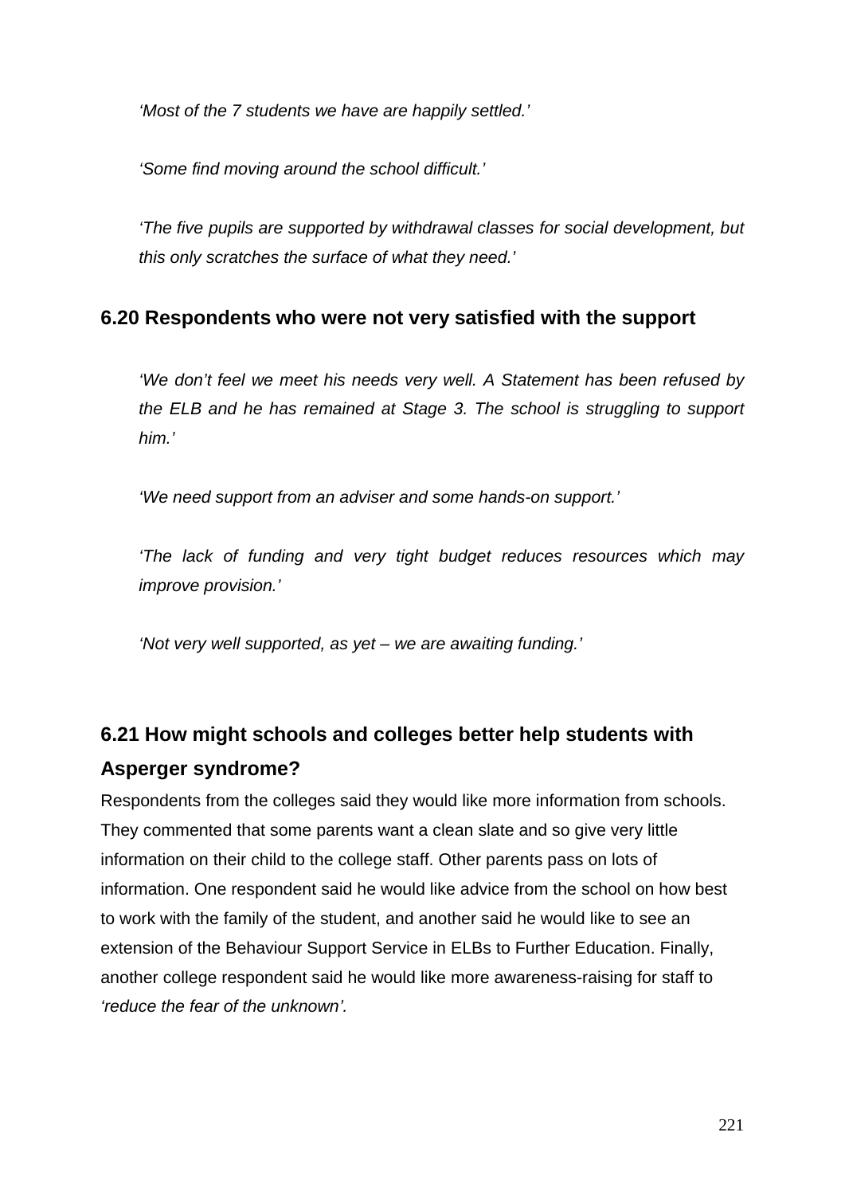*'Most of the 7 students we have are happily settled.'*

*'Some find moving around the school difficult.'*

*'The five pupils are supported by withdrawal classes for social development, but this only scratches the surface of what they need.'*

### 6.20 Respondents who were not very satisfied with the support

*'We don't feel we meet his needs very well. A Statement has been refused by the ELB and he has remained at Stage 3. The school is struggling to support him.'*

*'We need support from an adviser and some hands-on support.'*

*'The lack of funding and very tight budget reduces resources which may improve provision.'*

*'Not very well supported, as yet – we are awaiting funding.'*

### 6.21 How might schools and colleges better help students with Asperger syndrome?

Respondents from the colleges said they would like more information from schools. They commented that some parents want a clean slate and so give very little information on their child to the college staff. Other parents pass on lots of information. One respondent said he would like advice from the school on how best to work with the family of the student, and another said he would like to see an extension of the Behaviour Support Service in ELBs to Further Education. Finally, another college respondent said he would like more awareness-raising for staff to *'reduce the fear of the unknown'.*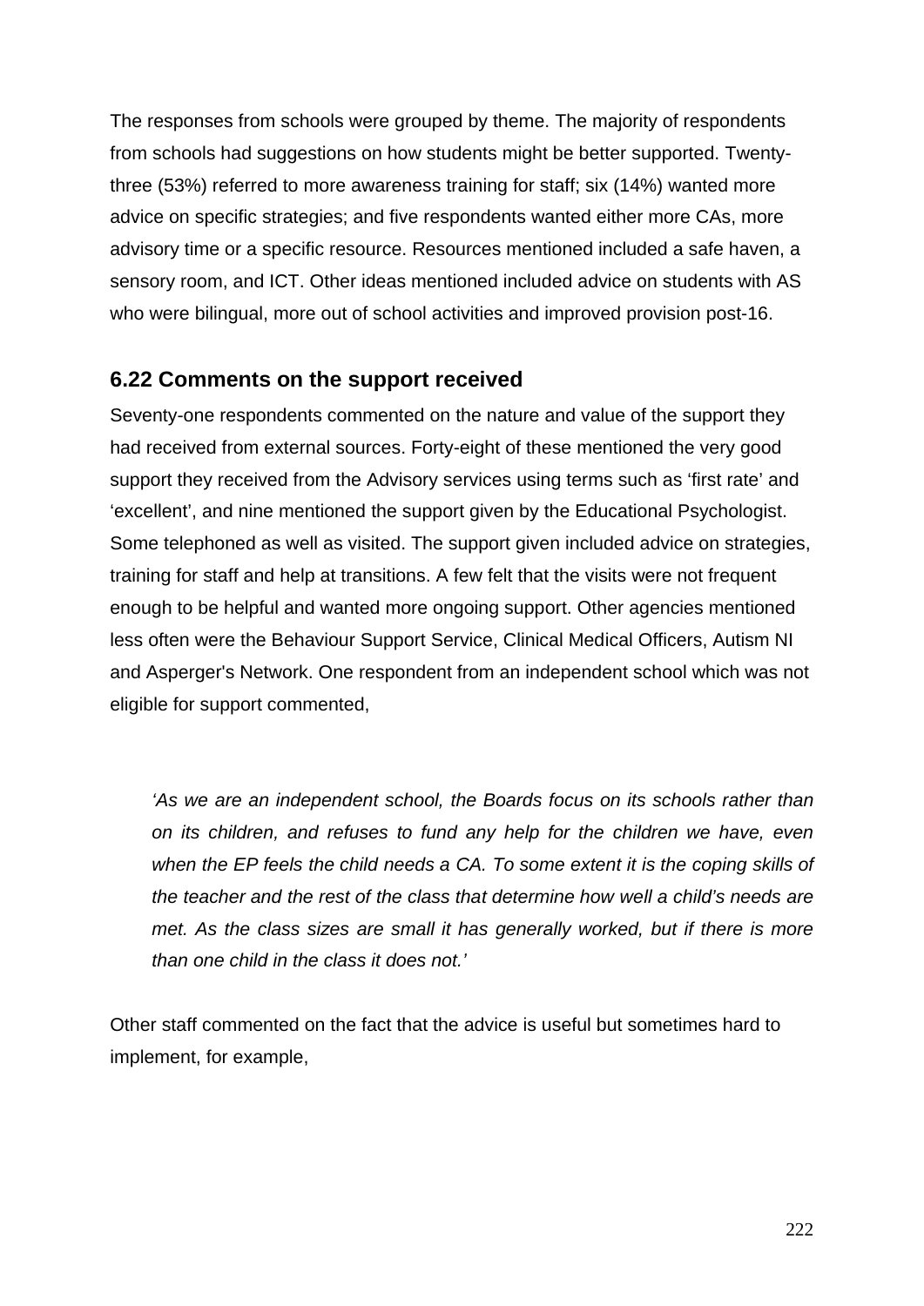The responses from schools were grouped by theme. The majority of respondents from schools had suggestions on how students might be better supported. Twenty-three (53%) referred to more awareness training for staff; six (14%) wanted more advice on specific strategies; and five respondents wanted either more CAs, more advisory time or a specific resource. Resources mentioned included a safe haven, a sensory room, and ICT. Other ideas mentioned included advice on students with AS who were bilingual, more out of school activities and improved provision post-16.

### 6.22 Comments on the support received

Seventy-one respondents commented on the nature and value of the support they had received from external sources. Forty-eight of these mentioned the very good support they received from the Advisory services using terms such as 'first rate' and 'excellent', and nine mentioned the support given by the Educational Psychologist. Some telephoned as well as visited. The support given included advice on strategies, training for staff and help at transitions. A few felt that the visits were not frequent enough to be helpful and wanted more ongoing support. Other agencies mentioned less often were the Behaviour Support Service, Clinical Medical Officers, Autism NI and Asperger's Network. One respondent from an independent school which was not eligible for support commented,

> *'As we are an independent school, the Boards focus on its schools rather than on its children, and refuses to fund any help for the children we have, even when the EP feels the child needs a CA. To some extent it is the coping skills of the teacher and the rest of the class that determine how well a child's needs are met. As the class sizes are small it has generally worked, but if there is more than one child in the class it does not.'*

Other staff commented on the fact that the advice is useful but sometimes hard to implement, for example,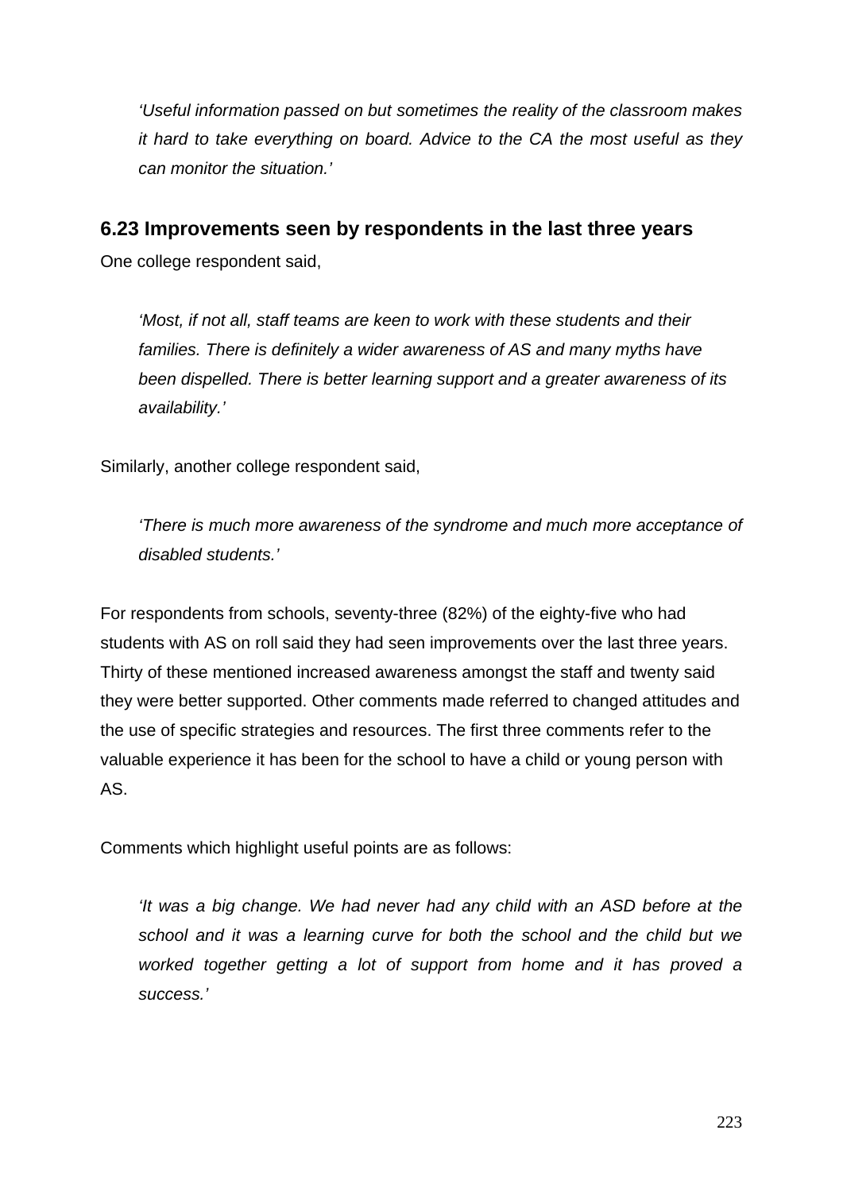*'Useful information passed on but sometimes the reality of the classroom makes it hard to take everything on board. Advice to the CA the most useful as they can monitor the situation.'*

### 6.23 Improvements seen by respondents in the last three years

One college respondent said,

*'Most, if not all, staff teams are keen to work with these students and their families. There is definitely a wider awareness of AS and many myths have been dispelled. There is better learning support and a greater awareness of its availability.'*

Similarly, another college respondent said,

*'There is much more awareness of the syndrome and much more acceptance of disabled students.'*

For respondents from schools, seventy-three (82%) of the eighty-five who had students with AS on roll said they had seen improvements over the last three years. Thirty of these mentioned increased awareness amongst the staff and twenty said they were better supported. Other comments made referred to changed attitudes and the use of specific strategies and resources. The first three comments refer to the valuable experience it has been for the school to have a child or young person with AS.

Comments which highlight useful points are as follows:

*'It was a big change. We had never had any child with an ASD before at the school and it was a learning curve for both the school and the child but we worked together getting a lot of support from home and it has proved a success.'*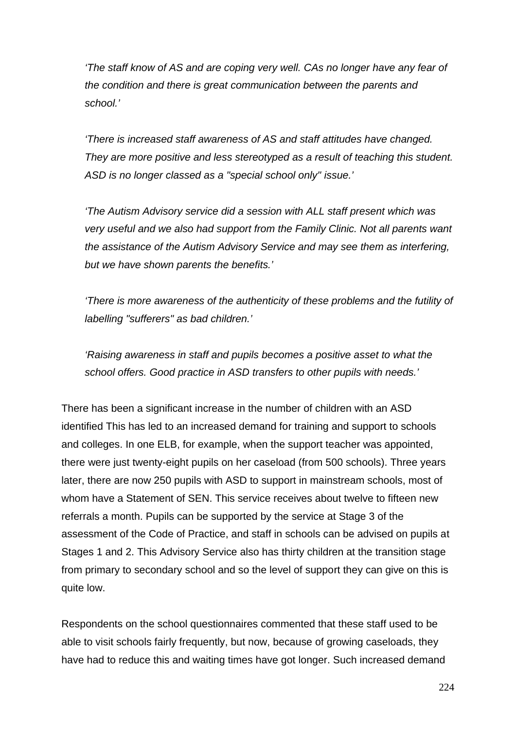*'The staff know of AS and are coping very well. CAs no longer have any fear of the condition and there is great communication between the parents and school.'*

*'There is increased staff awareness of AS and staff attitudes have changed. They are more positive and less stereotyped as a result of teaching this student. ASD is no longer classed as a "special school only" issue.'*

*'The Autism Advisory service did a session with ALL staff present which was very useful and we also had support from the Family Clinic. Not all parents want the assistance of the Autism Advisory Service and may see them as interfering, but we have shown parents the benefits.'*

*'There is more awareness of the authenticity of these problems and the futility of labelling "sufferers" as bad children.'*

*'Raising awareness in staff and pupils becomes a positive asset to what the school offers. Good practice in ASD transfers to other pupils with needs.'*

There has been a significant increase in the number of children with an ASD identified This has led to an increased demand for training and support to schools and colleges. In one ELB, for example, when the support teacher was appointed, there were just twenty-eight pupils on her caseload (from 500 schools). Three years later, there are now 250 pupils with ASD to support in mainstream schools, most of whom have a Statement of SEN. This service receives about twelve to fifteen new referrals a month. Pupils can be supported by the service at Stage 3 of the assessment of the Code of Practice, and staff in schools can be advised on pupils at Stages 1 and 2. This Advisory Service also has thirty children at the transition stage from primary to secondary school and so the level of support they can give on this is quite low.

Respondents on the school questionnaires commented that these staff used to be able to visit schools fairly frequently, but now, because of growing caseloads, they have had to reduce this and waiting times have got longer. Such increased demand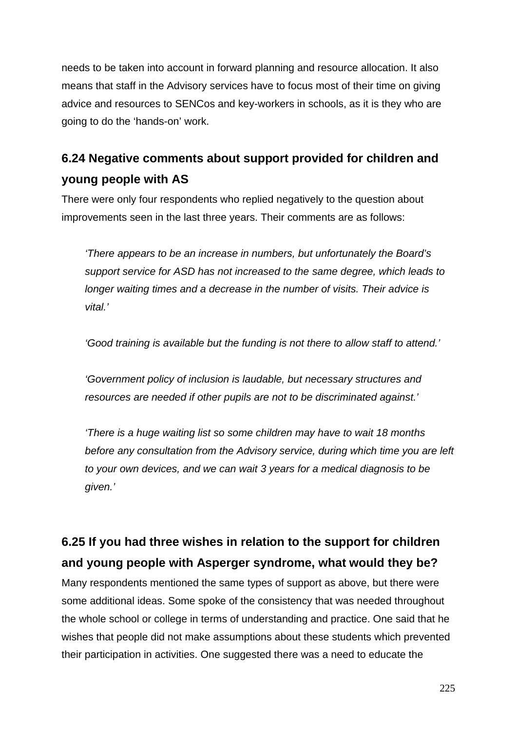needs to be taken into account in forward planning and resource allocation. It also means that staff in the Advisory services have to focus most of their time on giving advice and resources to SENCos and key-workers in schools, as it is they who are going to do the ‘hands-on’ work.

### 6.24 Negative comments about support provided for children and young people with AS

There were only four respondents who replied negatively to the question about improvements seen in the last three years. Their comments are as follows:

> *‘There appears to be an increase in numbers, but unfortunately the Board’s support service for ASD has not increased to the same degree, which leads to longer waiting times and a decrease in the number of visits. Their advice is vital.’*
>
> *‘Good training is available but the funding is not there to allow staff to attend.’*
>
> *‘Government policy of inclusion is laudable, but necessary structures and resources are needed if other pupils are not to be discriminated against.’*
>
> *‘There is a huge waiting list so some children may have to wait 18 months before any consultation from the Advisory service, during which time you are left to your own devices, and we can wait 3 years for a medical diagnosis to be given.’*

### 6.25 If you had three wishes in relation to the support for children and young people with Asperger syndrome, what would they be?

Many respondents mentioned the same types of support as above, but there were some additional ideas. Some spoke of the consistency that was needed throughout the whole school or college in terms of understanding and practice. One said that he wishes that people did not make assumptions about these students which prevented their participation in activities. One suggested there was a need to educate the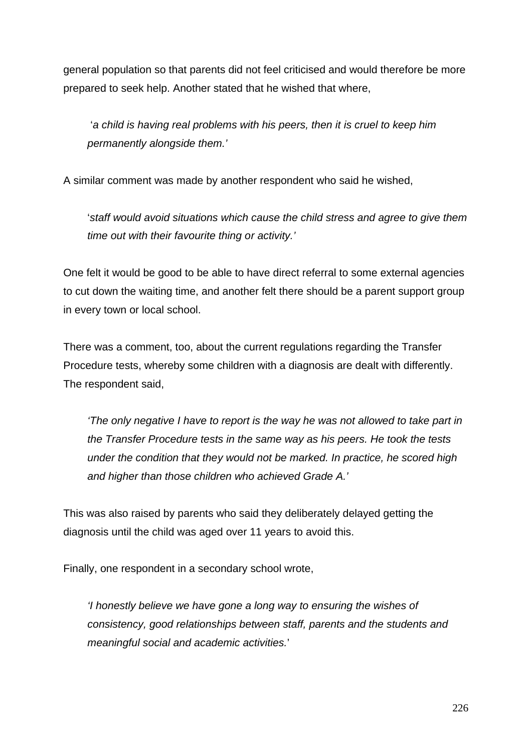general population so that parents did not feel criticised and would therefore be more prepared to seek help. Another stated that he wished that where,

> '*a child is having real problems with his peers, then it is cruel to keep him permanently alongside them.'*

A similar comment was made by another respondent who said he wished,

> '*staff would avoid situations which cause the child stress and agree to give them time out with their favourite thing or activity.'*

One felt it would be good to be able to have direct referral to some external agencies to cut down the waiting time, and another felt there should be a parent support group in every town or local school.

There was a comment, too, about the current regulations regarding the Transfer Procedure tests, whereby some children with a diagnosis are dealt with differently. The respondent said,

> *'The only negative I have to report is the way he was not allowed to take part in the Transfer Procedure tests in the same way as his peers. He took the tests under the condition that they would not be marked. In practice, he scored high and higher than those children who achieved Grade A.'*

This was also raised by parents who said they deliberately delayed getting the diagnosis until the child was aged over 11 years to avoid this.

Finally, one respondent in a secondary school wrote,

> *'I honestly believe we have gone a long way to ensuring the wishes of consistency, good relationships between staff, parents and the students and meaningful social and academic activities.*'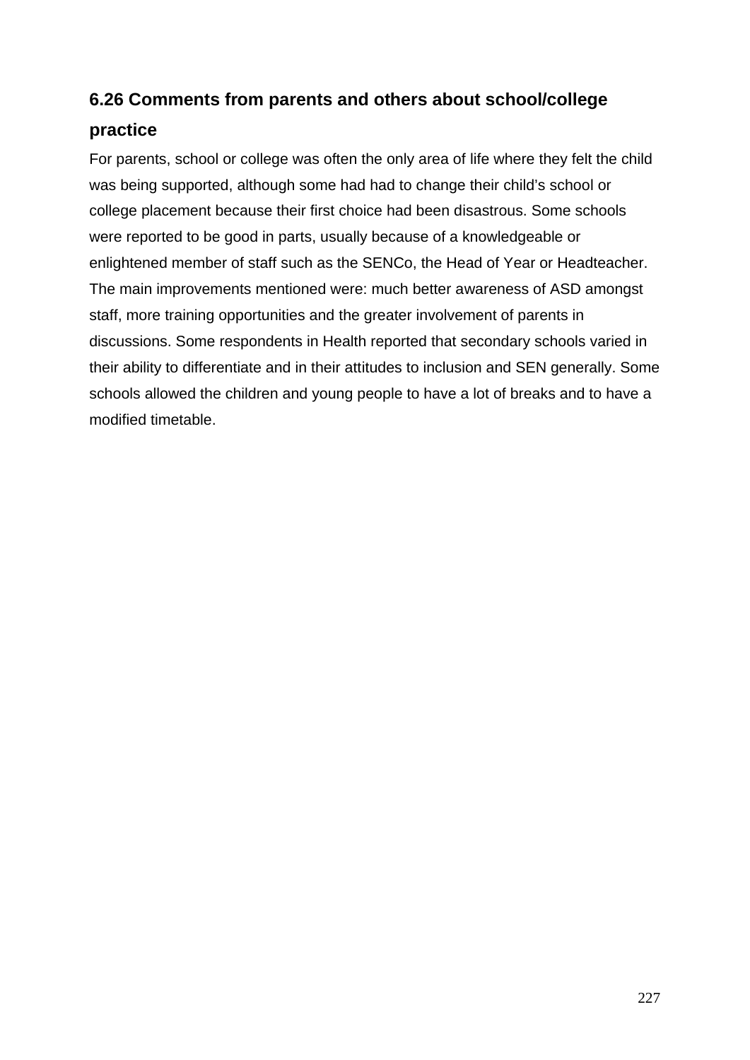## 6.26 Comments from parents and others about school/college practice

For parents, school or college was often the only area of life where they felt the child was being supported, although some had had to change their child's school or college placement because their first choice had been disastrous. Some schools were reported to be good in parts, usually because of a knowledgeable or enlightened member of staff such as the SENCo, the Head of Year or Headteacher. The main improvements mentioned were: much better awareness of ASD amongst staff, more training opportunities and the greater involvement of parents in discussions. Some respondents in Health reported that secondary schools varied in their ability to differentiate and in their attitudes to inclusion and SEN generally. Some schools allowed the children and young people to have a lot of breaks and to have a modified timetable.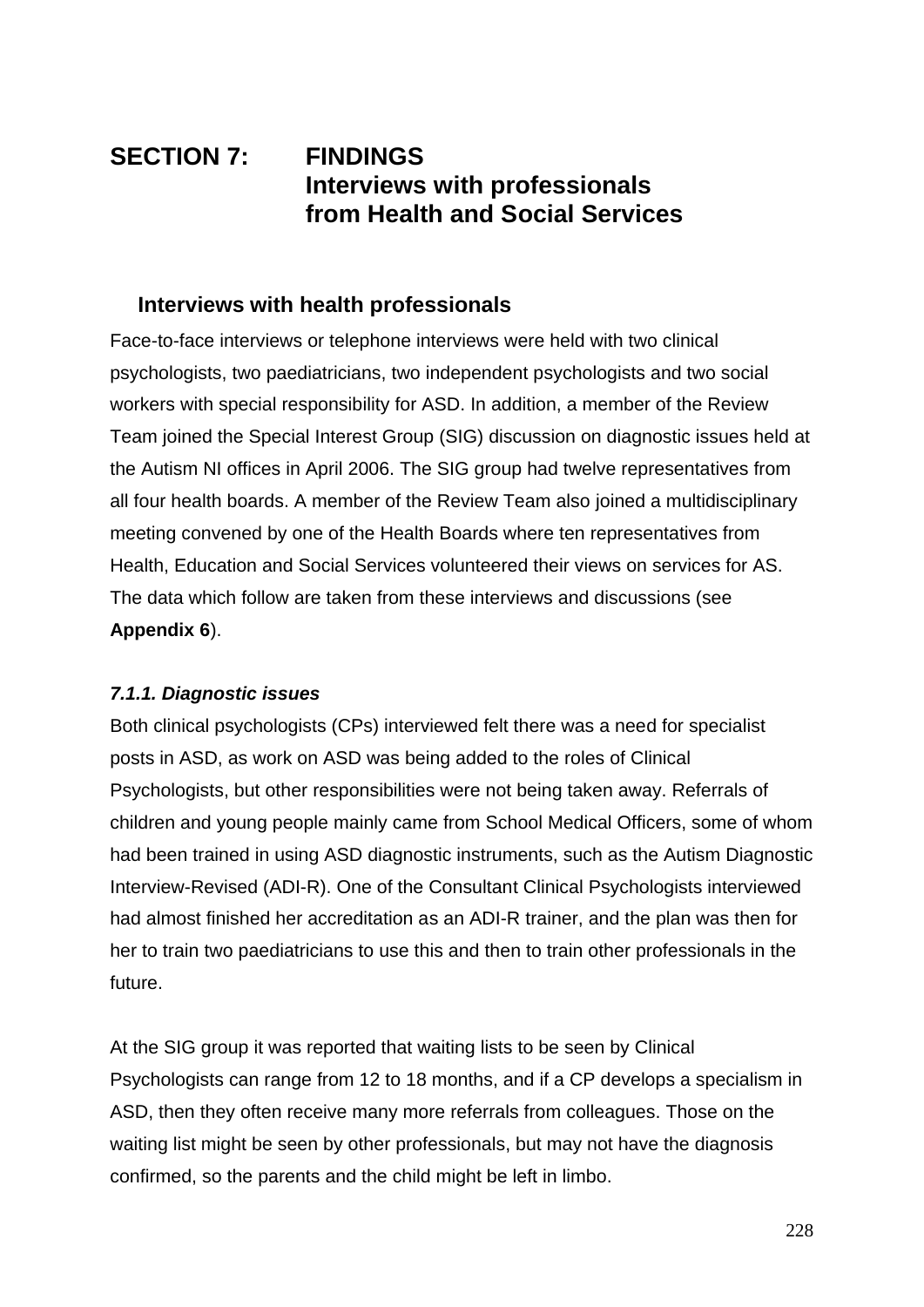# SECTION 7: FINDINGS Interviews with professionals from Health and Social Services

## Interviews with health professionals

Face-to-face interviews or telephone interviews were held with two clinical psychologists, two paediatricians, two independent psychologists and two social workers with special responsibility for ASD. In addition, a member of the Review Team joined the Special Interest Group (SIG) discussion on diagnostic issues held at the Autism NI offices in April 2006. The SIG group had twelve representatives from all four health boards. A member of the Review Team also joined a multidisciplinary meeting convened by one of the Health Boards where ten representatives from Health, Education and Social Services volunteered their views on services for AS. The data which follow are taken from these interviews and discussions (see **Appendix 6**).

### *7.1.1. Diagnostic issues*

Both clinical psychologists (CPs) interviewed felt there was a need for specialist posts in ASD, as work on ASD was being added to the roles of Clinical Psychologists, but other responsibilities were not being taken away. Referrals of children and young people mainly came from School Medical Officers, some of whom had been trained in using ASD diagnostic instruments, such as the Autism Diagnostic Interview-Revised (ADI-R). One of the Consultant Clinical Psychologists interviewed had almost finished her accreditation as an ADI-R trainer, and the plan was then for her to train two paediatricians to use this and then to train other professionals in the future.

At the SIG group it was reported that waiting lists to be seen by Clinical Psychologists can range from 12 to 18 months, and if a CP develops a specialism in ASD, then they often receive many more referrals from colleagues. Those on the waiting list might be seen by other professionals, but may not have the diagnosis confirmed, so the parents and the child might be left in limbo.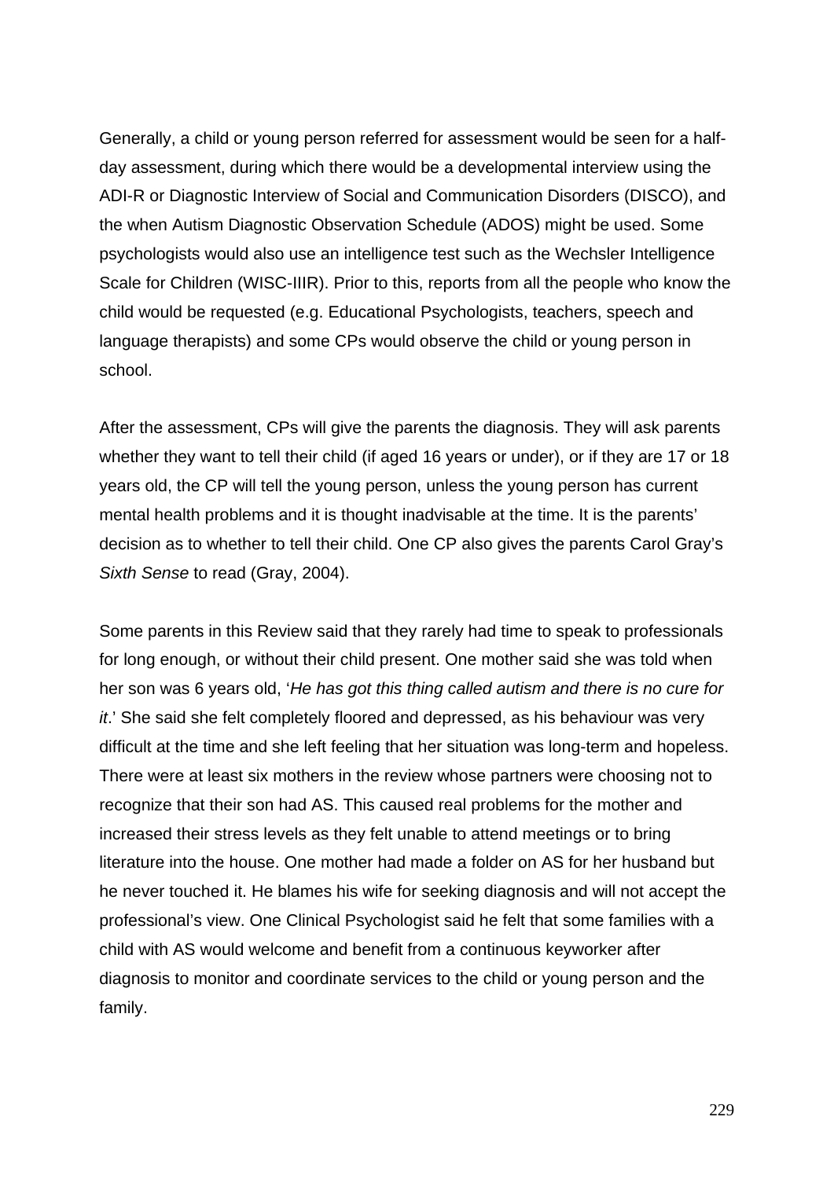Generally, a child or young person referred for assessment would be seen for a half-day assessment, during which there would be a developmental interview using the ADI-R or Diagnostic Interview of Social and Communication Disorders (DISCO), and the when Autism Diagnostic Observation Schedule (ADOS) might be used. Some psychologists would also use an intelligence test such as the Wechsler Intelligence Scale for Children (WISC-IIIR). Prior to this, reports from all the people who know the child would be requested (e.g. Educational Psychologists, teachers, speech and language therapists) and some CPs would observe the child or young person in school.

After the assessment, CPs will give the parents the diagnosis. They will ask parents whether they want to tell their child (if aged 16 years or under), or if they are 17 or 18 years old, the CP will tell the young person, unless the young person has current mental health problems and it is thought inadvisable at the time. It is the parents' decision as to whether to tell their child. One CP also gives the parents Carol Gray's *Sixth Sense* to read (Gray, 2004).

Some parents in this Review said that they rarely had time to speak to professionals for long enough, or without their child present. One mother said she was told when her son was 6 years old, '*He has got this thing called autism and there is no cure for it*.' She said she felt completely floored and depressed, as his behaviour was very difficult at the time and she left feeling that her situation was long-term and hopeless. There were at least six mothers in the review whose partners were choosing not to recognize that their son had AS. This caused real problems for the mother and increased their stress levels as they felt unable to attend meetings or to bring literature into the house. One mother had made a folder on AS for her husband but he never touched it. He blames his wife for seeking diagnosis and will not accept the professional's view. One Clinical Psychologist said he felt that some families with a child with AS would welcome and benefit from a continuous keyworker after diagnosis to monitor and coordinate services to the child or young person and the family.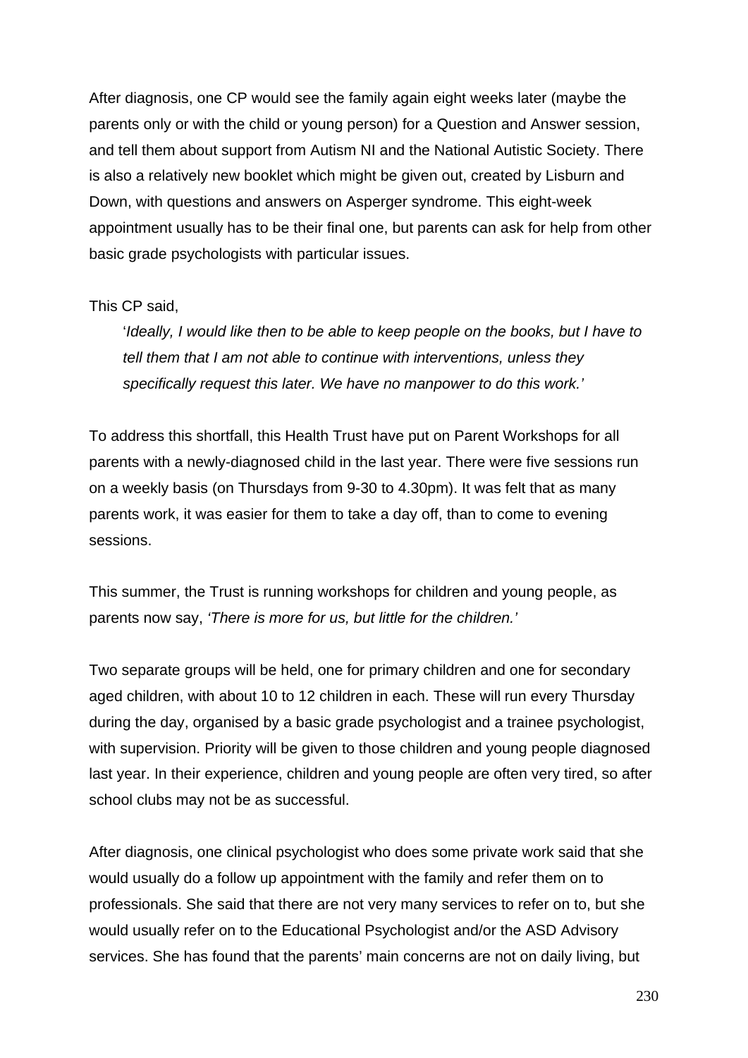After diagnosis, one CP would see the family again eight weeks later (maybe the parents only or with the child or young person) for a Question and Answer session, and tell them about support from Autism NI and the National Autistic Society. There is also a relatively new booklet which might be given out, created by Lisburn and Down, with questions and answers on Asperger syndrome. This eight-week appointment usually has to be their final one, but parents can ask for help from other basic grade psychologists with particular issues.

This CP said,

> '*Ideally, I would like then to be able to keep people on the books, but I have to tell them that I am not able to continue with interventions, unless they specifically request this later. We have no manpower to do this work.'*

To address this shortfall, this Health Trust have put on Parent Workshops for all parents with a newly-diagnosed child in the last year. There were five sessions run on a weekly basis (on Thursdays from 9-30 to 4.30pm). It was felt that as many parents work, it was easier for them to take a day off, than to come to evening sessions.

This summer, the Trust is running workshops for children and young people, as parents now say, *'There is more for us, but little for the children.'*

Two separate groups will be held, one for primary children and one for secondary aged children, with about 10 to 12 children in each. These will run every Thursday during the day, organised by a basic grade psychologist and a trainee psychologist, with supervision. Priority will be given to those children and young people diagnosed last year. In their experience, children and young people are often very tired, so after school clubs may not be as successful.

After diagnosis, one clinical psychologist who does some private work said that she would usually do a follow up appointment with the family and refer them on to professionals. She said that there are not very many services to refer on to, but she would usually refer on to the Educational Psychologist and/or the ASD Advisory services. She has found that the parents' main concerns are not on daily living, but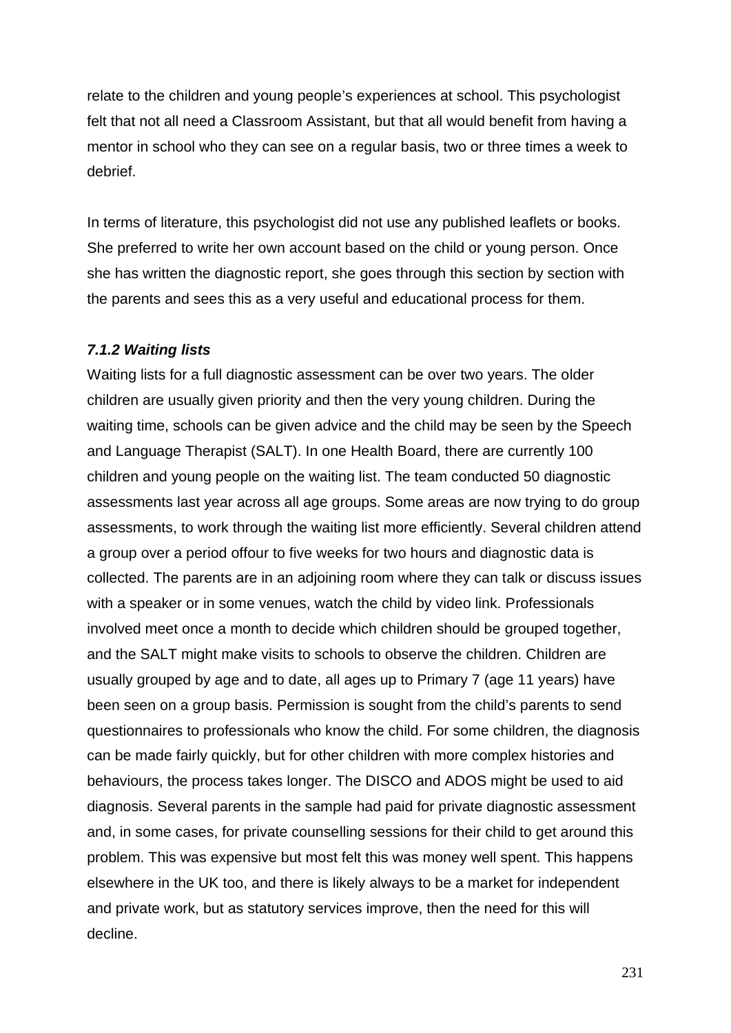relate to the children and young people's experiences at school. This psychologist felt that not all need a Classroom Assistant, but that all would benefit from having a mentor in school who they can see on a regular basis, two or three times a week to debrief.

In terms of literature, this psychologist did not use any published leaflets or books. She preferred to write her own account based on the child or young person. Once she has written the diagnostic report, she goes through this section by section with the parents and sees this as a very useful and educational process for them.

### *7.1.2 Waiting lists*

Waiting lists for a full diagnostic assessment can be over two years. The older children are usually given priority and then the very young children. During the waiting time, schools can be given advice and the child may be seen by the Speech and Language Therapist (SALT). In one Health Board, there are currently 100 children and young people on the waiting list. The team conducted 50 diagnostic assessments last year across all age groups. Some areas are now trying to do group assessments, to work through the waiting list more efficiently. Several children attend a group over a period offour to five weeks for two hours and diagnostic data is collected. The parents are in an adjoining room where they can talk or discuss issues with a speaker or in some venues, watch the child by video link. Professionals involved meet once a month to decide which children should be grouped together, and the SALT might make visits to schools to observe the children. Children are usually grouped by age and to date, all ages up to Primary 7 (age 11 years) have been seen on a group basis. Permission is sought from the child's parents to send questionnaires to professionals who know the child. For some children, the diagnosis can be made fairly quickly, but for other children with more complex histories and behaviours, the process takes longer. The DISCO and ADOS might be used to aid diagnosis. Several parents in the sample had paid for private diagnostic assessment and, in some cases, for private counselling sessions for their child to get around this problem. This was expensive but most felt this was money well spent. This happens elsewhere in the UK too, and there is likely always to be a market for independent and private work, but as statutory services improve, then the need for this will decline.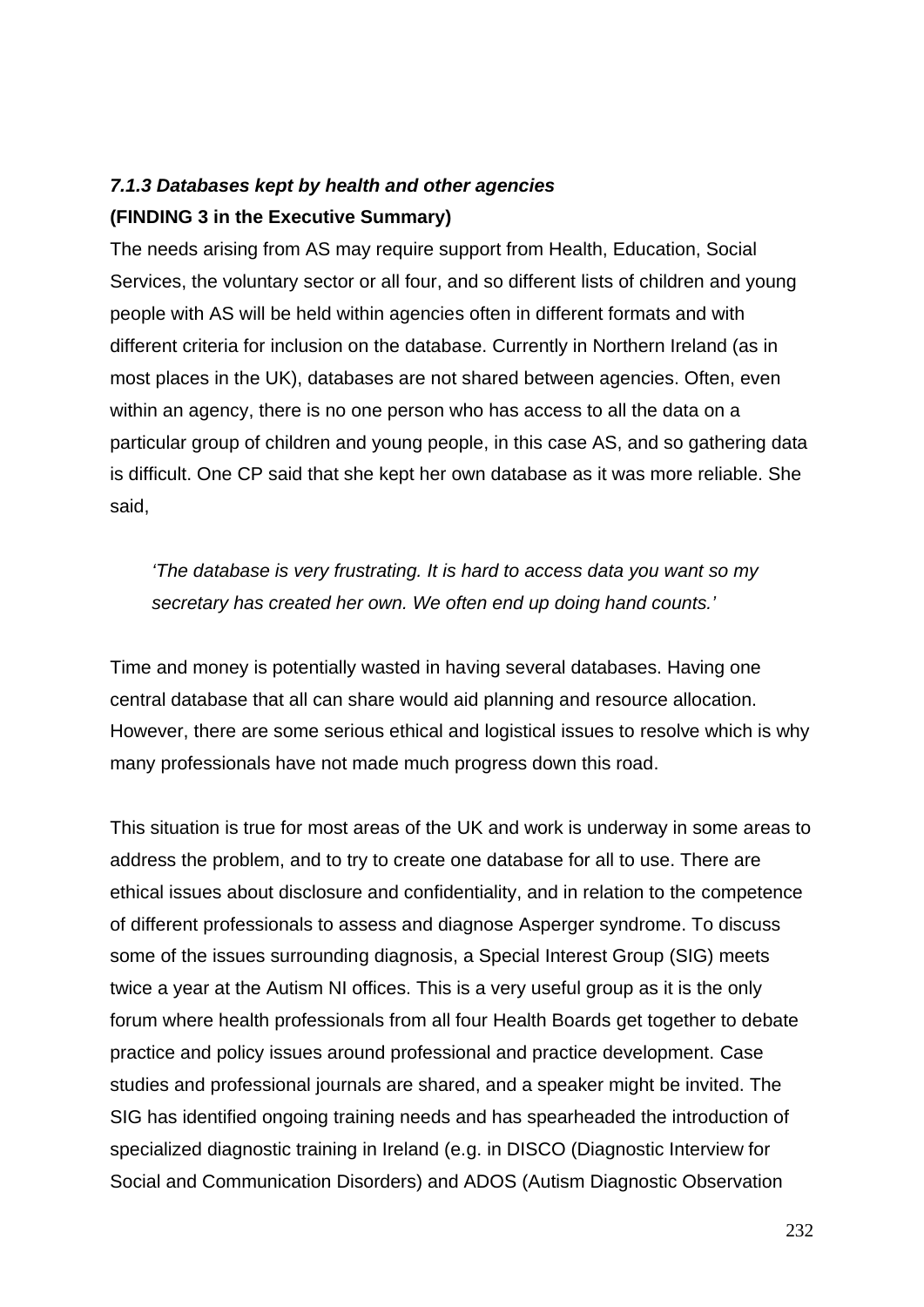### *7.1.3 Databases kept by health and other agencies*

**(FINDING 3 in the Executive Summary)**

The needs arising from AS may require support from Health, Education, Social Services, the voluntary sector or all four, and so different lists of children and young people with AS will be held within agencies often in different formats and with different criteria for inclusion on the database. Currently in Northern Ireland (as in most places in the UK), databases are not shared between agencies. Often, even within an agency, there is no one person who has access to all the data on a particular group of children and young people, in this case AS, and so gathering data is difficult. One CP said that she kept her own database as it was more reliable. She said,

> *'The database is very frustrating. It is hard to access data you want so my secretary has created her own. We often end up doing hand counts.'*

Time and money is potentially wasted in having several databases. Having one central database that all can share would aid planning and resource allocation. However, there are some serious ethical and logistical issues to resolve which is why many professionals have not made much progress down this road.

This situation is true for most areas of the UK and work is underway in some areas to address the problem, and to try to create one database for all to use. There are ethical issues about disclosure and confidentiality, and in relation to the competence of different professionals to assess and diagnose Asperger syndrome. To discuss some of the issues surrounding diagnosis, a Special Interest Group (SIG) meets twice a year at the Autism NI offices. This is a very useful group as it is the only forum where health professionals from all four Health Boards get together to debate practice and policy issues around professional and practice development. Case studies and professional journals are shared, and a speaker might be invited. The SIG has identified ongoing training needs and has spearheaded the introduction of specialized diagnostic training in Ireland (e.g. in DISCO (Diagnostic Interview for Social and Communication Disorders) and ADOS (Autism Diagnostic Observation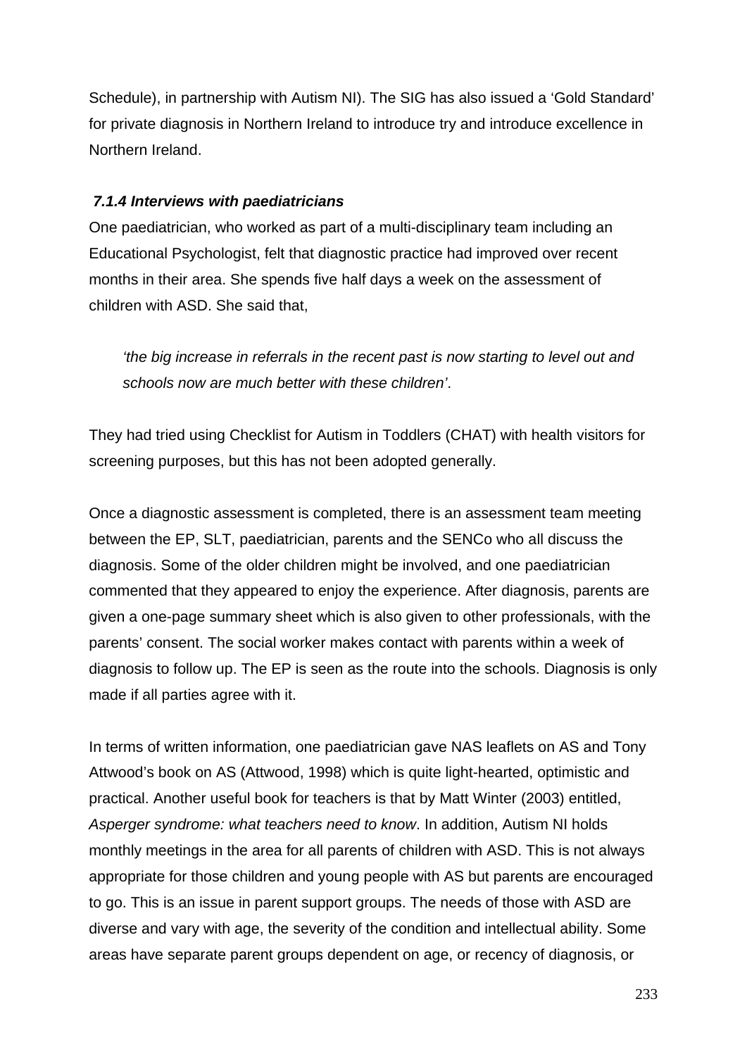Schedule), in partnership with Autism NI). The SIG has also issued a 'Gold Standard' for private diagnosis in Northern Ireland to introduce try and introduce excellence in Northern Ireland.

#### *7.1.4 Interviews with paediatricians*

One paediatrician, who worked as part of a multi-disciplinary team including an Educational Psychologist, felt that diagnostic practice had improved over recent months in their area. She spends five half days a week on the assessment of children with ASD. She said that,

> *'the big increase in referrals in the recent past is now starting to level out and schools now are much better with these children'*.

They had tried using Checklist for Autism in Toddlers (CHAT) with health visitors for screening purposes, but this has not been adopted generally.

Once a diagnostic assessment is completed, there is an assessment team meeting between the EP, SLT, paediatrician, parents and the SENCo who all discuss the diagnosis. Some of the older children might be involved, and one paediatrician commented that they appeared to enjoy the experience. After diagnosis, parents are given a one-page summary sheet which is also given to other professionals, with the parents' consent. The social worker makes contact with parents within a week of diagnosis to follow up. The EP is seen as the route into the schools. Diagnosis is only made if all parties agree with it.

In terms of written information, one paediatrician gave NAS leaflets on AS and Tony Attwood's book on AS (Attwood, 1998) which is quite light-hearted, optimistic and practical. Another useful book for teachers is that by Matt Winter (2003) entitled, *Asperger syndrome: what teachers need to know*. In addition, Autism NI holds monthly meetings in the area for all parents of children with ASD. This is not always appropriate for those children and young people with AS but parents are encouraged to go. This is an issue in parent support groups. The needs of those with ASD are diverse and vary with age, the severity of the condition and intellectual ability. Some areas have separate parent groups dependent on age, or recency of diagnosis, or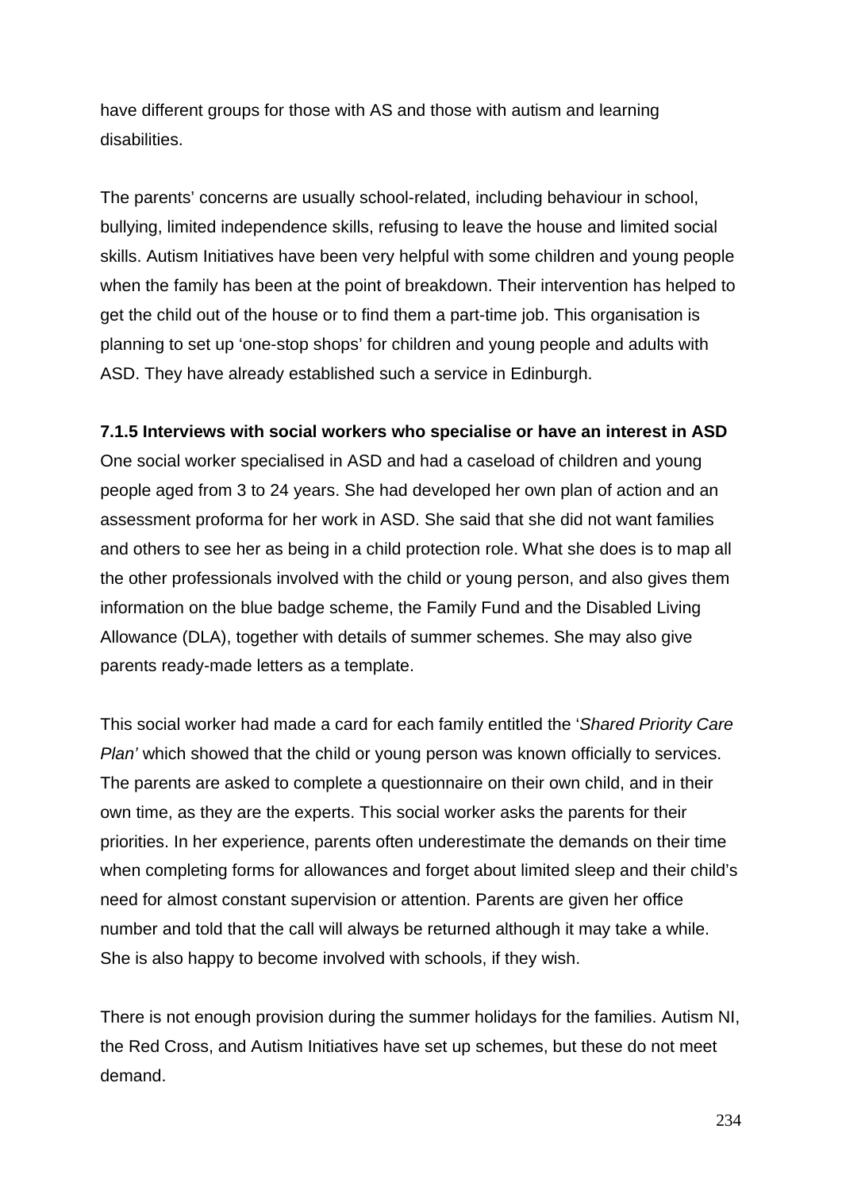have different groups for those with AS and those with autism and learning disabilities.

The parents' concerns are usually school-related, including behaviour in school, bullying, limited independence skills, refusing to leave the house and limited social skills. Autism Initiatives have been very helpful with some children and young people when the family has been at the point of breakdown. Their intervention has helped to get the child out of the house or to find them a part-time job. This organisation is planning to set up 'one-stop shops' for children and young people and adults with ASD. They have already established such a service in Edinburgh.

#### 7.1.5 Interviews with social workers who specialise or have an interest in ASD

One social worker specialised in ASD and had a caseload of children and young people aged from 3 to 24 years. She had developed her own plan of action and an assessment proforma for her work in ASD. She said that she did not want families and others to see her as being in a child protection role. What she does is to map all the other professionals involved with the child or young person, and also gives them information on the blue badge scheme, the Family Fund and the Disabled Living Allowance (DLA), together with details of summer schemes. She may also give parents ready-made letters as a template.

This social worker had made a card for each family entitled the '*Shared Priority Care Plan'* which showed that the child or young person was known officially to services. The parents are asked to complete a questionnaire on their own child, and in their own time, as they are the experts. This social worker asks the parents for their priorities. In her experience, parents often underestimate the demands on their time when completing forms for allowances and forget about limited sleep and their child's need for almost constant supervision or attention. Parents are given her office number and told that the call will always be returned although it may take a while. She is also happy to become involved with schools, if they wish.

There is not enough provision during the summer holidays for the families. Autism NI, the Red Cross, and Autism Initiatives have set up schemes, but these do not meet demand.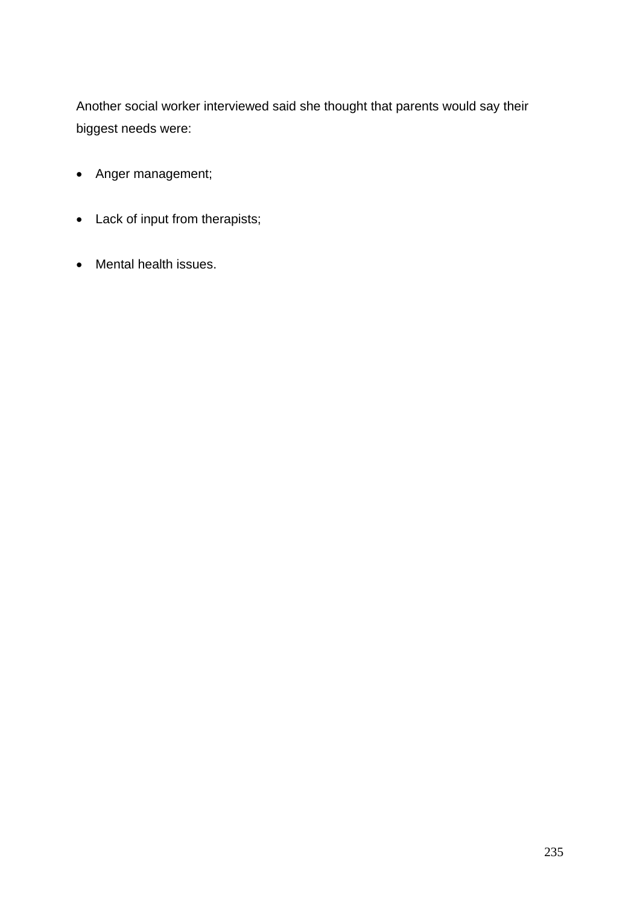Another social worker interviewed said she thought that parents would say their biggest needs were:

- Anger management;
- Lack of input from therapists;
- Mental health issues.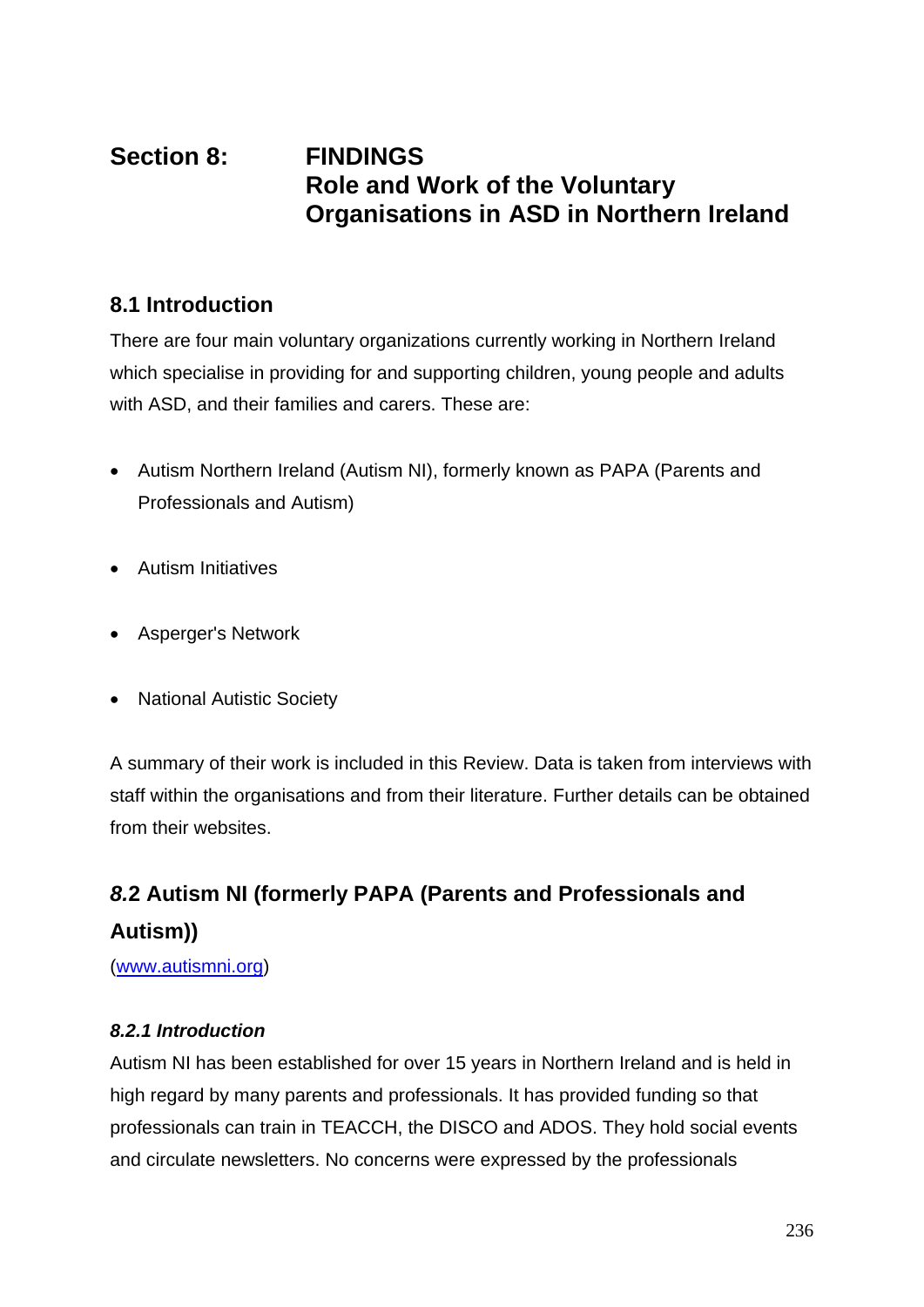# Section 8: FINDINGS Role and Work of the Voluntary Organisations in ASD in Northern Ireland

## 8.1 Introduction

There are four main voluntary organizations currently working in Northern Ireland which specialise in providing for and supporting children, young people and adults with ASD, and their families and carers. These are:

- Autism Northern Ireland (Autism NI), formerly known as PAPA (Parents and Professionals and Autism)
- Autism Initiatives
- Asperger's Network
- National Autistic Society

A summary of their work is included in this Review. Data is taken from interviews with staff within the organisations and from their literature. Further details can be obtained from their websites.

## *8.*2 Autism NI (formerly PAPA (Parents and Professionals and Autism))

([www.autismni.org](www.autismni.org))

### *8.2.1 Introduction*

Autism NI has been established for over 15 years in Northern Ireland and is held in high regard by many parents and professionals. It has provided funding so that professionals can train in TEACCH, the DISCO and ADOS. They hold social events and circulate newsletters. No concerns were expressed by the professionals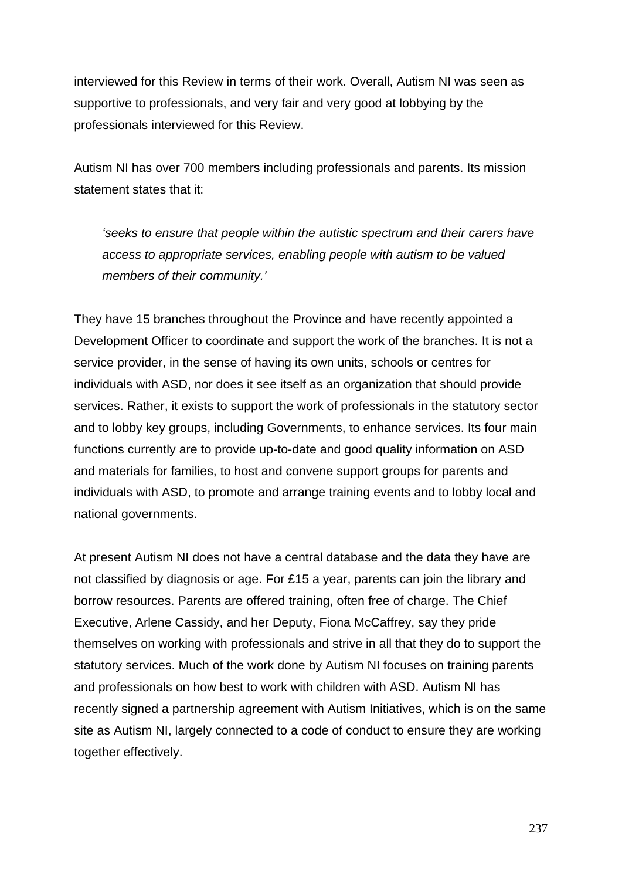interviewed for this Review in terms of their work. Overall, Autism NI was seen as supportive to professionals, and very fair and very good at lobbying by the professionals interviewed for this Review.

Autism NI has over 700 members including professionals and parents. Its mission statement states that it:

> *'seeks to ensure that people within the autistic spectrum and their carers have access to appropriate services, enabling people with autism to be valued members of their community.'*

They have 15 branches throughout the Province and have recently appointed a Development Officer to coordinate and support the work of the branches. It is not a service provider, in the sense of having its own units, schools or centres for individuals with ASD, nor does it see itself as an organization that should provide services. Rather, it exists to support the work of professionals in the statutory sector and to lobby key groups, including Governments, to enhance services. Its four main functions currently are to provide up-to-date and good quality information on ASD and materials for families, to host and convene support groups for parents and individuals with ASD, to promote and arrange training events and to lobby local and national governments.

At present Autism NI does not have a central database and the data they have are not classified by diagnosis or age. For £15 a year, parents can join the library and borrow resources. Parents are offered training, often free of charge. The Chief Executive, Arlene Cassidy, and her Deputy, Fiona McCaffrey, say they pride themselves on working with professionals and strive in all that they do to support the statutory services. Much of the work done by Autism NI focuses on training parents and professionals on how best to work with children with ASD. Autism NI has recently signed a partnership agreement with Autism Initiatives, which is on the same site as Autism NI, largely connected to a code of conduct to ensure they are working together effectively.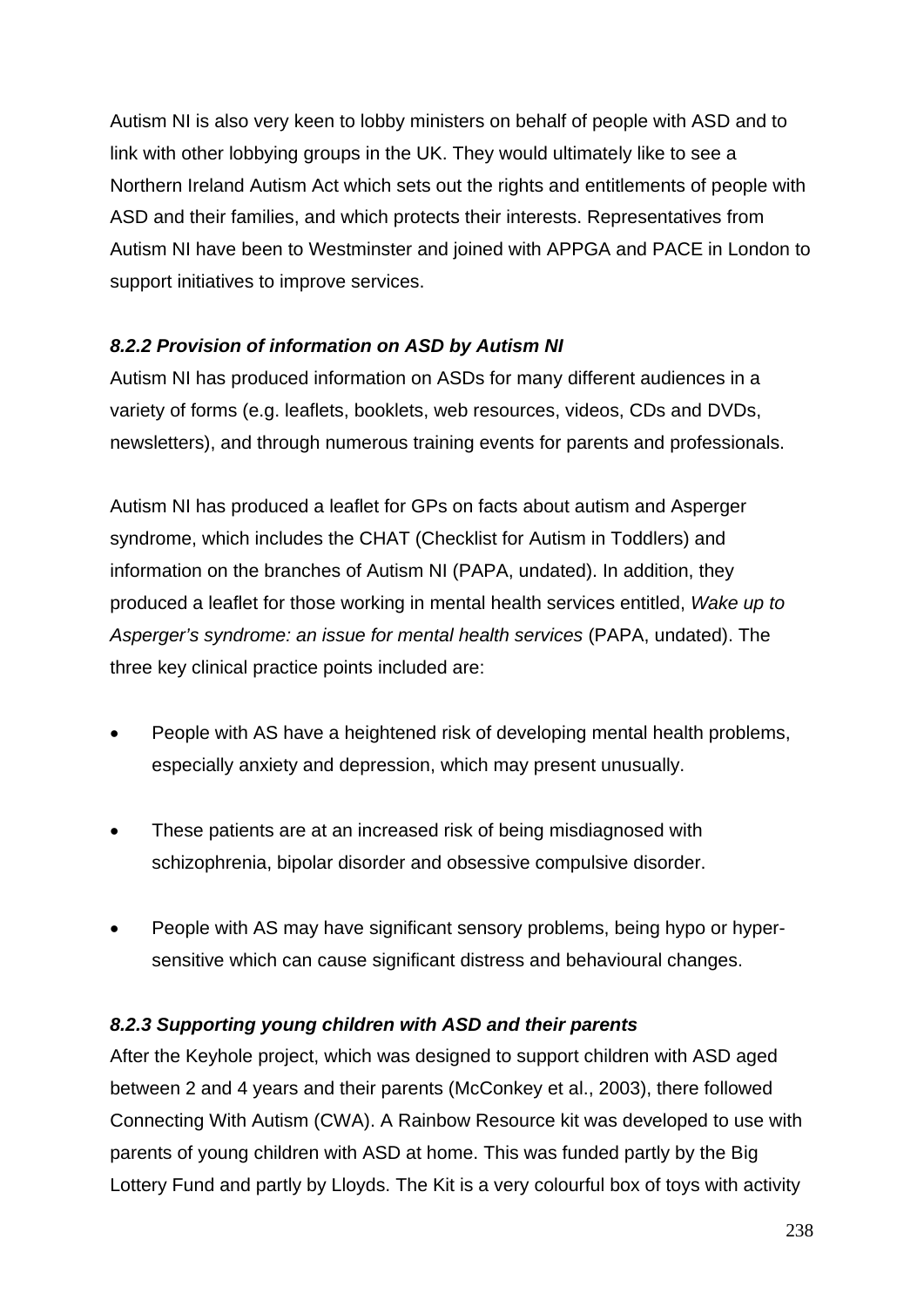Autism NI is also very keen to lobby ministers on behalf of people with ASD and to link with other lobbying groups in the UK. They would ultimately like to see a Northern Ireland Autism Act which sets out the rights and entitlements of people with ASD and their families, and which protects their interests. Representatives from Autism NI have been to Westminster and joined with APPGA and PACE in London to support initiatives to improve services.

#### *8.2.2 Provision of information on ASD by Autism NI*

Autism NI has produced information on ASDs for many different audiences in a variety of forms (e.g. leaflets, booklets, web resources, videos, CDs and DVDs, newsletters), and through numerous training events for parents and professionals.

Autism NI has produced a leaflet for GPs on facts about autism and Asperger syndrome, which includes the CHAT (Checklist for Autism in Toddlers) and information on the branches of Autism NI (PAPA, undated). In addition, they produced a leaflet for those working in mental health services entitled, *Wake up to Asperger's syndrome: an issue for mental health services* (PAPA, undated). The three key clinical practice points included are:

- People with AS have a heightened risk of developing mental health problems, especially anxiety and depression, which may present unusually.
- These patients are at an increased risk of being misdiagnosed with schizophrenia, bipolar disorder and obsessive compulsive disorder.
- People with AS may have significant sensory problems, being hypo or hyper-sensitive which can cause significant distress and behavioural changes.

#### *8.2.3 Supporting young children with ASD and their parents*

After the Keyhole project, which was designed to support children with ASD aged between 2 and 4 years and their parents (McConkey et al., 2003), there followed Connecting With Autism (CWA). A Rainbow Resource kit was developed to use with parents of young children with ASD at home. This was funded partly by the Big Lottery Fund and partly by Lloyds. The Kit is a very colourful box of toys with activity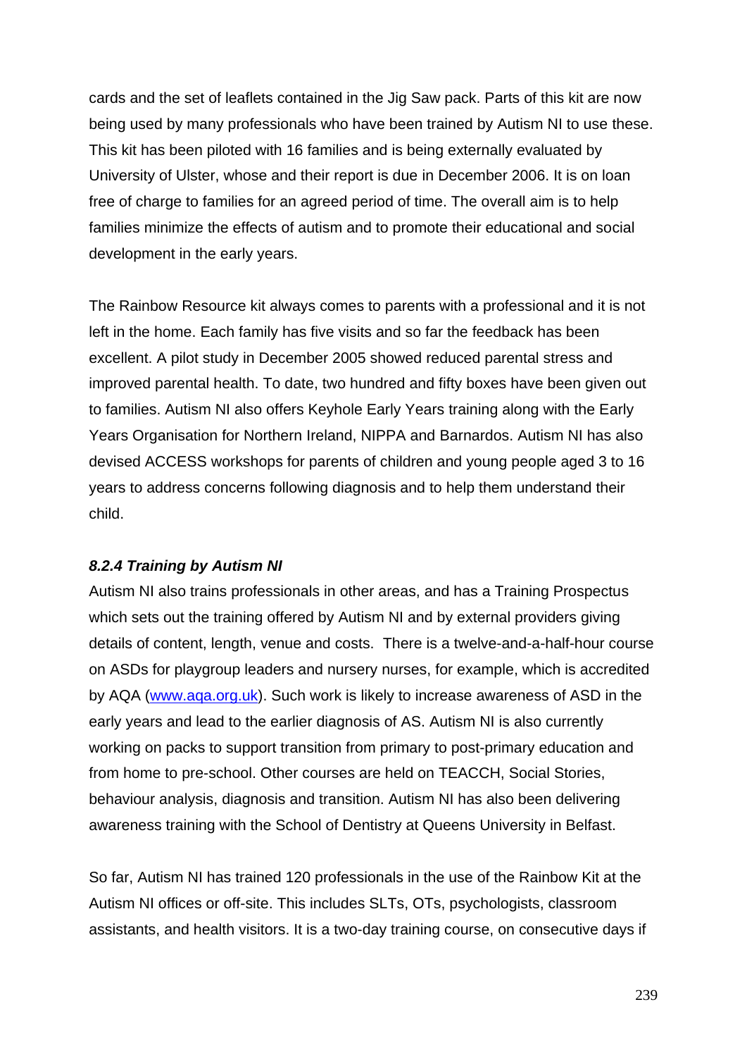cards and the set of leaflets contained in the Jig Saw pack. Parts of this kit are now being used by many professionals who have been trained by Autism NI to use these. This kit has been piloted with 16 families and is being externally evaluated by University of Ulster, whose and their report is due in December 2006. It is on loan free of charge to families for an agreed period of time. The overall aim is to help families minimize the effects of autism and to promote their educational and social development in the early years.

The Rainbow Resource kit always comes to parents with a professional and it is not left in the home. Each family has five visits and so far the feedback has been excellent. A pilot study in December 2005 showed reduced parental stress and improved parental health. To date, two hundred and fifty boxes have been given out to families. Autism NI also offers Keyhole Early Years training along with the Early Years Organisation for Northern Ireland, NIPPA and Barnardos. Autism NI has also devised ACCESS workshops for parents of children and young people aged 3 to 16 years to address concerns following diagnosis and to help them understand their child.

#### *8.2.4 Training by Autism NI*

Autism NI also trains professionals in other areas, and has a Training Prospectus which sets out the training offered by Autism NI and by external providers giving details of content, length, venue and costs. There is a twelve-and-a-half-hour course on ASDs for playgroup leaders and nursery nurses, for example, which is accredited by AQA (www.aqa.org.uk). Such work is likely to increase awareness of ASD in the early years and lead to the earlier diagnosis of AS. Autism NI is also currently working on packs to support transition from primary to post-primary education and from home to pre-school. Other courses are held on TEACCH, Social Stories, behaviour analysis, diagnosis and transition. Autism NI has also been delivering awareness training with the School of Dentistry at Queens University in Belfast.

So far, Autism NI has trained 120 professionals in the use of the Rainbow Kit at the Autism NI offices or off-site. This includes SLTs, OTs, psychologists, classroom assistants, and health visitors. It is a two-day training course, on consecutive days if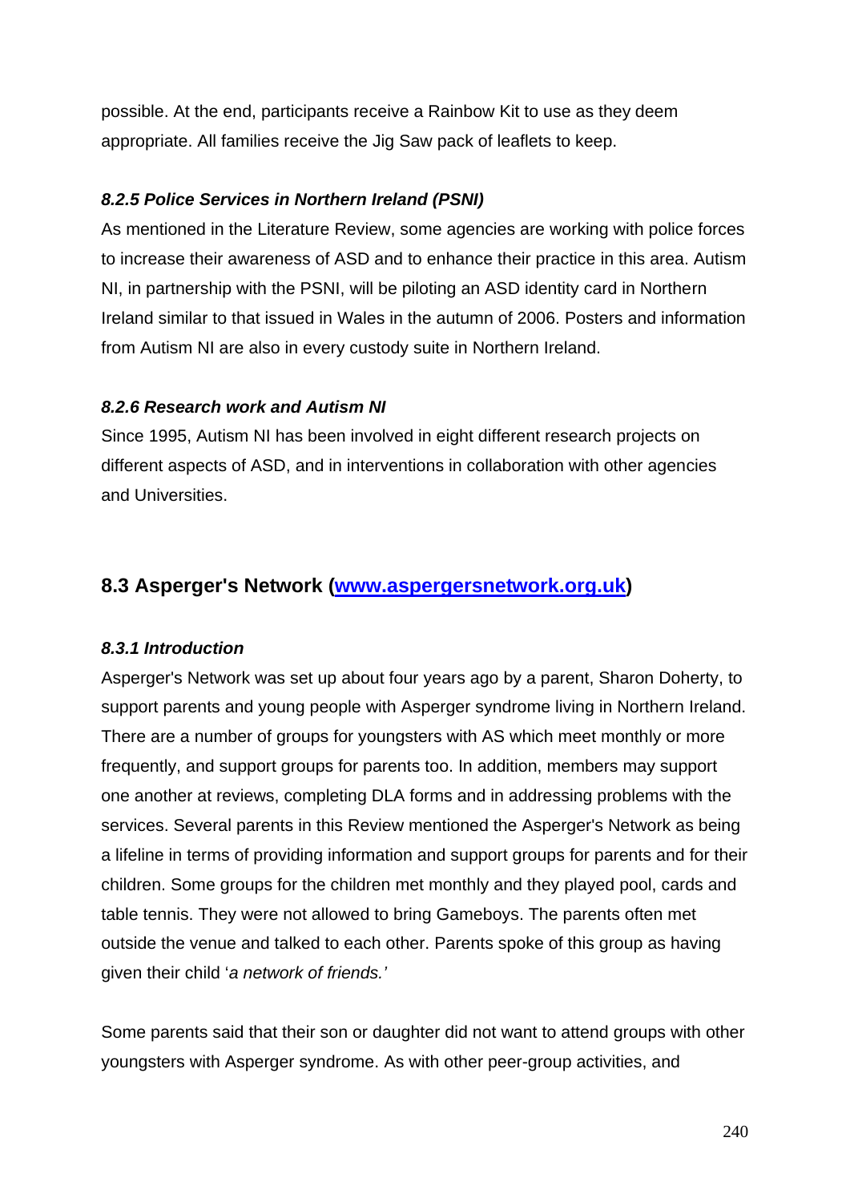possible. At the end, participants receive a Rainbow Kit to use as they deem appropriate. All families receive the Jig Saw pack of leaflets to keep.

#### *8.2.5 Police Services in Northern Ireland (PSNI)*

As mentioned in the Literature Review, some agencies are working with police forces to increase their awareness of ASD and to enhance their practice in this area. Autism NI, in partnership with the PSNI, will be piloting an ASD identity card in Northern Ireland similar to that issued in Wales in the autumn of 2006. Posters and information from Autism NI are also in every custody suite in Northern Ireland.

#### *8.2.6 Research work and Autism NI*

Since 1995, Autism NI has been involved in eight different research projects on different aspects of ASD, and in interventions in collaboration with other agencies and Universities.

## 8.3 Asperger's Network ([www.aspergersnetwork.org.uk](http://www.aspergersnetwork.org.uk))

#### *8.3.1 Introduction*

Asperger's Network was set up about four years ago by a parent, Sharon Doherty, to support parents and young people with Asperger syndrome living in Northern Ireland. There are a number of groups for youngsters with AS which meet monthly or more frequently, and support groups for parents too. In addition, members may support one another at reviews, completing DLA forms and in addressing problems with the services. Several parents in this Review mentioned the Asperger's Network as being a lifeline in terms of providing information and support groups for parents and for their children. Some groups for the children met monthly and they played pool, cards and table tennis. They were not allowed to bring Gameboys. The parents often met outside the venue and talked to each other. Parents spoke of this group as having given their child '*a network of friends.'*

Some parents said that their son or daughter did not want to attend groups with other youngsters with Asperger syndrome. As with other peer-group activities, and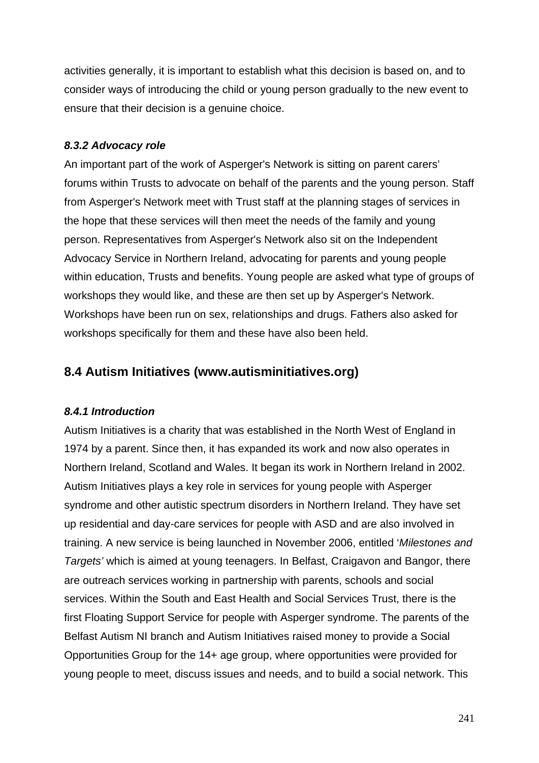activities generally, it is important to establish what this decision is based on, and to consider ways of introducing the child or young person gradually to the new event to ensure that their decision is a genuine choice.

#### *8.3.2 Advocacy role*

An important part of the work of Asperger's Network is sitting on parent carers' forums within Trusts to advocate on behalf of the parents and the young person. Staff from Asperger's Network meet with Trust staff at the planning stages of services in the hope that these services will then meet the needs of the family and young person. Representatives from Asperger's Network also sit on the Independent Advocacy Service in Northern Ireland, advocating for parents and young people within education, Trusts and benefits. Young people are asked what type of groups of workshops they would like, and these are then set up by Asperger's Network. Workshops have been run on sex, relationships and drugs. Fathers also asked for workshops specifically for them and these have also been held.

### 8.4 Autism Initiatives (www.autisminitiatives.org)

#### *8.4.1 Introduction*

Autism Initiatives is a charity that was established in the North West of England in 1974 by a parent. Since then, it has expanded its work and now also operates in Northern Ireland, Scotland and Wales. It began its work in Northern Ireland in 2002. Autism Initiatives plays a key role in services for young people with Asperger syndrome and other autistic spectrum disorders in Northern Ireland. They have set up residential and day-care services for people with ASD and are also involved in training. A new service is being launched in November 2006, entitled '*Milestones and Targets'* which is aimed at young teenagers. In Belfast, Craigavon and Bangor, there are outreach services working in partnership with parents, schools and social services. Within the South and East Health and Social Services Trust, there is the first Floating Support Service for people with Asperger syndrome. The parents of the Belfast Autism NI branch and Autism Initiatives raised money to provide a Social Opportunities Group for the 14+ age group, where opportunities were provided for young people to meet, discuss issues and needs, and to build a social network. This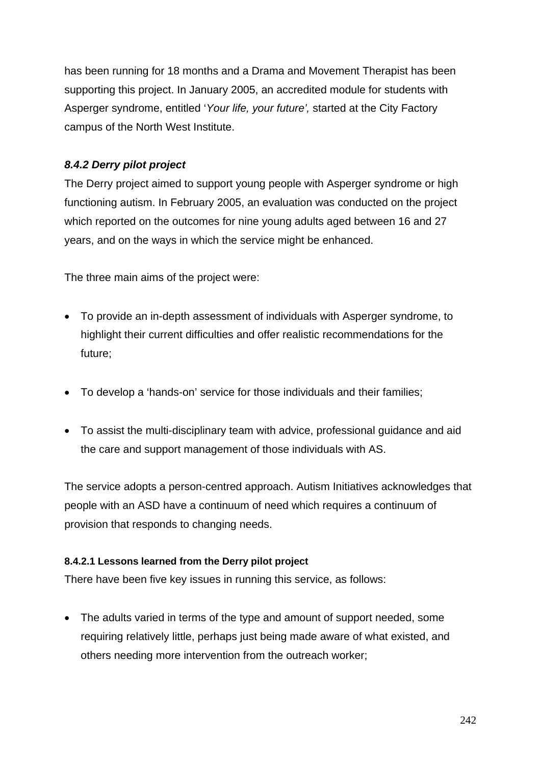has been running for 18 months and a Drama and Movement Therapist has been supporting this project. In January 2005, an accredited module for students with Asperger syndrome, entitled '*Your life, your future',* started at the City Factory campus of the North West Institute.

### *8.4.2 Derry pilot project*

The Derry project aimed to support young people with Asperger syndrome or high functioning autism. In February 2005, an evaluation was conducted on the project which reported on the outcomes for nine young adults aged between 16 and 27 years, and on the ways in which the service might be enhanced.

The three main aims of the project were:

- To provide an in-depth assessment of individuals with Asperger syndrome, to highlight their current difficulties and offer realistic recommendations for the future;
- To develop a 'hands-on' service for those individuals and their families;
- To assist the multi-disciplinary team with advice, professional guidance and aid the care and support management of those individuals with AS.

The service adopts a person-centred approach. Autism Initiatives acknowledges that people with an ASD have a continuum of need which requires a continuum of provision that responds to changing needs.

#### 8.4.2.1 Lessons learned from the Derry pilot project

There have been five key issues in running this service, as follows:

- The adults varied in terms of the type and amount of support needed, some requiring relatively little, perhaps just being made aware of what existed, and others needing more intervention from the outreach worker;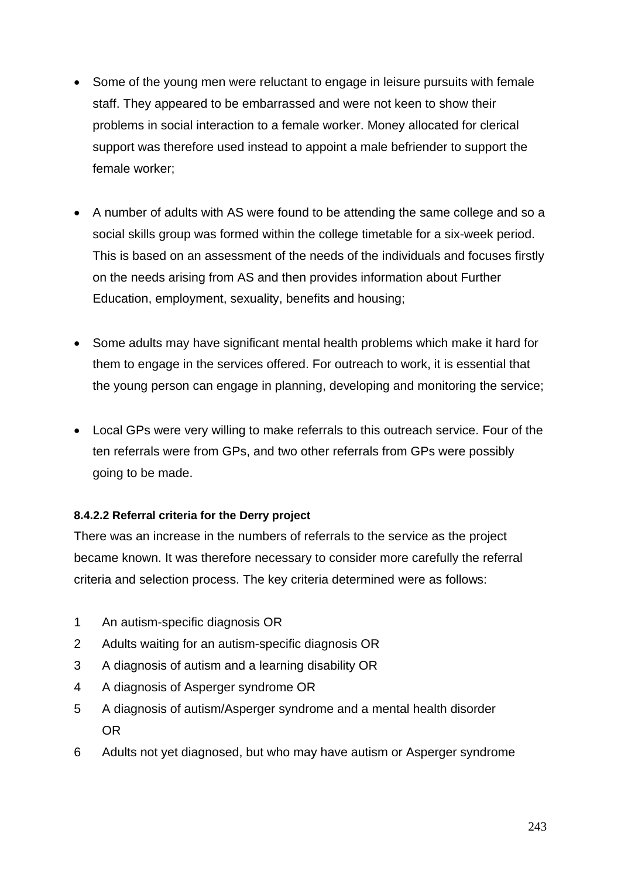- Some of the young men were reluctant to engage in leisure pursuits with female staff. They appeared to be embarrassed and were not keen to show their problems in social interaction to a female worker. Money allocated for clerical support was therefore used instead to appoint a male befriender to support the female worker;

- A number of adults with AS were found to be attending the same college and so a social skills group was formed within the college timetable for a six-week period. This is based on an assessment of the needs of the individuals and focuses firstly on the needs arising from AS and then provides information about Further Education, employment, sexuality, benefits and housing;

- Some adults may have significant mental health problems which make it hard for them to engage in the services offered. For outreach to work, it is essential that the young person can engage in planning, developing and monitoring the service;

- Local GPs were very willing to make referrals to this outreach service. Four of the ten referrals were from GPs, and two other referrals from GPs were possibly going to be made.

#### 8.4.2.2 Referral criteria for the Derry project

There was an increase in the numbers of referrals to the service as the project became known. It was therefore necessary to consider more carefully the referral criteria and selection process. The key criteria determined were as follows:

1. An autism-specific diagnosis OR
2. Adults waiting for an autism-specific diagnosis OR
3. A diagnosis of autism and a learning disability OR
4. A diagnosis of Asperger syndrome OR
5. A diagnosis of autism/Asperger syndrome and a mental health disorder OR
6. Adults not yet diagnosed, but who may have autism or Asperger syndrome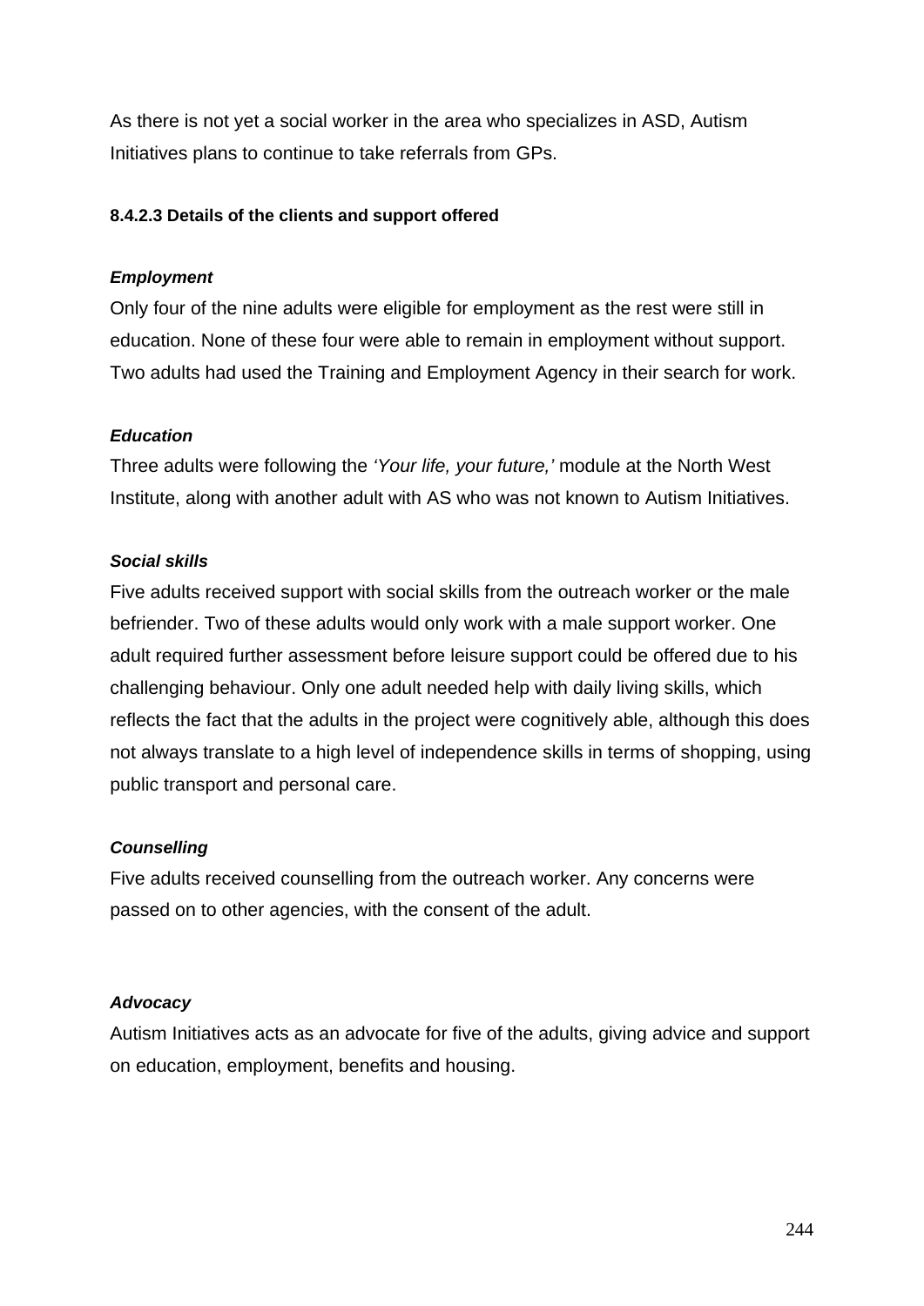As there is not yet a social worker in the area who specializes in ASD, Autism Initiatives plans to continue to take referrals from GPs.

#### 8.4.2.3 Details of the clients and support offered

***Employment***

Only four of the nine adults were eligible for employment as the rest were still in education. None of these four were able to remain in employment without support. Two adults had used the Training and Employment Agency in their search for work.

***Education***

Three adults were following the *'Your life, your future,'* module at the North West Institute, along with another adult with AS who was not known to Autism Initiatives.

***Social skills***

Five adults received support with social skills from the outreach worker or the male befriender. Two of these adults would only work with a male support worker. One adult required further assessment before leisure support could be offered due to his challenging behaviour. Only one adult needed help with daily living skills, which reflects the fact that the adults in the project were cognitively able, although this does not always translate to a high level of independence skills in terms of shopping, using public transport and personal care.

***Counselling***

Five adults received counselling from the outreach worker. Any concerns were passed on to other agencies, with the consent of the adult.

***Advocacy***

Autism Initiatives acts as an advocate for five of the adults, giving advice and support on education, employment, benefits and housing.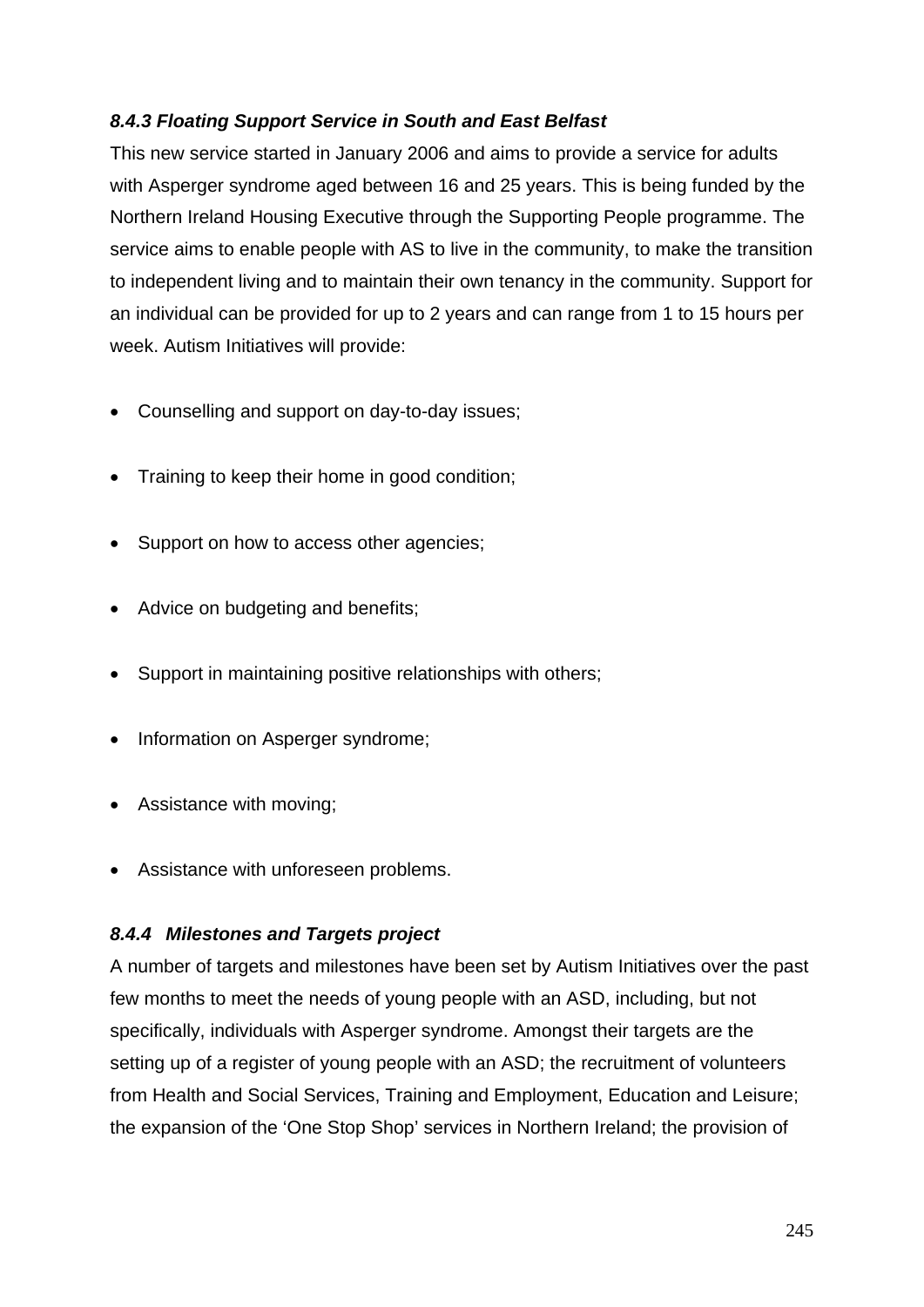#### *8.4.3 Floating Support Service in South and East Belfast*

This new service started in January 2006 and aims to provide a service for adults with Asperger syndrome aged between 16 and 25 years. This is being funded by the Northern Ireland Housing Executive through the Supporting People programme. The service aims to enable people with AS to live in the community, to make the transition to independent living and to maintain their own tenancy in the community. Support for an individual can be provided for up to 2 years and can range from 1 to 15 hours per week. Autism Initiatives will provide:

- Counselling and support on day-to-day issues;
- Training to keep their home in good condition;
- Support on how to access other agencies;
- Advice on budgeting and benefits;
- Support in maintaining positive relationships with others;
- Information on Asperger syndrome;
- Assistance with moving;
- Assistance with unforeseen problems.

#### *8.4.4 Milestones and Targets project*

A number of targets and milestones have been set by Autism Initiatives over the past few months to meet the needs of young people with an ASD, including, but not specifically, individuals with Asperger syndrome. Amongst their targets are the setting up of a register of young people with an ASD; the recruitment of volunteers from Health and Social Services, Training and Employment, Education and Leisure; the expansion of the 'One Stop Shop' services in Northern Ireland; the provision of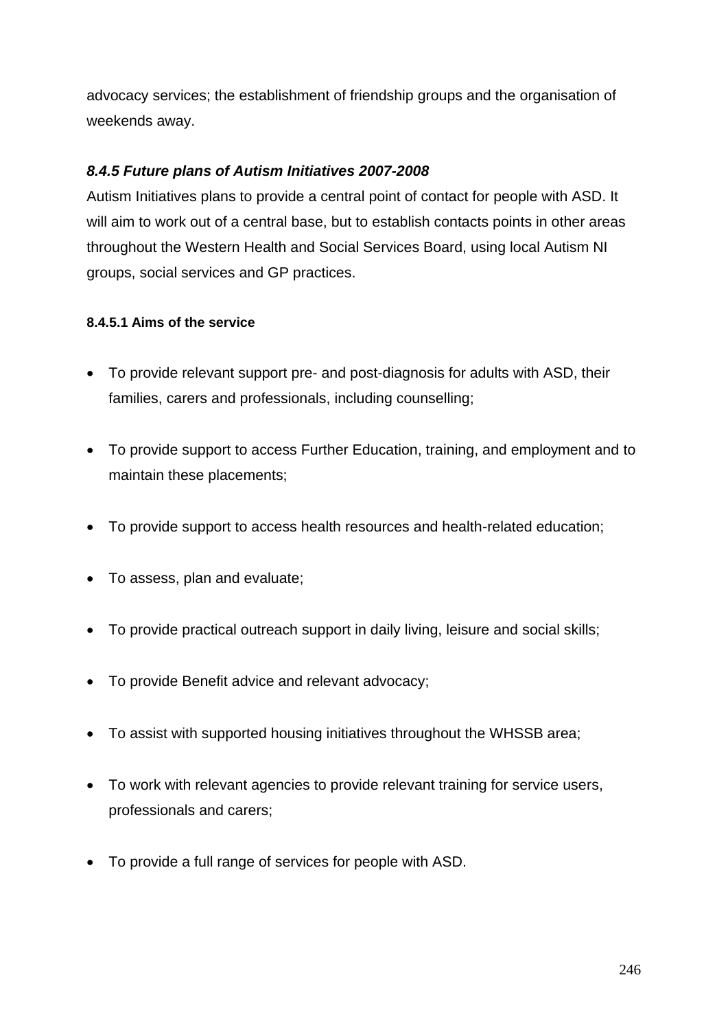advocacy services; the establishment of friendship groups and the organisation of weekends away.

### *8.4.5 Future plans of Autism Initiatives 2007-2008*

Autism Initiatives plans to provide a central point of contact for people with ASD. It will aim to work out of a central base, but to establish contacts points in other areas throughout the Western Health and Social Services Board, using local Autism NI groups, social services and GP practices.

#### 8.4.5.1 Aims of the service

- To provide relevant support pre- and post-diagnosis for adults with ASD, their families, carers and professionals, including counselling;
- To provide support to access Further Education, training, and employment and to maintain these placements;
- To provide support to access health resources and health-related education;
- To assess, plan and evaluate;
- To provide practical outreach support in daily living, leisure and social skills;
- To provide Benefit advice and relevant advocacy;
- To assist with supported housing initiatives throughout the WHSSB area;
- To work with relevant agencies to provide relevant training for service users, professionals and carers;
- To provide a full range of services for people with ASD.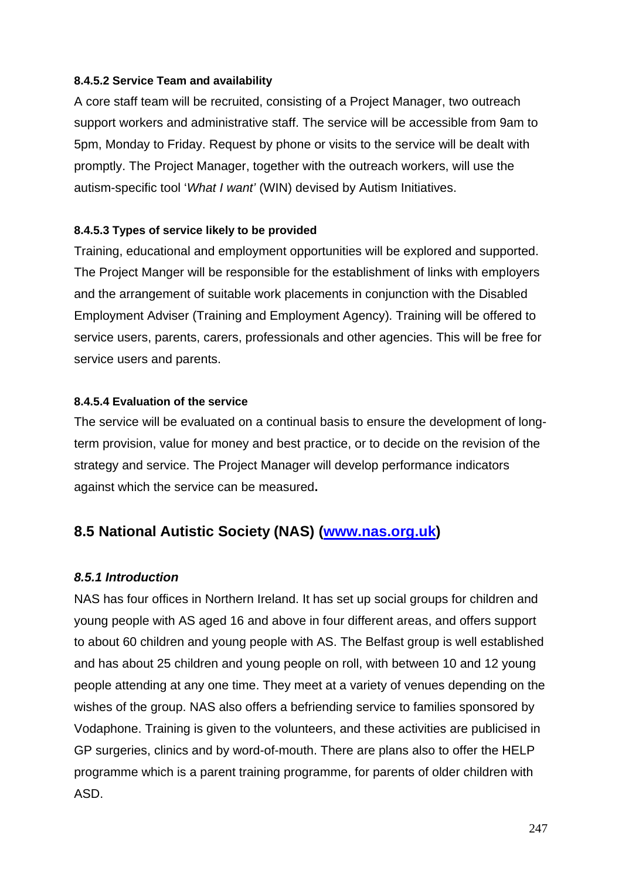#### 8.4.5.2 Service Team and availability

A core staff team will be recruited, consisting of a Project Manager, two outreach support workers and administrative staff. The service will be accessible from 9am to 5pm, Monday to Friday. Request by phone or visits to the service will be dealt with promptly. The Project Manager, together with the outreach workers, will use the autism-specific tool '*What I want'* (WIN) devised by Autism Initiatives.

#### 8.4.5.3 Types of service likely to be provided

Training, educational and employment opportunities will be explored and supported. The Project Manger will be responsible for the establishment of links with employers and the arrangement of suitable work placements in conjunction with the Disabled Employment Adviser (Training and Employment Agency). Training will be offered to service users, parents, carers, professionals and other agencies. This will be free for service users and parents.

#### 8.4.5.4 Evaluation of the service

The service will be evaluated on a continual basis to ensure the development of long-term provision, value for money and best practice, or to decide on the revision of the strategy and service. The Project Manager will develop performance indicators against which the service can be measured**.**

## 8.5 National Autistic Society (NAS) ([www.nas.org.uk](http://www.nas.org.uk))

### *8.5.1 Introduction*

NAS has four offices in Northern Ireland. It has set up social groups for children and young people with AS aged 16 and above in four different areas, and offers support to about 60 children and young people with AS. The Belfast group is well established and has about 25 children and young people on roll, with between 10 and 12 young people attending at any one time. They meet at a variety of venues depending on the wishes of the group. NAS also offers a befriending service to families sponsored by Vodaphone. Training is given to the volunteers, and these activities are publicised in GP surgeries, clinics and by word-of-mouth. There are plans also to offer the HELP programme which is a parent training programme, for parents of older children with ASD.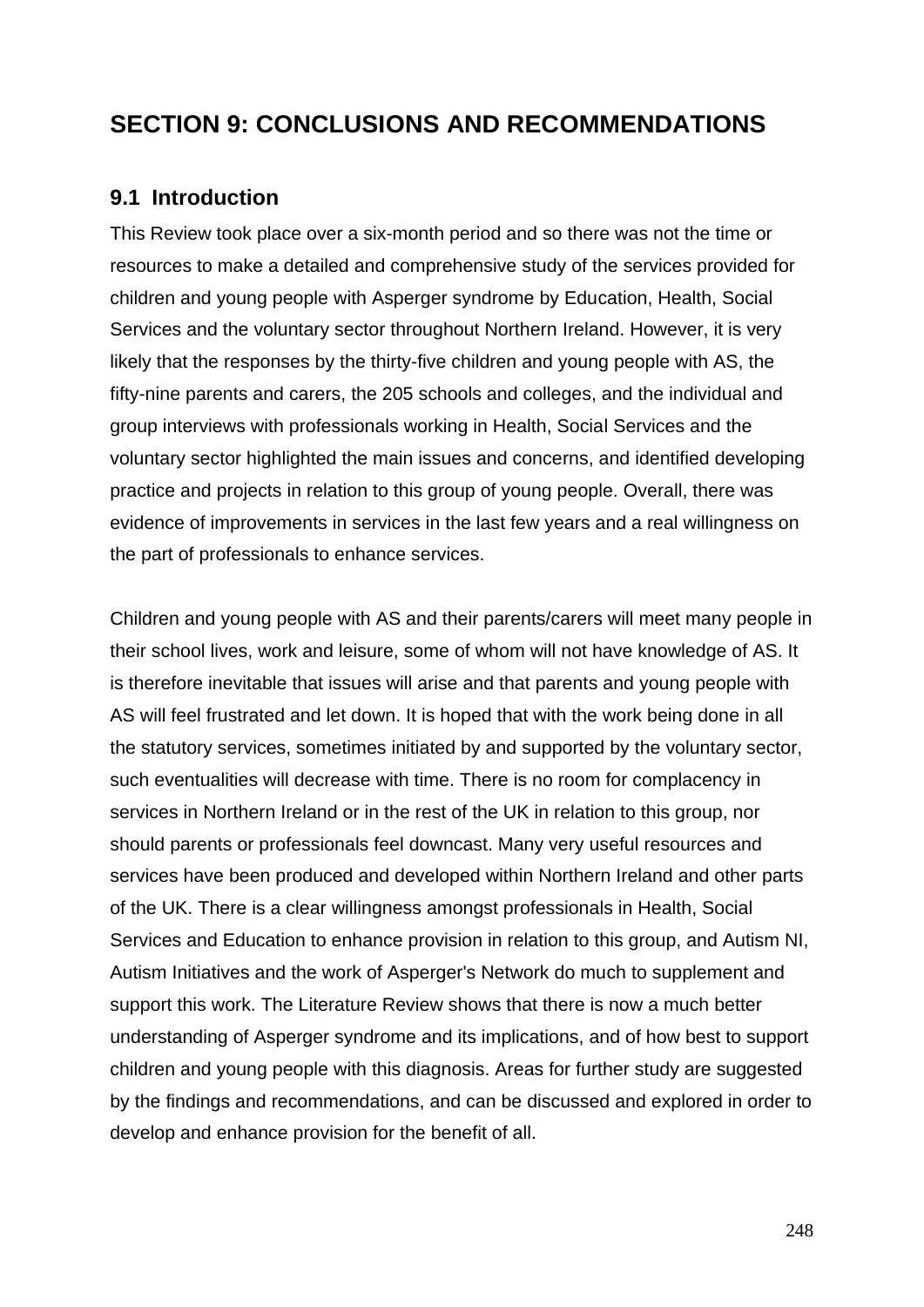# SECTION 9: CONCLUSIONS AND RECOMMENDATIONS

## 9.1 Introduction

This Review took place over a six-month period and so there was not the time or resources to make a detailed and comprehensive study of the services provided for children and young people with Asperger syndrome by Education, Health, Social Services and the voluntary sector throughout Northern Ireland. However, it is very likely that the responses by the thirty-five children and young people with AS, the fifty-nine parents and carers, the 205 schools and colleges, and the individual and group interviews with professionals working in Health, Social Services and the voluntary sector highlighted the main issues and concerns, and identified developing practice and projects in relation to this group of young people. Overall, there was evidence of improvements in services in the last few years and a real willingness on the part of professionals to enhance services.

Children and young people with AS and their parents/carers will meet many people in their school lives, work and leisure, some of whom will not have knowledge of AS. It is therefore inevitable that issues will arise and that parents and young people with AS will feel frustrated and let down. It is hoped that with the work being done in all the statutory services, sometimes initiated by and supported by the voluntary sector, such eventualities will decrease with time. There is no room for complacency in services in Northern Ireland or in the rest of the UK in relation to this group, nor should parents or professionals feel downcast. Many very useful resources and services have been produced and developed within Northern Ireland and other parts of the UK. There is a clear willingness amongst professionals in Health, Social Services and Education to enhance provision in relation to this group, and Autism NI, Autism Initiatives and the work of Asperger's Network do much to supplement and support this work. The Literature Review shows that there is now a much better understanding of Asperger syndrome and its implications, and of how best to support children and young people with this diagnosis. Areas for further study are suggested by the findings and recommendations, and can be discussed and explored in order to develop and enhance provision for the benefit of all.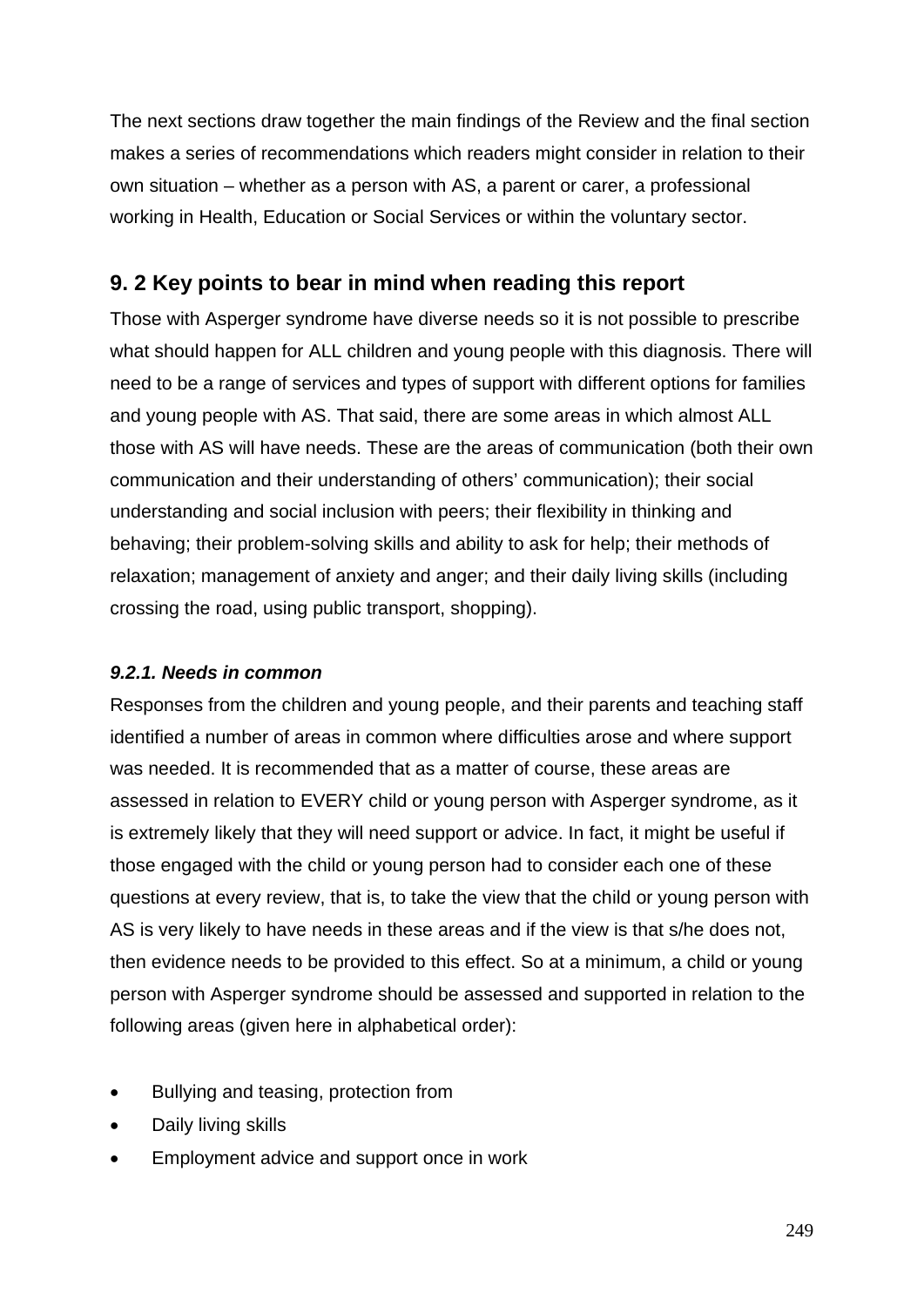The next sections draw together the main findings of the Review and the final section makes a series of recommendations which readers might consider in relation to their own situation – whether as a person with AS, a parent or carer, a professional working in Health, Education or Social Services or within the voluntary sector.

## 9. 2 Key points to bear in mind when reading this report

Those with Asperger syndrome have diverse needs so it is not possible to prescribe what should happen for ALL children and young people with this diagnosis. There will need to be a range of services and types of support with different options for families and young people with AS. That said, there are some areas in which almost ALL those with AS will have needs. These are the areas of communication (both their own communication and their understanding of others' communication); their social understanding and social inclusion with peers; their flexibility in thinking and behaving; their problem-solving skills and ability to ask for help; their methods of relaxation; management of anxiety and anger; and their daily living skills (including crossing the road, using public transport, shopping).

### *9.2.1. Needs in common*

Responses from the children and young people, and their parents and teaching staff identified a number of areas in common where difficulties arose and where support was needed. It is recommended that as a matter of course, these areas are assessed in relation to EVERY child or young person with Asperger syndrome, as it is extremely likely that they will need support or advice. In fact, it might be useful if those engaged with the child or young person had to consider each one of these questions at every review, that is, to take the view that the child or young person with AS is very likely to have needs in these areas and if the view is that s/he does not, then evidence needs to be provided to this effect. So at a minimum, a child or young person with Asperger syndrome should be assessed and supported in relation to the following areas (given here in alphabetical order):

- Bullying and teasing, protection from
- Daily living skills
- Employment advice and support once in work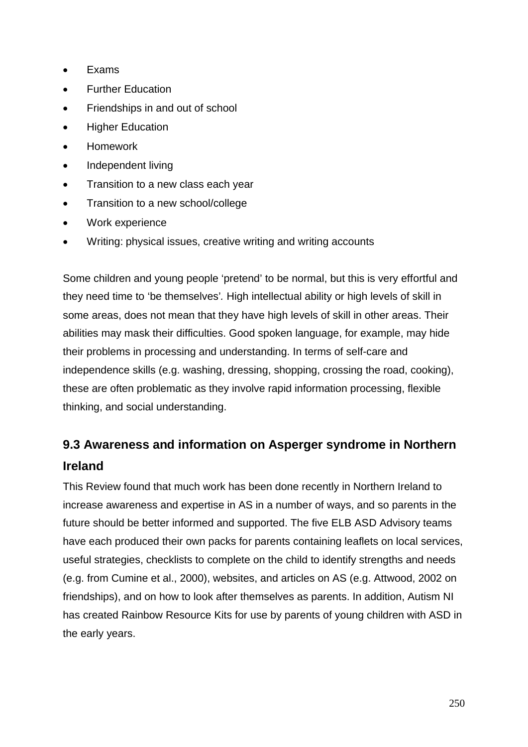- Exams
- Further Education
- Friendships in and out of school
- Higher Education
- Homework
- Independent living
- Transition to a new class each year
- Transition to a new school/college
- Work experience
- Writing: physical issues, creative writing and writing accounts

Some children and young people 'pretend' to be normal, but this is very effortful and they need time to 'be themselves'. High intellectual ability or high levels of skill in some areas, does not mean that they have high levels of skill in other areas. Their abilities may mask their difficulties. Good spoken language, for example, may hide their problems in processing and understanding. In terms of self-care and independence skills (e.g. washing, dressing, shopping, crossing the road, cooking), these are often problematic as they involve rapid information processing, flexible thinking, and social understanding.

## 9.3 Awareness and information on Asperger syndrome in Northern Ireland

This Review found that much work has been done recently in Northern Ireland to increase awareness and expertise in AS in a number of ways, and so parents in the future should be better informed and supported. The five ELB ASD Advisory teams have each produced their own packs for parents containing leaflets on local services, useful strategies, checklists to complete on the child to identify strengths and needs (e.g. from Cumine et al., 2000), websites, and articles on AS (e.g. Attwood, 2002 on friendships), and on how to look after themselves as parents. In addition, Autism NI has created Rainbow Resource Kits for use by parents of young children with ASD in the early years.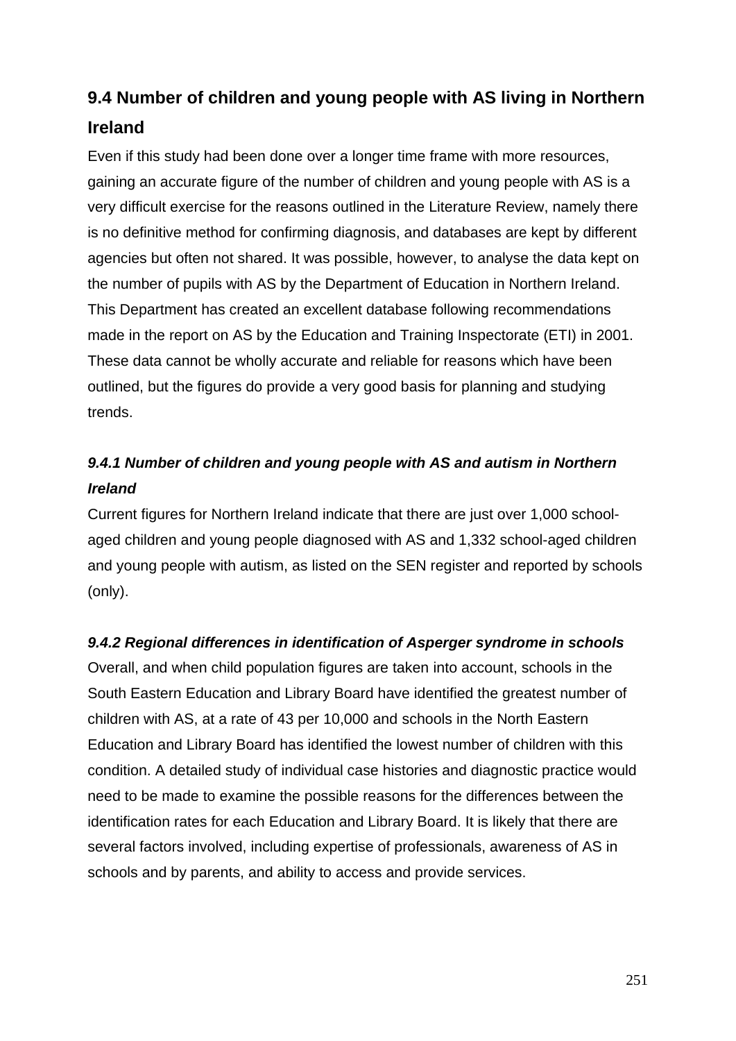## 9.4 Number of children and young people with AS living in Northern Ireland

Even if this study had been done over a longer time frame with more resources, gaining an accurate figure of the number of children and young people with AS is a very difficult exercise for the reasons outlined in the Literature Review, namely there is no definitive method for confirming diagnosis, and databases are kept by different agencies but often not shared. It was possible, however, to analyse the data kept on the number of pupils with AS by the Department of Education in Northern Ireland. This Department has created an excellent database following recommendations made in the report on AS by the Education and Training Inspectorate (ETI) in 2001. These data cannot be wholly accurate and reliable for reasons which have been outlined, but the figures do provide a very good basis for planning and studying trends.

### *9.4.1 Number of children and young people with AS and autism in Northern Ireland*

Current figures for Northern Ireland indicate that there are just over 1,000 school-aged children and young people diagnosed with AS and 1,332 school-aged children and young people with autism, as listed on the SEN register and reported by schools (only).

### *9.4.2 Regional differences in identification of Asperger syndrome in schools*

Overall, and when child population figures are taken into account, schools in the South Eastern Education and Library Board have identified the greatest number of children with AS, at a rate of 43 per 10,000 and schools in the North Eastern Education and Library Board has identified the lowest number of children with this condition. A detailed study of individual case histories and diagnostic practice would need to be made to examine the possible reasons for the differences between the identification rates for each Education and Library Board. It is likely that there are several factors involved, including expertise of professionals, awareness of AS in schools and by parents, and ability to access and provide services.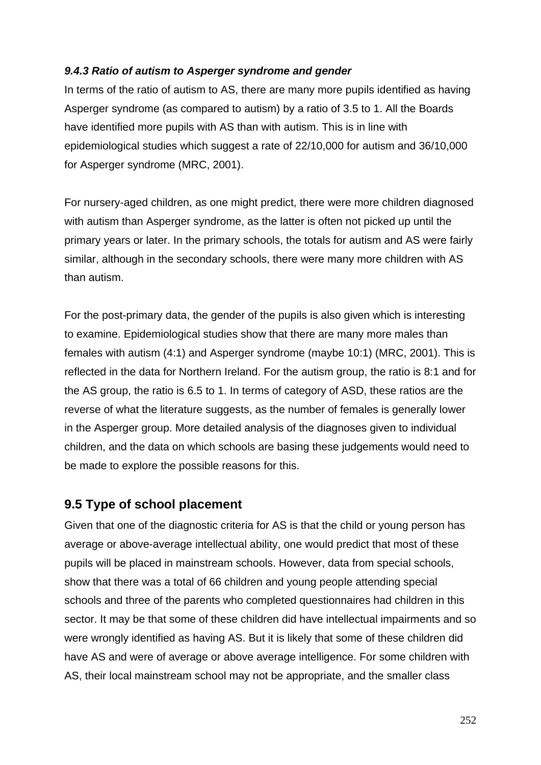#### *9.4.3 Ratio of autism to Asperger syndrome and gender*

In terms of the ratio of autism to AS, there are many more pupils identified as having Asperger syndrome (as compared to autism) by a ratio of 3.5 to 1. All the Boards have identified more pupils with AS than with autism. This is in line with epidemiological studies which suggest a rate of 22/10,000 for autism and 36/10,000 for Asperger syndrome (MRC, 2001).

For nursery-aged children, as one might predict, there were more children diagnosed with autism than Asperger syndrome, as the latter is often not picked up until the primary years or later. In the primary schools, the totals for autism and AS were fairly similar, although in the secondary schools, there were many more children with AS than autism.

For the post-primary data, the gender of the pupils is also given which is interesting to examine. Epidemiological studies show that there are many more males than females with autism (4:1) and Asperger syndrome (maybe 10:1) (MRC, 2001). This is reflected in the data for Northern Ireland. For the autism group, the ratio is 8:1 and for the AS group, the ratio is 6.5 to 1. In terms of category of ASD, these ratios are the reverse of what the literature suggests, as the number of females is generally lower in the Asperger group. More detailed analysis of the diagnoses given to individual children, and the data on which schools are basing these judgements would need to be made to explore the possible reasons for this.

## 9.5 Type of school placement

Given that one of the diagnostic criteria for AS is that the child or young person has average or above-average intellectual ability, one would predict that most of these pupils will be placed in mainstream schools. However, data from special schools, show that there was a total of 66 children and young people attending special schools and three of the parents who completed questionnaires had children in this sector. It may be that some of these children did have intellectual impairments and so were wrongly identified as having AS. But it is likely that some of these children did have AS and were of average or above average intelligence. For some children with AS, their local mainstream school may not be appropriate, and the smaller class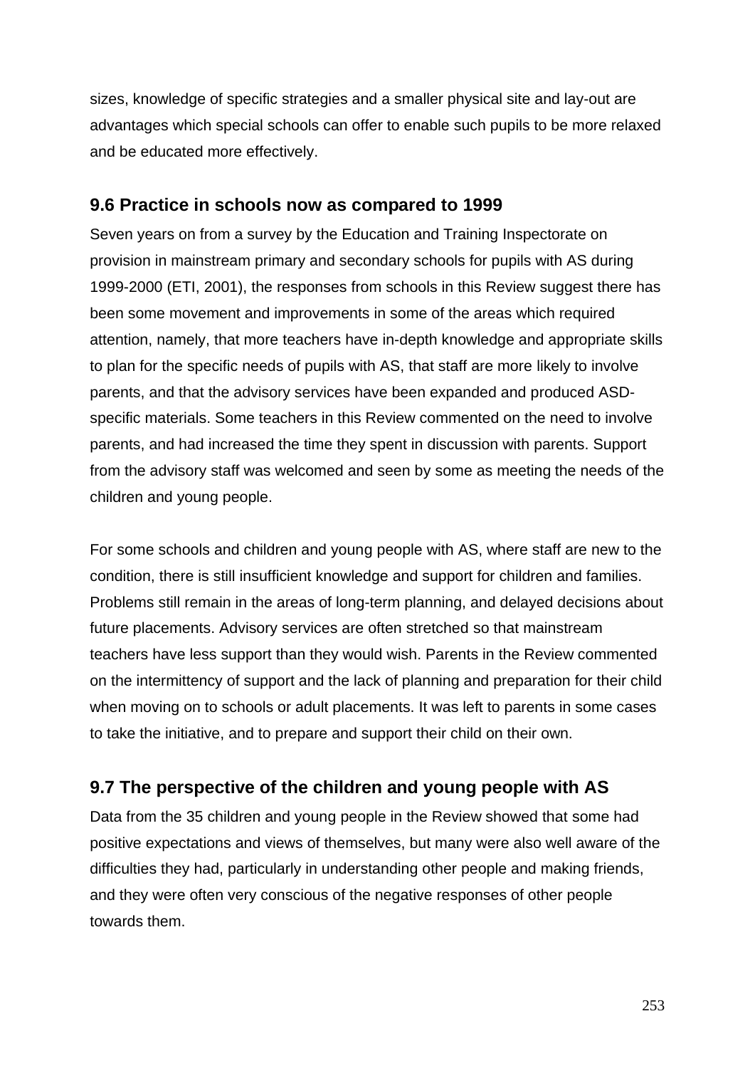sizes, knowledge of specific strategies and a smaller physical site and lay-out are advantages which special schools can offer to enable such pupils to be more relaxed and be educated more effectively.

## 9.6 Practice in schools now as compared to 1999

Seven years on from a survey by the Education and Training Inspectorate on provision in mainstream primary and secondary schools for pupils with AS during 1999-2000 (ETI, 2001), the responses from schools in this Review suggest there has been some movement and improvements in some of the areas which required attention, namely, that more teachers have in-depth knowledge and appropriate skills to plan for the specific needs of pupils with AS, that staff are more likely to involve parents, and that the advisory services have been expanded and produced ASD-specific materials. Some teachers in this Review commented on the need to involve parents, and had increased the time they spent in discussion with parents. Support from the advisory staff was welcomed and seen by some as meeting the needs of the children and young people.

For some schools and children and young people with AS, where staff are new to the condition, there is still insufficient knowledge and support for children and families. Problems still remain in the areas of long-term planning, and delayed decisions about future placements. Advisory services are often stretched so that mainstream teachers have less support than they would wish. Parents in the Review commented on the intermittency of support and the lack of planning and preparation for their child when moving on to schools or adult placements. It was left to parents in some cases to take the initiative, and to prepare and support their child on their own.

## 9.7 The perspective of the children and young people with AS

Data from the 35 children and young people in the Review showed that some had positive expectations and views of themselves, but many were also well aware of the difficulties they had, particularly in understanding other people and making friends, and they were often very conscious of the negative responses of other people towards them.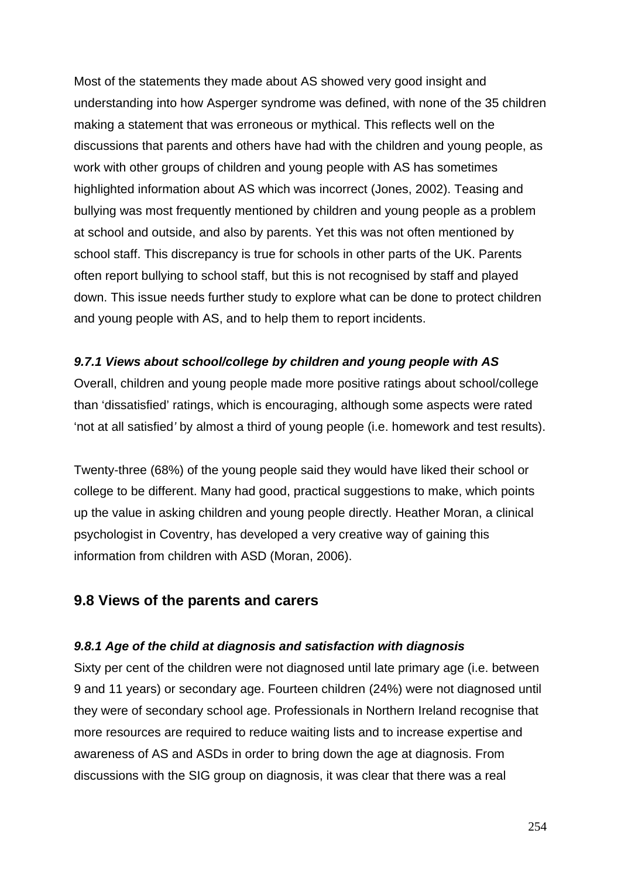Most of the statements they made about AS showed very good insight and understanding into how Asperger syndrome was defined, with none of the 35 children making a statement that was erroneous or mythical. This reflects well on the discussions that parents and others have had with the children and young people, as work with other groups of children and young people with AS has sometimes highlighted information about AS which was incorrect (Jones, 2002). Teasing and bullying was most frequently mentioned by children and young people as a problem at school and outside, and also by parents. Yet this was not often mentioned by school staff. This discrepancy is true for schools in other parts of the UK. Parents often report bullying to school staff, but this is not recognised by staff and played down. This issue needs further study to explore what can be done to protect children and young people with AS, and to help them to report incidents.

#### *9.7.1 Views about school/college by children and young people with AS*

Overall, children and young people made more positive ratings about school/college than 'dissatisfied' ratings, which is encouraging, although some aspects were rated 'not at all satisfied' by almost a third of young people (i.e. homework and test results).

Twenty-three (68%) of the young people said they would have liked their school or college to be different. Many had good, practical suggestions to make, which points up the value in asking children and young people directly. Heather Moran, a clinical psychologist in Coventry, has developed a very creative way of gaining this information from children with ASD (Moran, 2006).

### 9.8 Views of the parents and carers

#### *9.8.1 Age of the child at diagnosis and satisfaction with diagnosis*

Sixty per cent of the children were not diagnosed until late primary age (i.e. between 9 and 11 years) or secondary age. Fourteen children (24%) were not diagnosed until they were of secondary school age. Professionals in Northern Ireland recognise that more resources are required to reduce waiting lists and to increase expertise and awareness of AS and ASDs in order to bring down the age at diagnosis. From discussions with the SIG group on diagnosis, it was clear that there was a real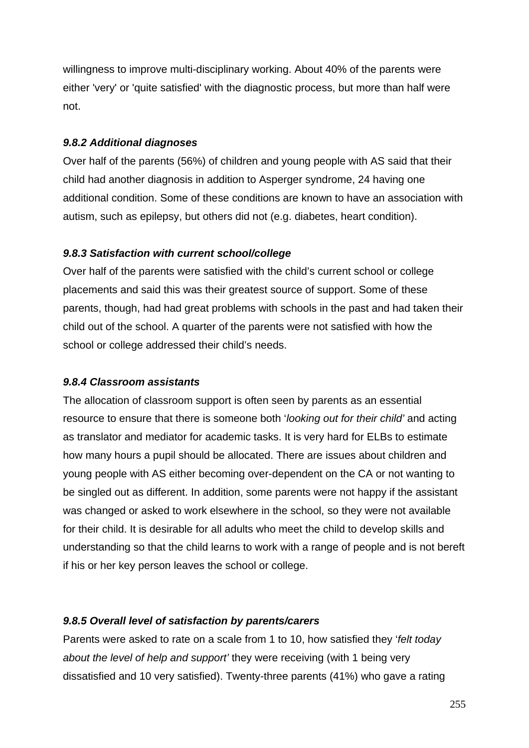willingness to improve multi-disciplinary working. About 40% of the parents were either 'very' or 'quite satisfied' with the diagnostic process, but more than half were not.

#### *9.8.2 Additional diagnoses*

Over half of the parents (56%) of children and young people with AS said that their child had another diagnosis in addition to Asperger syndrome, 24 having one additional condition. Some of these conditions are known to have an association with autism, such as epilepsy, but others did not (e.g. diabetes, heart condition).

#### *9.8.3 Satisfaction with current school/college*

Over half of the parents were satisfied with the child's current school or college placements and said this was their greatest source of support. Some of these parents, though, had had great problems with schools in the past and had taken their child out of the school. A quarter of the parents were not satisfied with how the school or college addressed their child's needs.

#### *9.8.4 Classroom assistants*

The allocation of classroom support is often seen by parents as an essential resource to ensure that there is someone both '*looking out for their child'* and acting as translator and mediator for academic tasks. It is very hard for ELBs to estimate how many hours a pupil should be allocated. There are issues about children and young people with AS either becoming over-dependent on the CA or not wanting to be singled out as different. In addition, some parents were not happy if the assistant was changed or asked to work elsewhere in the school, so they were not available for their child. It is desirable for all adults who meet the child to develop skills and understanding so that the child learns to work with a range of people and is not bereft if his or her key person leaves the school or college.

#### *9.8.5 Overall level of satisfaction by parents/carers*

Parents were asked to rate on a scale from 1 to 10, how satisfied they '*felt today about the level of help and support'* they were receiving (with 1 being very dissatisfied and 10 very satisfied). Twenty-three parents (41%) who gave a rating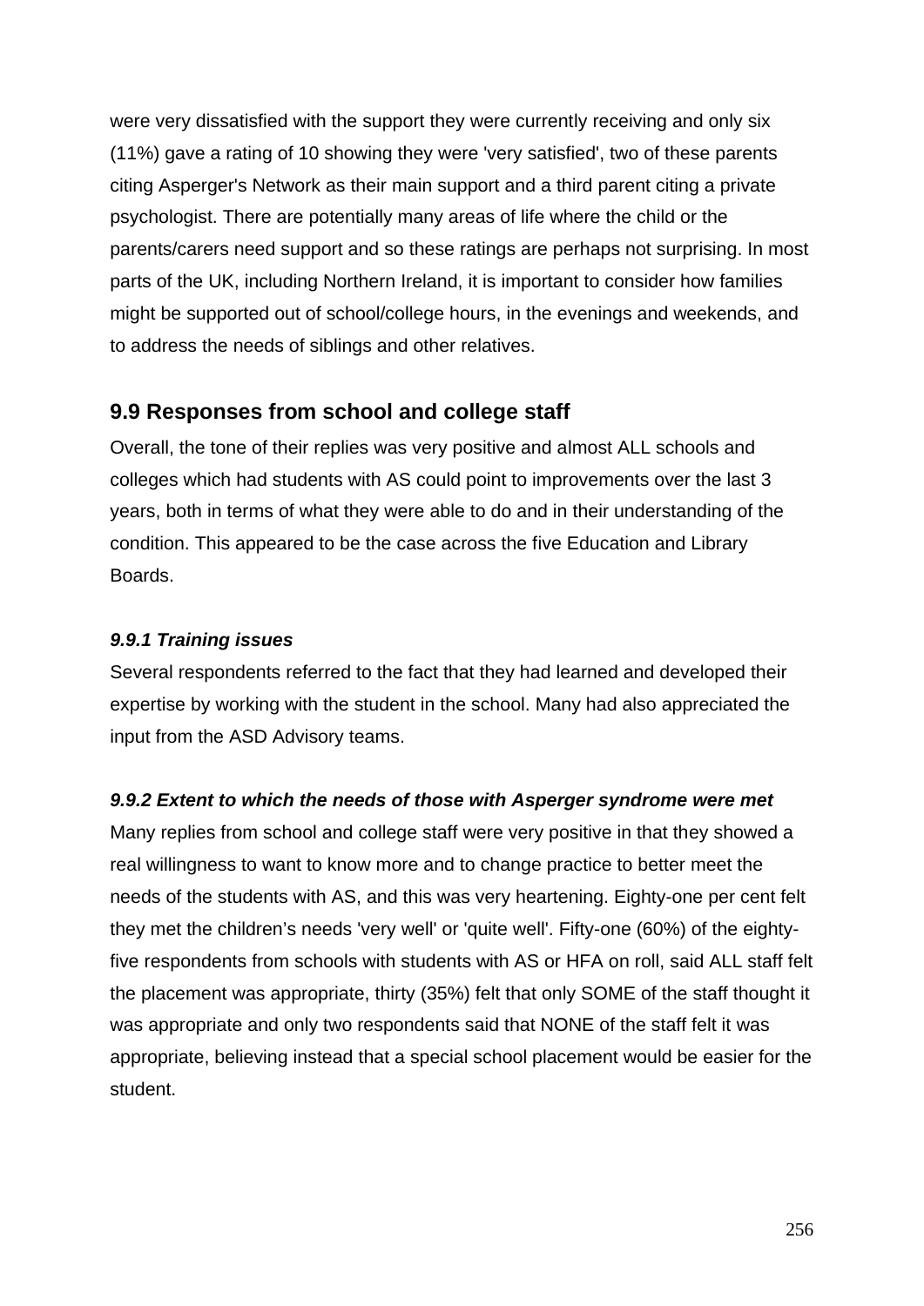were very dissatisfied with the support they were currently receiving and only six (11%) gave a rating of 10 showing they were 'very satisfied', two of these parents citing Asperger's Network as their main support and a third parent citing a private psychologist. There are potentially many areas of life where the child or the parents/carers need support and so these ratings are perhaps not surprising. In most parts of the UK, including Northern Ireland, it is important to consider how families might be supported out of school/college hours, in the evenings and weekends, and to address the needs of siblings and other relatives.

## 9.9 Responses from school and college staff

Overall, the tone of their replies was very positive and almost ALL schools and colleges which had students with AS could point to improvements over the last 3 years, both in terms of what they were able to do and in their understanding of the condition. This appeared to be the case across the five Education and Library Boards.

#### *9.9.1 Training issues*

Several respondents referred to the fact that they had learned and developed their expertise by working with the student in the school. Many had also appreciated the input from the ASD Advisory teams.

#### *9.9.2 Extent to which the needs of those with Asperger syndrome were met*

Many replies from school and college staff were very positive in that they showed a real willingness to want to know more and to change practice to better meet the needs of the students with AS, and this was very heartening. Eighty-one per cent felt they met the children's needs 'very well' or 'quite well'. Fifty-one (60%) of the eighty-five respondents from schools with students with AS or HFA on roll, said ALL staff felt the placement was appropriate, thirty (35%) felt that only SOME of the staff thought it was appropriate and only two respondents said that NONE of the staff felt it was appropriate, believing instead that a special school placement would be easier for the student.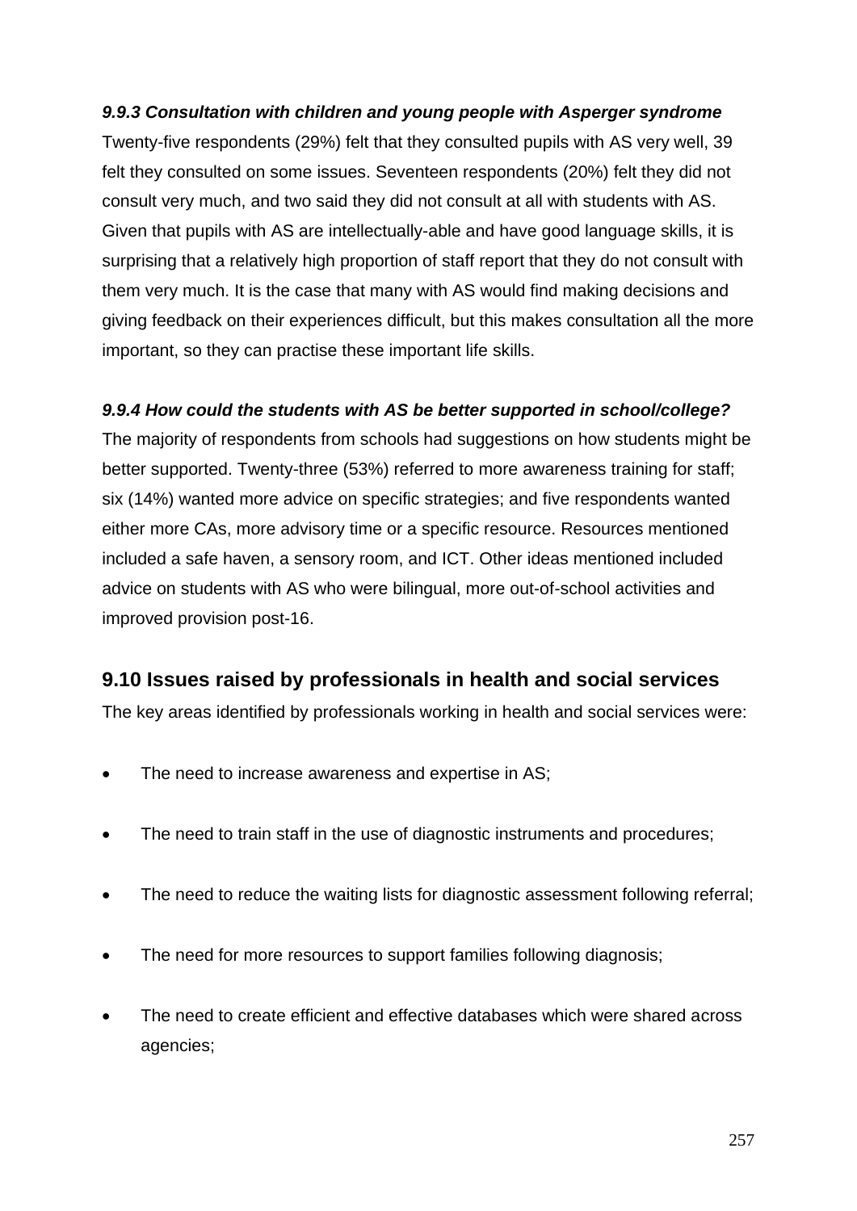***9.9.3 Consultation with children and young people with Asperger syndrome***

Twenty-five respondents (29%) felt that they consulted pupils with AS very well, 39 felt they consulted on some issues. Seventeen respondents (20%) felt they did not consult very much, and two said they did not consult at all with students with AS. Given that pupils with AS are intellectually-able and have good language skills, it is surprising that a relatively high proportion of staff report that they do not consult with them very much. It is the case that many with AS would find making decisions and giving feedback on their experiences difficult, but this makes consultation all the more important, so they can practise these important life skills.

***9.9.4 How could the students with AS be better supported in school/college?***

The majority of respondents from schools had suggestions on how students might be better supported. Twenty-three (53%) referred to more awareness training for staff; six (14%) wanted more advice on specific strategies; and five respondents wanted either more CAs, more advisory time or a specific resource. Resources mentioned included a safe haven, a sensory room, and ICT. Other ideas mentioned included advice on students with AS who were bilingual, more out-of-school activities and improved provision post-16.

## 9.10 Issues raised by professionals in health and social services

The key areas identified by professionals working in health and social services were:

- The need to increase awareness and expertise in AS;
- The need to train staff in the use of diagnostic instruments and procedures;
- The need to reduce the waiting lists for diagnostic assessment following referral;
- The need for more resources to support families following diagnosis;
- The need to create efficient and effective databases which were shared across agencies;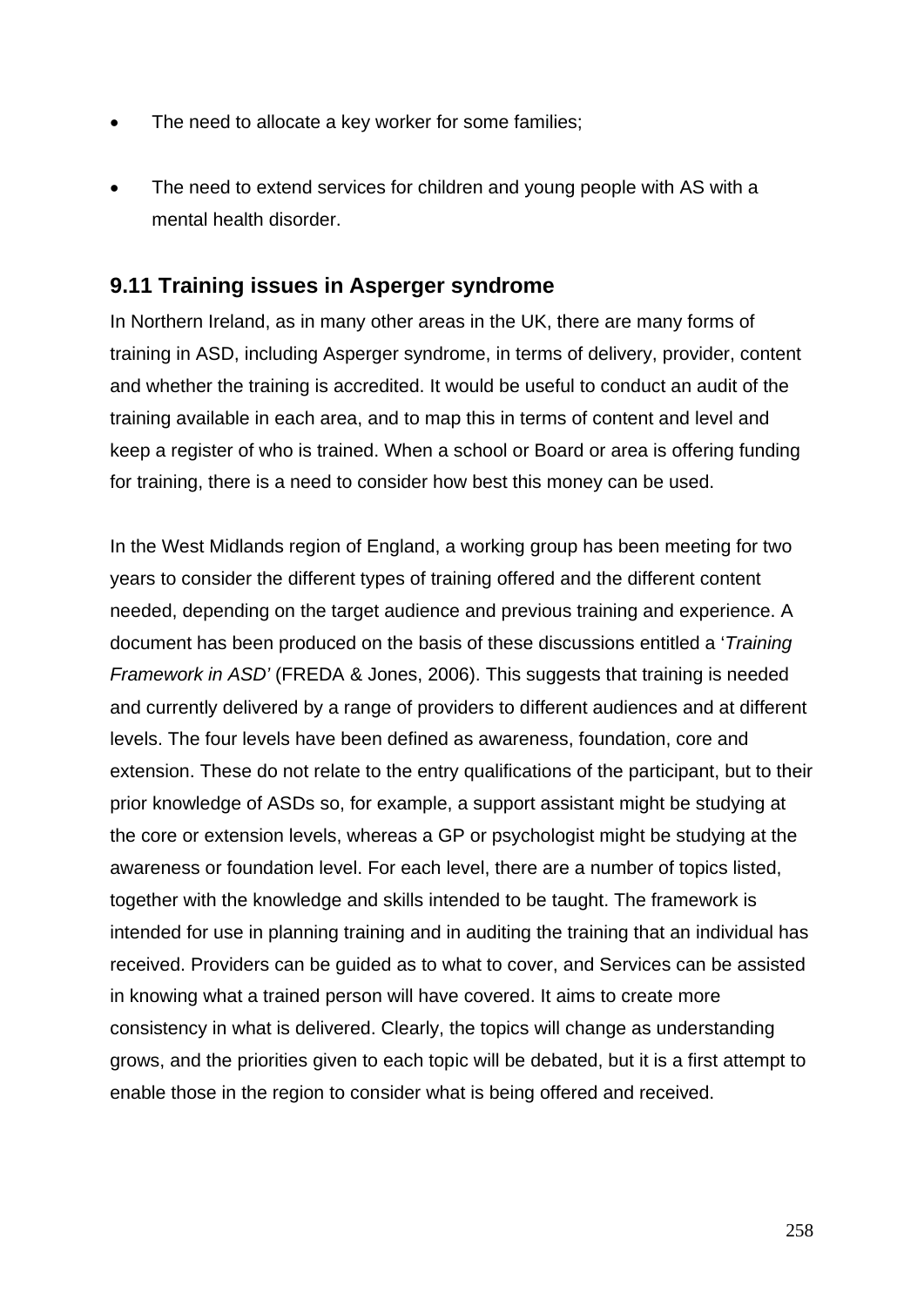- The need to allocate a key worker for some families;
- The need to extend services for children and young people with AS with a mental health disorder.

## 9.11 Training issues in Asperger syndrome

In Northern Ireland, as in many other areas in the UK, there are many forms of training in ASD, including Asperger syndrome, in terms of delivery, provider, content and whether the training is accredited. It would be useful to conduct an audit of the training available in each area, and to map this in terms of content and level and keep a register of who is trained. When a school or Board or area is offering funding for training, there is a need to consider how best this money can be used.

In the West Midlands region of England, a working group has been meeting for two years to consider the different types of training offered and the different content needed, depending on the target audience and previous training and experience. A document has been produced on the basis of these discussions entitled a '*Training Framework in ASD'* (FREDA & Jones, 2006). This suggests that training is needed and currently delivered by a range of providers to different audiences and at different levels. The four levels have been defined as awareness, foundation, core and extension. These do not relate to the entry qualifications of the participant, but to their prior knowledge of ASDs so, for example, a support assistant might be studying at the core or extension levels, whereas a GP or psychologist might be studying at the awareness or foundation level. For each level, there are a number of topics listed, together with the knowledge and skills intended to be taught. The framework is intended for use in planning training and in auditing the training that an individual has received. Providers can be guided as to what to cover, and Services can be assisted in knowing what a trained person will have covered. It aims to create more consistency in what is delivered. Clearly, the topics will change as understanding grows, and the priorities given to each topic will be debated, but it is a first attempt to enable those in the region to consider what is being offered and received.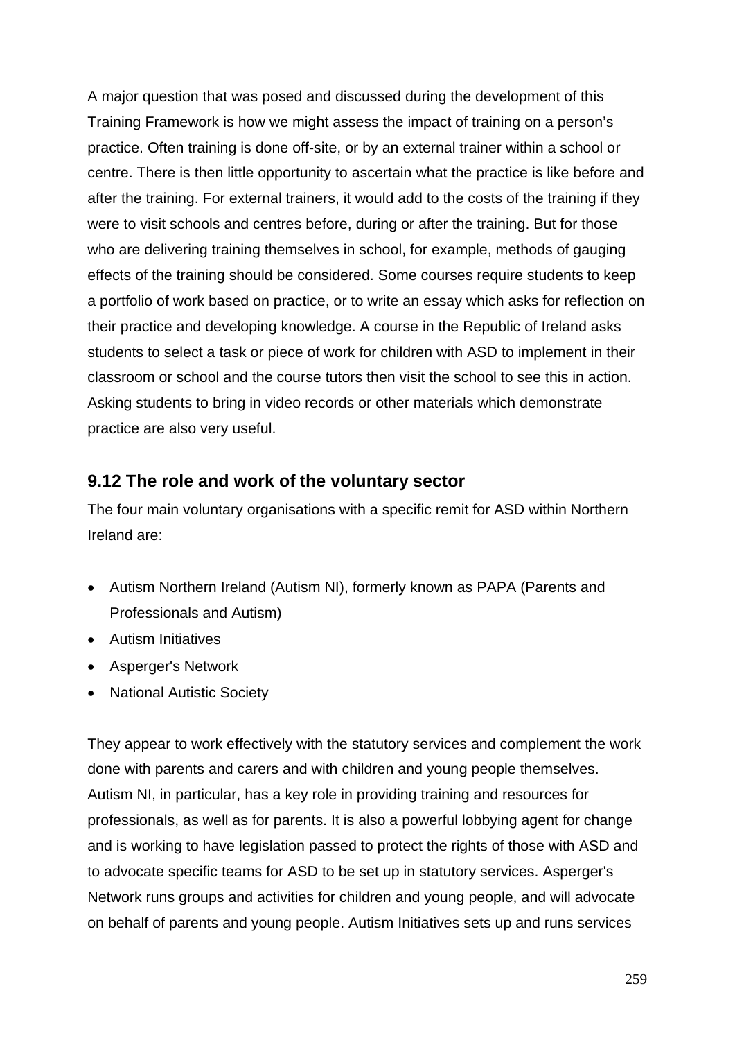A major question that was posed and discussed during the development of this Training Framework is how we might assess the impact of training on a person's practice. Often training is done off-site, or by an external trainer within a school or centre. There is then little opportunity to ascertain what the practice is like before and after the training. For external trainers, it would add to the costs of the training if they were to visit schools and centres before, during or after the training. But for those who are delivering training themselves in school, for example, methods of gauging effects of the training should be considered. Some courses require students to keep a portfolio of work based on practice, or to write an essay which asks for reflection on their practice and developing knowledge. A course in the Republic of Ireland asks students to select a task or piece of work for children with ASD to implement in their classroom or school and the course tutors then visit the school to see this in action. Asking students to bring in video records or other materials which demonstrate practice are also very useful.

## 9.12 The role and work of the voluntary sector

The four main voluntary organisations with a specific remit for ASD within Northern Ireland are:

- Autism Northern Ireland (Autism NI), formerly known as PAPA (Parents and Professionals and Autism)
- Autism Initiatives
- Asperger's Network
- National Autistic Society

They appear to work effectively with the statutory services and complement the work done with parents and carers and with children and young people themselves. Autism NI, in particular, has a key role in providing training and resources for professionals, as well as for parents. It is also a powerful lobbying agent for change and is working to have legislation passed to protect the rights of those with ASD and to advocate specific teams for ASD to be set up in statutory services. Asperger's Network runs groups and activities for children and young people, and will advocate on behalf of parents and young people. Autism Initiatives sets up and runs services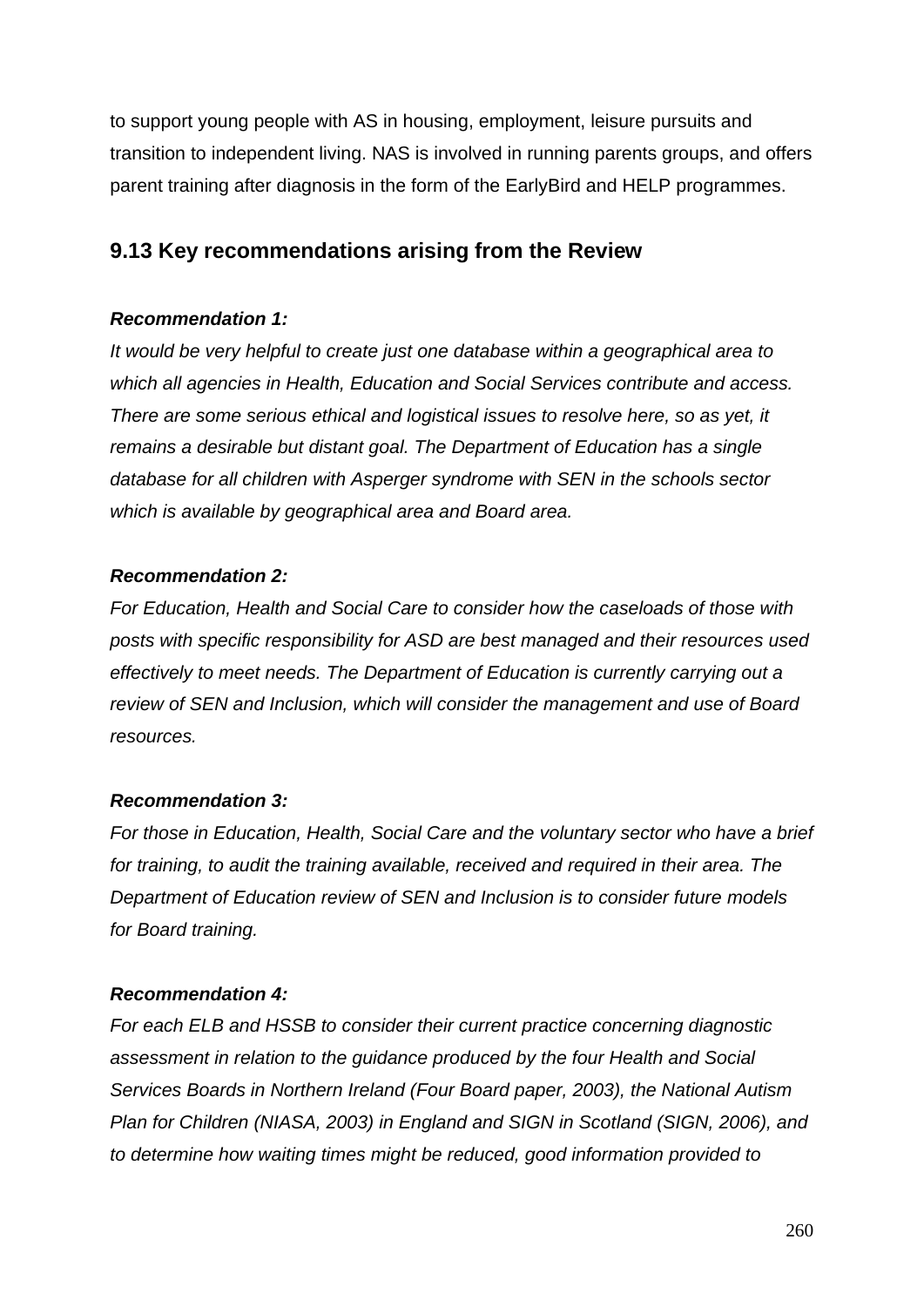to support young people with AS in housing, employment, leisure pursuits and transition to independent living. NAS is involved in running parents groups, and offers parent training after diagnosis in the form of the EarlyBird and HELP programmes.

## 9.13 Key recommendations arising from the Review

***Recommendation 1:***

*It would be very helpful to create just one database within a geographical area to which all agencies in Health, Education and Social Services contribute and access. There are some serious ethical and logistical issues to resolve here, so as yet, it remains a desirable but distant goal. The Department of Education has a single database for all children with Asperger syndrome with SEN in the schools sector which is available by geographical area and Board area.*

***Recommendation 2:***

*For Education, Health and Social Care to consider how the caseloads of those with posts with specific responsibility for ASD are best managed and their resources used effectively to meet needs. The Department of Education is currently carrying out a review of SEN and Inclusion, which will consider the management and use of Board resources.*

***Recommendation 3:***

*For those in Education, Health, Social Care and the voluntary sector who have a brief for training, to audit the training available, received and required in their area. The Department of Education review of SEN and Inclusion is to consider future models for Board training.*

***Recommendation 4:***

*For each ELB and HSSB to consider their current practice concerning diagnostic assessment in relation to the guidance produced by the four Health and Social Services Boards in Northern Ireland (Four Board paper, 2003), the National Autism Plan for Children (NIASA, 2003) in England and SIGN in Scotland (SIGN, 2006), and to determine how waiting times might be reduced, good information provided to*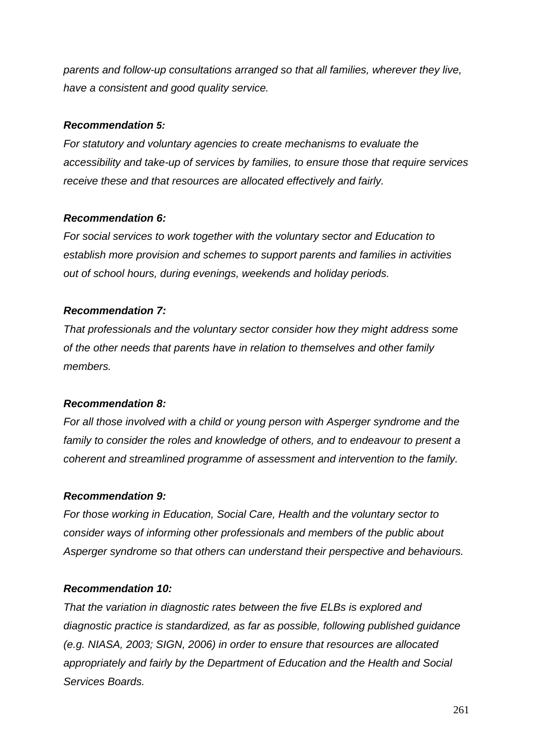*parents and follow-up consultations arranged so that all families, wherever they live, have a consistent and good quality service.*

***Recommendation 5:***

*For statutory and voluntary agencies to create mechanisms to evaluate the accessibility and take-up of services by families, to ensure those that require services receive these and that resources are allocated effectively and fairly.*

***Recommendation 6:***

*For social services to work together with the voluntary sector and Education to establish more provision and schemes to support parents and families in activities out of school hours, during evenings, weekends and holiday periods.*

***Recommendation 7:***

*That professionals and the voluntary sector consider how they might address some of the other needs that parents have in relation to themselves and other family members.*

***Recommendation 8:***

*For all those involved with a child or young person with Asperger syndrome and the family to consider the roles and knowledge of others, and to endeavour to present a coherent and streamlined programme of assessment and intervention to the family.*

***Recommendation 9:***

*For those working in Education, Social Care, Health and the voluntary sector to consider ways of informing other professionals and members of the public about Asperger syndrome so that others can understand their perspective and behaviours.*

***Recommendation 10:***

*That the variation in diagnostic rates between the five ELBs is explored and diagnostic practice is standardized, as far as possible, following published guidance (e.g. NIASA, 2003; SIGN, 2006) in order to ensure that resources are allocated appropriately and fairly by the Department of Education and the Health and Social Services Boards.*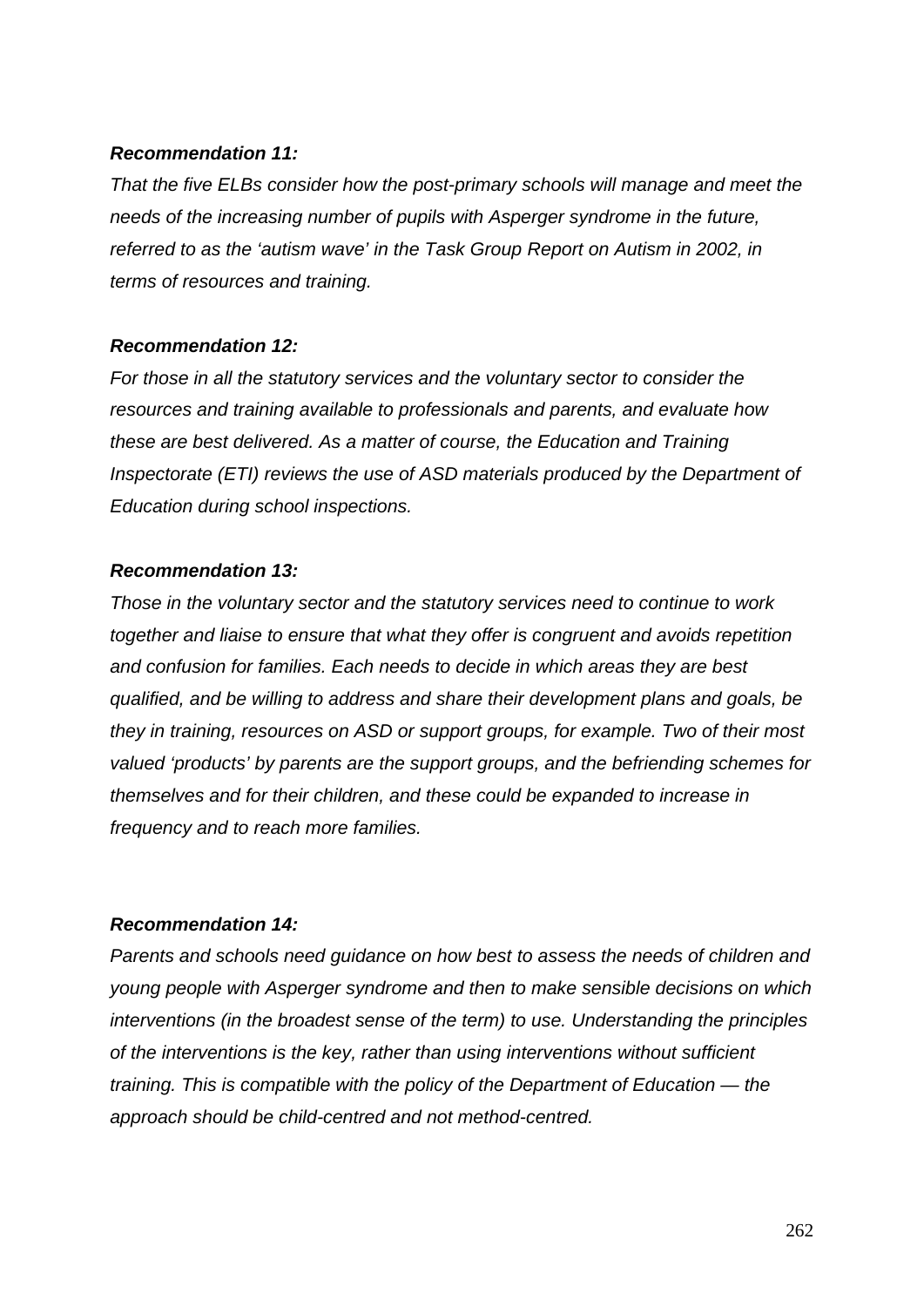***Recommendation 11:***

*That the five ELBs consider how the post-primary schools will manage and meet the needs of the increasing number of pupils with Asperger syndrome in the future, referred to as the 'autism wave' in the Task Group Report on Autism in 2002, in terms of resources and training.*

***Recommendation 12:***

*For those in all the statutory services and the voluntary sector to consider the resources and training available to professionals and parents, and evaluate how these are best delivered. As a matter of course, the Education and Training Inspectorate (ETI) reviews the use of ASD materials produced by the Department of Education during school inspections.*

***Recommendation 13:***

*Those in the voluntary sector and the statutory services need to continue to work together and liaise to ensure that what they offer is congruent and avoids repetition and confusion for families. Each needs to decide in which areas they are best qualified, and be willing to address and share their development plans and goals, be they in training, resources on ASD or support groups, for example. Two of their most valued 'products' by parents are the support groups, and the befriending schemes for themselves and for their children, and these could be expanded to increase in frequency and to reach more families.*

***Recommendation 14:***

*Parents and schools need guidance on how best to assess the needs of children and young people with Asperger syndrome and then to make sensible decisions on which interventions (in the broadest sense of the term) to use. Understanding the principles of the interventions is the key, rather than using interventions without sufficient training. This is compatible with the policy of the Department of Education — the approach should be child-centred and not method-centred.*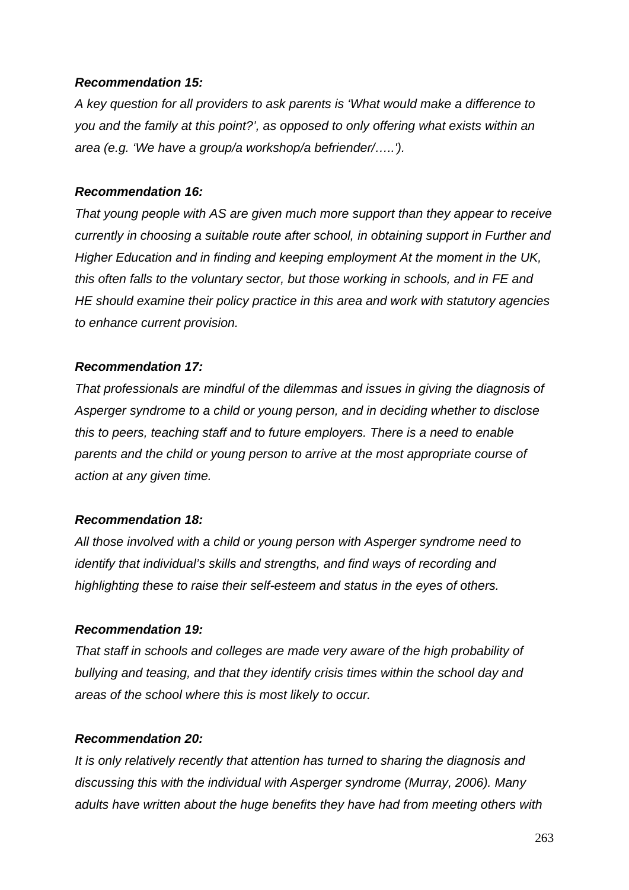***Recommendation 15:***

*A key question for all providers to ask parents is 'What would make a difference to you and the family at this point?', as opposed to only offering what exists within an area (e.g. 'We have a group/a workshop/a befriender/…..').*

***Recommendation 16:***

*That young people with AS are given much more support than they appear to receive currently in choosing a suitable route after school, in obtaining support in Further and Higher Education and in finding and keeping employment At the moment in the UK, this often falls to the voluntary sector, but those working in schools, and in FE and HE should examine their policy practice in this area and work with statutory agencies to enhance current provision.*

***Recommendation 17:***

*That professionals are mindful of the dilemmas and issues in giving the diagnosis of Asperger syndrome to a child or young person, and in deciding whether to disclose this to peers, teaching staff and to future employers. There is a need to enable parents and the child or young person to arrive at the most appropriate course of action at any given time.*

***Recommendation 18:***

*All those involved with a child or young person with Asperger syndrome need to identify that individual's skills and strengths, and find ways of recording and highlighting these to raise their self-esteem and status in the eyes of others.*

***Recommendation 19:***

*That staff in schools and colleges are made very aware of the high probability of bullying and teasing, and that they identify crisis times within the school day and areas of the school where this is most likely to occur.*

***Recommendation 20:***

*It is only relatively recently that attention has turned to sharing the diagnosis and discussing this with the individual with Asperger syndrome (Murray, 2006). Many adults have written about the huge benefits they have had from meeting others with*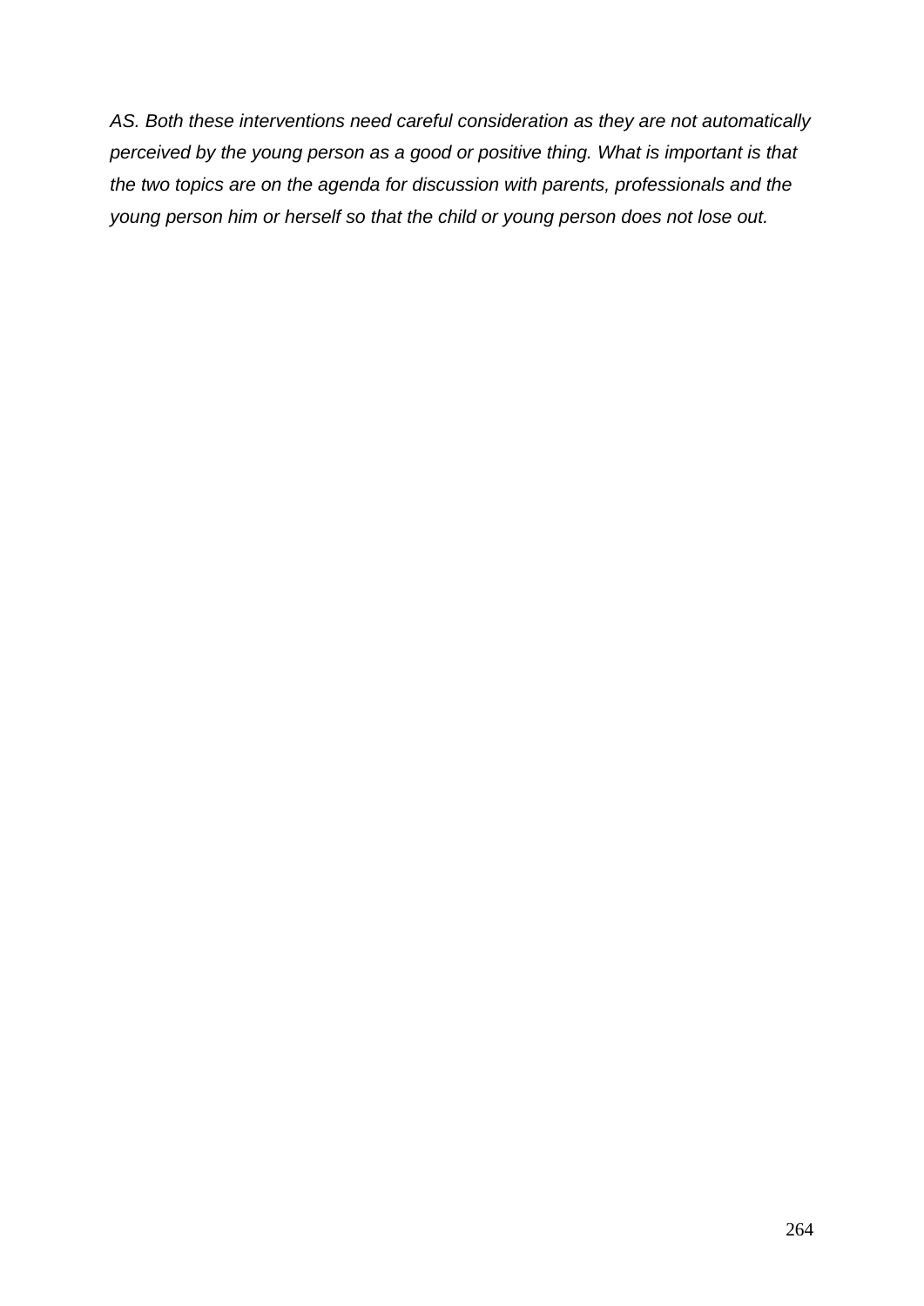*AS. Both these interventions need careful consideration as they are not automatically perceived by the young person as a good or positive thing. What is important is that the two topics are on the agenda for discussion with parents, professionals and the young person him or herself so that the child or young person does not lose out.*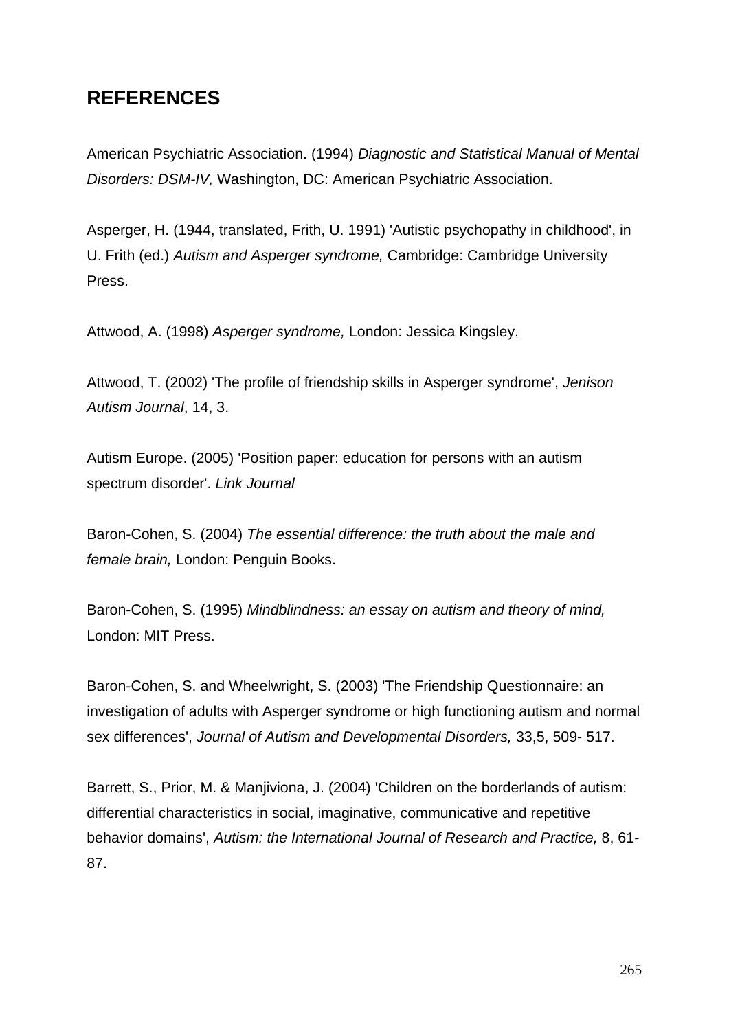## REFERENCES

American Psychiatric Association. (1994) *Diagnostic and Statistical Manual of Mental Disorders: DSM-IV,* Washington, DC: American Psychiatric Association.

Asperger, H. (1944, translated, Frith, U. 1991) 'Autistic psychopathy in childhood', in U. Frith (ed.) *Autism and Asperger syndrome,* Cambridge: Cambridge University Press.

Attwood, A. (1998) *Asperger syndrome,* London: Jessica Kingsley.

Attwood, T. (2002) 'The profile of friendship skills in Asperger syndrome', *Jenison Autism Journal*, 14, 3.

Autism Europe. (2005) 'Position paper: education for persons with an autism spectrum disorder'. *Link Journal*

Baron-Cohen, S. (2004) *The essential difference: the truth about the male and female brain,* London: Penguin Books.

Baron-Cohen, S. (1995) *Mindblindness: an essay on autism and theory of mind,* London: MIT Press.

Baron-Cohen, S. and Wheelwright, S. (2003) 'The Friendship Questionnaire: an investigation of adults with Asperger syndrome or high functioning autism and normal sex differences', *Journal of Autism and Developmental Disorders,* 33,5, 509- 517.

Barrett, S., Prior, M. & Manjiviona, J. (2004) 'Children on the borderlands of autism: differential characteristics in social, imaginative, communicative and repetitive behavior domains', *Autism: the International Journal of Research and Practice,* 8, 61-87.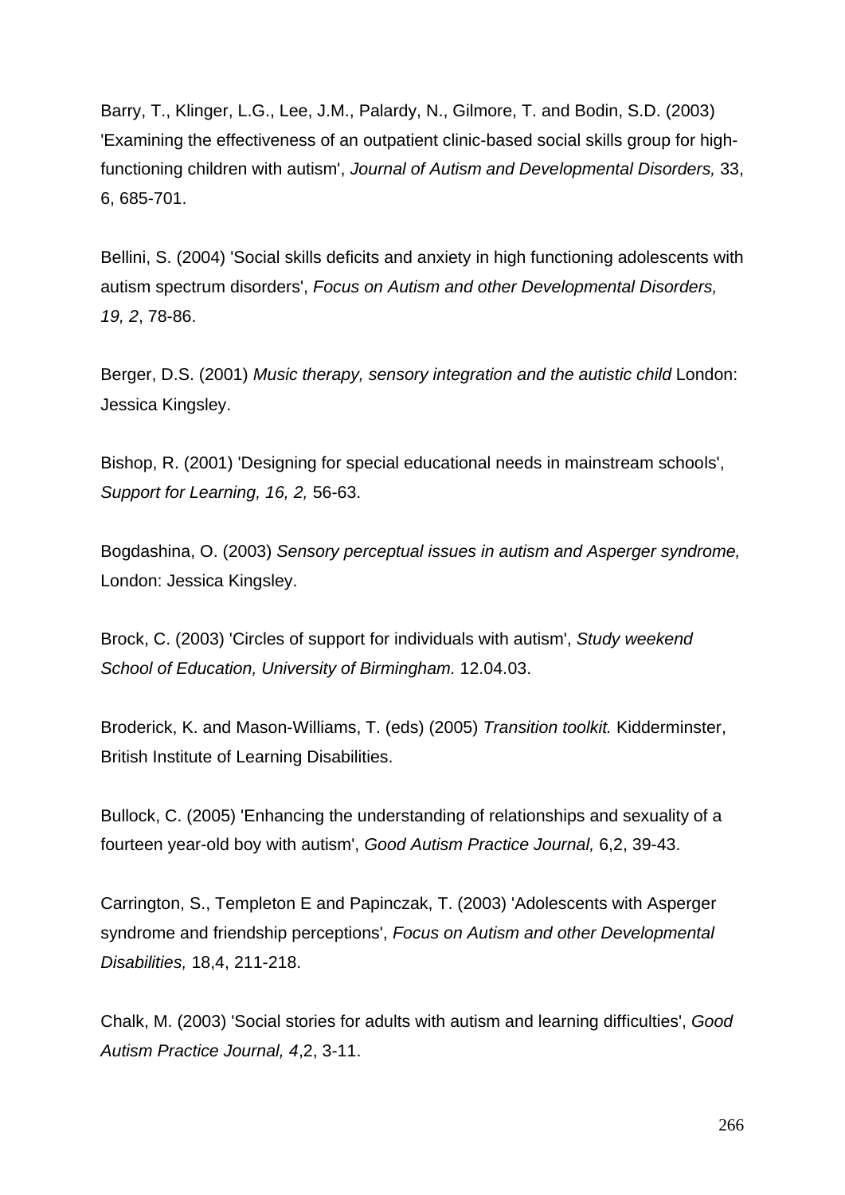Barry, T., Klinger, L.G., Lee, J.M., Palardy, N., Gilmore, T. and Bodin, S.D. (2003) 'Examining the effectiveness of an outpatient clinic-based social skills group for high-functioning children with autism', *Journal of Autism and Developmental Disorders,* 33, 6, 685-701.

Bellini, S. (2004) 'Social skills deficits and anxiety in high functioning adolescents with autism spectrum disorders', *Focus on Autism and other Developmental Disorders, 19, 2*, 78-86.

Berger, D.S. (2001) *Music therapy, sensory integration and the autistic child* London: Jessica Kingsley.

Bishop, R. (2001) 'Designing for special educational needs in mainstream schools', *Support for Learning, 16, 2,* 56-63.

Bogdashina, O. (2003) *Sensory perceptual issues in autism and Asperger syndrome,* London: Jessica Kingsley.

Brock, C. (2003) 'Circles of support for individuals with autism', *Study weekend School of Education, University of Birmingham.* 12.04.03.

Broderick, K. and Mason-Williams, T. (eds) (2005) *Transition toolkit.* Kidderminster, British Institute of Learning Disabilities.

Bullock, C. (2005) 'Enhancing the understanding of relationships and sexuality of a fourteen year-old boy with autism', *Good Autism Practice Journal,* 6,2, 39-43.

Carrington, S., Templeton E and Papinczak, T. (2003) 'Adolescents with Asperger syndrome and friendship perceptions', *Focus on Autism and other Developmental Disabilities,* 18,4, 211-218.

Chalk, M. (2003) 'Social stories for adults with autism and learning difficulties', *Good Autism Practice Journal, 4*,2, 3-11.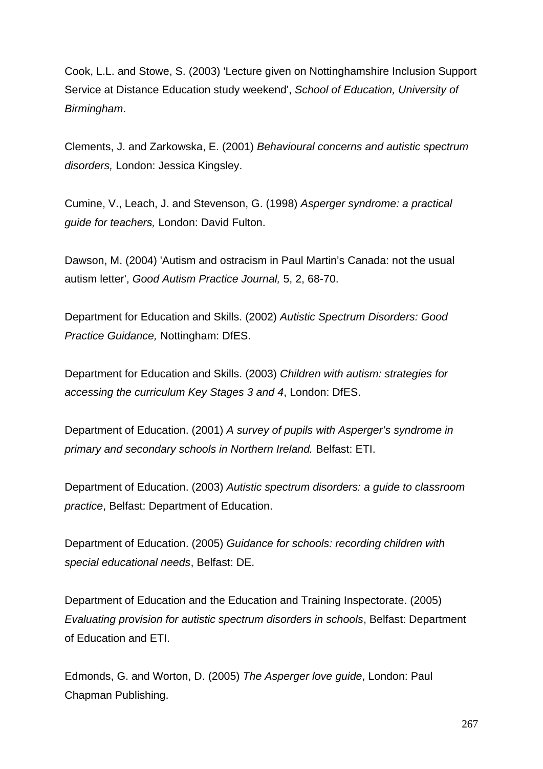Cook, L.L. and Stowe, S. (2003) 'Lecture given on Nottinghamshire Inclusion Support Service at Distance Education study weekend', *School of Education, University of Birmingham*.

Clements, J. and Zarkowska, E. (2001) *Behavioural concerns and autistic spectrum disorders,* London: Jessica Kingsley.

Cumine, V., Leach, J. and Stevenson, G. (1998) *Asperger syndrome: a practical guide for teachers,* London: David Fulton.

Dawson, M. (2004) 'Autism and ostracism in Paul Martin's Canada: not the usual autism letter', *Good Autism Practice Journal,* 5, 2, 68-70.

Department for Education and Skills. (2002) *Autistic Spectrum Disorders: Good Practice Guidance,* Nottingham: DfES.

Department for Education and Skills. (2003) *Children with autism: strategies for accessing the curriculum Key Stages 3 and 4*, London: DfES.

Department of Education. (2001) *A survey of pupils with Asperger's syndrome in primary and secondary schools in Northern Ireland.* Belfast: ETI.

Department of Education. (2003) *Autistic spectrum disorders: a guide to classroom practice*, Belfast: Department of Education.

Department of Education. (2005) *Guidance for schools: recording children with special educational needs*, Belfast: DE.

Department of Education and the Education and Training Inspectorate. (2005) *Evaluating provision for autistic spectrum disorders in schools*, Belfast: Department of Education and ETI.

Edmonds, G. and Worton, D. (2005) *The Asperger love guide*, London: Paul Chapman Publishing.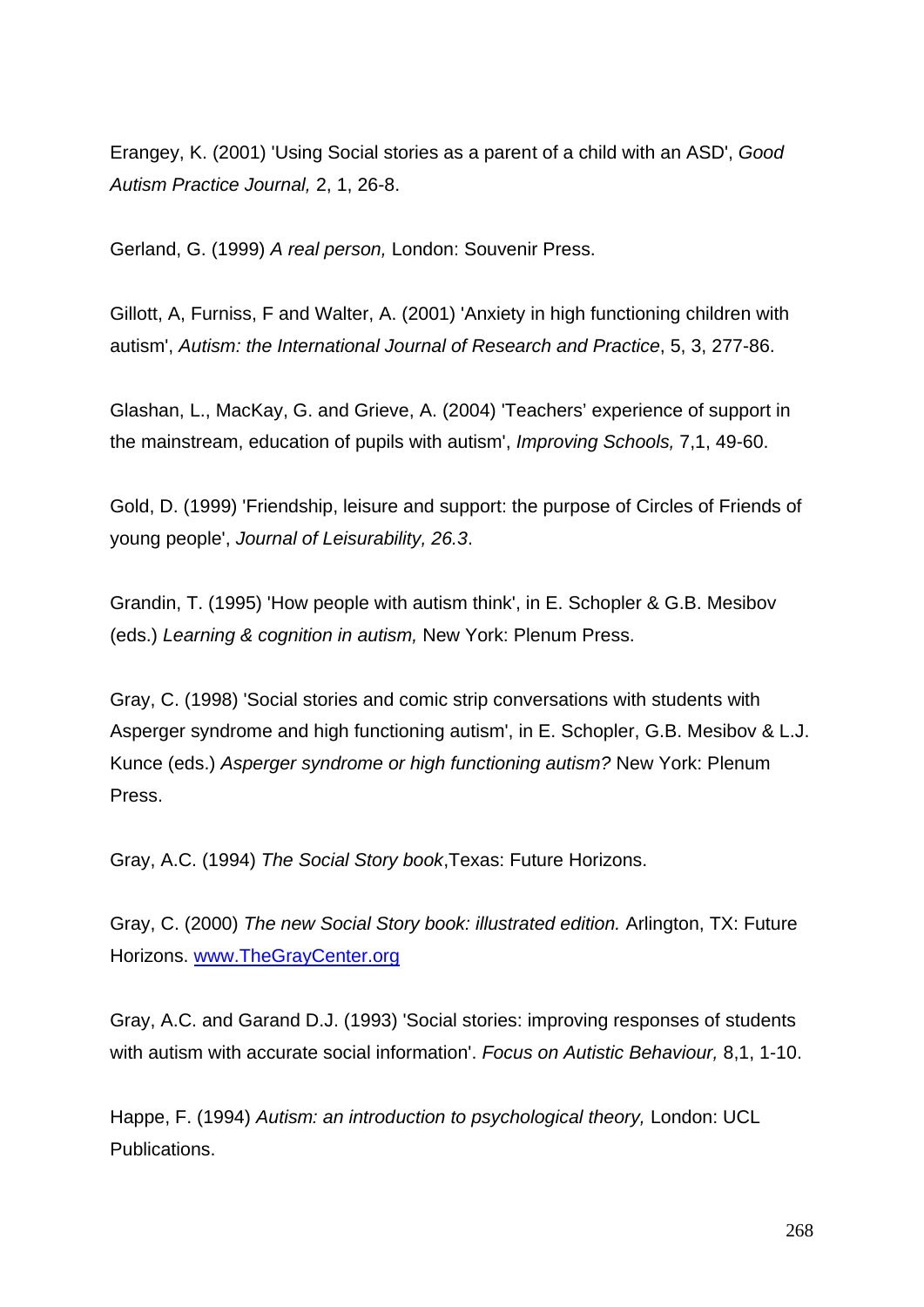Erangey, K. (2001) 'Using Social stories as a parent of a child with an ASD', *Good Autism Practice Journal,* 2, 1, 26-8.

Gerland, G. (1999) *A real person,* London: Souvenir Press.

Gillott, A, Furniss, F and Walter, A. (2001) 'Anxiety in high functioning children with autism', *Autism: the International Journal of Research and Practice*, 5, 3, 277-86.

Glashan, L., MacKay, G. and Grieve, A. (2004) 'Teachers' experience of support in the mainstream, education of pupils with autism', *Improving Schools,* 7,1, 49-60.

Gold, D. (1999) 'Friendship, leisure and support: the purpose of Circles of Friends of young people', *Journal of Leisurability, 26.3*.

Grandin, T. (1995) 'How people with autism think', in E. Schopler & G.B. Mesibov (eds.) *Learning & cognition in autism,* New York: Plenum Press.

Gray, C. (1998) 'Social stories and comic strip conversations with students with Asperger syndrome and high functioning autism', in E. Schopler, G.B. Mesibov & L.J. Kunce (eds.) *Asperger syndrome or high functioning autism?* New York: Plenum Press.

Gray, A.C. (1994) *The Social Story book*,Texas: Future Horizons.

Gray, C. (2000) *The new Social Story book: illustrated edition.* Arlington, TX: Future Horizons. [www.TheGrayCenter.org](www.TheGrayCenter.org)

Gray, A.C. and Garand D.J. (1993) 'Social stories: improving responses of students with autism with accurate social information'. *Focus on Autistic Behaviour,* 8,1, 1-10.

Happe, F. (1994) *Autism: an introduction to psychological theory,* London: UCL Publications.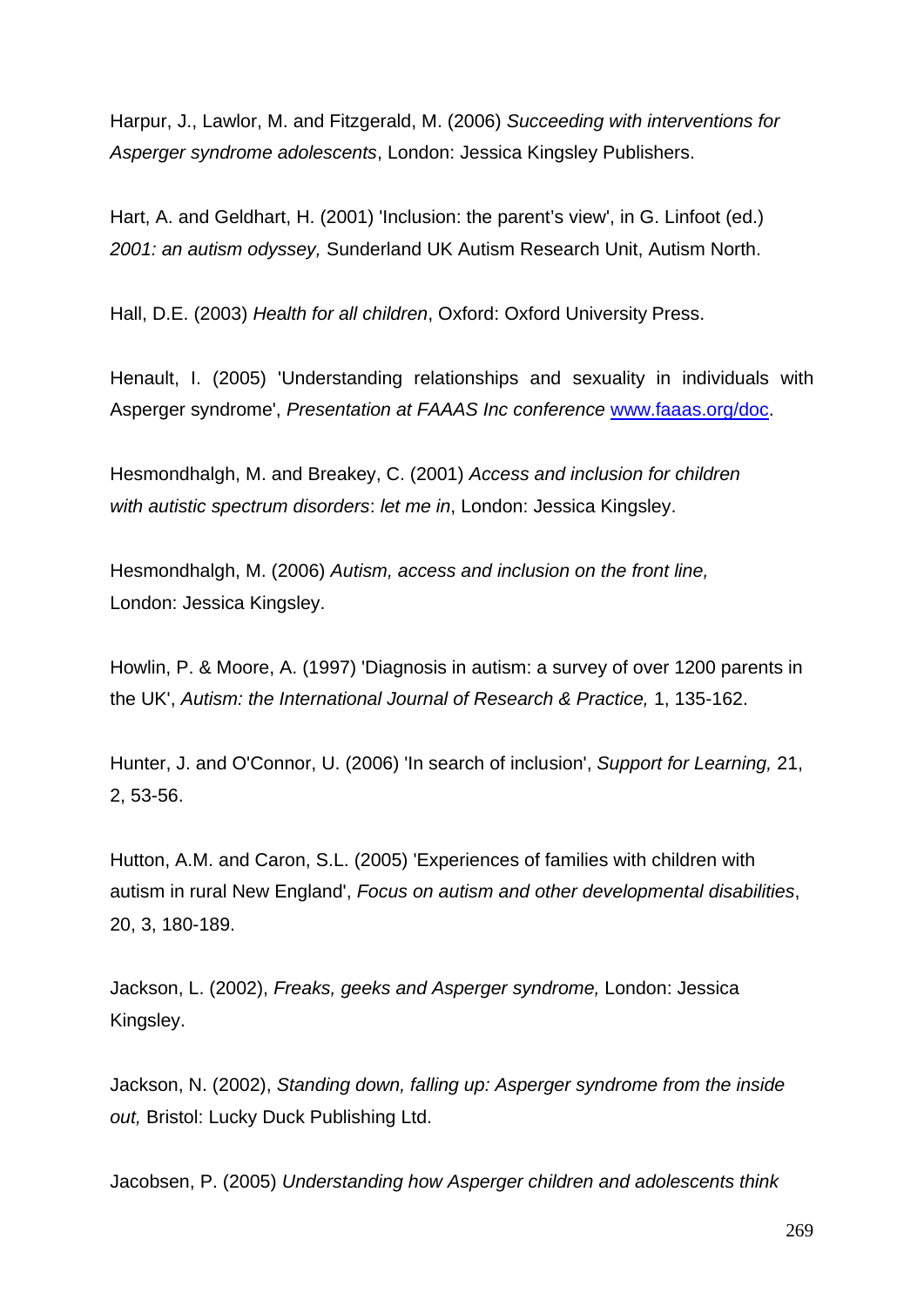Harpur, J., Lawlor, M. and Fitzgerald, M. (2006) *Succeeding with interventions for Asperger syndrome adolescents*, London: Jessica Kingsley Publishers.

Hart, A. and Geldhart, H. (2001) 'Inclusion: the parent's view', in G. Linfoot (ed.) *2001: an autism odyssey,* Sunderland UK Autism Research Unit, Autism North.

Hall, D.E. (2003) *Health for all children*, Oxford: Oxford University Press.

Henault, I. (2005) 'Understanding relationships and sexuality in individuals with Asperger syndrome', *Presentation at FAAAS Inc conference* www.faaas.org/doc.

Hesmondhalgh, M. and Breakey, C. (2001) *Access and inclusion for children with autistic spectrum disorders*: *let me in*, London: Jessica Kingsley.

Hesmondhalgh, M. (2006) *Autism, access and inclusion on the front line,* London: Jessica Kingsley.

Howlin, P. & Moore, A. (1997) 'Diagnosis in autism: a survey of over 1200 parents in the UK', *Autism: the International Journal of Research & Practice,* 1, 135-162.

Hunter, J. and O'Connor, U. (2006) 'In search of inclusion', *Support for Learning,* 21, 2, 53-56.

Hutton, A.M. and Caron, S.L. (2005) 'Experiences of families with children with autism in rural New England', *Focus on autism and other developmental disabilities*, 20, 3, 180-189.

Jackson, L. (2002), *Freaks, geeks and Asperger syndrome,* London: Jessica Kingsley.

Jackson, N. (2002), *Standing down, falling up: Asperger syndrome from the inside out,* Bristol: Lucky Duck Publishing Ltd.

Jacobsen, P. (2005) *Understanding how Asperger children and adolescents think*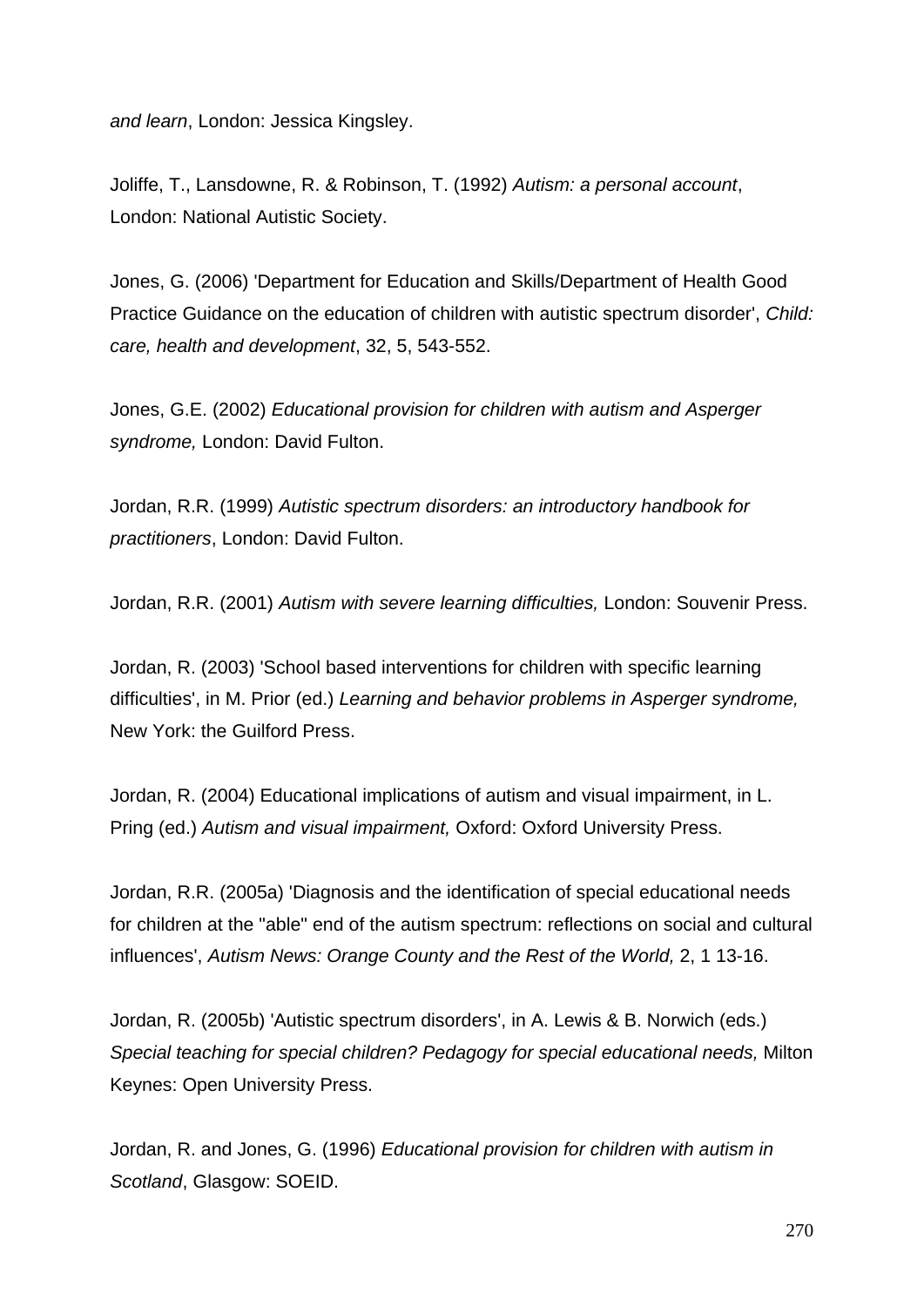*and learn*, London: Jessica Kingsley.

Joliffe, T., Lansdowne, R. & Robinson, T. (1992) *Autism: a personal account*, London: National Autistic Society.

Jones, G. (2006) 'Department for Education and Skills/Department of Health Good Practice Guidance on the education of children with autistic spectrum disorder', *Child: care, health and development*, 32, 5, 543-552.

Jones, G.E. (2002) *Educational provision for children with autism and Asperger syndrome,* London: David Fulton.

Jordan, R.R. (1999) *Autistic spectrum disorders: an introductory handbook for practitioners*, London: David Fulton.

Jordan, R.R. (2001) *Autism with severe learning difficulties,* London: Souvenir Press.

Jordan, R. (2003) 'School based interventions for children with specific learning difficulties', in M. Prior (ed.) *Learning and behavior problems in Asperger syndrome,* New York: the Guilford Press.

Jordan, R. (2004) Educational implications of autism and visual impairment, in L. Pring (ed.) *Autism and visual impairment,* Oxford: Oxford University Press.

Jordan, R.R. (2005a) 'Diagnosis and the identification of special educational needs for children at the "able" end of the autism spectrum: reflections on social and cultural influences', *Autism News: Orange County and the Rest of the World,* 2, 1 13-16.

Jordan, R. (2005b) 'Autistic spectrum disorders', in A. Lewis & B. Norwich (eds.) *Special teaching for special children? Pedagogy for special educational needs,* Milton Keynes: Open University Press.

Jordan, R. and Jones, G. (1996) *Educational provision for children with autism in Scotland*, Glasgow: SOEID.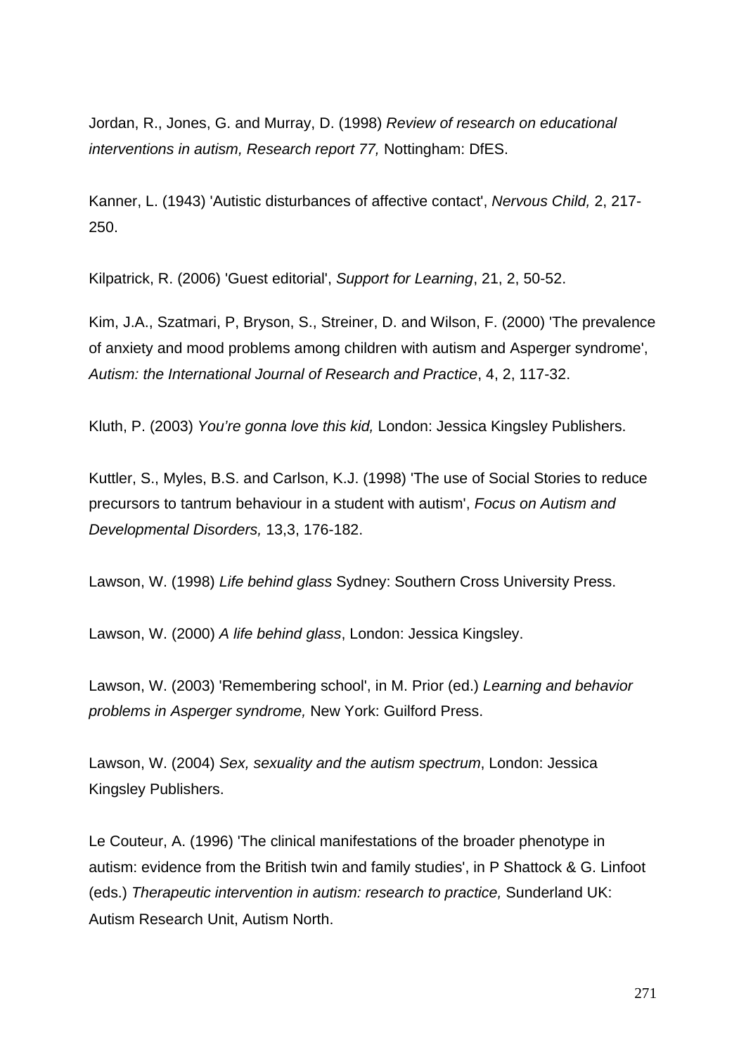Jordan, R., Jones, G. and Murray, D. (1998) *Review of research on educational interventions in autism, Research report 77,* Nottingham: DfES.

Kanner, L. (1943) 'Autistic disturbances of affective contact', *Nervous Child,* 2, 217-250.

Kilpatrick, R. (2006) 'Guest editorial', *Support for Learning*, 21, 2, 50-52.

Kim, J.A., Szatmari, P, Bryson, S., Streiner, D. and Wilson, F. (2000) 'The prevalence of anxiety and mood problems among children with autism and Asperger syndrome', *Autism: the International Journal of Research and Practice*, 4, 2, 117-32.

Kluth, P. (2003) *You're gonna love this kid,* London: Jessica Kingsley Publishers.

Kuttler, S., Myles, B.S. and Carlson, K.J. (1998) 'The use of Social Stories to reduce precursors to tantrum behaviour in a student with autism', *Focus on Autism and Developmental Disorders,* 13,3, 176-182.

Lawson, W. (1998) *Life behind glass* Sydney: Southern Cross University Press.

Lawson, W. (2000) *A life behind glass*, London: Jessica Kingsley.

Lawson, W. (2003) 'Remembering school', in M. Prior (ed.) *Learning and behavior problems in Asperger syndrome,* New York: Guilford Press.

Lawson, W. (2004) *Sex, sexuality and the autism spectrum*, London: Jessica Kingsley Publishers.

Le Couteur, A. (1996) 'The clinical manifestations of the broader phenotype in autism: evidence from the British twin and family studies', in P Shattock & G. Linfoot (eds.) *Therapeutic intervention in autism: research to practice,* Sunderland UK: Autism Research Unit, Autism North.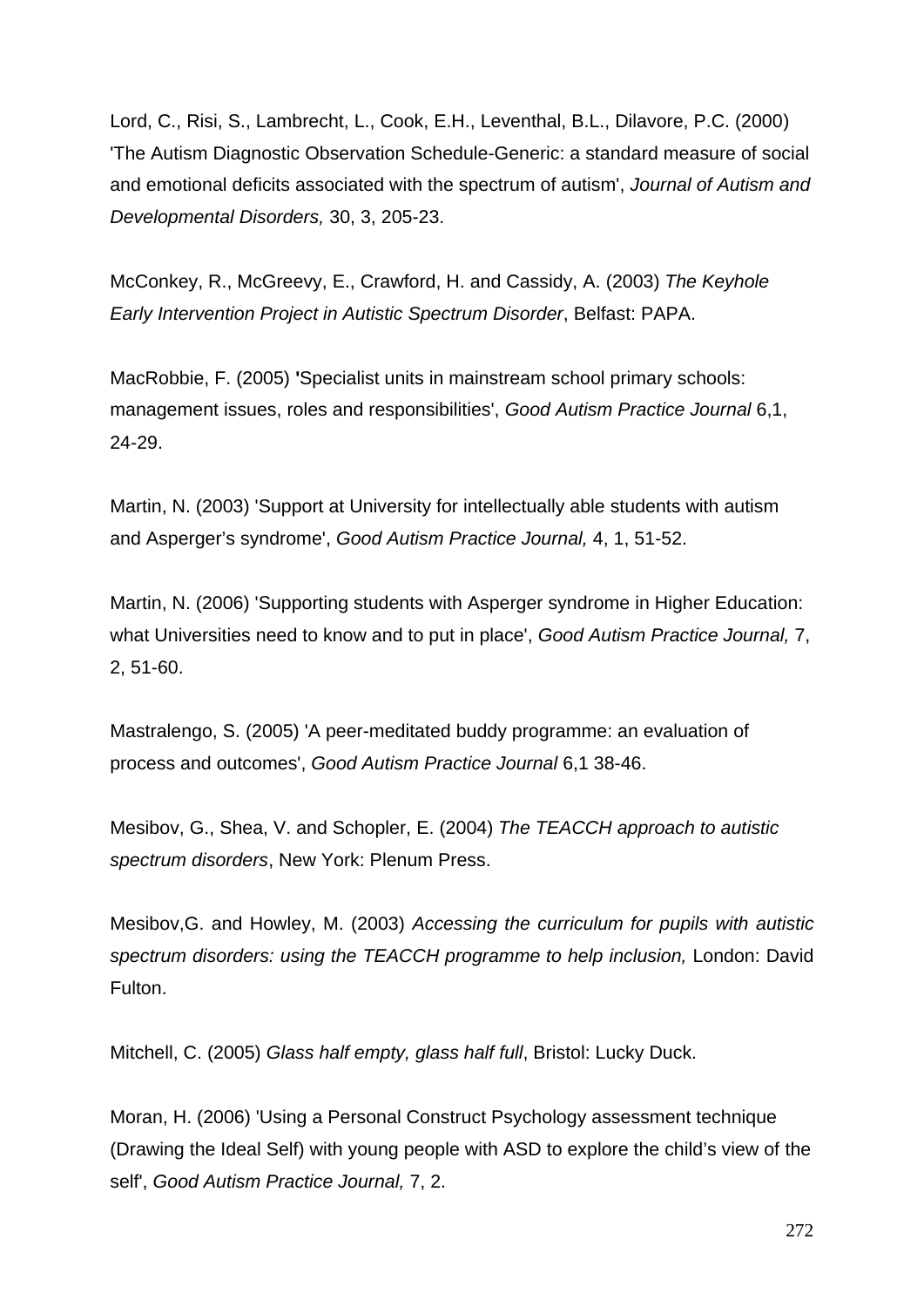Lord, C., Risi, S., Lambrecht, L., Cook, E.H., Leventhal, B.L., Dilavore, P.C. (2000) 'The Autism Diagnostic Observation Schedule-Generic: a standard measure of social and emotional deficits associated with the spectrum of autism', *Journal of Autism and Developmental Disorders,* 30, 3, 205-23.

McConkey, R., McGreevy, E., Crawford, H. and Cassidy, A. (2003) *The Keyhole Early Intervention Project in Autistic Spectrum Disorder*, Belfast: PAPA.

MacRobbie, F. (2005) **'**Specialist units in mainstream school primary schools: management issues, roles and responsibilities', *Good Autism Practice Journal* 6,1, 24-29.

Martin, N. (2003) 'Support at University for intellectually able students with autism and Asperger's syndrome', *Good Autism Practice Journal,* 4, 1, 51-52.

Martin, N. (2006) 'Supporting students with Asperger syndrome in Higher Education: what Universities need to know and to put in place', *Good Autism Practice Journal,* 7, 2, 51-60.

Mastralengo, S. (2005) 'A peer-meditated buddy programme: an evaluation of process and outcomes', *Good Autism Practice Journal* 6,1 38-46.

Mesibov, G., Shea, V. and Schopler, E. (2004) *The TEACCH approach to autistic spectrum disorders*, New York: Plenum Press.

Mesibov,G. and Howley, M. (2003) *Accessing the curriculum for pupils with autistic spectrum disorders: using the TEACCH programme to help inclusion,* London: David Fulton.

Mitchell, C. (2005) *Glass half empty, glass half full*, Bristol: Lucky Duck.

Moran, H. (2006) 'Using a Personal Construct Psychology assessment technique (Drawing the Ideal Self) with young people with ASD to explore the child's view of the self', *Good Autism Practice Journal,* 7, 2.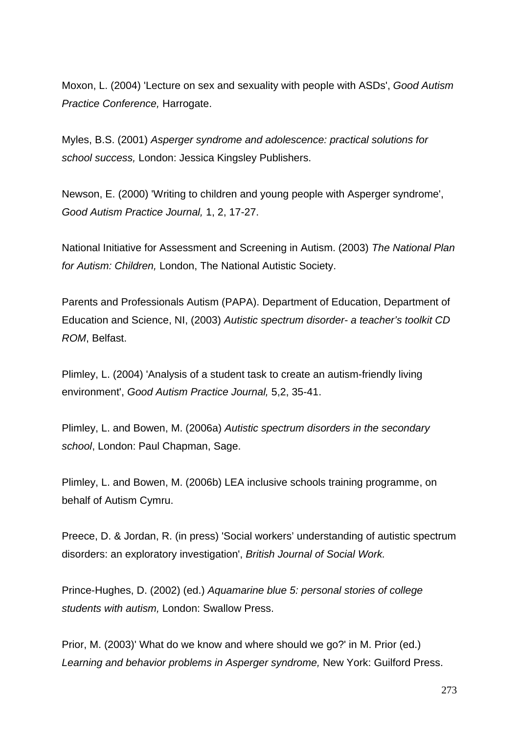Moxon, L. (2004) 'Lecture on sex and sexuality with people with ASDs', *Good Autism Practice Conference,* Harrogate.

Myles, B.S. (2001) *Asperger syndrome and adolescence: practical solutions for school success,* London: Jessica Kingsley Publishers.

Newson, E. (2000) 'Writing to children and young people with Asperger syndrome', *Good Autism Practice Journal,* 1, 2, 17-27.

National Initiative for Assessment and Screening in Autism. (2003) *The National Plan for Autism: Children,* London, The National Autistic Society.

Parents and Professionals Autism (PAPA). Department of Education, Department of Education and Science, NI, (2003) *Autistic spectrum disorder- a teacher's toolkit CD ROM*, Belfast.

Plimley, L. (2004) 'Analysis of a student task to create an autism-friendly living environment', *Good Autism Practice Journal,* 5,2, 35-41.

Plimley, L. and Bowen, M. (2006a) *Autistic spectrum disorders in the secondary school*, London: Paul Chapman, Sage.

Plimley, L. and Bowen, M. (2006b) LEA inclusive schools training programme, on behalf of Autism Cymru.

Preece, D. & Jordan, R. (in press) 'Social workers' understanding of autistic spectrum disorders: an exploratory investigation', *British Journal of Social Work.*

Prince-Hughes, D. (2002) (ed.) *Aquamarine blue 5: personal stories of college students with autism,* London: Swallow Press.

Prior, M. (2003)' What do we know and where should we go?' in M. Prior (ed.) *Learning and behavior problems in Asperger syndrome,* New York: Guilford Press.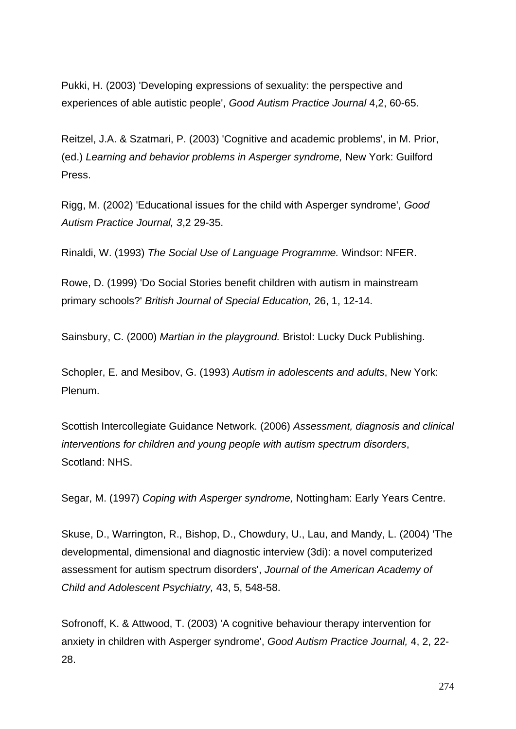Pukki, H. (2003) 'Developing expressions of sexuality: the perspective and experiences of able autistic people', *Good Autism Practice Journal* 4,2, 60-65.

Reitzel, J.A. & Szatmari, P. (2003) 'Cognitive and academic problems', in M. Prior, (ed.) *Learning and behavior problems in Asperger syndrome,* New York: Guilford Press.

Rigg, M. (2002) 'Educational issues for the child with Asperger syndrome', *Good Autism Practice Journal, 3*,2 29-35.

Rinaldi, W. (1993) *The Social Use of Language Programme.* Windsor: NFER.

Rowe, D. (1999) 'Do Social Stories benefit children with autism in mainstream primary schools?' *British Journal of Special Education,* 26, 1, 12-14.

Sainsbury, C. (2000) *Martian in the playground.* Bristol: Lucky Duck Publishing.

Schopler, E. and Mesibov, G. (1993) *Autism in adolescents and adults*, New York: Plenum.

Scottish Intercollegiate Guidance Network. (2006) *Assessment, diagnosis and clinical interventions for children and young people with autism spectrum disorders*, Scotland: NHS.

Segar, M. (1997) *Coping with Asperger syndrome,* Nottingham: Early Years Centre.

Skuse, D., Warrington, R., Bishop, D., Chowdury, U., Lau, and Mandy, L. (2004) 'The developmental, dimensional and diagnostic interview (3di): a novel computerized assessment for autism spectrum disorders', *Journal of the American Academy of Child and Adolescent Psychiatry,* 43, 5, 548-58.

Sofronoff, K. & Attwood, T. (2003) 'A cognitive behaviour therapy intervention for anxiety in children with Asperger syndrome', *Good Autism Practice Journal,* 4, 2, 22-28.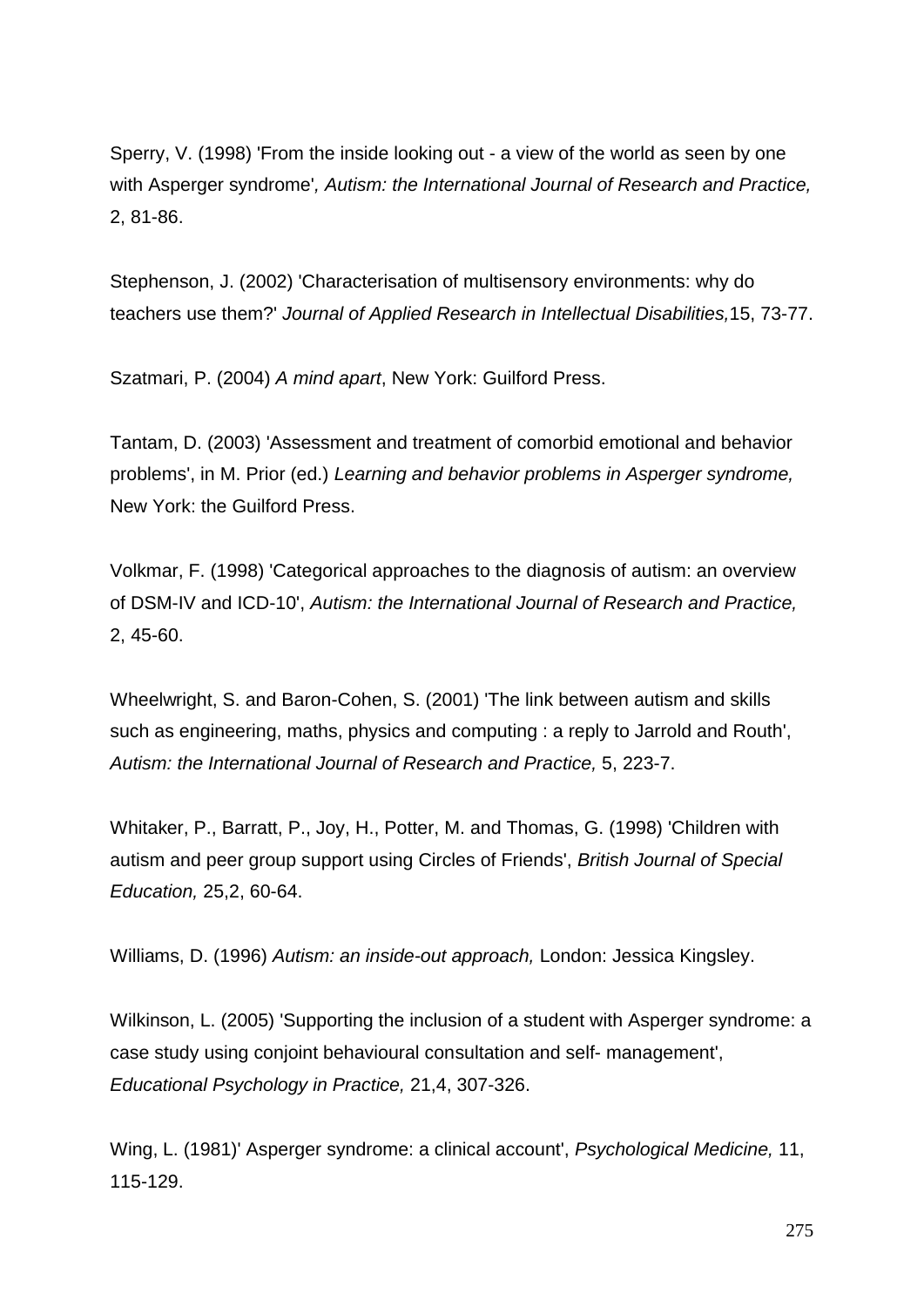Sperry, V. (1998) 'From the inside looking out - a view of the world as seen by one with Asperger syndrome'*, Autism: the International Journal of Research and Practice,* 2, 81-86.

Stephenson, J. (2002) 'Characterisation of multisensory environments: why do teachers use them?' *Journal of Applied Research in Intellectual Disabilities,*15, 73-77.

Szatmari, P. (2004) *A mind apart*, New York: Guilford Press.

Tantam, D. (2003) 'Assessment and treatment of comorbid emotional and behavior problems', in M. Prior (ed.) *Learning and behavior problems in Asperger syndrome,* New York: the Guilford Press.

Volkmar, F. (1998) 'Categorical approaches to the diagnosis of autism: an overview of DSM-IV and ICD-10', *Autism: the International Journal of Research and Practice,* 2, 45-60.

Wheelwright, S. and Baron-Cohen, S. (2001) 'The link between autism and skills such as engineering, maths, physics and computing : a reply to Jarrold and Routh', *Autism: the International Journal of Research and Practice,* 5, 223-7.

Whitaker, P., Barratt, P., Joy, H., Potter, M. and Thomas, G. (1998) 'Children with autism and peer group support using Circles of Friends', *British Journal of Special Education,* 25,2, 60-64.

Williams, D. (1996) *Autism: an inside-out approach,* London: Jessica Kingsley.

Wilkinson, L. (2005) 'Supporting the inclusion of a student with Asperger syndrome: a case study using conjoint behavioural consultation and self- management', *Educational Psychology in Practice,* 21,4, 307-326.

Wing, L. (1981)' Asperger syndrome: a clinical account', *Psychological Medicine,* 11, 115-129.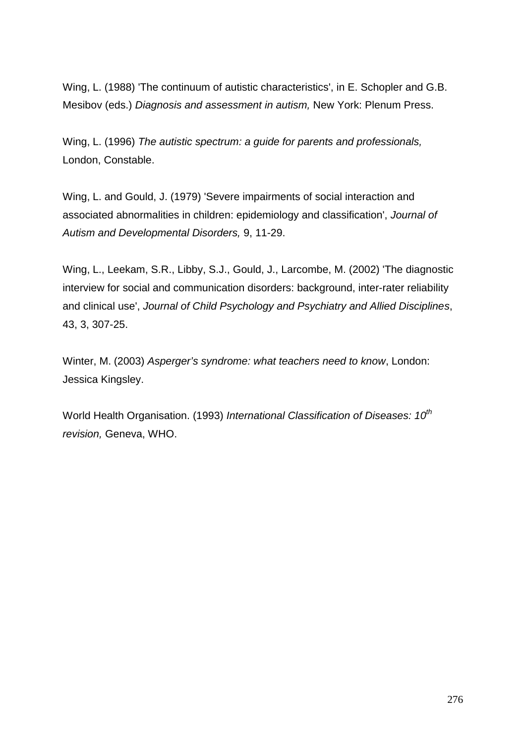Wing, L. (1988) 'The continuum of autistic characteristics', in E. Schopler and G.B. Mesibov (eds.) *Diagnosis and assessment in autism,* New York: Plenum Press.

Wing, L. (1996) *The autistic spectrum: a guide for parents and professionals,* London, Constable.

Wing, L. and Gould, J. (1979) 'Severe impairments of social interaction and associated abnormalities in children: epidemiology and classification', *Journal of Autism and Developmental Disorders,* 9, 11-29.

Wing, L., Leekam, S.R., Libby, S.J., Gould, J., Larcombe, M. (2002) 'The diagnostic interview for social and communication disorders: background, inter-rater reliability and clinical use', *Journal of Child Psychology and Psychiatry and Allied Disciplines*, 43, 3, 307-25.

Winter, M. (2003) *Asperger's syndrome: what teachers need to know*, London: Jessica Kingsley.

World Health Organisation. (1993) *International Classification of Diseases: 10th revision,* Geneva, WHO.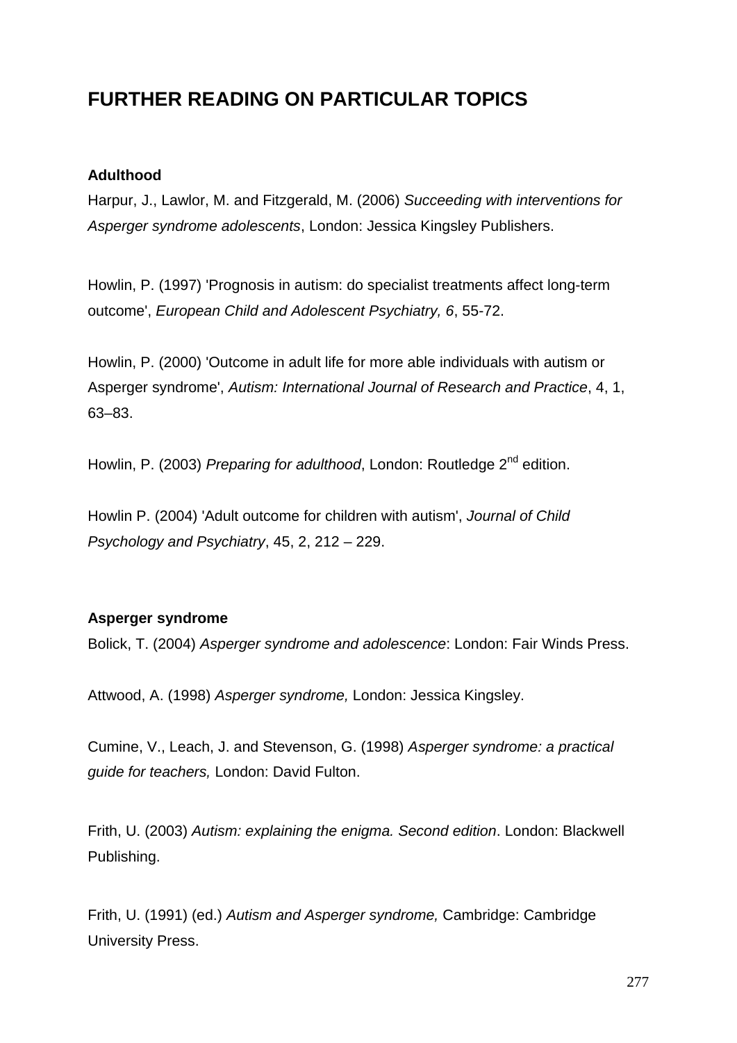# FURTHER READING ON PARTICULAR TOPICS

**Adulthood**

Harpur, J., Lawlor, M. and Fitzgerald, M. (2006) *Succeeding with interventions for Asperger syndrome adolescents*, London: Jessica Kingsley Publishers.

Howlin, P. (1997) 'Prognosis in autism: do specialist treatments affect long-term outcome', *European Child and Adolescent Psychiatry, 6*, 55-72.

Howlin, P. (2000) 'Outcome in adult life for more able individuals with autism or Asperger syndrome', *Autism: International Journal of Research and Practice*, 4, 1, 63–83.

Howlin, P. (2003) *Preparing for adulthood*, London: Routledge 2nd edition.

Howlin P. (2004) 'Adult outcome for children with autism', *Journal of Child Psychology and Psychiatry*, 45, 2, 212 – 229.

**Asperger syndrome**

Bolick, T. (2004) *Asperger syndrome and adolescence*: London: Fair Winds Press.

Attwood, A. (1998) *Asperger syndrome,* London: Jessica Kingsley.

Cumine, V., Leach, J. and Stevenson, G. (1998) *Asperger syndrome: a practical guide for teachers,* London: David Fulton.

Frith, U. (2003) *Autism: explaining the enigma. Second edition*. London: Blackwell Publishing.

Frith, U. (1991) (ed.) *Autism and Asperger syndrome,* Cambridge: Cambridge University Press.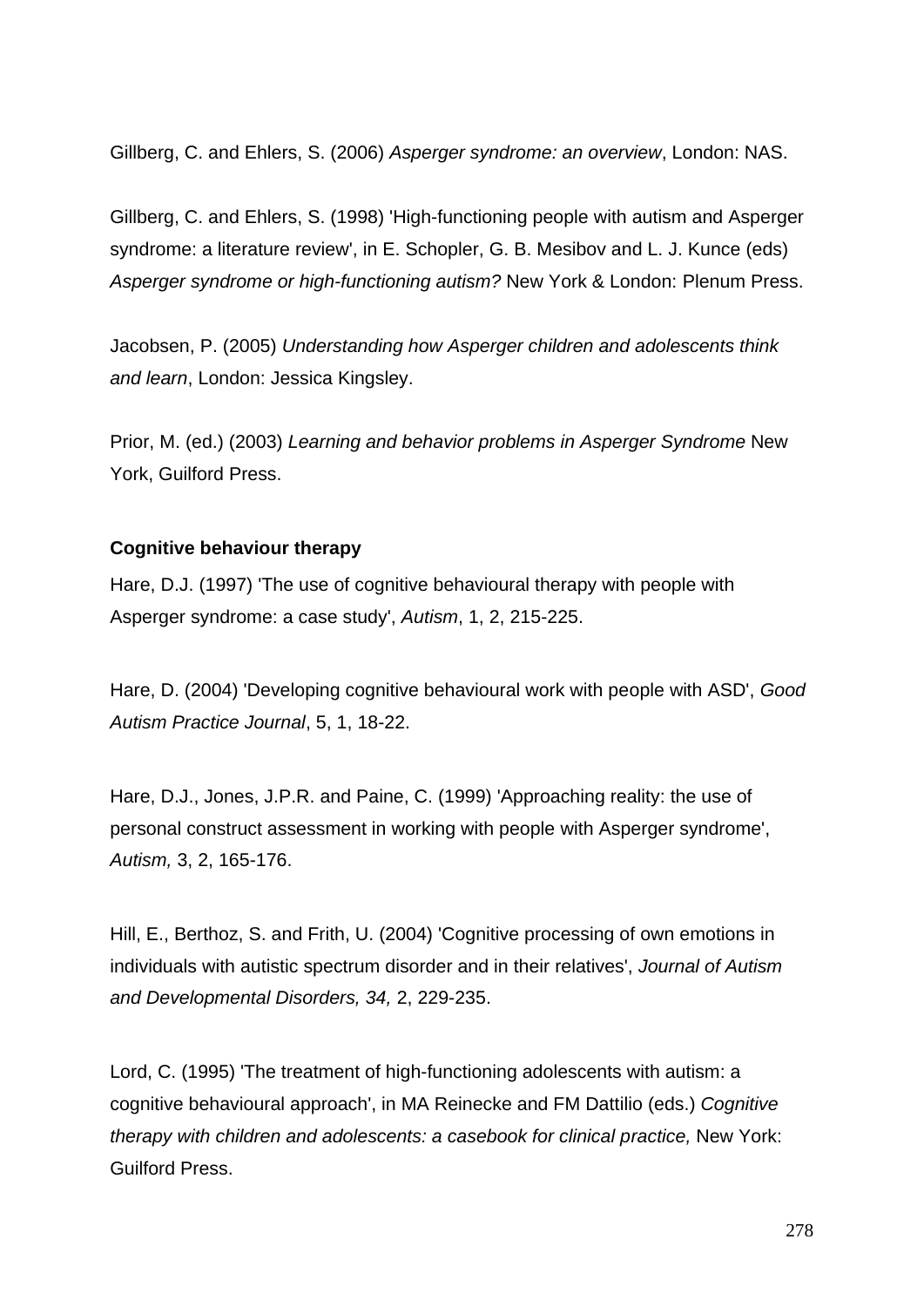Gillberg, C. and Ehlers, S. (2006) *Asperger syndrome: an overview*, London: NAS.

Gillberg, C. and Ehlers, S. (1998) 'High-functioning people with autism and Asperger syndrome: a literature review', in E. Schopler, G. B. Mesibov and L. J. Kunce (eds) *Asperger syndrome or high-functioning autism?* New York & London: Plenum Press.

Jacobsen, P. (2005) *Understanding how Asperger children and adolescents think and learn*, London: Jessica Kingsley.

Prior, M. (ed.) (2003) *Learning and behavior problems in Asperger Syndrome* New York, Guilford Press.

**Cognitive behaviour therapy**

Hare, D.J. (1997) 'The use of cognitive behavioural therapy with people with Asperger syndrome: a case study', *Autism*, 1, 2, 215-225.

Hare, D. (2004) 'Developing cognitive behavioural work with people with ASD', *Good Autism Practice Journal*, 5, 1, 18-22.

Hare, D.J., Jones, J.P.R. and Paine, C. (1999) 'Approaching reality: the use of personal construct assessment in working with people with Asperger syndrome', *Autism,* 3, 2, 165-176.

Hill, E., Berthoz, S. and Frith, U. (2004) 'Cognitive processing of own emotions in individuals with autistic spectrum disorder and in their relatives', *Journal of Autism and Developmental Disorders, 34,* 2, 229-235.

Lord, C. (1995) 'The treatment of high-functioning adolescents with autism: a cognitive behavioural approach', in MA Reinecke and FM Dattilio (eds.) *Cognitive therapy with children and adolescents: a casebook for clinical practice,* New York: Guilford Press.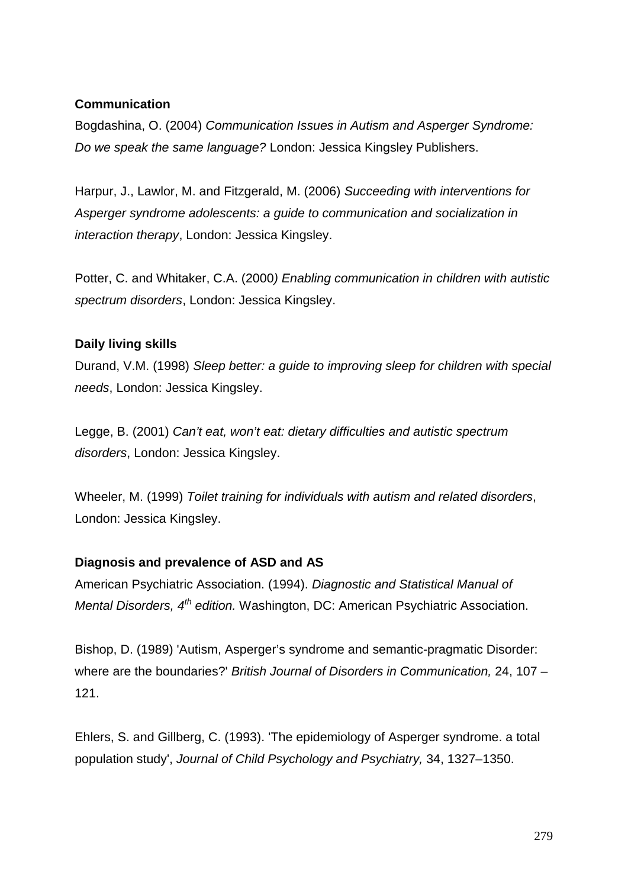**Communication**

Bogdashina, O. (2004) *Communication Issues in Autism and Asperger Syndrome: Do we speak the same language?* London: Jessica Kingsley Publishers.

Harpur, J., Lawlor, M. and Fitzgerald, M. (2006) *Succeeding with interventions for Asperger syndrome adolescents: a guide to communication and socialization in interaction therapy*, London: Jessica Kingsley.

Potter, C. and Whitaker, C.A. (2000*) Enabling communication in children with autistic spectrum disorders*, London: Jessica Kingsley.

**Daily living skills**

Durand, V.M. (1998) *Sleep better: a guide to improving sleep for children with special needs*, London: Jessica Kingsley.

Legge, B. (2001) *Can't eat, won't eat: dietary difficulties and autistic spectrum disorders*, London: Jessica Kingsley.

Wheeler, M. (1999) *Toilet training for individuals with autism and related disorders*, London: Jessica Kingsley.

**Diagnosis and prevalence of ASD and AS**

American Psychiatric Association. (1994). *Diagnostic and Statistical Manual of Mental Disorders, 4th edition.* Washington, DC: American Psychiatric Association.

Bishop, D. (1989) 'Autism, Asperger's syndrome and semantic-pragmatic Disorder: where are the boundaries?' *British Journal of Disorders in Communication,* 24, 107 – 121.

Ehlers, S. and Gillberg, C. (1993). 'The epidemiology of Asperger syndrome. a total population study', *Journal of Child Psychology and Psychiatry,* 34, 1327–1350.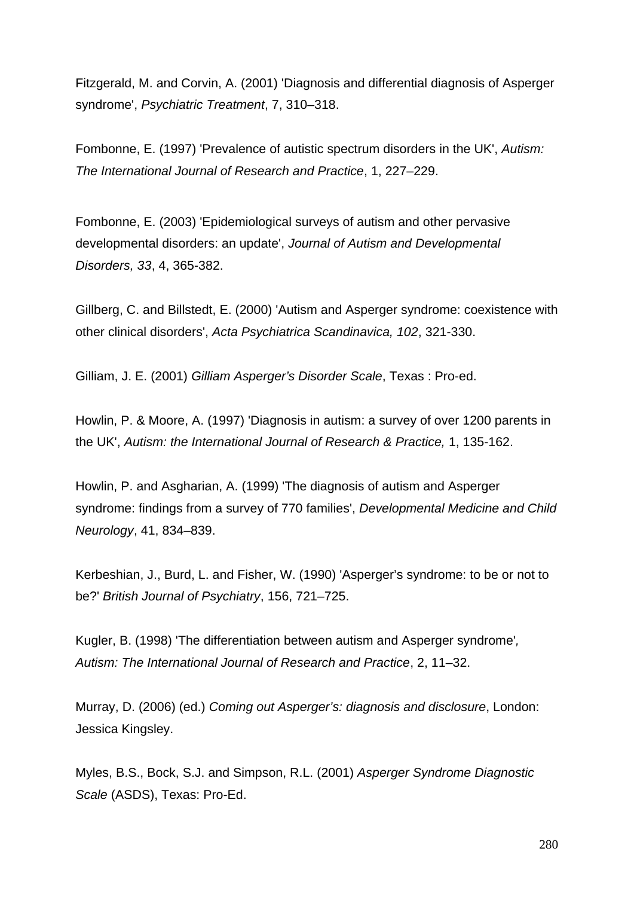Fitzgerald, M. and Corvin, A. (2001) 'Diagnosis and differential diagnosis of Asperger syndrome', *Psychiatric Treatment*, 7, 310–318.

Fombonne, E. (1997) 'Prevalence of autistic spectrum disorders in the UK', *Autism: The International Journal of Research and Practice*, 1, 227–229.

Fombonne, E. (2003) 'Epidemiological surveys of autism and other pervasive developmental disorders: an update', *Journal of Autism and Developmental Disorders, 33*, 4, 365-382.

Gillberg, C. and Billstedt, E. (2000) 'Autism and Asperger syndrome: coexistence with other clinical disorders', *Acta Psychiatrica Scandinavica, 102*, 321-330.

Gilliam, J. E. (2001) *Gilliam Asperger's Disorder Scale*, Texas : Pro-ed.

Howlin, P. & Moore, A. (1997) 'Diagnosis in autism: a survey of over 1200 parents in the UK', *Autism: the International Journal of Research & Practice,* 1, 135-162.

Howlin, P. and Asgharian, A. (1999) 'The diagnosis of autism and Asperger syndrome: findings from a survey of 770 families', *Developmental Medicine and Child Neurology*, 41, 834–839.

Kerbeshian, J., Burd, L. and Fisher, W. (1990) 'Asperger's syndrome: to be or not to be?' *British Journal of Psychiatry*, 156, 721–725.

Kugler, B. (1998) 'The differentiation between autism and Asperger syndrome', *Autism: The International Journal of Research and Practice*, 2, 11–32.

Murray, D. (2006) (ed.) *Coming out Asperger's: diagnosis and disclosure*, London: Jessica Kingsley.

Myles, B.S., Bock, S.J. and Simpson, R.L. (2001) *Asperger Syndrome Diagnostic Scale* (ASDS), Texas: Pro-Ed.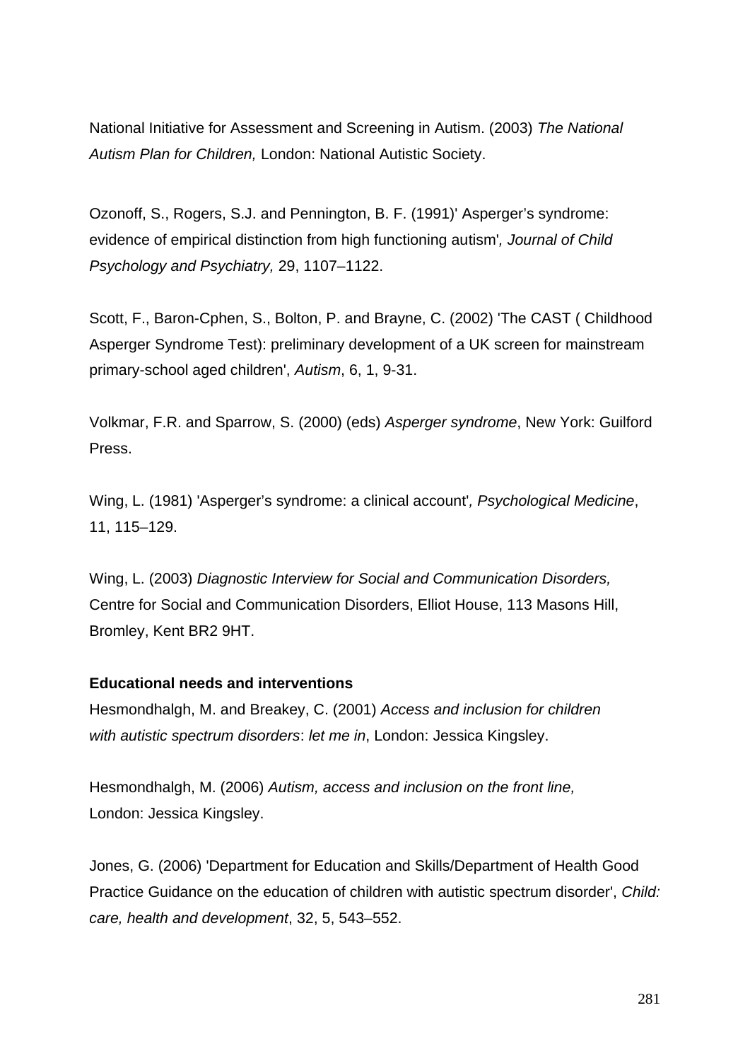National Initiative for Assessment and Screening in Autism. (2003) *The National Autism Plan for Children,* London: National Autistic Society.

Ozonoff, S., Rogers, S.J. and Pennington, B. F. (1991)' Asperger's syndrome: evidence of empirical distinction from high functioning autism'*, Journal of Child Psychology and Psychiatry,* 29, 1107–1122.

Scott, F., Baron-Cphen, S., Bolton, P. and Brayne, C. (2002) 'The CAST ( Childhood Asperger Syndrome Test): preliminary development of a UK screen for mainstream primary-school aged children', *Autism*, 6, 1, 9-31.

Volkmar, F.R. and Sparrow, S. (2000) (eds) *Asperger syndrome*, New York: Guilford Press.

Wing, L. (1981) 'Asperger's syndrome: a clinical account'*, Psychological Medicine*, 11, 115–129.

Wing, L. (2003) *Diagnostic Interview for Social and Communication Disorders,* Centre for Social and Communication Disorders, Elliot House, 113 Masons Hill, Bromley, Kent BR2 9HT.

**Educational needs and interventions**

Hesmondhalgh, M. and Breakey, C. (2001) *Access and inclusion for children with autistic spectrum disorders*: *let me in*, London: Jessica Kingsley.

Hesmondhalgh, M. (2006) *Autism, access and inclusion on the front line,* London: Jessica Kingsley.

Jones, G. (2006) 'Department for Education and Skills/Department of Health Good Practice Guidance on the education of children with autistic spectrum disorder', *Child: care, health and development*, 32, 5, 543–552.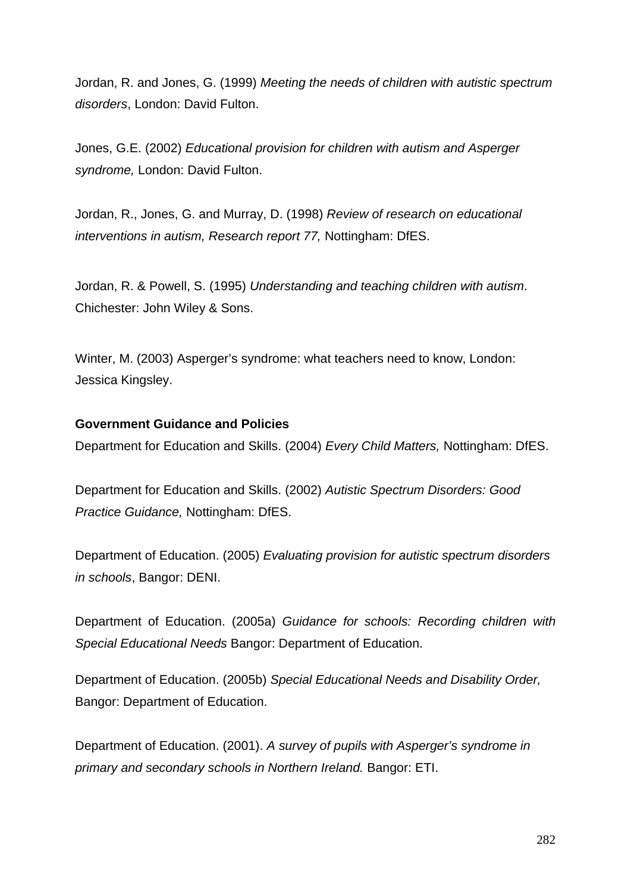Jordan, R. and Jones, G. (1999) *Meeting the needs of children with autistic spectrum disorders*, London: David Fulton.

Jones, G.E. (2002) *Educational provision for children with autism and Asperger syndrome,* London: David Fulton.

Jordan, R., Jones, G. and Murray, D. (1998) *Review of research on educational interventions in autism, Research report 77,* Nottingham: DfES.

Jordan, R. & Powell, S. (1995) *Understanding and teaching children with autism*. Chichester: John Wiley & Sons.

Winter, M. (2003) Asperger's syndrome: what teachers need to know, London: Jessica Kingsley.

**Government Guidance and Policies**

Department for Education and Skills. (2004) *Every Child Matters,* Nottingham: DfES.

Department for Education and Skills. (2002) *Autistic Spectrum Disorders: Good Practice Guidance,* Nottingham: DfES.

Department of Education. (2005) *Evaluating provision for autistic spectrum disorders in schools*, Bangor: DENI.

Department of Education. (2005a) *Guidance for schools: Recording children with Special Educational Needs* Bangor: Department of Education.

Department of Education. (2005b) *Special Educational Needs and Disability Order,* Bangor: Department of Education.

Department of Education. (2001). *A survey of pupils with Asperger's syndrome in primary and secondary schools in Northern Ireland.* Bangor: ETI.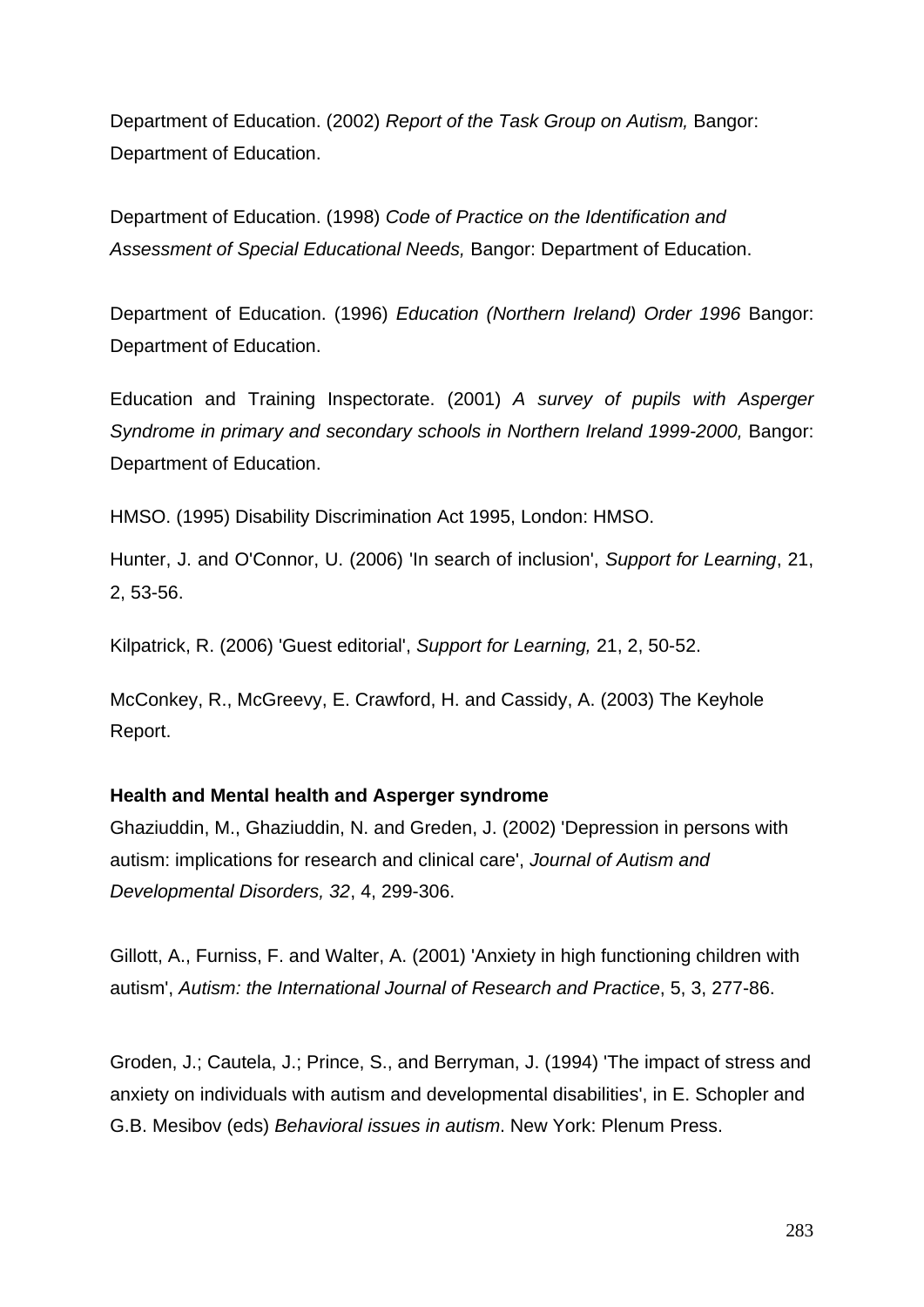Department of Education. (2002) *Report of the Task Group on Autism,* Bangor: Department of Education.

Department of Education. (1998) *Code of Practice on the Identification and Assessment of Special Educational Needs,* Bangor: Department of Education.

Department of Education. (1996) *Education (Northern Ireland) Order 1996* Bangor: Department of Education.

Education and Training Inspectorate. (2001) *A survey of pupils with Asperger Syndrome in primary and secondary schools in Northern Ireland 1999-2000,* Bangor: Department of Education.

HMSO. (1995) Disability Discrimination Act 1995, London: HMSO.

Hunter, J. and O'Connor, U. (2006) 'In search of inclusion', *Support for Learning*, 21, 2, 53-56.

Kilpatrick, R. (2006) 'Guest editorial', *Support for Learning,* 21, 2, 50-52.

McConkey, R., McGreevy, E. Crawford, H. and Cassidy, A. (2003) The Keyhole Report.

**Health and Mental health and Asperger syndrome**

Ghaziuddin, M., Ghaziuddin, N. and Greden, J. (2002) 'Depression in persons with autism: implications for research and clinical care', *Journal of Autism and Developmental Disorders, 32*, 4, 299-306.

Gillott, A., Furniss, F. and Walter, A. (2001) 'Anxiety in high functioning children with autism', *Autism: the International Journal of Research and Practice*, 5, 3, 277-86.

Groden, J.; Cautela, J.; Prince, S., and Berryman, J. (1994) 'The impact of stress and anxiety on individuals with autism and developmental disabilities', in E. Schopler and G.B. Mesibov (eds) *Behavioral issues in autism*. New York: Plenum Press.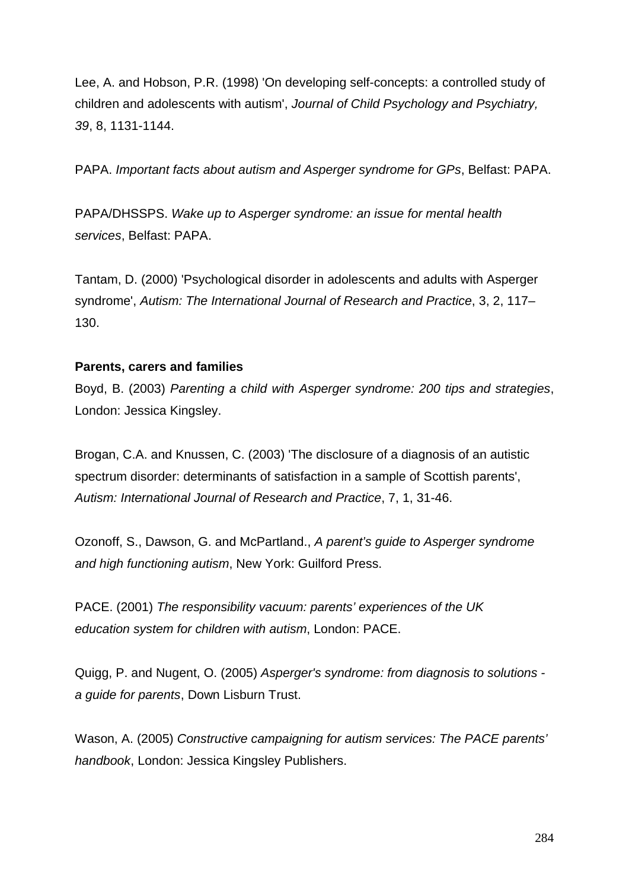Lee, A. and Hobson, P.R. (1998) 'On developing self-concepts: a controlled study of children and adolescents with autism', *Journal of Child Psychology and Psychiatry, 39*, 8, 1131-1144.

PAPA. *Important facts about autism and Asperger syndrome for GPs*, Belfast: PAPA.

PAPA/DHSSPS. *Wake up to Asperger syndrome: an issue for mental health services*, Belfast: PAPA.

Tantam, D. (2000) 'Psychological disorder in adolescents and adults with Asperger syndrome', *Autism: The International Journal of Research and Practice*, 3, 2, 117–130.

**Parents, carers and families**

Boyd, B. (2003) *Parenting a child with Asperger syndrome: 200 tips and strategies*, London: Jessica Kingsley.

Brogan, C.A. and Knussen, C. (2003) 'The disclosure of a diagnosis of an autistic spectrum disorder: determinants of satisfaction in a sample of Scottish parents', *Autism: International Journal of Research and Practice*, 7, 1, 31-46.

Ozonoff, S., Dawson, G. and McPartland., *A parent's guide to Asperger syndrome and high functioning autism*, New York: Guilford Press.

PACE. (2001) *The responsibility vacuum: parents' experiences of the UK education system for children with autism*, London: PACE.

Quigg, P. and Nugent, O. (2005) *Asperger's syndrome: from diagnosis to solutions - a guide for parents*, Down Lisburn Trust.

Wason, A. (2005) *Constructive campaigning for autism services: The PACE parents' handbook*, London: Jessica Kingsley Publishers.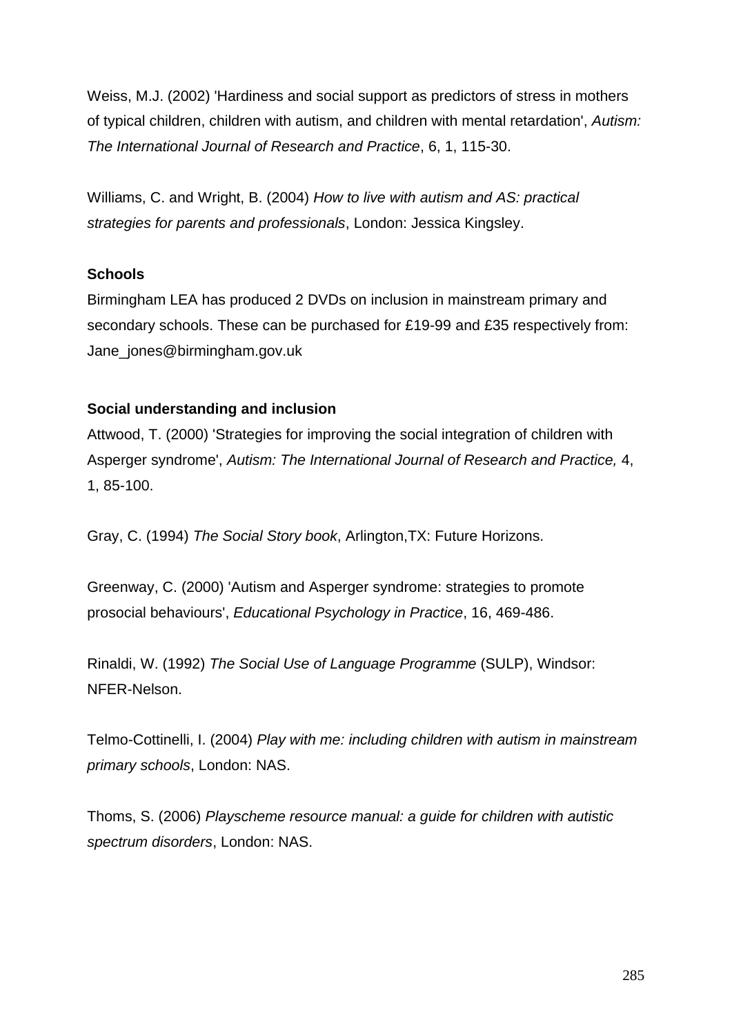Weiss, M.J. (2002) 'Hardiness and social support as predictors of stress in mothers of typical children, children with autism, and children with mental retardation', *Autism: The International Journal of Research and Practice*, 6, 1, 115-30.

Williams, C. and Wright, B. (2004) *How to live with autism and AS: practical strategies for parents and professionals*, London: Jessica Kingsley.

**Schools**

Birmingham LEA has produced 2 DVDs on inclusion in mainstream primary and secondary schools. These can be purchased for £19-99 and £35 respectively from: Jane_jones@birmingham.gov.uk

**Social understanding and inclusion**

Attwood, T. (2000) 'Strategies for improving the social integration of children with Asperger syndrome', *Autism: The International Journal of Research and Practice,* 4, 1, 85-100.

Gray, C. (1994) *The Social Story book*, Arlington,TX: Future Horizons.

Greenway, C. (2000) 'Autism and Asperger syndrome: strategies to promote prosocial behaviours', *Educational Psychology in Practice*, 16, 469-486.

Rinaldi, W. (1992) *The Social Use of Language Programme* (SULP), Windsor: NFER-Nelson.

Telmo-Cottinelli, I. (2004) *Play with me: including children with autism in mainstream primary schools*, London: NAS.

Thoms, S. (2006) *Playscheme resource manual: a guide for children with autistic spectrum disorders*, London: NAS.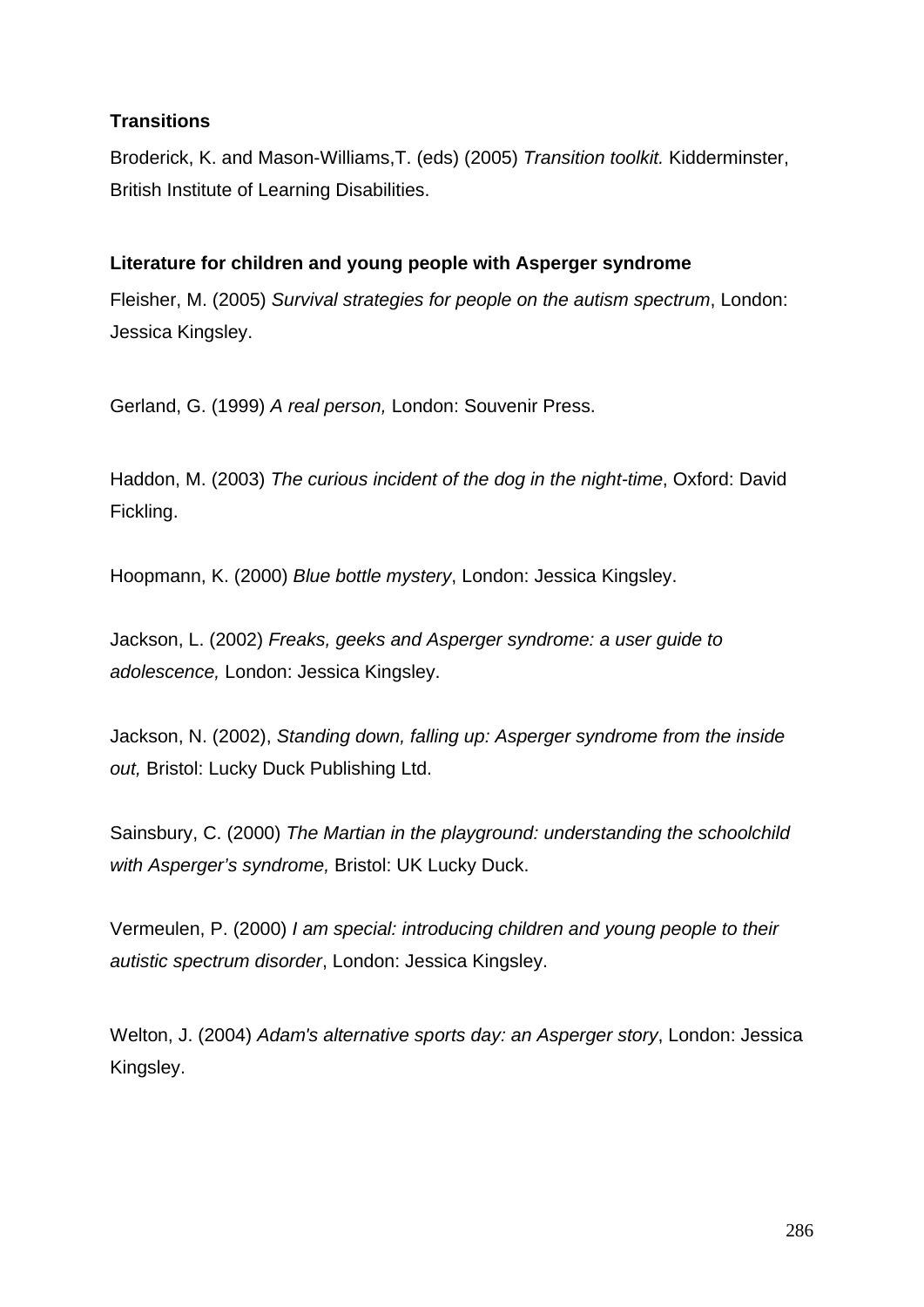**Transitions**

Broderick, K. and Mason-Williams,T. (eds) (2005) *Transition toolkit.* Kidderminster, British Institute of Learning Disabilities.

**Literature for children and young people with Asperger syndrome**

Fleisher, M. (2005) *Survival strategies for people on the autism spectrum*, London: Jessica Kingsley.

Gerland, G. (1999) *A real person,* London: Souvenir Press.

Haddon, M. (2003) *The curious incident of the dog in the night-time*, Oxford: David Fickling.

Hoopmann, K. (2000) *Blue bottle mystery*, London: Jessica Kingsley.

Jackson, L. (2002) *Freaks, geeks and Asperger syndrome: a user guide to adolescence,* London: Jessica Kingsley.

Jackson, N. (2002), *Standing down, falling up: Asperger syndrome from the inside out,* Bristol: Lucky Duck Publishing Ltd.

Sainsbury, C. (2000) *The Martian in the playground: understanding the schoolchild with Asperger's syndrome,* Bristol: UK Lucky Duck.

Vermeulen, P. (2000) *I am special: introducing children and young people to their autistic spectrum disorder*, London: Jessica Kingsley.

Welton, J. (2004) *Adam's alternative sports day: an Asperger story*, London: Jessica Kingsley.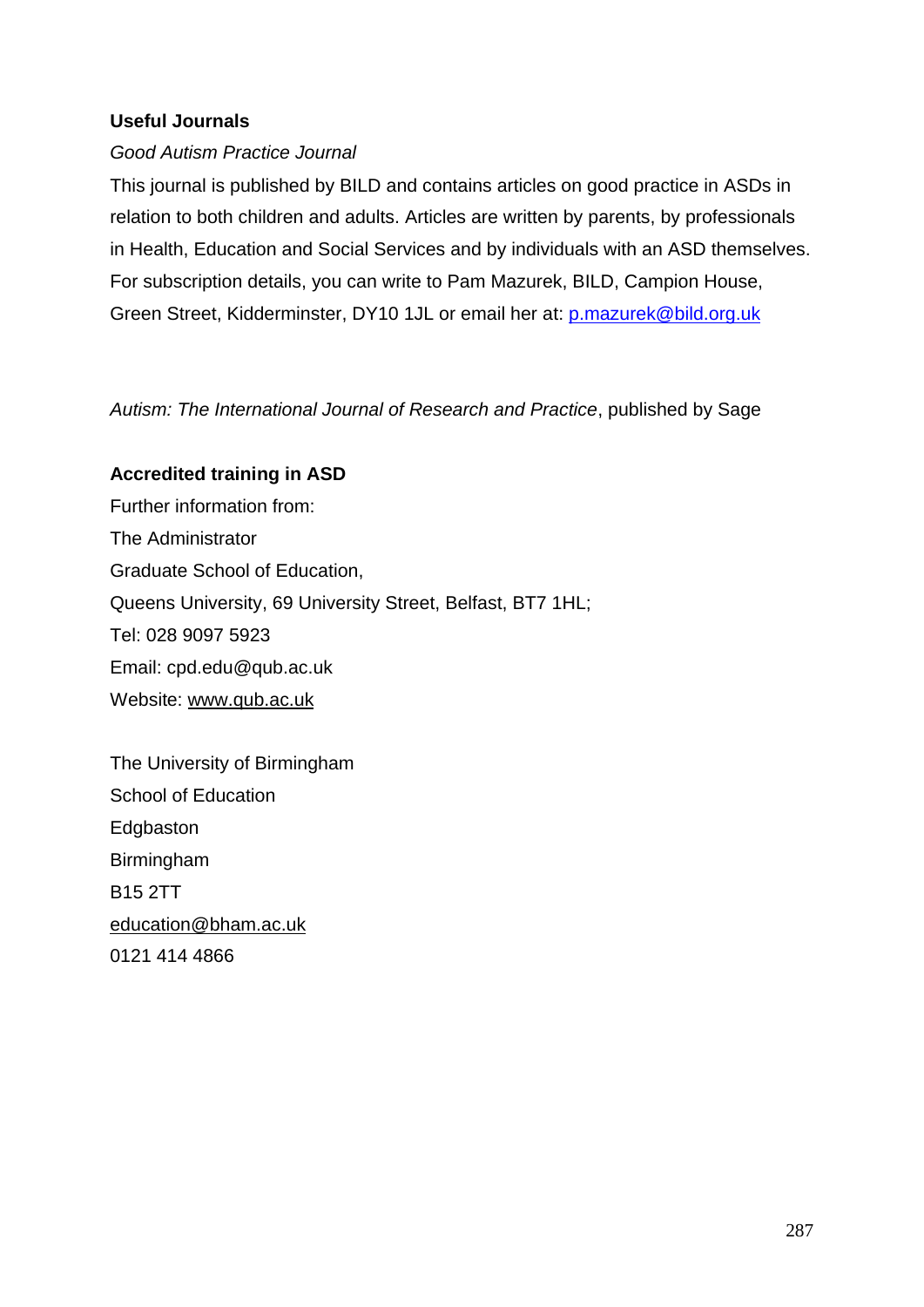**Useful Journals**

*Good Autism Practice Journal*

This journal is published by BILD and contains articles on good practice in ASDs in relation to both children and adults. Articles are written by parents, by professionals in Health, Education and Social Services and by individuals with an ASD themselves. For subscription details, you can write to Pam Mazurek, BILD, Campion House, Green Street, Kidderminster, DY10 1JL or email her at: p.mazurek@bild.org.uk

*Autism: The International Journal of Research and Practice*, published by Sage

**Accredited training in ASD**

Further information from:
The Administrator
Graduate School of Education,
Queens University, 69 University Street, Belfast, BT7 1HL;
Tel: 028 9097 5923
Email: cpd.edu@qub.ac.uk
Website: www.qub.ac.uk

The University of Birmingham
School of Education
Edgbaston
Birmingham
B15 2TT
education@bham.ac.uk
0121 414 4866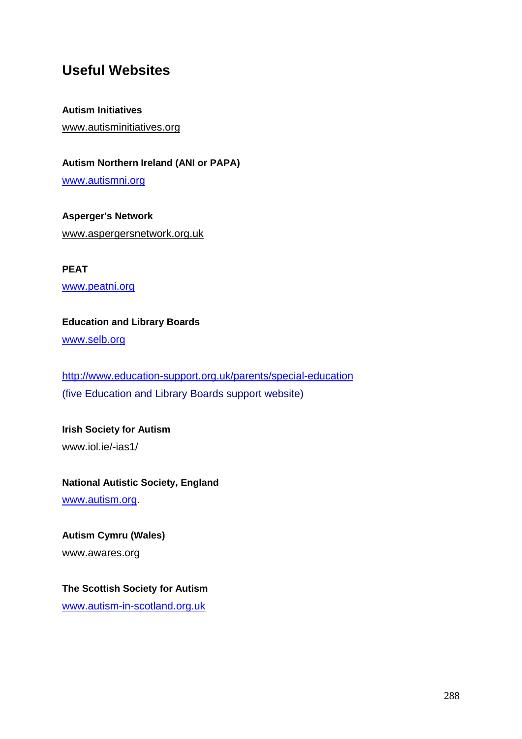## Useful Websites

**Autism Initiatives**

www.autisminitiatives.org

**Autism Northern Ireland (ANI or PAPA)**

www.autismni.org

**Asperger's Network**

www.aspergersnetwork.org.uk

**PEAT**

www.peatni.org

**Education and Library Boards**

www.selb.org

http://www.education-support.org.uk/parents/special-education
(five Education and Library Boards support website)

**Irish Society for Autism**

www.iol.ie/-ias1/

**National Autistic Society, England**

www.autism.org.

**Autism Cymru (Wales)**

www.awares.org

**The Scottish Society for Autism**

www.autism-in-scotland.org.uk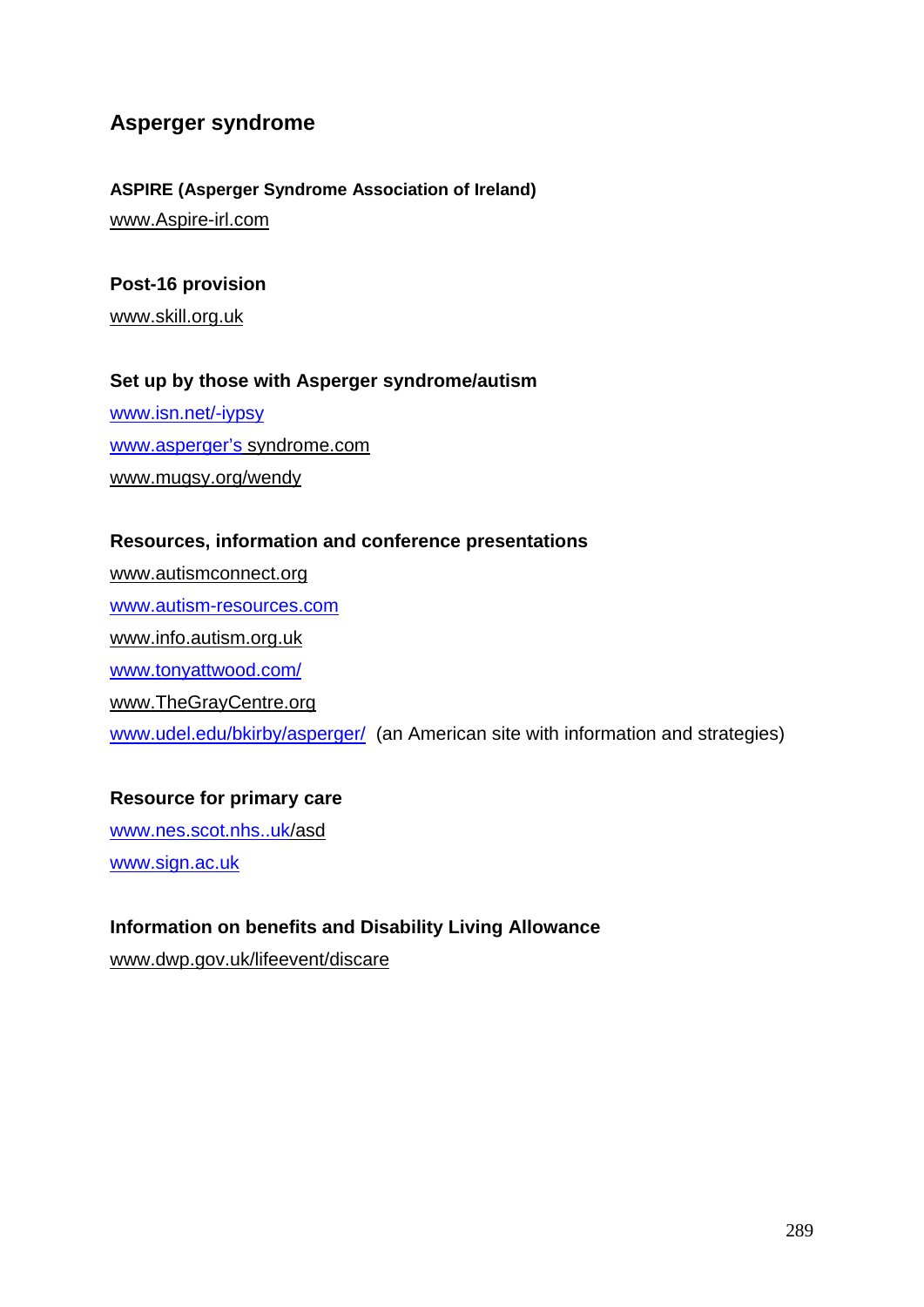## Asperger syndrome

**ASPIRE (Asperger Syndrome Association of Ireland)**

www.Aspire-irl.com

**Post-16 provision**

www.skill.org.uk

**Set up by those with Asperger syndrome/autism**

www.isn.net/-iypsy

www.asperger's syndrome.com

www.mugsy.org/wendy

**Resources, information and conference presentations**

www.autismconnect.org

www.autism-resources.com

www.info.autism.org.uk

www.tonyattwood.com/

www.TheGrayCentre.org

www.udel.edu/bkirby/asperger/ (an American site with information and strategies)

**Resource for primary care**

www.nes.scot.nhs..uk/asd

www.sign.ac.uk

**Information on benefits and Disability Living Allowance**

www.dwp.gov.uk/lifeevent/discare